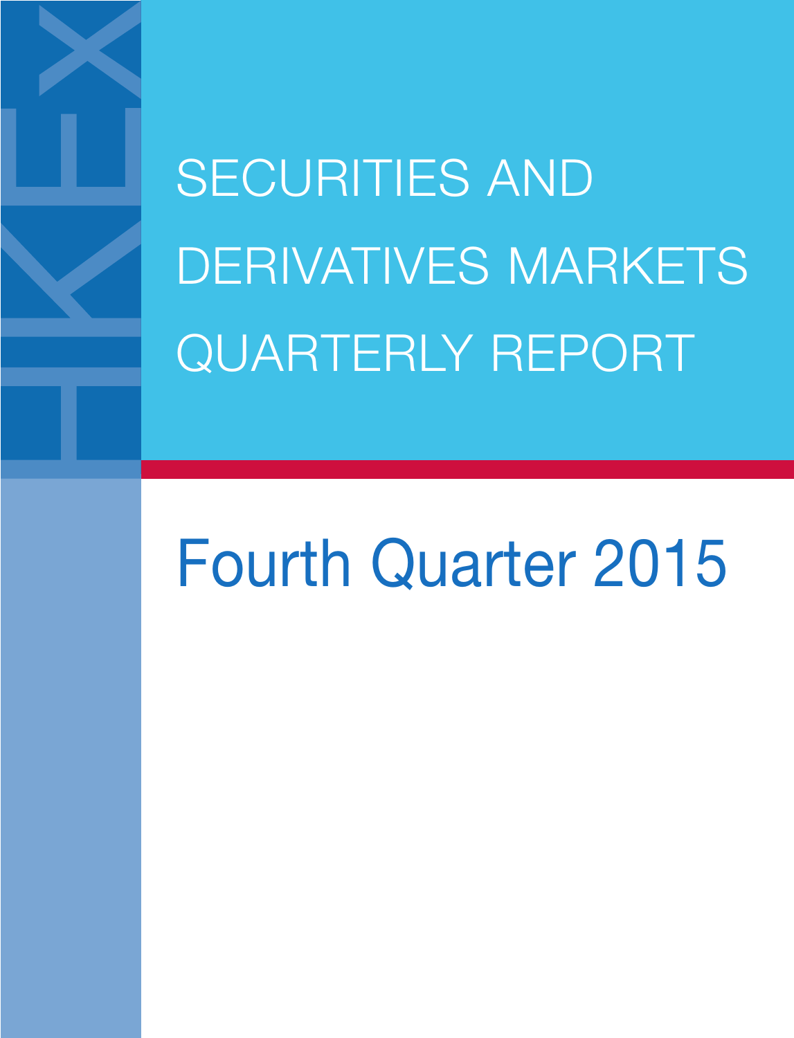# SECURITIES AND DERIVATIVES MARKETS QUARTERLY REPORT

## Fourth Quarter 2015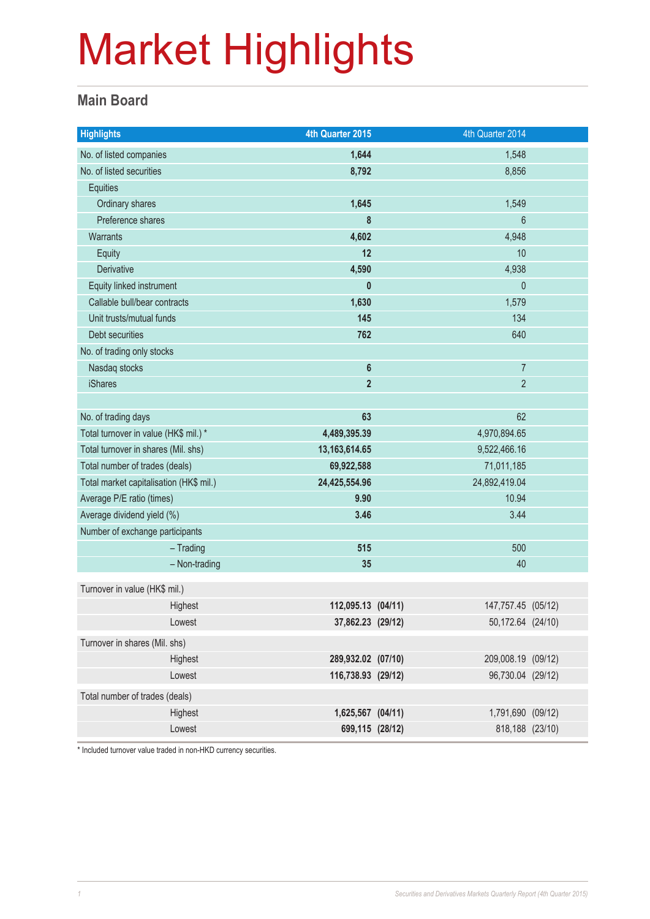# Market Highlights

## Main Board

| Highlights | 4th Quarter 2015 | 4th Quarter 2014 |
|---|---|---|
| No. of listed companies | **1,644** | 1,548 |
| No. of listed securities | **8,792** | 8,856 |
| Equities | | |
| Ordinary shares | **1,645** | 1,549 |
| Preference shares | **8** | 6 |
| Warrants | **4,602** | 4,948 |
| Equity | **12** | 10 |
| Derivative | **4,590** | 4,938 |
| Equity linked instrument | **0** | 0 |
| Callable bull/bear contracts | **1,630** | 1,579 |
| Unit trusts/mutual funds | **145** | 134 |
| Debt securities | **762** | 640 |
| No. of trading only stocks | | |
| Nasdaq stocks | **6** | 7 |
| iShares | **2** | 2 |
| | | |
| No. of trading days | **63** | 62 |
| Total turnover in value (HK$ mil.) * | **4,489,395.39** | 4,970,894.65 |
| Total turnover in shares (Mil. shs) | **13,163,614.65** | 9,522,466.16 |
| Total number of trades (deals) | **69,922,588** | 71,011,185 |
| Total market capitalisation (HK$ mil.) | **24,425,554.96** | 24,892,419.04 |
| Average P/E ratio (times) | **9.90** | 10.94 |
| Average dividend yield (%) | **3.46** | 3.44 |
| Number of exchange participants | | |
| – Trading | **515** | 500 |
| – Non-trading | **35** | 40 |
| Turnover in value (HK$ mil.) | | |
| Highest | **112,095.13 (04/11)** | 147,757.45 (05/12) |
| Lowest | **37,862.23 (29/12)** | 50,172.64 (24/10) |
| Turnover in shares (Mil. shs) | | |
| Highest | **289,932.02 (07/10)** | 209,008.19 (09/12) |
| Lowest | **116,738.93 (29/12)** | 96,730.04 (29/12) |
| Total number of trades (deals) | | |
| Highest | **1,625,567 (04/11)** | 1,791,690 (09/12) |
| Lowest | **699,115 (28/12)** | 818,188 (23/10) |

* Included turnover value traded in non-HKD currency securities.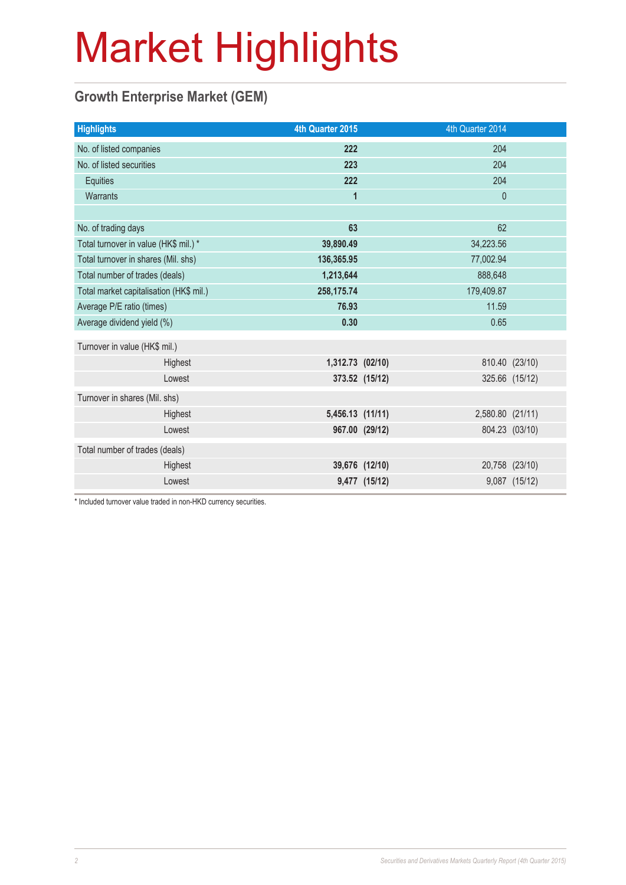# Market Highlights

## Growth Enterprise Market (GEM)

| Highlights | 4th Quarter 2015 | | 4th Quarter 2014 | |
|---|---|---|---|---|
| No. of listed companies | **222** | | 204 | |
| No. of listed securities | **223** | | 204 | |
| Equities | **222** | | 204 | |
| Warrants | **1** | | 0 | |
| | | | | |
| No. of trading days | **63** | | 62 | |
| Total turnover in value (HK$ mil.) * | **39,890.49** | | 34,223.56 | |
| Total turnover in shares (Mil. shs) | **136,365.95** | | 77,002.94 | |
| Total number of trades (deals) | **1,213,644** | | 888,648 | |
| Total market capitalisation (HK$ mil.) | **258,175.74** | | 179,409.87 | |
| Average P/E ratio (times) | **76.93** | | 11.59 | |
| Average dividend yield (%) | **0.30** | | 0.65 | |
| Turnover in value (HK$ mil.) | | | | |
| Highest | **1,312.73** | **(02/10)** | 810.40 | (23/10) |
| Lowest | **373.52** | **(15/12)** | 325.66 | (15/12) |
| Turnover in shares (Mil. shs) | | | | |
| Highest | **5,456.13** | **(11/11)** | 2,580.80 | (21/11) |
| Lowest | **967.00** | **(29/12)** | 804.23 | (03/10) |
| Total number of trades (deals) | | | | |
| Highest | **39,676** | **(12/10)** | 20,758 | (23/10) |
| Lowest | **9,477** | **(15/12)** | 9,087 | (15/12) |

* Included turnover value traded in non-HKD currency securities.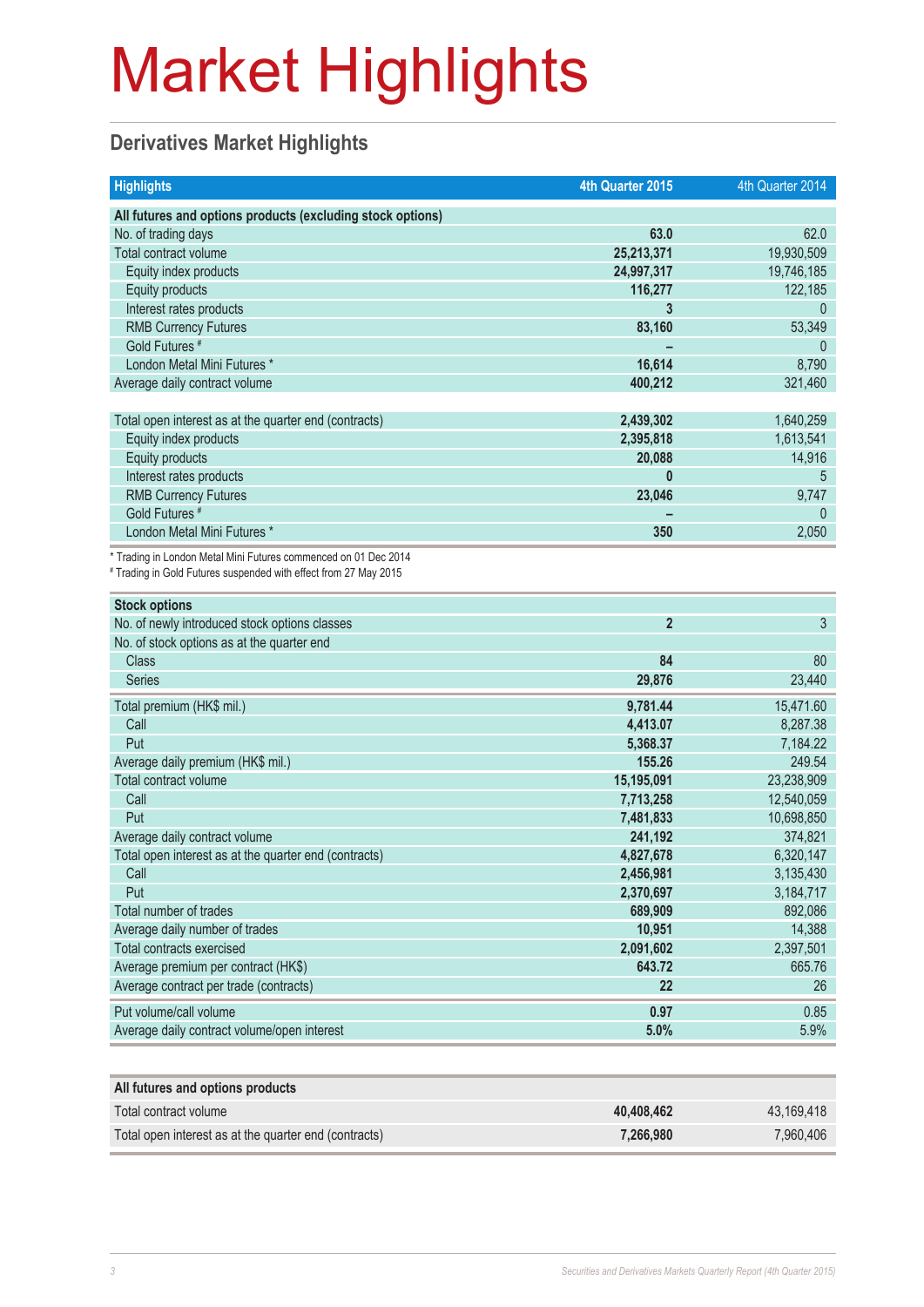# Market Highlights

## Derivatives Market Highlights

| Highlights | 4th Quarter 2015 | 4th Quarter 2014 |
|---|---|---|
| **All futures and options products (excluding stock options)** | | |
| No. of trading days | **63.0** | 62.0 |
| Total contract volume | **25,213,371** | 19,930,509 |
| Equity index products | **24,997,317** | 19,746,185 |
| Equity products | **116,277** | 122,185 |
| Interest rates products | **3** | 0 |
| RMB Currency Futures | **83,160** | 53,349 |
| Gold Futures # | **–** | 0 |
| London Metal Mini Futures * | **16,614** | 8,790 |
| Average daily contract volume | **400,212** | 321,460 |
| | | |
| Total open interest as at the quarter end (contracts) | **2,439,302** | 1,640,259 |
| Equity index products | **2,395,818** | 1,613,541 |
| Equity products | **20,088** | 14,916 |
| Interest rates products | **0** | 5 |
| RMB Currency Futures | **23,046** | 9,747 |
| Gold Futures # | **–** | 0 |
| London Metal Mini Futures * | **350** | 2,050 |

* Trading in London Metal Mini Futures commenced on 01 Dec 2014
# Trading in Gold Futures suspended with effect from 27 May 2015

| Stock options | 4th Quarter 2015 | 4th Quarter 2014 |
|---|---|---|
| No. of newly introduced stock options classes | **2** | 3 |
| No. of stock options as at the quarter end | | |
| Class | **84** | 80 |
| Series | **29,876** | 23,440 |
| Total premium (HK$ mil.) | **9,781.44** | 15,471.60 |
| Call | **4,413.07** | 8,287.38 |
| Put | **5,368.37** | 7,184.22 |
| Average daily premium (HK$ mil.) | **155.26** | 249.54 |
| Total contract volume | **15,195,091** | 23,238,909 |
| Call | **7,713,258** | 12,540,059 |
| Put | **7,481,833** | 10,698,850 |
| Average daily contract volume | **241,192** | 374,821 |
| Total open interest as at the quarter end (contracts) | **4,827,678** | 6,320,147 |
| Call | **2,456,981** | 3,135,430 |
| Put | **2,370,697** | 3,184,717 |
| Total number of trades | **689,909** | 892,086 |
| Average daily number of trades | **10,951** | 14,388 |
| Total contracts exercised | **2,091,602** | 2,397,501 |
| Average premium per contract (HK$) | **643.72** | 665.76 |
| Average contract per trade (contracts) | **22** | 26 |
| Put volume/call volume | **0.97** | 0.85 |
| Average daily contract volume/open interest | **5.0%** | 5.9% |

| All futures and options products | 4th Quarter 2015 | 4th Quarter 2014 |
|---|---|---|
| Total contract volume | **40,408,462** | 43,169,418 |
| Total open interest as at the quarter end (contracts) | **7,266,980** | 7,960,406 |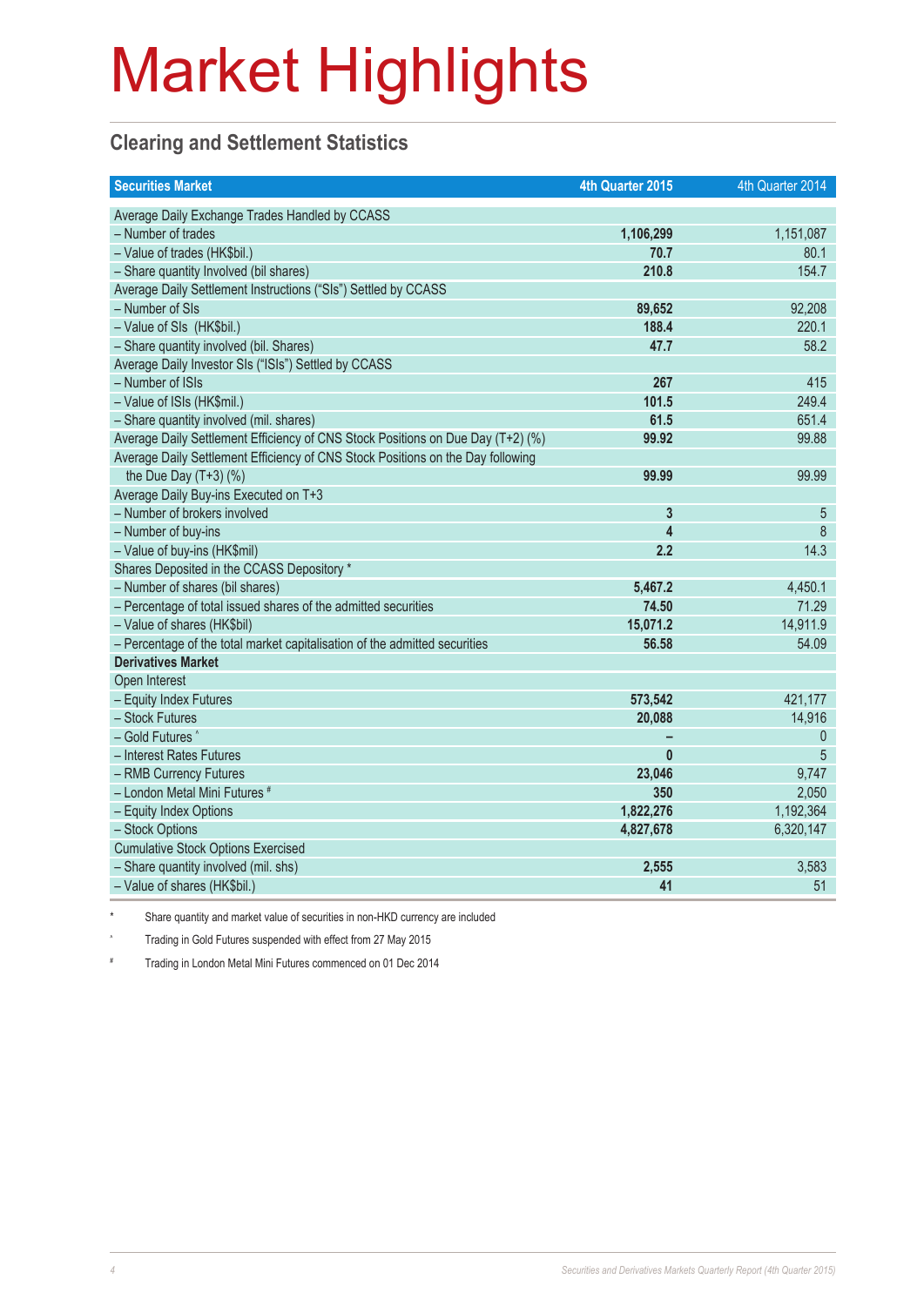# Market Highlights

## Clearing and Settlement Statistics

| Securities Market | 4th Quarter 2015 | 4th Quarter 2014 |
|---|---|---|
| Average Daily Exchange Trades Handled by CCASS | | |
| – Number of trades | **1,106,299** | 1,151,087 |
| – Value of trades (HK$bil.) | **70.7** | 80.1 |
| – Share quantity Involved (bil shares) | **210.8** | 154.7 |
| Average Daily Settlement Instructions ("SIs") Settled by CCASS | | |
| – Number of SIs | **89,652** | 92,208 |
| – Value of SIs (HK$bil.) | **188.4** | 220.1 |
| – Share quantity involved (bil. Shares) | **47.7** | 58.2 |
| Average Daily Investor SIs ("ISIs") Settled by CCASS | | |
| – Number of ISIs | **267** | 415 |
| – Value of ISIs (HK$mil.) | **101.5** | 249.4 |
| – Share quantity involved (mil. shares) | **61.5** | 651.4 |
| Average Daily Settlement Efficiency of CNS Stock Positions on Due Day (T+2) (%) | **99.92** | 99.88 |
| Average Daily Settlement Efficiency of CNS Stock Positions on the Day following the Due Day (T+3) (%) | **99.99** | 99.99 |
| Average Daily Buy-ins Executed on T+3 | | |
| – Number of brokers involved | **3** | 5 |
| – Number of buy-ins | **4** | 8 |
| – Value of buy-ins (HK$mil) | **2.2** | 14.3 |
| Shares Deposited in the CCASS Depository * | | |
| – Number of shares (bil shares) | **5,467.2** | 4,450.1 |
| – Percentage of total issued shares of the admitted securities | **74.50** | 71.29 |
| – Value of shares (HK$bil) | **15,071.2** | 14,911.9 |
| – Percentage of the total market capitalisation of the admitted securities | **56.58** | 54.09 |
| **Derivatives Market** | | |
| Open Interest | | |
| – Equity Index Futures | **573,542** | 421,177 |
| – Stock Futures | **20,088** | 14,916 |
| – Gold Futures ^ | **–** | 0 |
| – Interest Rates Futures | **0** | 5 |
| – RMB Currency Futures | **23,046** | 9,747 |
| – London Metal Mini Futures # | **350** | 2,050 |
| – Equity Index Options | **1,822,276** | 1,192,364 |
| – Stock Options | **4,827,678** | 6,320,147 |
| Cumulative Stock Options Exercised | | |
| – Share quantity involved (mil. shs) | **2,555** | 3,583 |
| – Value of shares (HK$bil.) | **41** | 51 |

\* Share quantity and market value of securities in non-HKD currency are included

^ Trading in Gold Futures suspended with effect from 27 May 2015

\# Trading in London Metal Mini Futures commenced on 01 Dec 2014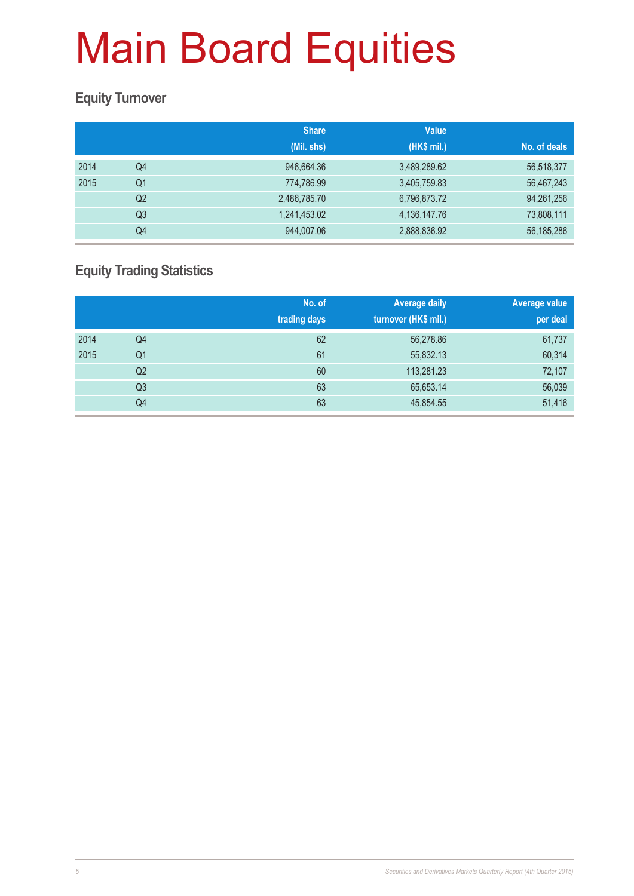# Main Board Equities

## Equity Turnover

| | | Share (Mil. shs) | Value (HK$ mil.) | No. of deals |
|---|---|---|---|---|
| 2014 | Q4 | 946,664.36 | 3,489,289.62 | 56,518,377 |
| 2015 | Q1 | 774,786.99 | 3,405,759.83 | 56,467,243 |
| | Q2 | 2,486,785.70 | 6,796,873.72 | 94,261,256 |
| | Q3 | 1,241,453.02 | 4,136,147.76 | 73,808,111 |
| | Q4 | 944,007.06 | 2,888,836.92 | 56,185,286 |

## Equity Trading Statistics

| | | No. of trading days | Average daily turnover (HK$ mil.) | Average value per deal |
|---|---|---|---|---|
| 2014 | Q4 | 62 | 56,278.86 | 61,737 |
| 2015 | Q1 | 61 | 55,832.13 | 60,314 |
| | Q2 | 60 | 113,281.23 | 72,107 |
| | Q3 | 63 | 65,653.14 | 56,039 |
| | Q4 | 63 | 45,854.55 | 51,416 |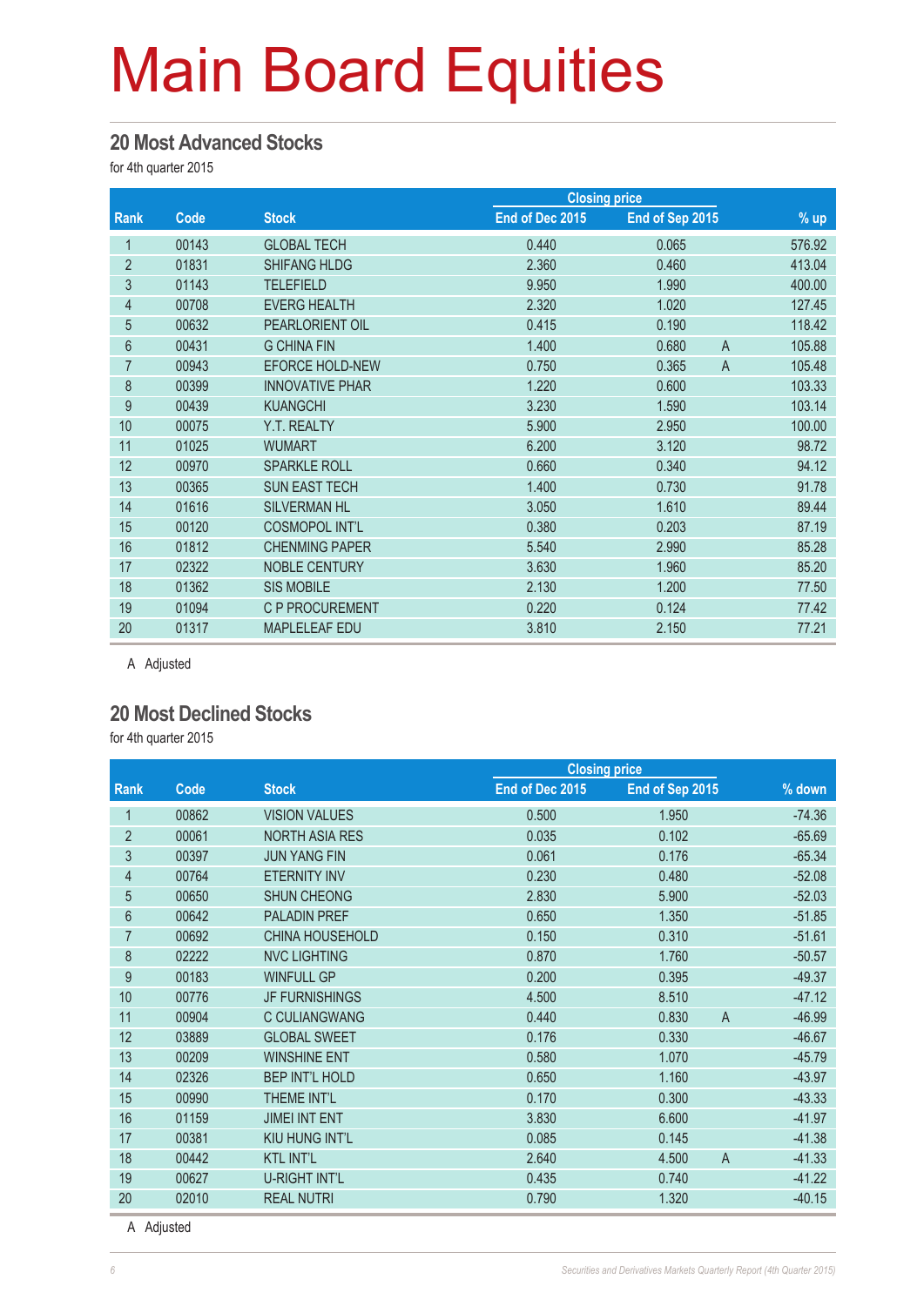# Main Board Equities

## 20 Most Advanced Stocks

for 4th quarter 2015

| Rank | Code | Stock | Closing price | | | % up |
|---|---|---|---|---|---|---|
| | | | End of Dec 2015 | End of Sep 2015 | | |
| 1 | 00143 | GLOBAL TECH | 0.440 | 0.065 | | 576.92 |
| 2 | 01831 | SHIFANG HLDG | 2.360 | 0.460 | | 413.04 |
| 3 | 01143 | TELEFIELD | 9.950 | 1.990 | | 400.00 |
| 4 | 00708 | EVERG HEALTH | 2.320 | 1.020 | | 127.45 |
| 5 | 00632 | PEARLORIENT OIL | 0.415 | 0.190 | | 118.42 |
| 6 | 00431 | G CHINA FIN | 1.400 | 0.680 | A | 105.88 |
| 7 | 00943 | EFORCE HOLD-NEW | 0.750 | 0.365 | A | 105.48 |
| 8 | 00399 | INNOVATIVE PHAR | 1.220 | 0.600 | | 103.33 |
| 9 | 00439 | KUANGCHI | 3.230 | 1.590 | | 103.14 |
| 10 | 00075 | Y.T. REALTY | 5.900 | 2.950 | | 100.00 |
| 11 | 01025 | WUMART | 6.200 | 3.120 | | 98.72 |
| 12 | 00970 | SPARKLE ROLL | 0.660 | 0.340 | | 94.12 |
| 13 | 00365 | SUN EAST TECH | 1.400 | 0.730 | | 91.78 |
| 14 | 01616 | SILVERMAN HL | 3.050 | 1.610 | | 89.44 |
| 15 | 00120 | COSMOPOL INT'L | 0.380 | 0.203 | | 87.19 |
| 16 | 01812 | CHENMING PAPER | 5.540 | 2.990 | | 85.28 |
| 17 | 02322 | NOBLE CENTURY | 3.630 | 1.960 | | 85.20 |
| 18 | 01362 | SIS MOBILE | 2.130 | 1.200 | | 77.50 |
| 19 | 01094 | C P PROCUREMENT | 0.220 | 0.124 | | 77.42 |
| 20 | 01317 | MAPLELEAF EDU | 3.810 | 2.150 | | 77.21 |

A Adjusted

## 20 Most Declined Stocks

for 4th quarter 2015

| Rank | Code | Stock | Closing price | | | % down |
|---|---|---|---|---|---|---|
| | | | End of Dec 2015 | End of Sep 2015 | | |
| 1 | 00862 | VISION VALUES | 0.500 | 1.950 | | -74.36 |
| 2 | 00061 | NORTH ASIA RES | 0.035 | 0.102 | | -65.69 |
| 3 | 00397 | JUN YANG FIN | 0.061 | 0.176 | | -65.34 |
| 4 | 00764 | ETERNITY INV | 0.230 | 0.480 | | -52.08 |
| 5 | 00650 | SHUN CHEONG | 2.830 | 5.900 | | -52.03 |
| 6 | 00642 | PALADIN PREF | 0.650 | 1.350 | | -51.85 |
| 7 | 00692 | CHINA HOUSEHOLD | 0.150 | 0.310 | | -51.61 |
| 8 | 02222 | NVC LIGHTING | 0.870 | 1.760 | | -50.57 |
| 9 | 00183 | WINFULL GP | 0.200 | 0.395 | | -49.37 |
| 10 | 00776 | JF FURNISHINGS | 4.500 | 8.510 | | -47.12 |
| 11 | 00904 | C CULIANGWANG | 0.440 | 0.830 | A | -46.99 |
| 12 | 03889 | GLOBAL SWEET | 0.176 | 0.330 | | -46.67 |
| 13 | 00209 | WINSHINE ENT | 0.580 | 1.070 | | -45.79 |
| 14 | 02326 | BEP INT'L HOLD | 0.650 | 1.160 | | -43.97 |
| 15 | 00990 | THEME INT'L | 0.170 | 0.300 | | -43.33 |
| 16 | 01159 | JIMEI INT ENT | 3.830 | 6.600 | | -41.97 |
| 17 | 00381 | KIU HUNG INT'L | 0.085 | 0.145 | | -41.38 |
| 18 | 00442 | KTL INT'L | 2.640 | 4.500 | A | -41.33 |
| 19 | 00627 | U-RIGHT INT'L | 0.435 | 0.740 | | -41.22 |
| 20 | 02010 | REAL NUTRI | 0.790 | 1.320 | | -40.15 |

A Adjusted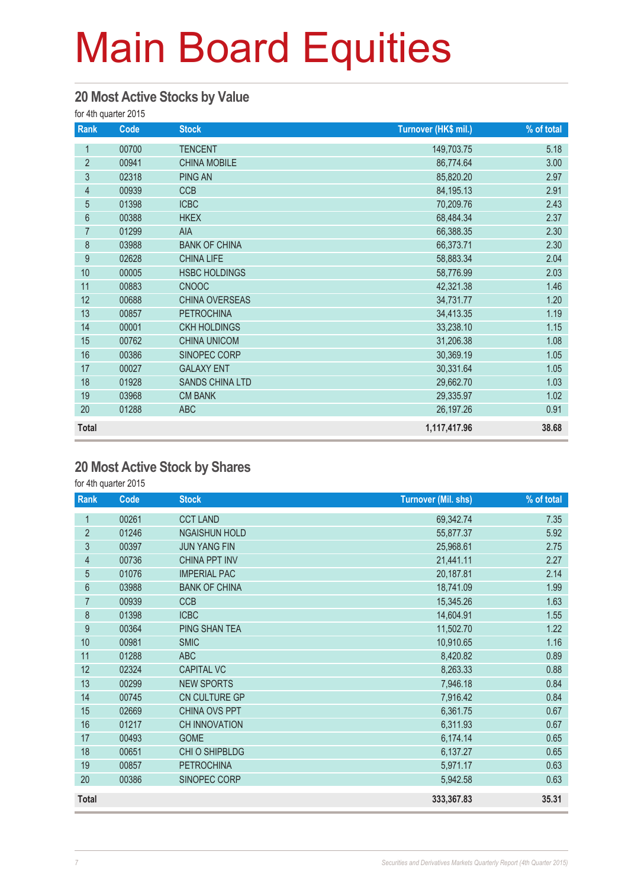# Main Board Equities

## 20 Most Active Stocks by Value

for 4th quarter 2015

| Rank | Code | Stock | Turnover (HK$ mil.) | % of total |
|---|---|---|---|---|
| 1 | 00700 | TENCENT | 149,703.75 | 5.18 |
| 2 | 00941 | CHINA MOBILE | 86,774.64 | 3.00 |
| 3 | 02318 | PING AN | 85,820.20 | 2.97 |
| 4 | 00939 | CCB | 84,195.13 | 2.91 |
| 5 | 01398 | ICBC | 70,209.76 | 2.43 |
| 6 | 00388 | HKEX | 68,484.34 | 2.37 |
| 7 | 01299 | AIA | 66,388.35 | 2.30 |
| 8 | 03988 | BANK OF CHINA | 66,373.71 | 2.30 |
| 9 | 02628 | CHINA LIFE | 58,883.34 | 2.04 |
| 10 | 00005 | HSBC HOLDINGS | 58,776.99 | 2.03 |
| 11 | 00883 | CNOOC | 42,321.38 | 1.46 |
| 12 | 00688 | CHINA OVERSEAS | 34,731.77 | 1.20 |
| 13 | 00857 | PETROCHINA | 34,413.35 | 1.19 |
| 14 | 00001 | CKH HOLDINGS | 33,238.10 | 1.15 |
| 15 | 00762 | CHINA UNICOM | 31,206.38 | 1.08 |
| 16 | 00386 | SINOPEC CORP | 30,369.19 | 1.05 |
| 17 | 00027 | GALAXY ENT | 30,331.64 | 1.05 |
| 18 | 01928 | SANDS CHINA LTD | 29,662.70 | 1.03 |
| 19 | 03968 | CM BANK | 29,335.97 | 1.02 |
| 20 | 01288 | ABC | 26,197.26 | 0.91 |
| **Total** | | | **1,117,417.96** | **38.68** |

## 20 Most Active Stock by Shares

for 4th quarter 2015

| Rank | Code | Stock | Turnover (Mil. shs) | % of total |
|---|---|---|---|---|
| 1 | 00261 | CCT LAND | 69,342.74 | 7.35 |
| 2 | 01246 | NGAISHUN HOLD | 55,877.37 | 5.92 |
| 3 | 00397 | JUN YANG FIN | 25,968.61 | 2.75 |
| 4 | 00736 | CHINA PPT INV | 21,441.11 | 2.27 |
| 5 | 01076 | IMPERIAL PAC | 20,187.81 | 2.14 |
| 6 | 03988 | BANK OF CHINA | 18,741.09 | 1.99 |
| 7 | 00939 | CCB | 15,345.26 | 1.63 |
| 8 | 01398 | ICBC | 14,604.91 | 1.55 |
| 9 | 00364 | PING SHAN TEA | 11,502.70 | 1.22 |
| 10 | 00981 | SMIC | 10,910.65 | 1.16 |
| 11 | 01288 | ABC | 8,420.82 | 0.89 |
| 12 | 02324 | CAPITAL VC | 8,263.33 | 0.88 |
| 13 | 00299 | NEW SPORTS | 7,946.18 | 0.84 |
| 14 | 00745 | CN CULTURE GP | 7,916.42 | 0.84 |
| 15 | 02669 | CHINA OVS PPT | 6,361.75 | 0.67 |
| 16 | 01217 | CH INNOVATION | 6,311.93 | 0.67 |
| 17 | 00493 | GOME | 6,174.14 | 0.65 |
| 18 | 00651 | CHI O SHIPBLDG | 6,137.27 | 0.65 |
| 19 | 00857 | PETROCHINA | 5,971.17 | 0.63 |
| 20 | 00386 | SINOPEC CORP | 5,942.58 | 0.63 |
| **Total** | | | **333,367.83** | **35.31** |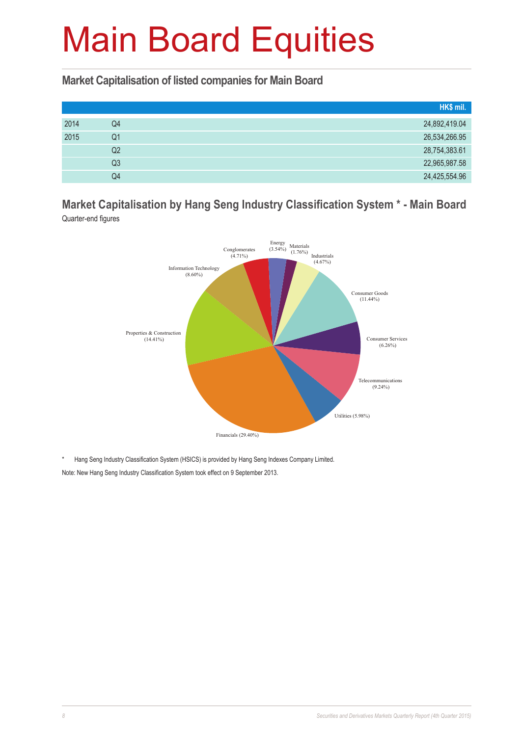# Main Board Equities

## Market Capitalisation of listed companies for Main Board

| | | HK$ mil. |
|---|---|---|
| 2014 | Q4 | 24,892,419.04 |
| 2015 | Q1 | 26,534,266.95 |
| | Q2 | 28,754,383.61 |
| | Q3 | 22,965,987.58 |
| | Q4 | 24,425,554.96 |

## Market Capitalisation by Hang Seng Industry Classification System * - Main Board

Quarter-end figures

Energy (3.54%)
Materials (1.76%)
Industrials (4.67%)
Consumer Goods (11.44%)
Consumer Services (6.26%)
Telecommunications (9.24%)
Utilities (5.98%)
Financials (29.40%)
Properties & Construction (14.41%)
Information Technology (8.60%)
Conglomerates (4.71%)

\* Hang Seng Industry Classification System (HSICS) is provided by Hang Seng Indexes Company Limited.

Note: New Hang Seng Industry Classification System took effect on 9 September 2013.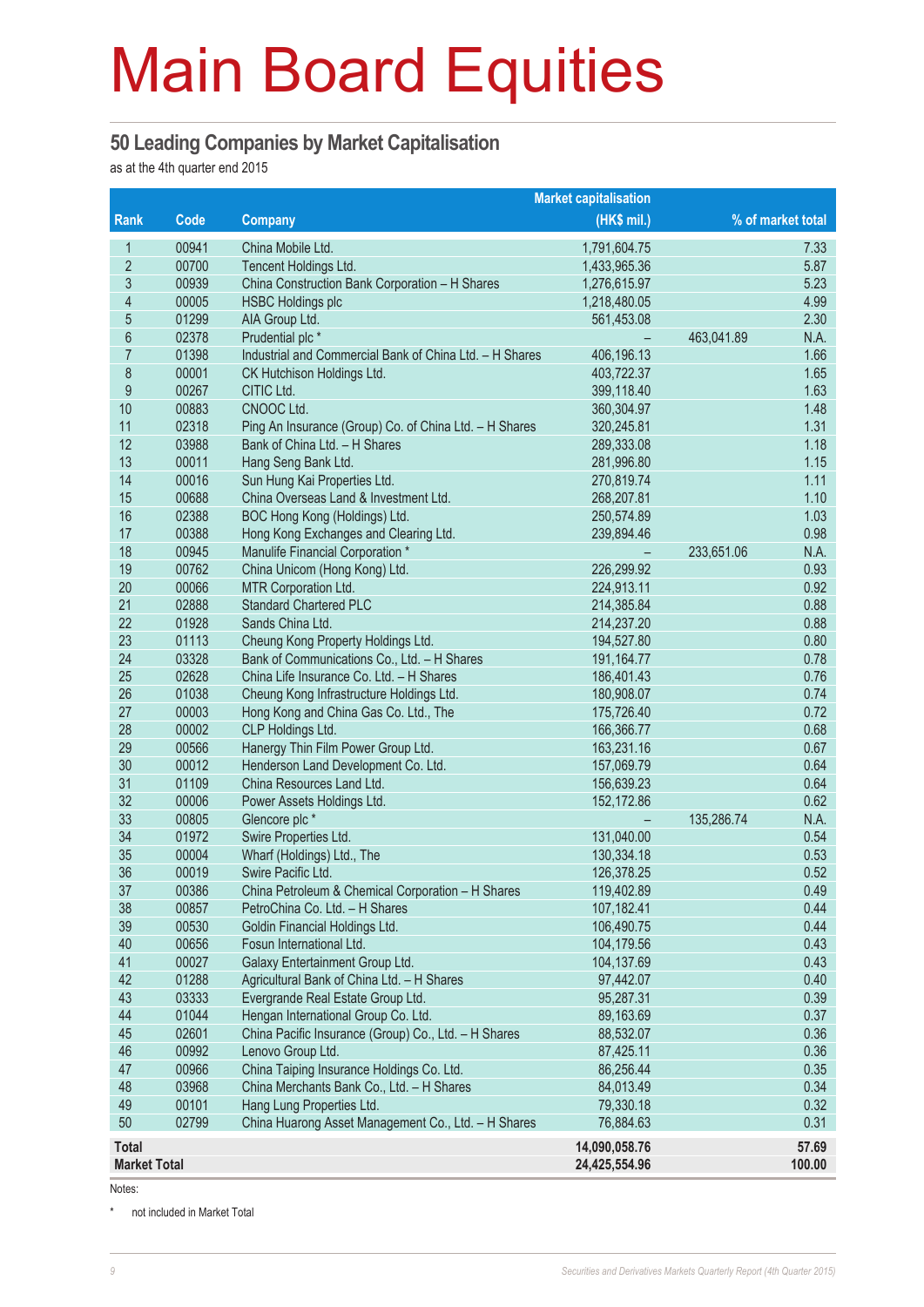# Main Board Equities

## 50 Leading Companies by Market Capitalisation

as at the 4th quarter end 2015

| Rank | Code | Company | Market capitalisation (HK$ mil.) | | % of market total |
|---|---|---|---|---|---|
| 1 | 00941 | China Mobile Ltd. | 1,791,604.75 | | 7.33 |
| 2 | 00700 | Tencent Holdings Ltd. | 1,433,965.36 | | 5.87 |
| 3 | 00939 | China Construction Bank Corporation – H Shares | 1,276,615.97 | | 5.23 |
| 4 | 00005 | HSBC Holdings plc | 1,218,480.05 | | 4.99 |
| 5 | 01299 | AIA Group Ltd. | 561,453.08 | | 2.30 |
| 6 | 02378 | Prudential plc * | – | 463,041.89 | N.A. |
| 7 | 01398 | Industrial and Commercial Bank of China Ltd. – H Shares | 406,196.13 | | 1.66 |
| 8 | 00001 | CK Hutchison Holdings Ltd. | 403,722.37 | | 1.65 |
| 9 | 00267 | CITIC Ltd. | 399,118.40 | | 1.63 |
| 10 | 00883 | CNOOC Ltd. | 360,304.97 | | 1.48 |
| 11 | 02318 | Ping An Insurance (Group) Co. of China Ltd. – H Shares | 320,245.81 | | 1.31 |
| 12 | 03988 | Bank of China Ltd. – H Shares | 289,333.08 | | 1.18 |
| 13 | 00011 | Hang Seng Bank Ltd. | 281,996.80 | | 1.15 |
| 14 | 00016 | Sun Hung Kai Properties Ltd. | 270,819.74 | | 1.11 |
| 15 | 00688 | China Overseas Land & Investment Ltd. | 268,207.81 | | 1.10 |
| 16 | 02388 | BOC Hong Kong (Holdings) Ltd. | 250,574.89 | | 1.03 |
| 17 | 00388 | Hong Kong Exchanges and Clearing Ltd. | 239,894.46 | | 0.98 |
| 18 | 00945 | Manulife Financial Corporation * | – | 233,651.06 | N.A. |
| 19 | 00762 | China Unicom (Hong Kong) Ltd. | 226,299.92 | | 0.93 |
| 20 | 00066 | MTR Corporation Ltd. | 224,913.11 | | 0.92 |
| 21 | 02888 | Standard Chartered PLC | 214,385.84 | | 0.88 |
| 22 | 01928 | Sands China Ltd. | 214,237.20 | | 0.88 |
| 23 | 01113 | Cheung Kong Property Holdings Ltd. | 194,527.80 | | 0.80 |
| 24 | 03328 | Bank of Communications Co., Ltd. – H Shares | 191,164.77 | | 0.78 |
| 25 | 02628 | China Life Insurance Co. Ltd. – H Shares | 186,401.43 | | 0.76 |
| 26 | 01038 | Cheung Kong Infrastructure Holdings Ltd. | 180,908.07 | | 0.74 |
| 27 | 00003 | Hong Kong and China Gas Co. Ltd., The | 175,726.40 | | 0.72 |
| 28 | 00002 | CLP Holdings Ltd. | 166,366.77 | | 0.68 |
| 29 | 00566 | Hanergy Thin Film Power Group Ltd. | 163,231.16 | | 0.67 |
| 30 | 00012 | Henderson Land Development Co. Ltd. | 157,069.79 | | 0.64 |
| 31 | 01109 | China Resources Land Ltd. | 156,639.23 | | 0.64 |
| 32 | 00006 | Power Assets Holdings Ltd. | 152,172.86 | | 0.62 |
| 33 | 00805 | Glencore plc * | – | 135,286.74 | N.A. |
| 34 | 01972 | Swire Properties Ltd. | 131,040.00 | | 0.54 |
| 35 | 00004 | Wharf (Holdings) Ltd., The | 130,334.18 | | 0.53 |
| 36 | 00019 | Swire Pacific Ltd. | 126,378.25 | | 0.52 |
| 37 | 00386 | China Petroleum & Chemical Corporation – H Shares | 119,402.89 | | 0.49 |
| 38 | 00857 | PetroChina Co. Ltd. – H Shares | 107,182.41 | | 0.44 |
| 39 | 00530 | Goldin Financial Holdings Ltd. | 106,490.75 | | 0.44 |
| 40 | 00656 | Fosun International Ltd. | 104,179.56 | | 0.43 |
| 41 | 00027 | Galaxy Entertainment Group Ltd. | 104,137.69 | | 0.43 |
| 42 | 01288 | Agricultural Bank of China Ltd. – H Shares | 97,442.07 | | 0.40 |
| 43 | 03333 | Evergrande Real Estate Group Ltd. | 95,287.31 | | 0.39 |
| 44 | 01044 | Hengan International Group Co. Ltd. | 89,163.69 | | 0.37 |
| 45 | 02601 | China Pacific Insurance (Group) Co., Ltd. – H Shares | 88,532.07 | | 0.36 |
| 46 | 00992 | Lenovo Group Ltd. | 87,425.11 | | 0.36 |
| 47 | 00966 | China Taiping Insurance Holdings Co. Ltd. | 86,256.44 | | 0.35 |
| 48 | 03968 | China Merchants Bank Co., Ltd. – H Shares | 84,013.49 | | 0.34 |
| 49 | 00101 | Hang Lung Properties Ltd. | 79,330.18 | | 0.32 |
| 50 | 02799 | China Huarong Asset Management Co., Ltd. – H Shares | 76,884.63 | | 0.31 |
| **Total** | | | **14,090,058.76** | | **57.69** |
| **Market Total** | | | **24,425,554.96** | | **100.00** |

Notes:

\* not included in Market Total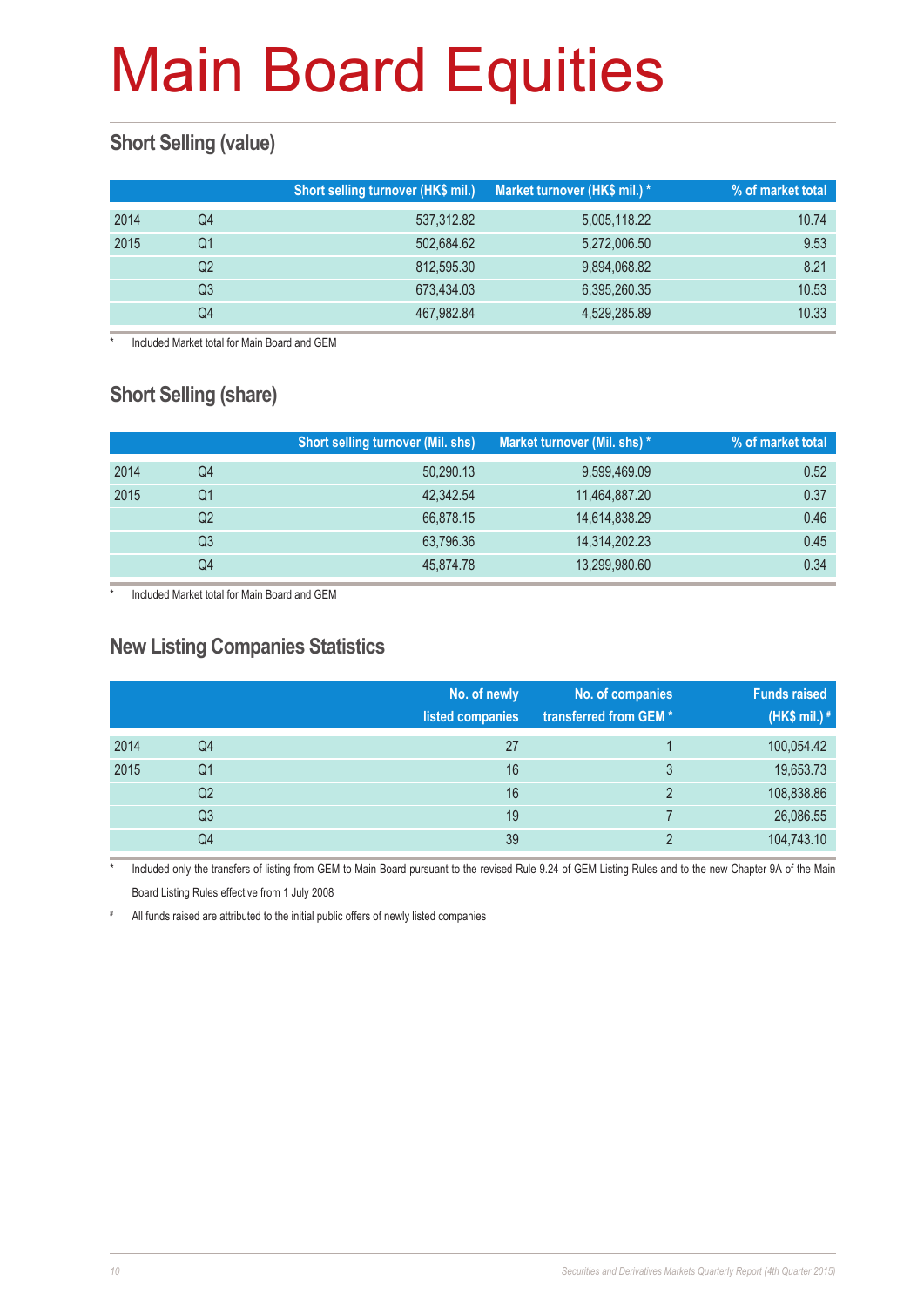# Main Board Equities

## Short Selling (value)

| | | Short selling turnover (HK$ mil.) | Market turnover (HK$ mil.) * | % of market total |
|---|---|---|---|---|
| 2014 | Q4 | 537,312.82 | 5,005,118.22 | 10.74 |
| 2015 | Q1 | 502,684.62 | 5,272,006.50 | 9.53 |
| | Q2 | 812,595.30 | 9,894,068.82 | 8.21 |
| | Q3 | 673,434.03 | 6,395,260.35 | 10.53 |
| | Q4 | 467,982.84 | 4,529,285.89 | 10.33 |

\* Included Market total for Main Board and GEM

## Short Selling (share)

| | | Short selling turnover (Mil. shs) | Market turnover (Mil. shs) * | % of market total |
|---|---|---|---|---|
| 2014 | Q4 | 50,290.13 | 9,599,469.09 | 0.52 |
| 2015 | Q1 | 42,342.54 | 11,464,887.20 | 0.37 |
| | Q2 | 66,878.15 | 14,614,838.29 | 0.46 |
| | Q3 | 63,796.36 | 14,314,202.23 | 0.45 |
| | Q4 | 45,874.78 | 13,299,980.60 | 0.34 |

\* Included Market total for Main Board and GEM

## New Listing Companies Statistics

| | | No. of newly listed companies | No. of companies transferred from GEM * | Funds raised (HK$ mil.) # |
|---|---|---|---|---|
| 2014 | Q4 | 27 | 1 | 100,054.42 |
| 2015 | Q1 | 16 | 3 | 19,653.73 |
| | Q2 | 16 | 2 | 108,838.86 |
| | Q3 | 19 | 7 | 26,086.55 |
| | Q4 | 39 | 2 | 104,743.10 |

\* Included only the transfers of listing from GEM to Main Board pursuant to the revised Rule 9.24 of GEM Listing Rules and to the new Chapter 9A of the Main Board Listing Rules effective from 1 July 2008

\# All funds raised are attributed to the initial public offers of newly listed companies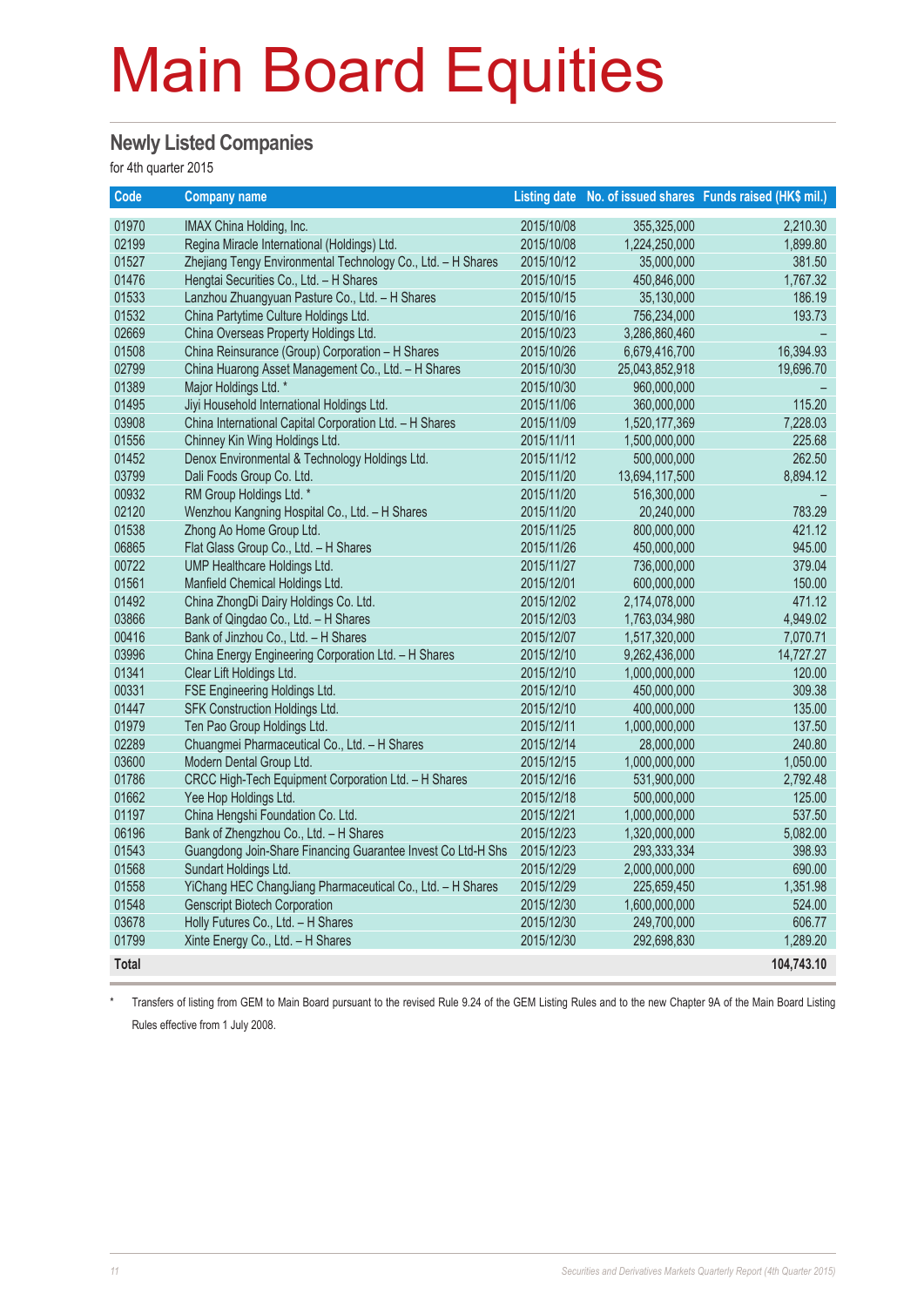# Main Board Equities

## Newly Listed Companies

for 4th quarter 2015

| Code | Company name | Listing date | No. of issued shares | Funds raised (HK$ mil.) |
|---|---|---|---|---|
| 01970 | IMAX China Holding, Inc. | 2015/10/08 | 355,325,000 | 2,210.30 |
| 02199 | Regina Miracle International (Holdings) Ltd. | 2015/10/08 | 1,224,250,000 | 1,899.80 |
| 01527 | Zhejiang Tengy Environmental Technology Co., Ltd. – H Shares | 2015/10/12 | 35,000,000 | 381.50 |
| 01476 | Hengtai Securities Co., Ltd. – H Shares | 2015/10/15 | 450,846,000 | 1,767.32 |
| 01533 | Lanzhou Zhuangyuan Pasture Co., Ltd. – H Shares | 2015/10/15 | 35,130,000 | 186.19 |
| 01532 | China Partytime Culture Holdings Ltd. | 2015/10/16 | 756,234,000 | 193.73 |
| 02669 | China Overseas Property Holdings Ltd. | 2015/10/23 | 3,286,860,460 | – |
| 01508 | China Reinsurance (Group) Corporation – H Shares | 2015/10/26 | 6,679,416,700 | 16,394.93 |
| 02799 | China Huarong Asset Management Co., Ltd. – H Shares | 2015/10/30 | 25,043,852,918 | 19,696.70 |
| 01389 | Major Holdings Ltd. * | 2015/10/30 | 960,000,000 | – |
| 01495 | Jiyi Household International Holdings Ltd. | 2015/11/06 | 360,000,000 | 115.20 |
| 03908 | China International Capital Corporation Ltd. – H Shares | 2015/11/09 | 1,520,177,369 | 7,228.03 |
| 01556 | Chinney Kin Wing Holdings Ltd. | 2015/11/11 | 1,500,000,000 | 225.68 |
| 01452 | Denox Environmental & Technology Holdings Ltd. | 2015/11/12 | 500,000,000 | 262.50 |
| 03799 | Dali Foods Group Co. Ltd. | 2015/11/20 | 13,694,117,500 | 8,894.12 |
| 00932 | RM Group Holdings Ltd. * | 2015/11/20 | 516,300,000 | – |
| 02120 | Wenzhou Kangning Hospital Co., Ltd. – H Shares | 2015/11/20 | 20,240,000 | 783.29 |
| 01538 | Zhong Ao Home Group Ltd. | 2015/11/25 | 800,000,000 | 421.12 |
| 06865 | Flat Glass Group Co., Ltd. – H Shares | 2015/11/26 | 450,000,000 | 945.00 |
| 00722 | UMP Healthcare Holdings Ltd. | 2015/11/27 | 736,000,000 | 379.04 |
| 01561 | Manfield Chemical Holdings Ltd. | 2015/12/01 | 600,000,000 | 150.00 |
| 01492 | China ZhongDi Dairy Holdings Co. Ltd. | 2015/12/02 | 2,174,078,000 | 471.12 |
| 03866 | Bank of Qingdao Co., Ltd. – H Shares | 2015/12/03 | 1,763,034,980 | 4,949.02 |
| 00416 | Bank of Jinzhou Co., Ltd. – H Shares | 2015/12/07 | 1,517,320,000 | 7,070.71 |
| 03996 | China Energy Engineering Corporation Ltd. – H Shares | 2015/12/10 | 9,262,436,000 | 14,727.27 |
| 01341 | Clear Lift Holdings Ltd. | 2015/12/10 | 1,000,000,000 | 120.00 |
| 00331 | FSE Engineering Holdings Ltd. | 2015/12/10 | 450,000,000 | 309.38 |
| 01447 | SFK Construction Holdings Ltd. | 2015/12/10 | 400,000,000 | 135.00 |
| 01979 | Ten Pao Group Holdings Ltd. | 2015/12/11 | 1,000,000,000 | 137.50 |
| 02289 | Chuangmei Pharmaceutical Co., Ltd. – H Shares | 2015/12/14 | 28,000,000 | 240.80 |
| 03600 | Modern Dental Group Ltd. | 2015/12/15 | 1,000,000,000 | 1,050.00 |
| 01786 | CRCC High-Tech Equipment Corporation Ltd. – H Shares | 2015/12/16 | 531,900,000 | 2,792.48 |
| 01662 | Yee Hop Holdings Ltd. | 2015/12/18 | 500,000,000 | 125.00 |
| 01197 | China Hengshi Foundation Co. Ltd. | 2015/12/21 | 1,000,000,000 | 537.50 |
| 06196 | Bank of Zhengzhou Co., Ltd. – H Shares | 2015/12/23 | 1,320,000,000 | 5,082.00 |
| 01543 | Guangdong Join-Share Financing Guarantee Invest Co Ltd-H Shs | 2015/12/23 | 293,333,334 | 398.93 |
| 01568 | Sundart Holdings Ltd. | 2015/12/29 | 2,000,000,000 | 690.00 |
| 01558 | YiChang HEC ChangJiang Pharmaceutical Co., Ltd. – H Shares | 2015/12/29 | 225,659,450 | 1,351.98 |
| 01548 | Genscript Biotech Corporation | 2015/12/30 | 1,600,000,000 | 524.00 |
| 03678 | Holly Futures Co., Ltd. – H Shares | 2015/12/30 | 249,700,000 | 606.77 |
| 01799 | Xinte Energy Co., Ltd. – H Shares | 2015/12/30 | 292,698,830 | 1,289.20 |
| **Total** | | | | **104,743.10** |

\* Transfers of listing from GEM to Main Board pursuant to the revised Rule 9.24 of the GEM Listing Rules and to the new Chapter 9A of the Main Board Listing Rules effective from 1 July 2008.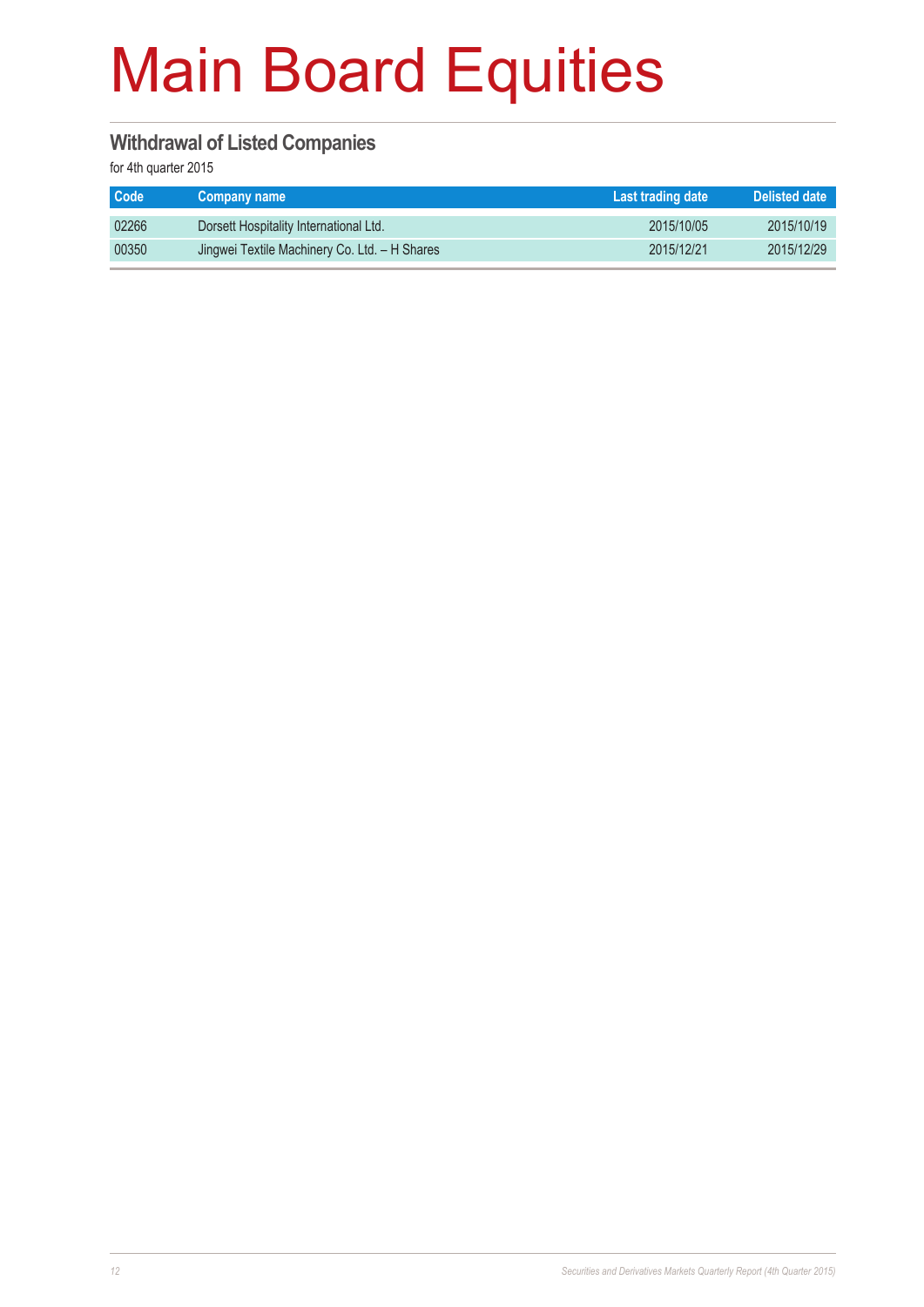# Main Board Equities

## Withdrawal of Listed Companies

for 4th quarter 2015

| Code | Company name | Last trading date | Delisted date |
|---|---|---|---|
| 02266 | Dorsett Hospitality International Ltd. | 2015/10/05 | 2015/10/19 |
| 00350 | Jingwei Textile Machinery Co. Ltd. – H Shares | 2015/12/21 | 2015/12/29 |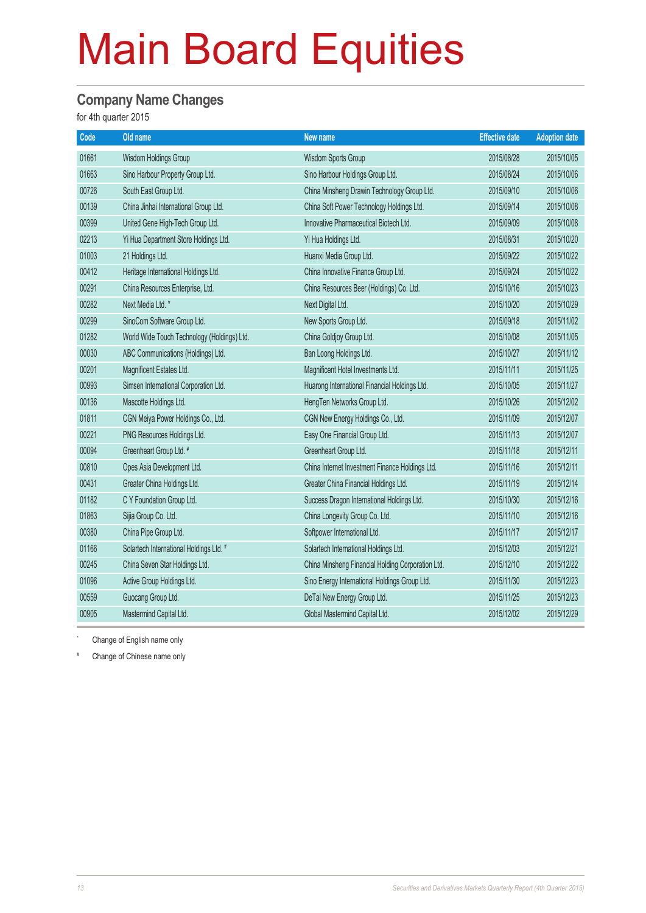# Main Board Equities

## Company Name Changes

for 4th quarter 2015

| Code | Old name | New name | Effective date | Adoption date |
|---|---|---|---|---|
| 01661 | Wisdom Holdings Group | Wisdom Sports Group | 2015/08/28 | 2015/10/05 |
| 01663 | Sino Harbour Property Group Ltd. | Sino Harbour Holdings Group Ltd. | 2015/08/24 | 2015/10/06 |
| 00726 | South East Group Ltd. | China Minsheng Drawin Technology Group Ltd. | 2015/09/10 | 2015/10/06 |
| 00139 | China Jinhai International Group Ltd. | China Soft Power Technology Holdings Ltd. | 2015/09/14 | 2015/10/08 |
| 00399 | United Gene High-Tech Group Ltd. | Innovative Pharmaceutical Biotech Ltd. | 2015/09/09 | 2015/10/08 |
| 02213 | Yi Hua Department Store Holdings Ltd. | Yi Hua Holdings Ltd. | 2015/08/31 | 2015/10/20 |
| 01003 | 21 Holdings Ltd. | Huanxi Media Group Ltd. | 2015/09/22 | 2015/10/22 |
| 00412 | Heritage International Holdings Ltd. | China Innovative Finance Group Ltd. | 2015/09/24 | 2015/10/22 |
| 00291 | China Resources Enterprise, Ltd. | China Resources Beer (Holdings) Co. Ltd. | 2015/10/16 | 2015/10/23 |
| 00282 | Next Media Ltd. * | Next Digital Ltd. | 2015/10/20 | 2015/10/29 |
| 00299 | SinoCom Software Group Ltd. | New Sports Group Ltd. | 2015/09/18 | 2015/11/02 |
| 01282 | World Wide Touch Technology (Holdings) Ltd. | China Goldjoy Group Ltd. | 2015/10/08 | 2015/11/05 |
| 00030 | ABC Communications (Holdings) Ltd. | Ban Loong Holdings Ltd. | 2015/10/27 | 2015/11/12 |
| 00201 | Magnificent Estates Ltd. | Magnificent Hotel Investments Ltd. | 2015/11/11 | 2015/11/25 |
| 00993 | Simsen International Corporation Ltd. | Huarong International Financial Holdings Ltd. | 2015/10/05 | 2015/11/27 |
| 00136 | Mascotte Holdings Ltd. | HengTen Networks Group Ltd. | 2015/10/26 | 2015/12/02 |
| 01811 | CGN Meiya Power Holdings Co., Ltd. | CGN New Energy Holdings Co., Ltd. | 2015/11/09 | 2015/12/07 |
| 00221 | PNG Resources Holdings Ltd. | Easy One Financial Group Ltd. | 2015/11/13 | 2015/12/07 |
| 00094 | Greenheart Group Ltd. # | Greenheart Group Ltd. | 2015/11/18 | 2015/12/11 |
| 00810 | Opes Asia Development Ltd. | China Internet Investment Finance Holdings Ltd. | 2015/11/16 | 2015/12/11 |
| 00431 | Greater China Holdings Ltd. | Greater China Financial Holdings Ltd. | 2015/11/19 | 2015/12/14 |
| 01182 | C Y Foundation Group Ltd. | Success Dragon International Holdings Ltd. | 2015/10/30 | 2015/12/16 |
| 01863 | Sijia Group Co. Ltd. | China Longevity Group Co. Ltd. | 2015/11/10 | 2015/12/16 |
| 00380 | China Pipe Group Ltd. | Softpower International Ltd. | 2015/11/17 | 2015/12/17 |
| 01166 | Solartech International Holdings Ltd. # | Solartech International Holdings Ltd. | 2015/12/03 | 2015/12/21 |
| 00245 | China Seven Star Holdings Ltd. | China Minsheng Financial Holding Corporation Ltd. | 2015/12/10 | 2015/12/22 |
| 01096 | Active Group Holdings Ltd. | Sino Energy International Holdings Group Ltd. | 2015/11/30 | 2015/12/23 |
| 00559 | Guocang Group Ltd. | DeTai New Energy Group Ltd. | 2015/11/25 | 2015/12/23 |
| 00905 | Mastermind Capital Ltd. | Global Mastermind Capital Ltd. | 2015/12/02 | 2015/12/29 |

* Change of English name only

# Change of Chinese name only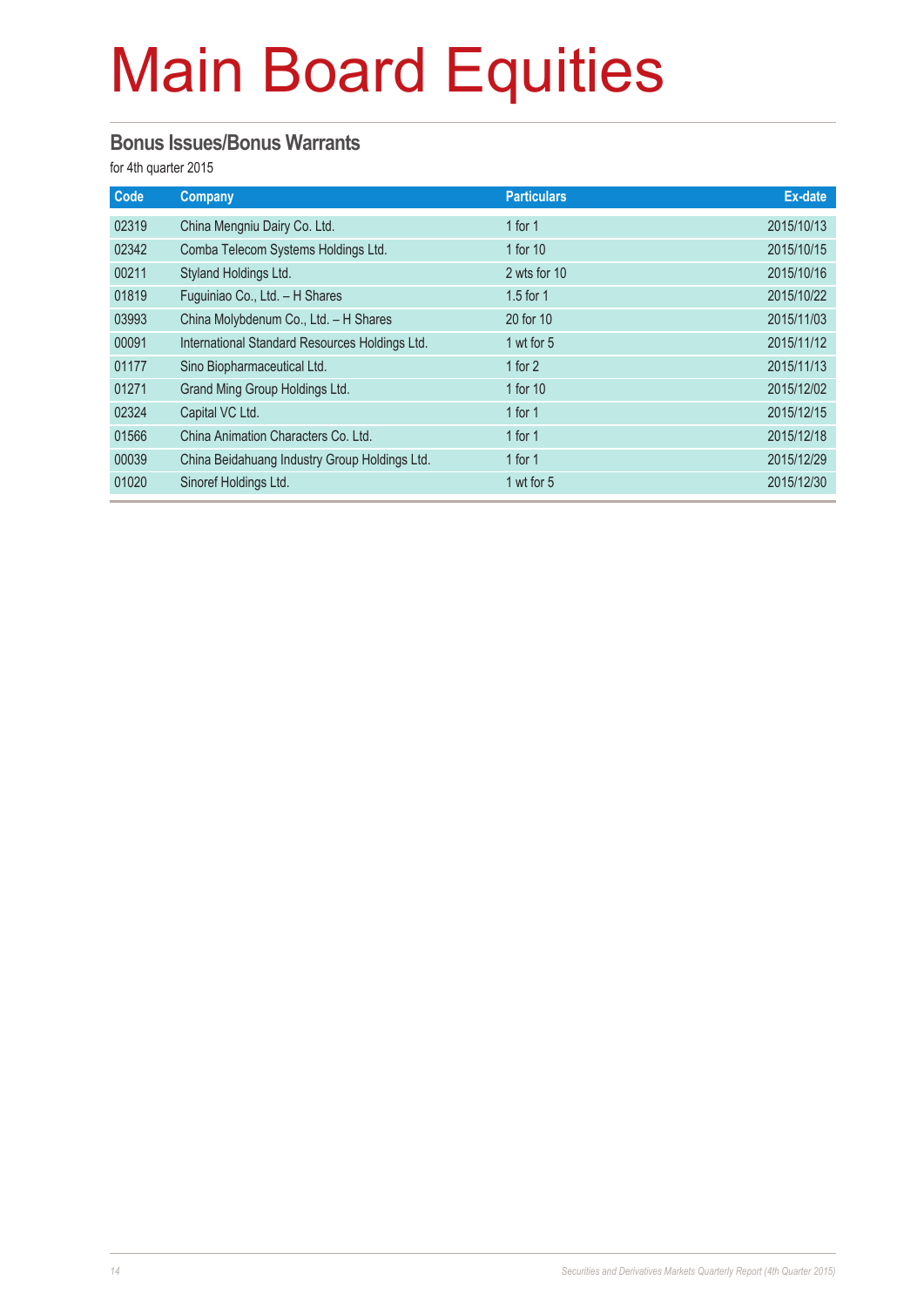# Main Board Equities

## Bonus Issues/Bonus Warrants

for 4th quarter 2015

| Code | Company | Particulars | Ex-date |
|---|---|---|---|
| 02319 | China Mengniu Dairy Co. Ltd. | 1 for 1 | 2015/10/13 |
| 02342 | Comba Telecom Systems Holdings Ltd. | 1 for 10 | 2015/10/15 |
| 00211 | Styland Holdings Ltd. | 2 wts for 10 | 2015/10/16 |
| 01819 | Fuguiniao Co., Ltd. – H Shares | 1.5 for 1 | 2015/10/22 |
| 03993 | China Molybdenum Co., Ltd. – H Shares | 20 for 10 | 2015/11/03 |
| 00091 | International Standard Resources Holdings Ltd. | 1 wt for 5 | 2015/11/12 |
| 01177 | Sino Biopharmaceutical Ltd. | 1 for 2 | 2015/11/13 |
| 01271 | Grand Ming Group Holdings Ltd. | 1 for 10 | 2015/12/02 |
| 02324 | Capital VC Ltd. | 1 for 1 | 2015/12/15 |
| 01566 | China Animation Characters Co. Ltd. | 1 for 1 | 2015/12/18 |
| 00039 | China Beidahuang Industry Group Holdings Ltd. | 1 for 1 | 2015/12/29 |
| 01020 | Sinoref Holdings Ltd. | 1 wt for 5 | 2015/12/30 |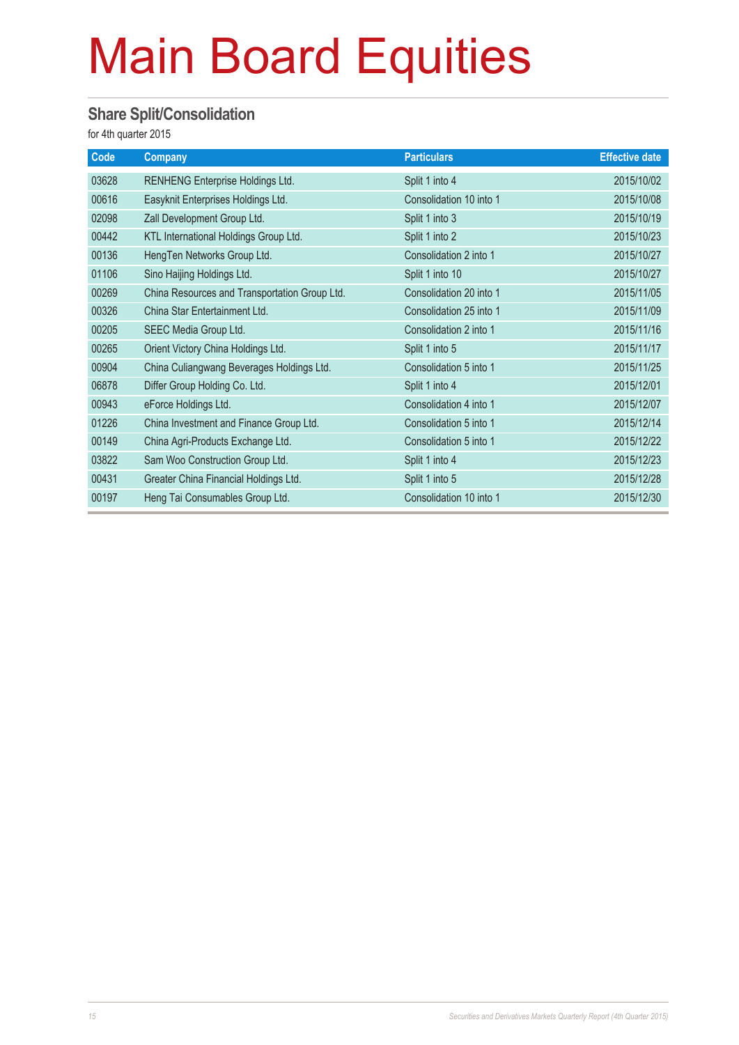# Main Board Equities

## Share Split/Consolidation

for 4th quarter 2015

| Code | Company | Particulars | Effective date |
|---|---|---|---|
| 03628 | RENHENG Enterprise Holdings Ltd. | Split 1 into 4 | 2015/10/02 |
| 00616 | Easyknit Enterprises Holdings Ltd. | Consolidation 10 into 1 | 2015/10/08 |
| 02098 | Zall Development Group Ltd. | Split 1 into 3 | 2015/10/19 |
| 00442 | KTL International Holdings Group Ltd. | Split 1 into 2 | 2015/10/23 |
| 00136 | HengTen Networks Group Ltd. | Consolidation 2 into 1 | 2015/10/27 |
| 01106 | Sino Haijing Holdings Ltd. | Split 1 into 10 | 2015/10/27 |
| 00269 | China Resources and Transportation Group Ltd. | Consolidation 20 into 1 | 2015/11/05 |
| 00326 | China Star Entertainment Ltd. | Consolidation 25 into 1 | 2015/11/09 |
| 00205 | SEEC Media Group Ltd. | Consolidation 2 into 1 | 2015/11/16 |
| 00265 | Orient Victory China Holdings Ltd. | Split 1 into 5 | 2015/11/17 |
| 00904 | China Culiangwang Beverages Holdings Ltd. | Consolidation 5 into 1 | 2015/11/25 |
| 06878 | Differ Group Holding Co. Ltd. | Split 1 into 4 | 2015/12/01 |
| 00943 | eForce Holdings Ltd. | Consolidation 4 into 1 | 2015/12/07 |
| 01226 | China Investment and Finance Group Ltd. | Consolidation 5 into 1 | 2015/12/14 |
| 00149 | China Agri-Products Exchange Ltd. | Consolidation 5 into 1 | 2015/12/22 |
| 03822 | Sam Woo Construction Group Ltd. | Split 1 into 4 | 2015/12/23 |
| 00431 | Greater China Financial Holdings Ltd. | Split 1 into 5 | 2015/12/28 |
| 00197 | Heng Tai Consumables Group Ltd. | Consolidation 10 into 1 | 2015/12/30 |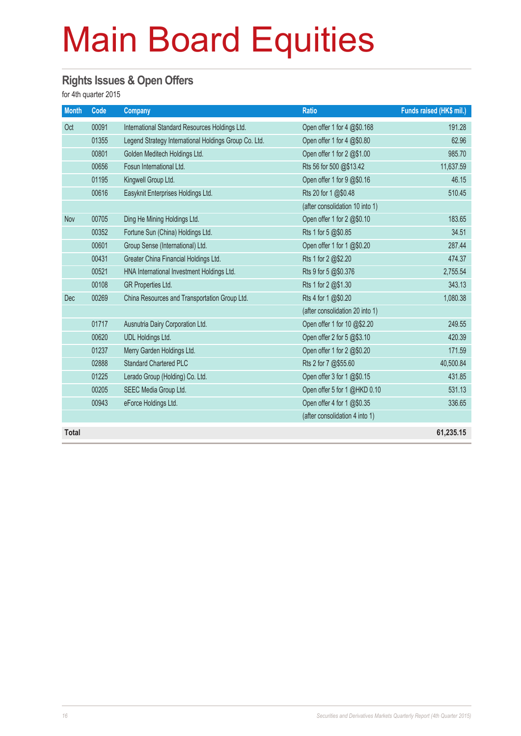# Main Board Equities

## Rights Issues & Open Offers

for 4th quarter 2015

| Month | Code | Company | Ratio | Funds raised (HK$ mil.) |
|---|---|---|---|---|
| Oct | 00091 | International Standard Resources Holdings Ltd. | Open offer 1 for 4 @$0.168 | 191.28 |
| | 01355 | Legend Strategy International Holdings Group Co. Ltd. | Open offer 1 for 4 @$0.80 | 62.96 |
| | 00801 | Golden Meditech Holdings Ltd. | Open offer 1 for 2 @$1.00 | 985.70 |
| | 00656 | Fosun International Ltd. | Rts 56 for 500 @$13.42 | 11,637.59 |
| | 01195 | Kingwell Group Ltd. | Open offer 1 for 9 @$0.16 | 46.15 |
| | 00616 | Easyknit Enterprises Holdings Ltd. | Rts 20 for 1 @$0.48 | 510.45 |
| | | | (after consolidation 10 into 1) | |
| Nov | 00705 | Ding He Mining Holdings Ltd. | Open offer 1 for 2 @$0.10 | 183.65 |
| | 00352 | Fortune Sun (China) Holdings Ltd. | Rts 1 for 5 @$0.85 | 34.51 |
| | 00601 | Group Sense (International) Ltd. | Open offer 1 for 1 @$0.20 | 287.44 |
| | 00431 | Greater China Financial Holdings Ltd. | Rts 1 for 2 @$2.20 | 474.37 |
| | 00521 | HNA International Investment Holdings Ltd. | Rts 9 for 5 @$0.376 | 2,755.54 |
| | 00108 | GR Properties Ltd. | Rts 1 for 2 @$1.30 | 343.13 |
| Dec | 00269 | China Resources and Transportation Group Ltd. | Rts 4 for 1 @$0.20 | 1,080.38 |
| | | | (after consolidation 20 into 1) | |
| | 01717 | Ausnutria Dairy Corporation Ltd. | Open offer 1 for 10 @$2.20 | 249.55 |
| | 00620 | UDL Holdings Ltd. | Open offer 2 for 5 @$3.10 | 420.39 |
| | 01237 | Merry Garden Holdings Ltd. | Open offer 1 for 2 @$0.20 | 171.59 |
| | 02888 | Standard Chartered PLC | Rts 2 for 7 @$55.60 | 40,500.84 |
| | 01225 | Lerado Group (Holding) Co. Ltd. | Open offer 3 for 1 @$0.15 | 431.85 |
| | 00205 | SEEC Media Group Ltd. | Open offer 5 for 1 @HKD 0.10 | 531.13 |
| | 00943 | eForce Holdings Ltd. | Open offer 4 for 1 @$0.35 | 336.65 |
| | | | (after consolidation 4 into 1) | |
| **Total** | | | | **61,235.15** |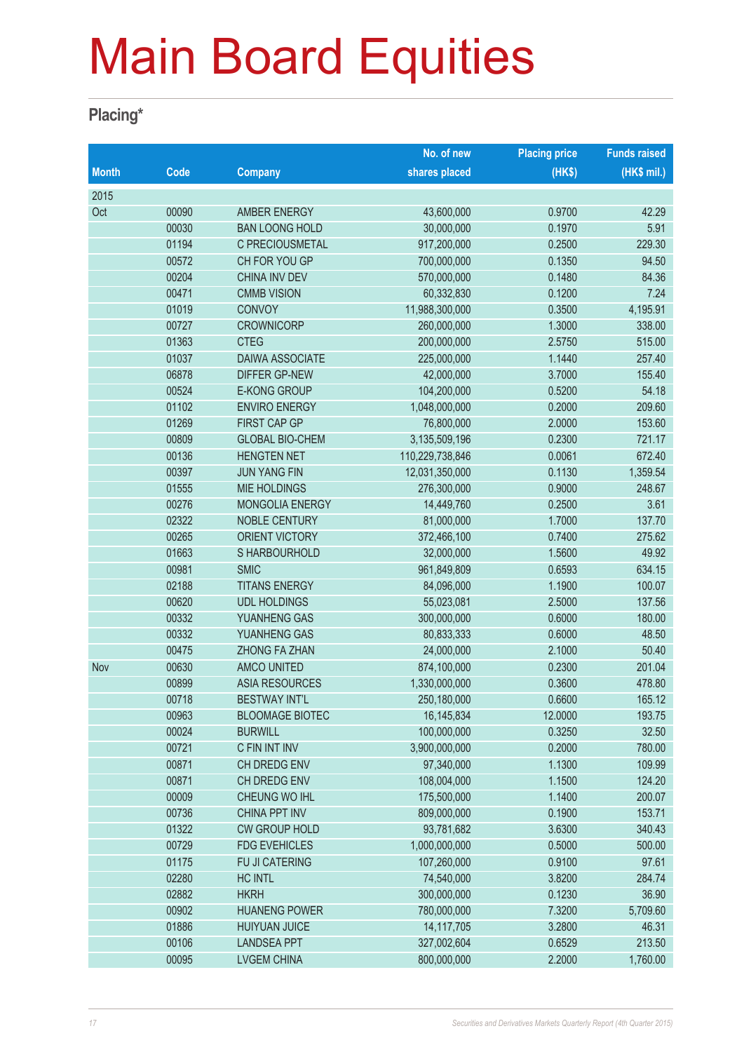# Main Board Equities

## Placing*

| Month | Code | Company | No. of new shares placed | Placing price (HK$) | Funds raised (HK$ mil.) |
|---|---|---|---|---|---|
| 2015 | | | | | |
| Oct | 00090 | AMBER ENERGY | 43,600,000 | 0.9700 | 42.29 |
| | 00030 | BAN LOONG HOLD | 30,000,000 | 0.1970 | 5.91 |
| | 01194 | C PRECIOUSMETAL | 917,200,000 | 0.2500 | 229.30 |
| | 00572 | CH FOR YOU GP | 700,000,000 | 0.1350 | 94.50 |
| | 00204 | CHINA INV DEV | 570,000,000 | 0.1480 | 84.36 |
| | 00471 | CMMB VISION | 60,332,830 | 0.1200 | 7.24 |
| | 01019 | CONVOY | 11,988,300,000 | 0.3500 | 4,195.91 |
| | 00727 | CROWNICORP | 260,000,000 | 1.3000 | 338.00 |
| | 01363 | CTEG | 200,000,000 | 2.5750 | 515.00 |
| | 01037 | DAIWA ASSOCIATE | 225,000,000 | 1.1440 | 257.40 |
| | 06878 | DIFFER GP-NEW | 42,000,000 | 3.7000 | 155.40 |
| | 00524 | E-KONG GROUP | 104,200,000 | 0.5200 | 54.18 |
| | 01102 | ENVIRO ENERGY | 1,048,000,000 | 0.2000 | 209.60 |
| | 01269 | FIRST CAP GP | 76,800,000 | 2.0000 | 153.60 |
| | 00809 | GLOBAL BIO-CHEM | 3,135,509,196 | 0.2300 | 721.17 |
| | 00136 | HENGTEN NET | 110,229,738,846 | 0.0061 | 672.40 |
| | 00397 | JUN YANG FIN | 12,031,350,000 | 0.1130 | 1,359.54 |
| | 01555 | MIE HOLDINGS | 276,300,000 | 0.9000 | 248.67 |
| | 00276 | MONGOLIA ENERGY | 14,449,760 | 0.2500 | 3.61 |
| | 02322 | NOBLE CENTURY | 81,000,000 | 1.7000 | 137.70 |
| | 00265 | ORIENT VICTORY | 372,466,100 | 0.7400 | 275.62 |
| | 01663 | S HARBOURHOLD | 32,000,000 | 1.5600 | 49.92 |
| | 00981 | SMIC | 961,849,809 | 0.6593 | 634.15 |
| | 02188 | TITANS ENERGY | 84,096,000 | 1.1900 | 100.07 |
| | 00620 | UDL HOLDINGS | 55,023,081 | 2.5000 | 137.56 |
| | 00332 | YUANHENG GAS | 300,000,000 | 0.6000 | 180.00 |
| | 00332 | YUANHENG GAS | 80,833,333 | 0.6000 | 48.50 |
| | 00475 | ZHONG FA ZHAN | 24,000,000 | 2.1000 | 50.40 |
| Nov | 00630 | AMCO UNITED | 874,100,000 | 0.2300 | 201.04 |
| | 00899 | ASIA RESOURCES | 1,330,000,000 | 0.3600 | 478.80 |
| | 00718 | BESTWAY INT'L | 250,180,000 | 0.6600 | 165.12 |
| | 00963 | BLOOMAGE BIOTEC | 16,145,834 | 12.0000 | 193.75 |
| | 00024 | BURWILL | 100,000,000 | 0.3250 | 32.50 |
| | 00721 | C FIN INT INV | 3,900,000,000 | 0.2000 | 780.00 |
| | 00871 | CH DREDG ENV | 97,340,000 | 1.1300 | 109.99 |
| | 00871 | CH DREDG ENV | 108,004,000 | 1.1500 | 124.20 |
| | 00009 | CHEUNG WO IHL | 175,500,000 | 1.1400 | 200.07 |
| | 00736 | CHINA PPT INV | 809,000,000 | 0.1900 | 153.71 |
| | 01322 | CW GROUP HOLD | 93,781,682 | 3.6300 | 340.43 |
| | 00729 | FDG EVEHICLES | 1,000,000,000 | 0.5000 | 500.00 |
| | 01175 | FU JI CATERING | 107,260,000 | 0.9100 | 97.61 |
| | 02280 | HC INTL | 74,540,000 | 3.8200 | 284.74 |
| | 02882 | HKRH | 300,000,000 | 0.1230 | 36.90 |
| | 00902 | HUANENG POWER | 780,000,000 | 7.3200 | 5,709.60 |
| | 01886 | HUIYUAN JUICE | 14,117,705 | 3.2800 | 46.31 |
| | 00106 | LANDSEA PPT | 327,002,604 | 0.6529 | 213.50 |
| | 00095 | LVGEM CHINA | 800,000,000 | 2.2000 | 1,760.00 |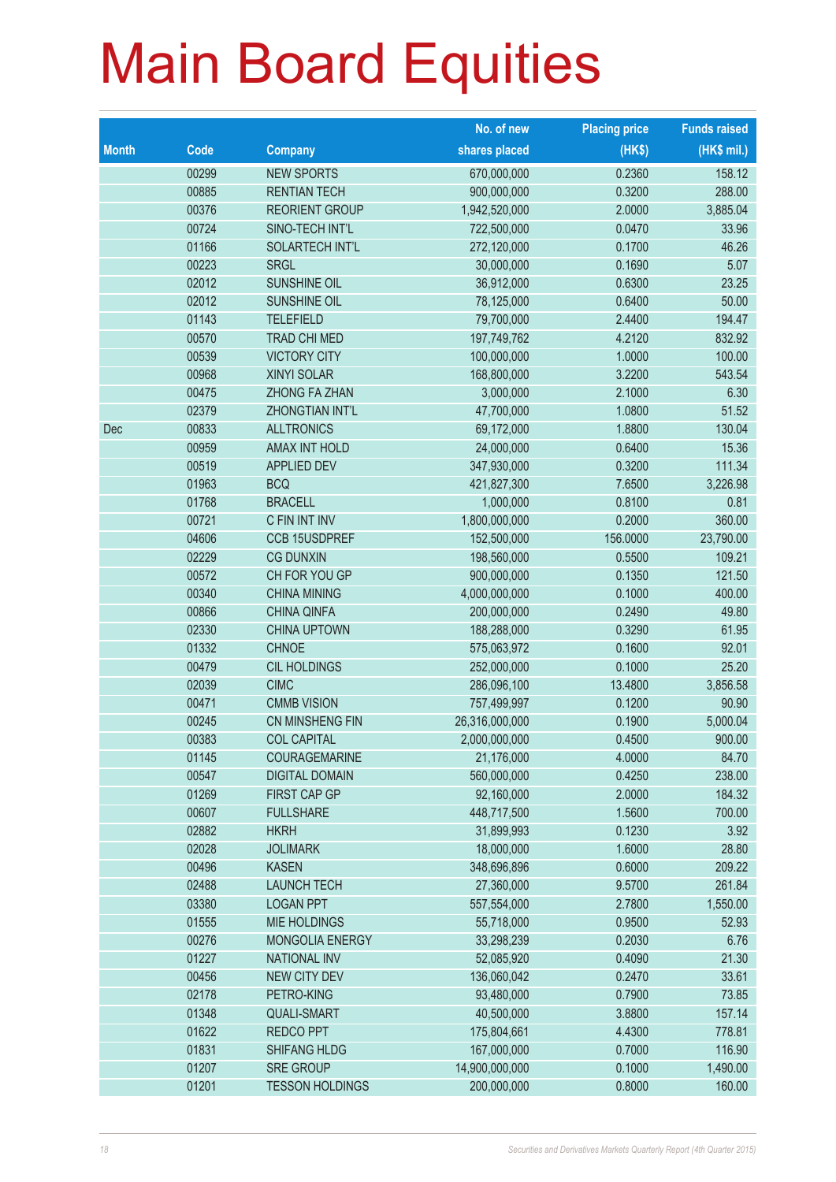# Main Board Equities

| Month | Code | Company | No. of new shares placed | Placing price (HK$) | Funds raised (HK$ mil.) |
|---|---|---|---|---|---|
| | 00299 | NEW SPORTS | 670,000,000 | 0.2360 | 158.12 |
| | 00885 | RENTIAN TECH | 900,000,000 | 0.3200 | 288.00 |
| | 00376 | REORIENT GROUP | 1,942,520,000 | 2.0000 | 3,885.04 |
| | 00724 | SINO-TECH INT'L | 722,500,000 | 0.0470 | 33.96 |
| | 01166 | SOLARTECH INT'L | 272,120,000 | 0.1700 | 46.26 |
| | 00223 | SRGL | 30,000,000 | 0.1690 | 5.07 |
| | 02012 | SUNSHINE OIL | 36,912,000 | 0.6300 | 23.25 |
| | 02012 | SUNSHINE OIL | 78,125,000 | 0.6400 | 50.00 |
| | 01143 | TELEFIELD | 79,700,000 | 2.4400 | 194.47 |
| | 00570 | TRAD CHI MED | 197,749,762 | 4.2120 | 832.92 |
| | 00539 | VICTORY CITY | 100,000,000 | 1.0000 | 100.00 |
| | 00968 | XINYI SOLAR | 168,800,000 | 3.2200 | 543.54 |
| | 00475 | ZHONG FA ZHAN | 3,000,000 | 2.1000 | 6.30 |
| | 02379 | ZHONGTIAN INT'L | 47,700,000 | 1.0800 | 51.52 |
| Dec | 00833 | ALLTRONICS | 69,172,000 | 1.8800 | 130.04 |
| | 00959 | AMAX INT HOLD | 24,000,000 | 0.6400 | 15.36 |
| | 00519 | APPLIED DEV | 347,930,000 | 0.3200 | 111.34 |
| | 01963 | BCQ | 421,827,300 | 7.6500 | 3,226.98 |
| | 01768 | BRACELL | 1,000,000 | 0.8100 | 0.81 |
| | 00721 | C FIN INT INV | 1,800,000,000 | 0.2000 | 360.00 |
| | 04606 | CCB 15USDPREF | 152,500,000 | 156.0000 | 23,790.00 |
| | 02229 | CG DUNXIN | 198,560,000 | 0.5500 | 109.21 |
| | 00572 | CH FOR YOU GP | 900,000,000 | 0.1350 | 121.50 |
| | 00340 | CHINA MINING | 4,000,000,000 | 0.1000 | 400.00 |
| | 00866 | CHINA QINFA | 200,000,000 | 0.2490 | 49.80 |
| | 02330 | CHINA UPTOWN | 188,288,000 | 0.3290 | 61.95 |
| | 01332 | CHNOE | 575,063,972 | 0.1600 | 92.01 |
| | 00479 | CIL HOLDINGS | 252,000,000 | 0.1000 | 25.20 |
| | 02039 | CIMC | 286,096,100 | 13.4800 | 3,856.58 |
| | 00471 | CMMB VISION | 757,499,997 | 0.1200 | 90.90 |
| | 00245 | CN MINSHENG FIN | 26,316,000,000 | 0.1900 | 5,000.04 |
| | 00383 | COL CAPITAL | 2,000,000,000 | 0.4500 | 900.00 |
| | 01145 | COURAGEMARINE | 21,176,000 | 4.0000 | 84.70 |
| | 00547 | DIGITAL DOMAIN | 560,000,000 | 0.4250 | 238.00 |
| | 01269 | FIRST CAP GP | 92,160,000 | 2.0000 | 184.32 |
| | 00607 | FULLSHARE | 448,717,500 | 1.5600 | 700.00 |
| | 02882 | HKRH | 31,899,993 | 0.1230 | 3.92 |
| | 02028 | JOLIMARK | 18,000,000 | 1.6000 | 28.80 |
| | 00496 | KASEN | 348,696,896 | 0.6000 | 209.22 |
| | 02488 | LAUNCH TECH | 27,360,000 | 9.5700 | 261.84 |
| | 03380 | LOGAN PPT | 557,554,000 | 2.7800 | 1,550.00 |
| | 01555 | MIE HOLDINGS | 55,718,000 | 0.9500 | 52.93 |
| | 00276 | MONGOLIA ENERGY | 33,298,239 | 0.2030 | 6.76 |
| | 01227 | NATIONAL INV | 52,085,920 | 0.4090 | 21.30 |
| | 00456 | NEW CITY DEV | 136,060,042 | 0.2470 | 33.61 |
| | 02178 | PETRO-KING | 93,480,000 | 0.7900 | 73.85 |
| | 01348 | QUALI-SMART | 40,500,000 | 3.8800 | 157.14 |
| | 01622 | REDCO PPT | 175,804,661 | 4.4300 | 778.81 |
| | 01831 | SHIFANG HLDG | 167,000,000 | 0.7000 | 116.90 |
| | 01207 | SRE GROUP | 14,900,000,000 | 0.1000 | 1,490.00 |
| | 01201 | TESSON HOLDINGS | 200,000,000 | 0.8000 | 160.00 |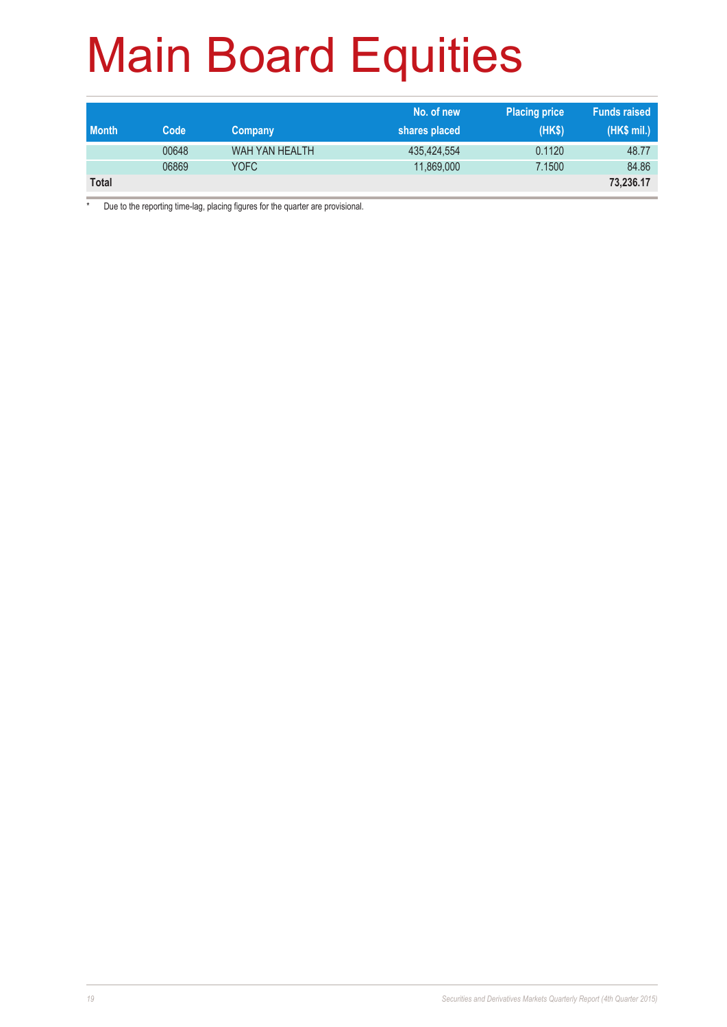# Main Board Equities

| Month | Code | Company | No. of new shares placed | Placing price (HK$) | Funds raised (HK$ mil.) |
|---|---|---|---|---|---|
| | 00648 | WAH YAN HEALTH | 435,424,554 | 0.1120 | 48.77 |
| | 06869 | YOFC | 11,869,000 | 7.1500 | 84.86 |
| **Total** | | | | | **73,236.17** |

* Due to the reporting time-lag, placing figures for the quarter are provisional.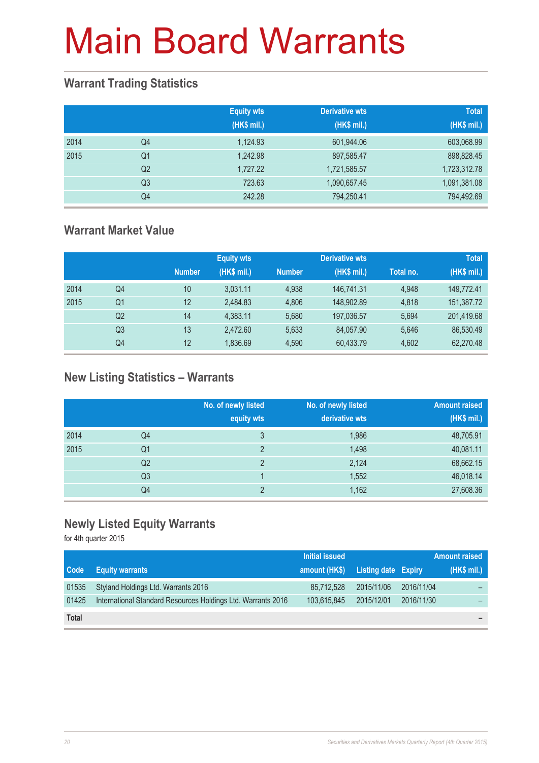# Main Board Warrants

## Warrant Trading Statistics

| | | Equity wts (HK$ mil.) | Derivative wts (HK$ mil.) | Total (HK$ mil.) |
|---|---|---|---|---|
| 2014 | Q4 | 1,124.93 | 601,944.06 | 603,068.99 |
| 2015 | Q1 | 1,242.98 | 897,585.47 | 898,828.45 |
| | Q2 | 1,727.22 | 1,721,585.57 | 1,723,312.78 |
| | Q3 | 723.63 | 1,090,657.45 | 1,091,381.08 |
| | Q4 | 242.28 | 794,250.41 | 794,492.69 |

## Warrant Market Value

| | | Equity wts | | Derivative wts | | Total | |
|---|---|---|---|---|---|---|---|
| | | Number | (HK$ mil.) | Number | (HK$ mil.) | Total no. | (HK$ mil.) |
| 2014 | Q4 | 10 | 3,031.11 | 4,938 | 146,741.31 | 4,948 | 149,772.41 |
| 2015 | Q1 | 12 | 2,484.83 | 4,806 | 148,902.89 | 4,818 | 151,387.72 |
| | Q2 | 14 | 4,383.11 | 5,680 | 197,036.57 | 5,694 | 201,419.68 |
| | Q3 | 13 | 2,472.60 | 5,633 | 84,057.90 | 5,646 | 86,530.49 |
| | Q4 | 12 | 1,836.69 | 4,590 | 60,433.79 | 4,602 | 62,270.48 |

## New Listing Statistics – Warrants

| | | No. of newly listed equity wts | No. of newly listed derivative wts | Amount raised (HK$ mil.) |
|---|---|---|---|---|
| 2014 | Q4 | 3 | 1,986 | 48,705.91 |
| 2015 | Q1 | 2 | 1,498 | 40,081.11 |
| | Q2 | 2 | 2,124 | 68,662.15 |
| | Q3 | 1 | 1,552 | 46,018.14 |
| | Q4 | 2 | 1,162 | 27,608.36 |

## Newly Listed Equity Warrants

for 4th quarter 2015

| Code | Equity warrants | Initial issued amount (HK$) | Listing date | Expiry | Amount raised (HK$ mil.) |
|---|---|---|---|---|---|
| 01535 | Styland Holdings Ltd. Warrants 2016 | 85,712,528 | 2015/11/06 | 2016/11/04 | – |
| 01425 | International Standard Resources Holdings Ltd. Warrants 2016 | 103,615,845 | 2015/12/01 | 2016/11/30 | – |
| **Total** | | | | | – |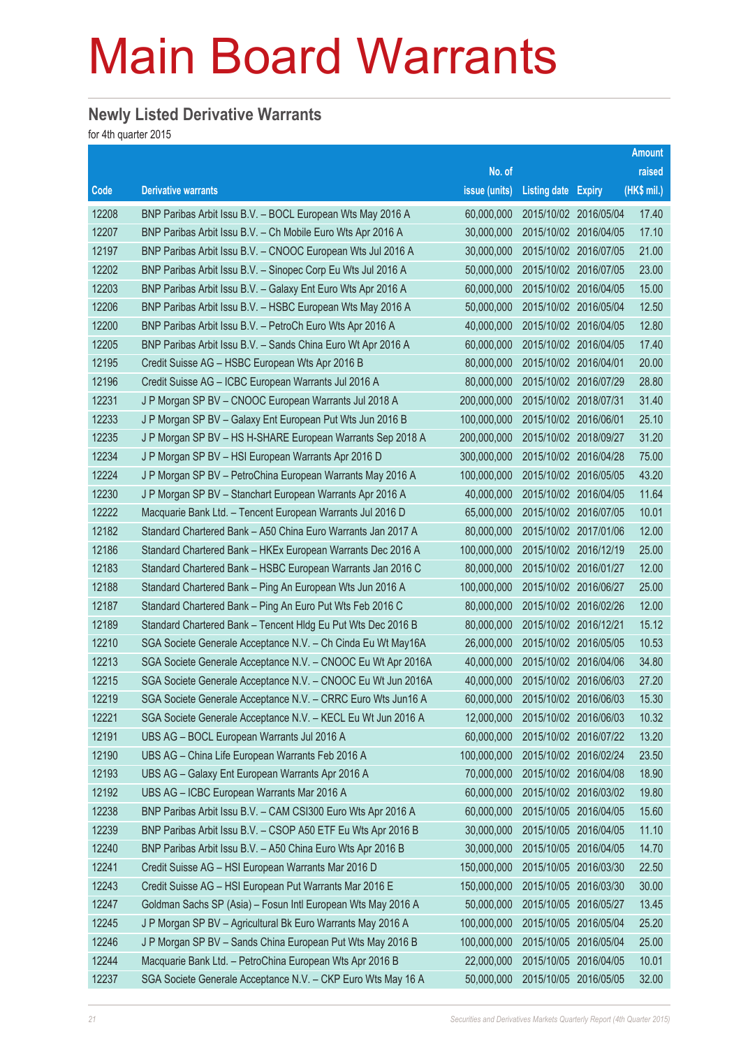# Main Board Warrants

## Newly Listed Derivative Warrants

for 4th quarter 2015

| Code | Derivative warrants | No. of issue (units) | Listing date | Expiry | Amount raised (HK$ mil.) |
|---|---|---|---|---|---|
| 12208 | BNP Paribas Arbit Issu B.V. – BOCL European Wts May 2016 A | 60,000,000 | 2015/10/02 | 2016/05/04 | 17.40 |
| 12207 | BNP Paribas Arbit Issu B.V. – Ch Mobile Euro Wts Apr 2016 A | 30,000,000 | 2015/10/02 | 2016/04/05 | 17.10 |
| 12197 | BNP Paribas Arbit Issu B.V. – CNOOC European Wts Jul 2016 A | 30,000,000 | 2015/10/02 | 2016/07/05 | 21.00 |
| 12202 | BNP Paribas Arbit Issu B.V. – Sinopec Corp Eu Wts Jul 2016 A | 50,000,000 | 2015/10/02 | 2016/07/05 | 23.00 |
| 12203 | BNP Paribas Arbit Issu B.V. – Galaxy Ent Euro Wts Apr 2016 A | 60,000,000 | 2015/10/02 | 2016/04/05 | 15.00 |
| 12206 | BNP Paribas Arbit Issu B.V. – HSBC European Wts May 2016 A | 50,000,000 | 2015/10/02 | 2016/05/04 | 12.50 |
| 12200 | BNP Paribas Arbit Issu B.V. – PetroCh Euro Wts Apr 2016 A | 40,000,000 | 2015/10/02 | 2016/04/05 | 12.80 |
| 12205 | BNP Paribas Arbit Issu B.V. – Sands China Euro Wt Apr 2016 A | 60,000,000 | 2015/10/02 | 2016/04/05 | 17.40 |
| 12195 | Credit Suisse AG – HSBC European Wts Apr 2016 B | 80,000,000 | 2015/10/02 | 2016/04/01 | 20.00 |
| 12196 | Credit Suisse AG – ICBC European Warrants Jul 2016 A | 80,000,000 | 2015/10/02 | 2016/07/29 | 28.80 |
| 12231 | J P Morgan SP BV – CNOOC European Warrants Jul 2018 A | 200,000,000 | 2015/10/02 | 2018/07/31 | 31.40 |
| 12233 | J P Morgan SP BV – Galaxy Ent European Put Wts Jun 2016 B | 100,000,000 | 2015/10/02 | 2016/06/01 | 25.10 |
| 12235 | J P Morgan SP BV – HS H-SHARE European Warrants Sep 2018 A | 200,000,000 | 2015/10/02 | 2018/09/27 | 31.20 |
| 12234 | J P Morgan SP BV – HSI European Warrants Apr 2016 D | 300,000,000 | 2015/10/02 | 2016/04/28 | 75.00 |
| 12224 | J P Morgan SP BV – PetroChina European Warrants May 2016 A | 100,000,000 | 2015/10/02 | 2016/05/05 | 43.20 |
| 12230 | J P Morgan SP BV – Stanchart European Warrants Apr 2016 A | 40,000,000 | 2015/10/02 | 2016/04/05 | 11.64 |
| 12222 | Macquarie Bank Ltd. – Tencent European Warrants Jul 2016 D | 65,000,000 | 2015/10/02 | 2016/07/05 | 10.01 |
| 12182 | Standard Chartered Bank – A50 China Euro Warrants Jan 2017 A | 80,000,000 | 2015/10/02 | 2017/01/06 | 12.00 |
| 12186 | Standard Chartered Bank – HKEx European Warrants Dec 2016 A | 100,000,000 | 2015/10/02 | 2016/12/19 | 25.00 |
| 12183 | Standard Chartered Bank – HSBC European Warrants Jan 2016 C | 80,000,000 | 2015/10/02 | 2016/01/27 | 12.00 |
| 12188 | Standard Chartered Bank – Ping An European Wts Jun 2016 A | 100,000,000 | 2015/10/02 | 2016/06/27 | 25.00 |
| 12187 | Standard Chartered Bank – Ping An Euro Put Wts Feb 2016 C | 80,000,000 | 2015/10/02 | 2016/02/26 | 12.00 |
| 12189 | Standard Chartered Bank – Tencent Hldg Eu Put Wts Dec 2016 B | 80,000,000 | 2015/10/02 | 2016/12/21 | 15.12 |
| 12210 | SGA Societe Generale Acceptance N.V. – Ch Cinda Eu Wt May16A | 26,000,000 | 2015/10/02 | 2016/05/05 | 10.53 |
| 12213 | SGA Societe Generale Acceptance N.V. – CNOOC Eu Wt Apr 2016A | 40,000,000 | 2015/10/02 | 2016/04/06 | 34.80 |
| 12215 | SGA Societe Generale Acceptance N.V. – CNOOC Eu Wt Jun 2016A | 40,000,000 | 2015/10/02 | 2016/06/03 | 27.20 |
| 12219 | SGA Societe Generale Acceptance N.V. – CRRC Euro Wts Jun16 A | 60,000,000 | 2015/10/02 | 2016/06/03 | 15.30 |
| 12221 | SGA Societe Generale Acceptance N.V. – KECL Eu Wt Jun 2016 A | 12,000,000 | 2015/10/02 | 2016/06/03 | 10.32 |
| 12191 | UBS AG – BOCL European Warrants Jul 2016 A | 60,000,000 | 2015/10/02 | 2016/07/22 | 13.20 |
| 12190 | UBS AG – China Life European Warrants Feb 2016 A | 100,000,000 | 2015/10/02 | 2016/02/24 | 23.50 |
| 12193 | UBS AG – Galaxy Ent European Warrants Apr 2016 A | 70,000,000 | 2015/10/02 | 2016/04/08 | 18.90 |
| 12192 | UBS AG – ICBC European Warrants Mar 2016 A | 60,000,000 | 2015/10/02 | 2016/03/02 | 19.80 |
| 12238 | BNP Paribas Arbit Issu B.V. – CAM CSI300 Euro Wts Apr 2016 A | 60,000,000 | 2015/10/05 | 2016/04/05 | 15.60 |
| 12239 | BNP Paribas Arbit Issu B.V. – CSOP A50 ETF Eu Wts Apr 2016 B | 30,000,000 | 2015/10/05 | 2016/04/05 | 11.10 |
| 12240 | BNP Paribas Arbit Issu B.V. – A50 China Euro Wts Apr 2016 B | 30,000,000 | 2015/10/05 | 2016/04/05 | 14.70 |
| 12241 | Credit Suisse AG – HSI European Warrants Mar 2016 D | 150,000,000 | 2015/10/05 | 2016/03/30 | 22.50 |
| 12243 | Credit Suisse AG – HSI European Put Warrants Mar 2016 E | 150,000,000 | 2015/10/05 | 2016/03/30 | 30.00 |
| 12247 | Goldman Sachs SP (Asia) – Fosun Intl European Wts May 2016 A | 50,000,000 | 2015/10/05 | 2016/05/27 | 13.45 |
| 12245 | J P Morgan SP BV – Agricultural Bk Euro Warrants May 2016 A | 100,000,000 | 2015/10/05 | 2016/05/04 | 25.20 |
| 12246 | J P Morgan SP BV – Sands China European Put Wts May 2016 B | 100,000,000 | 2015/10/05 | 2016/05/04 | 25.00 |
| 12244 | Macquarie Bank Ltd. – PetroChina European Wts Apr 2016 B | 22,000,000 | 2015/10/05 | 2016/04/05 | 10.01 |
| 12237 | SGA Societe Generale Acceptance N.V. – CKP Euro Wts May 16 A | 50,000,000 | 2015/10/05 | 2016/05/05 | 32.00 |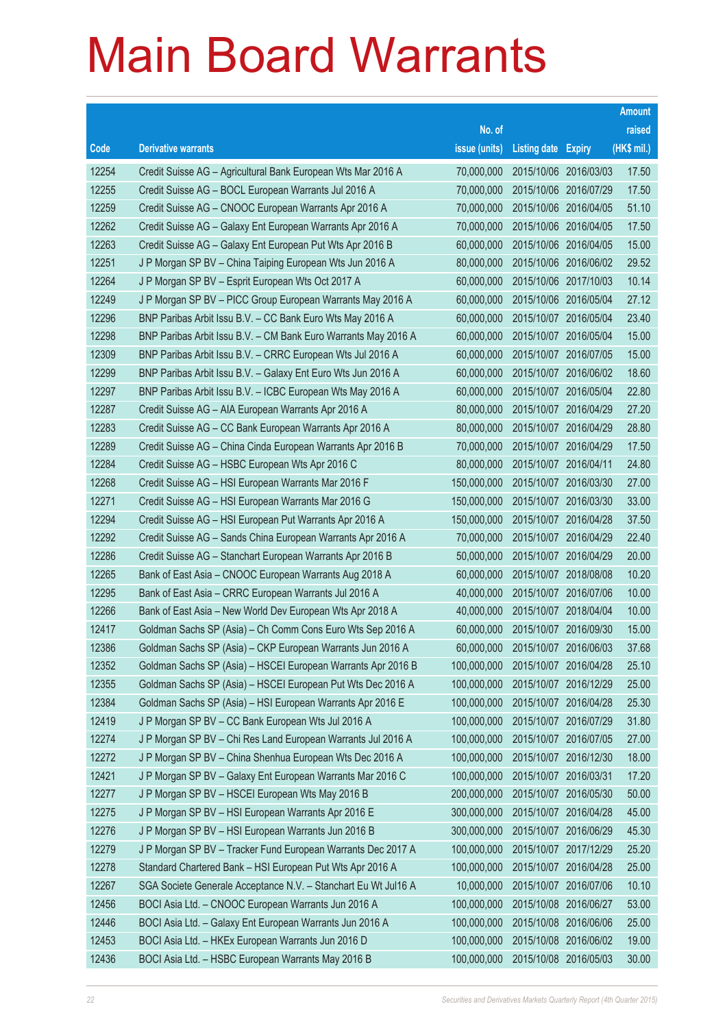# Main Board Warrants

| Code | Derivative warrants | No. of issue (units) | Listing date | Expiry | Amount raised (HK$ mil.) |
|---|---|---|---|---|---|
| 12254 | Credit Suisse AG – Agricultural Bank European Wts Mar 2016 A | 70,000,000 | 2015/10/06 | 2016/03/03 | 17.50 |
| 12255 | Credit Suisse AG – BOCL European Warrants Jul 2016 A | 70,000,000 | 2015/10/06 | 2016/07/29 | 17.50 |
| 12259 | Credit Suisse AG – CNOOC European Warrants Apr 2016 A | 70,000,000 | 2015/10/06 | 2016/04/05 | 51.10 |
| 12262 | Credit Suisse AG – Galaxy Ent European Warrants Apr 2016 A | 70,000,000 | 2015/10/06 | 2016/04/05 | 17.50 |
| 12263 | Credit Suisse AG – Galaxy Ent European Put Wts Apr 2016 B | 60,000,000 | 2015/10/06 | 2016/04/05 | 15.00 |
| 12251 | J P Morgan SP BV – China Taiping European Wts Jun 2016 A | 80,000,000 | 2015/10/06 | 2016/06/02 | 29.52 |
| 12264 | J P Morgan SP BV – Esprit European Wts Oct 2017 A | 60,000,000 | 2015/10/06 | 2017/10/03 | 10.14 |
| 12249 | J P Morgan SP BV – PICC Group European Warrants May 2016 A | 60,000,000 | 2015/10/06 | 2016/05/04 | 27.12 |
| 12296 | BNP Paribas Arbit Issu B.V. – CC Bank Euro Wts May 2016 A | 60,000,000 | 2015/10/07 | 2016/05/04 | 23.40 |
| 12298 | BNP Paribas Arbit Issu B.V. – CM Bank Euro Warrants May 2016 A | 60,000,000 | 2015/10/07 | 2016/05/04 | 15.00 |
| 12309 | BNP Paribas Arbit Issu B.V. – CRRC European Wts Jul 2016 A | 60,000,000 | 2015/10/07 | 2016/07/05 | 15.00 |
| 12299 | BNP Paribas Arbit Issu B.V. – Galaxy Ent Euro Wts Jun 2016 A | 60,000,000 | 2015/10/07 | 2016/06/02 | 18.60 |
| 12297 | BNP Paribas Arbit Issu B.V. – ICBC European Wts May 2016 A | 60,000,000 | 2015/10/07 | 2016/05/04 | 22.80 |
| 12287 | Credit Suisse AG – AIA European Warrants Apr 2016 A | 80,000,000 | 2015/10/07 | 2016/04/29 | 27.20 |
| 12283 | Credit Suisse AG – CC Bank European Warrants Apr 2016 A | 80,000,000 | 2015/10/07 | 2016/04/29 | 28.80 |
| 12289 | Credit Suisse AG – China Cinda European Warrants Apr 2016 B | 70,000,000 | 2015/10/07 | 2016/04/29 | 17.50 |
| 12284 | Credit Suisse AG – HSBC European Wts Apr 2016 C | 80,000,000 | 2015/10/07 | 2016/04/11 | 24.80 |
| 12268 | Credit Suisse AG – HSI European Warrants Mar 2016 F | 150,000,000 | 2015/10/07 | 2016/03/30 | 27.00 |
| 12271 | Credit Suisse AG – HSI European Warrants Mar 2016 G | 150,000,000 | 2015/10/07 | 2016/03/30 | 33.00 |
| 12294 | Credit Suisse AG – HSI European Put Warrants Apr 2016 A | 150,000,000 | 2015/10/07 | 2016/04/28 | 37.50 |
| 12292 | Credit Suisse AG – Sands China European Warrants Apr 2016 A | 70,000,000 | 2015/10/07 | 2016/04/29 | 22.40 |
| 12286 | Credit Suisse AG – Stanchart European Warrants Apr 2016 B | 50,000,000 | 2015/10/07 | 2016/04/29 | 20.00 |
| 12265 | Bank of East Asia – CNOOC European Warrants Aug 2018 A | 60,000,000 | 2015/10/07 | 2018/08/08 | 10.20 |
| 12295 | Bank of East Asia – CRRC European Warrants Jul 2016 A | 40,000,000 | 2015/10/07 | 2016/07/06 | 10.00 |
| 12266 | Bank of East Asia – New World Dev European Wts Apr 2018 A | 40,000,000 | 2015/10/07 | 2018/04/04 | 10.00 |
| 12417 | Goldman Sachs SP (Asia) – Ch Comm Cons Euro Wts Sep 2016 A | 60,000,000 | 2015/10/07 | 2016/09/30 | 15.00 |
| 12386 | Goldman Sachs SP (Asia) – CKP European Warrants Jun 2016 A | 60,000,000 | 2015/10/07 | 2016/06/03 | 37.68 |
| 12352 | Goldman Sachs SP (Asia) – HSCEI European Warrants Apr 2016 B | 100,000,000 | 2015/10/07 | 2016/04/28 | 25.10 |
| 12355 | Goldman Sachs SP (Asia) – HSCEI European Put Wts Dec 2016 A | 100,000,000 | 2015/10/07 | 2016/12/29 | 25.00 |
| 12384 | Goldman Sachs SP (Asia) – HSI European Warrants Apr 2016 E | 100,000,000 | 2015/10/07 | 2016/04/28 | 25.30 |
| 12419 | J P Morgan SP BV – CC Bank European Wts Jul 2016 A | 100,000,000 | 2015/10/07 | 2016/07/29 | 31.80 |
| 12274 | J P Morgan SP BV – Chi Res Land European Warrants Jul 2016 A | 100,000,000 | 2015/10/07 | 2016/07/05 | 27.00 |
| 12272 | J P Morgan SP BV – China Shenhua European Wts Dec 2016 A | 100,000,000 | 2015/10/07 | 2016/12/30 | 18.00 |
| 12421 | J P Morgan SP BV – Galaxy Ent European Warrants Mar 2016 C | 100,000,000 | 2015/10/07 | 2016/03/31 | 17.20 |
| 12277 | J P Morgan SP BV – HSCEI European Wts May 2016 B | 200,000,000 | 2015/10/07 | 2016/05/30 | 50.00 |
| 12275 | J P Morgan SP BV – HSI European Warrants Apr 2016 E | 300,000,000 | 2015/10/07 | 2016/04/28 | 45.00 |
| 12276 | J P Morgan SP BV – HSI European Warrants Jun 2016 B | 300,000,000 | 2015/10/07 | 2016/06/29 | 45.30 |
| 12279 | J P Morgan SP BV – Tracker Fund European Warrants Dec 2017 A | 100,000,000 | 2015/10/07 | 2017/12/29 | 25.20 |
| 12278 | Standard Chartered Bank – HSI European Put Wts Apr 2016 A | 100,000,000 | 2015/10/07 | 2016/04/28 | 25.00 |
| 12267 | SGA Societe Generale Acceptance N.V. – Stanchart Eu Wt Jul16 A | 10,000,000 | 2015/10/07 | 2016/07/06 | 10.10 |
| 12456 | BOCI Asia Ltd. – CNOOC European Warrants Jun 2016 A | 100,000,000 | 2015/10/08 | 2016/06/27 | 53.00 |
| 12446 | BOCI Asia Ltd. – Galaxy Ent European Warrants Jun 2016 A | 100,000,000 | 2015/10/08 | 2016/06/06 | 25.00 |
| 12453 | BOCI Asia Ltd. – HKEx European Warrants Jun 2016 D | 100,000,000 | 2015/10/08 | 2016/06/02 | 19.00 |
| 12436 | BOCI Asia Ltd. – HSBC European Warrants May 2016 B | 100,000,000 | 2015/10/08 | 2016/05/03 | 30.00 |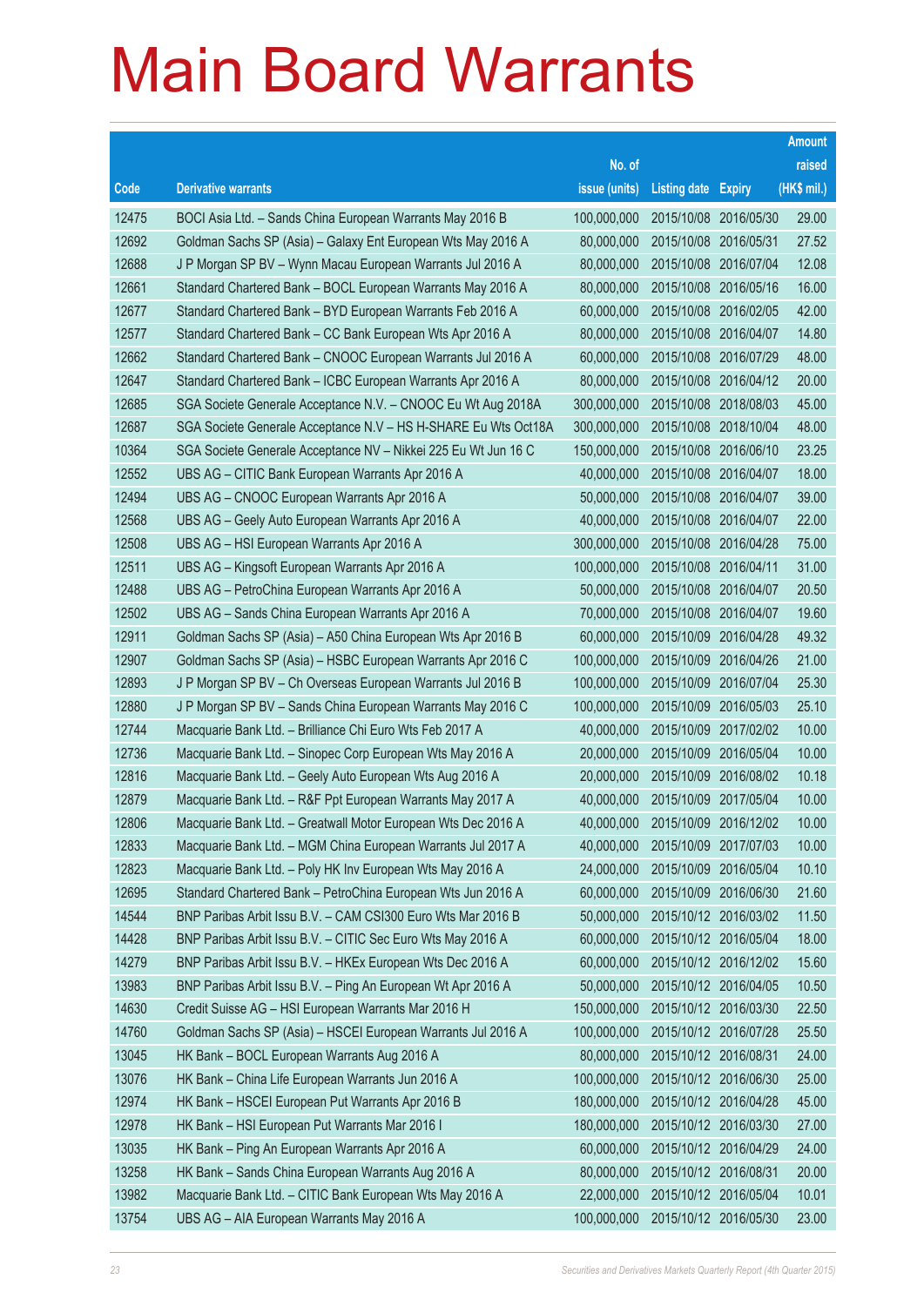# Main Board Warrants

| Code | Derivative warrants | No. of issue (units) | Listing date | Expiry | Amount raised (HK$ mil.) |
|---|---|---|---|---|---|
| 12475 | BOCI Asia Ltd. – Sands China European Warrants May 2016 B | 100,000,000 | 2015/10/08 | 2016/05/30 | 29.00 |
| 12692 | Goldman Sachs SP (Asia) – Galaxy Ent European Wts May 2016 A | 80,000,000 | 2015/10/08 | 2016/05/31 | 27.52 |
| 12688 | J P Morgan SP BV – Wynn Macau European Warrants Jul 2016 A | 80,000,000 | 2015/10/08 | 2016/07/04 | 12.08 |
| 12661 | Standard Chartered Bank – BOCL European Warrants May 2016 A | 80,000,000 | 2015/10/08 | 2016/05/16 | 16.00 |
| 12677 | Standard Chartered Bank – BYD European Warrants Feb 2016 A | 60,000,000 | 2015/10/08 | 2016/02/05 | 42.00 |
| 12577 | Standard Chartered Bank – CC Bank European Wts Apr 2016 A | 80,000,000 | 2015/10/08 | 2016/04/07 | 14.80 |
| 12662 | Standard Chartered Bank – CNOOC European Warrants Jul 2016 A | 60,000,000 | 2015/10/08 | 2016/07/29 | 48.00 |
| 12647 | Standard Chartered Bank – ICBC European Warrants Apr 2016 A | 80,000,000 | 2015/10/08 | 2016/04/12 | 20.00 |
| 12685 | SGA Societe Generale Acceptance N.V. – CNOOC Eu Wt Aug 2018A | 300,000,000 | 2015/10/08 | 2018/08/03 | 45.00 |
| 12687 | SGA Societe Generale Acceptance N.V – HS H-SHARE Eu Wts Oct18A | 300,000,000 | 2015/10/08 | 2018/10/04 | 48.00 |
| 10364 | SGA Societe Generale Acceptance NV – Nikkei 225 Eu Wt Jun 16 C | 150,000,000 | 2015/10/08 | 2016/06/10 | 23.25 |
| 12552 | UBS AG – CITIC Bank European Warrants Apr 2016 A | 40,000,000 | 2015/10/08 | 2016/04/07 | 18.00 |
| 12494 | UBS AG – CNOOC European Warrants Apr 2016 A | 50,000,000 | 2015/10/08 | 2016/04/07 | 39.00 |
| 12568 | UBS AG – Geely Auto European Warrants Apr 2016 A | 40,000,000 | 2015/10/08 | 2016/04/07 | 22.00 |
| 12508 | UBS AG – HSI European Warrants Apr 2016 A | 300,000,000 | 2015/10/08 | 2016/04/28 | 75.00 |
| 12511 | UBS AG – Kingsoft European Warrants Apr 2016 A | 100,000,000 | 2015/10/08 | 2016/04/11 | 31.00 |
| 12488 | UBS AG – PetroChina European Warrants Apr 2016 A | 50,000,000 | 2015/10/08 | 2016/04/07 | 20.50 |
| 12502 | UBS AG – Sands China European Warrants Apr 2016 A | 70,000,000 | 2015/10/08 | 2016/04/07 | 19.60 |
| 12911 | Goldman Sachs SP (Asia) – A50 China European Wts Apr 2016 B | 60,000,000 | 2015/10/09 | 2016/04/28 | 49.32 |
| 12907 | Goldman Sachs SP (Asia) – HSBC European Warrants Apr 2016 C | 100,000,000 | 2015/10/09 | 2016/04/26 | 21.00 |
| 12893 | J P Morgan SP BV – Ch Overseas European Warrants Jul 2016 B | 100,000,000 | 2015/10/09 | 2016/07/04 | 25.30 |
| 12880 | J P Morgan SP BV – Sands China European Warrants May 2016 C | 100,000,000 | 2015/10/09 | 2016/05/03 | 25.10 |
| 12744 | Macquarie Bank Ltd. – Brilliance Chi Euro Wts Feb 2017 A | 40,000,000 | 2015/10/09 | 2017/02/02 | 10.00 |
| 12736 | Macquarie Bank Ltd. – Sinopec Corp European Wts May 2016 A | 20,000,000 | 2015/10/09 | 2016/05/04 | 10.00 |
| 12816 | Macquarie Bank Ltd. – Geely Auto European Wts Aug 2016 A | 20,000,000 | 2015/10/09 | 2016/08/02 | 10.18 |
| 12879 | Macquarie Bank Ltd. – R&F Ppt European Warrants May 2017 A | 40,000,000 | 2015/10/09 | 2017/05/04 | 10.00 |
| 12806 | Macquarie Bank Ltd. – Greatwall Motor European Wts Dec 2016 A | 40,000,000 | 2015/10/09 | 2016/12/02 | 10.00 |
| 12833 | Macquarie Bank Ltd. – MGM China European Warrants Jul 2017 A | 40,000,000 | 2015/10/09 | 2017/07/03 | 10.00 |
| 12823 | Macquarie Bank Ltd. – Poly HK Inv European Wts May 2016 A | 24,000,000 | 2015/10/09 | 2016/05/04 | 10.10 |
| 12695 | Standard Chartered Bank – PetroChina European Wts Jun 2016 A | 60,000,000 | 2015/10/09 | 2016/06/30 | 21.60 |
| 14544 | BNP Paribas Arbit Issu B.V. – CAM CSI300 Euro Wts Mar 2016 B | 50,000,000 | 2015/10/12 | 2016/03/02 | 11.50 |
| 14428 | BNP Paribas Arbit Issu B.V. – CITIC Sec Euro Wts May 2016 A | 60,000,000 | 2015/10/12 | 2016/05/04 | 18.00 |
| 14279 | BNP Paribas Arbit Issu B.V. – HKEx European Wts Dec 2016 A | 60,000,000 | 2015/10/12 | 2016/12/02 | 15.60 |
| 13983 | BNP Paribas Arbit Issu B.V. – Ping An European Wt Apr 2016 A | 50,000,000 | 2015/10/12 | 2016/04/05 | 10.50 |
| 14630 | Credit Suisse AG – HSI European Warrants Mar 2016 H | 150,000,000 | 2015/10/12 | 2016/03/30 | 22.50 |
| 14760 | Goldman Sachs SP (Asia) – HSCEI European Warrants Jul 2016 A | 100,000,000 | 2015/10/12 | 2016/07/28 | 25.50 |
| 13045 | HK Bank – BOCL European Warrants Aug 2016 A | 80,000,000 | 2015/10/12 | 2016/08/31 | 24.00 |
| 13076 | HK Bank – China Life European Warrants Jun 2016 A | 100,000,000 | 2015/10/12 | 2016/06/30 | 25.00 |
| 12974 | HK Bank – HSCEI European Put Warrants Apr 2016 B | 180,000,000 | 2015/10/12 | 2016/04/28 | 45.00 |
| 12978 | HK Bank – HSI European Put Warrants Mar 2016 I | 180,000,000 | 2015/10/12 | 2016/03/30 | 27.00 |
| 13035 | HK Bank – Ping An European Warrants Apr 2016 A | 60,000,000 | 2015/10/12 | 2016/04/29 | 24.00 |
| 13258 | HK Bank – Sands China European Warrants Aug 2016 A | 80,000,000 | 2015/10/12 | 2016/08/31 | 20.00 |
| 13982 | Macquarie Bank Ltd. – CITIC Bank European Wts May 2016 A | 22,000,000 | 2015/10/12 | 2016/05/04 | 10.01 |
| 13754 | UBS AG – AIA European Warrants May 2016 A | 100,000,000 | 2015/10/12 | 2016/05/30 | 23.00 |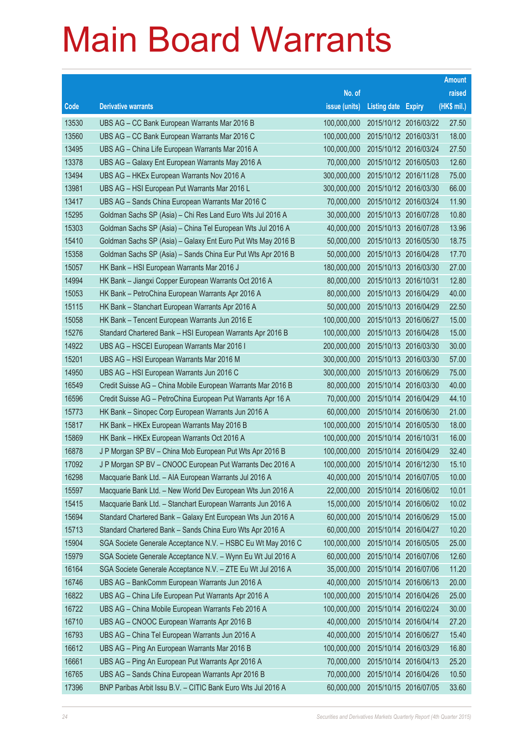# Main Board Warrants

| Code | Derivative warrants | No. of issue (units) | Listing date | Expiry | Amount raised (HK$ mil.) |
|---|---|---|---|---|---|
| 13530 | UBS AG – CC Bank European Warrants Mar 2016 B | 100,000,000 | 2015/10/12 | 2016/03/22 | 27.50 |
| 13560 | UBS AG – CC Bank European Warrants Mar 2016 C | 100,000,000 | 2015/10/12 | 2016/03/31 | 18.00 |
| 13495 | UBS AG – China Life European Warrants Mar 2016 A | 100,000,000 | 2015/10/12 | 2016/03/24 | 27.50 |
| 13378 | UBS AG – Galaxy Ent European Warrants May 2016 A | 70,000,000 | 2015/10/12 | 2016/05/03 | 12.60 |
| 13494 | UBS AG – HKEx European Warrants Nov 2016 A | 300,000,000 | 2015/10/12 | 2016/11/28 | 75.00 |
| 13981 | UBS AG – HSI European Put Warrants Mar 2016 L | 300,000,000 | 2015/10/12 | 2016/03/30 | 66.00 |
| 13417 | UBS AG – Sands China European Warrants Mar 2016 C | 70,000,000 | 2015/10/12 | 2016/03/24 | 11.90 |
| 15295 | Goldman Sachs SP (Asia) – Chi Res Land Euro Wts Jul 2016 A | 30,000,000 | 2015/10/13 | 2016/07/28 | 10.80 |
| 15303 | Goldman Sachs SP (Asia) – China Tel European Wts Jul 2016 A | 40,000,000 | 2015/10/13 | 2016/07/28 | 13.96 |
| 15410 | Goldman Sachs SP (Asia) – Galaxy Ent Euro Put Wts May 2016 B | 50,000,000 | 2015/10/13 | 2016/05/30 | 18.75 |
| 15358 | Goldman Sachs SP (Asia) – Sands China Eur Put Wts Apr 2016 B | 50,000,000 | 2015/10/13 | 2016/04/28 | 17.70 |
| 15057 | HK Bank – HSI European Warrants Mar 2016 J | 180,000,000 | 2015/10/13 | 2016/03/30 | 27.00 |
| 14994 | HK Bank – Jiangxi Copper European Warrants Oct 2016 A | 80,000,000 | 2015/10/13 | 2016/10/31 | 12.80 |
| 15053 | HK Bank – PetroChina European Warrants Apr 2016 A | 80,000,000 | 2015/10/13 | 2016/04/29 | 40.00 |
| 15115 | HK Bank – Stanchart European Warrants Apr 2016 A | 50,000,000 | 2015/10/13 | 2016/04/29 | 22.50 |
| 15058 | HK Bank – Tencent European Warrants Jun 2016 E | 100,000,000 | 2015/10/13 | 2016/06/27 | 15.00 |
| 15276 | Standard Chartered Bank – HSI European Warrants Apr 2016 B | 100,000,000 | 2015/10/13 | 2016/04/28 | 15.00 |
| 14922 | UBS AG – HSCEI European Warrants Mar 2016 I | 200,000,000 | 2015/10/13 | 2016/03/30 | 30.00 |
| 15201 | UBS AG – HSI European Warrants Mar 2016 M | 300,000,000 | 2015/10/13 | 2016/03/30 | 57.00 |
| 14950 | UBS AG – HSI European Warrants Jun 2016 C | 300,000,000 | 2015/10/13 | 2016/06/29 | 75.00 |
| 16549 | Credit Suisse AG – China Mobile European Warrants Mar 2016 B | 80,000,000 | 2015/10/14 | 2016/03/30 | 40.00 |
| 16596 | Credit Suisse AG – PetroChina European Put Warrants Apr 16 A | 70,000,000 | 2015/10/14 | 2016/04/29 | 44.10 |
| 15773 | HK Bank – Sinopec Corp European Warrants Jun 2016 A | 60,000,000 | 2015/10/14 | 2016/06/30 | 21.00 |
| 15817 | HK Bank – HKEx European Warrants May 2016 B | 100,000,000 | 2015/10/14 | 2016/05/30 | 18.00 |
| 15869 | HK Bank – HKEx European Warrants Oct 2016 A | 100,000,000 | 2015/10/14 | 2016/10/31 | 16.00 |
| 16878 | J P Morgan SP BV – China Mob European Put Wts Apr 2016 B | 100,000,000 | 2015/10/14 | 2016/04/29 | 32.40 |
| 17092 | J P Morgan SP BV – CNOOC European Put Warrants Dec 2016 A | 100,000,000 | 2015/10/14 | 2016/12/30 | 15.10 |
| 16298 | Macquarie Bank Ltd. – AIA European Warrants Jul 2016 A | 40,000,000 | 2015/10/14 | 2016/07/05 | 10.00 |
| 15597 | Macquarie Bank Ltd. – New World Dev European Wts Jun 2016 A | 22,000,000 | 2015/10/14 | 2016/06/02 | 10.01 |
| 15415 | Macquarie Bank Ltd. – Stanchart European Warrants Jun 2016 A | 15,000,000 | 2015/10/14 | 2016/06/02 | 10.02 |
| 15694 | Standard Chartered Bank – Galaxy Ent European Wts Jun 2016 A | 60,000,000 | 2015/10/14 | 2016/06/29 | 15.00 |
| 15713 | Standard Chartered Bank – Sands China Euro Wts Apr 2016 A | 60,000,000 | 2015/10/14 | 2016/04/27 | 10.20 |
| 15904 | SGA Societe Generale Acceptance N.V. – HSBC Eu Wt May 2016 C | 100,000,000 | 2015/10/14 | 2016/05/05 | 25.00 |
| 15979 | SGA Societe Generale Acceptance N.V. – Wynn Eu Wt Jul 2016 A | 60,000,000 | 2015/10/14 | 2016/07/06 | 12.60 |
| 16164 | SGA Societe Generale Acceptance N.V. – ZTE Eu Wt Jul 2016 A | 35,000,000 | 2015/10/14 | 2016/07/06 | 11.20 |
| 16746 | UBS AG – BankComm European Warrants Jun 2016 A | 40,000,000 | 2015/10/14 | 2016/06/13 | 20.00 |
| 16822 | UBS AG – China Life European Put Warrants Apr 2016 A | 100,000,000 | 2015/10/14 | 2016/04/26 | 25.00 |
| 16722 | UBS AG – China Mobile European Warrants Feb 2016 A | 100,000,000 | 2015/10/14 | 2016/02/24 | 30.00 |
| 16710 | UBS AG – CNOOC European Warrants Apr 2016 B | 40,000,000 | 2015/10/14 | 2016/04/14 | 27.20 |
| 16793 | UBS AG – China Tel European Warrants Jun 2016 A | 40,000,000 | 2015/10/14 | 2016/06/27 | 15.40 |
| 16612 | UBS AG – Ping An European Warrants Mar 2016 B | 100,000,000 | 2015/10/14 | 2016/03/29 | 16.80 |
| 16661 | UBS AG – Ping An European Put Warrants Apr 2016 A | 70,000,000 | 2015/10/14 | 2016/04/13 | 25.20 |
| 16765 | UBS AG – Sands China European Warrants Apr 2016 B | 70,000,000 | 2015/10/14 | 2016/04/26 | 10.50 |
| 17396 | BNP Paribas Arbit Issu B.V. – CITIC Bank Euro Wts Jul 2016 A | 60,000,000 | 2015/10/15 | 2016/07/05 | 33.60 |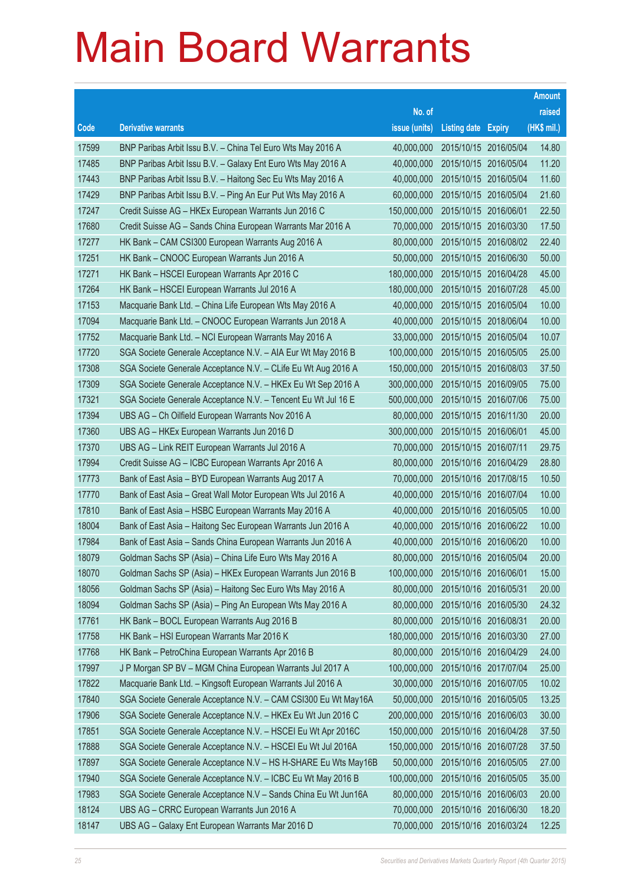# Main Board Warrants

| Code | Derivative warrants | No. of issue (units) | Listing date | Expiry | Amount raised (HK$ mil.) |
|---|---|---|---|---|---|
| 17599 | BNP Paribas Arbit Issu B.V. – China Tel Euro Wts May 2016 A | 40,000,000 | 2015/10/15 | 2016/05/04 | 14.80 |
| 17485 | BNP Paribas Arbit Issu B.V. – Galaxy Ent Euro Wts May 2016 A | 40,000,000 | 2015/10/15 | 2016/05/04 | 11.20 |
| 17443 | BNP Paribas Arbit Issu B.V. – Haitong Sec Eu Wts May 2016 A | 40,000,000 | 2015/10/15 | 2016/05/04 | 11.60 |
| 17429 | BNP Paribas Arbit Issu B.V. – Ping An Eur Put Wts May 2016 A | 60,000,000 | 2015/10/15 | 2016/05/04 | 21.60 |
| 17247 | Credit Suisse AG – HKEx European Warrants Jun 2016 C | 150,000,000 | 2015/10/15 | 2016/06/01 | 22.50 |
| 17680 | Credit Suisse AG – Sands China European Warrants Mar 2016 A | 70,000,000 | 2015/10/15 | 2016/03/30 | 17.50 |
| 17277 | HK Bank – CAM CSI300 European Warrants Aug 2016 A | 80,000,000 | 2015/10/15 | 2016/08/02 | 22.40 |
| 17251 | HK Bank – CNOOC European Warrants Jun 2016 A | 50,000,000 | 2015/10/15 | 2016/06/30 | 50.00 |
| 17271 | HK Bank – HSCEI European Warrants Apr 2016 C | 180,000,000 | 2015/10/15 | 2016/04/28 | 45.00 |
| 17264 | HK Bank – HSCEI European Warrants Jul 2016 A | 180,000,000 | 2015/10/15 | 2016/07/28 | 45.00 |
| 17153 | Macquarie Bank Ltd. – China Life European Wts May 2016 A | 40,000,000 | 2015/10/15 | 2016/05/04 | 10.00 |
| 17094 | Macquarie Bank Ltd. – CNOOC European Warrants Jun 2018 A | 40,000,000 | 2015/10/15 | 2018/06/04 | 10.00 |
| 17752 | Macquarie Bank Ltd. – NCI European Warrants May 2016 A | 33,000,000 | 2015/10/15 | 2016/05/04 | 10.07 |
| 17720 | SGA Societe Generale Acceptance N.V. – AIA Eur Wt May 2016 B | 100,000,000 | 2015/10/15 | 2016/05/05 | 25.00 |
| 17308 | SGA Societe Generale Acceptance N.V. – CLife Eu Wt Aug 2016 A | 150,000,000 | 2015/10/15 | 2016/08/03 | 37.50 |
| 17309 | SGA Societe Generale Acceptance N.V. – HKEx Eu Wt Sep 2016 A | 300,000,000 | 2015/10/15 | 2016/09/05 | 75.00 |
| 17321 | SGA Societe Generale Acceptance N.V. – Tencent Eu Wt Jul 16 E | 500,000,000 | 2015/10/15 | 2016/07/06 | 75.00 |
| 17394 | UBS AG – Ch Oilfield European Warrants Nov 2016 A | 80,000,000 | 2015/10/15 | 2016/11/30 | 20.00 |
| 17360 | UBS AG – HKEx European Warrants Jun 2016 D | 300,000,000 | 2015/10/15 | 2016/06/01 | 45.00 |
| 17370 | UBS AG – Link REIT European Warrants Jul 2016 A | 70,000,000 | 2015/10/15 | 2016/07/11 | 29.75 |
| 17994 | Credit Suisse AG – ICBC European Warrants Apr 2016 A | 80,000,000 | 2015/10/16 | 2016/04/29 | 28.80 |
| 17773 | Bank of East Asia – BYD European Warrants Aug 2017 A | 70,000,000 | 2015/10/16 | 2017/08/15 | 10.50 |
| 17770 | Bank of East Asia – Great Wall Motor European Wts Jul 2016 A | 40,000,000 | 2015/10/16 | 2016/07/04 | 10.00 |
| 17810 | Bank of East Asia – HSBC European Warrants May 2016 A | 40,000,000 | 2015/10/16 | 2016/05/05 | 10.00 |
| 18004 | Bank of East Asia – Haitong Sec European Warrants Jun 2016 A | 40,000,000 | 2015/10/16 | 2016/06/22 | 10.00 |
| 17984 | Bank of East Asia – Sands China European Warrants Jun 2016 A | 40,000,000 | 2015/10/16 | 2016/06/20 | 10.00 |
| 18079 | Goldman Sachs SP (Asia) – China Life Euro Wts May 2016 A | 80,000,000 | 2015/10/16 | 2016/05/04 | 20.00 |
| 18070 | Goldman Sachs SP (Asia) – HKEx European Warrants Jun 2016 B | 100,000,000 | 2015/10/16 | 2016/06/01 | 15.00 |
| 18056 | Goldman Sachs SP (Asia) – Haitong Sec Euro Wts May 2016 A | 80,000,000 | 2015/10/16 | 2016/05/31 | 20.00 |
| 18094 | Goldman Sachs SP (Asia) – Ping An European Wts May 2016 A | 80,000,000 | 2015/10/16 | 2016/05/30 | 24.32 |
| 17761 | HK Bank – BOCL European Warrants Aug 2016 B | 80,000,000 | 2015/10/16 | 2016/08/31 | 20.00 |
| 17758 | HK Bank – HSI European Warrants Mar 2016 K | 180,000,000 | 2015/10/16 | 2016/03/30 | 27.00 |
| 17768 | HK Bank – PetroChina European Warrants Apr 2016 B | 80,000,000 | 2015/10/16 | 2016/04/29 | 24.00 |
| 17997 | J P Morgan SP BV – MGM China European Warrants Jul 2017 A | 100,000,000 | 2015/10/16 | 2017/07/04 | 25.00 |
| 17822 | Macquarie Bank Ltd. – Kingsoft European Warrants Jul 2016 A | 30,000,000 | 2015/10/16 | 2016/07/05 | 10.02 |
| 17840 | SGA Societe Generale Acceptance N.V. – CAM CSI300 Eu Wt May16A | 50,000,000 | 2015/10/16 | 2016/05/05 | 13.25 |
| 17906 | SGA Societe Generale Acceptance N.V. – HKEx Eu Wt Jun 2016 C | 200,000,000 | 2015/10/16 | 2016/06/03 | 30.00 |
| 17851 | SGA Societe Generale Acceptance N.V. – HSCEI Eu Wt Apr 2016C | 150,000,000 | 2015/10/16 | 2016/04/28 | 37.50 |
| 17888 | SGA Societe Generale Acceptance N.V. – HSCEI Eu Wt Jul 2016A | 150,000,000 | 2015/10/16 | 2016/07/28 | 37.50 |
| 17897 | SGA Societe Generale Acceptance N.V – HS H-SHARE Eu Wts May16B | 50,000,000 | 2015/10/16 | 2016/05/05 | 27.00 |
| 17940 | SGA Societe Generale Acceptance N.V. – ICBC Eu Wt May 2016 B | 100,000,000 | 2015/10/16 | 2016/05/05 | 35.00 |
| 17983 | SGA Societe Generale Acceptance N.V – Sands China Eu Wt Jun16A | 80,000,000 | 2015/10/16 | 2016/06/03 | 20.00 |
| 18124 | UBS AG – CRRC European Warrants Jun 2016 A | 70,000,000 | 2015/10/16 | 2016/06/30 | 18.20 |
| 18147 | UBS AG – Galaxy Ent European Warrants Mar 2016 D | 70,000,000 | 2015/10/16 | 2016/03/24 | 12.25 |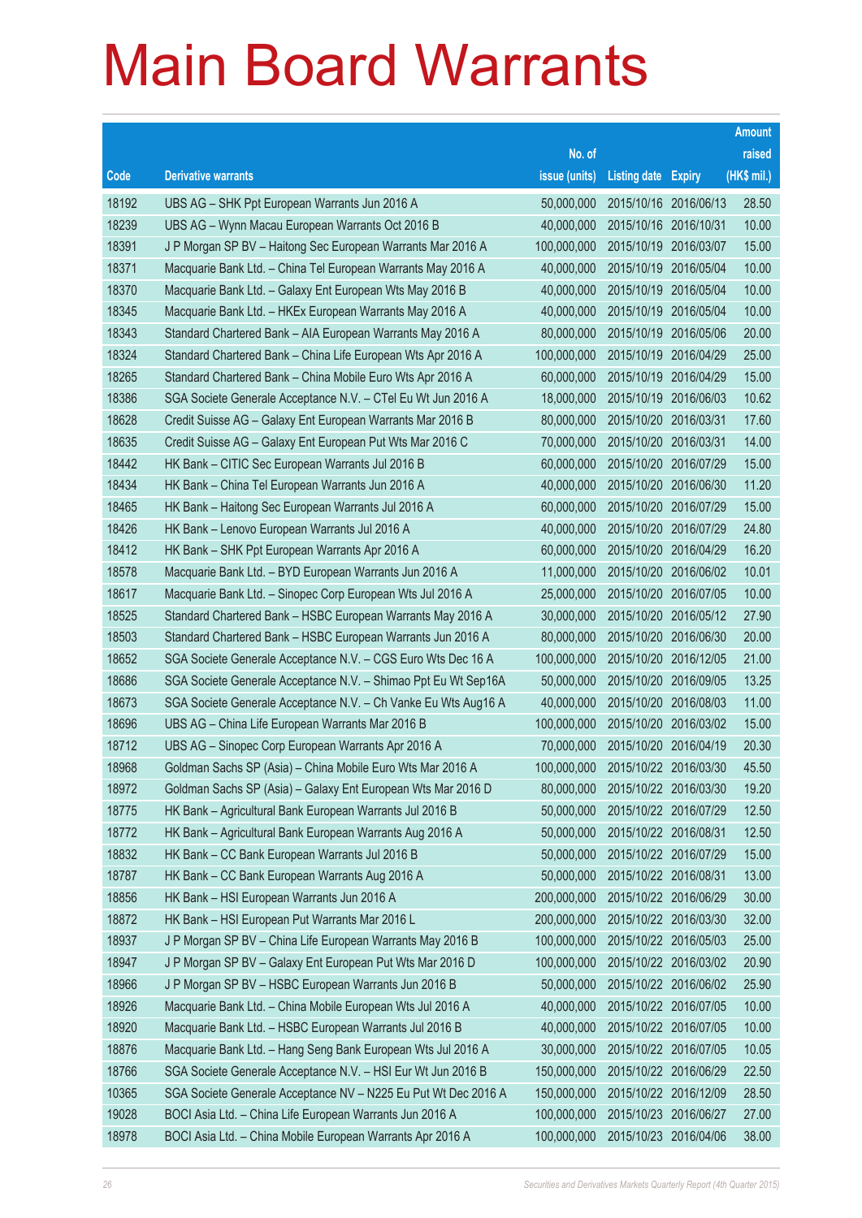# Main Board Warrants

| Code | Derivative warrants | No. of issue (units) | Listing date | Expiry | Amount raised (HK$ mil.) |
|---|---|---|---|---|---|
| 18192 | UBS AG – SHK Ppt European Warrants Jun 2016 A | 50,000,000 | 2015/10/16 | 2016/06/13 | 28.50 |
| 18239 | UBS AG – Wynn Macau European Warrants Oct 2016 B | 40,000,000 | 2015/10/16 | 2016/10/31 | 10.00 |
| 18391 | J P Morgan SP BV – Haitong Sec European Warrants Mar 2016 A | 100,000,000 | 2015/10/19 | 2016/03/07 | 15.00 |
| 18371 | Macquarie Bank Ltd. – China Tel European Warrants May 2016 A | 40,000,000 | 2015/10/19 | 2016/05/04 | 10.00 |
| 18370 | Macquarie Bank Ltd. – Galaxy Ent European Wts May 2016 B | 40,000,000 | 2015/10/19 | 2016/05/04 | 10.00 |
| 18345 | Macquarie Bank Ltd. – HKEx European Warrants May 2016 A | 40,000,000 | 2015/10/19 | 2016/05/04 | 10.00 |
| 18343 | Standard Chartered Bank – AIA European Warrants May 2016 A | 80,000,000 | 2015/10/19 | 2016/05/06 | 20.00 |
| 18324 | Standard Chartered Bank – China Life European Wts Apr 2016 A | 100,000,000 | 2015/10/19 | 2016/04/29 | 25.00 |
| 18265 | Standard Chartered Bank – China Mobile Euro Wts Apr 2016 A | 60,000,000 | 2015/10/19 | 2016/04/29 | 15.00 |
| 18386 | SGA Societe Generale Acceptance N.V. – CTel Eu Wt Jun 2016 A | 18,000,000 | 2015/10/19 | 2016/06/03 | 10.62 |
| 18628 | Credit Suisse AG – Galaxy Ent European Warrants Mar 2016 B | 80,000,000 | 2015/10/20 | 2016/03/31 | 17.60 |
| 18635 | Credit Suisse AG – Galaxy Ent European Put Wts Mar 2016 C | 70,000,000 | 2015/10/20 | 2016/03/31 | 14.00 |
| 18442 | HK Bank – CITIC Sec European Warrants Jul 2016 B | 60,000,000 | 2015/10/20 | 2016/07/29 | 15.00 |
| 18434 | HK Bank – China Tel European Warrants Jun 2016 A | 40,000,000 | 2015/10/20 | 2016/06/30 | 11.20 |
| 18465 | HK Bank – Haitong Sec European Warrants Jul 2016 A | 60,000,000 | 2015/10/20 | 2016/07/29 | 15.00 |
| 18426 | HK Bank – Lenovo European Warrants Jul 2016 A | 40,000,000 | 2015/10/20 | 2016/07/29 | 24.80 |
| 18412 | HK Bank – SHK Ppt European Warrants Apr 2016 A | 60,000,000 | 2015/10/20 | 2016/04/29 | 16.20 |
| 18578 | Macquarie Bank Ltd. – BYD European Warrants Jun 2016 A | 11,000,000 | 2015/10/20 | 2016/06/02 | 10.01 |
| 18617 | Macquarie Bank Ltd. – Sinopec Corp European Wts Jul 2016 A | 25,000,000 | 2015/10/20 | 2016/07/05 | 10.00 |
| 18525 | Standard Chartered Bank – HSBC European Warrants May 2016 A | 30,000,000 | 2015/10/20 | 2016/05/12 | 27.90 |
| 18503 | Standard Chartered Bank – HSBC European Warrants Jun 2016 A | 80,000,000 | 2015/10/20 | 2016/06/30 | 20.00 |
| 18652 | SGA Societe Generale Acceptance N.V. – CGS Euro Wts Dec 16 A | 100,000,000 | 2015/10/20 | 2016/12/05 | 21.00 |
| 18686 | SGA Societe Generale Acceptance N.V. – Shimao Ppt Eu Wt Sep16A | 50,000,000 | 2015/10/20 | 2016/09/05 | 13.25 |
| 18673 | SGA Societe Generale Acceptance N.V. – Ch Vanke Eu Wts Aug16 A | 40,000,000 | 2015/10/20 | 2016/08/03 | 11.00 |
| 18696 | UBS AG – China Life European Warrants Mar 2016 B | 100,000,000 | 2015/10/20 | 2016/03/02 | 15.00 |
| 18712 | UBS AG – Sinopec Corp European Warrants Apr 2016 A | 70,000,000 | 2015/10/20 | 2016/04/19 | 20.30 |
| 18968 | Goldman Sachs SP (Asia) – China Mobile Euro Wts Mar 2016 A | 100,000,000 | 2015/10/22 | 2016/03/30 | 45.50 |
| 18972 | Goldman Sachs SP (Asia) – Galaxy Ent European Wts Mar 2016 D | 80,000,000 | 2015/10/22 | 2016/03/30 | 19.20 |
| 18775 | HK Bank – Agricultural Bank European Warrants Jul 2016 B | 50,000,000 | 2015/10/22 | 2016/07/29 | 12.50 |
| 18772 | HK Bank – Agricultural Bank European Warrants Aug 2016 A | 50,000,000 | 2015/10/22 | 2016/08/31 | 12.50 |
| 18832 | HK Bank – CC Bank European Warrants Jul 2016 B | 50,000,000 | 2015/10/22 | 2016/07/29 | 15.00 |
| 18787 | HK Bank – CC Bank European Warrants Aug 2016 A | 50,000,000 | 2015/10/22 | 2016/08/31 | 13.00 |
| 18856 | HK Bank – HSI European Warrants Jun 2016 A | 200,000,000 | 2015/10/22 | 2016/06/29 | 30.00 |
| 18872 | HK Bank – HSI European Put Warrants Mar 2016 L | 200,000,000 | 2015/10/22 | 2016/03/30 | 32.00 |
| 18937 | J P Morgan SP BV – China Life European Warrants May 2016 B | 100,000,000 | 2015/10/22 | 2016/05/03 | 25.00 |
| 18947 | J P Morgan SP BV – Galaxy Ent European Put Wts Mar 2016 D | 100,000,000 | 2015/10/22 | 2016/03/02 | 20.90 |
| 18966 | J P Morgan SP BV – HSBC European Warrants Jun 2016 B | 50,000,000 | 2015/10/22 | 2016/06/02 | 25.90 |
| 18926 | Macquarie Bank Ltd. – China Mobile European Wts Jul 2016 A | 40,000,000 | 2015/10/22 | 2016/07/05 | 10.00 |
| 18920 | Macquarie Bank Ltd. – HSBC European Warrants Jul 2016 B | 40,000,000 | 2015/10/22 | 2016/07/05 | 10.00 |
| 18876 | Macquarie Bank Ltd. – Hang Seng Bank European Wts Jul 2016 A | 30,000,000 | 2015/10/22 | 2016/07/05 | 10.05 |
| 18766 | SGA Societe Generale Acceptance N.V. – HSI Eur Wt Jun 2016 B | 150,000,000 | 2015/10/22 | 2016/06/29 | 22.50 |
| 10365 | SGA Societe Generale Acceptance NV – N225 Eu Put Wt Dec 2016 A | 150,000,000 | 2015/10/22 | 2016/12/09 | 28.50 |
| 19028 | BOCI Asia Ltd. – China Life European Warrants Jun 2016 A | 100,000,000 | 2015/10/23 | 2016/06/27 | 27.00 |
| 18978 | BOCI Asia Ltd. – China Mobile European Warrants Apr 2016 A | 100,000,000 | 2015/10/23 | 2016/04/06 | 38.00 |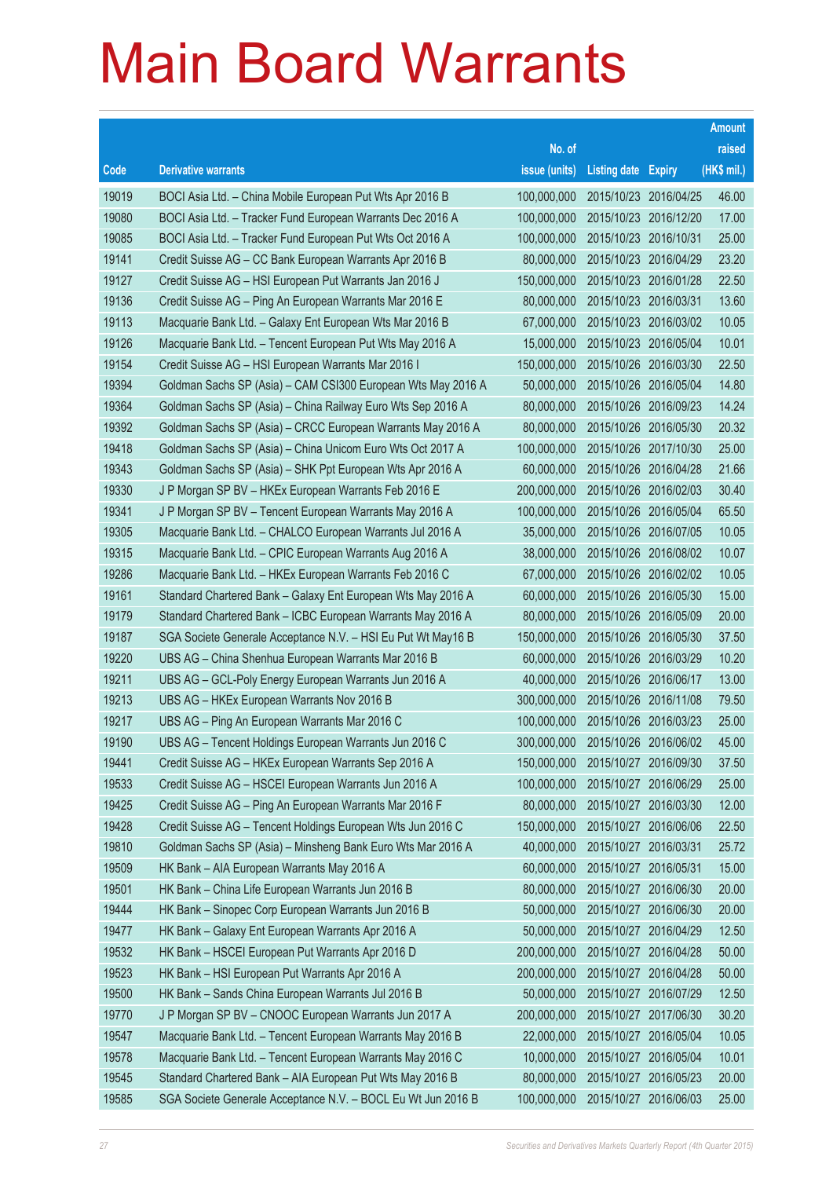# Main Board Warrants

| Code | Derivative warrants | No. of issue (units) | Listing date | Expiry | Amount raised (HK$ mil.) |
|---|---|---|---|---|---|
| 19019 | BOCI Asia Ltd. – China Mobile European Put Wts Apr 2016 B | 100,000,000 | 2015/10/23 | 2016/04/25 | 46.00 |
| 19080 | BOCI Asia Ltd. – Tracker Fund European Warrants Dec 2016 A | 100,000,000 | 2015/10/23 | 2016/12/20 | 17.00 |
| 19085 | BOCI Asia Ltd. – Tracker Fund European Put Wts Oct 2016 A | 100,000,000 | 2015/10/23 | 2016/10/31 | 25.00 |
| 19141 | Credit Suisse AG – CC Bank European Warrants Apr 2016 B | 80,000,000 | 2015/10/23 | 2016/04/29 | 23.20 |
| 19127 | Credit Suisse AG – HSI European Put Warrants Jan 2016 J | 150,000,000 | 2015/10/23 | 2016/01/28 | 22.50 |
| 19136 | Credit Suisse AG – Ping An European Warrants Mar 2016 E | 80,000,000 | 2015/10/23 | 2016/03/31 | 13.60 |
| 19113 | Macquarie Bank Ltd. – Galaxy Ent European Wts Mar 2016 B | 67,000,000 | 2015/10/23 | 2016/03/02 | 10.05 |
| 19126 | Macquarie Bank Ltd. – Tencent European Put Wts May 2016 A | 15,000,000 | 2015/10/23 | 2016/05/04 | 10.01 |
| 19154 | Credit Suisse AG – HSI European Warrants Mar 2016 I | 150,000,000 | 2015/10/26 | 2016/03/30 | 22.50 |
| 19394 | Goldman Sachs SP (Asia) – CAM CSI300 European Wts May 2016 A | 50,000,000 | 2015/10/26 | 2016/05/04 | 14.80 |
| 19364 | Goldman Sachs SP (Asia) – China Railway Euro Wts Sep 2016 A | 80,000,000 | 2015/10/26 | 2016/09/23 | 14.24 |
| 19392 | Goldman Sachs SP (Asia) – CRCC European Warrants May 2016 A | 80,000,000 | 2015/10/26 | 2016/05/30 | 20.32 |
| 19418 | Goldman Sachs SP (Asia) – China Unicom Euro Wts Oct 2017 A | 100,000,000 | 2015/10/26 | 2017/10/30 | 25.00 |
| 19343 | Goldman Sachs SP (Asia) – SHK Ppt European Wts Apr 2016 A | 60,000,000 | 2015/10/26 | 2016/04/28 | 21.66 |
| 19330 | J P Morgan SP BV – HKEx European Warrants Feb 2016 E | 200,000,000 | 2015/10/26 | 2016/02/03 | 30.40 |
| 19341 | J P Morgan SP BV – Tencent European Warrants May 2016 A | 100,000,000 | 2015/10/26 | 2016/05/04 | 65.50 |
| 19305 | Macquarie Bank Ltd. – CHALCO European Warrants Jul 2016 A | 35,000,000 | 2015/10/26 | 2016/07/05 | 10.05 |
| 19315 | Macquarie Bank Ltd. – CPIC European Warrants Aug 2016 A | 38,000,000 | 2015/10/26 | 2016/08/02 | 10.07 |
| 19286 | Macquarie Bank Ltd. – HKEx European Warrants Feb 2016 C | 67,000,000 | 2015/10/26 | 2016/02/02 | 10.05 |
| 19161 | Standard Chartered Bank – Galaxy Ent European Wts May 2016 A | 60,000,000 | 2015/10/26 | 2016/05/30 | 15.00 |
| 19179 | Standard Chartered Bank – ICBC European Warrants May 2016 A | 80,000,000 | 2015/10/26 | 2016/05/09 | 20.00 |
| 19187 | SGA Societe Generale Acceptance N.V. – HSI Eu Put Wt May16 B | 150,000,000 | 2015/10/26 | 2016/05/30 | 37.50 |
| 19220 | UBS AG – China Shenhua European Warrants Mar 2016 B | 60,000,000 | 2015/10/26 | 2016/03/29 | 10.20 |
| 19211 | UBS AG – GCL-Poly Energy European Warrants Jun 2016 A | 40,000,000 | 2015/10/26 | 2016/06/17 | 13.00 |
| 19213 | UBS AG – HKEx European Warrants Nov 2016 B | 300,000,000 | 2015/10/26 | 2016/11/08 | 79.50 |
| 19217 | UBS AG – Ping An European Warrants Mar 2016 C | 100,000,000 | 2015/10/26 | 2016/03/23 | 25.00 |
| 19190 | UBS AG – Tencent Holdings European Warrants Jun 2016 C | 300,000,000 | 2015/10/26 | 2016/06/02 | 45.00 |
| 19441 | Credit Suisse AG – HKEx European Warrants Sep 2016 A | 150,000,000 | 2015/10/27 | 2016/09/30 | 37.50 |
| 19533 | Credit Suisse AG – HSCEI European Warrants Jun 2016 A | 100,000,000 | 2015/10/27 | 2016/06/29 | 25.00 |
| 19425 | Credit Suisse AG – Ping An European Warrants Mar 2016 F | 80,000,000 | 2015/10/27 | 2016/03/30 | 12.00 |
| 19428 | Credit Suisse AG – Tencent Holdings European Wts Jun 2016 C | 150,000,000 | 2015/10/27 | 2016/06/06 | 22.50 |
| 19810 | Goldman Sachs SP (Asia) – Minsheng Bank Euro Wts Mar 2016 A | 40,000,000 | 2015/10/27 | 2016/03/31 | 25.72 |
| 19509 | HK Bank – AIA European Warrants May 2016 A | 60,000,000 | 2015/10/27 | 2016/05/31 | 15.00 |
| 19501 | HK Bank – China Life European Warrants Jun 2016 B | 80,000,000 | 2015/10/27 | 2016/06/30 | 20.00 |
| 19444 | HK Bank – Sinopec Corp European Warrants Jun 2016 B | 50,000,000 | 2015/10/27 | 2016/06/30 | 20.00 |
| 19477 | HK Bank – Galaxy Ent European Warrants Apr 2016 A | 50,000,000 | 2015/10/27 | 2016/04/29 | 12.50 |
| 19532 | HK Bank – HSCEI European Put Warrants Apr 2016 D | 200,000,000 | 2015/10/27 | 2016/04/28 | 50.00 |
| 19523 | HK Bank – HSI European Put Warrants Apr 2016 A | 200,000,000 | 2015/10/27 | 2016/04/28 | 50.00 |
| 19500 | HK Bank – Sands China European Warrants Jul 2016 B | 50,000,000 | 2015/10/27 | 2016/07/29 | 12.50 |
| 19770 | J P Morgan SP BV – CNOOC European Warrants Jun 2017 A | 200,000,000 | 2015/10/27 | 2017/06/30 | 30.20 |
| 19547 | Macquarie Bank Ltd. – Tencent European Warrants May 2016 B | 22,000,000 | 2015/10/27 | 2016/05/04 | 10.05 |
| 19578 | Macquarie Bank Ltd. – Tencent European Warrants May 2016 C | 10,000,000 | 2015/10/27 | 2016/05/04 | 10.01 |
| 19545 | Standard Chartered Bank – AIA European Put Wts May 2016 B | 80,000,000 | 2015/10/27 | 2016/05/23 | 20.00 |
| 19585 | SGA Societe Generale Acceptance N.V. – BOCL Eu Wt Jun 2016 B | 100,000,000 | 2015/10/27 | 2016/06/03 | 25.00 |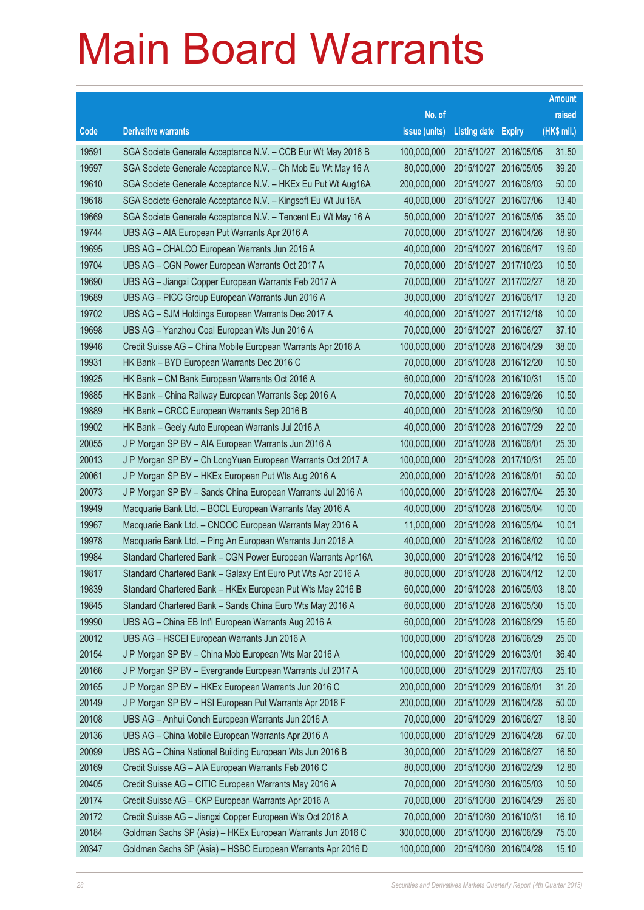# Main Board Warrants

| Code | Derivative warrants | No. of issue (units) | Listing date | Expiry | Amount raised (HK$ mil.) |
|---|---|---|---|---|---|
| 19591 | SGA Societe Generale Acceptance N.V. – CCB Eur Wt May 2016 B | 100,000,000 | 2015/10/27 | 2016/05/05 | 31.50 |
| 19597 | SGA Societe Generale Acceptance N.V. – Ch Mob Eu Wt May 16 A | 80,000,000 | 2015/10/27 | 2016/05/05 | 39.20 |
| 19610 | SGA Societe Generale Acceptance N.V. – HKEx Eu Put Wt Aug16A | 200,000,000 | 2015/10/27 | 2016/08/03 | 50.00 |
| 19618 | SGA Societe Generale Acceptance N.V. – Kingsoft Eu Wt Jul16A | 40,000,000 | 2015/10/27 | 2016/07/06 | 13.40 |
| 19669 | SGA Societe Generale Acceptance N.V. – Tencent Eu Wt May 16 A | 50,000,000 | 2015/10/27 | 2016/05/05 | 35.00 |
| 19744 | UBS AG – AIA European Put Warrants Apr 2016 A | 70,000,000 | 2015/10/27 | 2016/04/26 | 18.90 |
| 19695 | UBS AG – CHALCO European Warrants Jun 2016 A | 40,000,000 | 2015/10/27 | 2016/06/17 | 19.60 |
| 19704 | UBS AG – CGN Power European Warrants Oct 2017 A | 70,000,000 | 2015/10/27 | 2017/10/23 | 10.50 |
| 19690 | UBS AG – Jiangxi Copper European Warrants Feb 2017 A | 70,000,000 | 2015/10/27 | 2017/02/27 | 18.20 |
| 19689 | UBS AG – PICC Group European Warrants Jun 2016 A | 30,000,000 | 2015/10/27 | 2016/06/17 | 13.20 |
| 19702 | UBS AG – SJM Holdings European Warrants Dec 2017 A | 40,000,000 | 2015/10/27 | 2017/12/18 | 10.00 |
| 19698 | UBS AG – Yanzhou Coal European Wts Jun 2016 A | 70,000,000 | 2015/10/27 | 2016/06/27 | 37.10 |
| 19946 | Credit Suisse AG – China Mobile European Warrants Apr 2016 A | 100,000,000 | 2015/10/28 | 2016/04/29 | 38.00 |
| 19931 | HK Bank – BYD European Warrants Dec 2016 C | 70,000,000 | 2015/10/28 | 2016/12/20 | 10.50 |
| 19925 | HK Bank – CM Bank European Warrants Oct 2016 A | 60,000,000 | 2015/10/28 | 2016/10/31 | 15.00 |
| 19885 | HK Bank – China Railway European Warrants Sep 2016 A | 70,000,000 | 2015/10/28 | 2016/09/26 | 10.50 |
| 19889 | HK Bank – CRCC European Warrants Sep 2016 B | 40,000,000 | 2015/10/28 | 2016/09/30 | 10.00 |
| 19902 | HK Bank – Geely Auto European Warrants Jul 2016 A | 40,000,000 | 2015/10/28 | 2016/07/29 | 22.00 |
| 20055 | J P Morgan SP BV – AIA European Warrants Jun 2016 A | 100,000,000 | 2015/10/28 | 2016/06/01 | 25.30 |
| 20013 | J P Morgan SP BV – Ch LongYuan European Warrants Oct 2017 A | 100,000,000 | 2015/10/28 | 2017/10/31 | 25.00 |
| 20061 | J P Morgan SP BV – HKEx European Put Wts Aug 2016 A | 200,000,000 | 2015/10/28 | 2016/08/01 | 50.00 |
| 20073 | J P Morgan SP BV – Sands China European Warrants Jul 2016 A | 100,000,000 | 2015/10/28 | 2016/07/04 | 25.30 |
| 19949 | Macquarie Bank Ltd. – BOCL European Warrants May 2016 A | 40,000,000 | 2015/10/28 | 2016/05/04 | 10.00 |
| 19967 | Macquarie Bank Ltd. – CNOOC European Warrants May 2016 A | 11,000,000 | 2015/10/28 | 2016/05/04 | 10.01 |
| 19978 | Macquarie Bank Ltd. – Ping An European Warrants Jun 2016 A | 40,000,000 | 2015/10/28 | 2016/06/02 | 10.00 |
| 19984 | Standard Chartered Bank – CGN Power European Warrants Apr16A | 30,000,000 | 2015/10/28 | 2016/04/12 | 16.50 |
| 19817 | Standard Chartered Bank – Galaxy Ent Euro Put Wts Apr 2016 A | 80,000,000 | 2015/10/28 | 2016/04/12 | 12.00 |
| 19839 | Standard Chartered Bank – HKEx European Put Wts May 2016 B | 60,000,000 | 2015/10/28 | 2016/05/03 | 18.00 |
| 19845 | Standard Chartered Bank – Sands China Euro Wts May 2016 A | 60,000,000 | 2015/10/28 | 2016/05/30 | 15.00 |
| 19990 | UBS AG – China EB Int'l European Warrants Aug 2016 A | 60,000,000 | 2015/10/28 | 2016/08/29 | 15.60 |
| 20012 | UBS AG – HSCEI European Warrants Jun 2016 A | 100,000,000 | 2015/10/28 | 2016/06/29 | 25.00 |
| 20154 | J P Morgan SP BV – China Mob European Wts Mar 2016 A | 100,000,000 | 2015/10/29 | 2016/03/01 | 36.40 |
| 20166 | J P Morgan SP BV – Evergrande European Warrants Jul 2017 A | 100,000,000 | 2015/10/29 | 2017/07/03 | 25.10 |
| 20165 | J P Morgan SP BV – HKEx European Warrants Jun 2016 C | 200,000,000 | 2015/10/29 | 2016/06/01 | 31.20 |
| 20149 | J P Morgan SP BV – HSI European Put Warrants Apr 2016 F | 200,000,000 | 2015/10/29 | 2016/04/28 | 50.00 |
| 20108 | UBS AG – Anhui Conch European Warrants Jun 2016 A | 70,000,000 | 2015/10/29 | 2016/06/27 | 18.90 |
| 20136 | UBS AG – China Mobile European Warrants Apr 2016 A | 100,000,000 | 2015/10/29 | 2016/04/28 | 67.00 |
| 20099 | UBS AG – China National Building European Wts Jun 2016 B | 30,000,000 | 2015/10/29 | 2016/06/27 | 16.50 |
| 20169 | Credit Suisse AG – AIA European Warrants Feb 2016 C | 80,000,000 | 2015/10/30 | 2016/02/29 | 12.80 |
| 20405 | Credit Suisse AG – CITIC European Warrants May 2016 A | 70,000,000 | 2015/10/30 | 2016/05/03 | 10.50 |
| 20174 | Credit Suisse AG – CKP European Warrants Apr 2016 A | 70,000,000 | 2015/10/30 | 2016/04/29 | 26.60 |
| 20172 | Credit Suisse AG – Jiangxi Copper European Wts Oct 2016 A | 70,000,000 | 2015/10/30 | 2016/10/31 | 16.10 |
| 20184 | Goldman Sachs SP (Asia) – HKEx European Warrants Jun 2016 C | 300,000,000 | 2015/10/30 | 2016/06/29 | 75.00 |
| 20347 | Goldman Sachs SP (Asia) – HSBC European Warrants Apr 2016 D | 100,000,000 | 2015/10/30 | 2016/04/28 | 15.10 |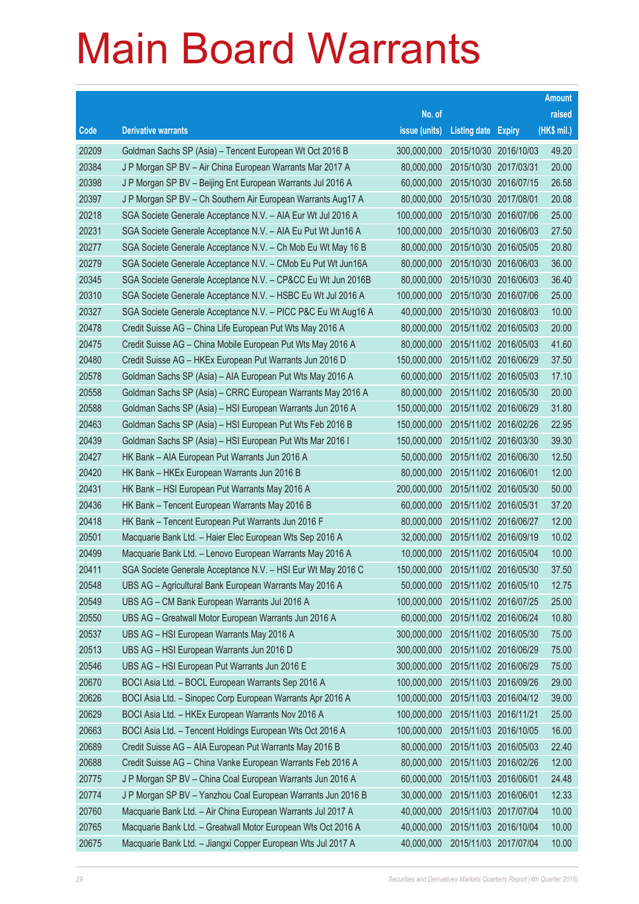# Main Board Warrants

| Code | Derivative warrants | No. of issue (units) | Listing date | Expiry | Amount raised (HK$ mil.) |
|---|---|---|---|---|---|
| 20209 | Goldman Sachs SP (Asia) – Tencent European Wt Oct 2016 B | 300,000,000 | 2015/10/30 | 2016/10/03 | 49.20 |
| 20384 | J P Morgan SP BV – Air China European Warrants Mar 2017 A | 80,000,000 | 2015/10/30 | 2017/03/31 | 20.00 |
| 20398 | J P Morgan SP BV – Beijing Ent European Warrants Jul 2016 A | 60,000,000 | 2015/10/30 | 2016/07/15 | 26.58 |
| 20397 | J P Morgan SP BV – Ch Southern Air European Warrants Aug17 A | 80,000,000 | 2015/10/30 | 2017/08/01 | 20.08 |
| 20218 | SGA Societe Generale Acceptance N.V. – AIA Eur Wt Jul 2016 A | 100,000,000 | 2015/10/30 | 2016/07/06 | 25.00 |
| 20231 | SGA Societe Generale Acceptance N.V. – AIA Eu Put Wt Jun16 A | 100,000,000 | 2015/10/30 | 2016/06/03 | 27.50 |
| 20277 | SGA Societe Generale Acceptance N.V. – Ch Mob Eu Wt May 16 B | 80,000,000 | 2015/10/30 | 2016/05/05 | 20.80 |
| 20279 | SGA Societe Generale Acceptance N.V. – CMob Eu Put Wt Jun16A | 80,000,000 | 2015/10/30 | 2016/06/03 | 36.00 |
| 20345 | SGA Societe Generale Acceptance N.V. – CP&CC Eu Wt Jun 2016B | 80,000,000 | 2015/10/30 | 2016/06/03 | 36.40 |
| 20310 | SGA Societe Generale Acceptance N.V. – HSBC Eu Wt Jul 2016 A | 100,000,000 | 2015/10/30 | 2016/07/06 | 25.00 |
| 20327 | SGA Societe Generale Acceptance N.V. – PICC P&C Eu Wt Aug16 A | 40,000,000 | 2015/10/30 | 2016/08/03 | 10.00 |
| 20478 | Credit Suisse AG – China Life European Put Wts May 2016 A | 80,000,000 | 2015/11/02 | 2016/05/03 | 20.00 |
| 20475 | Credit Suisse AG – China Mobile European Put Wts May 2016 A | 80,000,000 | 2015/11/02 | 2016/05/03 | 41.60 |
| 20480 | Credit Suisse AG – HKEx European Put Warrants Jun 2016 D | 150,000,000 | 2015/11/02 | 2016/06/29 | 37.50 |
| 20578 | Goldman Sachs SP (Asia) – AIA European Put Wts May 2016 A | 60,000,000 | 2015/11/02 | 2016/05/03 | 17.10 |
| 20558 | Goldman Sachs SP (Asia) – CRRC European Warrants May 2016 A | 80,000,000 | 2015/11/02 | 2016/05/30 | 20.00 |
| 20588 | Goldman Sachs SP (Asia) – HSI European Warrants Jun 2016 A | 150,000,000 | 2015/11/02 | 2016/06/29 | 31.80 |
| 20463 | Goldman Sachs SP (Asia) – HSI European Put Wts Feb 2016 B | 150,000,000 | 2015/11/02 | 2016/02/26 | 22.95 |
| 20439 | Goldman Sachs SP (Asia) – HSI European Put Wts Mar 2016 I | 150,000,000 | 2015/11/02 | 2016/03/30 | 39.30 |
| 20427 | HK Bank – AIA European Put Warrants Jun 2016 A | 50,000,000 | 2015/11/02 | 2016/06/30 | 12.50 |
| 20420 | HK Bank – HKEx European Warrants Jun 2016 B | 80,000,000 | 2015/11/02 | 2016/06/01 | 12.00 |
| 20431 | HK Bank – HSI European Put Warrants May 2016 A | 200,000,000 | 2015/11/02 | 2016/05/30 | 50.00 |
| 20436 | HK Bank – Tencent European Warrants May 2016 B | 60,000,000 | 2015/11/02 | 2016/05/31 | 37.20 |
| 20418 | HK Bank – Tencent European Put Warrants Jun 2016 F | 80,000,000 | 2015/11/02 | 2016/06/27 | 12.00 |
| 20501 | Macquarie Bank Ltd. – Haier Elec European Wts Sep 2016 A | 32,000,000 | 2015/11/02 | 2016/09/19 | 10.02 |
| 20499 | Macquarie Bank Ltd. – Lenovo European Warrants May 2016 A | 10,000,000 | 2015/11/02 | 2016/05/04 | 10.00 |
| 20411 | SGA Societe Generale Acceptance N.V. – HSI Eur Wt May 2016 C | 150,000,000 | 2015/11/02 | 2016/05/30 | 37.50 |
| 20548 | UBS AG – Agricultural Bank European Warrants May 2016 A | 50,000,000 | 2015/11/02 | 2016/05/10 | 12.75 |
| 20549 | UBS AG – CM Bank European Warrants Jul 2016 A | 100,000,000 | 2015/11/02 | 2016/07/25 | 25.00 |
| 20550 | UBS AG – Greatwall Motor European Warrants Jun 2016 A | 60,000,000 | 2015/11/02 | 2016/06/24 | 10.80 |
| 20537 | UBS AG – HSI European Warrants May 2016 A | 300,000,000 | 2015/11/02 | 2016/05/30 | 75.00 |
| 20513 | UBS AG – HSI European Warrants Jun 2016 D | 300,000,000 | 2015/11/02 | 2016/06/29 | 75.00 |
| 20546 | UBS AG – HSI European Put Warrants Jun 2016 E | 300,000,000 | 2015/11/02 | 2016/06/29 | 75.00 |
| 20670 | BOCI Asia Ltd. – BOCL European Warrants Sep 2016 A | 100,000,000 | 2015/11/03 | 2016/09/26 | 29.00 |
| 20626 | BOCI Asia Ltd. – Sinopec Corp European Warrants Apr 2016 A | 100,000,000 | 2015/11/03 | 2016/04/12 | 39.00 |
| 20629 | BOCI Asia Ltd. – HKEx European Warrants Nov 2016 A | 100,000,000 | 2015/11/03 | 2016/11/21 | 25.00 |
| 20663 | BOCI Asia Ltd. – Tencent Holdings European Wts Oct 2016 A | 100,000,000 | 2015/11/03 | 2016/10/05 | 16.00 |
| 20689 | Credit Suisse AG – AIA European Put Warrants May 2016 B | 80,000,000 | 2015/11/03 | 2016/05/03 | 22.40 |
| 20688 | Credit Suisse AG – China Vanke European Warrants Feb 2016 A | 80,000,000 | 2015/11/03 | 2016/02/26 | 12.00 |
| 20775 | J P Morgan SP BV – China Coal European Warrants Jun 2016 A | 60,000,000 | 2015/11/03 | 2016/06/01 | 24.48 |
| 20774 | J P Morgan SP BV – Yanzhou Coal European Warrants Jun 2016 B | 30,000,000 | 2015/11/03 | 2016/06/01 | 12.33 |
| 20760 | Macquarie Bank Ltd. – Air China European Warrants Jul 2017 A | 40,000,000 | 2015/11/03 | 2017/07/04 | 10.00 |
| 20765 | Macquarie Bank Ltd. – Greatwall Motor European Wts Oct 2016 A | 40,000,000 | 2015/11/03 | 2016/10/04 | 10.00 |
| 20675 | Macquarie Bank Ltd. – Jiangxi Copper European Wts Jul 2017 A | 40,000,000 | 2015/11/03 | 2017/07/04 | 10.00 |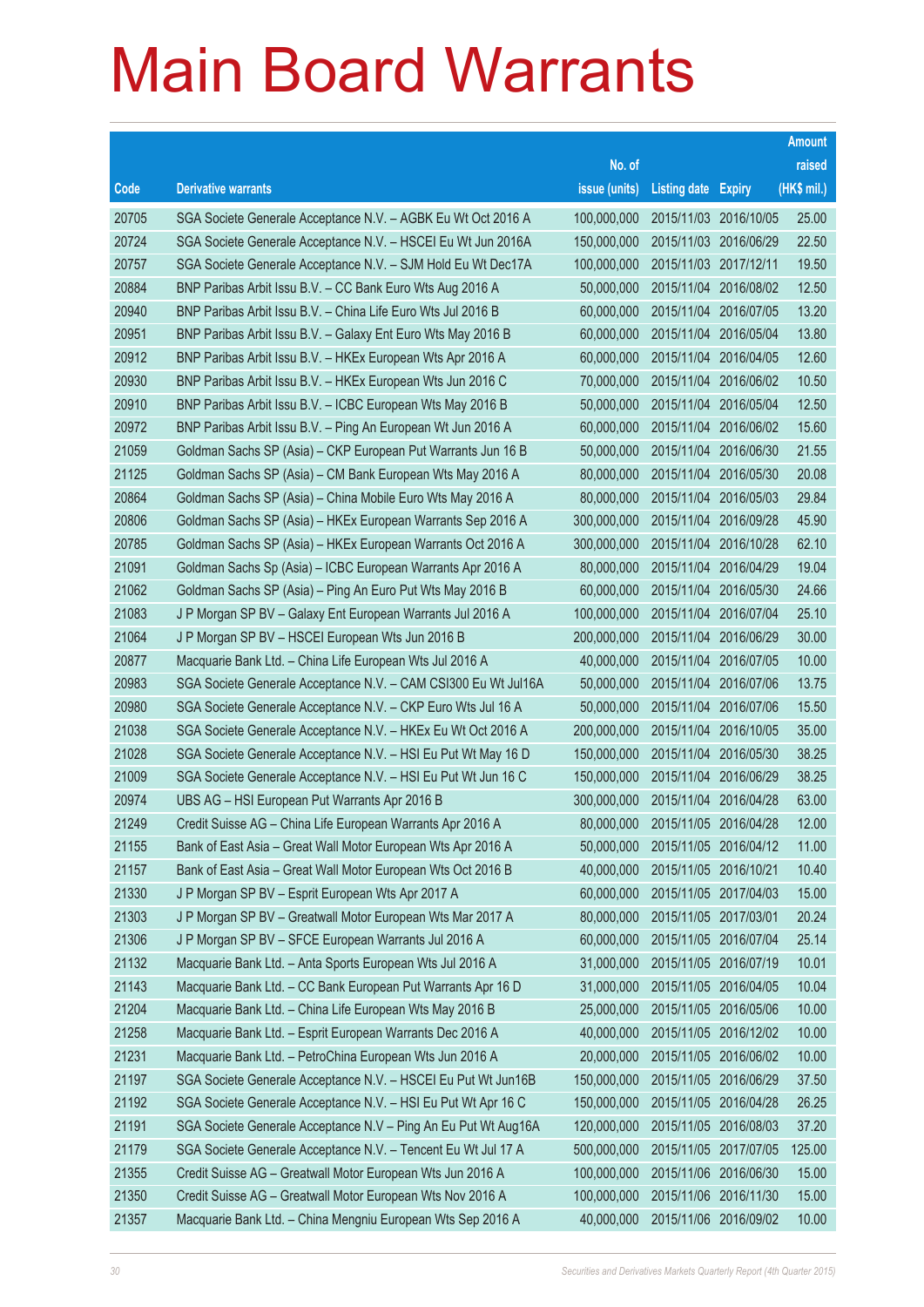# Main Board Warrants

| Code | Derivative warrants | No. of issue (units) | Listing date | Expiry | Amount raised (HK$ mil.) |
|---|---|---|---|---|---|
| 20705 | SGA Societe Generale Acceptance N.V. – AGBK Eu Wt Oct 2016 A | 100,000,000 | 2015/11/03 | 2016/10/05 | 25.00 |
| 20724 | SGA Societe Generale Acceptance N.V. – HSCEI Eu Wt Jun 2016A | 150,000,000 | 2015/11/03 | 2016/06/29 | 22.50 |
| 20757 | SGA Societe Generale Acceptance N.V. – SJM Hold Eu Wt Dec17A | 100,000,000 | 2015/11/03 | 2017/12/11 | 19.50 |
| 20884 | BNP Paribas Arbit Issu B.V. – CC Bank Euro Wts Aug 2016 A | 50,000,000 | 2015/11/04 | 2016/08/02 | 12.50 |
| 20940 | BNP Paribas Arbit Issu B.V. – China Life Euro Wts Jul 2016 B | 60,000,000 | 2015/11/04 | 2016/07/05 | 13.20 |
| 20951 | BNP Paribas Arbit Issu B.V. – Galaxy Ent Euro Wts May 2016 B | 60,000,000 | 2015/11/04 | 2016/05/04 | 13.80 |
| 20912 | BNP Paribas Arbit Issu B.V. – HKEx European Wts Apr 2016 A | 60,000,000 | 2015/11/04 | 2016/04/05 | 12.60 |
| 20930 | BNP Paribas Arbit Issu B.V. – HKEx European Wts Jun 2016 C | 70,000,000 | 2015/11/04 | 2016/06/02 | 10.50 |
| 20910 | BNP Paribas Arbit Issu B.V. – ICBC European Wts May 2016 B | 50,000,000 | 2015/11/04 | 2016/05/04 | 12.50 |
| 20972 | BNP Paribas Arbit Issu B.V. – Ping An European Wt Jun 2016 A | 60,000,000 | 2015/11/04 | 2016/06/02 | 15.60 |
| 21059 | Goldman Sachs SP (Asia) – CKP European Put Warrants Jun 16 B | 50,000,000 | 2015/11/04 | 2016/06/30 | 21.55 |
| 21125 | Goldman Sachs SP (Asia) – CM Bank European Wts May 2016 A | 80,000,000 | 2015/11/04 | 2016/05/30 | 20.08 |
| 20864 | Goldman Sachs SP (Asia) – China Mobile Euro Wts May 2016 A | 80,000,000 | 2015/11/04 | 2016/05/03 | 29.84 |
| 20806 | Goldman Sachs SP (Asia) – HKEx European Warrants Sep 2016 A | 300,000,000 | 2015/11/04 | 2016/09/28 | 45.90 |
| 20785 | Goldman Sachs SP (Asia) – HKEx European Warrants Oct 2016 A | 300,000,000 | 2015/11/04 | 2016/10/28 | 62.10 |
| 21091 | Goldman Sachs Sp (Asia) – ICBC European Wts Apr 2016 A | 80,000,000 | 2015/11/04 | 2016/04/29 | 19.04 |
| 21062 | Goldman Sachs SP (Asia) – Ping An Euro Put Wts May 2016 B | 60,000,000 | 2015/11/04 | 2016/05/30 | 24.66 |
| 21083 | J P Morgan SP BV – Galaxy Ent European Warrants Jul 2016 A | 100,000,000 | 2015/11/04 | 2016/07/04 | 25.10 |
| 21064 | J P Morgan SP BV – HSCEI European Wts Jun 2016 B | 200,000,000 | 2015/11/04 | 2016/06/29 | 30.00 |
| 20877 | Macquarie Bank Ltd. – China Life European Wts Jul 2016 A | 40,000,000 | 2015/11/04 | 2016/07/05 | 10.00 |
| 20983 | SGA Societe Generale Acceptance N.V. – CAM CSI300 Eu Wt Jul16A | 50,000,000 | 2015/11/04 | 2016/07/06 | 13.75 |
| 20980 | SGA Societe Generale Acceptance N.V. – CKP Euro Wts Jul 16 A | 50,000,000 | 2015/11/04 | 2016/07/06 | 15.50 |
| 21038 | SGA Societe Generale Acceptance N.V. – HKEx Eu Wt Oct 2016 A | 200,000,000 | 2015/11/04 | 2016/10/05 | 35.00 |
| 21028 | SGA Societe Generale Acceptance N.V. – HSI Eu Put Wt May 16 D | 150,000,000 | 2015/11/04 | 2016/05/30 | 38.25 |
| 21009 | SGA Societe Generale Acceptance N.V. – HSI Eu Put Wt Jun 16 C | 150,000,000 | 2015/11/04 | 2016/06/29 | 38.25 |
| 20974 | UBS AG – HSI European Put Warrants Apr 2016 B | 300,000,000 | 2015/11/04 | 2016/04/28 | 63.00 |
| 21249 | Credit Suisse AG – China Life European Warrants Apr 2016 A | 80,000,000 | 2015/11/05 | 2016/04/28 | 12.00 |
| 21155 | Bank of East Asia – Great Wall Motor European Wts Apr 2016 A | 50,000,000 | 2015/11/05 | 2016/04/12 | 11.00 |
| 21157 | Bank of East Asia – Great Wall Motor European Wts Oct 2016 B | 40,000,000 | 2015/11/05 | 2016/10/21 | 10.40 |
| 21330 | J P Morgan SP BV – Esprit European Wts Apr 2017 A | 60,000,000 | 2015/11/05 | 2017/04/03 | 15.00 |
| 21303 | J P Morgan SP BV – Greatwall Motor European Wts Mar 2017 A | 80,000,000 | 2015/11/05 | 2017/03/01 | 20.24 |
| 21306 | J P Morgan SP BV – SFCE European Warrants Jul 2016 A | 60,000,000 | 2015/11/05 | 2016/07/04 | 25.14 |
| 21132 | Macquarie Bank Ltd. – Anta Sports European Wts Jul 2016 A | 31,000,000 | 2015/11/05 | 2016/07/19 | 10.01 |
| 21143 | Macquarie Bank Ltd. – CC Bank European Put Warrants Apr 16 D | 31,000,000 | 2015/11/05 | 2016/04/05 | 10.04 |
| 21204 | Macquarie Bank Ltd. – China Life European Wts May 2016 B | 25,000,000 | 2015/11/05 | 2016/05/06 | 10.00 |
| 21258 | Macquarie Bank Ltd. – Esprit European Warrants Dec 2016 A | 40,000,000 | 2015/11/05 | 2016/12/02 | 10.00 |
| 21231 | Macquarie Bank Ltd. – PetroChina European Wts Jun 2016 A | 20,000,000 | 2015/11/05 | 2016/06/02 | 10.00 |
| 21197 | SGA Societe Generale Acceptance N.V. – HSCEI Eu Put Wt Jun16B | 150,000,000 | 2015/11/05 | 2016/06/29 | 37.50 |
| 21192 | SGA Societe Generale Acceptance N.V. – HSI Eu Put Wt Apr 16 C | 150,000,000 | 2015/11/05 | 2016/04/28 | 26.25 |
| 21191 | SGA Societe Generale Acceptance N.V – Ping An Eu Put Wt Aug16A | 120,000,000 | 2015/11/05 | 2016/08/03 | 37.20 |
| 21179 | SGA Societe Generale Acceptance N.V. – Tencent Eu Wt Jul 17 A | 500,000,000 | 2015/11/05 | 2017/07/05 | 125.00 |
| 21355 | Credit Suisse AG – Greatwall Motor European Wts Jun 2016 A | 100,000,000 | 2015/11/06 | 2016/06/30 | 15.00 |
| 21350 | Credit Suisse AG – Greatwall Motor European Wts Nov 2016 A | 100,000,000 | 2015/11/06 | 2016/11/30 | 15.00 |
| 21357 | Macquarie Bank Ltd. – China Mengniu European Wts Sep 2016 A | 40,000,000 | 2015/11/06 | 2016/09/02 | 10.00 |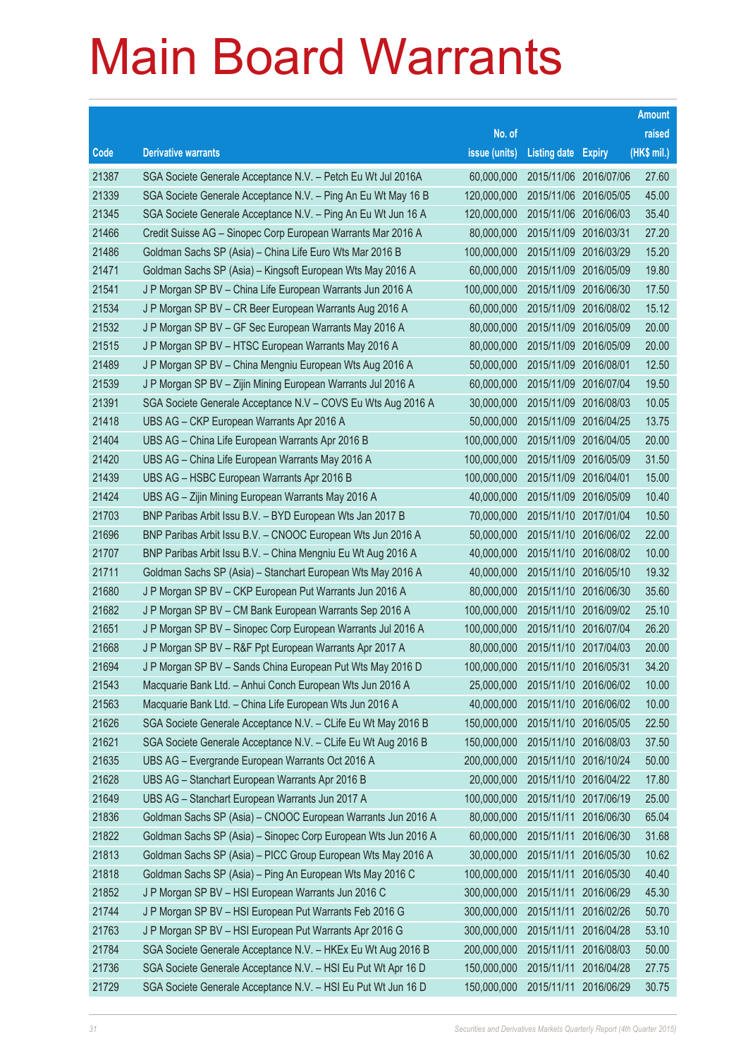# Main Board Warrants

| Code | Derivative warrants | No. of issue (units) | Listing date | Expiry | Amount raised (HK$ mil.) |
|---|---|---|---|---|---|
| 21387 | SGA Societe Generale Acceptance N.V. – Petch Eu Wt Jul 2016A | 60,000,000 | 2015/11/06 | 2016/07/06 | 27.60 |
| 21339 | SGA Societe Generale Acceptance N.V. – Ping An Eu Wt May 16 B | 120,000,000 | 2015/11/06 | 2016/05/05 | 45.00 |
| 21345 | SGA Societe Generale Acceptance N.V. – Ping An Eu Wt Jun 16 A | 120,000,000 | 2015/11/06 | 2016/06/03 | 35.40 |
| 21466 | Credit Suisse AG – Sinopec Corp European Warrants Mar 2016 A | 80,000,000 | 2015/11/09 | 2016/03/31 | 27.20 |
| 21486 | Goldman Sachs SP (Asia) – China Life Euro Wts Mar 2016 B | 100,000,000 | 2015/11/09 | 2016/03/29 | 15.20 |
| 21471 | Goldman Sachs SP (Asia) – Kingsoft European Wts May 2016 A | 60,000,000 | 2015/11/09 | 2016/05/09 | 19.80 |
| 21541 | J P Morgan SP BV – China Life European Warrants Jun 2016 A | 100,000,000 | 2015/11/09 | 2016/06/30 | 17.50 |
| 21534 | J P Morgan SP BV – CR Beer European Warrants Aug 2016 A | 60,000,000 | 2015/11/09 | 2016/08/02 | 15.12 |
| 21532 | J P Morgan SP BV – GF Sec European Warrants May 2016 A | 80,000,000 | 2015/11/09 | 2016/05/09 | 20.00 |
| 21515 | J P Morgan SP BV – HTSC European Warrants May 2016 A | 80,000,000 | 2015/11/09 | 2016/05/09 | 20.00 |
| 21489 | J P Morgan SP BV – China Mengniu European Wts Aug 2016 A | 50,000,000 | 2015/11/09 | 2016/08/01 | 12.50 |
| 21539 | J P Morgan SP BV – Zijin Mining European Warrants Jul 2016 A | 60,000,000 | 2015/11/09 | 2016/07/04 | 19.50 |
| 21391 | SGA Societe Generale Acceptance N.V – COVS Eu Wts Aug 2016 A | 30,000,000 | 2015/11/09 | 2016/08/03 | 10.05 |
| 21418 | UBS AG – CKP European Warrants Apr 2016 A | 50,000,000 | 2015/11/09 | 2016/04/25 | 13.75 |
| 21404 | UBS AG – China Life European Warrants Apr 2016 B | 100,000,000 | 2015/11/09 | 2016/04/05 | 20.00 |
| 21420 | UBS AG – China Life European Warrants May 2016 A | 100,000,000 | 2015/11/09 | 2016/05/09 | 31.50 |
| 21439 | UBS AG – HSBC European Warrants Apr 2016 B | 100,000,000 | 2015/11/09 | 2016/04/01 | 15.00 |
| 21424 | UBS AG – Zijin Mining European Warrants May 2016 A | 40,000,000 | 2015/11/09 | 2016/05/09 | 10.40 |
| 21703 | BNP Paribas Arbit Issu B.V. – BYD European Wts Jan 2017 B | 70,000,000 | 2015/11/10 | 2017/01/04 | 10.50 |
| 21696 | BNP Paribas Arbit Issu B.V. – CNOOC European Wts Jun 2016 A | 50,000,000 | 2015/11/10 | 2016/06/02 | 22.00 |
| 21707 | BNP Paribas Arbit Issu B.V. – China Mengniu Eu Wt Aug 2016 A | 40,000,000 | 2015/11/10 | 2016/08/02 | 10.00 |
| 21711 | Goldman Sachs SP (Asia) – Stanchart European Wts May 2016 A | 40,000,000 | 2015/11/10 | 2016/05/10 | 19.32 |
| 21680 | J P Morgan SP BV – CKP European Put Warrants Jun 2016 A | 80,000,000 | 2015/11/10 | 2016/06/30 | 35.60 |
| 21682 | J P Morgan SP BV – CM Bank European Warrants Sep 2016 A | 100,000,000 | 2015/11/10 | 2016/09/02 | 25.10 |
| 21651 | J P Morgan SP BV – Sinopec Corp European Warrants Jul 2016 A | 100,000,000 | 2015/11/10 | 2016/07/04 | 26.20 |
| 21668 | J P Morgan SP BV – R&F Ppt European Warrants Apr 2017 A | 80,000,000 | 2015/11/10 | 2017/04/03 | 20.00 |
| 21694 | J P Morgan SP BV – Sands China European Put Wts May 2016 D | 100,000,000 | 2015/11/10 | 2016/05/31 | 34.20 |
| 21543 | Macquarie Bank Ltd. – Anhui Conch European Wts Jun 2016 A | 25,000,000 | 2015/11/10 | 2016/06/02 | 10.00 |
| 21563 | Macquarie Bank Ltd. – China Life European Wts Jun 2016 A | 40,000,000 | 2015/11/10 | 2016/06/02 | 10.00 |
| 21626 | SGA Societe Generale Acceptance N.V. – CLife Eu Wt May 2016 B | 150,000,000 | 2015/11/10 | 2016/05/05 | 22.50 |
| 21621 | SGA Societe Generale Acceptance N.V. – CLife Eu Wt Aug 2016 B | 150,000,000 | 2015/11/10 | 2016/08/03 | 37.50 |
| 21635 | UBS AG – Evergrande European Warrants Oct 2016 A | 200,000,000 | 2015/11/10 | 2016/10/24 | 50.00 |
| 21628 | UBS AG – Stanchart European Warrants Apr 2016 B | 20,000,000 | 2015/11/10 | 2016/04/22 | 17.80 |
| 21649 | UBS AG – Stanchart European Warrants Jun 2017 A | 100,000,000 | 2015/11/10 | 2017/06/19 | 25.00 |
| 21836 | Goldman Sachs SP (Asia) – CNOOC European Warrants Jun 2016 A | 80,000,000 | 2015/11/11 | 2016/06/30 | 65.04 |
| 21822 | Goldman Sachs SP (Asia) – Sinopec Corp European Wts Jun 2016 A | 60,000,000 | 2015/11/11 | 2016/06/30 | 31.68 |
| 21813 | Goldman Sachs SP (Asia) – PICC Group European Wts May 2016 A | 30,000,000 | 2015/11/11 | 2016/05/30 | 10.62 |
| 21818 | Goldman Sachs SP (Asia) – Ping An European Wts May 2016 C | 100,000,000 | 2015/11/11 | 2016/05/30 | 40.40 |
| 21852 | J P Morgan SP BV – HSI European Warrants Jun 2016 C | 300,000,000 | 2015/11/11 | 2016/06/29 | 45.30 |
| 21744 | J P Morgan SP BV – HSI European Put Warrants Feb 2016 G | 300,000,000 | 2015/11/11 | 2016/02/26 | 50.70 |
| 21763 | J P Morgan SP BV – HSI European Put Warrants Apr 2016 G | 300,000,000 | 2015/11/11 | 2016/04/28 | 53.10 |
| 21784 | SGA Societe Generale Acceptance N.V. – HKEx Eu Wt Aug 2016 B | 200,000,000 | 2015/11/11 | 2016/08/03 | 50.00 |
| 21736 | SGA Societe Generale Acceptance N.V. – HSI Eu Put Wt Apr 16 D | 150,000,000 | 2015/11/11 | 2016/04/28 | 27.75 |
| 21729 | SGA Societe Generale Acceptance N.V. – HSI Eu Put Wt Jun 16 D | 150,000,000 | 2015/11/11 | 2016/06/29 | 30.75 |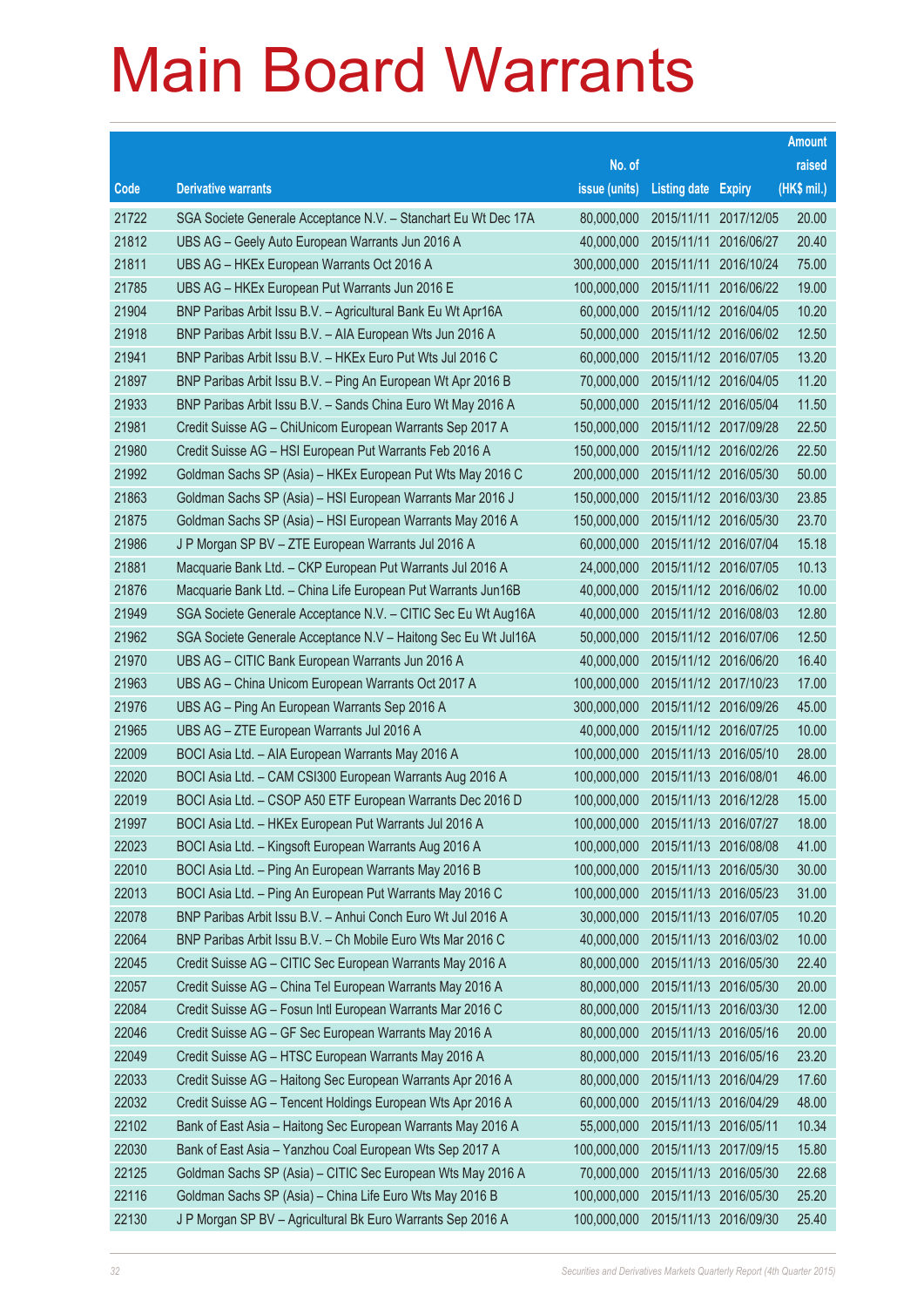# Main Board Warrants

| Code | Derivative warrants | No. of issue (units) | Listing date | Expiry | Amount raised (HK$ mil.) |
|---|---|---|---|---|---|
| 21722 | SGA Societe Generale Acceptance N.V. – Stanchart Eu Wt Dec 17A | 80,000,000 | 2015/11/11 | 2017/12/05 | 20.00 |
| 21812 | UBS AG – Geely Auto European Warrants Jun 2016 A | 40,000,000 | 2015/11/11 | 2016/06/27 | 20.40 |
| 21811 | UBS AG – HKEx European Warrants Oct 2016 A | 300,000,000 | 2015/11/11 | 2016/10/24 | 75.00 |
| 21785 | UBS AG – HKEx European Put Warrants Jun 2016 E | 100,000,000 | 2015/11/11 | 2016/06/22 | 19.00 |
| 21904 | BNP Paribas Arbit Issu B.V. – Agricultural Bank Eu Wt Apr16A | 60,000,000 | 2015/11/12 | 2016/04/05 | 10.20 |
| 21918 | BNP Paribas Arbit Issu B.V. – AIA European Wts Jun 2016 A | 50,000,000 | 2015/11/12 | 2016/06/02 | 12.50 |
| 21941 | BNP Paribas Arbit Issu B.V. – HKEx Euro Put Wts Jul 2016 C | 60,000,000 | 2015/11/12 | 2016/07/05 | 13.20 |
| 21897 | BNP Paribas Arbit Issu B.V. – Ping An European Wt Apr 2016 B | 70,000,000 | 2015/11/12 | 2016/04/05 | 11.20 |
| 21933 | BNP Paribas Arbit Issu B.V. – Sands China Euro Wt May 2016 A | 50,000,000 | 2015/11/12 | 2016/05/04 | 11.50 |
| 21981 | Credit Suisse AG – ChiUnicom European Warrants Sep 2017 A | 150,000,000 | 2015/11/12 | 2017/09/28 | 22.50 |
| 21980 | Credit Suisse AG – HSI European Put Warrants Feb 2016 A | 150,000,000 | 2015/11/12 | 2016/02/26 | 22.50 |
| 21992 | Goldman Sachs SP (Asia) – HKEx European Put Wts May 2016 C | 200,000,000 | 2015/11/12 | 2016/05/30 | 50.00 |
| 21863 | Goldman Sachs SP (Asia) – HSI European Warrants Mar 2016 J | 150,000,000 | 2015/11/12 | 2016/03/30 | 23.85 |
| 21875 | Goldman Sachs SP (Asia) – HSI European Warrants May 2016 A | 150,000,000 | 2015/11/12 | 2016/05/30 | 23.70 |
| 21986 | J P Morgan SP BV – ZTE European Warrants Jul 2016 A | 60,000,000 | 2015/11/12 | 2016/07/04 | 15.18 |
| 21881 | Macquarie Bank Ltd. – CKP European Put Warrants Jul 2016 A | 24,000,000 | 2015/11/12 | 2016/07/05 | 10.13 |
| 21876 | Macquarie Bank Ltd. – China Life European Put Warrants Jun16B | 40,000,000 | 2015/11/12 | 2016/06/02 | 10.00 |
| 21949 | SGA Societe Generale Acceptance N.V. – CITIC Sec Eu Wt Aug16A | 40,000,000 | 2015/11/12 | 2016/08/03 | 12.80 |
| 21962 | SGA Societe Generale Acceptance N.V – Haitong Sec Eu Wt Jul16A | 50,000,000 | 2015/11/12 | 2016/07/06 | 12.50 |
| 21970 | UBS AG – CITIC Bank European Warrants Jun 2016 A | 40,000,000 | 2015/11/12 | 2016/06/20 | 16.40 |
| 21963 | UBS AG – China Unicom European Warrants Oct 2017 A | 100,000,000 | 2015/11/12 | 2017/10/23 | 17.00 |
| 21976 | UBS AG – Ping An European Warrants Sep 2016 A | 300,000,000 | 2015/11/12 | 2016/09/26 | 45.00 |
| 21965 | UBS AG – ZTE European Warrants Jul 2016 A | 40,000,000 | 2015/11/12 | 2016/07/25 | 10.00 |
| 22009 | BOCI Asia Ltd. – AIA European Warrants May 2016 A | 100,000,000 | 2015/11/13 | 2016/05/10 | 28.00 |
| 22020 | BOCI Asia Ltd. – CAM CSI300 European Warrants Aug 2016 A | 100,000,000 | 2015/11/13 | 2016/08/01 | 46.00 |
| 22019 | BOCI Asia Ltd. – CSOP A50 ETF European Warrants Dec 2016 D | 100,000,000 | 2015/11/13 | 2016/12/28 | 15.00 |
| 21997 | BOCI Asia Ltd. – HKEx European Put Warrants Jul 2016 A | 100,000,000 | 2015/11/13 | 2016/07/27 | 18.00 |
| 22023 | BOCI Asia Ltd. – Kingsoft European Warrants Aug 2016 A | 100,000,000 | 2015/11/13 | 2016/08/08 | 41.00 |
| 22010 | BOCI Asia Ltd. – Ping An European Warrants May 2016 B | 100,000,000 | 2015/11/13 | 2016/05/30 | 30.00 |
| 22013 | BOCI Asia Ltd. – Ping An European Put Warrants May 2016 C | 100,000,000 | 2015/11/13 | 2016/05/23 | 31.00 |
| 22078 | BNP Paribas Arbit Issu B.V. – Anhui Conch Euro Wt Jul 2016 A | 30,000,000 | 2015/11/13 | 2016/07/05 | 10.20 |
| 22064 | BNP Paribas Arbit Issu B.V. – Ch Mobile Euro Wts Mar 2016 C | 40,000,000 | 2015/11/13 | 2016/03/02 | 10.00 |
| 22045 | Credit Suisse AG – CITIC Sec European Warrants May 2016 A | 80,000,000 | 2015/11/13 | 2016/05/30 | 22.40 |
| 22057 | Credit Suisse AG – China Tel European Warrants May 2016 A | 80,000,000 | 2015/11/13 | 2016/05/30 | 20.00 |
| 22084 | Credit Suisse AG – Fosun Intl European Warrants Mar 2016 C | 80,000,000 | 2015/11/13 | 2016/03/30 | 12.00 |
| 22046 | Credit Suisse AG – GF Sec European Warrants May 2016 A | 80,000,000 | 2015/11/13 | 2016/05/16 | 20.00 |
| 22049 | Credit Suisse AG – HTSC European Warrants May 2016 A | 80,000,000 | 2015/11/13 | 2016/05/16 | 23.20 |
| 22033 | Credit Suisse AG – Haitong Sec European Warrants Apr 2016 A | 80,000,000 | 2015/11/13 | 2016/04/29 | 17.60 |
| 22032 | Credit Suisse AG – Tencent Holdings European Wts Apr 2016 A | 60,000,000 | 2015/11/13 | 2016/04/29 | 48.00 |
| 22102 | Bank of East Asia – Haitong Sec European Warrants May 2016 A | 55,000,000 | 2015/11/13 | 2016/05/11 | 10.34 |
| 22030 | Bank of East Asia – Yanzhou Coal European Wts Sep 2017 A | 100,000,000 | 2015/11/13 | 2017/09/15 | 15.80 |
| 22125 | Goldman Sachs SP (Asia) – CITIC Sec European Wts May 2016 A | 70,000,000 | 2015/11/13 | 2016/05/30 | 22.68 |
| 22116 | Goldman Sachs SP (Asia) – China Life Euro Wts May 2016 B | 100,000,000 | 2015/11/13 | 2016/05/30 | 25.20 |
| 22130 | J P Morgan SP BV – Agricultural Bk Euro Warrants Sep 2016 A | 100,000,000 | 2015/11/13 | 2016/09/30 | 25.40 |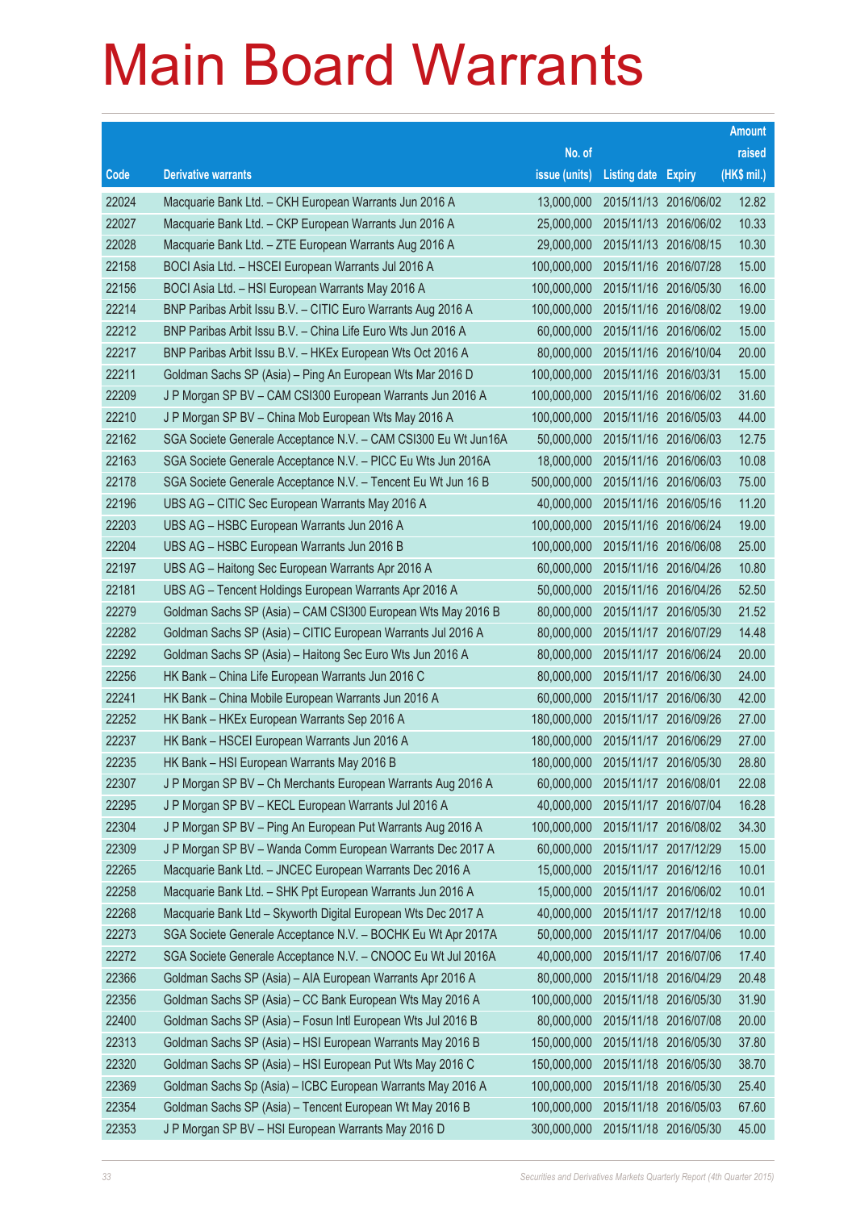# Main Board Warrants

| Code | Derivative warrants | No. of issue (units) | Listing date | Expiry | Amount raised (HK$ mil.) |
|---|---|---|---|---|---|
| 22024 | Macquarie Bank Ltd. – CKH European Warrants Jun 2016 A | 13,000,000 | 2015/11/13 | 2016/06/02 | 12.82 |
| 22027 | Macquarie Bank Ltd. – CKP European Warrants Jun 2016 A | 25,000,000 | 2015/11/13 | 2016/06/02 | 10.33 |
| 22028 | Macquarie Bank Ltd. – ZTE European Warrants Aug 2016 A | 29,000,000 | 2015/11/13 | 2016/08/15 | 10.30 |
| 22158 | BOCI Asia Ltd. – HSCEI European Warrants Jul 2016 A | 100,000,000 | 2015/11/16 | 2016/07/28 | 15.00 |
| 22156 | BOCI Asia Ltd. – HSI European Warrants May 2016 A | 100,000,000 | 2015/11/16 | 2016/05/30 | 16.00 |
| 22214 | BNP Paribas Arbit Issu B.V. – CITIC Euro Warrants Aug 2016 A | 100,000,000 | 2015/11/16 | 2016/08/02 | 19.00 |
| 22212 | BNP Paribas Arbit Issu B.V. – China Life Euro Wts Jun 2016 A | 60,000,000 | 2015/11/16 | 2016/06/02 | 15.00 |
| 22217 | BNP Paribas Arbit Issu B.V. – HKEx European Wts Oct 2016 A | 80,000,000 | 2015/11/16 | 2016/10/04 | 20.00 |
| 22211 | Goldman Sachs SP (Asia) – Ping An European Wts Mar 2016 D | 100,000,000 | 2015/11/16 | 2016/03/31 | 15.00 |
| 22209 | J P Morgan SP BV – CAM CSI300 European Warrants Jun 2016 A | 100,000,000 | 2015/11/16 | 2016/06/02 | 31.60 |
| 22210 | J P Morgan SP BV – China Mob European Wts May 2016 A | 100,000,000 | 2015/11/16 | 2016/05/03 | 44.00 |
| 22162 | SGA Societe Generale Acceptance N.V. – CAM CSI300 Eu Wt Jun16A | 50,000,000 | 2015/11/16 | 2016/06/03 | 12.75 |
| 22163 | SGA Societe Generale Acceptance N.V. – PICC Eu Wts Jun 2016A | 18,000,000 | 2015/11/16 | 2016/06/03 | 10.08 |
| 22178 | SGA Societe Generale Acceptance N.V. – Tencent Eu Wt Jun 16 B | 500,000,000 | 2015/11/16 | 2016/06/03 | 75.00 |
| 22196 | UBS AG – CITIC Sec European Warrants May 2016 A | 40,000,000 | 2015/11/16 | 2016/05/16 | 11.20 |
| 22203 | UBS AG – HSBC European Warrants Jun 2016 A | 100,000,000 | 2015/11/16 | 2016/06/24 | 19.00 |
| 22204 | UBS AG – HSBC European Warrants Jun 2016 B | 100,000,000 | 2015/11/16 | 2016/06/08 | 25.00 |
| 22197 | UBS AG – Haitong Sec European Warrants Apr 2016 A | 60,000,000 | 2015/11/16 | 2016/04/26 | 10.80 |
| 22181 | UBS AG – Tencent Holdings European Warrants Apr 2016 A | 50,000,000 | 2015/11/16 | 2016/04/26 | 52.50 |
| 22279 | Goldman Sachs SP (Asia) – CAM CSI300 European Wts May 2016 B | 80,000,000 | 2015/11/17 | 2016/05/30 | 21.52 |
| 22282 | Goldman Sachs SP (Asia) – CITIC European Warrants Jul 2016 A | 80,000,000 | 2015/11/17 | 2016/07/29 | 14.48 |
| 22292 | Goldman Sachs SP (Asia) – Haitong Sec Euro Wts Jun 2016 A | 80,000,000 | 2015/11/17 | 2016/06/24 | 20.00 |
| 22256 | HK Bank – China Life European Warrants Jun 2016 C | 80,000,000 | 2015/11/17 | 2016/06/30 | 24.00 |
| 22241 | HK Bank – China Mobile European Warrants Jun 2016 A | 60,000,000 | 2015/11/17 | 2016/06/30 | 42.00 |
| 22252 | HK Bank – HKEx European Warrants Sep 2016 A | 180,000,000 | 2015/11/17 | 2016/09/26 | 27.00 |
| 22237 | HK Bank – HSCEI European Warrants Jun 2016 A | 180,000,000 | 2015/11/17 | 2016/06/29 | 27.00 |
| 22235 | HK Bank – HSI European Warrants May 2016 B | 180,000,000 | 2015/11/17 | 2016/05/30 | 28.80 |
| 22307 | J P Morgan SP BV – Ch Merchants European Warrants Aug 2016 A | 60,000,000 | 2015/11/17 | 2016/08/01 | 22.08 |
| 22295 | J P Morgan SP BV – KECL European Warrants Jul 2016 A | 40,000,000 | 2015/11/17 | 2016/07/04 | 16.28 |
| 22304 | J P Morgan SP BV – Ping An European Put Warrants Aug 2016 A | 100,000,000 | 2015/11/17 | 2016/08/02 | 34.30 |
| 22309 | J P Morgan SP BV – Wanda Comm European Warrants Dec 2017 A | 60,000,000 | 2015/11/17 | 2017/12/29 | 15.00 |
| 22265 | Macquarie Bank Ltd. – JNCEC European Warrants Dec 2016 A | 15,000,000 | 2015/11/17 | 2016/12/16 | 10.01 |
| 22258 | Macquarie Bank Ltd. – SHK Ppt European Warrants Jun 2016 A | 15,000,000 | 2015/11/17 | 2016/06/02 | 10.01 |
| 22268 | Macquarie Bank Ltd – Skyworth Digital European Wts Dec 2017 A | 40,000,000 | 2015/11/17 | 2017/12/18 | 10.00 |
| 22273 | SGA Societe Generale Acceptance N.V. – BOCHK Eu Wt Apr 2017A | 50,000,000 | 2015/11/17 | 2017/04/06 | 10.00 |
| 22272 | SGA Societe Generale Acceptance N.V. – CNOOC Eu Wt Jul 2016A | 40,000,000 | 2015/11/17 | 2016/07/06 | 17.40 |
| 22366 | Goldman Sachs SP (Asia) – AIA European Warrants Apr 2016 A | 80,000,000 | 2015/11/18 | 2016/04/29 | 20.48 |
| 22356 | Goldman Sachs SP (Asia) – CC Bank European Wts May 2016 A | 100,000,000 | 2015/11/18 | 2016/05/30 | 31.90 |
| 22400 | Goldman Sachs SP (Asia) – Fosun Intl European Wts Jul 2016 B | 80,000,000 | 2015/11/18 | 2016/07/08 | 20.00 |
| 22313 | Goldman Sachs SP (Asia) – HSI European Warrants May 2016 B | 150,000,000 | 2015/11/18 | 2016/05/30 | 37.80 |
| 22320 | Goldman Sachs SP (Asia) – HSI European Put Wts May 2016 C | 150,000,000 | 2015/11/18 | 2016/05/30 | 38.70 |
| 22369 | Goldman Sachs Sp (Asia) – ICBC European Warrants May 2016 A | 100,000,000 | 2015/11/18 | 2016/05/30 | 25.40 |
| 22354 | Goldman Sachs SP (Asia) – Tencent European Wt May 2016 B | 100,000,000 | 2015/11/18 | 2016/05/03 | 67.60 |
| 22353 | J P Morgan SP BV – HSI European Warrants May 2016 D | 300,000,000 | 2015/11/18 | 2016/05/30 | 45.00 |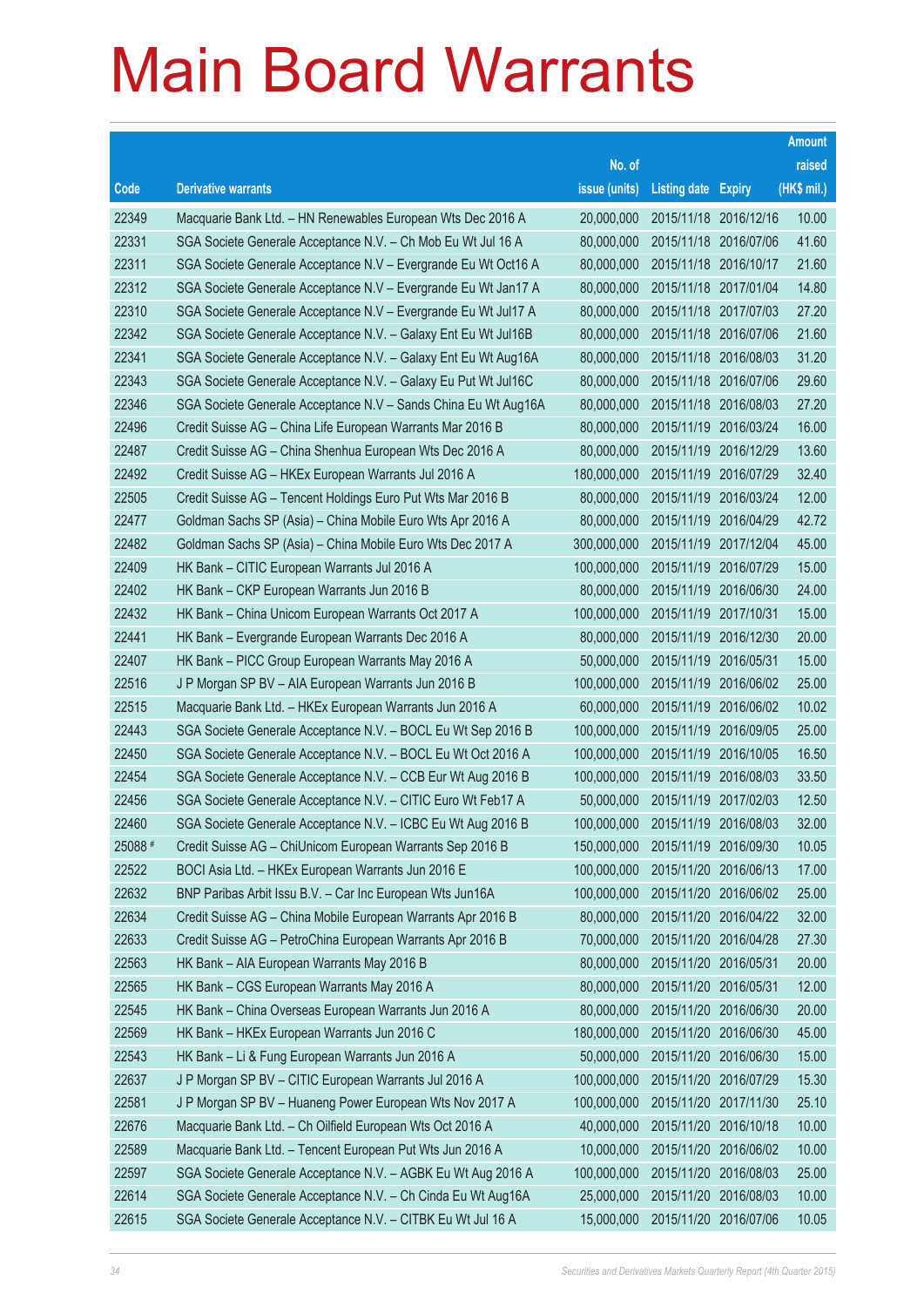# Main Board Warrants

| Code | Derivative warrants | No. of issue (units) | Listing date | Expiry | Amount raised (HK$ mil.) |
|---|---|---|---|---|---|
| 22349 | Macquarie Bank Ltd. – HN Renewables European Wts Dec 2016 A | 20,000,000 | 2015/11/18 | 2016/12/16 | 10.00 |
| 22331 | SGA Societe Generale Acceptance N.V. – Ch Mob Eu Wt Jul 16 A | 80,000,000 | 2015/11/18 | 2016/07/06 | 41.60 |
| 22311 | SGA Societe Generale Acceptance N.V – Evergrande Eu Wt Oct16 A | 80,000,000 | 2015/11/18 | 2016/10/17 | 21.60 |
| 22312 | SGA Societe Generale Acceptance N.V – Evergrande Eu Wt Jan17 A | 80,000,000 | 2015/11/18 | 2017/01/04 | 14.80 |
| 22310 | SGA Societe Generale Acceptance N.V – Evergrande Eu Wt Jul17 A | 80,000,000 | 2015/11/18 | 2017/07/03 | 27.20 |
| 22342 | SGA Societe Generale Acceptance N.V. – Galaxy Ent Eu Wt Jul16B | 80,000,000 | 2015/11/18 | 2016/07/06 | 21.60 |
| 22341 | SGA Societe Generale Acceptance N.V. – Galaxy Ent Eu Wt Aug16A | 80,000,000 | 2015/11/18 | 2016/08/03 | 31.20 |
| 22343 | SGA Societe Generale Acceptance N.V. – Galaxy Eu Put Wt Jul16C | 80,000,000 | 2015/11/18 | 2016/07/06 | 29.60 |
| 22346 | SGA Societe Generale Acceptance N.V – Sands China Eu Wt Aug16A | 80,000,000 | 2015/11/18 | 2016/08/03 | 27.20 |
| 22496 | Credit Suisse AG – China Life European Warrants Mar 2016 B | 80,000,000 | 2015/11/19 | 2016/03/24 | 16.00 |
| 22487 | Credit Suisse AG – China Shenhua European Wts Dec 2016 A | 80,000,000 | 2015/11/19 | 2016/12/29 | 13.60 |
| 22492 | Credit Suisse AG – HKEx European Warrants Jul 2016 A | 180,000,000 | 2015/11/19 | 2016/07/29 | 32.40 |
| 22505 | Credit Suisse AG – Tencent Holdings Euro Put Wts Mar 2016 B | 80,000,000 | 2015/11/19 | 2016/03/24 | 12.00 |
| 22477 | Goldman Sachs SP (Asia) – China Mobile Euro Wts Apr 2016 A | 80,000,000 | 2015/11/19 | 2016/04/29 | 42.72 |
| 22482 | Goldman Sachs SP (Asia) – China Mobile Euro Wts Dec 2017 A | 300,000,000 | 2015/11/19 | 2017/12/04 | 45.00 |
| 22409 | HK Bank – CITIC European Warrants Jul 2016 A | 100,000,000 | 2015/11/19 | 2016/07/29 | 15.00 |
| 22402 | HK Bank – CKP European Warrants Jun 2016 B | 80,000,000 | 2015/11/19 | 2016/06/30 | 24.00 |
| 22432 | HK Bank – China Unicom European Warrants Oct 2017 A | 100,000,000 | 2015/11/19 | 2017/10/31 | 15.00 |
| 22441 | HK Bank – Evergrande European Warrants Dec 2016 A | 80,000,000 | 2015/11/19 | 2016/12/30 | 20.00 |
| 22407 | HK Bank – PICC Group European Warrants May 2016 A | 50,000,000 | 2015/11/19 | 2016/05/31 | 15.00 |
| 22516 | J P Morgan SP BV – AIA European Warrants Jun 2016 B | 100,000,000 | 2015/11/19 | 2016/06/02 | 25.00 |
| 22515 | Macquarie Bank Ltd. – HKEx European Warrants Jun 2016 A | 60,000,000 | 2015/11/19 | 2016/06/02 | 10.02 |
| 22443 | SGA Societe Generale Acceptance N.V. – BOCL Eu Wt Sep 2016 B | 100,000,000 | 2015/11/19 | 2016/09/05 | 25.00 |
| 22450 | SGA Societe Generale Acceptance N.V. – BOCL Eu Wt Oct 2016 A | 100,000,000 | 2015/11/19 | 2016/10/05 | 16.50 |
| 22454 | SGA Societe Generale Acceptance N.V. – CCB Eur Wt Aug 2016 B | 100,000,000 | 2015/11/19 | 2016/08/03 | 33.50 |
| 22456 | SGA Societe Generale Acceptance N.V. – CITIC Euro Wt Feb17 A | 50,000,000 | 2015/11/19 | 2017/02/03 | 12.50 |
| 22460 | SGA Societe Generale Acceptance N.V. – ICBC Eu Wt Aug 2016 B | 100,000,000 | 2015/11/19 | 2016/08/03 | 32.00 |
| 25088 # | Credit Suisse AG – ChiUnicom European Warrants Sep 2016 B | 150,000,000 | 2015/11/19 | 2016/09/30 | 10.05 |
| 22522 | BOCI Asia Ltd. – HKEx European Warrants Jun 2016 E | 100,000,000 | 2015/11/20 | 2016/06/13 | 17.00 |
| 22632 | BNP Paribas Arbit Issu B.V. – Car Inc European Wts Jun16A | 100,000,000 | 2015/11/20 | 2016/06/02 | 25.00 |
| 22634 | Credit Suisse AG – China Mobile European Warrants Apr 2016 B | 80,000,000 | 2015/11/20 | 2016/04/22 | 32.00 |
| 22633 | Credit Suisse AG – PetroChina European Warrants Apr 2016 B | 70,000,000 | 2015/11/20 | 2016/04/28 | 27.30 |
| 22563 | HK Bank – AIA European Warrants May 2016 B | 80,000,000 | 2015/11/20 | 2016/05/31 | 20.00 |
| 22565 | HK Bank – CGS European Warrants May 2016 A | 80,000,000 | 2015/11/20 | 2016/05/31 | 12.00 |
| 22545 | HK Bank – China Overseas European Warrants Jun 2016 A | 80,000,000 | 2015/11/20 | 2016/06/30 | 20.00 |
| 22569 | HK Bank – HKEx European Warrants Jun 2016 C | 180,000,000 | 2015/11/20 | 2016/06/30 | 45.00 |
| 22543 | HK Bank – Li & Fung European Warrants Jun 2016 A | 50,000,000 | 2015/11/20 | 2016/06/30 | 15.00 |
| 22637 | J P Morgan SP BV – CITIC European Warrants Jul 2016 A | 100,000,000 | 2015/11/20 | 2016/07/29 | 15.30 |
| 22581 | J P Morgan SP BV – Huaneng Power European Wts Nov 2017 A | 100,000,000 | 2015/11/20 | 2017/11/30 | 25.10 |
| 22676 | Macquarie Bank Ltd. – Ch Oilfield European Wts Oct 2016 A | 40,000,000 | 2015/11/20 | 2016/10/18 | 10.00 |
| 22589 | Macquarie Bank Ltd. – Tencent European Put Wts Jun 2016 A | 10,000,000 | 2015/11/20 | 2016/06/02 | 10.00 |
| 22597 | SGA Societe Generale Acceptance N.V. – AGBK Eu Wt Aug 2016 A | 100,000,000 | 2015/11/20 | 2016/08/03 | 25.00 |
| 22614 | SGA Societe Generale Acceptance N.V. – Ch Cinda Eu Wt Aug16A | 25,000,000 | 2015/11/20 | 2016/08/03 | 10.00 |
| 22615 | SGA Societe Generale Acceptance N.V. – CITBK Eu Wt Jul 16 A | 15,000,000 | 2015/11/20 | 2016/07/06 | 10.05 |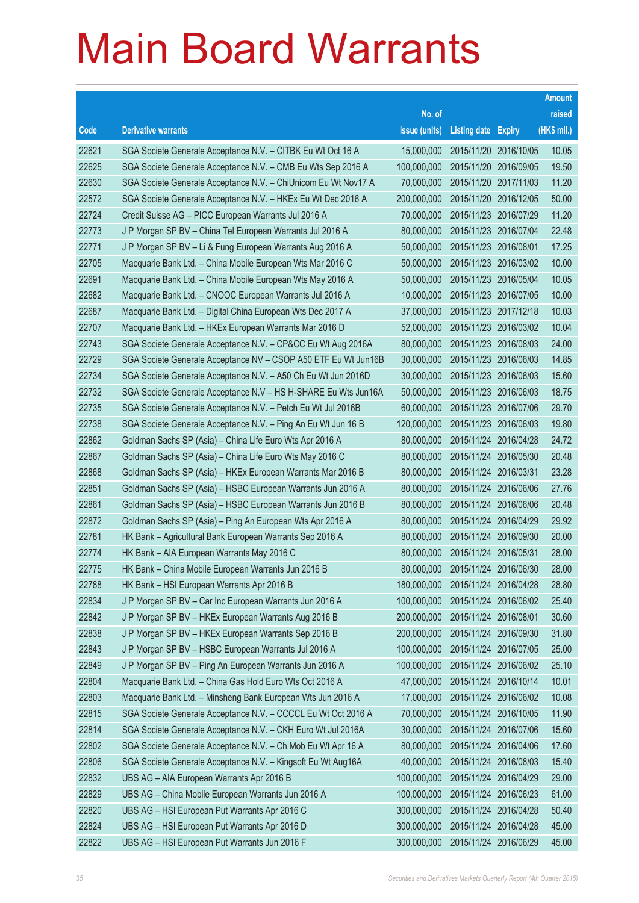# Main Board Warrants

| Code | Derivative warrants | No. of issue (units) | Listing date | Expiry | Amount raised (HK$ mil.) |
|---|---|---|---|---|---|
| 22621 | SGA Societe Generale Acceptance N.V. – CITBK Eu Wt Oct 16 A | 15,000,000 | 2015/11/20 | 2016/10/05 | 10.05 |
| 22625 | SGA Societe Generale Acceptance N.V. – CMB Eu Wts Sep 2016 A | 100,000,000 | 2015/11/20 | 2016/09/05 | 19.50 |
| 22630 | SGA Societe Generale Acceptance N.V. – ChiUnicom Eu Wt Nov17 A | 70,000,000 | 2015/11/20 | 2017/11/03 | 11.20 |
| 22572 | SGA Societe Generale Acceptance N.V. – HKEx Eu Wt Dec 2016 A | 200,000,000 | 2015/11/20 | 2016/12/05 | 50.00 |
| 22724 | Credit Suisse AG – PICC European Warrants Jul 2016 A | 70,000,000 | 2015/11/23 | 2016/07/29 | 11.20 |
| 22773 | J P Morgan SP BV – China Tel European Warrants Jul 2016 A | 80,000,000 | 2015/11/23 | 2016/07/04 | 22.48 |
| 22771 | J P Morgan SP BV – Li & Fung European Warrants Aug 2016 A | 50,000,000 | 2015/11/23 | 2016/08/01 | 17.25 |
| 22705 | Macquarie Bank Ltd. – China Mobile European Wts Mar 2016 C | 50,000,000 | 2015/11/23 | 2016/03/02 | 10.00 |
| 22691 | Macquarie Bank Ltd. – China Mobile European Wts May 2016 A | 50,000,000 | 2015/11/23 | 2016/05/04 | 10.05 |
| 22682 | Macquarie Bank Ltd. – CNOOC European Warrants Jul 2016 A | 10,000,000 | 2015/11/23 | 2016/07/05 | 10.00 |
| 22687 | Macquarie Bank Ltd. – Digital China European Wts Dec 2017 A | 37,000,000 | 2015/11/23 | 2017/12/18 | 10.03 |
| 22707 | Macquarie Bank Ltd. – HKEx European Warrants Mar 2016 D | 52,000,000 | 2015/11/23 | 2016/03/02 | 10.04 |
| 22743 | SGA Societe Generale Acceptance N.V. – CP&CC Eu Wt Aug 2016A | 80,000,000 | 2015/11/23 | 2016/08/03 | 24.00 |
| 22729 | SGA Societe Generale Acceptance NV – CSOP A50 ETF Eu Wt Jun16B | 30,000,000 | 2015/11/23 | 2016/06/03 | 14.85 |
| 22734 | SGA Societe Generale Acceptance N.V. – A50 Ch Eu Wt Jun 2016D | 30,000,000 | 2015/11/23 | 2016/06/03 | 15.60 |
| 22732 | SGA Societe Generale Acceptance N.V – HS H-SHARE Eu Wts Jun16A | 50,000,000 | 2015/11/23 | 2016/06/03 | 18.75 |
| 22735 | SGA Societe Generale Acceptance N.V. – Petch Eu Wt Jul 2016B | 60,000,000 | 2015/11/23 | 2016/07/06 | 29.70 |
| 22738 | SGA Societe Generale Acceptance N.V. – Ping An Eu Wt Jun 16 B | 120,000,000 | 2015/11/23 | 2016/06/03 | 19.80 |
| 22862 | Goldman Sachs SP (Asia) – China Life Euro Wts Apr 2016 A | 80,000,000 | 2015/11/24 | 2016/04/28 | 24.72 |
| 22867 | Goldman Sachs SP (Asia) – China Life Euro Wts May 2016 C | 80,000,000 | 2015/11/24 | 2016/05/30 | 20.48 |
| 22868 | Goldman Sachs SP (Asia) – HKEx European Warrants Mar 2016 B | 80,000,000 | 2015/11/24 | 2016/03/31 | 23.28 |
| 22851 | Goldman Sachs SP (Asia) – HSBC European Warrants Jun 2016 A | 80,000,000 | 2015/11/24 | 2016/06/06 | 27.76 |
| 22861 | Goldman Sachs SP (Asia) – HSBC European Warrants Jun 2016 B | 80,000,000 | 2015/11/24 | 2016/06/06 | 20.48 |
| 22872 | Goldman Sachs SP (Asia) – Ping An European Wts Apr 2016 A | 80,000,000 | 2015/11/24 | 2016/04/29 | 29.92 |
| 22781 | HK Bank – Agricultural Bank European Warrants Sep 2016 A | 80,000,000 | 2015/11/24 | 2016/09/30 | 20.00 |
| 22774 | HK Bank – AIA European Warrants May 2016 C | 80,000,000 | 2015/11/24 | 2016/05/31 | 28.00 |
| 22775 | HK Bank – China Mobile European Warrants Jun 2016 B | 80,000,000 | 2015/11/24 | 2016/06/30 | 28.00 |
| 22788 | HK Bank – HSI European Warrants Apr 2016 B | 180,000,000 | 2015/11/24 | 2016/04/28 | 28.80 |
| 22834 | J P Morgan SP BV – Car Inc European Warrants Jun 2016 A | 100,000,000 | 2015/11/24 | 2016/06/02 | 25.40 |
| 22842 | J P Morgan SP BV – HKEx European Warrants Aug 2016 B | 200,000,000 | 2015/11/24 | 2016/08/01 | 30.60 |
| 22838 | J P Morgan SP BV – HKEx European Warrants Sep 2016 B | 200,000,000 | 2015/11/24 | 2016/09/30 | 31.80 |
| 22843 | J P Morgan SP BV – HSBC European Warrants Jul 2016 A | 100,000,000 | 2015/11/24 | 2016/07/05 | 25.00 |
| 22849 | J P Morgan SP BV – Ping An European Warrants Jun 2016 A | 100,000,000 | 2015/11/24 | 2016/06/02 | 25.10 |
| 22804 | Macquarie Bank Ltd. – China Gas Hold Euro Wts Oct 2016 A | 47,000,000 | 2015/11/24 | 2016/10/14 | 10.01 |
| 22803 | Macquarie Bank Ltd. – Minsheng Bank European Wts Jun 2016 A | 17,000,000 | 2015/11/24 | 2016/06/02 | 10.08 |
| 22815 | SGA Societe Generale Acceptance N.V. – CCCCL Eu Wt Oct 2016 A | 70,000,000 | 2015/11/24 | 2016/10/05 | 11.90 |
| 22814 | SGA Societe Generale Acceptance N.V. – CKH Euro Wt Jul 2016A | 30,000,000 | 2015/11/24 | 2016/07/06 | 15.60 |
| 22802 | SGA Societe Generale Acceptance N.V. – Ch Mob Eu Wt Apr 16 A | 80,000,000 | 2015/11/24 | 2016/04/06 | 17.60 |
| 22806 | SGA Societe Generale Acceptance N.V. – Kingsoft Eu Wt Aug16A | 40,000,000 | 2015/11/24 | 2016/08/03 | 15.40 |
| 22832 | UBS AG – AIA European Warrants Apr 2016 B | 100,000,000 | 2015/11/24 | 2016/04/29 | 29.00 |
| 22829 | UBS AG – China Mobile European Warrants Jun 2016 A | 100,000,000 | 2015/11/24 | 2016/06/23 | 61.00 |
| 22820 | UBS AG – HSI European Put Warrants Apr 2016 C | 300,000,000 | 2015/11/24 | 2016/04/28 | 50.40 |
| 22824 | UBS AG – HSI European Put Warrants Apr 2016 D | 300,000,000 | 2015/11/24 | 2016/04/28 | 45.00 |
| 22822 | UBS AG – HSI European Put Warrants Jun 2016 F | 300,000,000 | 2015/11/24 | 2016/06/29 | 45.00 |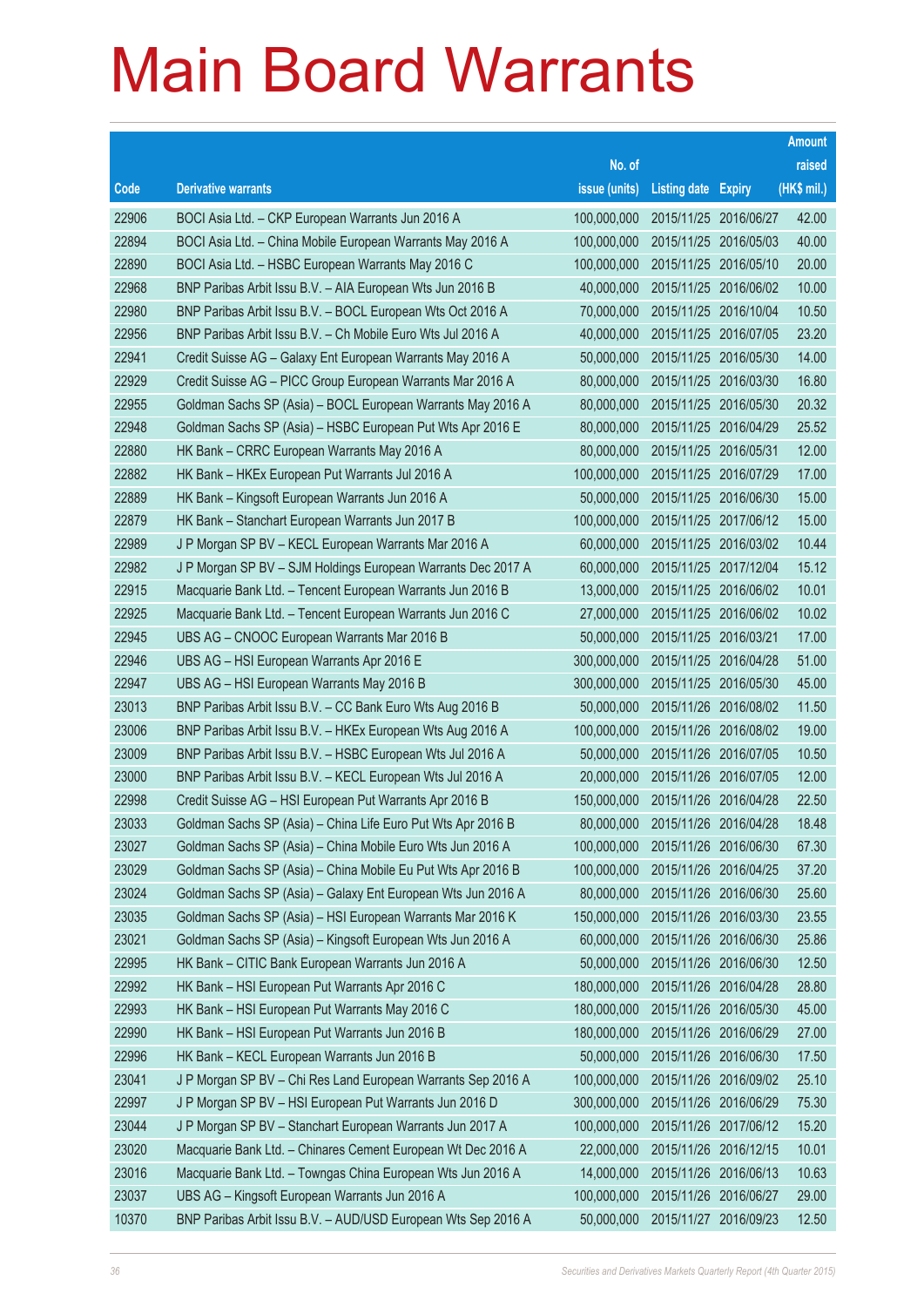# Main Board Warrants

| Code | Derivative warrants | No. of issue (units) | Listing date | Expiry | Amount raised (HK$ mil.) |
|---|---|---|---|---|---|
| 22906 | BOCI Asia Ltd. – CKP European Warrants Jun 2016 A | 100,000,000 | 2015/11/25 | 2016/06/27 | 42.00 |
| 22894 | BOCI Asia Ltd. – China Mobile European Warrants May 2016 A | 100,000,000 | 2015/11/25 | 2016/05/03 | 40.00 |
| 22890 | BOCI Asia Ltd. – HSBC European Warrants May 2016 C | 100,000,000 | 2015/11/25 | 2016/05/10 | 20.00 |
| 22968 | BNP Paribas Arbit Issu B.V. – AIA European Wts Jun 2016 B | 40,000,000 | 2015/11/25 | 2016/06/02 | 10.00 |
| 22980 | BNP Paribas Arbit Issu B.V. – BOCL European Wts Oct 2016 A | 70,000,000 | 2015/11/25 | 2016/10/04 | 10.50 |
| 22956 | BNP Paribas Arbit Issu B.V. – Ch Mobile Euro Wts Jul 2016 A | 40,000,000 | 2015/11/25 | 2016/07/05 | 23.20 |
| 22941 | Credit Suisse AG – Galaxy Ent European Warrants May 2016 A | 50,000,000 | 2015/11/25 | 2016/05/30 | 14.00 |
| 22929 | Credit Suisse AG – PICC Group European Warrants Mar 2016 A | 80,000,000 | 2015/11/25 | 2016/03/30 | 16.80 |
| 22955 | Goldman Sachs SP (Asia) – BOCL European Warrants May 2016 A | 80,000,000 | 2015/11/25 | 2016/05/30 | 20.32 |
| 22948 | Goldman Sachs SP (Asia) – HSBC European Put Wts Apr 2016 E | 80,000,000 | 2015/11/25 | 2016/04/29 | 25.52 |
| 22880 | HK Bank – CRRC European Warrants May 2016 A | 80,000,000 | 2015/11/25 | 2016/05/31 | 12.00 |
| 22882 | HK Bank – HKEx European Put Warrants Jul 2016 A | 100,000,000 | 2015/11/25 | 2016/07/29 | 17.00 |
| 22889 | HK Bank – Kingsoft European Warrants Jun 2016 A | 50,000,000 | 2015/11/25 | 2016/06/30 | 15.00 |
| 22879 | HK Bank – Stanchart European Warrants Jun 2017 B | 100,000,000 | 2015/11/25 | 2017/06/12 | 15.00 |
| 22989 | J P Morgan SP BV – KECL European Warrants Mar 2016 A | 60,000,000 | 2015/11/25 | 2016/03/02 | 10.44 |
| 22982 | J P Morgan SP BV – SJM Holdings European Warrants Dec 2017 A | 60,000,000 | 2015/11/25 | 2017/12/04 | 15.12 |
| 22915 | Macquarie Bank Ltd. – Tencent European Warrants Jun 2016 B | 13,000,000 | 2015/11/25 | 2016/06/02 | 10.01 |
| 22925 | Macquarie Bank Ltd. – Tencent European Warrants Jun 2016 C | 27,000,000 | 2015/11/25 | 2016/06/02 | 10.02 |
| 22945 | UBS AG – CNOOC European Warrants Mar 2016 B | 50,000,000 | 2015/11/25 | 2016/03/21 | 17.00 |
| 22946 | UBS AG – HSI European Warrants Apr 2016 E | 300,000,000 | 2015/11/25 | 2016/04/28 | 51.00 |
| 22947 | UBS AG – HSI European Warrants May 2016 B | 300,000,000 | 2015/11/25 | 2016/05/30 | 45.00 |
| 23013 | BNP Paribas Arbit Issu B.V. – CC Bank Euro Wts Aug 2016 B | 50,000,000 | 2015/11/26 | 2016/08/02 | 11.50 |
| 23006 | BNP Paribas Arbit Issu B.V. – HKEx European Wts Aug 2016 A | 100,000,000 | 2015/11/26 | 2016/08/02 | 19.00 |
| 23009 | BNP Paribas Arbit Issu B.V. – HSBC European Wts Jul 2016 A | 50,000,000 | 2015/11/26 | 2016/07/05 | 10.50 |
| 23000 | BNP Paribas Arbit Issu B.V. – KECL European Wts Jul 2016 A | 20,000,000 | 2015/11/26 | 2016/07/05 | 12.00 |
| 22998 | Credit Suisse AG – HSI European Put Warrants Apr 2016 B | 150,000,000 | 2015/11/26 | 2016/04/28 | 22.50 |
| 23033 | Goldman Sachs SP (Asia) – China Life Euro Put Wts Apr 2016 B | 80,000,000 | 2015/11/26 | 2016/04/28 | 18.48 |
| 23027 | Goldman Sachs SP (Asia) – China Mobile Euro Wts Jun 2016 A | 100,000,000 | 2015/11/26 | 2016/06/30 | 67.30 |
| 23029 | Goldman Sachs SP (Asia) – China Mobile Eu Put Wts Apr 2016 B | 100,000,000 | 2015/11/26 | 2016/04/25 | 37.20 |
| 23024 | Goldman Sachs SP (Asia) – Galaxy Ent European Wts Jun 2016 A | 80,000,000 | 2015/11/26 | 2016/06/30 | 25.60 |
| 23035 | Goldman Sachs SP (Asia) – HSI European Warrants Mar 2016 K | 150,000,000 | 2015/11/26 | 2016/03/30 | 23.55 |
| 23021 | Goldman Sachs SP (Asia) – Kingsoft European Wts Jun 2016 A | 60,000,000 | 2015/11/26 | 2016/06/30 | 25.86 |
| 22995 | HK Bank – CITIC Bank European Warrants Jun 2016 A | 50,000,000 | 2015/11/26 | 2016/06/30 | 12.50 |
| 22992 | HK Bank – HSI European Put Warrants Apr 2016 C | 180,000,000 | 2015/11/26 | 2016/04/28 | 28.80 |
| 22993 | HK Bank – HSI European Put Warrants May 2016 C | 180,000,000 | 2015/11/26 | 2016/05/30 | 45.00 |
| 22990 | HK Bank – HSI European Put Warrants Jun 2016 B | 180,000,000 | 2015/11/26 | 2016/06/29 | 27.00 |
| 22996 | HK Bank – KECL European Warrants Jun 2016 B | 50,000,000 | 2015/11/26 | 2016/06/30 | 17.50 |
| 23041 | J P Morgan SP BV – Chi Res Land European Warrants Sep 2016 A | 100,000,000 | 2015/11/26 | 2016/09/02 | 25.10 |
| 22997 | J P Morgan SP BV – HSI European Put Warrants Jun 2016 D | 300,000,000 | 2015/11/26 | 2016/06/29 | 75.30 |
| 23044 | J P Morgan SP BV – Stanchart European Warrants Jun 2017 A | 100,000,000 | 2015/11/26 | 2017/06/12 | 15.20 |
| 23020 | Macquarie Bank Ltd. – Chinares Cement European Wt Dec 2016 A | 22,000,000 | 2015/11/26 | 2016/12/15 | 10.01 |
| 23016 | Macquarie Bank Ltd. – Towngas China European Wts Jun 2016 A | 14,000,000 | 2015/11/26 | 2016/06/13 | 10.63 |
| 23037 | UBS AG – Kingsoft European Warrants Jun 2016 A | 100,000,000 | 2015/11/26 | 2016/06/27 | 29.00 |
| 10370 | BNP Paribas Arbit Issu B.V. – AUD/USD European Wts Sep 2016 A | 50,000,000 | 2015/11/27 | 2016/09/23 | 12.50 |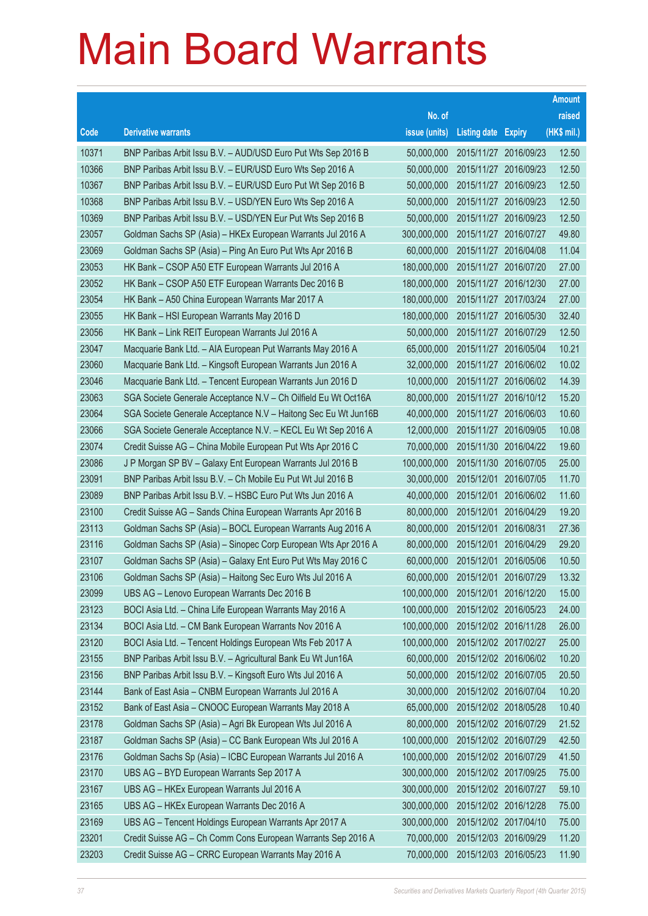# Main Board Warrants

| Code | Derivative warrants | No. of issue (units) | Listing date | Expiry | Amount raised (HK$ mil.) |
|---|---|---|---|---|---|
| 10371 | BNP Paribas Arbit Issu B.V. – AUD/USD Euro Put Wts Sep 2016 B | 50,000,000 | 2015/11/27 | 2016/09/23 | 12.50 |
| 10366 | BNP Paribas Arbit Issu B.V. – EUR/USD Euro Wts Sep 2016 A | 50,000,000 | 2015/11/27 | 2016/09/23 | 12.50 |
| 10367 | BNP Paribas Arbit Issu B.V. – EUR/USD Euro Put Wt Sep 2016 B | 50,000,000 | 2015/11/27 | 2016/09/23 | 12.50 |
| 10368 | BNP Paribas Arbit Issu B.V. – USD/YEN Euro Wts Sep 2016 A | 50,000,000 | 2015/11/27 | 2016/09/23 | 12.50 |
| 10369 | BNP Paribas Arbit Issu B.V. – USD/YEN Eur Put Wts Sep 2016 B | 50,000,000 | 2015/11/27 | 2016/09/23 | 12.50 |
| 23057 | Goldman Sachs SP (Asia) – HKEx European Warrants Jul 2016 A | 300,000,000 | 2015/11/27 | 2016/07/27 | 49.80 |
| 23069 | Goldman Sachs SP (Asia) – Ping An Euro Put Wts Apr 2016 B | 60,000,000 | 2015/11/27 | 2016/04/08 | 11.04 |
| 23053 | HK Bank – CSOP A50 ETF European Warrants Jul 2016 A | 180,000,000 | 2015/11/27 | 2016/07/20 | 27.00 |
| 23052 | HK Bank – CSOP A50 ETF European Warrants Dec 2016 B | 180,000,000 | 2015/11/27 | 2016/12/30 | 27.00 |
| 23054 | HK Bank – A50 China European Warrants Mar 2017 A | 180,000,000 | 2015/11/27 | 2017/03/24 | 27.00 |
| 23055 | HK Bank – HSI European Warrants May 2016 D | 180,000,000 | 2015/11/27 | 2016/05/30 | 32.40 |
| 23056 | HK Bank – Link REIT European Warrants Jul 2016 A | 50,000,000 | 2015/11/27 | 2016/07/29 | 12.50 |
| 23047 | Macquarie Bank Ltd. – AIA European Put Warrants May 2016 A | 65,000,000 | 2015/11/27 | 2016/05/04 | 10.21 |
| 23060 | Macquarie Bank Ltd. – Kingsoft European Warrants Jun 2016 A | 32,000,000 | 2015/11/27 | 2016/06/02 | 10.02 |
| 23046 | Macquarie Bank Ltd. – Tencent European Warrants Jun 2016 D | 10,000,000 | 2015/11/27 | 2016/06/02 | 14.39 |
| 23063 | SGA Societe Generale Acceptance N.V – Ch Oilfield Eu Wt Oct16A | 80,000,000 | 2015/11/27 | 2016/10/12 | 15.20 |
| 23064 | SGA Societe Generale Acceptance N.V – Haitong Sec Eu Wt Jun16B | 40,000,000 | 2015/11/27 | 2016/06/03 | 10.60 |
| 23066 | SGA Societe Generale Acceptance N.V. – KECL Eu Wt Sep 2016 A | 12,000,000 | 2015/11/27 | 2016/09/05 | 10.08 |
| 23074 | Credit Suisse AG – China Mobile European Put Wts Apr 2016 C | 70,000,000 | 2015/11/30 | 2016/04/22 | 19.60 |
| 23086 | J P Morgan SP BV – Galaxy Ent European Warrants Jul 2016 B | 100,000,000 | 2015/11/30 | 2016/07/05 | 25.00 |
| 23091 | BNP Paribas Arbit Issu B.V. – Ch Mobile Eu Put Wt Jul 2016 B | 30,000,000 | 2015/12/01 | 2016/07/05 | 11.70 |
| 23089 | BNP Paribas Arbit Issu B.V. – HSBC Euro Put Wts Jun 2016 A | 40,000,000 | 2015/12/01 | 2016/06/02 | 11.60 |
| 23100 | Credit Suisse AG – Sands China European Warrants Apr 2016 B | 80,000,000 | 2015/12/01 | 2016/04/29 | 19.20 |
| 23113 | Goldman Sachs SP (Asia) – BOCL European Warrants Aug 2016 A | 80,000,000 | 2015/12/01 | 2016/08/31 | 27.36 |
| 23116 | Goldman Sachs SP (Asia) – Sinopec Corp European Wts Apr 2016 A | 80,000,000 | 2015/12/01 | 2016/04/29 | 29.20 |
| 23107 | Goldman Sachs SP (Asia) – Galaxy Ent Euro Put Wts May 2016 C | 60,000,000 | 2015/12/01 | 2016/05/06 | 10.50 |
| 23106 | Goldman Sachs SP (Asia) – Haitong Sec Euro Wts Jul 2016 A | 60,000,000 | 2015/12/01 | 2016/07/29 | 13.32 |
| 23099 | UBS AG – Lenovo European Warrants Dec 2016 B | 100,000,000 | 2015/12/01 | 2016/12/20 | 15.00 |
| 23123 | BOCI Asia Ltd. – China Life European Warrants May 2016 A | 100,000,000 | 2015/12/02 | 2016/05/23 | 24.00 |
| 23134 | BOCI Asia Ltd. – CM Bank European Warrants Nov 2016 A | 100,000,000 | 2015/12/02 | 2016/11/28 | 26.00 |
| 23120 | BOCI Asia Ltd. – Tencent Holdings European Wts Feb 2017 A | 100,000,000 | 2015/12/02 | 2017/02/27 | 25.00 |
| 23155 | BNP Paribas Arbit Issu B.V. – Agricultural Bank Eu Wt Jun16A | 60,000,000 | 2015/12/02 | 2016/06/02 | 10.20 |
| 23156 | BNP Paribas Arbit Issu B.V. – Kingsoft Euro Wts Jul 2016 A | 50,000,000 | 2015/12/02 | 2016/07/05 | 20.50 |
| 23144 | Bank of East Asia – CNBM European Warrants Jul 2016 A | 30,000,000 | 2015/12/02 | 2016/07/04 | 10.20 |
| 23152 | Bank of East Asia – CNOOC European Warrants May 2018 A | 65,000,000 | 2015/12/02 | 2018/05/28 | 10.40 |
| 23178 | Goldman Sachs SP (Asia) – Agri Bk European Wts Jul 2016 A | 80,000,000 | 2015/12/02 | 2016/07/29 | 21.52 |
| 23187 | Goldman Sachs SP (Asia) – CC Bank European Wts Jul 2016 A | 100,000,000 | 2015/12/02 | 2016/07/29 | 42.50 |
| 23176 | Goldman Sachs Sp (Asia) – ICBC European Warrants Jul 2016 A | 100,000,000 | 2015/12/02 | 2016/07/29 | 41.50 |
| 23170 | UBS AG – BYD European Warrants Sep 2017 A | 300,000,000 | 2015/12/02 | 2017/09/25 | 75.00 |
| 23167 | UBS AG – HKEx European Warrants Jul 2016 A | 300,000,000 | 2015/12/02 | 2016/07/27 | 59.10 |
| 23165 | UBS AG – HKEx European Warrants Dec 2016 A | 300,000,000 | 2015/12/02 | 2016/12/28 | 75.00 |
| 23169 | UBS AG – Tencent Holdings European Warrants Apr 2017 A | 300,000,000 | 2015/12/02 | 2017/04/10 | 75.00 |
| 23201 | Credit Suisse AG – Ch Comm Cons European Warrants Sep 2016 A | 70,000,000 | 2015/12/03 | 2016/09/29 | 11.20 |
| 23203 | Credit Suisse AG – CRRC European Warrants May 2016 A | 70,000,000 | 2015/12/03 | 2016/05/23 | 11.90 |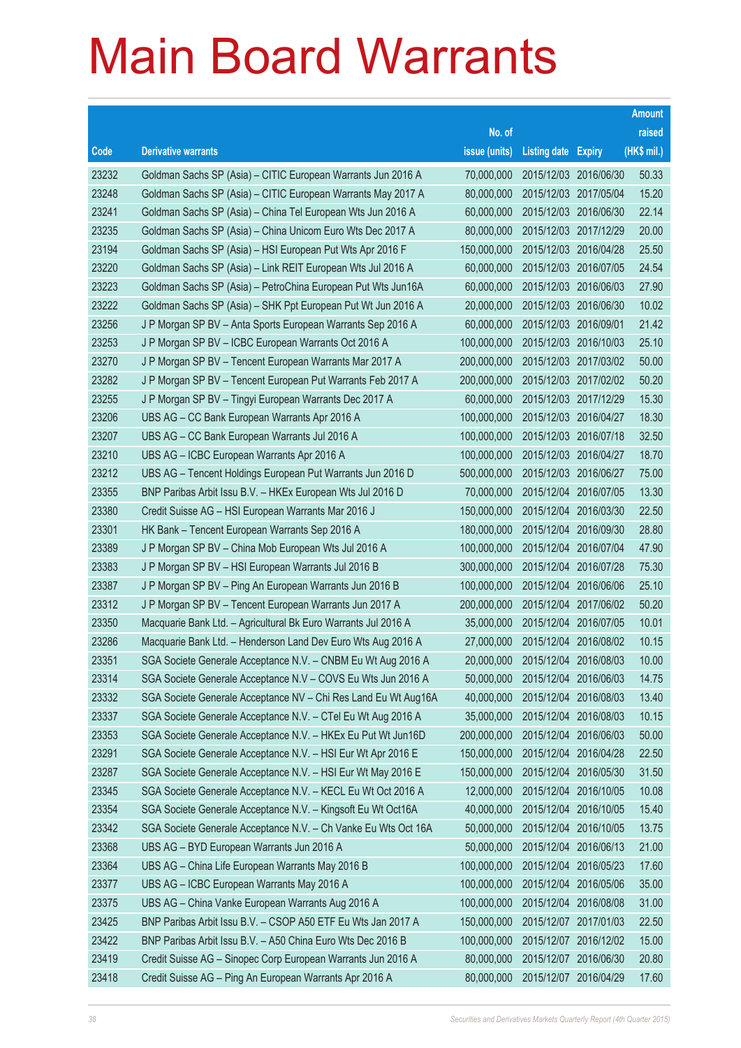# Main Board Warrants

| Code | Derivative warrants | No. of issue (units) | Listing date | Expiry | Amount raised (HK$ mil.) |
|---|---|---|---|---|---|
| 23232 | Goldman Sachs SP (Asia) – CITIC European Warrants Jun 2016 A | 70,000,000 | 2015/12/03 | 2016/06/30 | 50.33 |
| 23248 | Goldman Sachs SP (Asia) – CITIC European Warrants May 2017 A | 80,000,000 | 2015/12/03 | 2017/05/04 | 15.20 |
| 23241 | Goldman Sachs SP (Asia) – China Tel European Wts Jun 2016 A | 60,000,000 | 2015/12/03 | 2016/06/30 | 22.14 |
| 23235 | Goldman Sachs SP (Asia) – China Unicom Euro Wts Dec 2017 A | 80,000,000 | 2015/12/03 | 2017/12/29 | 20.00 |
| 23194 | Goldman Sachs SP (Asia) – HSI European Put Wts Apr 2016 F | 150,000,000 | 2015/12/03 | 2016/04/28 | 25.50 |
| 23220 | Goldman Sachs SP (Asia) – Link REIT European Wts Jul 2016 A | 60,000,000 | 2015/12/03 | 2016/07/05 | 24.54 |
| 23223 | Goldman Sachs SP (Asia) – PetroChina European Put Wts Jun16A | 60,000,000 | 2015/12/03 | 2016/06/03 | 27.90 |
| 23222 | Goldman Sachs SP (Asia) – SHK Ppt European Put Wt Jun 2016 A | 20,000,000 | 2015/12/03 | 2016/06/30 | 10.02 |
| 23256 | J P Morgan SP BV – Anta Sports European Warrants Sep 2016 A | 60,000,000 | 2015/12/03 | 2016/09/01 | 21.42 |
| 23253 | J P Morgan SP BV – ICBC European Warrants Oct 2016 A | 100,000,000 | 2015/12/03 | 2016/10/03 | 25.10 |
| 23270 | J P Morgan SP BV – Tencent European Warrants Mar 2017 A | 200,000,000 | 2015/12/03 | 2017/03/02 | 50.00 |
| 23282 | J P Morgan SP BV – Tencent European Put Warrants Feb 2017 A | 200,000,000 | 2015/12/03 | 2017/02/02 | 50.20 |
| 23255 | J P Morgan SP BV – Tingyi European Warrants Dec 2017 A | 60,000,000 | 2015/12/03 | 2017/12/29 | 15.30 |
| 23206 | UBS AG – CC Bank European Warrants Apr 2016 A | 100,000,000 | 2015/12/03 | 2016/04/27 | 18.30 |
| 23207 | UBS AG – CC Bank European Warrants Jul 2016 A | 100,000,000 | 2015/12/03 | 2016/07/18 | 32.50 |
| 23210 | UBS AG – ICBC European Warrants Apr 2016 A | 100,000,000 | 2015/12/03 | 2016/04/27 | 18.70 |
| 23212 | UBS AG – Tencent Holdings European Put Warrants Jun 2016 D | 500,000,000 | 2015/12/03 | 2016/06/27 | 75.00 |
| 23355 | BNP Paribas Arbit Issu B.V. – HKEx European Wts Jul 2016 D | 70,000,000 | 2015/12/04 | 2016/07/05 | 13.30 |
| 23380 | Credit Suisse AG – HSI European Warrants Mar 2016 J | 150,000,000 | 2015/12/04 | 2016/03/30 | 22.50 |
| 23301 | HK Bank – Tencent European Warrants Sep 2016 A | 180,000,000 | 2015/12/04 | 2016/09/30 | 28.80 |
| 23389 | J P Morgan SP BV – China Mob European Wts Jul 2016 A | 100,000,000 | 2015/12/04 | 2016/07/04 | 47.90 |
| 23383 | J P Morgan SP BV – HSI European Warrants Jul 2016 B | 300,000,000 | 2015/12/04 | 2016/07/28 | 75.30 |
| 23387 | J P Morgan SP BV – Ping An European Warrants Jun 2016 B | 100,000,000 | 2015/12/04 | 2016/06/06 | 25.10 |
| 23312 | J P Morgan SP BV – Tencent European Warrants Jun 2017 A | 200,000,000 | 2015/12/04 | 2017/06/02 | 50.20 |
| 23350 | Macquarie Bank Ltd. – Agricultural Bk Euro Warrants Jul 2016 A | 35,000,000 | 2015/12/04 | 2016/07/05 | 10.01 |
| 23286 | Macquarie Bank Ltd. – Henderson Land Dev Euro Wts Aug 2016 A | 27,000,000 | 2015/12/04 | 2016/08/02 | 10.15 |
| 23351 | SGA Societe Generale Acceptance N.V. – CNBM Eu Wt Aug 2016 A | 20,000,000 | 2015/12/04 | 2016/08/03 | 10.00 |
| 23314 | SGA Societe Generale Acceptance N.V – COVS Eu Wts Jun 2016 A | 50,000,000 | 2015/12/04 | 2016/06/03 | 14.75 |
| 23332 | SGA Societe Generale Acceptance NV – Chi Res Land Eu Wt Aug16A | 40,000,000 | 2015/12/04 | 2016/08/03 | 13.40 |
| 23337 | SGA Societe Generale Acceptance N.V. – CTel Eu Wt Aug 2016 A | 35,000,000 | 2015/12/04 | 2016/08/03 | 10.15 |
| 23353 | SGA Societe Generale Acceptance N.V. – HKEx Eu Put Wt Jun16D | 200,000,000 | 2015/12/04 | 2016/06/03 | 50.00 |
| 23291 | SGA Societe Generale Acceptance N.V. – HSI Eur Wt Apr 2016 E | 150,000,000 | 2015/12/04 | 2016/04/28 | 22.50 |
| 23287 | SGA Societe Generale Acceptance N.V. – HSI Eur Wt May 2016 E | 150,000,000 | 2015/12/04 | 2016/05/30 | 31.50 |
| 23345 | SGA Societe Generale Acceptance N.V. – KECL Eu Wt Oct 2016 A | 12,000,000 | 2015/12/04 | 2016/10/05 | 10.08 |
| 23354 | SGA Societe Generale Acceptance N.V. – Kingsoft Eu Wt Oct16A | 40,000,000 | 2015/12/04 | 2016/10/05 | 15.40 |
| 23342 | SGA Societe Generale Acceptance N.V. – Ch Vanke Eu Wts Oct 16A | 50,000,000 | 2015/12/04 | 2016/10/05 | 13.75 |
| 23368 | UBS AG – BYD European Warrants Jun 2016 A | 50,000,000 | 2015/12/04 | 2016/06/13 | 21.00 |
| 23364 | UBS AG – China Life European Warrants May 2016 B | 100,000,000 | 2015/12/04 | 2016/05/23 | 17.60 |
| 23377 | UBS AG – ICBC European Warrants May 2016 A | 100,000,000 | 2015/12/04 | 2016/05/06 | 35.00 |
| 23375 | UBS AG – China Vanke European Warrants Aug 2016 A | 100,000,000 | 2015/12/04 | 2016/08/08 | 31.00 |
| 23425 | BNP Paribas Arbit Issu B.V. – CSOP A50 ETF Eu Wts Jan 2017 A | 150,000,000 | 2015/12/07 | 2017/01/03 | 22.50 |
| 23422 | BNP Paribas Arbit Issu B.V. – A50 China Euro Wts Dec 2016 B | 100,000,000 | 2015/12/07 | 2016/12/02 | 15.00 |
| 23419 | Credit Suisse AG – Sinopec Corp European Warrants Jun 2016 A | 80,000,000 | 2015/12/07 | 2016/06/30 | 20.80 |
| 23418 | Credit Suisse AG – Ping An European Warrants Apr 2016 A | 80,000,000 | 2015/12/07 | 2016/04/29 | 17.60 |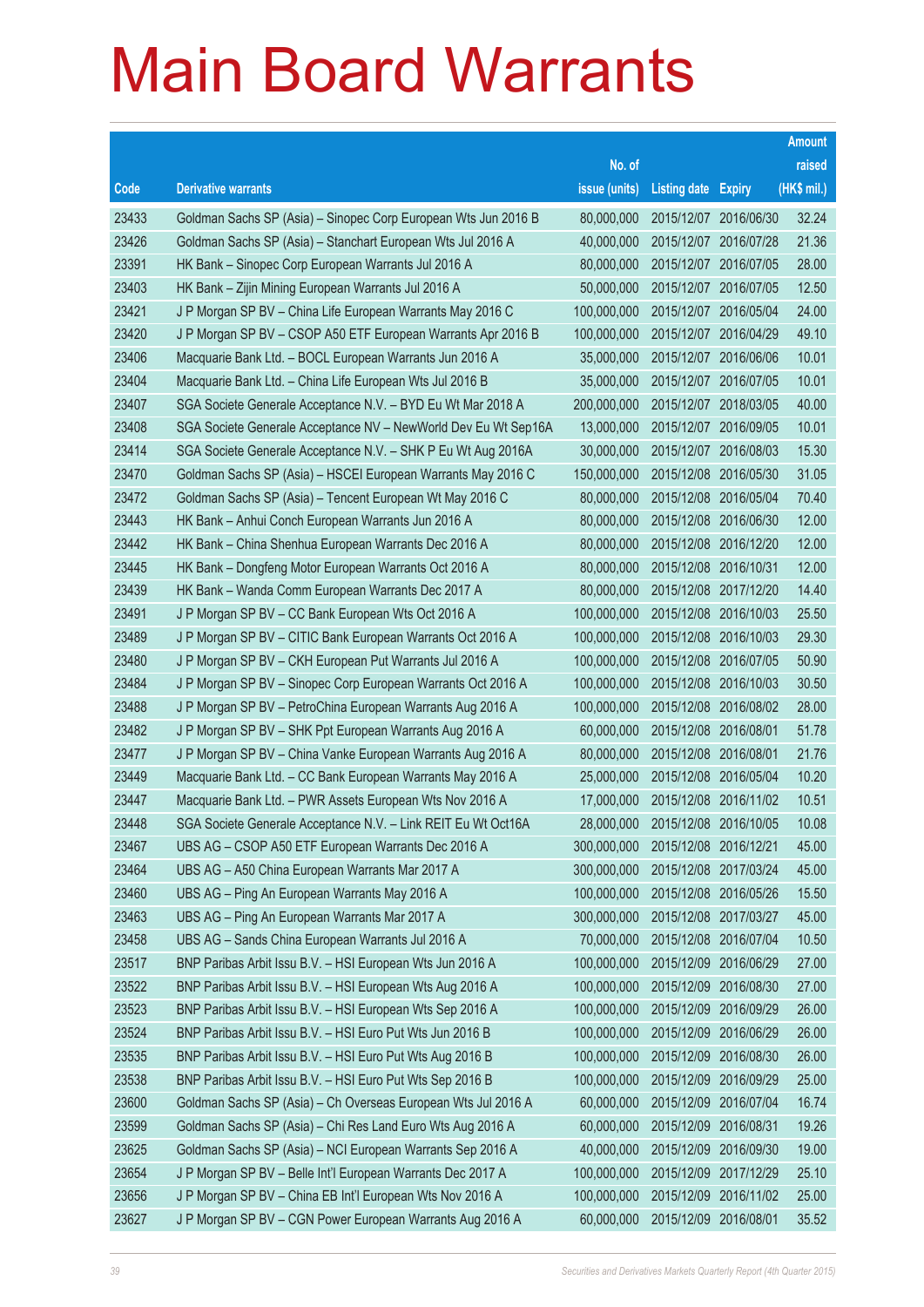# Main Board Warrants

| Code | Derivative warrants | No. of issue (units) | Listing date | Expiry | Amount raised (HK$ mil.) |
|---|---|---|---|---|---|
| 23433 | Goldman Sachs SP (Asia) – Sinopec Corp European Wts Jun 2016 B | 80,000,000 | 2015/12/07 | 2016/06/30 | 32.24 |
| 23426 | Goldman Sachs SP (Asia) – Stanchart European Wts Jul 2016 A | 40,000,000 | 2015/12/07 | 2016/07/28 | 21.36 |
| 23391 | HK Bank – Sinopec Corp European Warrants Jul 2016 A | 80,000,000 | 2015/12/07 | 2016/07/05 | 28.00 |
| 23403 | HK Bank – Zijin Mining European Warrants Jul 2016 A | 50,000,000 | 2015/12/07 | 2016/07/05 | 12.50 |
| 23421 | J P Morgan SP BV – China Life European Warrants May 2016 C | 100,000,000 | 2015/12/07 | 2016/05/04 | 24.00 |
| 23420 | J P Morgan SP BV – CSOP A50 ETF European Warrants Apr 2016 B | 100,000,000 | 2015/12/07 | 2016/04/29 | 49.10 |
| 23406 | Macquarie Bank Ltd. – BOCL European Warrants Jun 2016 A | 35,000,000 | 2015/12/07 | 2016/06/06 | 10.01 |
| 23404 | Macquarie Bank Ltd. – China Life European Wts Jul 2016 B | 35,000,000 | 2015/12/07 | 2016/07/05 | 10.01 |
| 23407 | SGA Societe Generale Acceptance N.V. – BYD Eu Wt Mar 2018 A | 200,000,000 | 2015/12/07 | 2018/03/05 | 40.00 |
| 23408 | SGA Societe Generale Acceptance NV – NewWorld Dev Eu Wt Sep16A | 13,000,000 | 2015/12/07 | 2016/09/05 | 10.01 |
| 23414 | SGA Societe Generale Acceptance N.V. – SHK P Eu Wt Aug 2016A | 30,000,000 | 2015/12/07 | 2016/08/03 | 15.30 |
| 23470 | Goldman Sachs SP (Asia) – HSCEI European Warrants May 2016 C | 150,000,000 | 2015/12/08 | 2016/05/30 | 31.05 |
| 23472 | Goldman Sachs SP (Asia) – Tencent European Wt May 2016 C | 80,000,000 | 2015/12/08 | 2016/05/04 | 70.40 |
| 23443 | HK Bank – Anhui Conch European Warrants Jun 2016 A | 80,000,000 | 2015/12/08 | 2016/06/30 | 12.00 |
| 23442 | HK Bank – China Shenhua European Warrants Dec 2016 A | 80,000,000 | 2015/12/08 | 2016/12/20 | 12.00 |
| 23445 | HK Bank – Dongfeng Motor European Warrants Oct 2016 A | 80,000,000 | 2015/12/08 | 2016/10/31 | 12.00 |
| 23439 | HK Bank – Wanda Comm European Warrants Dec 2017 A | 80,000,000 | 2015/12/08 | 2017/12/20 | 14.40 |
| 23491 | J P Morgan SP BV – CC Bank European Wts Oct 2016 A | 100,000,000 | 2015/12/08 | 2016/10/03 | 25.50 |
| 23489 | J P Morgan SP BV – CITIC Bank European Warrants Oct 2016 A | 100,000,000 | 2015/12/08 | 2016/10/03 | 29.30 |
| 23480 | J P Morgan SP BV – CKH European Put Warrants Jul 2016 A | 100,000,000 | 2015/12/08 | 2016/07/05 | 50.90 |
| 23484 | J P Morgan SP BV – Sinopec Corp European Warrants Oct 2016 A | 100,000,000 | 2015/12/08 | 2016/10/03 | 30.50 |
| 23488 | J P Morgan SP BV – PetroChina European Warrants Aug 2016 A | 100,000,000 | 2015/12/08 | 2016/08/02 | 28.00 |
| 23482 | J P Morgan SP BV – SHK Ppt European Warrants Aug 2016 A | 60,000,000 | 2015/12/08 | 2016/08/01 | 51.78 |
| 23477 | J P Morgan SP BV – China Vanke European Warrants Aug 2016 A | 80,000,000 | 2015/12/08 | 2016/08/01 | 21.76 |
| 23449 | Macquarie Bank Ltd. – CC Bank European Warrants May 2016 A | 25,000,000 | 2015/12/08 | 2016/05/04 | 10.20 |
| 23447 | Macquarie Bank Ltd. – PWR Assets European Wts Nov 2016 A | 17,000,000 | 2015/12/08 | 2016/11/02 | 10.51 |
| 23448 | SGA Societe Generale Acceptance N.V. – Link REIT Eu Wt Oct16A | 28,000,000 | 2015/12/08 | 2016/10/05 | 10.08 |
| 23467 | UBS AG – CSOP A50 ETF European Warrants Dec 2016 A | 300,000,000 | 2015/12/08 | 2016/12/21 | 45.00 |
| 23464 | UBS AG – A50 China European Warrants Mar 2017 A | 300,000,000 | 2015/12/08 | 2017/03/24 | 45.00 |
| 23460 | UBS AG – Ping An European Warrants May 2016 A | 100,000,000 | 2015/12/08 | 2016/05/26 | 15.50 |
| 23463 | UBS AG – Ping An European Warrants Mar 2017 A | 300,000,000 | 2015/12/08 | 2017/03/27 | 45.00 |
| 23458 | UBS AG – Sands China European Warrants Jul 2016 A | 70,000,000 | 2015/12/08 | 2016/07/04 | 10.50 |
| 23517 | BNP Paribas Arbit Issu B.V. – HSI European Wts Jun 2016 A | 100,000,000 | 2015/12/09 | 2016/06/29 | 27.00 |
| 23522 | BNP Paribas Arbit Issu B.V. – HSI European Wts Aug 2016 A | 100,000,000 | 2015/12/09 | 2016/08/30 | 27.00 |
| 23523 | BNP Paribas Arbit Issu B.V. – HSI European Wts Sep 2016 A | 100,000,000 | 2015/12/09 | 2016/09/29 | 26.00 |
| 23524 | BNP Paribas Arbit Issu B.V. – HSI Euro Put Wts Jun 2016 B | 100,000,000 | 2015/12/09 | 2016/06/29 | 26.00 |
| 23535 | BNP Paribas Arbit Issu B.V. – HSI Euro Put Wts Aug 2016 B | 100,000,000 | 2015/12/09 | 2016/08/30 | 26.00 |
| 23538 | BNP Paribas Arbit Issu B.V. – HSI Euro Put Wts Sep 2016 B | 100,000,000 | 2015/12/09 | 2016/09/29 | 25.00 |
| 23600 | Goldman Sachs SP (Asia) – Ch Overseas European Wts Jul 2016 A | 60,000,000 | 2015/12/09 | 2016/07/04 | 16.74 |
| 23599 | Goldman Sachs SP (Asia) – Chi Res Land Euro Wts Aug 2016 A | 60,000,000 | 2015/12/09 | 2016/08/31 | 19.26 |
| 23625 | Goldman Sachs SP (Asia) – NCI European Warrants Sep 2016 A | 40,000,000 | 2015/12/09 | 2016/09/30 | 19.00 |
| 23654 | J P Morgan SP BV – Belle Int'l European Warrants Dec 2017 A | 100,000,000 | 2015/12/09 | 2017/12/29 | 25.10 |
| 23656 | J P Morgan SP BV – China EB Int'l European Wts Nov 2016 A | 100,000,000 | 2015/12/09 | 2016/11/02 | 25.00 |
| 23627 | J P Morgan SP BV – CGN Power European Warrants Aug 2016 A | 60,000,000 | 2015/12/09 | 2016/08/01 | 35.52 |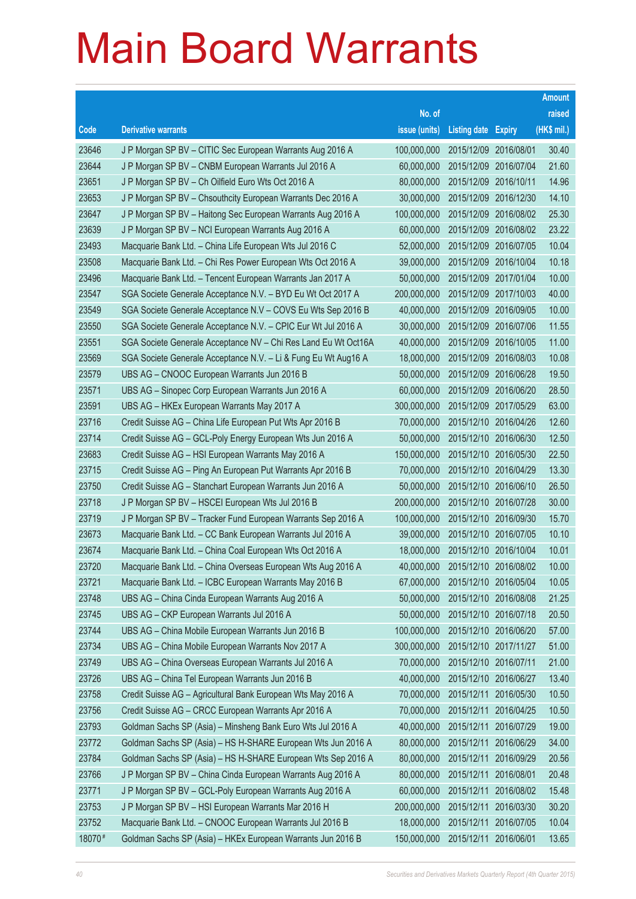# Main Board Warrants

| Code | Derivative warrants | No. of issue (units) | Listing date | Expiry | Amount raised (HK$ mil.) |
|---|---|---|---|---|---|
| 23646 | J P Morgan SP BV – CITIC Sec European Warrants Aug 2016 A | 100,000,000 | 2015/12/09 | 2016/08/01 | 30.40 |
| 23644 | J P Morgan SP BV – CNBM European Warrants Jul 2016 A | 60,000,000 | 2015/12/09 | 2016/07/04 | 21.60 |
| 23651 | J P Morgan SP BV – Ch Oilfield Euro Wts Oct 2016 A | 80,000,000 | 2015/12/09 | 2016/10/11 | 14.96 |
| 23653 | J P Morgan SP BV – Chsouthcity European Warrants Dec 2016 A | 30,000,000 | 2015/12/09 | 2016/12/30 | 14.10 |
| 23647 | J P Morgan SP BV – Haitong Sec European Warrants Aug 2016 A | 100,000,000 | 2015/12/09 | 2016/08/02 | 25.30 |
| 23639 | J P Morgan SP BV – NCI European Warrants Aug 2016 A | 60,000,000 | 2015/12/09 | 2016/08/02 | 23.22 |
| 23493 | Macquarie Bank Ltd. – China Life European Wts Jul 2016 C | 52,000,000 | 2015/12/09 | 2016/07/05 | 10.04 |
| 23508 | Macquarie Bank Ltd. – Chi Res Power European Wts Oct 2016 A | 39,000,000 | 2015/12/09 | 2016/10/04 | 10.18 |
| 23496 | Macquarie Bank Ltd. – Tencent European Warrants Jan 2017 A | 50,000,000 | 2015/12/09 | 2017/01/04 | 10.00 |
| 23547 | SGA Societe Generale Acceptance N.V. – BYD Eu Wt Oct 2017 A | 200,000,000 | 2015/12/09 | 2017/10/03 | 40.00 |
| 23549 | SGA Societe Generale Acceptance N.V – COVS Eu Wts Sep 2016 B | 40,000,000 | 2015/12/09 | 2016/09/05 | 10.00 |
| 23550 | SGA Societe Generale Acceptance N.V. – CPIC Eur Wt Jul 2016 A | 30,000,000 | 2015/12/09 | 2016/07/06 | 11.55 |
| 23551 | SGA Societe Generale Acceptance NV – Chi Res Land Eu Wt Oct16A | 40,000,000 | 2015/12/09 | 2016/10/05 | 11.00 |
| 23569 | SGA Societe Generale Acceptance N.V. – Li & Fung Eu Wt Aug16 A | 18,000,000 | 2015/12/09 | 2016/08/03 | 10.08 |
| 23579 | UBS AG – CNOOC European Warrants Jun 2016 B | 50,000,000 | 2015/12/09 | 2016/06/28 | 19.50 |
| 23571 | UBS AG – Sinopec Corp European Warrants Jun 2016 A | 60,000,000 | 2015/12/09 | 2016/06/20 | 28.50 |
| 23591 | UBS AG – HKEx European Warrants May 2017 A | 300,000,000 | 2015/12/09 | 2017/05/29 | 63.00 |
| 23716 | Credit Suisse AG – China Life European Put Wts Apr 2016 B | 70,000,000 | 2015/12/10 | 2016/04/26 | 12.60 |
| 23714 | Credit Suisse AG – GCL-Poly Energy European Wts Jun 2016 A | 50,000,000 | 2015/12/10 | 2016/06/30 | 12.50 |
| 23683 | Credit Suisse AG – HSI European Warrants May 2016 A | 150,000,000 | 2015/12/10 | 2016/05/30 | 22.50 |
| 23715 | Credit Suisse AG – Ping An European Put Warrants Apr 2016 B | 70,000,000 | 2015/12/10 | 2016/04/29 | 13.30 |
| 23750 | Credit Suisse AG – Stanchart European Warrants Jun 2016 A | 50,000,000 | 2015/12/10 | 2016/06/10 | 26.50 |
| 23718 | J P Morgan SP BV – HSCEI European Wts Jul 2016 B | 200,000,000 | 2015/12/10 | 2016/07/28 | 30.00 |
| 23719 | J P Morgan SP BV – Tracker Fund European Warrants Sep 2016 A | 100,000,000 | 2015/12/10 | 2016/09/30 | 15.70 |
| 23673 | Macquarie Bank Ltd. – CC Bank European Warrants Jul 2016 A | 39,000,000 | 2015/12/10 | 2016/07/05 | 10.10 |
| 23674 | Macquarie Bank Ltd. – China Coal European Wts Oct 2016 A | 18,000,000 | 2015/12/10 | 2016/10/04 | 10.01 |
| 23720 | Macquarie Bank Ltd. – China Overseas European Wts Aug 2016 A | 40,000,000 | 2015/12/10 | 2016/08/02 | 10.00 |
| 23721 | Macquarie Bank Ltd. – ICBC European Warrants May 2016 B | 67,000,000 | 2015/12/10 | 2016/05/04 | 10.05 |
| 23748 | UBS AG – China Cinda European Warrants Aug 2016 A | 50,000,000 | 2015/12/10 | 2016/08/08 | 21.25 |
| 23745 | UBS AG – CKP European Warrants Jul 2016 A | 50,000,000 | 2015/12/10 | 2016/07/18 | 20.50 |
| 23744 | UBS AG – China Mobile European Warrants Jun 2016 B | 100,000,000 | 2015/12/10 | 2016/06/20 | 57.00 |
| 23734 | UBS AG – China Mobile European Warrants Nov 2017 A | 300,000,000 | 2015/12/10 | 2017/11/27 | 51.00 |
| 23749 | UBS AG – China Overseas European Warrants Jul 2016 A | 70,000,000 | 2015/12/10 | 2016/07/11 | 21.00 |
| 23726 | UBS AG – China Tel European Warrants Jun 2016 B | 40,000,000 | 2015/12/10 | 2016/06/27 | 13.40 |
| 23758 | Credit Suisse AG – Agricultural Bank European Wts May 2016 A | 70,000,000 | 2015/12/11 | 2016/05/30 | 10.50 |
| 23756 | Credit Suisse AG – CRCC European Warrants Apr 2016 A | 70,000,000 | 2015/12/11 | 2016/04/25 | 10.50 |
| 23793 | Goldman Sachs SP (Asia) – Minsheng Bank Euro Wts Jul 2016 A | 40,000,000 | 2015/12/11 | 2016/07/29 | 19.00 |
| 23772 | Goldman Sachs SP (Asia) – HS H-SHARE European Wts Jun 2016 A | 80,000,000 | 2015/12/11 | 2016/06/29 | 34.00 |
| 23784 | Goldman Sachs SP (Asia) – HS H-SHARE European Wts Sep 2016 A | 80,000,000 | 2015/12/11 | 2016/09/29 | 20.56 |
| 23766 | J P Morgan SP BV – China Cinda European Warrants Aug 2016 A | 80,000,000 | 2015/12/11 | 2016/08/01 | 20.48 |
| 23771 | J P Morgan SP BV – GCL-Poly European Warrants Aug 2016 A | 60,000,000 | 2015/12/11 | 2016/08/02 | 15.48 |
| 23753 | J P Morgan SP BV – HSI European Warrants Mar 2016 H | 200,000,000 | 2015/12/11 | 2016/03/30 | 30.20 |
| 23752 | Macquarie Bank Ltd. – CNOOC European Warrants Jul 2016 B | 18,000,000 | 2015/12/11 | 2016/07/05 | 10.04 |
| 18070# | Goldman Sachs SP (Asia) – HKEx European Warrants Jun 2016 B | 150,000,000 | 2015/12/11 | 2016/06/01 | 13.65 |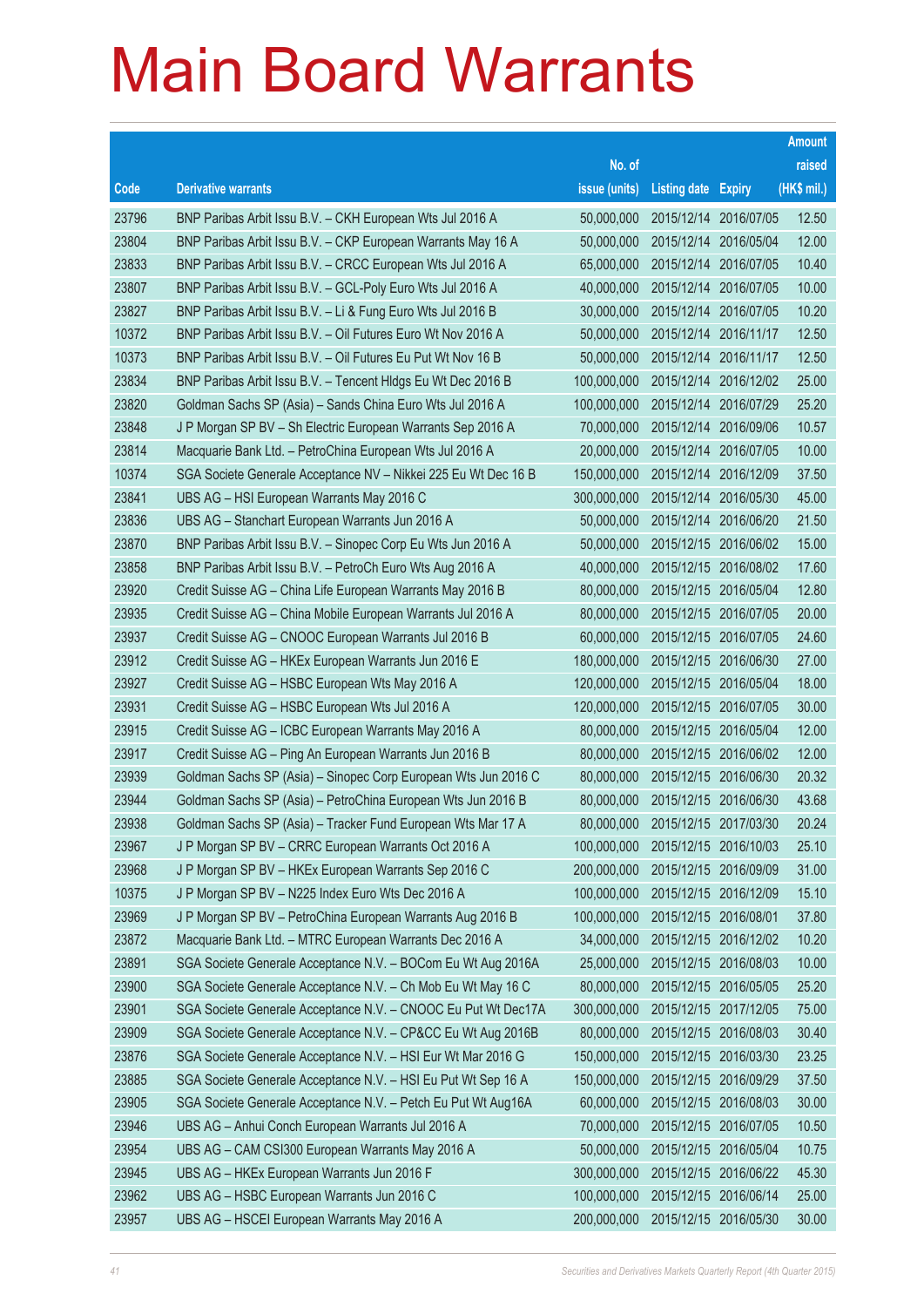# Main Board Warrants

| Code | Derivative warrants | No. of issue (units) | Listing date | Expiry | Amount raised (HK$ mil.) |
|---|---|---|---|---|---|
| 23796 | BNP Paribas Arbit Issu B.V. – CKH European Wts Jul 2016 A | 50,000,000 | 2015/12/14 | 2016/07/05 | 12.50 |
| 23804 | BNP Paribas Arbit Issu B.V. – CKP European Warrants May 16 A | 50,000,000 | 2015/12/14 | 2016/05/04 | 12.00 |
| 23833 | BNP Paribas Arbit Issu B.V. – CRCC European Wts Jul 2016 A | 65,000,000 | 2015/12/14 | 2016/07/05 | 10.40 |
| 23807 | BNP Paribas Arbit Issu B.V. – GCL-Poly Euro Wts Jul 2016 A | 40,000,000 | 2015/12/14 | 2016/07/05 | 10.00 |
| 23827 | BNP Paribas Arbit Issu B.V. – Li & Fung Euro Wts Jul 2016 B | 30,000,000 | 2015/12/14 | 2016/07/05 | 10.20 |
| 10372 | BNP Paribas Arbit Issu B.V. – Oil Futures Euro Wt Nov 2016 A | 50,000,000 | 2015/12/14 | 2016/11/17 | 12.50 |
| 10373 | BNP Paribas Arbit Issu B.V. – Oil Futures Eu Put Wt Nov 16 B | 50,000,000 | 2015/12/14 | 2016/11/17 | 12.50 |
| 23834 | BNP Paribas Arbit Issu B.V. – Tencent Hldgs Eu Wt Dec 2016 B | 100,000,000 | 2015/12/14 | 2016/12/02 | 25.00 |
| 23820 | Goldman Sachs SP (Asia) – Sands China Euro Wts Jul 2016 A | 100,000,000 | 2015/12/14 | 2016/07/29 | 25.20 |
| 23848 | J P Morgan SP BV – Sh Electric European Warrants Sep 2016 A | 70,000,000 | 2015/12/14 | 2016/09/06 | 10.57 |
| 23814 | Macquarie Bank Ltd. – PetroChina European Wts Jul 2016 A | 20,000,000 | 2015/12/14 | 2016/07/05 | 10.00 |
| 10374 | SGA Societe Generale Acceptance NV – Nikkei 225 Eu Wt Dec 16 B | 150,000,000 | 2015/12/14 | 2016/12/09 | 37.50 |
| 23841 | UBS AG – HSI European Warrants May 2016 C | 300,000,000 | 2015/12/14 | 2016/05/30 | 45.00 |
| 23836 | UBS AG – Stanchart European Warrants Jun 2016 A | 50,000,000 | 2015/12/14 | 2016/06/20 | 21.50 |
| 23870 | BNP Paribas Arbit Issu B.V. – Sinopec Corp Eu Wts Jun 2016 A | 50,000,000 | 2015/12/15 | 2016/06/02 | 15.00 |
| 23858 | BNP Paribas Arbit Issu B.V. – PetroCh Euro Wts Aug 2016 A | 40,000,000 | 2015/12/15 | 2016/08/02 | 17.60 |
| 23920 | Credit Suisse AG – China Life European Warrants May 2016 B | 80,000,000 | 2015/12/15 | 2016/05/04 | 12.80 |
| 23935 | Credit Suisse AG – China Mobile European Warrants Jul 2016 A | 80,000,000 | 2015/12/15 | 2016/07/05 | 20.00 |
| 23937 | Credit Suisse AG – CNOOC European Warrants Jul 2016 B | 60,000,000 | 2015/12/15 | 2016/07/05 | 24.60 |
| 23912 | Credit Suisse AG – HKEx European Warrants Jun 2016 E | 180,000,000 | 2015/12/15 | 2016/06/30 | 27.00 |
| 23927 | Credit Suisse AG – HSBC European Wts May 2016 A | 120,000,000 | 2015/12/15 | 2016/05/04 | 18.00 |
| 23931 | Credit Suisse AG – HSBC European Wts Jul 2016 A | 120,000,000 | 2015/12/15 | 2016/07/05 | 30.00 |
| 23915 | Credit Suisse AG – ICBC European Warrants May 2016 A | 80,000,000 | 2015/12/15 | 2016/05/04 | 12.00 |
| 23917 | Credit Suisse AG – Ping An European Warrants Jun 2016 B | 80,000,000 | 2015/12/15 | 2016/06/02 | 12.00 |
| 23939 | Goldman Sachs SP (Asia) – Sinopec Corp European Wts Jun 2016 C | 80,000,000 | 2015/12/15 | 2016/06/30 | 20.32 |
| 23944 | Goldman Sachs SP (Asia) – PetroChina European Wts Jun 2016 B | 80,000,000 | 2015/12/15 | 2016/06/30 | 43.68 |
| 23938 | Goldman Sachs SP (Asia) – Tracker Fund European Wts Mar 17 A | 80,000,000 | 2015/12/15 | 2017/03/30 | 20.24 |
| 23967 | J P Morgan SP BV – CRRC European Warrants Oct 2016 A | 100,000,000 | 2015/12/15 | 2016/10/03 | 25.10 |
| 23968 | J P Morgan SP BV – HKEx European Warrants Sep 2016 C | 200,000,000 | 2015/12/15 | 2016/09/09 | 31.00 |
| 10375 | J P Morgan SP BV – N225 Index Euro Wts Dec 2016 A | 100,000,000 | 2015/12/15 | 2016/12/09 | 15.10 |
| 23969 | J P Morgan SP BV – PetroChina European Warrants Aug 2016 B | 100,000,000 | 2015/12/15 | 2016/08/01 | 37.80 |
| 23872 | Macquarie Bank Ltd. – MTRC European Warrants Dec 2016 A | 34,000,000 | 2015/12/15 | 2016/12/02 | 10.20 |
| 23891 | SGA Societe Generale Acceptance N.V. – BOCom Eu Wt Aug 2016A | 25,000,000 | 2015/12/15 | 2016/08/03 | 10.00 |
| 23900 | SGA Societe Generale Acceptance N.V. – Ch Mob Eu Wt May 16 C | 80,000,000 | 2015/12/15 | 2016/05/05 | 25.20 |
| 23901 | SGA Societe Generale Acceptance N.V. – CNOOC Eu Put Wt Dec17A | 300,000,000 | 2015/12/15 | 2017/12/05 | 75.00 |
| 23909 | SGA Societe Generale Acceptance N.V. – CP&CC Eu Wt Aug 2016B | 80,000,000 | 2015/12/15 | 2016/08/03 | 30.40 |
| 23876 | SGA Societe Generale Acceptance N.V. – HSI Eur Wt Mar 2016 G | 150,000,000 | 2015/12/15 | 2016/03/30 | 23.25 |
| 23885 | SGA Societe Generale Acceptance N.V. – HSI Eur Put Wt Sep 16 A | 150,000,000 | 2015/12/15 | 2016/09/29 | 37.50 |
| 23905 | SGA Societe Generale Acceptance N.V. – Petch Eu Put Wt Aug16A | 60,000,000 | 2015/12/15 | 2016/08/03 | 30.00 |
| 23946 | UBS AG – Anhui Conch European Warrants Jul 2016 A | 70,000,000 | 2015/12/15 | 2016/07/05 | 10.50 |
| 23954 | UBS AG – CAM CSI300 European Warrants May 2016 A | 50,000,000 | 2015/12/15 | 2016/05/04 | 10.75 |
| 23945 | UBS AG – HKEx European Warrants Jun 2016 F | 300,000,000 | 2015/12/15 | 2016/06/22 | 45.30 |
| 23962 | UBS AG – HSBC European Warrants Jun 2016 C | 100,000,000 | 2015/12/15 | 2016/06/14 | 25.00 |
| 23957 | UBS AG – HSCEI European Warrants May 2016 A | 200,000,000 | 2015/12/15 | 2016/05/30 | 30.00 |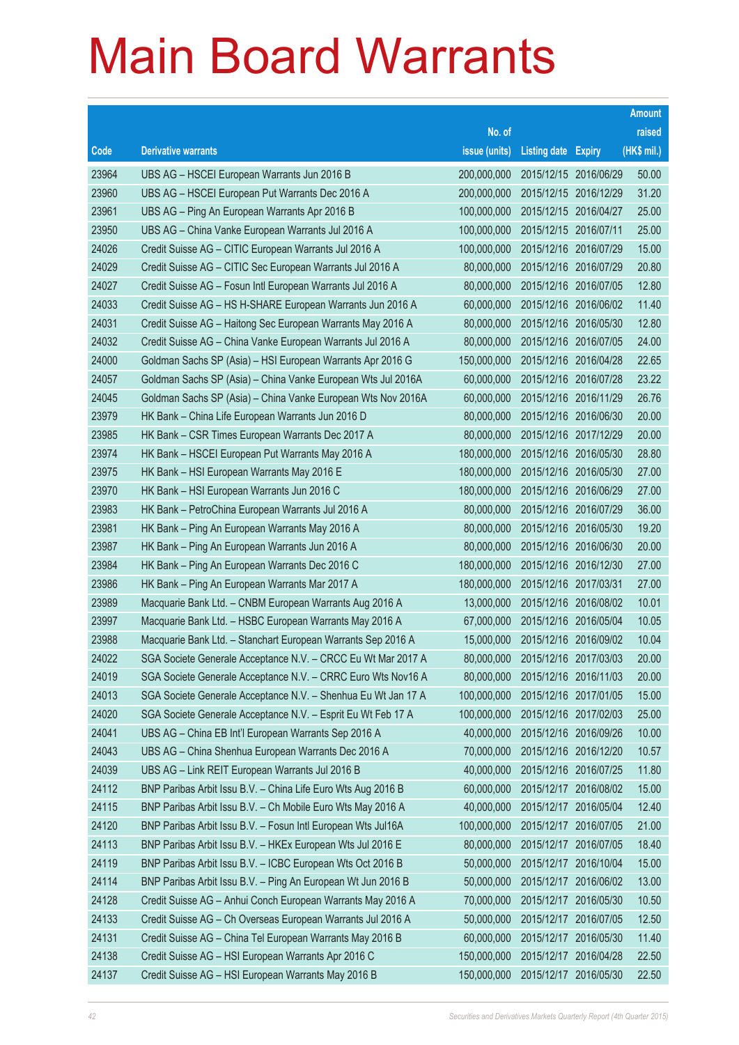# Main Board Warrants

| Code | Derivative warrants | No. of issue (units) | Listing date | Expiry | Amount raised (HK$ mil.) |
|---|---|---|---|---|---|
| 23964 | UBS AG – HSCEI European Warrants Jun 2016 B | 200,000,000 | 2015/12/15 | 2016/06/29 | 50.00 |
| 23960 | UBS AG – HSCEI European Put Warrants Dec 2016 A | 200,000,000 | 2015/12/15 | 2016/12/29 | 31.20 |
| 23961 | UBS AG – Ping An European Warrants Apr 2016 B | 100,000,000 | 2015/12/15 | 2016/04/27 | 25.00 |
| 23950 | UBS AG – China Vanke European Warrants Jul 2016 A | 100,000,000 | 2015/12/15 | 2016/07/11 | 25.00 |
| 24026 | Credit Suisse AG – CITIC European Warrants Jul 2016 A | 100,000,000 | 2015/12/16 | 2016/07/29 | 15.00 |
| 24029 | Credit Suisse AG – CITIC Sec European Warrants Jul 2016 A | 80,000,000 | 2015/12/16 | 2016/07/29 | 20.80 |
| 24027 | Credit Suisse AG – Fosun Intl European Warrants Jul 2016 A | 80,000,000 | 2015/12/16 | 2016/07/05 | 12.80 |
| 24033 | Credit Suisse AG – HS H-SHARE European Warrants Jun 2016 A | 60,000,000 | 2015/12/16 | 2016/06/02 | 11.40 |
| 24031 | Credit Suisse AG – Haitong Sec European Warrants May 2016 A | 80,000,000 | 2015/12/16 | 2016/05/30 | 12.80 |
| 24032 | Credit Suisse AG – China Vanke European Warrants Jul 2016 A | 80,000,000 | 2015/12/16 | 2016/07/05 | 24.00 |
| 24000 | Goldman Sachs SP (Asia) – HSI European Warrants Apr 2016 G | 150,000,000 | 2015/12/16 | 2016/04/28 | 22.65 |
| 24057 | Goldman Sachs SP (Asia) – China Vanke European Wts Jul 2016A | 60,000,000 | 2015/12/16 | 2016/07/28 | 23.22 |
| 24045 | Goldman Sachs SP (Asia) – China Vanke European Wts Nov 2016A | 60,000,000 | 2015/12/16 | 2016/11/29 | 26.76 |
| 23979 | HK Bank – China Life European Warrants Jun 2016 D | 80,000,000 | 2015/12/16 | 2016/06/30 | 20.00 |
| 23985 | HK Bank – CSR Times European Warrants Dec 2017 A | 80,000,000 | 2015/12/16 | 2017/12/29 | 20.00 |
| 23974 | HK Bank – HSCEI European Put Warrants May 2016 A | 180,000,000 | 2015/12/16 | 2016/05/30 | 28.80 |
| 23975 | HK Bank – HSI European Warrants May 2016 E | 180,000,000 | 2015/12/16 | 2016/05/30 | 27.00 |
| 23970 | HK Bank – HSI European Warrants Jun 2016 C | 180,000,000 | 2015/12/16 | 2016/06/29 | 27.00 |
| 23983 | HK Bank – PetroChina European Warrants Jul 2016 A | 80,000,000 | 2015/12/16 | 2016/07/29 | 36.00 |
| 23981 | HK Bank – Ping An European Warrants May 2016 A | 80,000,000 | 2015/12/16 | 2016/05/30 | 19.20 |
| 23987 | HK Bank – Ping An European Warrants Jun 2016 A | 80,000,000 | 2015/12/16 | 2016/06/30 | 20.00 |
| 23984 | HK Bank – Ping An European Warrants Dec 2016 C | 180,000,000 | 2015/12/16 | 2016/12/30 | 27.00 |
| 23986 | HK Bank – Ping An European Warrants Mar 2017 A | 180,000,000 | 2015/12/16 | 2017/03/31 | 27.00 |
| 23989 | Macquarie Bank Ltd. – CNBM European Warrants Aug 2016 A | 13,000,000 | 2015/12/16 | 2016/08/02 | 10.01 |
| 23997 | Macquarie Bank Ltd. – HSBC European Warrants May 2016 A | 67,000,000 | 2015/12/16 | 2016/05/04 | 10.05 |
| 23988 | Macquarie Bank Ltd. – Stanchart European Warrants Sep 2016 A | 15,000,000 | 2015/12/16 | 2016/09/02 | 10.04 |
| 24022 | SGA Societe Generale Acceptance N.V. – CRCC Eu Wt Mar 2017 A | 80,000,000 | 2015/12/16 | 2017/03/03 | 20.00 |
| 24019 | SGA Societe Generale Acceptance N.V. – CRRC Euro Wts Nov16 A | 80,000,000 | 2015/12/16 | 2016/11/03 | 20.00 |
| 24013 | SGA Societe Generale Acceptance N.V. – Shenhua Eu Wt Jan 17 A | 100,000,000 | 2015/12/16 | 2017/01/05 | 15.00 |
| 24020 | SGA Societe Generale Acceptance N.V. – Esprit Eu Wt Feb 17 A | 100,000,000 | 2015/12/16 | 2017/02/03 | 25.00 |
| 24041 | UBS AG – China EB Int'l European Warrants Sep 2016 A | 40,000,000 | 2015/12/16 | 2016/09/26 | 10.00 |
| 24043 | UBS AG – China Shenhua European Warrants Dec 2016 A | 70,000,000 | 2015/12/16 | 2016/12/20 | 10.57 |
| 24039 | UBS AG – Link REIT European Warrants Jul 2016 B | 40,000,000 | 2015/12/16 | 2016/07/25 | 11.80 |
| 24112 | BNP Paribas Arbit Issu B.V. – China Life Euro Wts Aug 2016 B | 60,000,000 | 2015/12/17 | 2016/08/02 | 15.00 |
| 24115 | BNP Paribas Arbit Issu B.V. – Ch Mobile Euro Wts May 2016 A | 40,000,000 | 2015/12/17 | 2016/05/04 | 12.40 |
| 24120 | BNP Paribas Arbit Issu B.V. – Fosun Intl European Wts Jul16A | 100,000,000 | 2015/12/17 | 2016/07/05 | 21.00 |
| 24113 | BNP Paribas Arbit Issu B.V. – HKEx European Wts Jul 2016 E | 80,000,000 | 2015/12/17 | 2016/07/05 | 18.40 |
| 24119 | BNP Paribas Arbit Issu B.V. – ICBC European Wts Oct 2016 B | 50,000,000 | 2015/12/17 | 2016/10/04 | 15.00 |
| 24114 | BNP Paribas Arbit Issu B.V. – Ping An European Wt Jun 2016 B | 50,000,000 | 2015/12/17 | 2016/06/02 | 13.00 |
| 24128 | Credit Suisse AG – Anhui Conch European Warrants May 2016 A | 70,000,000 | 2015/12/17 | 2016/05/30 | 10.50 |
| 24133 | Credit Suisse AG – Ch Overseas European Warrants Jul 2016 A | 50,000,000 | 2015/12/17 | 2016/07/05 | 12.50 |
| 24131 | Credit Suisse AG – China Tel European Warrants May 2016 B | 60,000,000 | 2015/12/17 | 2016/05/30 | 11.40 |
| 24138 | Credit Suisse AG – HSI European Warrants Apr 2016 C | 150,000,000 | 2015/12/17 | 2016/04/28 | 22.50 |
| 24137 | Credit Suisse AG – HSI European Warrants May 2016 B | 150,000,000 | 2015/12/17 | 2016/05/30 | 22.50 |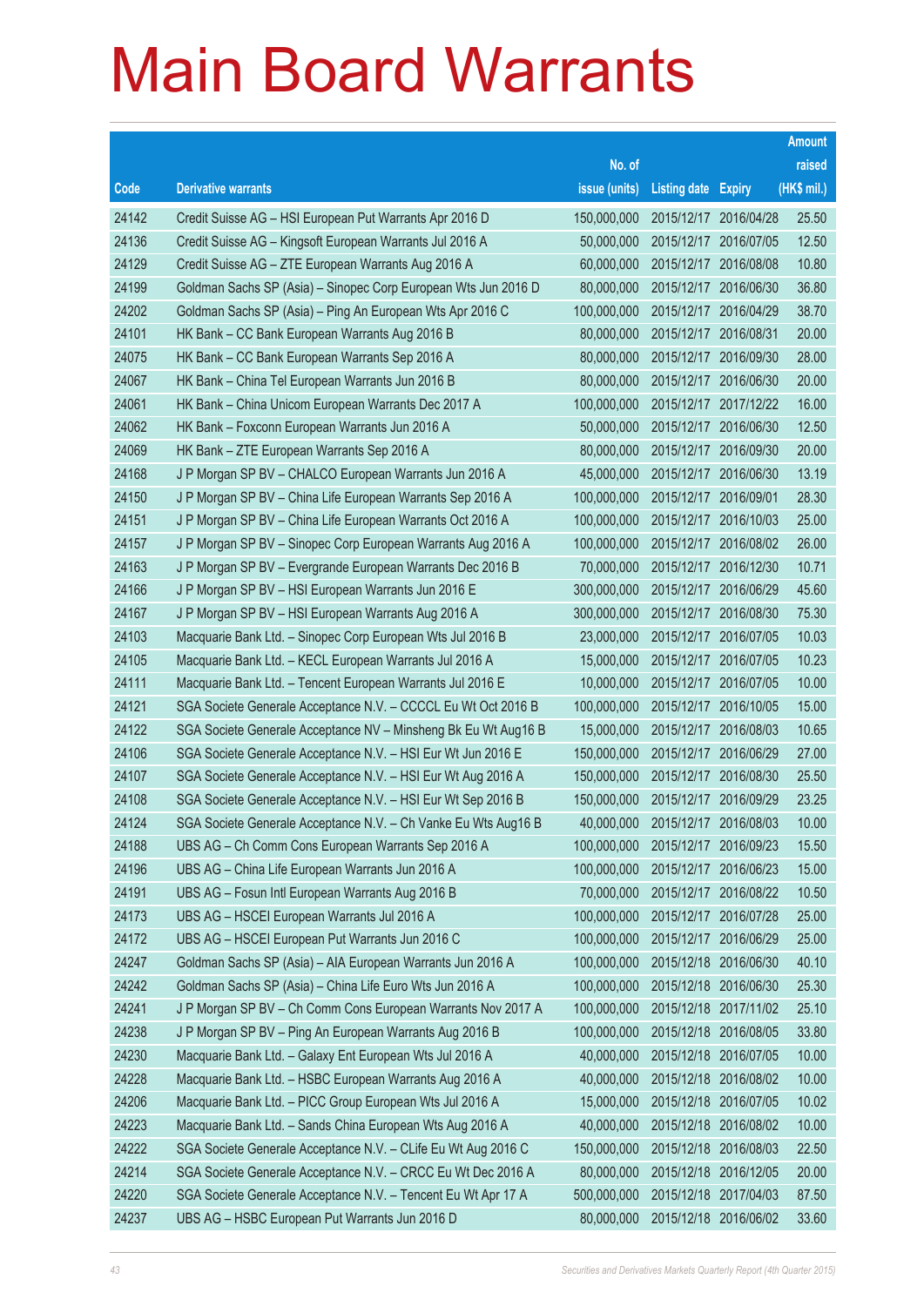# Main Board Warrants

| Code | Derivative warrants | No. of issue (units) | Listing date | Expiry | Amount raised (HK$ mil.) |
|---|---|---|---|---|---|
| 24142 | Credit Suisse AG – HSI European Put Warrants Apr 2016 D | 150,000,000 | 2015/12/17 | 2016/04/28 | 25.50 |
| 24136 | Credit Suisse AG – Kingsoft European Warrants Jul 2016 A | 50,000,000 | 2015/12/17 | 2016/07/05 | 12.50 |
| 24129 | Credit Suisse AG – ZTE European Warrants Aug 2016 A | 60,000,000 | 2015/12/17 | 2016/08/08 | 10.80 |
| 24199 | Goldman Sachs SP (Asia) – Sinopec Corp European Wts Jun 2016 D | 80,000,000 | 2015/12/17 | 2016/06/30 | 36.80 |
| 24202 | Goldman Sachs SP (Asia) – Ping An European Wts Apr 2016 C | 100,000,000 | 2015/12/17 | 2016/04/29 | 38.70 |
| 24101 | HK Bank – CC Bank European Warrants Aug 2016 B | 80,000,000 | 2015/12/17 | 2016/08/31 | 20.00 |
| 24075 | HK Bank – CC Bank European Warrants Sep 2016 A | 80,000,000 | 2015/12/17 | 2016/09/30 | 28.00 |
| 24067 | HK Bank – China Tel European Warrants Jun 2016 B | 80,000,000 | 2015/12/17 | 2016/06/30 | 20.00 |
| 24061 | HK Bank – China Unicom European Warrants Dec 2017 A | 100,000,000 | 2015/12/17 | 2017/12/22 | 16.00 |
| 24062 | HK Bank – Foxconn European Warrants Jun 2016 A | 50,000,000 | 2015/12/17 | 2016/06/30 | 12.50 |
| 24069 | HK Bank – ZTE European Warrants Sep 2016 A | 80,000,000 | 2015/12/17 | 2016/09/30 | 20.00 |
| 24168 | J P Morgan SP BV – CHALCO European Warrants Jun 2016 A | 45,000,000 | 2015/12/17 | 2016/06/30 | 13.19 |
| 24150 | J P Morgan SP BV – China Life European Warrants Sep 2016 A | 100,000,000 | 2015/12/17 | 2016/09/01 | 28.30 |
| 24151 | J P Morgan SP BV – China Life European Warrants Oct 2016 A | 100,000,000 | 2015/12/17 | 2016/10/03 | 25.00 |
| 24157 | J P Morgan SP BV – Sinopec Corp European Warrants Aug 2016 A | 100,000,000 | 2015/12/17 | 2016/08/02 | 26.00 |
| 24163 | J P Morgan SP BV – Evergrande European Warrants Dec 2016 B | 70,000,000 | 2015/12/17 | 2016/12/30 | 10.71 |
| 24166 | J P Morgan SP BV – HSI European Warrants Jun 2016 E | 300,000,000 | 2015/12/17 | 2016/06/29 | 45.60 |
| 24167 | J P Morgan SP BV – HSI European Warrants Aug 2016 A | 300,000,000 | 2015/12/17 | 2016/08/30 | 75.30 |
| 24103 | Macquarie Bank Ltd. – Sinopec Corp European Wts Jul 2016 B | 23,000,000 | 2015/12/17 | 2016/07/05 | 10.03 |
| 24105 | Macquarie Bank Ltd. – KECL European Warrants Jul 2016 A | 15,000,000 | 2015/12/17 | 2016/07/05 | 10.23 |
| 24111 | Macquarie Bank Ltd. – Tencent European Warrants Jul 2016 E | 10,000,000 | 2015/12/17 | 2016/07/05 | 10.00 |
| 24121 | SGA Societe Generale Acceptance N.V. – CCCCL Eu Wt Oct 2016 B | 100,000,000 | 2015/12/17 | 2016/10/05 | 15.00 |
| 24122 | SGA Societe Generale Acceptance NV – Minsheng Bk Eu Wt Aug16 B | 15,000,000 | 2015/12/17 | 2016/08/03 | 10.65 |
| 24106 | SGA Societe Generale Acceptance N.V. – HSI Eur Wt Jun 2016 E | 150,000,000 | 2015/12/17 | 2016/06/29 | 27.00 |
| 24107 | SGA Societe Generale Acceptance N.V. – HSI Eur Wt Aug 2016 A | 150,000,000 | 2015/12/17 | 2016/08/30 | 25.50 |
| 24108 | SGA Societe Generale Acceptance N.V. – HSI Eur Wt Sep 2016 B | 150,000,000 | 2015/12/17 | 2016/09/29 | 23.25 |
| 24124 | SGA Societe Generale Acceptance N.V. – Ch Vanke Eu Wts Aug16 B | 40,000,000 | 2015/12/17 | 2016/08/03 | 10.00 |
| 24188 | UBS AG – Ch Comm Cons European Warrants Sep 2016 A | 100,000,000 | 2015/12/17 | 2016/09/23 | 15.50 |
| 24196 | UBS AG – China Life European Warrants Jun 2016 A | 100,000,000 | 2015/12/17 | 2016/06/23 | 15.00 |
| 24191 | UBS AG – Fosun Intl European Warrants Aug 2016 B | 70,000,000 | 2015/12/17 | 2016/08/22 | 10.50 |
| 24173 | UBS AG – HSCEI European Warrants Jul 2016 A | 100,000,000 | 2015/12/17 | 2016/07/28 | 25.00 |
| 24172 | UBS AG – HSCEI European Put Warrants Jun 2016 C | 100,000,000 | 2015/12/17 | 2016/06/29 | 25.00 |
| 24247 | Goldman Sachs SP (Asia) – AIA European Warrants Jun 2016 A | 100,000,000 | 2015/12/18 | 2016/06/30 | 40.10 |
| 24242 | Goldman Sachs SP (Asia) – China Life Euro Wts Jun 2016 A | 100,000,000 | 2015/12/18 | 2016/06/30 | 25.30 |
| 24241 | J P Morgan SP BV – Ch Comm Cons European Warrants Nov 2017 A | 100,000,000 | 2015/12/18 | 2017/11/02 | 25.10 |
| 24238 | J P Morgan SP BV – Ping An European Warrants Aug 2016 B | 100,000,000 | 2015/12/18 | 2016/08/05 | 33.80 |
| 24230 | Macquarie Bank Ltd. – Galaxy Ent European Wts Jul 2016 A | 40,000,000 | 2015/12/18 | 2016/07/05 | 10.00 |
| 24228 | Macquarie Bank Ltd. – HSBC European Warrants Aug 2016 A | 40,000,000 | 2015/12/18 | 2016/08/02 | 10.00 |
| 24206 | Macquarie Bank Ltd. – PICC Group European Wts Jul 2016 A | 15,000,000 | 2015/12/18 | 2016/07/05 | 10.02 |
| 24223 | Macquarie Bank Ltd. – Sands China European Wts Aug 2016 A | 40,000,000 | 2015/12/18 | 2016/08/02 | 10.00 |
| 24222 | SGA Societe Generale Acceptance N.V. – CLife Eu Wt Aug 2016 C | 150,000,000 | 2015/12/18 | 2016/08/03 | 22.50 |
| 24214 | SGA Societe Generale Acceptance N.V. – CRCC Eu Wt Dec 2016 A | 80,000,000 | 2015/12/18 | 2016/12/05 | 20.00 |
| 24220 | SGA Societe Generale Acceptance N.V. – Tencent Eu Wt Apr 17 A | 500,000,000 | 2015/12/18 | 2017/04/03 | 87.50 |
| 24237 | UBS AG – HSBC European Put Warrants Jun 2016 D | 80,000,000 | 2015/12/18 | 2016/06/02 | 33.60 |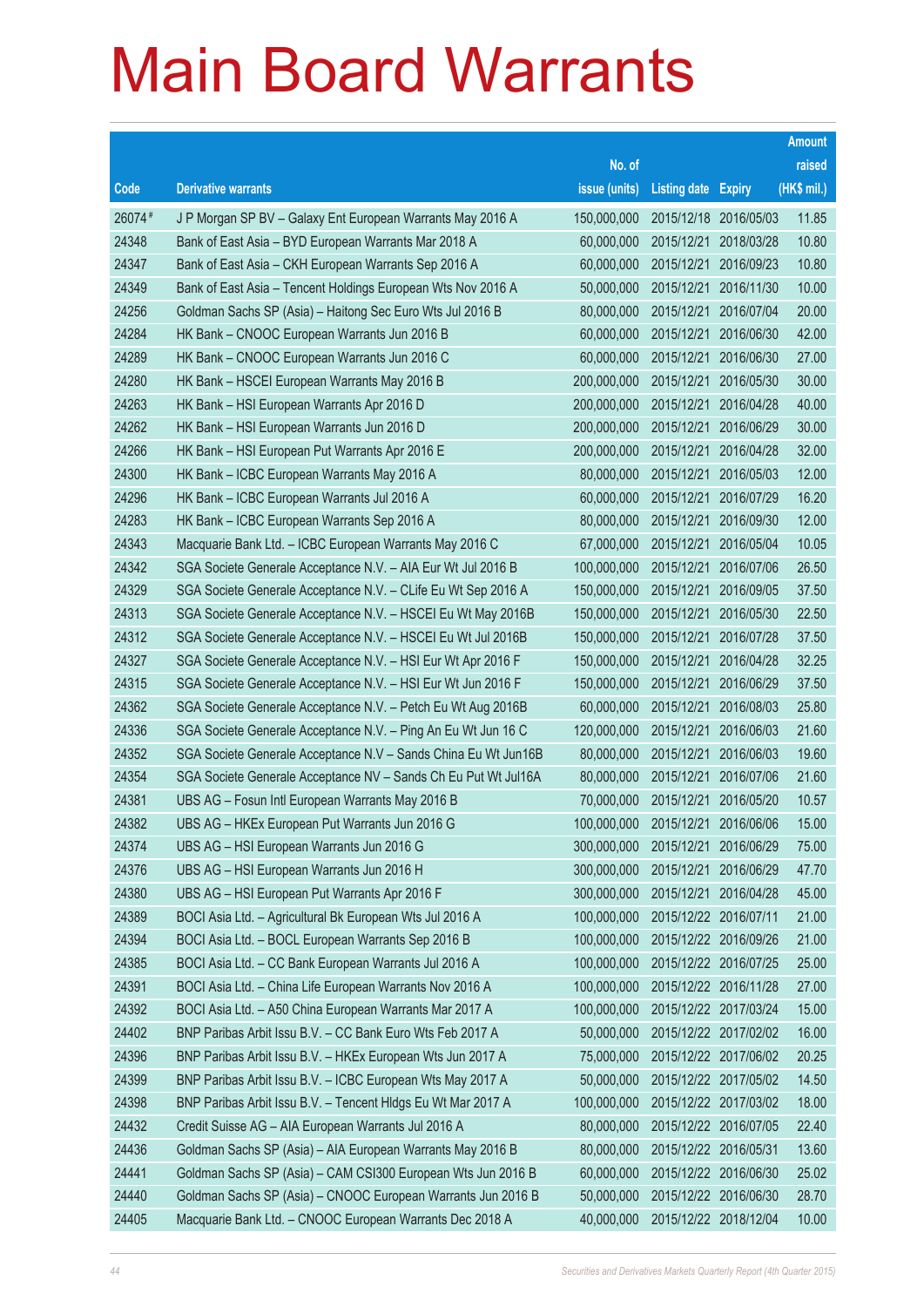# Main Board Warrants

| Code | Derivative warrants | No. of issue (units) | Listing date | Expiry | Amount raised (HK$ mil.) |
|---|---|---|---|---|---|
| 26074 # | J P Morgan SP BV – Galaxy Ent European Warrants May 2016 A | 150,000,000 | 2015/12/18 | 2016/05/03 | 11.85 |
| 24348 | Bank of East Asia – BYD European Warrants Mar 2018 A | 60,000,000 | 2015/12/21 | 2018/03/28 | 10.80 |
| 24347 | Bank of East Asia – CKH European Warrants Sep 2016 A | 60,000,000 | 2015/12/21 | 2016/09/23 | 10.80 |
| 24349 | Bank of East Asia – Tencent Holdings European Wts Nov 2016 A | 50,000,000 | 2015/12/21 | 2016/11/30 | 10.00 |
| 24256 | Goldman Sachs SP (Asia) – Haitong Sec Euro Wts Jul 2016 B | 80,000,000 | 2015/12/21 | 2016/07/04 | 20.00 |
| 24284 | HK Bank – CNOOC European Warrants Jun 2016 B | 60,000,000 | 2015/12/21 | 2016/06/30 | 42.00 |
| 24289 | HK Bank – CNOOC European Warrants Jun 2016 C | 60,000,000 | 2015/12/21 | 2016/06/30 | 27.00 |
| 24280 | HK Bank – HSCEI European Warrants May 2016 B | 200,000,000 | 2015/12/21 | 2016/05/30 | 30.00 |
| 24263 | HK Bank – HSI European Warrants Apr 2016 D | 200,000,000 | 2015/12/21 | 2016/04/28 | 40.00 |
| 24262 | HK Bank – HSI European Warrants Jun 2016 D | 200,000,000 | 2015/12/21 | 2016/06/29 | 30.00 |
| 24266 | HK Bank – HSI European Put Warrants Apr 2016 E | 200,000,000 | 2015/12/21 | 2016/04/28 | 32.00 |
| 24300 | HK Bank – ICBC European Warrants May 2016 A | 80,000,000 | 2015/12/21 | 2016/05/03 | 12.00 |
| 24296 | HK Bank – ICBC European Warrants Jul 2016 A | 60,000,000 | 2015/12/21 | 2016/07/29 | 16.20 |
| 24283 | HK Bank – ICBC European Warrants Sep 2016 A | 80,000,000 | 2015/12/21 | 2016/09/30 | 12.00 |
| 24343 | Macquarie Bank Ltd. – ICBC European Warrants May 2016 C | 67,000,000 | 2015/12/21 | 2016/05/04 | 10.05 |
| 24342 | SGA Societe Generale Acceptance N.V. – AIA Eur Wt Jul 2016 B | 100,000,000 | 2015/12/21 | 2016/07/06 | 26.50 |
| 24329 | SGA Societe Generale Acceptance N.V. – CLife Eu Wt Sep 2016 A | 150,000,000 | 2015/12/21 | 2016/09/05 | 37.50 |
| 24313 | SGA Societe Generale Acceptance N.V. – HSCEI Eu Wt May 2016B | 150,000,000 | 2015/12/21 | 2016/05/30 | 22.50 |
| 24312 | SGA Societe Generale Acceptance N.V. – HSCEI Eu Wt Jul 2016B | 150,000,000 | 2015/12/21 | 2016/07/28 | 37.50 |
| 24327 | SGA Societe Generale Acceptance N.V. – HSI Eur Wt Apr 2016 F | 150,000,000 | 2015/12/21 | 2016/04/28 | 32.25 |
| 24315 | SGA Societe Generale Acceptance N.V. – HSI Eur Wt Jun 2016 F | 150,000,000 | 2015/12/21 | 2016/06/29 | 37.50 |
| 24362 | SGA Societe Generale Acceptance N.V. – Petch Eu Wt Aug 2016B | 60,000,000 | 2015/12/21 | 2016/08/03 | 25.80 |
| 24336 | SGA Societe Generale Acceptance N.V. – Ping An Eu Wt Jun 16 C | 120,000,000 | 2015/12/21 | 2016/06/03 | 21.60 |
| 24352 | SGA Societe Generale Acceptance N.V – Sands China Eu Wt Jun16B | 80,000,000 | 2015/12/21 | 2016/06/03 | 19.60 |
| 24354 | SGA Societe Generale Acceptance NV – Sands Ch Eu Put Wt Jul16A | 80,000,000 | 2015/12/21 | 2016/07/06 | 21.60 |
| 24381 | UBS AG – Fosun Intl European Warrants May 2016 B | 70,000,000 | 2015/12/21 | 2016/05/20 | 10.57 |
| 24382 | UBS AG – HKEx European Put Warrants Jun 2016 G | 100,000,000 | 2015/12/21 | 2016/06/06 | 15.00 |
| 24374 | UBS AG – HSI European Warrants Jun 2016 G | 300,000,000 | 2015/12/21 | 2016/06/29 | 75.00 |
| 24376 | UBS AG – HSI European Warrants Jun 2016 H | 300,000,000 | 2015/12/21 | 2016/06/29 | 47.70 |
| 24380 | UBS AG – HSI European Put Warrants Apr 2016 F | 300,000,000 | 2015/12/21 | 2016/04/28 | 45.00 |
| 24389 | BOCI Asia Ltd. – Agricultural Bk European Wts Jul 2016 A | 100,000,000 | 2015/12/22 | 2016/07/11 | 21.00 |
| 24394 | BOCI Asia Ltd. – BOCL European Warrants Sep 2016 B | 100,000,000 | 2015/12/22 | 2016/09/26 | 21.00 |
| 24385 | BOCI Asia Ltd. – CC Bank European Warrants Jul 2016 A | 100,000,000 | 2015/12/22 | 2016/07/25 | 25.00 |
| 24391 | BOCI Asia Ltd. – China Life European Warrants Nov 2016 A | 100,000,000 | 2015/12/22 | 2016/11/28 | 27.00 |
| 24392 | BOCI Asia Ltd. – A50 China European Warrants Mar 2017 A | 100,000,000 | 2015/12/22 | 2017/03/24 | 15.00 |
| 24402 | BNP Paribas Arbit Issu B.V. – CC Bank Euro Wts Feb 2017 A | 50,000,000 | 2015/12/22 | 2017/02/02 | 16.00 |
| 24396 | BNP Paribas Arbit Issu B.V. – HKEx European Wts Jun 2017 A | 75,000,000 | 2015/12/22 | 2017/06/02 | 20.25 |
| 24399 | BNP Paribas Arbit Issu B.V. – ICBC European Wts May 2017 A | 50,000,000 | 2015/12/22 | 2017/05/02 | 14.50 |
| 24398 | BNP Paribas Arbit Issu B.V. – Tencent Hldgs Eu Wt Mar 2017 A | 100,000,000 | 2015/12/22 | 2017/03/02 | 18.00 |
| 24432 | Credit Suisse AG – AIA European Warrants Jul 2016 A | 80,000,000 | 2015/12/22 | 2016/07/05 | 22.40 |
| 24436 | Goldman Sachs SP (Asia) – AIA European Warrants May 2016 B | 80,000,000 | 2015/12/22 | 2016/05/31 | 13.60 |
| 24441 | Goldman Sachs SP (Asia) – CAM CSI300 European Wts Jun 2016 B | 60,000,000 | 2015/12/22 | 2016/06/30 | 25.02 |
| 24440 | Goldman Sachs SP (Asia) – CNOOC European Warrants Jun 2016 B | 50,000,000 | 2015/12/22 | 2016/06/30 | 28.70 |
| 24405 | Macquarie Bank Ltd. – CNOOC European Warrants Dec 2018 A | 40,000,000 | 2015/12/22 | 2018/12/04 | 10.00 |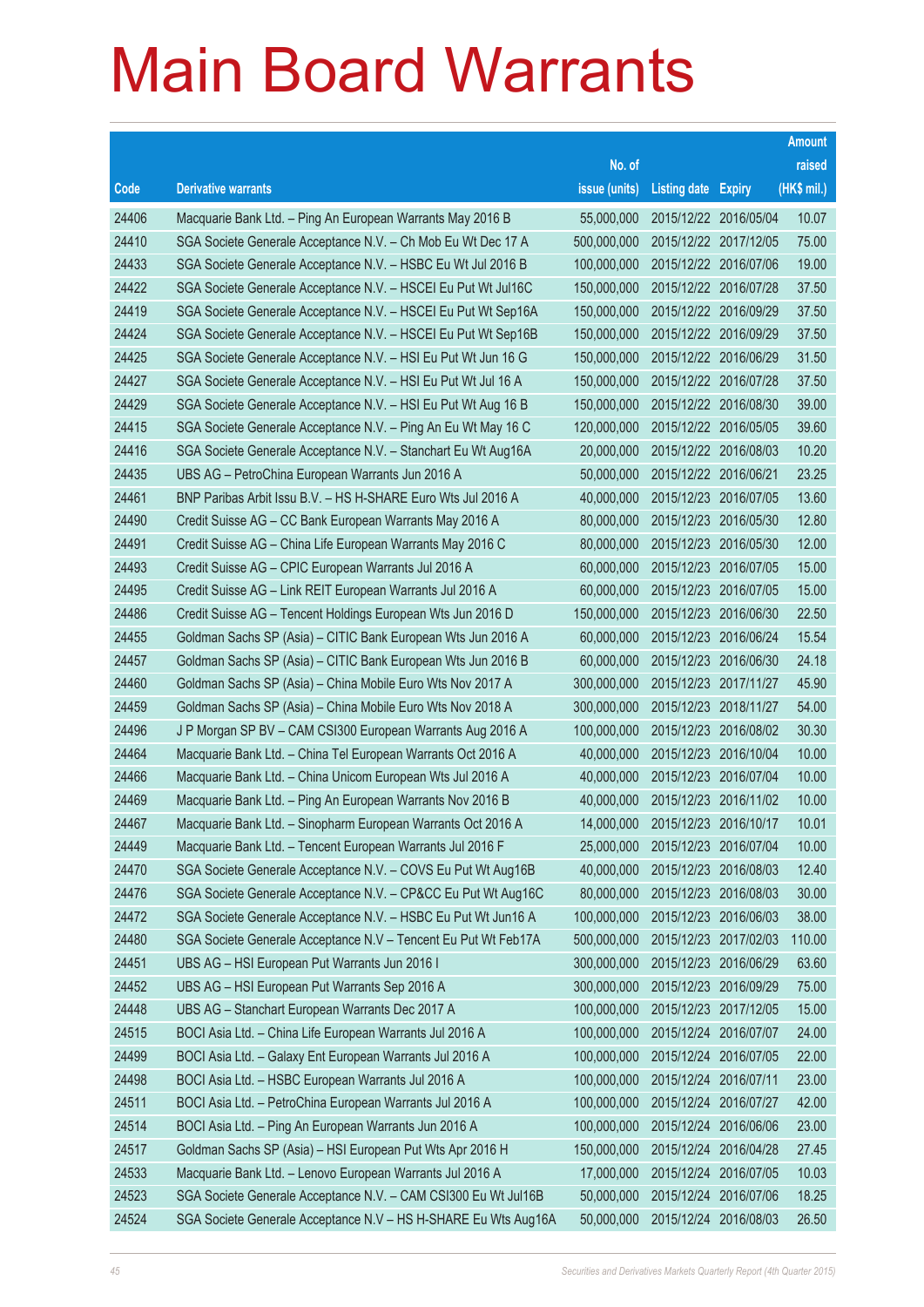# Main Board Warrants

| Code | Derivative warrants | No. of issue (units) | Listing date | Expiry | Amount raised (HK$ mil.) |
|---|---|---|---|---|---|
| 24406 | Macquarie Bank Ltd. – Ping An European Warrants May 2016 B | 55,000,000 | 2015/12/22 | 2016/05/04 | 10.07 |
| 24410 | SGA Societe Generale Acceptance N.V. – Ch Mob Eu Wt Dec 17 A | 500,000,000 | 2015/12/22 | 2017/12/05 | 75.00 |
| 24433 | SGA Societe Generale Acceptance N.V. – HSBC Eu Wt Jul 2016 B | 100,000,000 | 2015/12/22 | 2016/07/06 | 19.00 |
| 24422 | SGA Societe Generale Acceptance N.V. – HSCEI Eu Put Wt Jul16C | 150,000,000 | 2015/12/22 | 2016/07/28 | 37.50 |
| 24419 | SGA Societe Generale Acceptance N.V. – HSCEI Eu Put Wt Sep16A | 150,000,000 | 2015/12/22 | 2016/09/29 | 37.50 |
| 24424 | SGA Societe Generale Acceptance N.V. – HSCEI Eu Put Wt Sep16B | 150,000,000 | 2015/12/22 | 2016/09/29 | 37.50 |
| 24425 | SGA Societe Generale Acceptance N.V. – HSI Eu Put Wt Jun 16 G | 150,000,000 | 2015/12/22 | 2016/06/29 | 31.50 |
| 24427 | SGA Societe Generale Acceptance N.V. – HSI Eu Put Wt Jul 16 A | 150,000,000 | 2015/12/22 | 2016/07/28 | 37.50 |
| 24429 | SGA Societe Generale Acceptance N.V. – HSI Eu Put Wt Aug 16 B | 150,000,000 | 2015/12/22 | 2016/08/30 | 39.00 |
| 24415 | SGA Societe Generale Acceptance N.V. – Ping An Eu Wt May 16 C | 120,000,000 | 2015/12/22 | 2016/05/05 | 39.60 |
| 24416 | SGA Societe Generale Acceptance N.V. – Stanchart Eu Wt Aug16A | 20,000,000 | 2015/12/22 | 2016/08/03 | 10.20 |
| 24435 | UBS AG – PetroChina European Warrants Jun 2016 A | 50,000,000 | 2015/12/22 | 2016/06/21 | 23.25 |
| 24461 | BNP Paribas Arbit Issu B.V. – HS H-SHARE Euro Wts Jul 2016 A | 40,000,000 | 2015/12/23 | 2016/07/05 | 13.60 |
| 24490 | Credit Suisse AG – CC Bank European Warrants May 2016 A | 80,000,000 | 2015/12/23 | 2016/05/30 | 12.80 |
| 24491 | Credit Suisse AG – China Life European Warrants May 2016 C | 80,000,000 | 2015/12/23 | 2016/05/30 | 12.00 |
| 24493 | Credit Suisse AG – CPIC European Warrants Jul 2016 A | 60,000,000 | 2015/12/23 | 2016/07/05 | 15.00 |
| 24495 | Credit Suisse AG – Link REIT European Warrants Jul 2016 A | 60,000,000 | 2015/12/23 | 2016/07/05 | 15.00 |
| 24486 | Credit Suisse AG – Tencent Holdings European Wts Jun 2016 D | 150,000,000 | 2015/12/23 | 2016/06/30 | 22.50 |
| 24455 | Goldman Sachs SP (Asia) – CITIC Bank European Wts Jun 2016 A | 60,000,000 | 2015/12/23 | 2016/06/24 | 15.54 |
| 24457 | Goldman Sachs SP (Asia) – CITIC Bank European Wts Jun 2016 B | 60,000,000 | 2015/12/23 | 2016/06/30 | 24.18 |
| 24460 | Goldman Sachs SP (Asia) – China Mobile Euro Wts Nov 2017 A | 300,000,000 | 2015/12/23 | 2017/11/27 | 45.90 |
| 24459 | Goldman Sachs SP (Asia) – China Mobile Euro Wts Nov 2018 A | 300,000,000 | 2015/12/23 | 2018/11/27 | 54.00 |
| 24496 | J P Morgan SP BV – CAM CSI300 European Warrants Aug 2016 A | 100,000,000 | 2015/12/23 | 2016/08/02 | 30.30 |
| 24464 | Macquarie Bank Ltd. – China Tel European Warrants Oct 2016 A | 40,000,000 | 2015/12/23 | 2016/10/04 | 10.00 |
| 24466 | Macquarie Bank Ltd. – China Unicom European Wts Jul 2016 A | 40,000,000 | 2015/12/23 | 2016/07/04 | 10.00 |
| 24469 | Macquarie Bank Ltd. – Ping An European Warrants Nov 2016 B | 40,000,000 | 2015/12/23 | 2016/11/02 | 10.00 |
| 24467 | Macquarie Bank Ltd. – Sinopharm European Warrants Oct 2016 A | 14,000,000 | 2015/12/23 | 2016/10/17 | 10.01 |
| 24449 | Macquarie Bank Ltd. – Tencent European Warrants Jul 2016 F | 25,000,000 | 2015/12/23 | 2016/07/04 | 10.00 |
| 24470 | SGA Societe Generale Acceptance N.V. – COVS Eu Put Wt Aug16B | 40,000,000 | 2015/12/23 | 2016/08/03 | 12.40 |
| 24476 | SGA Societe Generale Acceptance N.V. – CP&CC Eu Put Wt Aug16C | 80,000,000 | 2015/12/23 | 2016/08/03 | 30.00 |
| 24472 | SGA Societe Generale Acceptance N.V. – HSBC Eu Put Wt Jun16 A | 100,000,000 | 2015/12/23 | 2016/06/03 | 38.00 |
| 24480 | SGA Societe Generale Acceptance N.V – Tencent Eu Put Wt Feb17A | 500,000,000 | 2015/12/23 | 2017/02/03 | 110.00 |
| 24451 | UBS AG – HSI European Put Warrants Jun 2016 I | 300,000,000 | 2015/12/23 | 2016/06/29 | 63.60 |
| 24452 | UBS AG – HSI European Put Warrants Sep 2016 A | 300,000,000 | 2015/12/23 | 2016/09/29 | 75.00 |
| 24448 | UBS AG – Stanchart European Warrants Dec 2017 A | 100,000,000 | 2015/12/23 | 2017/12/05 | 15.00 |
| 24515 | BOCI Asia Ltd. – China Life European Warrants Jul 2016 A | 100,000,000 | 2015/12/24 | 2016/07/07 | 24.00 |
| 24499 | BOCI Asia Ltd. – Galaxy Ent European Warrants Jul 2016 A | 100,000,000 | 2015/12/24 | 2016/07/05 | 22.00 |
| 24498 | BOCI Asia Ltd. – HSBC European Warrants Jul 2016 A | 100,000,000 | 2015/12/24 | 2016/07/11 | 23.00 |
| 24511 | BOCI Asia Ltd. – PetroChina European Warrants Jul 2016 A | 100,000,000 | 2015/12/24 | 2016/07/27 | 42.00 |
| 24514 | BOCI Asia Ltd. – Ping An European Warrants Jun 2016 A | 100,000,000 | 2015/12/24 | 2016/06/06 | 23.00 |
| 24517 | Goldman Sachs SP (Asia) – HSI European Put Wts Apr 2016 H | 150,000,000 | 2015/12/24 | 2016/04/28 | 27.45 |
| 24533 | Macquarie Bank Ltd. – Lenovo European Warrants Jul 2016 A | 17,000,000 | 2015/12/24 | 2016/07/05 | 10.03 |
| 24523 | SGA Societe Generale Acceptance N.V. – CAM CSI300 Eu Wt Jul16B | 50,000,000 | 2015/12/24 | 2016/07/06 | 18.25 |
| 24524 | SGA Societe Generale Acceptance N.V – HS H-SHARE Eu Wts Aug16A | 50,000,000 | 2015/12/24 | 2016/08/03 | 26.50 |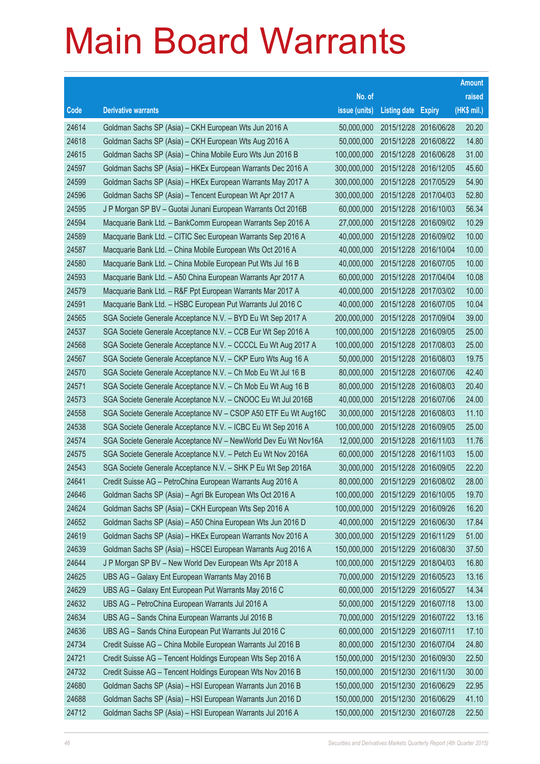# Main Board Warrants

| Code | Derivative warrants | No. of issue (units) | Listing date | Expiry | Amount raised (HK$ mil.) |
|---|---|---|---|---|---|
| 24614 | Goldman Sachs SP (Asia) – CKH European Wts Jun 2016 A | 50,000,000 | 2015/12/28 | 2016/06/28 | 20.20 |
| 24618 | Goldman Sachs SP (Asia) – CKH European Wts Aug 2016 A | 50,000,000 | 2015/12/28 | 2016/08/22 | 14.80 |
| 24615 | Goldman Sachs SP (Asia) – China Mobile Euro Wts Jun 2016 B | 100,000,000 | 2015/12/28 | 2016/06/28 | 31.00 |
| 24597 | Goldman Sachs SP (Asia) – HKEx European Warrants Dec 2016 A | 300,000,000 | 2015/12/28 | 2016/12/05 | 45.60 |
| 24599 | Goldman Sachs SP (Asia) – HKEx European Warrants May 2017 A | 300,000,000 | 2015/12/28 | 2017/05/29 | 54.90 |
| 24596 | Goldman Sachs SP (Asia) – Tencent European Wt Apr 2017 A | 300,000,000 | 2015/12/28 | 2017/04/03 | 52.80 |
| 24595 | J P Morgan SP BV – Guotai Junani European Warrants Oct 2016B | 60,000,000 | 2015/12/28 | 2016/10/03 | 56.34 |
| 24594 | Macquarie Bank Ltd. – BankComm European Warrants Sep 2016 A | 27,000,000 | 2015/12/28 | 2016/09/02 | 10.29 |
| 24589 | Macquarie Bank Ltd. – CITIC Sec European Warrants Sep 2016 A | 40,000,000 | 2015/12/28 | 2016/09/02 | 10.00 |
| 24587 | Macquarie Bank Ltd. – China Mobile European Wts Oct 2016 A | 40,000,000 | 2015/12/28 | 2016/10/04 | 10.00 |
| 24580 | Macquarie Bank Ltd. – China Mobile European Put Wts Jul 16 B | 40,000,000 | 2015/12/28 | 2016/07/05 | 10.00 |
| 24593 | Macquarie Bank Ltd. – A50 China European Warrants Apr 2017 A | 60,000,000 | 2015/12/28 | 2017/04/04 | 10.08 |
| 24579 | Macquarie Bank Ltd. – R&F Ppt European Warrants Mar 2017 A | 40,000,000 | 2015/12/28 | 2017/03/02 | 10.00 |
| 24591 | Macquarie Bank Ltd. – HSBC European Put Warrants Jul 2016 C | 40,000,000 | 2015/12/28 | 2016/07/05 | 10.04 |
| 24565 | SGA Societe Generale Acceptance N.V. – BYD Eu Wt Sep 2017 A | 200,000,000 | 2015/12/28 | 2017/09/04 | 39.00 |
| 24537 | SGA Societe Generale Acceptance N.V. – CCB Eur Wt Sep 2016 A | 100,000,000 | 2015/12/28 | 2016/09/05 | 25.00 |
| 24568 | SGA Societe Generale Acceptance N.V. – CCCCL Eu Wt Aug 2017 A | 100,000,000 | 2015/12/28 | 2017/08/03 | 25.00 |
| 24567 | SGA Societe Generale Acceptance N.V. – CKP Euro Wts Aug 16 A | 50,000,000 | 2015/12/28 | 2016/08/03 | 19.75 |
| 24570 | SGA Societe Generale Acceptance N.V. – Ch Mob Eu Wt Jul 16 B | 80,000,000 | 2015/12/28 | 2016/07/06 | 42.40 |
| 24571 | SGA Societe Generale Acceptance N.V. – Ch Mob Eu Wt Aug 16 B | 80,000,000 | 2015/12/28 | 2016/08/03 | 20.40 |
| 24573 | SGA Societe Generale Acceptance N.V. – CNOOC Eu Wt Jul 2016B | 40,000,000 | 2015/12/28 | 2016/07/06 | 24.00 |
| 24558 | SGA Societe Generale Acceptance NV – CSOP A50 ETF Eu Wt Aug16C | 30,000,000 | 2015/12/28 | 2016/08/03 | 11.10 |
| 24538 | SGA Societe Generale Acceptance N.V. – ICBC Eu Wt Sep 2016 A | 100,000,000 | 2015/12/28 | 2016/09/05 | 25.00 |
| 24574 | SGA Societe Generale Acceptance NV – NewWorld Dev Eu Wt Nov16A | 12,000,000 | 2015/12/28 | 2016/11/03 | 11.76 |
| 24575 | SGA Societe Generale Acceptance N.V. – Petch Eu Wt Nov 2016A | 60,000,000 | 2015/12/28 | 2016/11/03 | 15.00 |
| 24543 | SGA Societe Generale Acceptance N.V. – SHK P Eu Wt Sep 2016A | 30,000,000 | 2015/12/28 | 2016/09/05 | 22.20 |
| 24641 | Credit Suisse AG – PetroChina European Warrants Aug 2016 A | 80,000,000 | 2015/12/29 | 2016/08/02 | 28.00 |
| 24646 | Goldman Sachs SP (Asia) – Agri Bk European Wts Oct 2016 A | 100,000,000 | 2015/12/29 | 2016/10/05 | 19.70 |
| 24624 | Goldman Sachs SP (Asia) – CKH European Wts Sep 2016 A | 100,000,000 | 2015/12/29 | 2016/09/26 | 16.20 |
| 24652 | Goldman Sachs SP (Asia) – A50 China European Wts Jun 2016 D | 40,000,000 | 2015/12/29 | 2016/06/30 | 17.84 |
| 24619 | Goldman Sachs SP (Asia) – HKEx European Warrants Nov 2016 A | 300,000,000 | 2015/12/29 | 2016/11/29 | 51.00 |
| 24639 | Goldman Sachs SP (Asia) – HSCEI European Warrants Aug 2016 A | 150,000,000 | 2015/12/29 | 2016/08/30 | 37.50 |
| 24644 | J P Morgan SP BV – New World Dev European Wts Apr 2018 A | 100,000,000 | 2015/12/29 | 2018/04/03 | 16.80 |
| 24625 | UBS AG – Galaxy Ent European Warrants May 2016 B | 70,000,000 | 2015/12/29 | 2016/05/23 | 13.16 |
| 24629 | UBS AG – Galaxy Ent European Put Warrants May 2016 C | 60,000,000 | 2015/12/29 | 2016/05/27 | 14.34 |
| 24632 | UBS AG – PetroChina European Warrants Jul 2016 A | 50,000,000 | 2015/12/29 | 2016/07/18 | 13.00 |
| 24634 | UBS AG – Sands China European Warrants Jul 2016 B | 70,000,000 | 2015/12/29 | 2016/07/22 | 13.16 |
| 24636 | UBS AG – Sands China European Put Warrants Jul 2016 C | 60,000,000 | 2015/12/29 | 2016/07/11 | 17.10 |
| 24734 | Credit Suisse AG – China Mobile European Warrants Jul 2016 B | 80,000,000 | 2015/12/30 | 2016/07/04 | 24.80 |
| 24721 | Credit Suisse AG – Tencent Holdings European Wts Sep 2016 A | 150,000,000 | 2015/12/30 | 2016/09/30 | 22.50 |
| 24732 | Credit Suisse AG – Tencent Holdings European Wts Nov 2016 B | 150,000,000 | 2015/12/30 | 2016/11/30 | 30.00 |
| 24680 | Goldman Sachs SP (Asia) – HSI European Warrants Jun 2016 B | 150,000,000 | 2015/12/30 | 2016/06/29 | 22.95 |
| 24688 | Goldman Sachs SP (Asia) – HSI European Warrants Jun 2016 D | 150,000,000 | 2015/12/30 | 2016/06/29 | 41.10 |
| 24712 | Goldman Sachs SP (Asia) – HSI European Warrants Jul 2016 A | 150,000,000 | 2015/12/30 | 2016/07/28 | 22.50 |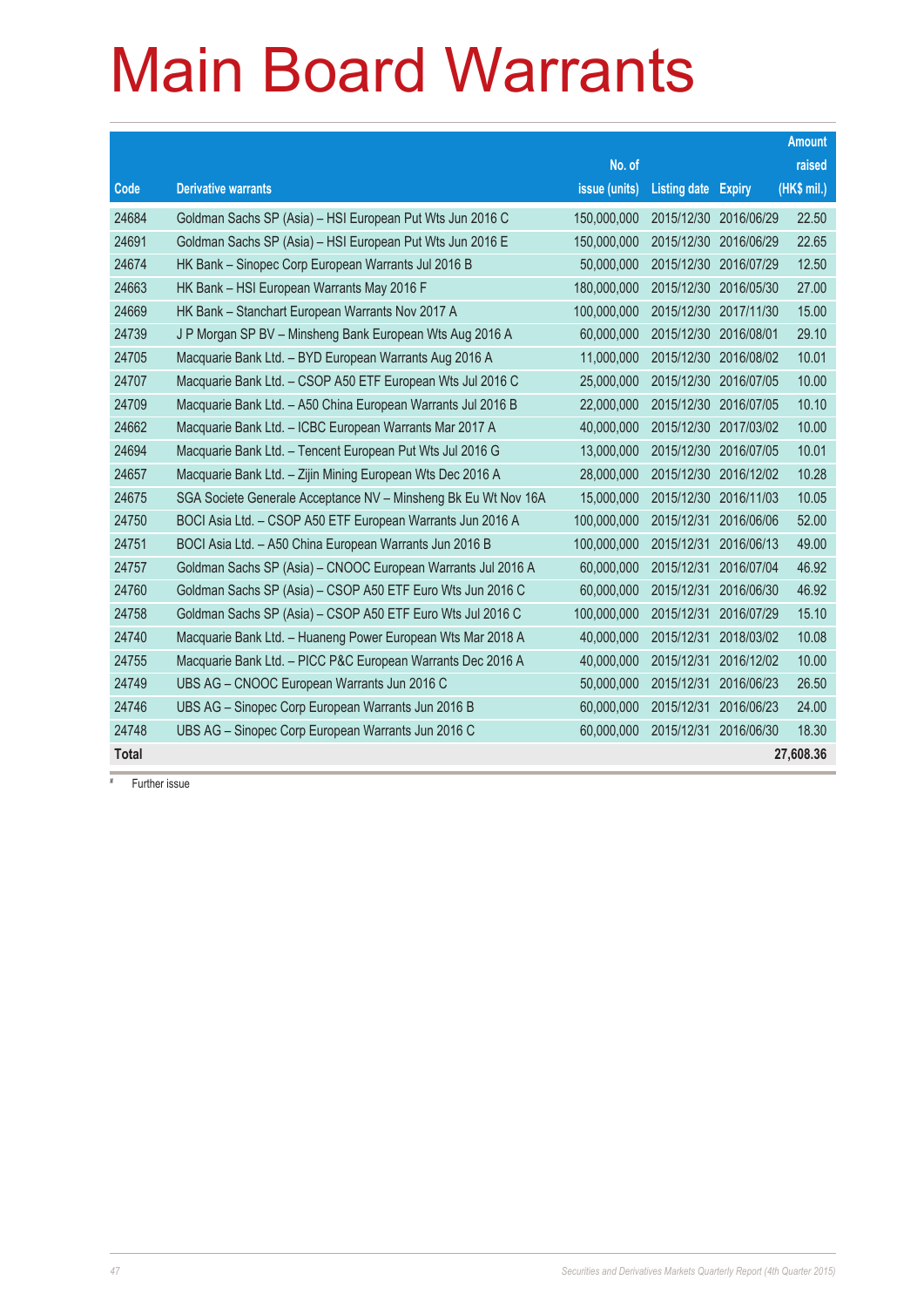# Main Board Warrants

| Code | Derivative warrants | No. of issue (units) | Listing date | Expiry | Amount raised (HK$ mil.) |
|---|---|---|---|---|---|
| 24684 | Goldman Sachs SP (Asia) – HSI European Put Wts Jun 2016 C | 150,000,000 | 2015/12/30 | 2016/06/29 | 22.50 |
| 24691 | Goldman Sachs SP (Asia) – HSI European Put Wts Jun 2016 E | 150,000,000 | 2015/12/30 | 2016/06/29 | 22.65 |
| 24674 | HK Bank – Sinopec Corp European Warrants Jul 2016 B | 50,000,000 | 2015/12/30 | 2016/07/29 | 12.50 |
| 24663 | HK Bank – HSI European Warrants May 2016 F | 180,000,000 | 2015/12/30 | 2016/05/30 | 27.00 |
| 24669 | HK Bank – Stanchart European Warrants Nov 2017 A | 100,000,000 | 2015/12/30 | 2017/11/30 | 15.00 |
| 24739 | J P Morgan SP BV – Minsheng Bank European Wts Aug 2016 A | 60,000,000 | 2015/12/30 | 2016/08/01 | 29.10 |
| 24705 | Macquarie Bank Ltd. – BYD European Warrants Aug 2016 A | 11,000,000 | 2015/12/30 | 2016/08/02 | 10.01 |
| 24707 | Macquarie Bank Ltd. – CSOP A50 ETF European Wts Jul 2016 C | 25,000,000 | 2015/12/30 | 2016/07/05 | 10.00 |
| 24709 | Macquarie Bank Ltd. – A50 China European Warrants Jul 2016 B | 22,000,000 | 2015/12/30 | 2016/07/05 | 10.10 |
| 24662 | Macquarie Bank Ltd. – ICBC European Warrants Mar 2017 A | 40,000,000 | 2015/12/30 | 2017/03/02 | 10.00 |
| 24694 | Macquarie Bank Ltd. – Tencent European Put Wts Jul 2016 G | 13,000,000 | 2015/12/30 | 2016/07/05 | 10.01 |
| 24657 | Macquarie Bank Ltd. – Zijin Mining European Wts Dec 2016 A | 28,000,000 | 2015/12/30 | 2016/12/02 | 10.28 |
| 24675 | SGA Societe Generale Acceptance NV – Minsheng Bk Eu Wt Nov 16A | 15,000,000 | 2015/12/30 | 2016/11/03 | 10.05 |
| 24750 | BOCI Asia Ltd. – CSOP A50 ETF European Warrants Jun 2016 A | 100,000,000 | 2015/12/31 | 2016/06/06 | 52.00 |
| 24751 | BOCI Asia Ltd. – A50 China European Warrants Jun 2016 B | 100,000,000 | 2015/12/31 | 2016/06/13 | 49.00 |
| 24757 | Goldman Sachs SP (Asia) – CNOOC European Warrants Jul 2016 A | 60,000,000 | 2015/12/31 | 2016/07/04 | 46.92 |
| 24760 | Goldman Sachs SP (Asia) – CSOP A50 ETF Euro Wts Jun 2016 C | 60,000,000 | 2015/12/31 | 2016/06/30 | 46.92 |
| 24758 | Goldman Sachs SP (Asia) – CSOP A50 ETF Euro Wts Jul 2016 C | 100,000,000 | 2015/12/31 | 2016/07/29 | 15.10 |
| 24740 | Macquarie Bank Ltd. – Huaneng Power European Wts Mar 2018 A | 40,000,000 | 2015/12/31 | 2018/03/02 | 10.08 |
| 24755 | Macquarie Bank Ltd. – PICC P&C European Warrants Dec 2016 A | 40,000,000 | 2015/12/31 | 2016/12/02 | 10.00 |
| 24749 | UBS AG – CNOOC European Warrants Jun 2016 C | 50,000,000 | 2015/12/31 | 2016/06/23 | 26.50 |
| 24746 | UBS AG – Sinopec Corp European Warrants Jun 2016 B | 60,000,000 | 2015/12/31 | 2016/06/23 | 24.00 |
| 24748 | UBS AG – Sinopec Corp European Warrants Jun 2016 C | 60,000,000 | 2015/12/31 | 2016/06/30 | 18.30 |
| **Total** | | | | | **27,608.36** |

# Further issue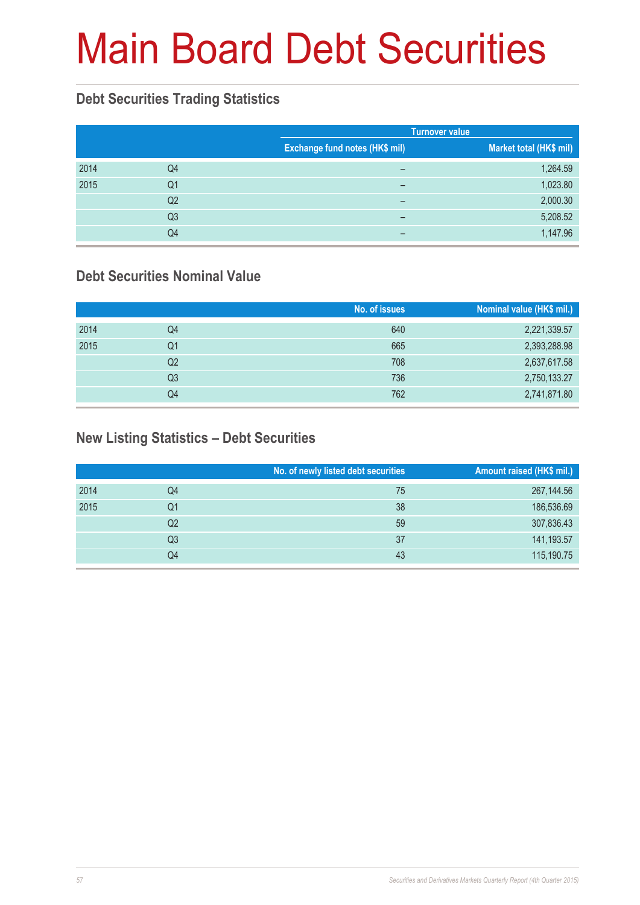# Main Board Debt Securities

## Debt Securities Trading Statistics

| | | Turnover value | |
|---|---|---|---|
| | | Exchange fund notes (HK$ mil) | Market total (HK$ mil) |
| 2014 | Q4 | – | 1,264.59 |
| 2015 | Q1 | – | 1,023.80 |
| | Q2 | – | 2,000.30 |
| | Q3 | – | 5,208.52 |
| | Q4 | – | 1,147.96 |

## Debt Securities Nominal Value

| | | No. of issues | Nominal value (HK$ mil.) |
|---|---|---|---|
| 2014 | Q4 | 640 | 2,221,339.57 |
| 2015 | Q1 | 665 | 2,393,288.98 |
| | Q2 | 708 | 2,637,617.58 |
| | Q3 | 736 | 2,750,133.27 |
| | Q4 | 762 | 2,741,871.80 |

## New Listing Statistics – Debt Securities

| | | No. of newly listed debt securities | Amount raised (HK$ mil.) |
|---|---|---|---|
| 2014 | Q4 | 75 | 267,144.56 |
| 2015 | Q1 | 38 | 186,536.69 |
| | Q2 | 59 | 307,836.43 |
| | Q3 | 37 | 141,193.57 |
| | Q4 | 43 | 115,190.75 |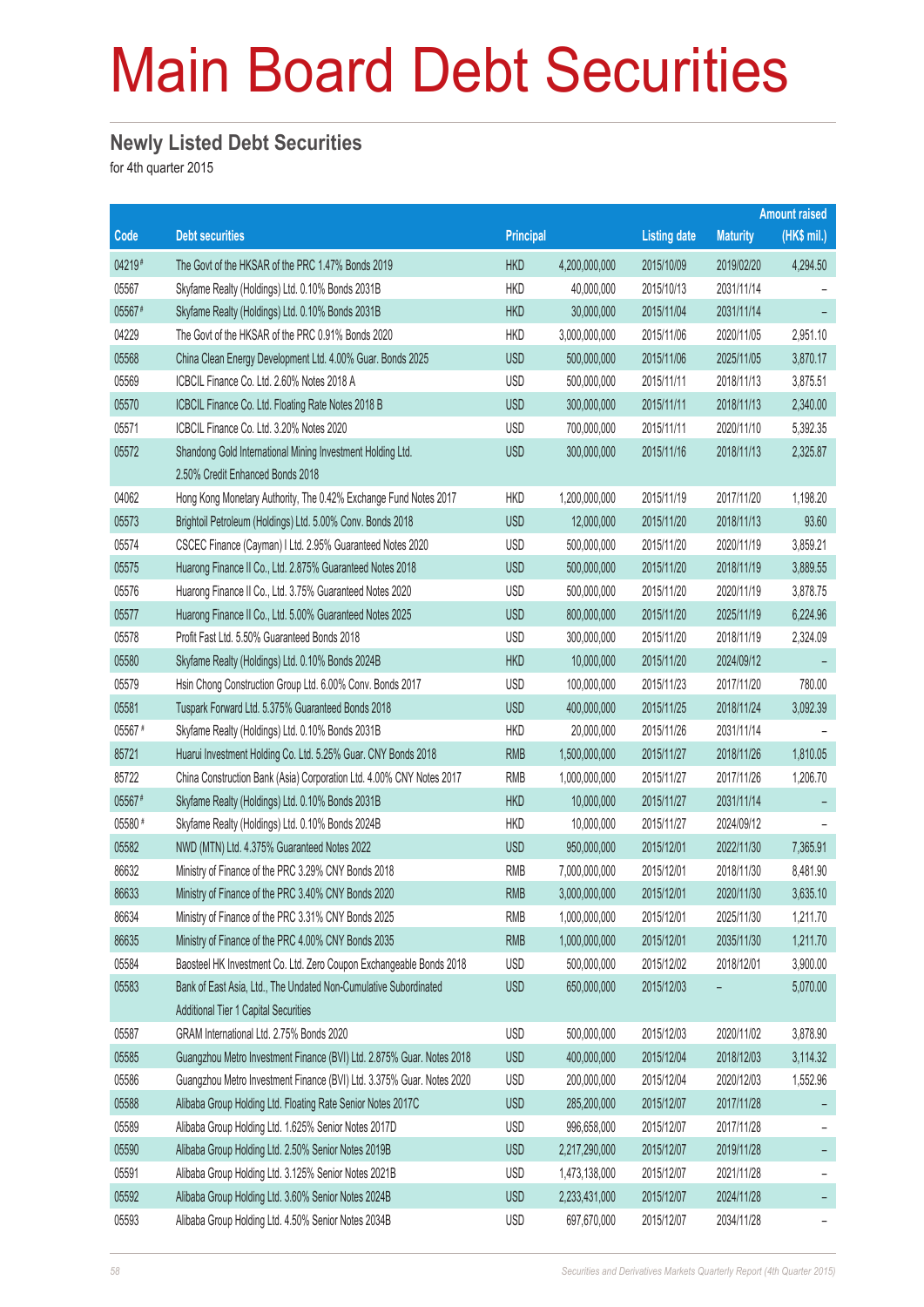# Main Board Debt Securities

## Newly Listed Debt Securities

for 4th quarter 2015

| Code | Debt securities | Principal | | Listing date | Maturity | Amount raised (HK$ mil.) |
|---|---|---|---|---|---|---|
| 04219 # | The Govt of the HKSAR of the PRC 1.47% Bonds 2019 | HKD | 4,200,000,000 | 2015/10/09 | 2019/02/20 | 4,294.50 |
| 05567 | Skyfame Realty (Holdings) Ltd. 0.10% Bonds 2031B | HKD | 40,000,000 | 2015/10/13 | 2031/11/14 | – |
| 05567 # | Skyfame Realty (Holdings) Ltd. 0.10% Bonds 2031B | HKD | 30,000,000 | 2015/11/04 | 2031/11/14 | – |
| 04229 | The Govt of the HKSAR of the PRC 0.91% Bonds 2020 | HKD | 3,000,000,000 | 2015/11/06 | 2020/11/05 | 2,951.10 |
| 05568 | China Clean Energy Development Ltd. 4.00% Guar. Bonds 2025 | USD | 500,000,000 | 2015/11/06 | 2025/11/05 | 3,870.17 |
| 05569 | ICBCIL Finance Co. Ltd. 2.60% Notes 2018 A | USD | 500,000,000 | 2015/11/11 | 2018/11/13 | 3,875.51 |
| 05570 | ICBCIL Finance Co. Ltd. Floating Rate Notes 2018 B | USD | 300,000,000 | 2015/11/11 | 2018/11/13 | 2,340.00 |
| 05571 | ICBCIL Finance Co. Ltd. 3.20% Notes 2020 | USD | 700,000,000 | 2015/11/11 | 2020/11/10 | 5,392.35 |
| 05572 | Shandong Gold International Mining Investment Holding Ltd. 2.50% Credit Enhanced Bonds 2018 | USD | 300,000,000 | 2015/11/16 | 2018/11/13 | 2,325.87 |
| 04062 | Hong Kong Monetary Authority, The 0.42% Exchange Fund Notes 2017 | HKD | 1,200,000,000 | 2015/11/19 | 2017/11/20 | 1,198.20 |
| 05573 | Brightoil Petroleum (Holdings) Ltd. 5.00% Conv. Bonds 2018 | USD | 12,000,000 | 2015/11/20 | 2018/11/13 | 93.60 |
| 05574 | CSCEC Finance (Cayman) I Ltd. 2.95% Guaranteed Notes 2020 | USD | 500,000,000 | 2015/11/20 | 2020/11/19 | 3,859.21 |
| 05575 | Huarong Finance II Co., Ltd. 2.875% Guaranteed Notes 2018 | USD | 500,000,000 | 2015/11/20 | 2018/11/19 | 3,889.55 |
| 05576 | Huarong Finance II Co., Ltd. 3.75% Guaranteed Notes 2020 | USD | 500,000,000 | 2015/11/20 | 2020/11/19 | 3,878.75 |
| 05577 | Huarong Finance II Co., Ltd. 5.00% Guaranteed Notes 2025 | USD | 800,000,000 | 2015/11/20 | 2025/11/19 | 6,224.96 |
| 05578 | Profit Fast Ltd. 5.50% Guaranteed Bonds 2018 | USD | 300,000,000 | 2015/11/20 | 2018/11/19 | 2,324.09 |
| 05580 | Skyfame Realty (Holdings) Ltd. 0.10% Bonds 2024B | HKD | 10,000,000 | 2015/11/20 | 2024/09/12 | – |
| 05579 | Hsin Chong Construction Group Ltd. 6.00% Conv. Bonds 2017 | USD | 100,000,000 | 2015/11/23 | 2017/11/20 | 780.00 |
| 05581 | Tuspark Forward Ltd. 5.375% Guaranteed Bonds 2018 | USD | 400,000,000 | 2015/11/25 | 2018/11/24 | 3,092.39 |
| 05567 # | Skyfame Realty (Holdings) Ltd. 0.10% Bonds 2031B | HKD | 20,000,000 | 2015/11/26 | 2031/11/14 | – |
| 85721 | Huarui Investment Holding Co. Ltd. 5.25% Guar. CNY Bonds 2018 | RMB | 1,500,000,000 | 2015/11/27 | 2018/11/26 | 1,810.05 |
| 85722 | China Construction Bank (Asia) Corporation Ltd. 4.00% CNY Notes 2017 | RMB | 1,000,000,000 | 2015/11/27 | 2017/11/26 | 1,206.70 |
| 05567 # | Skyfame Realty (Holdings) Ltd. 0.10% Bonds 2031B | HKD | 10,000,000 | 2015/11/27 | 2031/11/14 | – |
| 05580 # | Skyfame Realty (Holdings) Ltd. 0.10% Bonds 2024B | HKD | 10,000,000 | 2015/11/27 | 2024/09/12 | – |
| 05582 | NWD (MTN) Ltd. 4.375% Guaranteed Notes 2022 | USD | 950,000,000 | 2015/12/01 | 2022/11/30 | 7,365.91 |
| 86632 | Ministry of Finance of the PRC 3.29% CNY Bonds 2018 | RMB | 7,000,000,000 | 2015/12/01 | 2018/11/30 | 8,481.90 |
| 86633 | Ministry of Finance of the PRC 3.40% CNY Bonds 2020 | RMB | 3,000,000,000 | 2015/12/01 | 2020/11/30 | 3,635.10 |
| 86634 | Ministry of Finance of the PRC 3.31% CNY Bonds 2025 | RMB | 1,000,000,000 | 2015/12/01 | 2025/11/30 | 1,211.70 |
| 86635 | Ministry of Finance of the PRC 4.00% CNY Bonds 2035 | RMB | 1,000,000,000 | 2015/12/01 | 2035/11/30 | 1,211.70 |
| 05584 | Baosteel HK Investment Co. Ltd. Zero Coupon Exchangeable Bonds 2018 | USD | 500,000,000 | 2015/12/02 | 2018/12/01 | 3,900.00 |
| 05583 | Bank of East Asia, Ltd., The Undated Non-Cumulative Subordinated Additional Tier 1 Capital Securities | USD | 650,000,000 | 2015/12/03 | – | 5,070.00 |
| 05587 | GRAM International Ltd. 2.75% Bonds 2020 | USD | 500,000,000 | 2015/12/03 | 2020/11/02 | 3,878.90 |
| 05585 | Guangzhou Metro Investment Finance (BVI) Ltd. 2.875% Guar. Notes 2018 | USD | 400,000,000 | 2015/12/04 | 2018/12/03 | 3,114.32 |
| 05586 | Guangzhou Metro Investment Finance (BVI) Ltd. 3.375% Guar. Notes 2020 | USD | 200,000,000 | 2015/12/04 | 2020/12/03 | 1,552.96 |
| 05588 | Alibaba Group Holding Ltd. Floating Rate Senior Notes 2017C | USD | 285,200,000 | 2015/12/07 | 2017/11/28 | – |
| 05589 | Alibaba Group Holding Ltd. 1.625% Senior Notes 2017D | USD | 996,658,000 | 2015/12/07 | 2017/11/28 | – |
| 05590 | Alibaba Group Holding Ltd. 2.50% Senior Notes 2019B | USD | 2,217,290,000 | 2015/12/07 | 2019/11/28 | – |
| 05591 | Alibaba Group Holding Ltd. 3.125% Senior Notes 2021B | USD | 1,473,138,000 | 2015/12/07 | 2021/11/28 | – |
| 05592 | Alibaba Group Holding Ltd. 3.60% Senior Notes 2024B | USD | 2,233,431,000 | 2015/12/07 | 2024/11/28 | – |
| 05593 | Alibaba Group Holding Ltd. 4.50% Senior Notes 2034B | USD | 697,670,000 | 2015/12/07 | 2034/11/28 | – |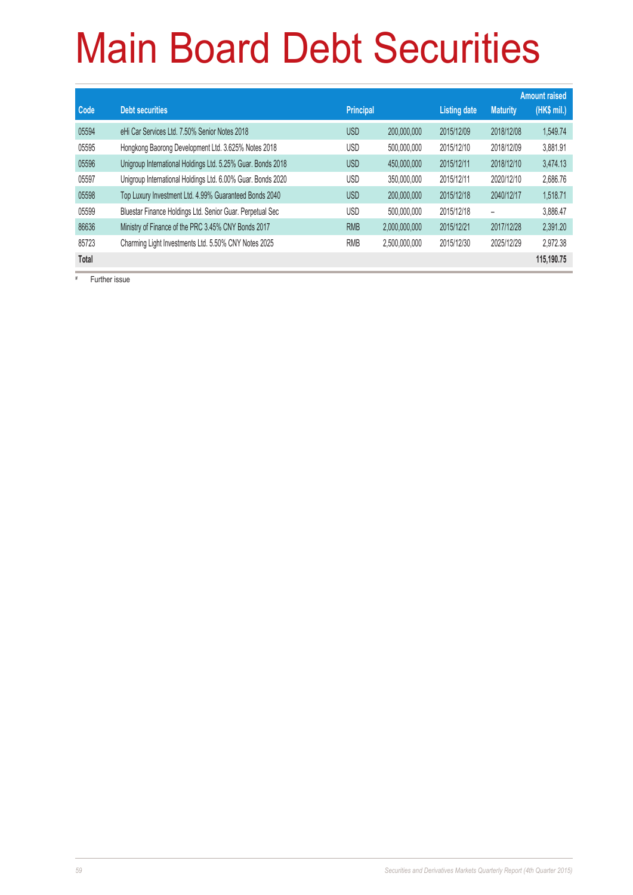# Main Board Debt Securities

| Code | Debt securities | Principal | | Listing date | Maturity | Amount raised (HK$ mil.) |
|---|---|---|---|---|---|---|
| 05594 | eHi Car Services Ltd. 7.50% Senior Notes 2018 | USD | 200,000,000 | 2015/12/09 | 2018/12/08 | 1,549.74 |
| 05595 | Hongkong Baorong Development Ltd. 3.625% Notes 2018 | USD | 500,000,000 | 2015/12/10 | 2018/12/09 | 3,881.91 |
| 05596 | Unigroup International Holdings Ltd. 5.25% Guar. Bonds 2018 | USD | 450,000,000 | 2015/12/11 | 2018/12/10 | 3,474.13 |
| 05597 | Unigroup International Holdings Ltd. 6.00% Guar. Bonds 2020 | USD | 350,000,000 | 2015/12/11 | 2020/12/10 | 2,686.76 |
| 05598 | Top Luxury Investment Ltd. 4.99% Guaranteed Bonds 2040 | USD | 200,000,000 | 2015/12/18 | 2040/12/17 | 1,518.71 |
| 05599 | Bluestar Finance Holdings Ltd. Senior Guar. Perpetual Sec | USD | 500,000,000 | 2015/12/18 | – | 3,886.47 |
| 86636 | Ministry of Finance of the PRC 3.45% CNY Bonds 2017 | RMB | 2,000,000,000 | 2015/12/21 | 2017/12/28 | 2,391.20 |
| 85723 | Charming Light Investments Ltd. 5.50% CNY Notes 2025 | RMB | 2,500,000,000 | 2015/12/30 | 2025/12/29 | 2,972.38 |
| **Total** | | | | | | **115,190.75** |

\# Further issue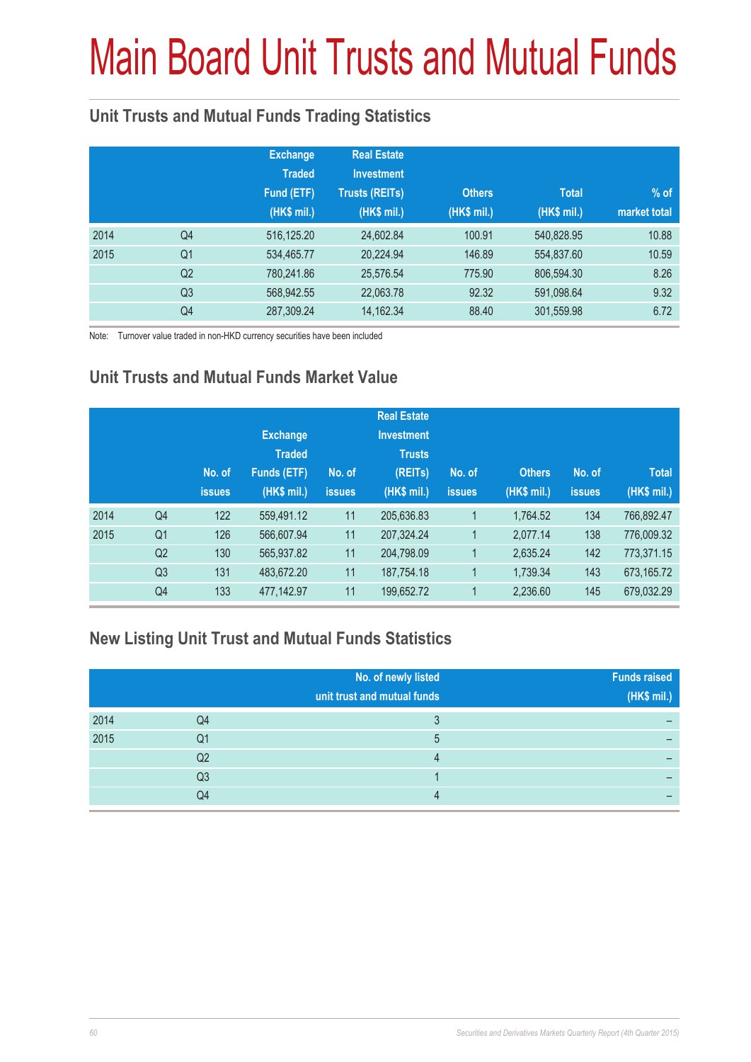# Main Board Unit Trusts and Mutual Funds

## Unit Trusts and Mutual Funds Trading Statistics

| | | Exchange Traded Fund (ETF) (HK$ mil.) | Real Estate Investment Trusts (REITs) (HK$ mil.) | Others (HK$ mil.) | Total (HK$ mil.) | % of market total |
|---|---|---|---|---|---|---|
| 2014 | Q4 | 516,125.20 | 24,602.84 | 100.91 | 540,828.95 | 10.88 |
| 2015 | Q1 | 534,465.77 | 20,224.94 | 146.89 | 554,837.60 | 10.59 |
| | Q2 | 780,241.86 | 25,576.54 | 775.90 | 806,594.30 | 8.26 |
| | Q3 | 568,942.55 | 22,063.78 | 92.32 | 591,098.64 | 9.32 |
| | Q4 | 287,309.24 | 14,162.34 | 88.40 | 301,559.98 | 6.72 |

Note: Turnover value traded in non-HKD currency securities have been included

## Unit Trusts and Mutual Funds Market Value

| | | No. of issues | Exchange Traded Funds (ETF) (HK$ mil.) | No. of issues | Real Estate Investment Trusts (REITs) (HK$ mil.) | No. of issues | Others (HK$ mil.) | No. of issues | Total (HK$ mil.) |
|---|---|---|---|---|---|---|---|---|---|
| 2014 | Q4 | 122 | 559,491.12 | 11 | 205,636.83 | 1 | 1,764.52 | 134 | 766,892.47 |
| 2015 | Q1 | 126 | 566,607.94 | 11 | 207,324.24 | 1 | 2,077.14 | 138 | 776,009.32 |
| | Q2 | 130 | 565,937.82 | 11 | 204,798.09 | 1 | 2,635.24 | 142 | 773,371.15 |
| | Q3 | 131 | 483,672.20 | 11 | 187,754.18 | 1 | 1,739.34 | 143 | 673,165.72 |
| | Q4 | 133 | 477,142.97 | 11 | 199,652.72 | 1 | 2,236.60 | 145 | 679,032.29 |

## New Listing Unit Trust and Mutual Funds Statistics

| | | No. of newly listed unit trust and mutual funds | Funds raised (HK$ mil.) |
|---|---|---|---|
| 2014 | Q4 | 3 | – |
| 2015 | Q1 | 5 | – |
| | Q2 | 4 | – |
| | Q3 | 1 | – |
| | Q4 | 4 | – |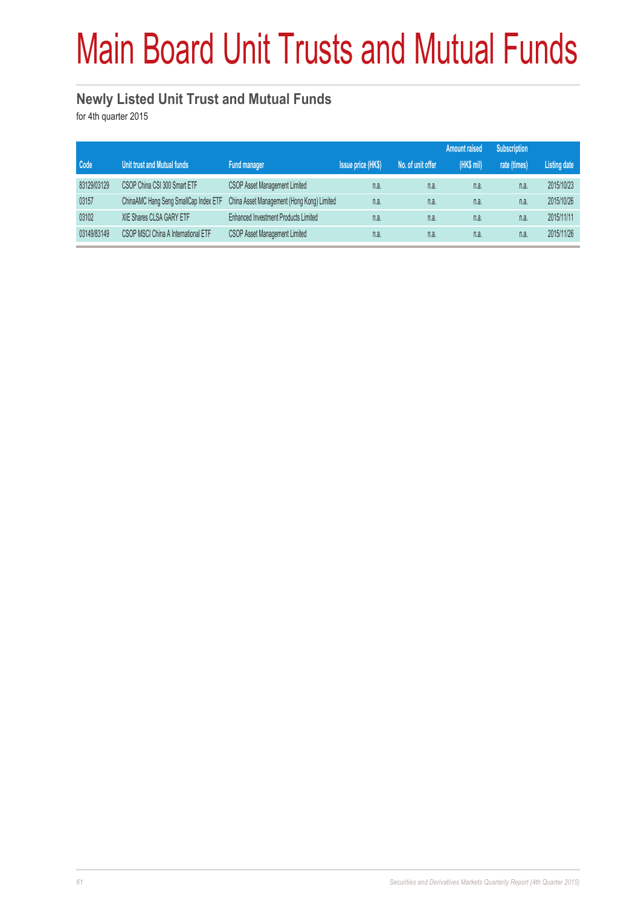# Main Board Unit Trusts and Mutual Funds

## Newly Listed Unit Trust and Mutual Funds

for 4th quarter 2015

| Code | Unit trust and Mutual funds | Fund manager | Issue price (HK$) | No. of unit offer | Amount raised (HK$ mil) | Subscription rate (times) | Listing date |
|---|---|---|---|---|---|---|---|
| 83129/03129 | CSOP China CSI 300 Smart ETF | CSOP Asset Management Limited | n.a. | n.a. | n.a. | n.a. | 2015/10/23 |
| 03157 | ChinaAMC Hang Seng SmallCap Index ETF | China Asset Management (Hong Kong) Limited | n.a. | n.a. | n.a. | n.a. | 2015/10/26 |
| 03102 | XIE Shares CLSA GARY ETF | Enhanced Investment Products Limited | n.a. | n.a. | n.a. | n.a. | 2015/11/11 |
| 03149/83149 | CSOP MSCI China A International ETF | CSOP Asset Management Limited | n.a. | n.a. | n.a. | n.a. | 2015/11/26 |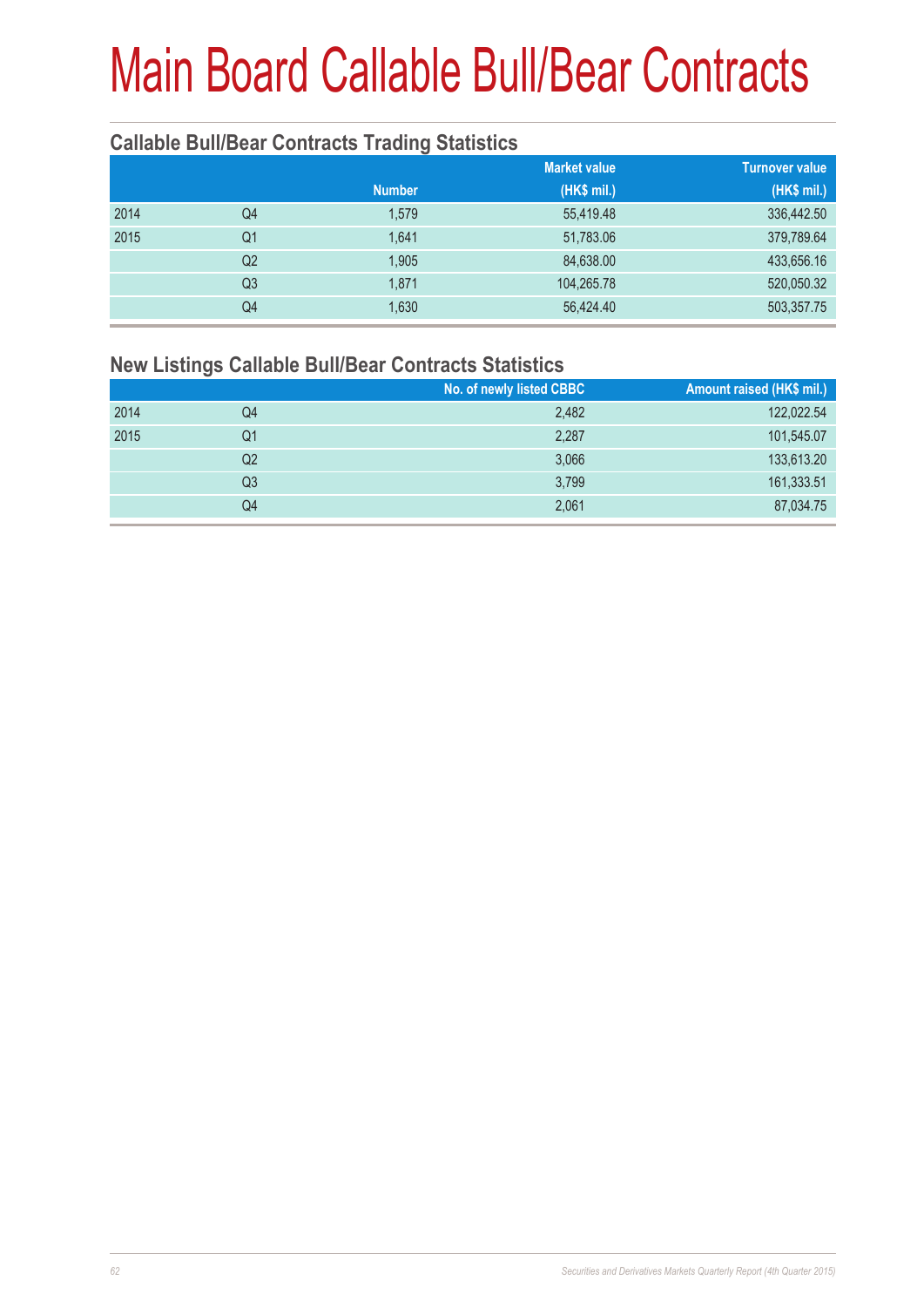# Main Board Callable Bull/Bear Contracts

## Callable Bull/Bear Contracts Trading Statistics

| | | Number | Market value (HK$ mil.) | Turnover value (HK$ mil.) |
|---|---|---|---|---|
| 2014 | Q4 | 1,579 | 55,419.48 | 336,442.50 |
| 2015 | Q1 | 1,641 | 51,783.06 | 379,789.64 |
| | Q2 | 1,905 | 84,638.00 | 433,656.16 |
| | Q3 | 1,871 | 104,265.78 | 520,050.32 |
| | Q4 | 1,630 | 56,424.40 | 503,357.75 |

## New Listings Callable Bull/Bear Contracts Statistics

| | | No. of newly listed CBBC | Amount raised (HK$ mil.) |
|---|---|---|---|
| 2014 | Q4 | 2,482 | 122,022.54 |
| 2015 | Q1 | 2,287 | 101,545.07 |
| | Q2 | 3,066 | 133,613.20 |
| | Q3 | 3,799 | 161,333.51 |
| | Q4 | 2,061 | 87,034.75 |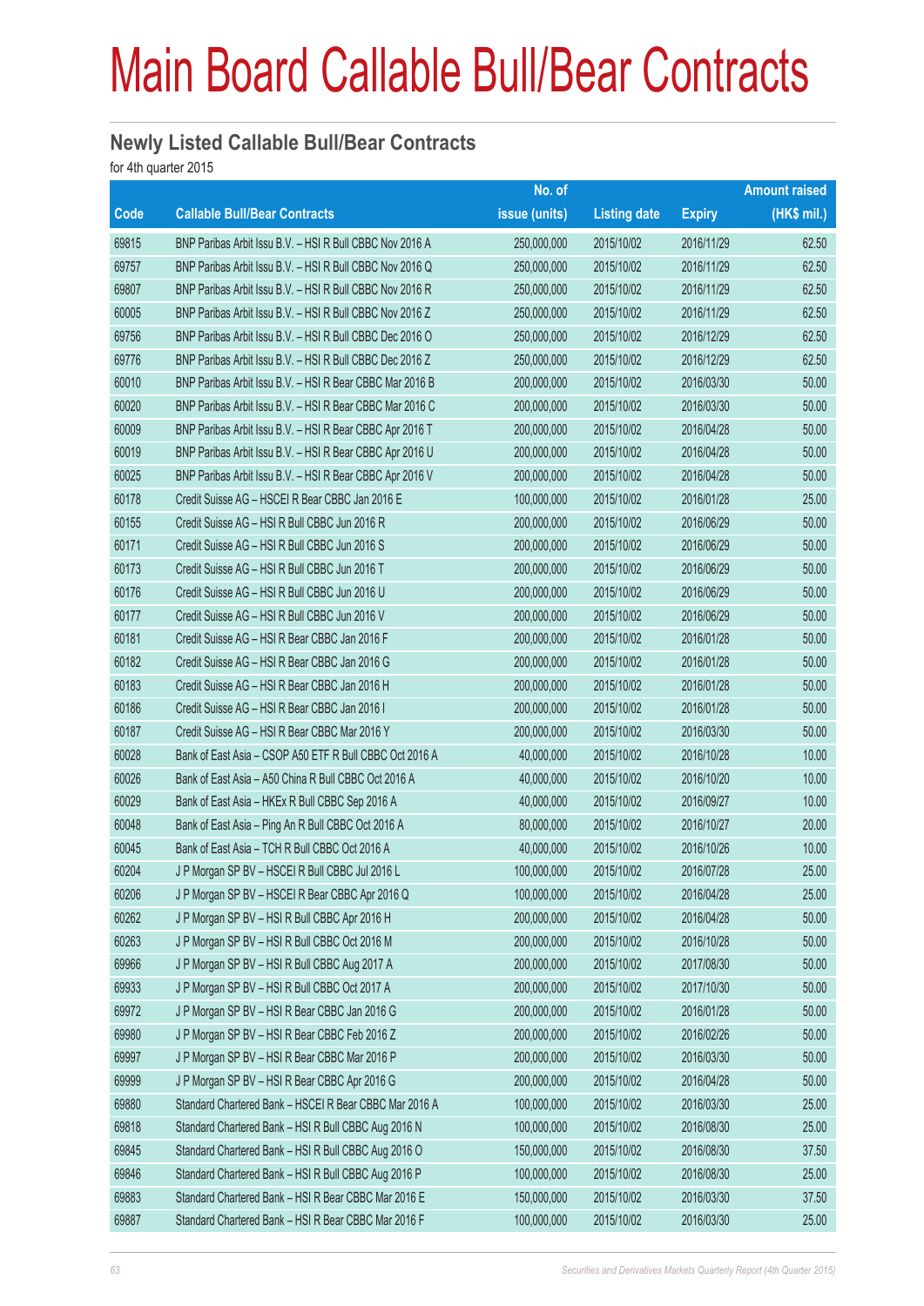# Main Board Callable Bull/Bear Contracts

## Newly Listed Callable Bull/Bear Contracts

for 4th quarter 2015

| Code | Callable Bull/Bear Contracts | No. of issue (units) | Listing date | Expiry | Amount raised (HK$ mil.) |
|---|---|---|---|---|---|
| 69815 | BNP Paribas Arbit Issu B.V. – HSI R Bull CBBC Nov 2016 A | 250,000,000 | 2015/10/02 | 2016/11/29 | 62.50 |
| 69757 | BNP Paribas Arbit Issu B.V. – HSI R Bull CBBC Nov 2016 Q | 250,000,000 | 2015/10/02 | 2016/11/29 | 62.50 |
| 69807 | BNP Paribas Arbit Issu B.V. – HSI R Bull CBBC Nov 2016 R | 250,000,000 | 2015/10/02 | 2016/11/29 | 62.50 |
| 60005 | BNP Paribas Arbit Issu B.V. – HSI R Bull CBBC Nov 2016 Z | 250,000,000 | 2015/10/02 | 2016/11/29 | 62.50 |
| 69756 | BNP Paribas Arbit Issu B.V. – HSI R Bull CBBC Dec 2016 O | 250,000,000 | 2015/10/02 | 2016/12/29 | 62.50 |
| 69776 | BNP Paribas Arbit Issu B.V. – HSI R Bull CBBC Dec 2016 Z | 250,000,000 | 2015/10/02 | 2016/12/29 | 62.50 |
| 60010 | BNP Paribas Arbit Issu B.V. – HSI R Bear CBBC Mar 2016 B | 200,000,000 | 2015/10/02 | 2016/03/30 | 50.00 |
| 60020 | BNP Paribas Arbit Issu B.V. – HSI R Bear CBBC Mar 2016 C | 200,000,000 | 2015/10/02 | 2016/03/30 | 50.00 |
| 60009 | BNP Paribas Arbit Issu B.V. – HSI R Bear CBBC Apr 2016 T | 200,000,000 | 2015/10/02 | 2016/04/28 | 50.00 |
| 60019 | BNP Paribas Arbit Issu B.V. – HSI R Bear CBBC Apr 2016 U | 200,000,000 | 2015/10/02 | 2016/04/28 | 50.00 |
| 60025 | BNP Paribas Arbit Issu B.V. – HSI R Bear CBBC Apr 2016 V | 200,000,000 | 2015/10/02 | 2016/04/28 | 50.00 |
| 60178 | Credit Suisse AG – HSCEI R Bear CBBC Jan 2016 E | 100,000,000 | 2015/10/02 | 2016/01/28 | 25.00 |
| 60155 | Credit Suisse AG – HSI R Bull CBBC Jun 2016 R | 200,000,000 | 2015/10/02 | 2016/06/29 | 50.00 |
| 60171 | Credit Suisse AG – HSI R Bull CBBC Jun 2016 S | 200,000,000 | 2015/10/02 | 2016/06/29 | 50.00 |
| 60173 | Credit Suisse AG – HSI R Bull CBBC Jun 2016 T | 200,000,000 | 2015/10/02 | 2016/06/29 | 50.00 |
| 60176 | Credit Suisse AG – HSI R Bull CBBC Jun 2016 U | 200,000,000 | 2015/10/02 | 2016/06/29 | 50.00 |
| 60177 | Credit Suisse AG – HSI R Bull CBBC Jun 2016 V | 200,000,000 | 2015/10/02 | 2016/06/29 | 50.00 |
| 60181 | Credit Suisse AG – HSI R Bear CBBC Jan 2016 F | 200,000,000 | 2015/10/02 | 2016/01/28 | 50.00 |
| 60182 | Credit Suisse AG – HSI R Bear CBBC Jan 2016 G | 200,000,000 | 2015/10/02 | 2016/01/28 | 50.00 |
| 60183 | Credit Suisse AG – HSI R Bear CBBC Jan 2016 H | 200,000,000 | 2015/10/02 | 2016/01/28 | 50.00 |
| 60186 | Credit Suisse AG – HSI R Bear CBBC Jan 2016 I | 200,000,000 | 2015/10/02 | 2016/01/28 | 50.00 |
| 60187 | Credit Suisse AG – HSI R Bear CBBC Mar 2016 Y | 200,000,000 | 2015/10/02 | 2016/03/30 | 50.00 |
| 60028 | Bank of East Asia – CSOP A50 ETF R Bull CBBC Oct 2016 A | 40,000,000 | 2015/10/02 | 2016/10/28 | 10.00 |
| 60026 | Bank of East Asia – A50 China R Bull CBBC Oct 2016 A | 40,000,000 | 2015/10/02 | 2016/10/20 | 10.00 |
| 60029 | Bank of East Asia – HKEx R Bull CBBC Sep 2016 A | 40,000,000 | 2015/10/02 | 2016/09/27 | 10.00 |
| 60048 | Bank of East Asia – Ping An R Bull CBBC Oct 2016 A | 80,000,000 | 2015/10/02 | 2016/10/27 | 20.00 |
| 60045 | Bank of East Asia – TCH R Bull CBBC Oct 2016 A | 40,000,000 | 2015/10/02 | 2016/10/26 | 10.00 |
| 60204 | J P Morgan SP BV – HSCEI R Bull CBBC Jul 2016 L | 100,000,000 | 2015/10/02 | 2016/07/28 | 25.00 |
| 60206 | J P Morgan SP BV – HSCEI R Bear CBBC Apr 2016 Q | 100,000,000 | 2015/10/02 | 2016/04/28 | 25.00 |
| 60262 | J P Morgan SP BV – HSI R Bull CBBC Apr 2016 H | 200,000,000 | 2015/10/02 | 2016/04/28 | 50.00 |
| 60263 | J P Morgan SP BV – HSI R Bull CBBC Oct 2016 M | 200,000,000 | 2015/10/02 | 2016/10/28 | 50.00 |
| 69966 | J P Morgan SP BV – HSI R Bull CBBC Aug 2017 A | 200,000,000 | 2015/10/02 | 2017/08/30 | 50.00 |
| 69933 | J P Morgan SP BV – HSI R Bull CBBC Oct 2017 A | 200,000,000 | 2015/10/02 | 2017/10/30 | 50.00 |
| 69972 | J P Morgan SP BV – HSI R Bear CBBC Jan 2016 G | 200,000,000 | 2015/10/02 | 2016/01/28 | 50.00 |
| 69980 | J P Morgan SP BV – HSI R Bear CBBC Feb 2016 Z | 200,000,000 | 2015/10/02 | 2016/02/26 | 50.00 |
| 69997 | J P Morgan SP BV – HSI R Bear CBBC Mar 2016 P | 200,000,000 | 2015/10/02 | 2016/03/30 | 50.00 |
| 69999 | J P Morgan SP BV – HSI R Bear CBBC Apr 2016 G | 200,000,000 | 2015/10/02 | 2016/04/28 | 50.00 |
| 69880 | Standard Chartered Bank – HSCEI R Bear CBBC Mar 2016 A | 100,000,000 | 2015/10/02 | 2016/03/30 | 25.00 |
| 69818 | Standard Chartered Bank – HSI R Bull CBBC Aug 2016 N | 100,000,000 | 2015/10/02 | 2016/08/30 | 25.00 |
| 69845 | Standard Chartered Bank – HSI R Bull CBBC Aug 2016 O | 150,000,000 | 2015/10/02 | 2016/08/30 | 37.50 |
| 69846 | Standard Chartered Bank – HSI R Bull CBBC Aug 2016 P | 100,000,000 | 2015/10/02 | 2016/08/30 | 25.00 |
| 69883 | Standard Chartered Bank – HSI R Bear CBBC Mar 2016 E | 150,000,000 | 2015/10/02 | 2016/03/30 | 37.50 |
| 69887 | Standard Chartered Bank – HSI R Bear CBBC Mar 2016 F | 100,000,000 | 2015/10/02 | 2016/03/30 | 25.00 |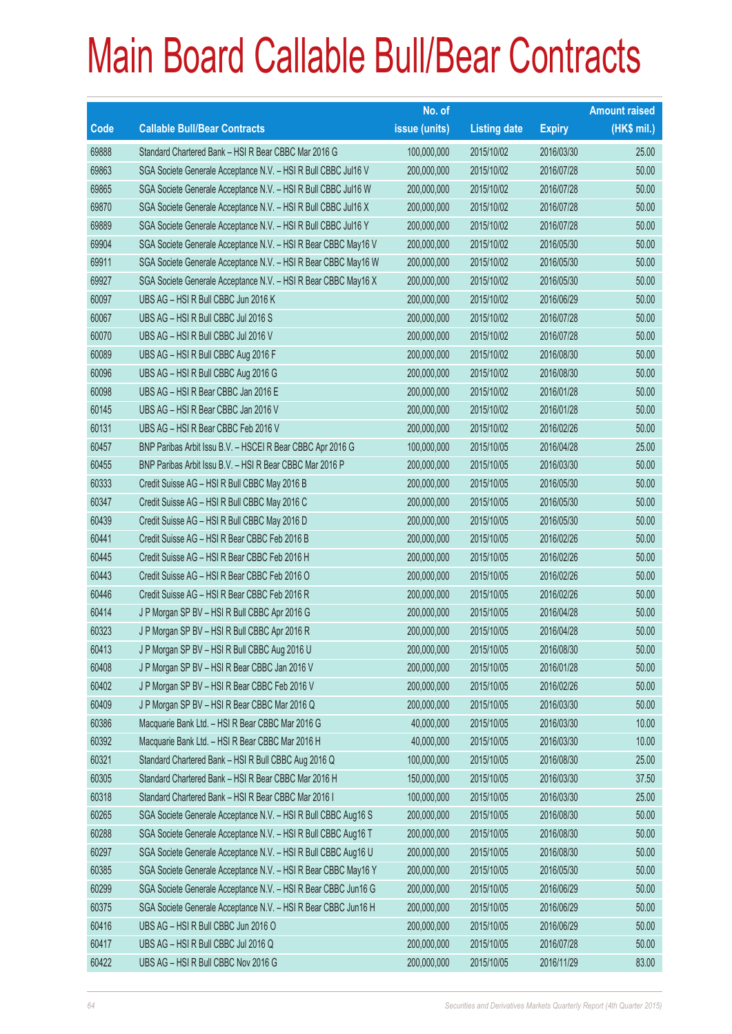# Main Board Callable Bull/Bear Contracts

| Code | Callable Bull/Bear Contracts | No. of issue (units) | Listing date | Expiry | Amount raised (HK$ mil.) |
|---|---|---|---|---|---|
| 69888 | Standard Chartered Bank – HSI R Bear CBBC Mar 2016 G | 100,000,000 | 2015/10/02 | 2016/03/30 | 25.00 |
| 69863 | SGA Societe Generale Acceptance N.V. – HSI R Bull CBBC Jul16 V | 200,000,000 | 2015/10/02 | 2016/07/28 | 50.00 |
| 69865 | SGA Societe Generale Acceptance N.V. – HSI R Bull CBBC Jul16 W | 200,000,000 | 2015/10/02 | 2016/07/28 | 50.00 |
| 69870 | SGA Societe Generale Acceptance N.V. – HSI R Bull CBBC Jul16 X | 200,000,000 | 2015/10/02 | 2016/07/28 | 50.00 |
| 69889 | SGA Societe Generale Acceptance N.V. – HSI R Bull CBBC Jul16 Y | 200,000,000 | 2015/10/02 | 2016/07/28 | 50.00 |
| 69904 | SGA Societe Generale Acceptance N.V. – HSI R Bear CBBC May16 V | 200,000,000 | 2015/10/02 | 2016/05/30 | 50.00 |
| 69911 | SGA Societe Generale Acceptance N.V. – HSI R Bear CBBC May16 W | 200,000,000 | 2015/10/02 | 2016/05/30 | 50.00 |
| 69927 | SGA Societe Generale Acceptance N.V. – HSI R Bear CBBC May16 X | 200,000,000 | 2015/10/02 | 2016/05/30 | 50.00 |
| 60097 | UBS AG – HSI R Bull CBBC Jun 2016 K | 200,000,000 | 2015/10/02 | 2016/06/29 | 50.00 |
| 60067 | UBS AG – HSI R Bull CBBC Jul 2016 S | 200,000,000 | 2015/10/02 | 2016/07/28 | 50.00 |
| 60070 | UBS AG – HSI R Bull CBBC Jul 2016 V | 200,000,000 | 2015/10/02 | 2016/07/28 | 50.00 |
| 60089 | UBS AG – HSI R Bull CBBC Aug 2016 F | 200,000,000 | 2015/10/02 | 2016/08/30 | 50.00 |
| 60096 | UBS AG – HSI R Bull CBBC Aug 2016 G | 200,000,000 | 2015/10/02 | 2016/08/30 | 50.00 |
| 60098 | UBS AG – HSI R Bear CBBC Jan 2016 E | 200,000,000 | 2015/10/02 | 2016/01/28 | 50.00 |
| 60145 | UBS AG – HSI R Bear CBBC Jan 2016 V | 200,000,000 | 2015/10/02 | 2016/01/28 | 50.00 |
| 60131 | UBS AG – HSI R Bear CBBC Feb 2016 V | 200,000,000 | 2015/10/02 | 2016/02/26 | 50.00 |
| 60457 | BNP Paribas Arbit Issu B.V. – HSCEI R Bear CBBC Apr 2016 G | 100,000,000 | 2015/10/05 | 2016/04/28 | 25.00 |
| 60455 | BNP Paribas Arbit Issu B.V. – HSI R Bear CBBC Mar 2016 P | 200,000,000 | 2015/10/05 | 2016/03/30 | 50.00 |
| 60333 | Credit Suisse AG – HSI R Bull CBBC May 2016 B | 200,000,000 | 2015/10/05 | 2016/05/30 | 50.00 |
| 60347 | Credit Suisse AG – HSI R Bull CBBC May 2016 C | 200,000,000 | 2015/10/05 | 2016/05/30 | 50.00 |
| 60439 | Credit Suisse AG – HSI R Bull CBBC May 2016 D | 200,000,000 | 2015/10/05 | 2016/05/30 | 50.00 |
| 60441 | Credit Suisse AG – HSI R Bear CBBC Feb 2016 B | 200,000,000 | 2015/10/05 | 2016/02/26 | 50.00 |
| 60445 | Credit Suisse AG – HSI R Bear CBBC Feb 2016 H | 200,000,000 | 2015/10/05 | 2016/02/26 | 50.00 |
| 60443 | Credit Suisse AG – HSI R Bear CBBC Feb 2016 O | 200,000,000 | 2015/10/05 | 2016/02/26 | 50.00 |
| 60446 | Credit Suisse AG – HSI R Bear CBBC Feb 2016 R | 200,000,000 | 2015/10/05 | 2016/02/26 | 50.00 |
| 60414 | J P Morgan SP BV – HSI R Bull CBBC Apr 2016 G | 200,000,000 | 2015/10/05 | 2016/04/28 | 50.00 |
| 60323 | J P Morgan SP BV – HSI R Bull CBBC Apr 2016 R | 200,000,000 | 2015/10/05 | 2016/04/28 | 50.00 |
| 60413 | J P Morgan SP BV – HSI R Bull CBBC Aug 2016 U | 200,000,000 | 2015/10/05 | 2016/08/30 | 50.00 |
| 60408 | J P Morgan SP BV – HSI R Bear CBBC Jan 2016 V | 200,000,000 | 2015/10/05 | 2016/01/28 | 50.00 |
| 60402 | J P Morgan SP BV – HSI R Bear CBBC Feb 2016 V | 200,000,000 | 2015/10/05 | 2016/02/26 | 50.00 |
| 60409 | J P Morgan SP BV – HSI R Bear CBBC Mar 2016 Q | 200,000,000 | 2015/10/05 | 2016/03/30 | 50.00 |
| 60386 | Macquarie Bank Ltd. – HSI R Bear CBBC Mar 2016 G | 40,000,000 | 2015/10/05 | 2016/03/30 | 10.00 |
| 60392 | Macquarie Bank Ltd. – HSI R Bear CBBC Mar 2016 H | 40,000,000 | 2015/10/05 | 2016/03/30 | 10.00 |
| 60321 | Standard Chartered Bank – HSI R Bull CBBC Aug 2016 Q | 100,000,000 | 2015/10/05 | 2016/08/30 | 25.00 |
| 60305 | Standard Chartered Bank – HSI R Bear CBBC Mar 2016 H | 150,000,000 | 2015/10/05 | 2016/03/30 | 37.50 |
| 60318 | Standard Chartered Bank – HSI R Bear CBBC Mar 2016 I | 100,000,000 | 2015/10/05 | 2016/03/30 | 25.00 |
| 60265 | SGA Societe Generale Acceptance N.V. – HSI R Bull CBBC Aug16 S | 200,000,000 | 2015/10/05 | 2016/08/30 | 50.00 |
| 60288 | SGA Societe Generale Acceptance N.V. – HSI R Bull CBBC Aug16 T | 200,000,000 | 2015/10/05 | 2016/08/30 | 50.00 |
| 60297 | SGA Societe Generale Acceptance N.V. – HSI R Bull CBBC Aug16 U | 200,000,000 | 2015/10/05 | 2016/08/30 | 50.00 |
| 60385 | SGA Societe Generale Acceptance N.V. – HSI R Bear CBBC May16 Y | 200,000,000 | 2015/10/05 | 2016/05/30 | 50.00 |
| 60299 | SGA Societe Generale Acceptance N.V. – HSI R Bear CBBC Jun16 G | 200,000,000 | 2015/10/05 | 2016/06/29 | 50.00 |
| 60375 | SGA Societe Generale Acceptance N.V. – HSI R Bear CBBC Jun16 H | 200,000,000 | 2015/10/05 | 2016/06/29 | 50.00 |
| 60416 | UBS AG – HSI R Bull CBBC Jun 2016 O | 200,000,000 | 2015/10/05 | 2016/06/29 | 50.00 |
| 60417 | UBS AG – HSI R Bull CBBC Jul 2016 Q | 200,000,000 | 2015/10/05 | 2016/07/28 | 50.00 |
| 60422 | UBS AG – HSI R Bull CBBC Nov 2016 G | 200,000,000 | 2015/10/05 | 2016/11/29 | 83.00 |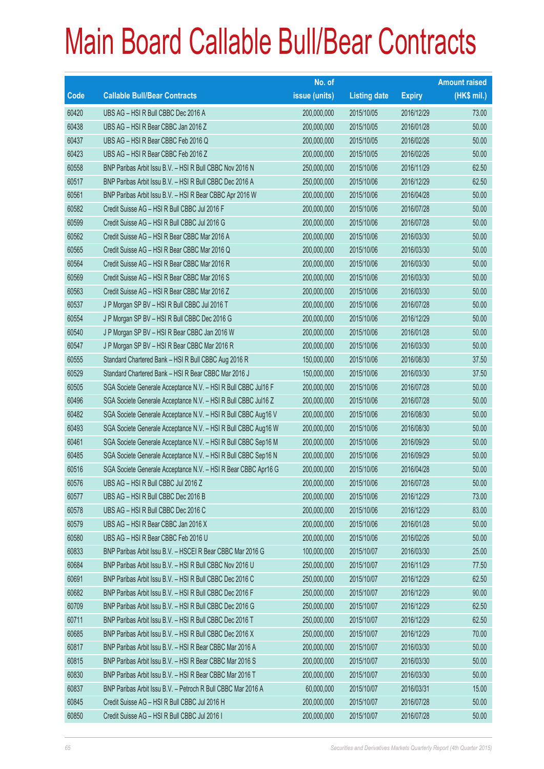# Main Board Callable Bull/Bear Contracts

| Code | Callable Bull/Bear Contracts | No. of issue (units) | Listing date | Expiry | Amount raised (HK$ mil.) |
|---|---|---|---|---|---|
| 60420 | UBS AG – HSI R Bull CBBC Dec 2016 A | 200,000,000 | 2015/10/05 | 2016/12/29 | 73.00 |
| 60438 | UBS AG – HSI R Bear CBBC Jan 2016 Z | 200,000,000 | 2015/10/05 | 2016/01/28 | 50.00 |
| 60437 | UBS AG – HSI R Bear CBBC Feb 2016 Q | 200,000,000 | 2015/10/05 | 2016/02/26 | 50.00 |
| 60423 | UBS AG – HSI R Bear CBBC Feb 2016 Z | 200,000,000 | 2015/10/05 | 2016/02/26 | 50.00 |
| 60558 | BNP Paribas Arbit Issu B.V. – HSI R Bull CBBC Nov 2016 N | 250,000,000 | 2015/10/06 | 2016/11/29 | 62.50 |
| 60517 | BNP Paribas Arbit Issu B.V. – HSI R Bull CBBC Dec 2016 A | 250,000,000 | 2015/10/06 | 2016/12/29 | 62.50 |
| 60561 | BNP Paribas Arbit Issu B.V. – HSI R Bear CBBC Apr 2016 W | 200,000,000 | 2015/10/06 | 2016/04/28 | 50.00 |
| 60582 | Credit Suisse AG – HSI R Bull CBBC Jul 2016 F | 200,000,000 | 2015/10/06 | 2016/07/28 | 50.00 |
| 60599 | Credit Suisse AG – HSI R Bull CBBC Jul 2016 G | 200,000,000 | 2015/10/06 | 2016/07/28 | 50.00 |
| 60562 | Credit Suisse AG – HSI R Bear CBBC Mar 2016 A | 200,000,000 | 2015/10/06 | 2016/03/30 | 50.00 |
| 60565 | Credit Suisse AG – HSI R Bear CBBC Mar 2016 Q | 200,000,000 | 2015/10/06 | 2016/03/30 | 50.00 |
| 60564 | Credit Suisse AG – HSI R Bear CBBC Mar 2016 R | 200,000,000 | 2015/10/06 | 2016/03/30 | 50.00 |
| 60569 | Credit Suisse AG – HSI R Bear CBBC Mar 2016 S | 200,000,000 | 2015/10/06 | 2016/03/30 | 50.00 |
| 60563 | Credit Suisse AG – HSI R Bear CBBC Mar 2016 Z | 200,000,000 | 2015/10/06 | 2016/03/30 | 50.00 |
| 60537 | J P Morgan SP BV – HSI R Bull CBBC Jul 2016 T | 200,000,000 | 2015/10/06 | 2016/07/28 | 50.00 |
| 60554 | J P Morgan SP BV – HSI R Bull CBBC Dec 2016 G | 200,000,000 | 2015/10/06 | 2016/12/29 | 50.00 |
| 60540 | J P Morgan SP BV – HSI R Bear CBBC Jan 2016 W | 200,000,000 | 2015/10/06 | 2016/01/28 | 50.00 |
| 60547 | J P Morgan SP BV – HSI R Bear CBBC Mar 2016 R | 200,000,000 | 2015/10/06 | 2016/03/30 | 50.00 |
| 60555 | Standard Chartered Bank – HSI R Bull CBBC Aug 2016 R | 150,000,000 | 2015/10/06 | 2016/08/30 | 37.50 |
| 60529 | Standard Chartered Bank – HSI R Bear CBBC Mar 2016 J | 150,000,000 | 2015/10/06 | 2016/03/30 | 37.50 |
| 60505 | SGA Societe Generale Acceptance N.V. – HSI R Bull CBBC Jul16 F | 200,000,000 | 2015/10/06 | 2016/07/28 | 50.00 |
| 60496 | SGA Societe Generale Acceptance N.V. – HSI R Bull CBBC Jul16 Z | 200,000,000 | 2015/10/06 | 2016/07/28 | 50.00 |
| 60482 | SGA Societe Generale Acceptance N.V. – HSI R Bull CBBC Aug16 V | 200,000,000 | 2015/10/06 | 2016/08/30 | 50.00 |
| 60493 | SGA Societe Generale Acceptance N.V. – HSI R Bull CBBC Aug16 W | 200,000,000 | 2015/10/06 | 2016/08/30 | 50.00 |
| 60461 | SGA Societe Generale Acceptance N.V. – HSI R Bull CBBC Sep16 M | 200,000,000 | 2015/10/06 | 2016/09/29 | 50.00 |
| 60485 | SGA Societe Generale Acceptance N.V. – HSI R Bull CBBC Sep16 N | 200,000,000 | 2015/10/06 | 2016/09/29 | 50.00 |
| 60516 | SGA Societe Generale Acceptance N.V. – HSI R Bear CBBC Apr16 G | 200,000,000 | 2015/10/06 | 2016/04/28 | 50.00 |
| 60576 | UBS AG – HSI R Bull CBBC Jul 2016 Z | 200,000,000 | 2015/10/06 | 2016/07/28 | 50.00 |
| 60577 | UBS AG – HSI R Bull CBBC Dec 2016 B | 200,000,000 | 2015/10/06 | 2016/12/29 | 73.00 |
| 60578 | UBS AG – HSI R Bull CBBC Dec 2016 C | 200,000,000 | 2015/10/06 | 2016/12/29 | 83.00 |
| 60579 | UBS AG – HSI R Bear CBBC Jan 2016 X | 200,000,000 | 2015/10/06 | 2016/01/28 | 50.00 |
| 60580 | UBS AG – HSI R Bear CBBC Feb 2016 U | 200,000,000 | 2015/10/06 | 2016/02/26 | 50.00 |
| 60833 | BNP Paribas Arbit Issu B.V. – HSCEI R Bear CBBC Mar 2016 G | 100,000,000 | 2015/10/07 | 2016/03/30 | 25.00 |
| 60684 | BNP Paribas Arbit Issu B.V. – HSI R Bull CBBC Nov 2016 U | 250,000,000 | 2015/10/07 | 2016/11/29 | 77.50 |
| 60691 | BNP Paribas Arbit Issu B.V. – HSI R Bull CBBC Dec 2016 C | 250,000,000 | 2015/10/07 | 2016/12/29 | 62.50 |
| 60682 | BNP Paribas Arbit Issu B.V. – HSI R Bull CBBC Dec 2016 F | 250,000,000 | 2015/10/07 | 2016/12/29 | 90.00 |
| 60709 | BNP Paribas Arbit Issu B.V. – HSI R Bull CBBC Dec 2016 G | 250,000,000 | 2015/10/07 | 2016/12/29 | 62.50 |
| 60711 | BNP Paribas Arbit Issu B.V. – HSI R Bull CBBC Dec 2016 T | 250,000,000 | 2015/10/07 | 2016/12/29 | 62.50 |
| 60685 | BNP Paribas Arbit Issu B.V. – HSI R Bull CBBC Dec 2016 X | 250,000,000 | 2015/10/07 | 2016/12/29 | 70.00 |
| 60817 | BNP Paribas Arbit Issu B.V. – HSI R Bear CBBC Mar 2016 A | 200,000,000 | 2015/10/07 | 2016/03/30 | 50.00 |
| 60815 | BNP Paribas Arbit Issu B.V. – HSI R Bear CBBC Mar 2016 S | 200,000,000 | 2015/10/07 | 2016/03/30 | 50.00 |
| 60830 | BNP Paribas Arbit Issu B.V. – HSI R Bear CBBC Mar 2016 T | 200,000,000 | 2015/10/07 | 2016/03/30 | 50.00 |
| 60837 | BNP Paribas Arbit Issu B.V. – Petroch R Bull CBBC Mar 2016 A | 60,000,000 | 2015/10/07 | 2016/03/31 | 15.00 |
| 60845 | Credit Suisse AG – HSI R Bull CBBC Jul 2016 H | 200,000,000 | 2015/10/07 | 2016/07/28 | 50.00 |
| 60850 | Credit Suisse AG – HSI R Bull CBBC Jul 2016 I | 200,000,000 | 2015/10/07 | 2016/07/28 | 50.00 |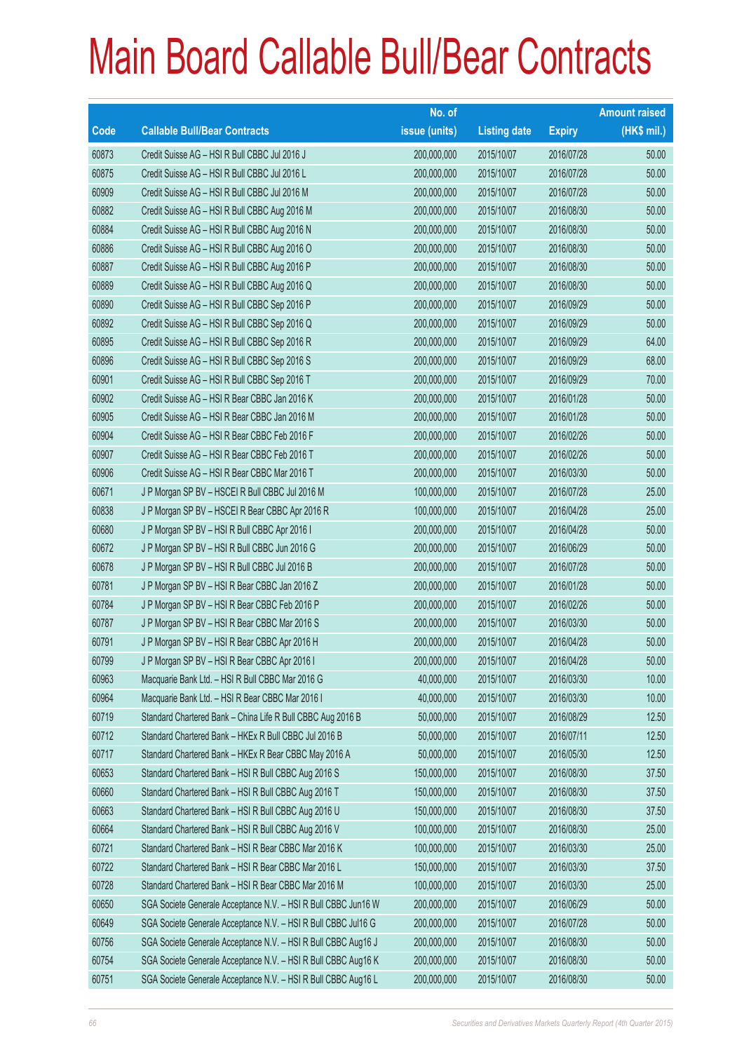# Main Board Callable Bull/Bear Contracts

| Code | Callable Bull/Bear Contracts | No. of issue (units) | Listing date | Expiry | Amount raised (HK$ mil.) |
|---|---|---|---|---|---|
| 60873 | Credit Suisse AG – HSI R Bull CBBC Jul 2016 J | 200,000,000 | 2015/10/07 | 2016/07/28 | 50.00 |
| 60875 | Credit Suisse AG – HSI R Bull CBBC Jul 2016 L | 200,000,000 | 2015/10/07 | 2016/07/28 | 50.00 |
| 60909 | Credit Suisse AG – HSI R Bull CBBC Jul 2016 M | 200,000,000 | 2015/10/07 | 2016/07/28 | 50.00 |
| 60882 | Credit Suisse AG – HSI R Bull CBBC Aug 2016 M | 200,000,000 | 2015/10/07 | 2016/08/30 | 50.00 |
| 60884 | Credit Suisse AG – HSI R Bull CBBC Aug 2016 N | 200,000,000 | 2015/10/07 | 2016/08/30 | 50.00 |
| 60886 | Credit Suisse AG – HSI R Bull CBBC Aug 2016 O | 200,000,000 | 2015/10/07 | 2016/08/30 | 50.00 |
| 60887 | Credit Suisse AG – HSI R Bull CBBC Aug 2016 P | 200,000,000 | 2015/10/07 | 2016/08/30 | 50.00 |
| 60889 | Credit Suisse AG – HSI R Bull CBBC Aug 2016 Q | 200,000,000 | 2015/10/07 | 2016/08/30 | 50.00 |
| 60890 | Credit Suisse AG – HSI R Bull CBBC Sep 2016 P | 200,000,000 | 2015/10/07 | 2016/09/29 | 50.00 |
| 60892 | Credit Suisse AG – HSI R Bull CBBC Sep 2016 Q | 200,000,000 | 2015/10/07 | 2016/09/29 | 50.00 |
| 60895 | Credit Suisse AG – HSI R Bull CBBC Sep 2016 R | 200,000,000 | 2015/10/07 | 2016/09/29 | 64.00 |
| 60896 | Credit Suisse AG – HSI R Bull CBBC Sep 2016 S | 200,000,000 | 2015/10/07 | 2016/09/29 | 68.00 |
| 60901 | Credit Suisse AG – HSI R Bull CBBC Sep 2016 T | 200,000,000 | 2015/10/07 | 2016/09/29 | 70.00 |
| 60902 | Credit Suisse AG – HSI R Bear CBBC Jan 2016 K | 200,000,000 | 2015/10/07 | 2016/01/28 | 50.00 |
| 60905 | Credit Suisse AG – HSI R Bear CBBC Jan 2016 M | 200,000,000 | 2015/10/07 | 2016/01/28 | 50.00 |
| 60904 | Credit Suisse AG – HSI R Bear CBBC Feb 2016 F | 200,000,000 | 2015/10/07 | 2016/02/26 | 50.00 |
| 60907 | Credit Suisse AG – HSI R Bear CBBC Feb 2016 T | 200,000,000 | 2015/10/07 | 2016/02/26 | 50.00 |
| 60906 | Credit Suisse AG – HSI R Bear CBBC Mar 2016 T | 200,000,000 | 2015/10/07 | 2016/03/30 | 50.00 |
| 60671 | J P Morgan SP BV – HSCEI R Bull CBBC Jul 2016 M | 100,000,000 | 2015/10/07 | 2016/07/28 | 25.00 |
| 60838 | J P Morgan SP BV – HSCEI R Bear CBBC Apr 2016 R | 100,000,000 | 2015/10/07 | 2016/04/28 | 25.00 |
| 60680 | J P Morgan SP BV – HSI R Bull CBBC Apr 2016 I | 200,000,000 | 2015/10/07 | 2016/04/28 | 50.00 |
| 60672 | J P Morgan SP BV – HSI R Bull CBBC Jun 2016 G | 200,000,000 | 2015/10/07 | 2016/06/29 | 50.00 |
| 60678 | J P Morgan SP BV – HSI R Bull CBBC Jul 2016 B | 200,000,000 | 2015/10/07 | 2016/07/28 | 50.00 |
| 60781 | J P Morgan SP BV – HSI R Bear CBBC Jan 2016 Z | 200,000,000 | 2015/10/07 | 2016/01/28 | 50.00 |
| 60784 | J P Morgan SP BV – HSI R Bear CBBC Feb 2016 P | 200,000,000 | 2015/10/07 | 2016/02/26 | 50.00 |
| 60787 | J P Morgan SP BV – HSI R Bear CBBC Mar 2016 S | 200,000,000 | 2015/10/07 | 2016/03/30 | 50.00 |
| 60791 | J P Morgan SP BV – HSI R Bear CBBC Apr 2016 H | 200,000,000 | 2015/10/07 | 2016/04/28 | 50.00 |
| 60799 | J P Morgan SP BV – HSI R Bear CBBC Apr 2016 I | 200,000,000 | 2015/10/07 | 2016/04/28 | 50.00 |
| 60963 | Macquarie Bank Ltd. – HSI R Bull CBBC Mar 2016 G | 40,000,000 | 2015/10/07 | 2016/03/30 | 10.00 |
| 60964 | Macquarie Bank Ltd. – HSI R Bear CBBC Mar 2016 I | 40,000,000 | 2015/10/07 | 2016/03/30 | 10.00 |
| 60719 | Standard Chartered Bank – China Life R Bull CBBC Aug 2016 B | 50,000,000 | 2015/10/07 | 2016/08/29 | 12.50 |
| 60712 | Standard Chartered Bank – HKEx R Bull CBBC Jul 2016 B | 50,000,000 | 2015/10/07 | 2016/07/11 | 12.50 |
| 60717 | Standard Chartered Bank – HKEx R Bear CBBC May 2016 A | 50,000,000 | 2015/10/07 | 2016/05/30 | 12.50 |
| 60653 | Standard Chartered Bank – HSI R Bull CBBC Aug 2016 S | 150,000,000 | 2015/10/07 | 2016/08/30 | 37.50 |
| 60660 | Standard Chartered Bank – HSI R Bull CBBC Aug 2016 T | 150,000,000 | 2015/10/07 | 2016/08/30 | 37.50 |
| 60663 | Standard Chartered Bank – HSI R Bull CBBC Aug 2016 U | 150,000,000 | 2015/10/07 | 2016/08/30 | 37.50 |
| 60664 | Standard Chartered Bank – HSI R Bull CBBC Aug 2016 V | 100,000,000 | 2015/10/07 | 2016/08/30 | 25.00 |
| 60721 | Standard Chartered Bank – HSI R Bear CBBC Mar 2016 K | 100,000,000 | 2015/10/07 | 2016/03/30 | 25.00 |
| 60722 | Standard Chartered Bank – HSI R Bear CBBC Mar 2016 L | 150,000,000 | 2015/10/07 | 2016/03/30 | 37.50 |
| 60728 | Standard Chartered Bank – HSI R Bear CBBC Mar 2016 M | 100,000,000 | 2015/10/07 | 2016/03/30 | 25.00 |
| 60650 | SGA Societe Generale Acceptance N.V. – HSI R Bull CBBC Jun16 W | 200,000,000 | 2015/10/07 | 2016/06/29 | 50.00 |
| 60649 | SGA Societe Generale Acceptance N.V. – HSI R Bull CBBC Jul16 G | 200,000,000 | 2015/10/07 | 2016/07/28 | 50.00 |
| 60756 | SGA Societe Generale Acceptance N.V. – HSI R Bull CBBC Aug16 J | 200,000,000 | 2015/10/07 | 2016/08/30 | 50.00 |
| 60754 | SGA Societe Generale Acceptance N.V. – HSI R Bull CBBC Aug16 K | 200,000,000 | 2015/10/07 | 2016/08/30 | 50.00 |
| 60751 | SGA Societe Generale Acceptance N.V. – HSI R Bull CBBC Aug16 L | 200,000,000 | 2015/10/07 | 2016/08/30 | 50.00 |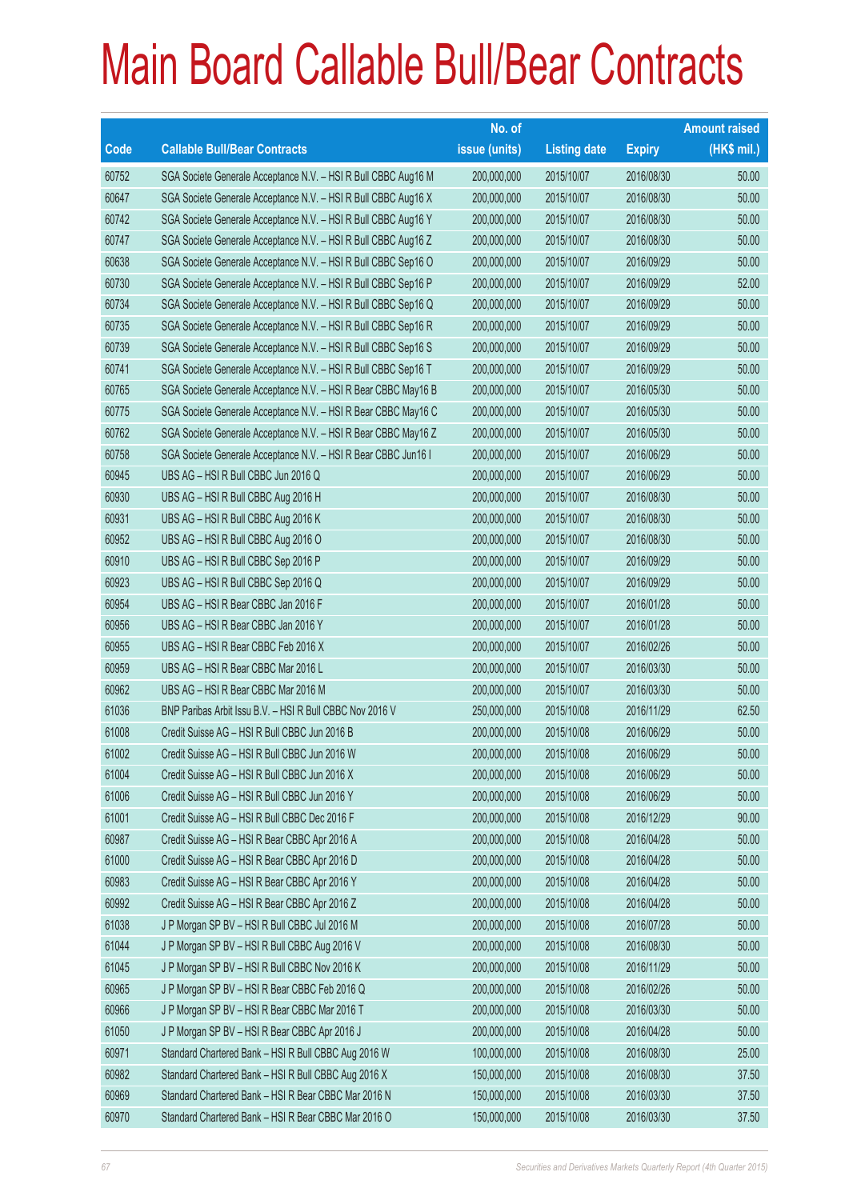# Main Board Callable Bull/Bear Contracts

| Code | Callable Bull/Bear Contracts | No. of issue (units) | Listing date | Expiry | Amount raised (HK$ mil.) |
|---|---|---|---|---|---|
| 60752 | SGA Societe Generale Acceptance N.V. – HSI R Bull CBBC Aug16 M | 200,000,000 | 2015/10/07 | 2016/08/30 | 50.00 |
| 60647 | SGA Societe Generale Acceptance N.V. – HSI R Bull CBBC Aug16 X | 200,000,000 | 2015/10/07 | 2016/08/30 | 50.00 |
| 60742 | SGA Societe Generale Acceptance N.V. – HSI R Bull CBBC Aug16 Y | 200,000,000 | 2015/10/07 | 2016/08/30 | 50.00 |
| 60747 | SGA Societe Generale Acceptance N.V. – HSI R Bull CBBC Aug16 Z | 200,000,000 | 2015/10/07 | 2016/08/30 | 50.00 |
| 60638 | SGA Societe Generale Acceptance N.V. – HSI R Bull CBBC Sep16 O | 200,000,000 | 2015/10/07 | 2016/09/29 | 50.00 |
| 60730 | SGA Societe Generale Acceptance N.V. – HSI R Bull CBBC Sep16 P | 200,000,000 | 2015/10/07 | 2016/09/29 | 52.00 |
| 60734 | SGA Societe Generale Acceptance N.V. – HSI R Bull CBBC Sep16 Q | 200,000,000 | 2015/10/07 | 2016/09/29 | 50.00 |
| 60735 | SGA Societe Generale Acceptance N.V. – HSI R Bull CBBC Sep16 R | 200,000,000 | 2015/10/07 | 2016/09/29 | 50.00 |
| 60739 | SGA Societe Generale Acceptance N.V. – HSI R Bull CBBC Sep16 S | 200,000,000 | 2015/10/07 | 2016/09/29 | 50.00 |
| 60741 | SGA Societe Generale Acceptance N.V. – HSI R Bull CBBC Sep16 T | 200,000,000 | 2015/10/07 | 2016/09/29 | 50.00 |
| 60765 | SGA Societe Generale Acceptance N.V. – HSI R Bear CBBC May16 B | 200,000,000 | 2015/10/07 | 2016/05/30 | 50.00 |
| 60775 | SGA Societe Generale Acceptance N.V. – HSI R Bear CBBC May16 C | 200,000,000 | 2015/10/07 | 2016/05/30 | 50.00 |
| 60762 | SGA Societe Generale Acceptance N.V. – HSI R Bear CBBC May16 Z | 200,000,000 | 2015/10/07 | 2016/05/30 | 50.00 |
| 60758 | SGA Societe Generale Acceptance N.V. – HSI R Bear CBBC Jun16 I | 200,000,000 | 2015/10/07 | 2016/06/29 | 50.00 |
| 60945 | UBS AG – HSI R Bull CBBC Jun 2016 Q | 200,000,000 | 2015/10/07 | 2016/06/29 | 50.00 |
| 60930 | UBS AG – HSI R Bull CBBC Aug 2016 H | 200,000,000 | 2015/10/07 | 2016/08/30 | 50.00 |
| 60931 | UBS AG – HSI R Bull CBBC Aug 2016 K | 200,000,000 | 2015/10/07 | 2016/08/30 | 50.00 |
| 60952 | UBS AG – HSI R Bull CBBC Aug 2016 O | 200,000,000 | 2015/10/07 | 2016/08/30 | 50.00 |
| 60910 | UBS AG – HSI R Bull CBBC Sep 2016 P | 200,000,000 | 2015/10/07 | 2016/09/29 | 50.00 |
| 60923 | UBS AG – HSI R Bull CBBC Sep 2016 Q | 200,000,000 | 2015/10/07 | 2016/09/29 | 50.00 |
| 60954 | UBS AG – HSI R Bear CBBC Jan 2016 F | 200,000,000 | 2015/10/07 | 2016/01/28 | 50.00 |
| 60956 | UBS AG – HSI R Bear CBBC Jan 2016 Y | 200,000,000 | 2015/10/07 | 2016/01/28 | 50.00 |
| 60955 | UBS AG – HSI R Bear CBBC Feb 2016 X | 200,000,000 | 2015/10/07 | 2016/02/26 | 50.00 |
| 60959 | UBS AG – HSI R Bear CBBC Mar 2016 L | 200,000,000 | 2015/10/07 | 2016/03/30 | 50.00 |
| 60962 | UBS AG – HSI R Bear CBBC Mar 2016 M | 200,000,000 | 2015/10/07 | 2016/03/30 | 50.00 |
| 61036 | BNP Paribas Arbit Issu B.V. – HSI R Bull CBBC Nov 2016 V | 250,000,000 | 2015/10/08 | 2016/11/29 | 62.50 |
| 61008 | Credit Suisse AG – HSI R Bull CBBC Jun 2016 B | 200,000,000 | 2015/10/08 | 2016/06/29 | 50.00 |
| 61002 | Credit Suisse AG – HSI R Bull CBBC Jun 2016 W | 200,000,000 | 2015/10/08 | 2016/06/29 | 50.00 |
| 61004 | Credit Suisse AG – HSI R Bull CBBC Jun 2016 X | 200,000,000 | 2015/10/08 | 2016/06/29 | 50.00 |
| 61006 | Credit Suisse AG – HSI R Bull CBBC Jun 2016 Y | 200,000,000 | 2015/10/08 | 2016/06/29 | 50.00 |
| 61001 | Credit Suisse AG – HSI R Bull CBBC Dec 2016 F | 200,000,000 | 2015/10/08 | 2016/12/29 | 90.00 |
| 60987 | Credit Suisse AG – HSI R Bear CBBC Apr 2016 A | 200,000,000 | 2015/10/08 | 2016/04/28 | 50.00 |
| 61000 | Credit Suisse AG – HSI R Bear CBBC Apr 2016 D | 200,000,000 | 2015/10/08 | 2016/04/28 | 50.00 |
| 60983 | Credit Suisse AG – HSI R Bear CBBC Apr 2016 Y | 200,000,000 | 2015/10/08 | 2016/04/28 | 50.00 |
| 60992 | Credit Suisse AG – HSI R Bear CBBC Apr 2016 Z | 200,000,000 | 2015/10/08 | 2016/04/28 | 50.00 |
| 61038 | J P Morgan SP BV – HSI R Bull CBBC Jul 2016 M | 200,000,000 | 2015/10/08 | 2016/07/28 | 50.00 |
| 61044 | J P Morgan SP BV – HSI R Bull CBBC Aug 2016 V | 200,000,000 | 2015/10/08 | 2016/08/30 | 50.00 |
| 61045 | J P Morgan SP BV – HSI R Bull CBBC Nov 2016 K | 200,000,000 | 2015/10/08 | 2016/11/29 | 50.00 |
| 60965 | J P Morgan SP BV – HSI R Bear CBBC Feb 2016 Q | 200,000,000 | 2015/10/08 | 2016/02/26 | 50.00 |
| 60966 | J P Morgan SP BV – HSI R Bear CBBC Mar 2016 T | 200,000,000 | 2015/10/08 | 2016/03/30 | 50.00 |
| 61050 | J P Morgan SP BV – HSI R Bear CBBC Apr 2016 J | 200,000,000 | 2015/10/08 | 2016/04/28 | 50.00 |
| 60971 | Standard Chartered Bank – HSI R Bull CBBC Aug 2016 W | 100,000,000 | 2015/10/08 | 2016/08/30 | 25.00 |
| 60982 | Standard Chartered Bank – HSI R Bull CBBC Aug 2016 X | 150,000,000 | 2015/10/08 | 2016/08/30 | 37.50 |
| 60969 | Standard Chartered Bank – HSI R Bear CBBC Mar 2016 N | 150,000,000 | 2015/10/08 | 2016/03/30 | 37.50 |
| 60970 | Standard Chartered Bank – HSI R Bear CBBC Mar 2016 O | 150,000,000 | 2015/10/08 | 2016/03/30 | 37.50 |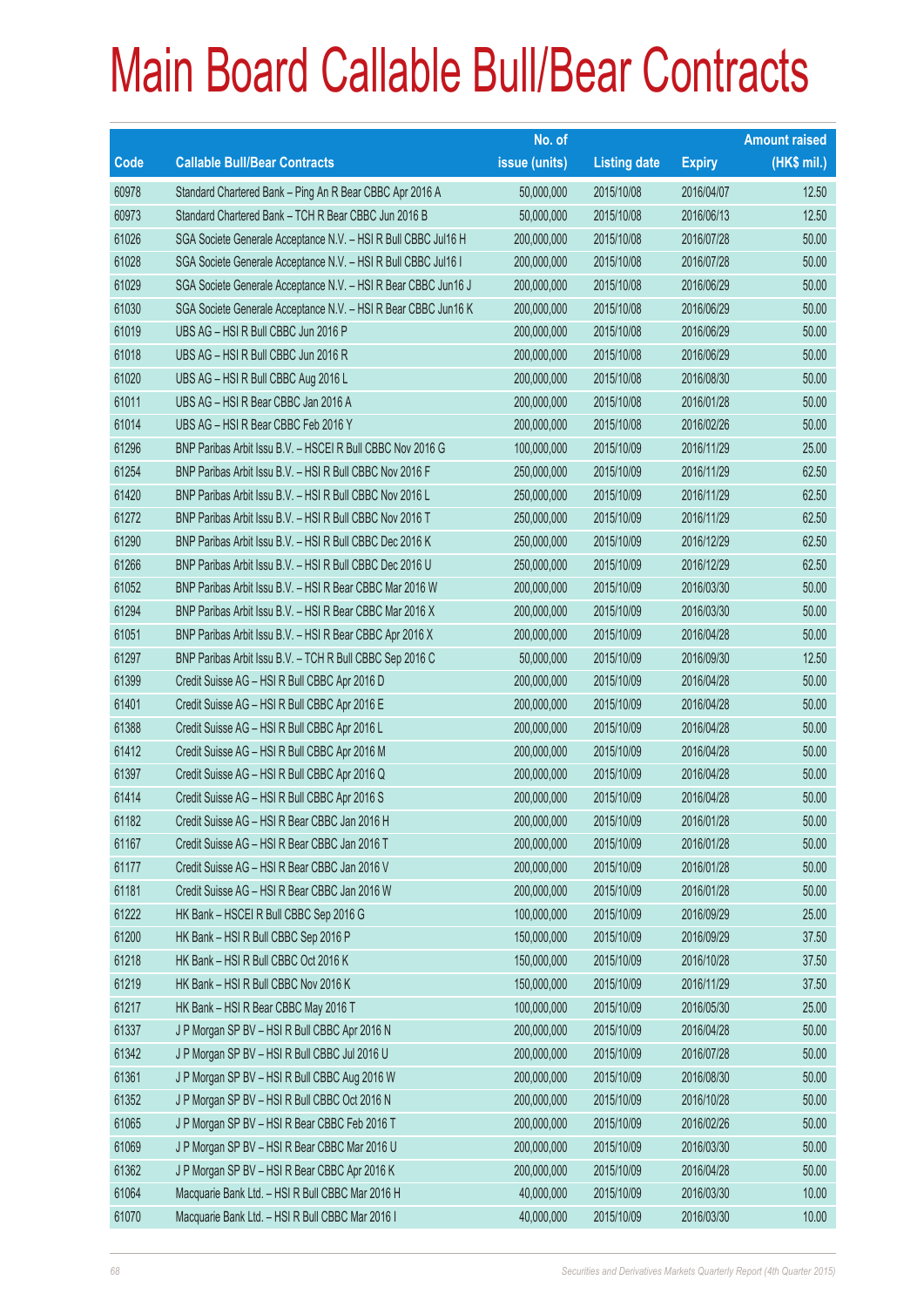# Main Board Callable Bull/Bear Contracts

| Code | Callable Bull/Bear Contracts | No. of issue (units) | Listing date | Expiry | Amount raised (HK$ mil.) |
|---|---|---|---|---|---|
| 60978 | Standard Chartered Bank – Ping An R Bear CBBC Apr 2016 A | 50,000,000 | 2015/10/08 | 2016/04/07 | 12.50 |
| 60973 | Standard Chartered Bank – TCH R Bear CBBC Jun 2016 B | 50,000,000 | 2015/10/08 | 2016/06/13 | 12.50 |
| 61026 | SGA Societe Generale Acceptance N.V. – HSI R Bull CBBC Jul16 H | 200,000,000 | 2015/10/08 | 2016/07/28 | 50.00 |
| 61028 | SGA Societe Generale Acceptance N.V. – HSI R Bull CBBC Jul16 I | 200,000,000 | 2015/10/08 | 2016/07/28 | 50.00 |
| 61029 | SGA Societe Generale Acceptance N.V. – HSI R Bear CBBC Jun16 J | 200,000,000 | 2015/10/08 | 2016/06/29 | 50.00 |
| 61030 | SGA Societe Generale Acceptance N.V. – HSI R Bear CBBC Jun16 K | 200,000,000 | 2015/10/08 | 2016/06/29 | 50.00 |
| 61019 | UBS AG – HSI R Bull CBBC Jun 2016 P | 200,000,000 | 2015/10/08 | 2016/06/29 | 50.00 |
| 61018 | UBS AG – HSI R Bull CBBC Jun 2016 R | 200,000,000 | 2015/10/08 | 2016/06/29 | 50.00 |
| 61020 | UBS AG – HSI R Bull CBBC Aug 2016 L | 200,000,000 | 2015/10/08 | 2016/08/30 | 50.00 |
| 61011 | UBS AG – HSI R Bear CBBC Jan 2016 A | 200,000,000 | 2015/10/08 | 2016/01/28 | 50.00 |
| 61014 | UBS AG – HSI R Bear CBBC Feb 2016 Y | 200,000,000 | 2015/10/08 | 2016/02/26 | 50.00 |
| 61296 | BNP Paribas Arbit Issu B.V. – HSCEI R Bull CBBC Nov 2016 G | 100,000,000 | 2015/10/09 | 2016/11/29 | 25.00 |
| 61254 | BNP Paribas Arbit Issu B.V. – HSI R Bull CBBC Nov 2016 F | 250,000,000 | 2015/10/09 | 2016/11/29 | 62.50 |
| 61420 | BNP Paribas Arbit Issu B.V. – HSI R Bull CBBC Nov 2016 L | 250,000,000 | 2015/10/09 | 2016/11/29 | 62.50 |
| 61272 | BNP Paribas Arbit Issu B.V. – HSI R Bull CBBC Nov 2016 T | 250,000,000 | 2015/10/09 | 2016/11/29 | 62.50 |
| 61290 | BNP Paribas Arbit Issu B.V. – HSI R Bull CBBC Dec 2016 K | 250,000,000 | 2015/10/09 | 2016/12/29 | 62.50 |
| 61266 | BNP Paribas Arbit Issu B.V. – HSI R Bull CBBC Dec 2016 U | 250,000,000 | 2015/10/09 | 2016/12/29 | 62.50 |
| 61052 | BNP Paribas Arbit Issu B.V. – HSI R Bear CBBC Mar 2016 W | 200,000,000 | 2015/10/09 | 2016/03/30 | 50.00 |
| 61294 | BNP Paribas Arbit Issu B.V. – HSI R Bear CBBC Mar 2016 X | 200,000,000 | 2015/10/09 | 2016/03/30 | 50.00 |
| 61051 | BNP Paribas Arbit Issu B.V. – HSI R Bear CBBC Apr 2016 X | 200,000,000 | 2015/10/09 | 2016/04/28 | 50.00 |
| 61297 | BNP Paribas Arbit Issu B.V. – TCH R Bull CBBC Sep 2016 C | 50,000,000 | 2015/10/09 | 2016/09/30 | 12.50 |
| 61399 | Credit Suisse AG – HSI R Bull CBBC Apr 2016 D | 200,000,000 | 2015/10/09 | 2016/04/28 | 50.00 |
| 61401 | Credit Suisse AG – HSI R Bull CBBC Apr 2016 E | 200,000,000 | 2015/10/09 | 2016/04/28 | 50.00 |
| 61388 | Credit Suisse AG – HSI R Bull CBBC Apr 2016 L | 200,000,000 | 2015/10/09 | 2016/04/28 | 50.00 |
| 61412 | Credit Suisse AG – HSI R Bull CBBC Apr 2016 M | 200,000,000 | 2015/10/09 | 2016/04/28 | 50.00 |
| 61397 | Credit Suisse AG – HSI R Bull CBBC Apr 2016 Q | 200,000,000 | 2015/10/09 | 2016/04/28 | 50.00 |
| 61414 | Credit Suisse AG – HSI R Bull CBBC Apr 2016 S | 200,000,000 | 2015/10/09 | 2016/04/28 | 50.00 |
| 61182 | Credit Suisse AG – HSI R Bear CBBC Jan 2016 H | 200,000,000 | 2015/10/09 | 2016/01/28 | 50.00 |
| 61167 | Credit Suisse AG – HSI R Bear CBBC Jan 2016 T | 200,000,000 | 2015/10/09 | 2016/01/28 | 50.00 |
| 61177 | Credit Suisse AG – HSI R Bear CBBC Jan 2016 V | 200,000,000 | 2015/10/09 | 2016/01/28 | 50.00 |
| 61181 | Credit Suisse AG – HSI R Bear CBBC Jan 2016 W | 200,000,000 | 2015/10/09 | 2016/01/28 | 50.00 |
| 61222 | HK Bank – HSCEI R Bull CBBC Sep 2016 G | 100,000,000 | 2015/10/09 | 2016/09/29 | 25.00 |
| 61200 | HK Bank – HSI R Bull CBBC Sep 2016 P | 150,000,000 | 2015/10/09 | 2016/09/29 | 37.50 |
| 61218 | HK Bank – HSI R Bull CBBC Oct 2016 K | 150,000,000 | 2015/10/09 | 2016/10/28 | 37.50 |
| 61219 | HK Bank – HSI R Bull CBBC Nov 2016 K | 150,000,000 | 2015/10/09 | 2016/11/29 | 37.50 |
| 61217 | HK Bank – HSI R Bear CBBC May 2016 T | 100,000,000 | 2015/10/09 | 2016/05/30 | 25.00 |
| 61337 | J P Morgan SP BV – HSI R Bull CBBC Apr 2016 N | 200,000,000 | 2015/10/09 | 2016/04/28 | 50.00 |
| 61342 | J P Morgan SP BV – HSI R Bull CBBC Jul 2016 U | 200,000,000 | 2015/10/09 | 2016/07/28 | 50.00 |
| 61361 | J P Morgan SP BV – HSI R Bull CBBC Aug 2016 W | 200,000,000 | 2015/10/09 | 2016/08/30 | 50.00 |
| 61352 | J P Morgan SP BV – HSI R Bull CBBC Oct 2016 N | 200,000,000 | 2015/10/09 | 2016/10/28 | 50.00 |
| 61065 | J P Morgan SP BV – HSI R Bear CBBC Feb 2016 T | 200,000,000 | 2015/10/09 | 2016/02/26 | 50.00 |
| 61069 | J P Morgan SP BV – HSI R Bear CBBC Mar 2016 U | 200,000,000 | 2015/10/09 | 2016/03/30 | 50.00 |
| 61362 | J P Morgan SP BV – HSI R Bear CBBC Apr 2016 K | 200,000,000 | 2015/10/09 | 2016/04/28 | 50.00 |
| 61064 | Macquarie Bank Ltd. – HSI R Bull CBBC Mar 2016 H | 40,000,000 | 2015/10/09 | 2016/03/30 | 10.00 |
| 61070 | Macquarie Bank Ltd. – HSI R Bull CBBC Mar 2016 I | 40,000,000 | 2015/10/09 | 2016/03/30 | 10.00 |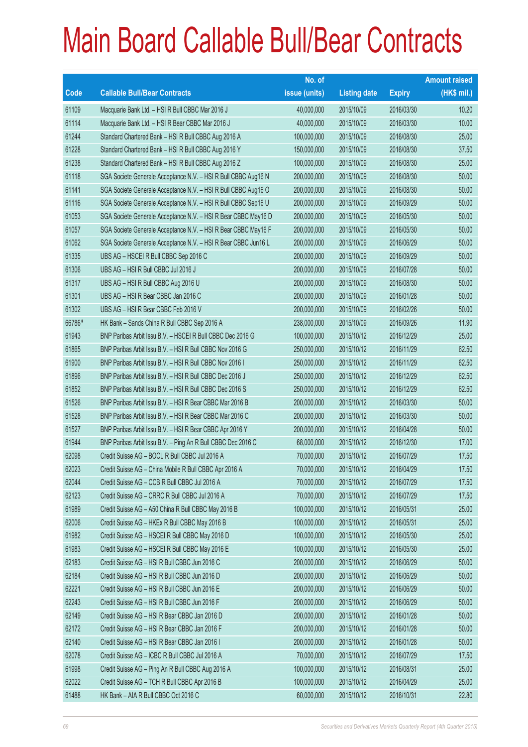# Main Board Callable Bull/Bear Contracts

| Code | Callable Bull/Bear Contracts | No. of issue (units) | Listing date | Expiry | Amount raised (HK$ mil.) |
|---|---|---|---|---|---|
| 61109 | Macquarie Bank Ltd. – HSI R Bull CBBC Mar 2016 J | 40,000,000 | 2015/10/09 | 2016/03/30 | 10.20 |
| 61114 | Macquarie Bank Ltd. – HSI R Bear CBBC Mar 2016 J | 40,000,000 | 2015/10/09 | 2016/03/30 | 10.00 |
| 61244 | Standard Chartered Bank – HSI R Bull CBBC Aug 2016 A | 100,000,000 | 2015/10/09 | 2016/08/30 | 25.00 |
| 61228 | Standard Chartered Bank – HSI R Bull CBBC Aug 2016 Y | 150,000,000 | 2015/10/09 | 2016/08/30 | 37.50 |
| 61238 | Standard Chartered Bank – HSI R Bull CBBC Aug 2016 Z | 100,000,000 | 2015/10/09 | 2016/08/30 | 25.00 |
| 61118 | SGA Societe Generale Acceptance N.V. – HSI R Bull CBBC Aug16 N | 200,000,000 | 2015/10/09 | 2016/08/30 | 50.00 |
| 61141 | SGA Societe Generale Acceptance N.V. – HSI R Bull CBBC Aug16 O | 200,000,000 | 2015/10/09 | 2016/08/30 | 50.00 |
| 61116 | SGA Societe Generale Acceptance N.V. – HSI R Bull CBBC Sep16 U | 200,000,000 | 2015/10/09 | 2016/09/29 | 50.00 |
| 61053 | SGA Societe Generale Acceptance N.V. – HSI R Bear CBBC May16 D | 200,000,000 | 2015/10/09 | 2016/05/30 | 50.00 |
| 61057 | SGA Societe Generale Acceptance N.V. – HSI R Bear CBBC May16 F | 200,000,000 | 2015/10/09 | 2016/05/30 | 50.00 |
| 61062 | SGA Societe Generale Acceptance N.V. – HSI R Bear CBBC Jun16 L | 200,000,000 | 2015/10/09 | 2016/06/29 | 50.00 |
| 61335 | UBS AG – HSCEI R Bull CBBC Sep 2016 C | 200,000,000 | 2015/10/09 | 2016/09/29 | 50.00 |
| 61306 | UBS AG – HSI R Bull CBBC Jul 2016 J | 200,000,000 | 2015/10/09 | 2016/07/28 | 50.00 |
| 61317 | UBS AG – HSI R Bull CBBC Aug 2016 U | 200,000,000 | 2015/10/09 | 2016/08/30 | 50.00 |
| 61301 | UBS AG – HSI R Bear CBBC Jan 2016 C | 200,000,000 | 2015/10/09 | 2016/01/28 | 50.00 |
| 61302 | UBS AG – HSI R Bear CBBC Feb 2016 V | 200,000,000 | 2015/10/09 | 2016/02/26 | 50.00 |
| 66786# | HK Bank – Sands China R Bull CBBC Sep 2016 A | 238,000,000 | 2015/10/09 | 2016/09/26 | 11.90 |
| 61943 | BNP Paribas Arbit Issu B.V. – HSCEI R Bull CBBC Dec 2016 G | 100,000,000 | 2015/10/12 | 2016/12/29 | 25.00 |
| 61865 | BNP Paribas Arbit Issu B.V. – HSI R Bull CBBC Nov 2016 G | 250,000,000 | 2015/10/12 | 2016/11/29 | 62.50 |
| 61900 | BNP Paribas Arbit Issu B.V. – HSI R Bull CBBC Nov 2016 I | 250,000,000 | 2015/10/12 | 2016/11/29 | 62.50 |
| 61896 | BNP Paribas Arbit Issu B.V. – HSI R Bull CBBC Dec 2016 J | 250,000,000 | 2015/10/12 | 2016/12/29 | 62.50 |
| 61852 | BNP Paribas Arbit Issu B.V. – HSI R Bull CBBC Dec 2016 S | 250,000,000 | 2015/10/12 | 2016/12/29 | 62.50 |
| 61526 | BNP Paribas Arbit Issu B.V. – HSI R Bear CBBC Mar 2016 B | 200,000,000 | 2015/10/12 | 2016/03/30 | 50.00 |
| 61528 | BNP Paribas Arbit Issu B.V. – HSI R Bear CBBC Mar 2016 C | 200,000,000 | 2015/10/12 | 2016/03/30 | 50.00 |
| 61527 | BNP Paribas Arbit Issu B.V. – HSI R Bear CBBC Apr 2016 Y | 200,000,000 | 2015/10/12 | 2016/04/28 | 50.00 |
| 61944 | BNP Paribas Arbit Issu B.V. – Ping An R Bull CBBC Dec 2016 C | 68,000,000 | 2015/10/12 | 2016/12/30 | 17.00 |
| 62098 | Credit Suisse AG – BOCL R Bull CBBC Jul 2016 A | 70,000,000 | 2015/10/12 | 2016/07/29 | 17.50 |
| 62023 | Credit Suisse AG – China Mobile R Bull CBBC Apr 2016 A | 70,000,000 | 2015/10/12 | 2016/04/29 | 17.50 |
| 62044 | Credit Suisse AG – CCB R Bull CBBC Jul 2016 A | 70,000,000 | 2015/10/12 | 2016/07/29 | 17.50 |
| 62123 | Credit Suisse AG – CRRC R Bull CBBC Jul 2016 A | 70,000,000 | 2015/10/12 | 2016/07/29 | 17.50 |
| 61989 | Credit Suisse AG – A50 China R Bull CBBC May 2016 B | 100,000,000 | 2015/10/12 | 2016/05/31 | 25.00 |
| 62006 | Credit Suisse AG – HKEx R Bull CBBC May 2016 B | 100,000,000 | 2015/10/12 | 2016/05/31 | 25.00 |
| 61982 | Credit Suisse AG – HSCEI R Bull CBBC May 2016 D | 100,000,000 | 2015/10/12 | 2016/05/30 | 25.00 |
| 61983 | Credit Suisse AG – HSCEI R Bull CBBC May 2016 E | 100,000,000 | 2015/10/12 | 2016/05/30 | 25.00 |
| 62183 | Credit Suisse AG – HSI R Bull CBBC Jun 2016 C | 200,000,000 | 2015/10/12 | 2016/06/29 | 50.00 |
| 62184 | Credit Suisse AG – HSI R Bull CBBC Jun 2016 D | 200,000,000 | 2015/10/12 | 2016/06/29 | 50.00 |
| 62221 | Credit Suisse AG – HSI R Bull CBBC Jun 2016 E | 200,000,000 | 2015/10/12 | 2016/06/29 | 50.00 |
| 62243 | Credit Suisse AG – HSI R Bull CBBC Jun 2016 F | 200,000,000 | 2015/10/12 | 2016/06/29 | 50.00 |
| 62149 | Credit Suisse AG – HSI R Bear CBBC Jan 2016 D | 200,000,000 | 2015/10/12 | 2016/01/28 | 50.00 |
| 62172 | Credit Suisse AG – HSI R Bear CBBC Jan 2016 F | 200,000,000 | 2015/10/12 | 2016/01/28 | 50.00 |
| 62140 | Credit Suisse AG – HSI R Bear CBBC Jan 2016 I | 200,000,000 | 2015/10/12 | 2016/01/28 | 50.00 |
| 62078 | Credit Suisse AG – ICBC R Bull CBBC Jul 2016 A | 70,000,000 | 2015/10/12 | 2016/07/29 | 17.50 |
| 61998 | Credit Suisse AG – Ping An R Bull CBBC Aug 2016 A | 100,000,000 | 2015/10/12 | 2016/08/31 | 25.00 |
| 62022 | Credit Suisse AG – TCH R Bull CBBC Apr 2016 B | 100,000,000 | 2015/10/12 | 2016/04/29 | 25.00 |
| 61488 | HK Bank – AIA R Bull CBBC Oct 2016 C | 60,000,000 | 2015/10/12 | 2016/10/31 | 22.80 |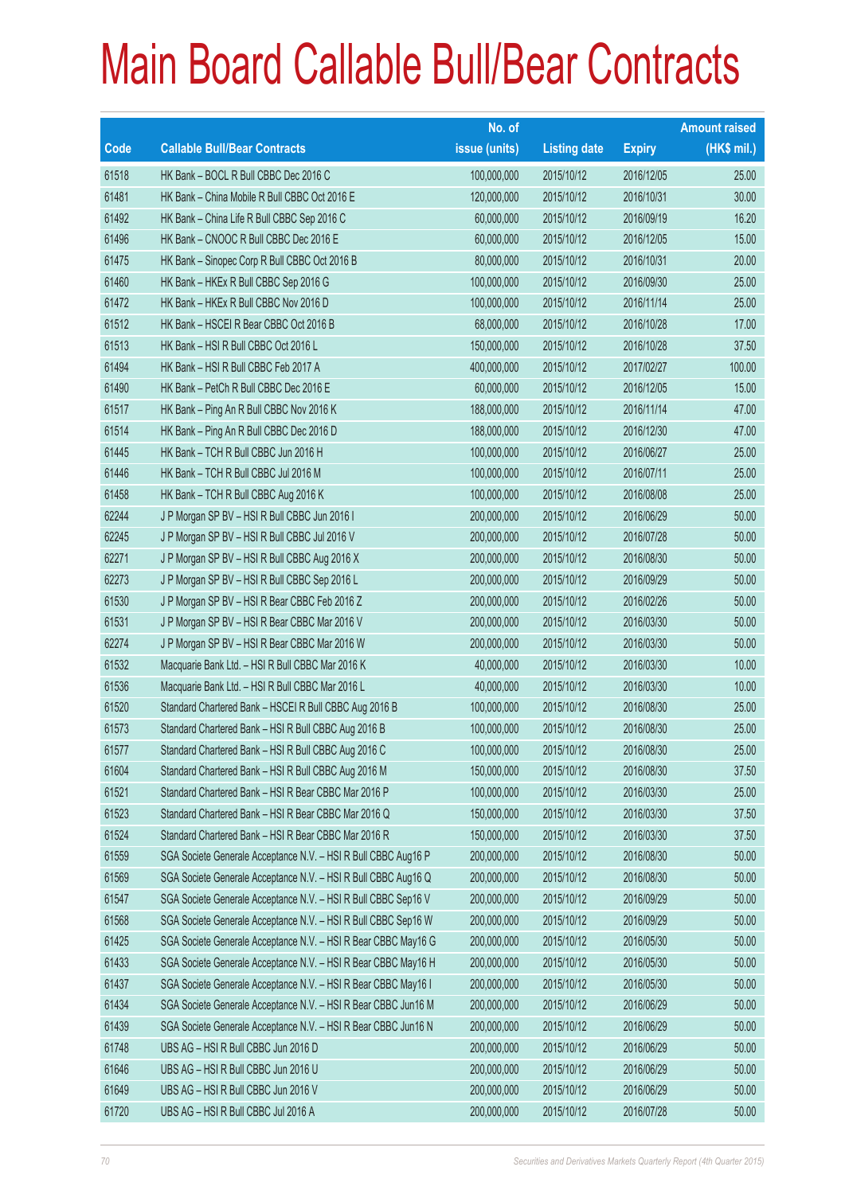# Main Board Callable Bull/Bear Contracts

| Code | Callable Bull/Bear Contracts | No. of issue (units) | Listing date | Expiry | Amount raised (HK$ mil.) |
|---|---|---|---|---|---|
| 61518 | HK Bank – BOCL R Bull CBBC Dec 2016 C | 100,000,000 | 2015/10/12 | 2016/12/05 | 25.00 |
| 61481 | HK Bank – China Mobile R Bull CBBC Oct 2016 E | 120,000,000 | 2015/10/12 | 2016/10/31 | 30.00 |
| 61492 | HK Bank – China Life R Bull CBBC Sep 2016 C | 60,000,000 | 2015/10/12 | 2016/09/19 | 16.20 |
| 61496 | HK Bank – CNOOC R Bull CBBC Dec 2016 E | 60,000,000 | 2015/10/12 | 2016/12/05 | 15.00 |
| 61475 | HK Bank – Sinopec Corp R Bull CBBC Oct 2016 B | 80,000,000 | 2015/10/12 | 2016/10/31 | 20.00 |
| 61460 | HK Bank – HKEx R Bull CBBC Sep 2016 G | 100,000,000 | 2015/10/12 | 2016/09/30 | 25.00 |
| 61472 | HK Bank – HKEx R Bull CBBC Nov 2016 D | 100,000,000 | 2015/10/12 | 2016/11/14 | 25.00 |
| 61512 | HK Bank – HSCEI R Bear CBBC Oct 2016 B | 68,000,000 | 2015/10/12 | 2016/10/28 | 17.00 |
| 61513 | HK Bank – HSI R Bull CBBC Oct 2016 L | 150,000,000 | 2015/10/12 | 2016/10/28 | 37.50 |
| 61494 | HK Bank – HSI R Bull CBBC Feb 2017 A | 400,000,000 | 2015/10/12 | 2017/02/27 | 100.00 |
| 61490 | HK Bank – PetCh R Bull CBBC Dec 2016 E | 60,000,000 | 2015/10/12 | 2016/12/05 | 15.00 |
| 61517 | HK Bank – Ping An R Bull CBBC Nov 2016 K | 188,000,000 | 2015/10/12 | 2016/11/14 | 47.00 |
| 61514 | HK Bank – Ping An R Bull CBBC Dec 2016 D | 188,000,000 | 2015/10/12 | 2016/12/30 | 47.00 |
| 61445 | HK Bank – TCH R Bull CBBC Jun 2016 H | 100,000,000 | 2015/10/12 | 2016/06/27 | 25.00 |
| 61446 | HK Bank – TCH R Bull CBBC Jul 2016 M | 100,000,000 | 2015/10/12 | 2016/07/11 | 25.00 |
| 61458 | HK Bank – TCH R Bull CBBC Aug 2016 K | 100,000,000 | 2015/10/12 | 2016/08/08 | 25.00 |
| 62244 | J P Morgan SP BV – HSI R Bull CBBC Jun 2016 I | 200,000,000 | 2015/10/12 | 2016/06/29 | 50.00 |
| 62245 | J P Morgan SP BV – HSI R Bull CBBC Jul 2016 V | 200,000,000 | 2015/10/12 | 2016/07/28 | 50.00 |
| 62271 | J P Morgan SP BV – HSI R Bull CBBC Aug 2016 X | 200,000,000 | 2015/10/12 | 2016/08/30 | 50.00 |
| 62273 | J P Morgan SP BV – HSI R Bull CBBC Sep 2016 L | 200,000,000 | 2015/10/12 | 2016/09/29 | 50.00 |
| 61530 | J P Morgan SP BV – HSI R Bear CBBC Feb 2016 Z | 200,000,000 | 2015/10/12 | 2016/02/26 | 50.00 |
| 61531 | J P Morgan SP BV – HSI R Bear CBBC Mar 2016 V | 200,000,000 | 2015/10/12 | 2016/03/30 | 50.00 |
| 62274 | J P Morgan SP BV – HSI R Bear CBBC Mar 2016 W | 200,000,000 | 2015/10/12 | 2016/03/30 | 50.00 |
| 61532 | Macquarie Bank Ltd. – HSI R Bull CBBC Mar 2016 K | 40,000,000 | 2015/10/12 | 2016/03/30 | 10.00 |
| 61536 | Macquarie Bank Ltd. – HSI R Bull CBBC Mar 2016 L | 40,000,000 | 2015/10/12 | 2016/03/30 | 10.00 |
| 61520 | Standard Chartered Bank – HSCEI R Bull CBBC Aug 2016 B | 100,000,000 | 2015/10/12 | 2016/08/30 | 25.00 |
| 61573 | Standard Chartered Bank – HSI R Bull CBBC Aug 2016 B | 100,000,000 | 2015/10/12 | 2016/08/30 | 25.00 |
| 61577 | Standard Chartered Bank – HSI R Bull CBBC Aug 2016 C | 100,000,000 | 2015/10/12 | 2016/08/30 | 25.00 |
| 61604 | Standard Chartered Bank – HSI R Bull CBBC Aug 2016 M | 150,000,000 | 2015/10/12 | 2016/08/30 | 37.50 |
| 61521 | Standard Chartered Bank – HSI R Bear CBBC Mar 2016 P | 100,000,000 | 2015/10/12 | 2016/03/30 | 25.00 |
| 61523 | Standard Chartered Bank – HSI R Bear CBBC Mar 2016 Q | 150,000,000 | 2015/10/12 | 2016/03/30 | 37.50 |
| 61524 | Standard Chartered Bank – HSI R Bear CBBC Mar 2016 R | 150,000,000 | 2015/10/12 | 2016/03/30 | 37.50 |
| 61559 | SGA Societe Generale Acceptance N.V. – HSI R Bull CBBC Aug16 P | 200,000,000 | 2015/10/12 | 2016/08/30 | 50.00 |
| 61569 | SGA Societe Generale Acceptance N.V. – HSI R Bull CBBC Aug16 Q | 200,000,000 | 2015/10/12 | 2016/08/30 | 50.00 |
| 61547 | SGA Societe Generale Acceptance N.V. – HSI R Bull CBBC Sep16 V | 200,000,000 | 2015/10/12 | 2016/09/29 | 50.00 |
| 61568 | SGA Societe Generale Acceptance N.V. – HSI R Bull CBBC Sep16 W | 200,000,000 | 2015/10/12 | 2016/09/29 | 50.00 |
| 61425 | SGA Societe Generale Acceptance N.V. – HSI R Bear CBBC May16 G | 200,000,000 | 2015/10/12 | 2016/05/30 | 50.00 |
| 61433 | SGA Societe Generale Acceptance N.V. – HSI R Bear CBBC May16 H | 200,000,000 | 2015/10/12 | 2016/05/30 | 50.00 |
| 61437 | SGA Societe Generale Acceptance N.V. – HSI R Bear CBBC May16 I | 200,000,000 | 2015/10/12 | 2016/05/30 | 50.00 |
| 61434 | SGA Societe Generale Acceptance N.V. – HSI R Bear CBBC Jun16 M | 200,000,000 | 2015/10/12 | 2016/06/29 | 50.00 |
| 61439 | SGA Societe Generale Acceptance N.V. – HSI R Bear CBBC Jun16 N | 200,000,000 | 2015/10/12 | 2016/06/29 | 50.00 |
| 61748 | UBS AG – HSI R Bull CBBC Jun 2016 D | 200,000,000 | 2015/10/12 | 2016/06/29 | 50.00 |
| 61646 | UBS AG – HSI R Bull CBBC Jun 2016 U | 200,000,000 | 2015/10/12 | 2016/06/29 | 50.00 |
| 61649 | UBS AG – HSI R Bull CBBC Jun 2016 V | 200,000,000 | 2015/10/12 | 2016/06/29 | 50.00 |
| 61720 | UBS AG – HSI R Bull CBBC Jul 2016 A | 200,000,000 | 2015/10/12 | 2016/07/28 | 50.00 |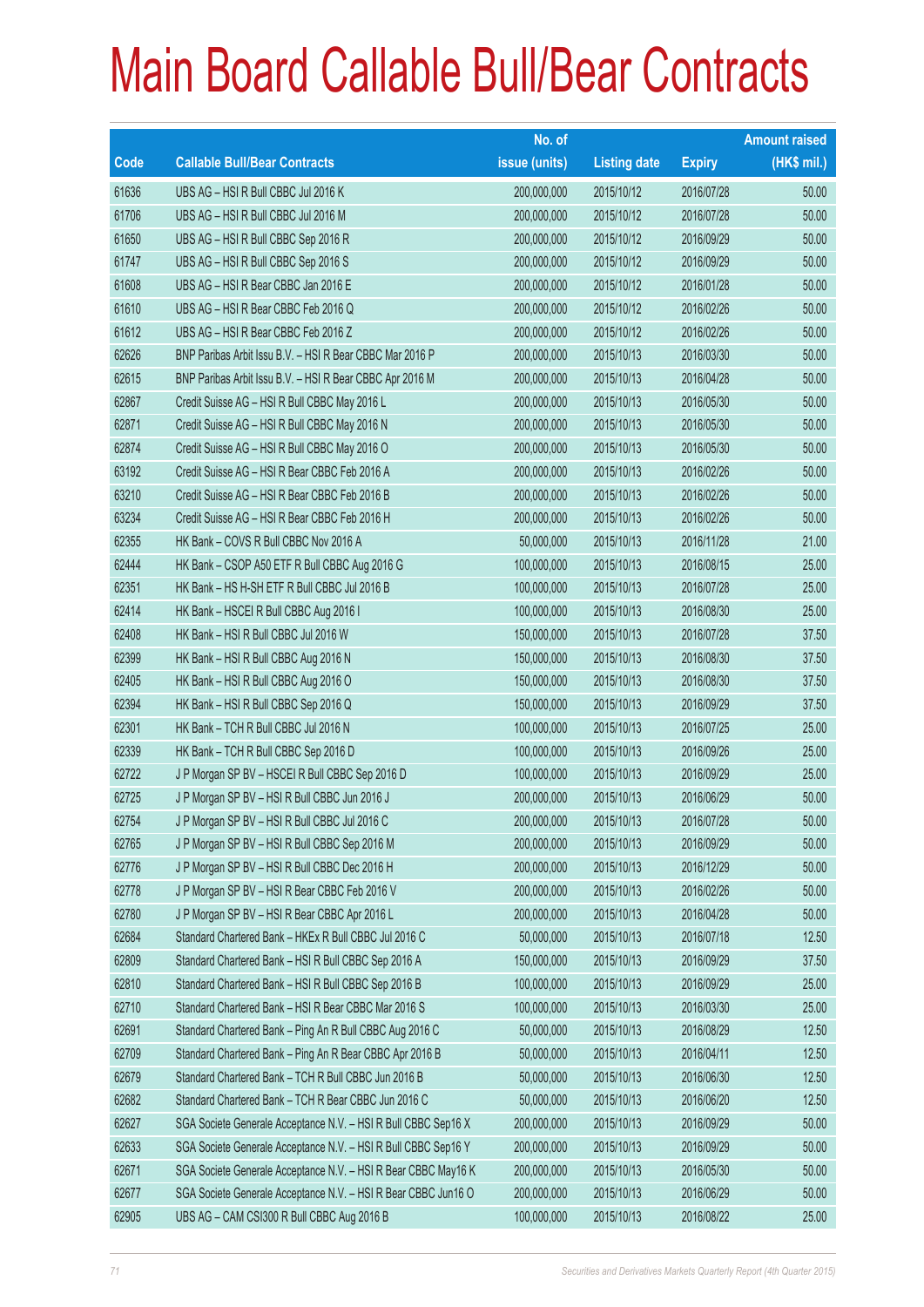# Main Board Callable Bull/Bear Contracts

| Code | Callable Bull/Bear Contracts | No. of issue (units) | Listing date | Expiry | Amount raised (HK$ mil.) |
|---|---|---|---|---|---|
| 61636 | UBS AG – HSI R Bull CBBC Jul 2016 K | 200,000,000 | 2015/10/12 | 2016/07/28 | 50.00 |
| 61706 | UBS AG – HSI R Bull CBBC Jul 2016 M | 200,000,000 | 2015/10/12 | 2016/07/28 | 50.00 |
| 61650 | UBS AG – HSI R Bull CBBC Sep 2016 R | 200,000,000 | 2015/10/12 | 2016/09/29 | 50.00 |
| 61747 | UBS AG – HSI R Bull CBBC Sep 2016 S | 200,000,000 | 2015/10/12 | 2016/09/29 | 50.00 |
| 61608 | UBS AG – HSI R Bear CBBC Jan 2016 E | 200,000,000 | 2015/10/12 | 2016/01/28 | 50.00 |
| 61610 | UBS AG – HSI R Bear CBBC Feb 2016 Q | 200,000,000 | 2015/10/12 | 2016/02/26 | 50.00 |
| 61612 | UBS AG – HSI R Bear CBBC Feb 2016 Z | 200,000,000 | 2015/10/12 | 2016/02/26 | 50.00 |
| 62626 | BNP Paribas Arbit Issu B.V. – HSI R Bear CBBC Mar 2016 P | 200,000,000 | 2015/10/13 | 2016/03/30 | 50.00 |
| 62615 | BNP Paribas Arbit Issu B.V. – HSI R Bear CBBC Apr 2016 M | 200,000,000 | 2015/10/13 | 2016/04/28 | 50.00 |
| 62867 | Credit Suisse AG – HSI R Bull CBBC May 2016 L | 200,000,000 | 2015/10/13 | 2016/05/30 | 50.00 |
| 62871 | Credit Suisse AG – HSI R Bull CBBC May 2016 N | 200,000,000 | 2015/10/13 | 2016/05/30 | 50.00 |
| 62874 | Credit Suisse AG – HSI R Bull CBBC May 2016 O | 200,000,000 | 2015/10/13 | 2016/05/30 | 50.00 |
| 63192 | Credit Suisse AG – HSI R Bear CBBC Feb 2016 A | 200,000,000 | 2015/10/13 | 2016/02/26 | 50.00 |
| 63210 | Credit Suisse AG – HSI R Bear CBBC Feb 2016 B | 200,000,000 | 2015/10/13 | 2016/02/26 | 50.00 |
| 63234 | Credit Suisse AG – HSI R Bear CBBC Feb 2016 H | 200,000,000 | 2015/10/13 | 2016/02/26 | 50.00 |
| 62355 | HK Bank – COVS R Bull CBBC Nov 2016 A | 50,000,000 | 2015/10/13 | 2016/11/28 | 21.00 |
| 62444 | HK Bank – CSOP A50 ETF R Bull CBBC Aug 2016 G | 100,000,000 | 2015/10/13 | 2016/08/15 | 25.00 |
| 62351 | HK Bank – HS H-SH ETF R Bull CBBC Jul 2016 B | 100,000,000 | 2015/10/13 | 2016/07/28 | 25.00 |
| 62414 | HK Bank – HSCEI R Bull CBBC Aug 2016 I | 100,000,000 | 2015/10/13 | 2016/08/30 | 25.00 |
| 62408 | HK Bank – HSI R Bull CBBC Jul 2016 W | 150,000,000 | 2015/10/13 | 2016/07/28 | 37.50 |
| 62399 | HK Bank – HSI R Bull CBBC Aug 2016 N | 150,000,000 | 2015/10/13 | 2016/08/30 | 37.50 |
| 62405 | HK Bank – HSI R Bull CBBC Aug 2016 O | 150,000,000 | 2015/10/13 | 2016/08/30 | 37.50 |
| 62394 | HK Bank – HSI R Bull CBBC Sep 2016 Q | 150,000,000 | 2015/10/13 | 2016/09/29 | 37.50 |
| 62301 | HK Bank – TCH R Bull CBBC Jul 2016 N | 100,000,000 | 2015/10/13 | 2016/07/25 | 25.00 |
| 62339 | HK Bank – TCH R Bull CBBC Sep 2016 D | 100,000,000 | 2015/10/13 | 2016/09/26 | 25.00 |
| 62722 | J P Morgan SP BV – HSCEI R Bull CBBC Sep 2016 D | 100,000,000 | 2015/10/13 | 2016/09/29 | 25.00 |
| 62725 | J P Morgan SP BV – HSI R Bull CBBC Jun 2016 J | 200,000,000 | 2015/10/13 | 2016/06/29 | 50.00 |
| 62754 | J P Morgan SP BV – HSI R Bull CBBC Jul 2016 C | 200,000,000 | 2015/10/13 | 2016/07/28 | 50.00 |
| 62765 | J P Morgan SP BV – HSI R Bull CBBC Sep 2016 M | 200,000,000 | 2015/10/13 | 2016/09/29 | 50.00 |
| 62776 | J P Morgan SP BV – HSI R Bull CBBC Dec 2016 H | 200,000,000 | 2015/10/13 | 2016/12/29 | 50.00 |
| 62778 | J P Morgan SP BV – HSI R Bear CBBC Feb 2016 V | 200,000,000 | 2015/10/13 | 2016/02/26 | 50.00 |
| 62780 | J P Morgan SP BV – HSI R Bear CBBC Apr 2016 L | 200,000,000 | 2015/10/13 | 2016/04/28 | 50.00 |
| 62684 | Standard Chartered Bank – HKEx R Bull CBBC Jul 2016 C | 50,000,000 | 2015/10/13 | 2016/07/18 | 12.50 |
| 62809 | Standard Chartered Bank – HSI R Bull CBBC Sep 2016 A | 150,000,000 | 2015/10/13 | 2016/09/29 | 37.50 |
| 62810 | Standard Chartered Bank – HSI R Bull CBBC Sep 2016 B | 100,000,000 | 2015/10/13 | 2016/09/29 | 25.00 |
| 62710 | Standard Chartered Bank – HSI R Bear CBBC Mar 2016 S | 100,000,000 | 2015/10/13 | 2016/03/30 | 25.00 |
| 62691 | Standard Chartered Bank – Ping An R Bull CBBC Aug 2016 C | 50,000,000 | 2015/10/13 | 2016/08/29 | 12.50 |
| 62709 | Standard Chartered Bank – Ping An R Bear CBBC Apr 2016 B | 50,000,000 | 2015/10/13 | 2016/04/11 | 12.50 |
| 62679 | Standard Chartered Bank – TCH R Bull CBBC Jun 2016 B | 50,000,000 | 2015/10/13 | 2016/06/30 | 12.50 |
| 62682 | Standard Chartered Bank – TCH R Bear CBBC Jun 2016 C | 50,000,000 | 2015/10/13 | 2016/06/20 | 12.50 |
| 62627 | SGA Societe Generale Acceptance N.V. – HSI R Bull CBBC Sep16 X | 200,000,000 | 2015/10/13 | 2016/09/29 | 50.00 |
| 62633 | SGA Societe Generale Acceptance N.V. – HSI R Bull CBBC Sep16 Y | 200,000,000 | 2015/10/13 | 2016/09/29 | 50.00 |
| 62671 | SGA Societe Generale Acceptance N.V. – HSI R Bear CBBC May16 K | 200,000,000 | 2015/10/13 | 2016/05/30 | 50.00 |
| 62677 | SGA Societe Generale Acceptance N.V. – HSI R Bear CBBC Jun16 O | 200,000,000 | 2015/10/13 | 2016/06/29 | 50.00 |
| 62905 | UBS AG – CAM CSI300 R Bull CBBC Aug 2016 B | 100,000,000 | 2015/10/13 | 2016/08/22 | 25.00 |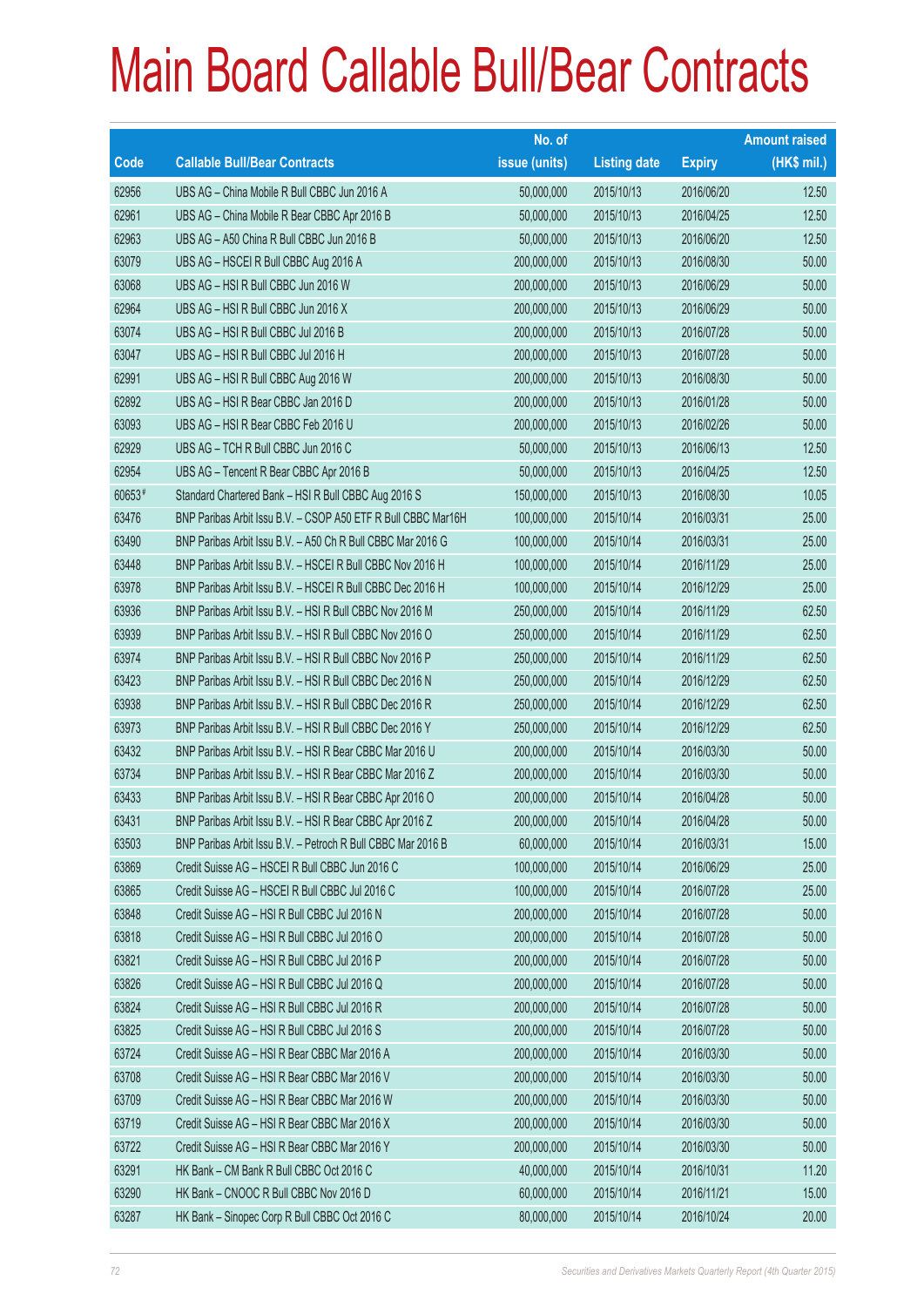# Main Board Callable Bull/Bear Contracts

| Code | Callable Bull/Bear Contracts | No. of issue (units) | Listing date | Expiry | Amount raised (HK$ mil.) |
|---|---|---|---|---|---|
| 62956 | UBS AG – China Mobile R Bull CBBC Jun 2016 A | 50,000,000 | 2015/10/13 | 2016/06/20 | 12.50 |
| 62961 | UBS AG – China Mobile R Bear CBBC Apr 2016 B | 50,000,000 | 2015/10/13 | 2016/04/25 | 12.50 |
| 62963 | UBS AG – A50 China R Bull CBBC Jun 2016 B | 50,000,000 | 2015/10/13 | 2016/06/20 | 12.50 |
| 63079 | UBS AG – HSCEI R Bull CBBC Aug 2016 A | 200,000,000 | 2015/10/13 | 2016/08/30 | 50.00 |
| 63068 | UBS AG – HSI R Bull CBBC Jun 2016 W | 200,000,000 | 2015/10/13 | 2016/06/29 | 50.00 |
| 62964 | UBS AG – HSI R Bull CBBC Jun 2016 X | 200,000,000 | 2015/10/13 | 2016/06/29 | 50.00 |
| 63074 | UBS AG – HSI R Bull CBBC Jul 2016 B | 200,000,000 | 2015/10/13 | 2016/07/28 | 50.00 |
| 63047 | UBS AG – HSI R Bull CBBC Jul 2016 H | 200,000,000 | 2015/10/13 | 2016/07/28 | 50.00 |
| 62991 | UBS AG – HSI R Bull CBBC Aug 2016 W | 200,000,000 | 2015/10/13 | 2016/08/30 | 50.00 |
| 62892 | UBS AG – HSI R Bear CBBC Jan 2016 D | 200,000,000 | 2015/10/13 | 2016/01/28 | 50.00 |
| 63093 | UBS AG – HSI R Bear CBBC Feb 2016 U | 200,000,000 | 2015/10/13 | 2016/02/26 | 50.00 |
| 62929 | UBS AG – TCH R Bull CBBC Jun 2016 C | 50,000,000 | 2015/10/13 | 2016/06/13 | 12.50 |
| 62954 | UBS AG – Tencent R Bear CBBC Apr 2016 B | 50,000,000 | 2015/10/13 | 2016/04/25 | 12.50 |
| 60653 # | Standard Chartered Bank – HSI R Bull CBBC Aug 2016 S | 150,000,000 | 2015/10/13 | 2016/08/30 | 10.05 |
| 63476 | BNP Paribas Arbit Issu B.V. – CSOP A50 ETF R Bull CBBC Mar16H | 100,000,000 | 2015/10/14 | 2016/03/31 | 25.00 |
| 63490 | BNP Paribas Arbit Issu B.V. – A50 Ch R Bull CBBC Mar 2016 G | 100,000,000 | 2015/10/14 | 2016/03/31 | 25.00 |
| 63448 | BNP Paribas Arbit Issu B.V. – HSCEI R Bull CBBC Nov 2016 H | 100,000,000 | 2015/10/14 | 2016/11/29 | 25.00 |
| 63978 | BNP Paribas Arbit Issu B.V. – HSCEI R Bull CBBC Dec 2016 H | 100,000,000 | 2015/10/14 | 2016/12/29 | 25.00 |
| 63936 | BNP Paribas Arbit Issu B.V. – HSI R Bull CBBC Nov 2016 M | 250,000,000 | 2015/10/14 | 2016/11/29 | 62.50 |
| 63939 | BNP Paribas Arbit Issu B.V. – HSI R Bull CBBC Nov 2016 O | 250,000,000 | 2015/10/14 | 2016/11/29 | 62.50 |
| 63974 | BNP Paribas Arbit Issu B.V. – HSI R Bull CBBC Nov 2016 P | 250,000,000 | 2015/10/14 | 2016/11/29 | 62.50 |
| 63423 | BNP Paribas Arbit Issu B.V. – HSI R Bull CBBC Dec 2016 N | 250,000,000 | 2015/10/14 | 2016/12/29 | 62.50 |
| 63938 | BNP Paribas Arbit Issu B.V. – HSI R Bull CBBC Dec 2016 R | 250,000,000 | 2015/10/14 | 2016/12/29 | 62.50 |
| 63973 | BNP Paribas Arbit Issu B.V. – HSI R Bull CBBC Dec 2016 Y | 250,000,000 | 2015/10/14 | 2016/12/29 | 62.50 |
| 63432 | BNP Paribas Arbit Issu B.V. – HSI R Bear CBBC Mar 2016 U | 200,000,000 | 2015/10/14 | 2016/03/30 | 50.00 |
| 63734 | BNP Paribas Arbit Issu B.V. – HSI R Bear CBBC Mar 2016 Z | 200,000,000 | 2015/10/14 | 2016/03/30 | 50.00 |
| 63433 | BNP Paribas Arbit Issu B.V. – HSI R Bear CBBC Apr 2016 O | 200,000,000 | 2015/10/14 | 2016/04/28 | 50.00 |
| 63431 | BNP Paribas Arbit Issu B.V. – HSI R Bear CBBC Apr 2016 Z | 200,000,000 | 2015/10/14 | 2016/04/28 | 50.00 |
| 63503 | BNP Paribas Arbit Issu B.V. – Petroch R Bull CBBC Mar 2016 B | 60,000,000 | 2015/10/14 | 2016/03/31 | 15.00 |
| 63869 | Credit Suisse AG – HSCEI R Bull CBBC Jun 2016 C | 100,000,000 | 2015/10/14 | 2016/06/29 | 25.00 |
| 63865 | Credit Suisse AG – HSCEI R Bull CBBC Jul 2016 C | 100,000,000 | 2015/10/14 | 2016/07/28 | 25.00 |
| 63848 | Credit Suisse AG – HSI R Bull CBBC Jul 2016 N | 200,000,000 | 2015/10/14 | 2016/07/28 | 50.00 |
| 63818 | Credit Suisse AG – HSI R Bull CBBC Jul 2016 O | 200,000,000 | 2015/10/14 | 2016/07/28 | 50.00 |
| 63821 | Credit Suisse AG – HSI R Bull CBBC Jul 2016 P | 200,000,000 | 2015/10/14 | 2016/07/28 | 50.00 |
| 63826 | Credit Suisse AG – HSI R Bull CBBC Jul 2016 Q | 200,000,000 | 2015/10/14 | 2016/07/28 | 50.00 |
| 63824 | Credit Suisse AG – HSI R Bull CBBC Jul 2016 R | 200,000,000 | 2015/10/14 | 2016/07/28 | 50.00 |
| 63825 | Credit Suisse AG – HSI R Bull CBBC Jul 2016 S | 200,000,000 | 2015/10/14 | 2016/07/28 | 50.00 |
| 63724 | Credit Suisse AG – HSI R Bear CBBC Mar 2016 A | 200,000,000 | 2015/10/14 | 2016/03/30 | 50.00 |
| 63708 | Credit Suisse AG – HSI R Bear CBBC Mar 2016 V | 200,000,000 | 2015/10/14 | 2016/03/30 | 50.00 |
| 63709 | Credit Suisse AG – HSI R Bear CBBC Mar 2016 W | 200,000,000 | 2015/10/14 | 2016/03/30 | 50.00 |
| 63719 | Credit Suisse AG – HSI R Bear CBBC Mar 2016 X | 200,000,000 | 2015/10/14 | 2016/03/30 | 50.00 |
| 63722 | Credit Suisse AG – HSI R Bear CBBC Mar 2016 Y | 200,000,000 | 2015/10/14 | 2016/03/30 | 50.00 |
| 63291 | HK Bank – CM Bank R Bull CBBC Oct 2016 C | 40,000,000 | 2015/10/14 | 2016/10/31 | 11.20 |
| 63290 | HK Bank – CNOOC R Bull CBBC Nov 2016 D | 60,000,000 | 2015/10/14 | 2016/11/21 | 15.00 |
| 63287 | HK Bank – Sinopec Corp R Bull CBBC Oct 2016 C | 80,000,000 | 2015/10/14 | 2016/10/24 | 20.00 |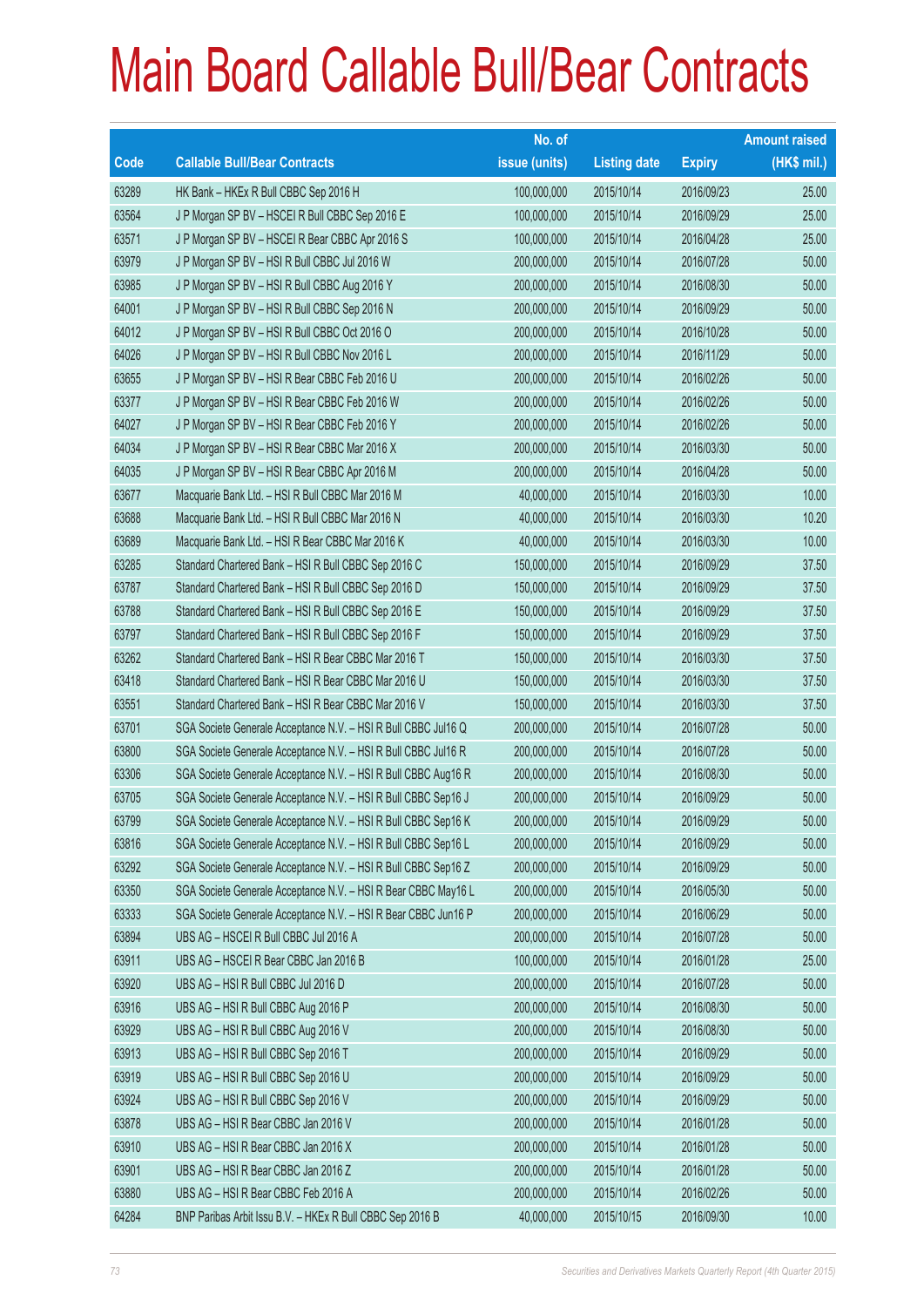# Main Board Callable Bull/Bear Contracts

| Code | Callable Bull/Bear Contracts | No. of issue (units) | Listing date | Expiry | Amount raised (HK$ mil.) |
|---|---|---|---|---|---|
| 63289 | HK Bank – HKEx R Bull CBBC Sep 2016 H | 100,000,000 | 2015/10/14 | 2016/09/23 | 25.00 |
| 63564 | J P Morgan SP BV – HSCEI R Bull CBBC Sep 2016 E | 100,000,000 | 2015/10/14 | 2016/09/29 | 25.00 |
| 63571 | J P Morgan SP BV – HSCEI R Bear CBBC Apr 2016 S | 100,000,000 | 2015/10/14 | 2016/04/28 | 25.00 |
| 63979 | J P Morgan SP BV – HSI R Bull CBBC Jul 2016 W | 200,000,000 | 2015/10/14 | 2016/07/28 | 50.00 |
| 63985 | J P Morgan SP BV – HSI R Bull CBBC Aug 2016 Y | 200,000,000 | 2015/10/14 | 2016/08/30 | 50.00 |
| 64001 | J P Morgan SP BV – HSI R Bull CBBC Sep 2016 N | 200,000,000 | 2015/10/14 | 2016/09/29 | 50.00 |
| 64012 | J P Morgan SP BV – HSI R Bull CBBC Oct 2016 O | 200,000,000 | 2015/10/14 | 2016/10/28 | 50.00 |
| 64026 | J P Morgan SP BV – HSI R Bull CBBC Nov 2016 L | 200,000,000 | 2015/10/14 | 2016/11/29 | 50.00 |
| 63655 | J P Morgan SP BV – HSI R Bear CBBC Feb 2016 U | 200,000,000 | 2015/10/14 | 2016/02/26 | 50.00 |
| 63377 | J P Morgan SP BV – HSI R Bear CBBC Feb 2016 W | 200,000,000 | 2015/10/14 | 2016/02/26 | 50.00 |
| 64027 | J P Morgan SP BV – HSI R Bear CBBC Feb 2016 Y | 200,000,000 | 2015/10/14 | 2016/02/26 | 50.00 |
| 64034 | J P Morgan SP BV – HSI R Bear CBBC Mar 2016 X | 200,000,000 | 2015/10/14 | 2016/03/30 | 50.00 |
| 64035 | J P Morgan SP BV – HSI R Bear CBBC Apr 2016 M | 200,000,000 | 2015/10/14 | 2016/04/28 | 50.00 |
| 63677 | Macquarie Bank Ltd. – HSI R Bull CBBC Mar 2016 M | 40,000,000 | 2015/10/14 | 2016/03/30 | 10.00 |
| 63688 | Macquarie Bank Ltd. – HSI R Bull CBBC Mar 2016 N | 40,000,000 | 2015/10/14 | 2016/03/30 | 10.20 |
| 63689 | Macquarie Bank Ltd. – HSI R Bear CBBC Mar 2016 K | 40,000,000 | 2015/10/14 | 2016/03/30 | 10.00 |
| 63285 | Standard Chartered Bank – HSI R Bull CBBC Sep 2016 C | 150,000,000 | 2015/10/14 | 2016/09/29 | 37.50 |
| 63787 | Standard Chartered Bank – HSI R Bull CBBC Sep 2016 D | 150,000,000 | 2015/10/14 | 2016/09/29 | 37.50 |
| 63788 | Standard Chartered Bank – HSI R Bull CBBC Sep 2016 E | 150,000,000 | 2015/10/14 | 2016/09/29 | 37.50 |
| 63797 | Standard Chartered Bank – HSI R Bull CBBC Sep 2016 F | 150,000,000 | 2015/10/14 | 2016/09/29 | 37.50 |
| 63262 | Standard Chartered Bank – HSI R Bear CBBC Mar 2016 T | 150,000,000 | 2015/10/14 | 2016/03/30 | 37.50 |
| 63418 | Standard Chartered Bank – HSI R Bear CBBC Mar 2016 U | 150,000,000 | 2015/10/14 | 2016/03/30 | 37.50 |
| 63551 | Standard Chartered Bank – HSI R Bear CBBC Mar 2016 V | 150,000,000 | 2015/10/14 | 2016/03/30 | 37.50 |
| 63701 | SGA Societe Generale Acceptance N.V. – HSI R Bull CBBC Jul16 Q | 200,000,000 | 2015/10/14 | 2016/07/28 | 50.00 |
| 63800 | SGA Societe Generale Acceptance N.V. – HSI R Bull CBBC Jul16 R | 200,000,000 | 2015/10/14 | 2016/07/28 | 50.00 |
| 63306 | SGA Societe Generale Acceptance N.V. – HSI R Bull CBBC Aug16 R | 200,000,000 | 2015/10/14 | 2016/08/30 | 50.00 |
| 63705 | SGA Societe Generale Acceptance N.V. – HSI R Bull CBBC Sep16 J | 200,000,000 | 2015/10/14 | 2016/09/29 | 50.00 |
| 63799 | SGA Societe Generale Acceptance N.V. – HSI R Bull CBBC Sep16 K | 200,000,000 | 2015/10/14 | 2016/09/29 | 50.00 |
| 63816 | SGA Societe Generale Acceptance N.V. – HSI R Bull CBBC Sep16 L | 200,000,000 | 2015/10/14 | 2016/09/29 | 50.00 |
| 63292 | SGA Societe Generale Acceptance N.V. – HSI R Bull CBBC Sep16 Z | 200,000,000 | 2015/10/14 | 2016/09/29 | 50.00 |
| 63350 | SGA Societe Generale Acceptance N.V. – HSI R Bear CBBC May16 L | 200,000,000 | 2015/10/14 | 2016/05/30 | 50.00 |
| 63333 | SGA Societe Generale Acceptance N.V. – HSI R Bear CBBC Jun16 P | 200,000,000 | 2015/10/14 | 2016/06/29 | 50.00 |
| 63894 | UBS AG – HSCEI R Bull CBBC Jul 2016 A | 200,000,000 | 2015/10/14 | 2016/07/28 | 50.00 |
| 63911 | UBS AG – HSCEI R Bear CBBC Jan 2016 B | 100,000,000 | 2015/10/14 | 2016/01/28 | 25.00 |
| 63920 | UBS AG – HSI R Bull CBBC Jul 2016 D | 200,000,000 | 2015/10/14 | 2016/07/28 | 50.00 |
| 63916 | UBS AG – HSI R Bull CBBC Aug 2016 P | 200,000,000 | 2015/10/14 | 2016/08/30 | 50.00 |
| 63929 | UBS AG – HSI R Bull CBBC Aug 2016 V | 200,000,000 | 2015/10/14 | 2016/08/30 | 50.00 |
| 63913 | UBS AG – HSI R Bull CBBC Sep 2016 T | 200,000,000 | 2015/10/14 | 2016/09/29 | 50.00 |
| 63919 | UBS AG – HSI R Bull CBBC Sep 2016 U | 200,000,000 | 2015/10/14 | 2016/09/29 | 50.00 |
| 63924 | UBS AG – HSI R Bull CBBC Sep 2016 V | 200,000,000 | 2015/10/14 | 2016/09/29 | 50.00 |
| 63878 | UBS AG – HSI R Bear CBBC Jan 2016 V | 200,000,000 | 2015/10/14 | 2016/01/28 | 50.00 |
| 63910 | UBS AG – HSI R Bear CBBC Jan 2016 X | 200,000,000 | 2015/10/14 | 2016/01/28 | 50.00 |
| 63901 | UBS AG – HSI R Bear CBBC Jan 2016 Z | 200,000,000 | 2015/10/14 | 2016/01/28 | 50.00 |
| 63880 | UBS AG – HSI R Bear CBBC Feb 2016 A | 200,000,000 | 2015/10/14 | 2016/02/26 | 50.00 |
| 64284 | BNP Paribas Arbit Issu B.V. – HKEx R Bull CBBC Sep 2016 B | 40,000,000 | 2015/10/15 | 2016/09/30 | 10.00 |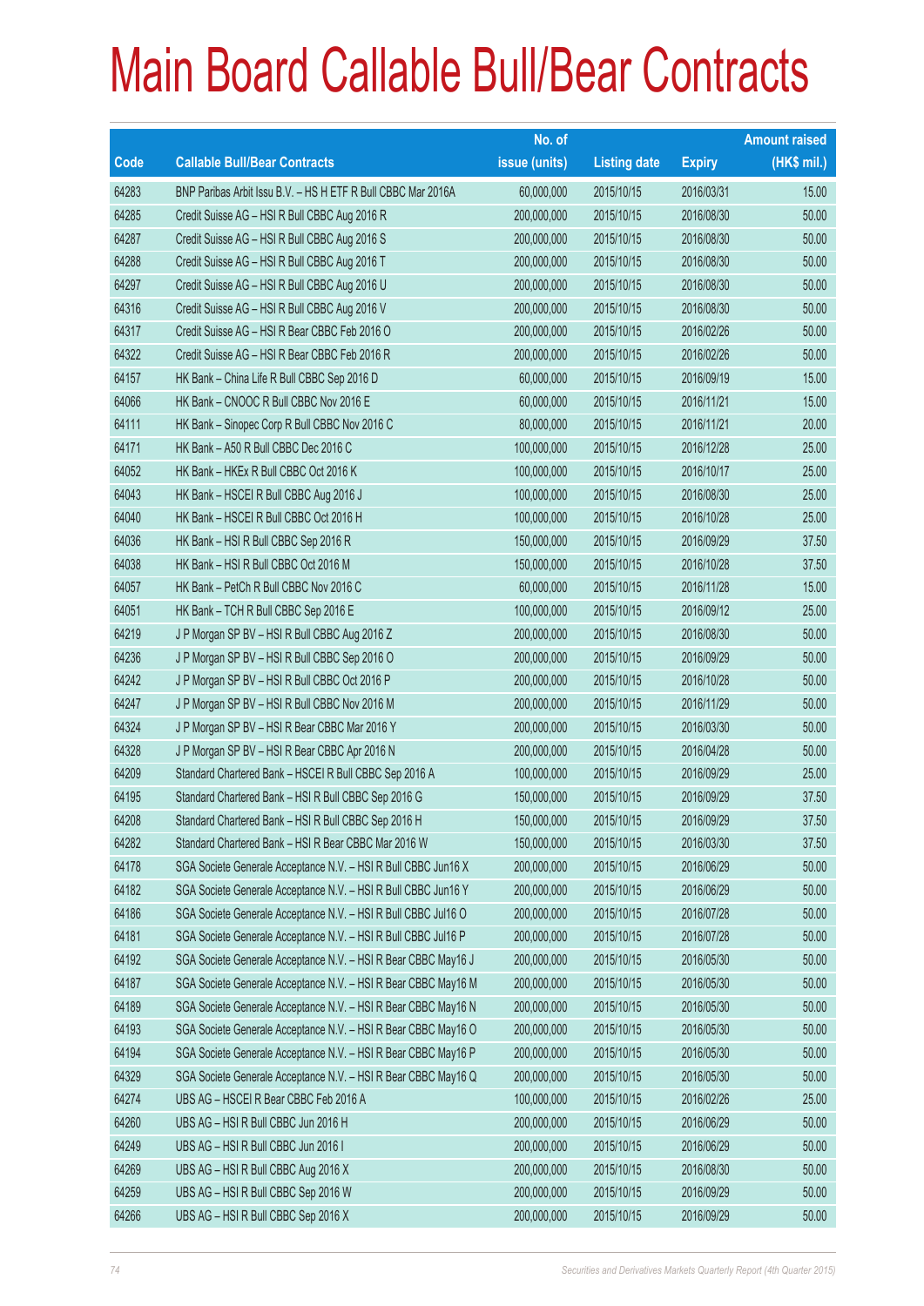# Main Board Callable Bull/Bear Contracts

| Code | Callable Bull/Bear Contracts | No. of issue (units) | Listing date | Expiry | Amount raised (HK$ mil.) |
|---|---|---|---|---|---|
| 64283 | BNP Paribas Arbit Issu B.V. – HS H ETF R Bull CBBC Mar 2016A | 60,000,000 | 2015/10/15 | 2016/03/31 | 15.00 |
| 64285 | Credit Suisse AG – HSI R Bull CBBC Aug 2016 R | 200,000,000 | 2015/10/15 | 2016/08/30 | 50.00 |
| 64287 | Credit Suisse AG – HSI R Bull CBBC Aug 2016 S | 200,000,000 | 2015/10/15 | 2016/08/30 | 50.00 |
| 64288 | Credit Suisse AG – HSI R Bull CBBC Aug 2016 T | 200,000,000 | 2015/10/15 | 2016/08/30 | 50.00 |
| 64297 | Credit Suisse AG – HSI R Bull CBBC Aug 2016 U | 200,000,000 | 2015/10/15 | 2016/08/30 | 50.00 |
| 64316 | Credit Suisse AG – HSI R Bull CBBC Aug 2016 V | 200,000,000 | 2015/10/15 | 2016/08/30 | 50.00 |
| 64317 | Credit Suisse AG – HSI R Bear CBBC Feb 2016 O | 200,000,000 | 2015/10/15 | 2016/02/26 | 50.00 |
| 64322 | Credit Suisse AG – HSI R Bear CBBC Feb 2016 R | 200,000,000 | 2015/10/15 | 2016/02/26 | 50.00 |
| 64157 | HK Bank – China Life R Bull CBBC Sep 2016 D | 60,000,000 | 2015/10/15 | 2016/09/19 | 15.00 |
| 64066 | HK Bank – CNOOC R Bull CBBC Nov 2016 E | 60,000,000 | 2015/10/15 | 2016/11/21 | 15.00 |
| 64111 | HK Bank – Sinopec Corp R Bull CBBC Nov 2016 C | 80,000,000 | 2015/10/15 | 2016/11/21 | 20.00 |
| 64171 | HK Bank – A50 R Bull CBBC Dec 2016 C | 100,000,000 | 2015/10/15 | 2016/12/28 | 25.00 |
| 64052 | HK Bank – HKEx R Bull CBBC Oct 2016 K | 100,000,000 | 2015/10/15 | 2016/10/17 | 25.00 |
| 64043 | HK Bank – HSCEI R Bull CBBC Aug 2016 J | 100,000,000 | 2015/10/15 | 2016/08/30 | 25.00 |
| 64040 | HK Bank – HSCEI R Bull CBBC Oct 2016 H | 100,000,000 | 2015/10/15 | 2016/10/28 | 25.00 |
| 64036 | HK Bank – HSI R Bull CBBC Sep 2016 R | 150,000,000 | 2015/10/15 | 2016/09/29 | 37.50 |
| 64038 | HK Bank – HSI R Bull CBBC Oct 2016 M | 150,000,000 | 2015/10/15 | 2016/10/28 | 37.50 |
| 64057 | HK Bank – PetCh R Bull CBBC Nov 2016 C | 60,000,000 | 2015/10/15 | 2016/11/28 | 15.00 |
| 64051 | HK Bank – TCH R Bull CBBC Sep 2016 E | 100,000,000 | 2015/10/15 | 2016/09/12 | 25.00 |
| 64219 | J P Morgan SP BV – HSI R Bull CBBC Aug 2016 Z | 200,000,000 | 2015/10/15 | 2016/08/30 | 50.00 |
| 64236 | J P Morgan SP BV – HSI R Bull CBBC Sep 2016 O | 200,000,000 | 2015/10/15 | 2016/09/29 | 50.00 |
| 64242 | J P Morgan SP BV – HSI R Bull CBBC Oct 2016 P | 200,000,000 | 2015/10/15 | 2016/10/28 | 50.00 |
| 64247 | J P Morgan SP BV – HSI R Bull CBBC Nov 2016 M | 200,000,000 | 2015/10/15 | 2016/11/29 | 50.00 |
| 64324 | J P Morgan SP BV – HSI R Bear CBBC Mar 2016 Y | 200,000,000 | 2015/10/15 | 2016/03/30 | 50.00 |
| 64328 | J P Morgan SP BV – HSI R Bear CBBC Apr 2016 N | 200,000,000 | 2015/10/15 | 2016/04/28 | 50.00 |
| 64209 | Standard Chartered Bank – HSCEI R Bull CBBC Sep 2016 A | 100,000,000 | 2015/10/15 | 2016/09/29 | 25.00 |
| 64195 | Standard Chartered Bank – HSI R Bull CBBC Sep 2016 G | 150,000,000 | 2015/10/15 | 2016/09/29 | 37.50 |
| 64208 | Standard Chartered Bank – HSI R Bull CBBC Sep 2016 H | 150,000,000 | 2015/10/15 | 2016/09/29 | 37.50 |
| 64282 | Standard Chartered Bank – HSI R Bear CBBC Mar 2016 W | 150,000,000 | 2015/10/15 | 2016/03/30 | 37.50 |
| 64178 | SGA Societe Generale Acceptance N.V. – HSI R Bull CBBC Jun16 X | 200,000,000 | 2015/10/15 | 2016/06/29 | 50.00 |
| 64182 | SGA Societe Generale Acceptance N.V. – HSI R Bull CBBC Jun16 Y | 200,000,000 | 2015/10/15 | 2016/06/29 | 50.00 |
| 64186 | SGA Societe Generale Acceptance N.V. – HSI R Bull CBBC Jul16 O | 200,000,000 | 2015/10/15 | 2016/07/28 | 50.00 |
| 64181 | SGA Societe Generale Acceptance N.V. – HSI R Bull CBBC Jul16 P | 200,000,000 | 2015/10/15 | 2016/07/28 | 50.00 |
| 64192 | SGA Societe Generale Acceptance N.V. – HSI R Bear CBBC May16 J | 200,000,000 | 2015/10/15 | 2016/05/30 | 50.00 |
| 64187 | SGA Societe Generale Acceptance N.V. – HSI R Bear CBBC May16 M | 200,000,000 | 2015/10/15 | 2016/05/30 | 50.00 |
| 64189 | SGA Societe Generale Acceptance N.V. – HSI R Bear CBBC May16 N | 200,000,000 | 2015/10/15 | 2016/05/30 | 50.00 |
| 64193 | SGA Societe Generale Acceptance N.V. – HSI R Bear CBBC May16 O | 200,000,000 | 2015/10/15 | 2016/05/30 | 50.00 |
| 64194 | SGA Societe Generale Acceptance N.V. – HSI R Bear CBBC May16 P | 200,000,000 | 2015/10/15 | 2016/05/30 | 50.00 |
| 64329 | SGA Societe Generale Acceptance N.V. – HSI R Bear CBBC May16 Q | 200,000,000 | 2015/10/15 | 2016/05/30 | 50.00 |
| 64274 | UBS AG – HSCEI R Bear CBBC Feb 2016 A | 100,000,000 | 2015/10/15 | 2016/02/26 | 25.00 |
| 64260 | UBS AG – HSI R Bull CBBC Jun 2016 H | 200,000,000 | 2015/10/15 | 2016/06/29 | 50.00 |
| 64249 | UBS AG – HSI R Bull CBBC Jun 2016 I | 200,000,000 | 2015/10/15 | 2016/06/29 | 50.00 |
| 64269 | UBS AG – HSI R Bull CBBC Aug 2016 X | 200,000,000 | 2015/10/15 | 2016/08/30 | 50.00 |
| 64259 | UBS AG – HSI R Bull CBBC Sep 2016 W | 200,000,000 | 2015/10/15 | 2016/09/29 | 50.00 |
| 64266 | UBS AG – HSI R Bull CBBC Sep 2016 X | 200,000,000 | 2015/10/15 | 2016/09/29 | 50.00 |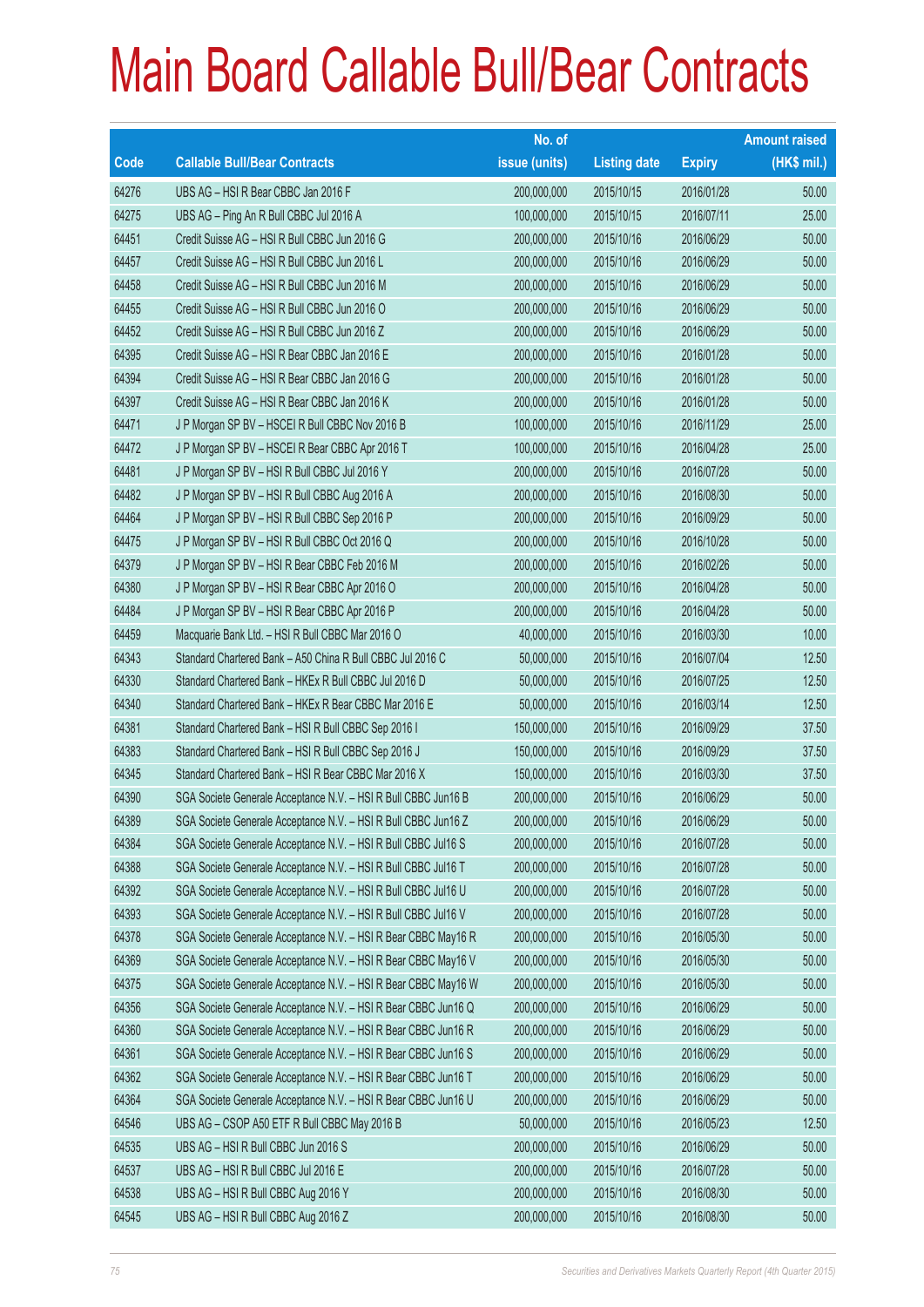# Main Board Callable Bull/Bear Contracts

| Code | Callable Bull/Bear Contracts | No. of issue (units) | Listing date | Expiry | Amount raised (HK$ mil.) |
|---|---|---|---|---|---|
| 64276 | UBS AG – HSI R Bear CBBC Jan 2016 F | 200,000,000 | 2015/10/15 | 2016/01/28 | 50.00 |
| 64275 | UBS AG – Ping An R Bull CBBC Jul 2016 A | 100,000,000 | 2015/10/15 | 2016/07/11 | 25.00 |
| 64451 | Credit Suisse AG – HSI R Bull CBBC Jun 2016 G | 200,000,000 | 2015/10/16 | 2016/06/29 | 50.00 |
| 64457 | Credit Suisse AG – HSI R Bull CBBC Jun 2016 L | 200,000,000 | 2015/10/16 | 2016/06/29 | 50.00 |
| 64458 | Credit Suisse AG – HSI R Bull CBBC Jun 2016 M | 200,000,000 | 2015/10/16 | 2016/06/29 | 50.00 |
| 64455 | Credit Suisse AG – HSI R Bull CBBC Jun 2016 O | 200,000,000 | 2015/10/16 | 2016/06/29 | 50.00 |
| 64452 | Credit Suisse AG – HSI R Bull CBBC Jun 2016 Z | 200,000,000 | 2015/10/16 | 2016/06/29 | 50.00 |
| 64395 | Credit Suisse AG – HSI R Bear CBBC Jan 2016 E | 200,000,000 | 2015/10/16 | 2016/01/28 | 50.00 |
| 64394 | Credit Suisse AG – HSI R Bear CBBC Jan 2016 G | 200,000,000 | 2015/10/16 | 2016/01/28 | 50.00 |
| 64397 | Credit Suisse AG – HSI R Bear CBBC Jan 2016 K | 200,000,000 | 2015/10/16 | 2016/01/28 | 50.00 |
| 64471 | J P Morgan SP BV – HSCEI R Bull CBBC Nov 2016 B | 100,000,000 | 2015/10/16 | 2016/11/29 | 25.00 |
| 64472 | J P Morgan SP BV – HSCEI R Bear CBBC Apr 2016 T | 100,000,000 | 2015/10/16 | 2016/04/28 | 25.00 |
| 64481 | J P Morgan SP BV – HSI R Bull CBBC Jul 2016 Y | 200,000,000 | 2015/10/16 | 2016/07/28 | 50.00 |
| 64482 | J P Morgan SP BV – HSI R Bull CBBC Aug 2016 A | 200,000,000 | 2015/10/16 | 2016/08/30 | 50.00 |
| 64464 | J P Morgan SP BV – HSI R Bull CBBC Sep 2016 P | 200,000,000 | 2015/10/16 | 2016/09/29 | 50.00 |
| 64475 | J P Morgan SP BV – HSI R Bull CBBC Oct 2016 Q | 200,000,000 | 2015/10/16 | 2016/10/28 | 50.00 |
| 64379 | J P Morgan SP BV – HSI R Bear CBBC Feb 2016 M | 200,000,000 | 2015/10/16 | 2016/02/26 | 50.00 |
| 64380 | J P Morgan SP BV – HSI R Bear CBBC Apr 2016 O | 200,000,000 | 2015/10/16 | 2016/04/28 | 50.00 |
| 64484 | J P Morgan SP BV – HSI R Bear CBBC Apr 2016 P | 200,000,000 | 2015/10/16 | 2016/04/28 | 50.00 |
| 64459 | Macquarie Bank Ltd. – HSI R Bull CBBC Mar 2016 O | 40,000,000 | 2015/10/16 | 2016/03/30 | 10.00 |
| 64343 | Standard Chartered Bank – A50 China R Bull CBBC Jul 2016 C | 50,000,000 | 2015/10/16 | 2016/07/04 | 12.50 |
| 64330 | Standard Chartered Bank – HKEx R Bull CBBC Jul 2016 D | 50,000,000 | 2015/10/16 | 2016/07/25 | 12.50 |
| 64340 | Standard Chartered Bank – HKEx R Bear CBBC Mar 2016 E | 50,000,000 | 2015/10/16 | 2016/03/14 | 12.50 |
| 64381 | Standard Chartered Bank – HSI R Bull CBBC Sep 2016 I | 150,000,000 | 2015/10/16 | 2016/09/29 | 37.50 |
| 64383 | Standard Chartered Bank – HSI R Bull CBBC Sep 2016 J | 150,000,000 | 2015/10/16 | 2016/09/29 | 37.50 |
| 64345 | Standard Chartered Bank – HSI R Bear CBBC Mar 2016 X | 150,000,000 | 2015/10/16 | 2016/03/30 | 37.50 |
| 64390 | SGA Societe Generale Acceptance N.V. – HSI R Bull CBBC Jun16 B | 200,000,000 | 2015/10/16 | 2016/06/29 | 50.00 |
| 64389 | SGA Societe Generale Acceptance N.V. – HSI R Bull CBBC Jun16 Z | 200,000,000 | 2015/10/16 | 2016/06/29 | 50.00 |
| 64384 | SGA Societe Generale Acceptance N.V. – HSI R Bull CBBC Jul16 S | 200,000,000 | 2015/10/16 | 2016/07/28 | 50.00 |
| 64388 | SGA Societe Generale Acceptance N.V. – HSI R Bull CBBC Jul16 T | 200,000,000 | 2015/10/16 | 2016/07/28 | 50.00 |
| 64392 | SGA Societe Generale Acceptance N.V. – HSI R Bull CBBC Jul16 U | 200,000,000 | 2015/10/16 | 2016/07/28 | 50.00 |
| 64393 | SGA Societe Generale Acceptance N.V. – HSI R Bull CBBC Jul16 V | 200,000,000 | 2015/10/16 | 2016/07/28 | 50.00 |
| 64378 | SGA Societe Generale Acceptance N.V. – HSI R Bear CBBC May16 R | 200,000,000 | 2015/10/16 | 2016/05/30 | 50.00 |
| 64369 | SGA Societe Generale Acceptance N.V. – HSI R Bear CBBC May16 V | 200,000,000 | 2015/10/16 | 2016/05/30 | 50.00 |
| 64375 | SGA Societe Generale Acceptance N.V. – HSI R Bear CBBC May16 W | 200,000,000 | 2015/10/16 | 2016/05/30 | 50.00 |
| 64356 | SGA Societe Generale Acceptance N.V. – HSI R Bear CBBC Jun16 Q | 200,000,000 | 2015/10/16 | 2016/06/29 | 50.00 |
| 64360 | SGA Societe Generale Acceptance N.V. – HSI R Bear CBBC Jun16 R | 200,000,000 | 2015/10/16 | 2016/06/29 | 50.00 |
| 64361 | SGA Societe Generale Acceptance N.V. – HSI R Bear CBBC Jun16 S | 200,000,000 | 2015/10/16 | 2016/06/29 | 50.00 |
| 64362 | SGA Societe Generale Acceptance N.V. – HSI R Bear CBBC Jun16 T | 200,000,000 | 2015/10/16 | 2016/06/29 | 50.00 |
| 64364 | SGA Societe Generale Acceptance N.V. – HSI R Bear CBBC Jun16 U | 200,000,000 | 2015/10/16 | 2016/06/29 | 50.00 |
| 64546 | UBS AG – CSOP A50 ETF R Bull CBBC May 2016 B | 50,000,000 | 2015/10/16 | 2016/05/23 | 12.50 |
| 64535 | UBS AG – HSI R Bull CBBC Jun 2016 S | 200,000,000 | 2015/10/16 | 2016/06/29 | 50.00 |
| 64537 | UBS AG – HSI R Bull CBBC Jul 2016 E | 200,000,000 | 2015/10/16 | 2016/07/28 | 50.00 |
| 64538 | UBS AG – HSI R Bull CBBC Aug 2016 Y | 200,000,000 | 2015/10/16 | 2016/08/30 | 50.00 |
| 64545 | UBS AG – HSI R Bull CBBC Aug 2016 Z | 200,000,000 | 2015/10/16 | 2016/08/30 | 50.00 |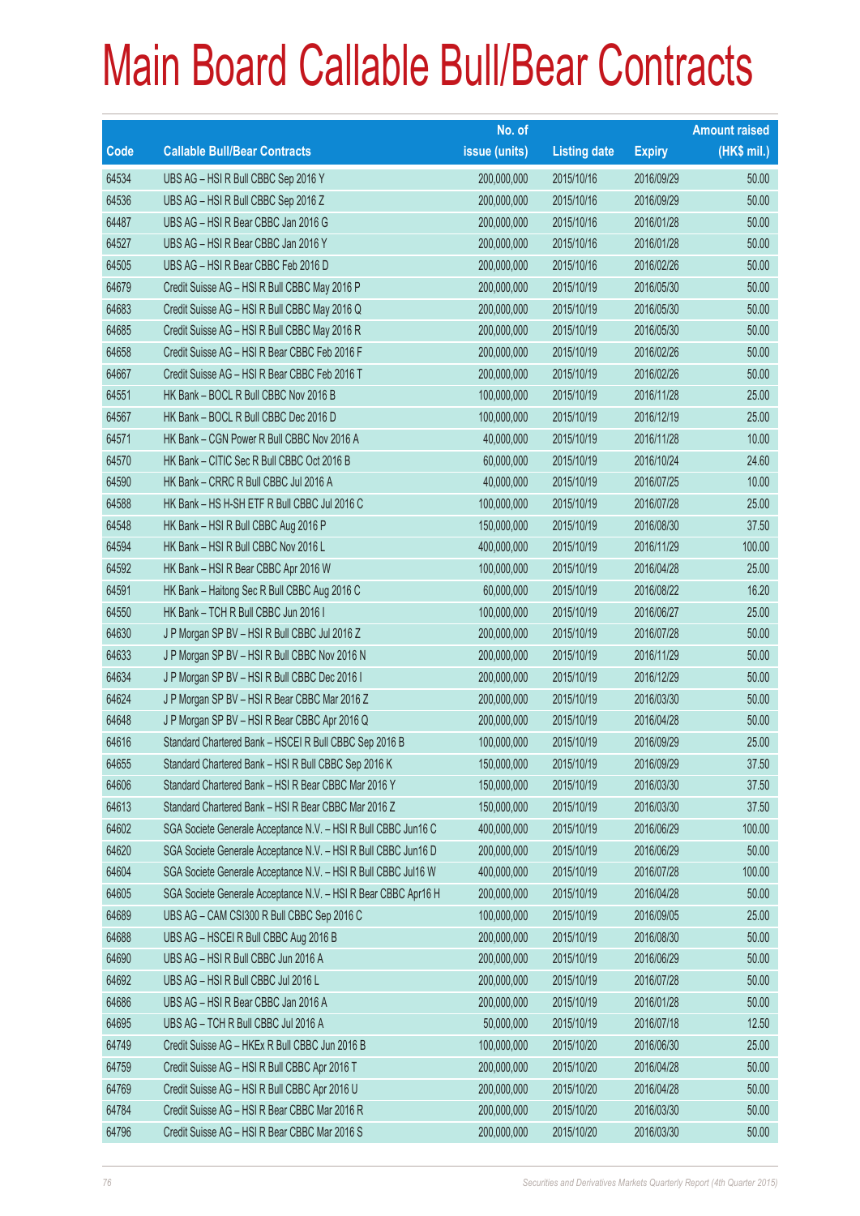# Main Board Callable Bull/Bear Contracts

| Code | Callable Bull/Bear Contracts | No. of issue (units) | Listing date | Expiry | Amount raised (HK$ mil.) |
|---|---|---|---|---|---|
| 64534 | UBS AG – HSI R Bull CBBC Sep 2016 Y | 200,000,000 | 2015/10/16 | 2016/09/29 | 50.00 |
| 64536 | UBS AG – HSI R Bull CBBC Sep 2016 Z | 200,000,000 | 2015/10/16 | 2016/09/29 | 50.00 |
| 64487 | UBS AG – HSI R Bear CBBC Jan 2016 G | 200,000,000 | 2015/10/16 | 2016/01/28 | 50.00 |
| 64527 | UBS AG – HSI R Bear CBBC Jan 2016 Y | 200,000,000 | 2015/10/16 | 2016/01/28 | 50.00 |
| 64505 | UBS AG – HSI R Bear CBBC Feb 2016 D | 200,000,000 | 2015/10/16 | 2016/02/26 | 50.00 |
| 64679 | Credit Suisse AG – HSI R Bull CBBC May 2016 P | 200,000,000 | 2015/10/19 | 2016/05/30 | 50.00 |
| 64683 | Credit Suisse AG – HSI R Bull CBBC May 2016 Q | 200,000,000 | 2015/10/19 | 2016/05/30 | 50.00 |
| 64685 | Credit Suisse AG – HSI R Bull CBBC May 2016 R | 200,000,000 | 2015/10/19 | 2016/05/30 | 50.00 |
| 64658 | Credit Suisse AG – HSI R Bear CBBC Feb 2016 F | 200,000,000 | 2015/10/19 | 2016/02/26 | 50.00 |
| 64667 | Credit Suisse AG – HSI R Bear CBBC Feb 2016 T | 200,000,000 | 2015/10/19 | 2016/02/26 | 50.00 |
| 64551 | HK Bank – BOCL R Bull CBBC Nov 2016 B | 100,000,000 | 2015/10/19 | 2016/11/28 | 25.00 |
| 64567 | HK Bank – BOCL R Bull CBBC Dec 2016 D | 100,000,000 | 2015/10/19 | 2016/12/19 | 25.00 |
| 64571 | HK Bank – CGN Power R Bull CBBC Nov 2016 A | 40,000,000 | 2015/10/19 | 2016/11/28 | 10.00 |
| 64570 | HK Bank – CITIC Sec R Bull CBBC Oct 2016 B | 60,000,000 | 2015/10/19 | 2016/10/24 | 24.60 |
| 64590 | HK Bank – CRRC R Bull CBBC Jul 2016 A | 40,000,000 | 2015/10/19 | 2016/07/25 | 10.00 |
| 64588 | HK Bank – HS H-SH ETF R Bull CBBC Jul 2016 C | 100,000,000 | 2015/10/19 | 2016/07/28 | 25.00 |
| 64548 | HK Bank – HSI R Bull CBBC Aug 2016 P | 150,000,000 | 2015/10/19 | 2016/08/30 | 37.50 |
| 64594 | HK Bank – HSI R Bull CBBC Nov 2016 L | 400,000,000 | 2015/10/19 | 2016/11/29 | 100.00 |
| 64592 | HK Bank – HSI R Bear CBBC Apr 2016 W | 100,000,000 | 2015/10/19 | 2016/04/28 | 25.00 |
| 64591 | HK Bank – Haitong Sec R Bull CBBC Aug 2016 C | 60,000,000 | 2015/10/19 | 2016/08/22 | 16.20 |
| 64550 | HK Bank – TCH R Bull CBBC Jun 2016 I | 100,000,000 | 2015/10/19 | 2016/06/27 | 25.00 |
| 64630 | J P Morgan SP BV – HSI R Bull CBBC Jul 2016 Z | 200,000,000 | 2015/10/19 | 2016/07/28 | 50.00 |
| 64633 | J P Morgan SP BV – HSI R Bull CBBC Nov 2016 N | 200,000,000 | 2015/10/19 | 2016/11/29 | 50.00 |
| 64634 | J P Morgan SP BV – HSI R Bull CBBC Dec 2016 I | 200,000,000 | 2015/10/19 | 2016/12/29 | 50.00 |
| 64624 | J P Morgan SP BV – HSI R Bear CBBC Mar 2016 Z | 200,000,000 | 2015/10/19 | 2016/03/30 | 50.00 |
| 64648 | J P Morgan SP BV – HSI R Bear CBBC Apr 2016 Q | 200,000,000 | 2015/10/19 | 2016/04/28 | 50.00 |
| 64616 | Standard Chartered Bank – HSCEI R Bull CBBC Sep 2016 B | 100,000,000 | 2015/10/19 | 2016/09/29 | 25.00 |
| 64655 | Standard Chartered Bank – HSI R Bull CBBC Sep 2016 K | 150,000,000 | 2015/10/19 | 2016/09/29 | 37.50 |
| 64606 | Standard Chartered Bank – HSI R Bear CBBC Mar 2016 Y | 150,000,000 | 2015/10/19 | 2016/03/30 | 37.50 |
| 64613 | Standard Chartered Bank – HSI R Bear CBBC Mar 2016 Z | 150,000,000 | 2015/10/19 | 2016/03/30 | 37.50 |
| 64602 | SGA Societe Generale Acceptance N.V. – HSI R Bull CBBC Jun16 C | 400,000,000 | 2015/10/19 | 2016/06/29 | 100.00 |
| 64620 | SGA Societe Generale Acceptance N.V. – HSI R Bull CBBC Jun16 D | 200,000,000 | 2015/10/19 | 2016/06/29 | 50.00 |
| 64604 | SGA Societe Generale Acceptance N.V. – HSI R Bull CBBC Jul16 W | 400,000,000 | 2015/10/19 | 2016/07/28 | 100.00 |
| 64605 | SGA Societe Generale Acceptance N.V. – HSI R Bear CBBC Apr16 H | 200,000,000 | 2015/10/19 | 2016/04/28 | 50.00 |
| 64689 | UBS AG – CAM CSI300 R Bull CBBC Sep 2016 C | 100,000,000 | 2015/10/19 | 2016/09/05 | 25.00 |
| 64688 | UBS AG – HSCEI R Bull CBBC Aug 2016 B | 200,000,000 | 2015/10/19 | 2016/08/30 | 50.00 |
| 64690 | UBS AG – HSI R Bull CBBC Jun 2016 A | 200,000,000 | 2015/10/19 | 2016/06/29 | 50.00 |
| 64692 | UBS AG – HSI R Bull CBBC Jul 2016 L | 200,000,000 | 2015/10/19 | 2016/07/28 | 50.00 |
| 64686 | UBS AG – HSI R Bear CBBC Jan 2016 A | 200,000,000 | 2015/10/19 | 2016/01/28 | 50.00 |
| 64695 | UBS AG – TCH R Bull CBBC Jul 2016 A | 50,000,000 | 2015/10/19 | 2016/07/18 | 12.50 |
| 64749 | Credit Suisse AG – HKEx R Bull CBBC Jun 2016 B | 100,000,000 | 2015/10/20 | 2016/06/30 | 25.00 |
| 64759 | Credit Suisse AG – HSI R Bull CBBC Apr 2016 T | 200,000,000 | 2015/10/20 | 2016/04/28 | 50.00 |
| 64769 | Credit Suisse AG – HSI R Bull CBBC Apr 2016 U | 200,000,000 | 2015/10/20 | 2016/04/28 | 50.00 |
| 64784 | Credit Suisse AG – HSI R Bear CBBC Mar 2016 R | 200,000,000 | 2015/10/20 | 2016/03/30 | 50.00 |
| 64796 | Credit Suisse AG – HSI R Bear CBBC Mar 2016 S | 200,000,000 | 2015/10/20 | 2016/03/30 | 50.00 |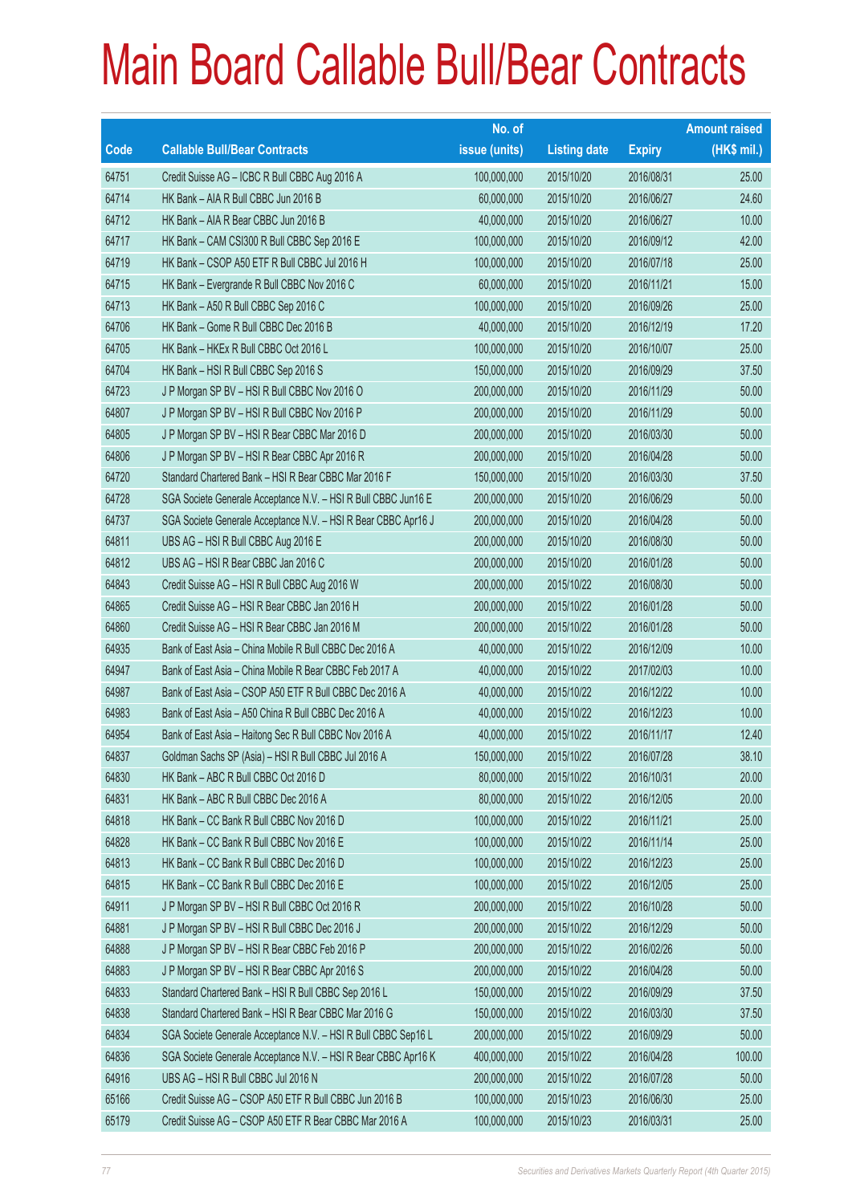# Main Board Callable Bull/Bear Contracts

| Code | Callable Bull/Bear Contracts | No. of issue (units) | Listing date | Expiry | Amount raised (HK$ mil.) |
|---|---|---|---|---|---|
| 64751 | Credit Suisse AG – ICBC R Bull CBBC Aug 2016 A | 100,000,000 | 2015/10/20 | 2016/08/31 | 25.00 |
| 64714 | HK Bank – AIA R Bull CBBC Jun 2016 B | 60,000,000 | 2015/10/20 | 2016/06/27 | 24.60 |
| 64712 | HK Bank – AIA R Bear CBBC Jun 2016 B | 40,000,000 | 2015/10/20 | 2016/06/27 | 10.00 |
| 64717 | HK Bank – CAM CSI300 R Bull CBBC Sep 2016 E | 100,000,000 | 2015/10/20 | 2016/09/12 | 42.00 |
| 64719 | HK Bank – CSOP A50 ETF R Bull CBBC Jul 2016 H | 100,000,000 | 2015/10/20 | 2016/07/18 | 25.00 |
| 64715 | HK Bank – Evergrande R Bull CBBC Nov 2016 C | 60,000,000 | 2015/10/20 | 2016/11/21 | 15.00 |
| 64713 | HK Bank – A50 R Bull CBBC Sep 2016 C | 100,000,000 | 2015/10/20 | 2016/09/26 | 25.00 |
| 64706 | HK Bank – Gome R Bull CBBC Dec 2016 B | 40,000,000 | 2015/10/20 | 2016/12/19 | 17.20 |
| 64705 | HK Bank – HKEx R Bull CBBC Oct 2016 L | 100,000,000 | 2015/10/20 | 2016/10/07 | 25.00 |
| 64704 | HK Bank – HSI R Bull CBBC Sep 2016 S | 150,000,000 | 2015/10/20 | 2016/09/29 | 37.50 |
| 64723 | J P Morgan SP BV – HSI R Bull CBBC Nov 2016 O | 200,000,000 | 2015/10/20 | 2016/11/29 | 50.00 |
| 64807 | J P Morgan SP BV – HSI R Bull CBBC Nov 2016 P | 200,000,000 | 2015/10/20 | 2016/11/29 | 50.00 |
| 64805 | J P Morgan SP BV – HSI R Bear CBBC Mar 2016 D | 200,000,000 | 2015/10/20 | 2016/03/30 | 50.00 |
| 64806 | J P Morgan SP BV – HSI R Bear CBBC Apr 2016 R | 200,000,000 | 2015/10/20 | 2016/04/28 | 50.00 |
| 64720 | Standard Chartered Bank – HSI R Bear CBBC Mar 2016 F | 150,000,000 | 2015/10/20 | 2016/03/30 | 37.50 |
| 64728 | SGA Societe Generale Acceptance N.V. – HSI R Bull CBBC Jun16 E | 200,000,000 | 2015/10/20 | 2016/06/29 | 50.00 |
| 64737 | SGA Societe Generale Acceptance N.V. – HSI R Bear CBBC Apr16 J | 200,000,000 | 2015/10/20 | 2016/04/28 | 50.00 |
| 64811 | UBS AG – HSI R Bull CBBC Aug 2016 E | 200,000,000 | 2015/10/20 | 2016/08/30 | 50.00 |
| 64812 | UBS AG – HSI R Bear CBBC Jan 2016 C | 200,000,000 | 2015/10/20 | 2016/01/28 | 50.00 |
| 64843 | Credit Suisse AG – HSI R Bull CBBC Aug 2016 W | 200,000,000 | 2015/10/22 | 2016/08/30 | 50.00 |
| 64865 | Credit Suisse AG – HSI R Bear CBBC Jan 2016 H | 200,000,000 | 2015/10/22 | 2016/01/28 | 50.00 |
| 64860 | Credit Suisse AG – HSI R Bear CBBC Jan 2016 M | 200,000,000 | 2015/10/22 | 2016/01/28 | 50.00 |
| 64935 | Bank of East Asia – China Mobile R Bull CBBC Dec 2016 A | 40,000,000 | 2015/10/22 | 2016/12/09 | 10.00 |
| 64947 | Bank of East Asia – China Mobile R Bear CBBC Feb 2017 A | 40,000,000 | 2015/10/22 | 2017/02/03 | 10.00 |
| 64987 | Bank of East Asia – CSOP A50 ETF R Bull CBBC Dec 2016 A | 40,000,000 | 2015/10/22 | 2016/12/22 | 10.00 |
| 64983 | Bank of East Asia – A50 China R Bull CBBC Dec 2016 A | 40,000,000 | 2015/10/22 | 2016/12/23 | 10.00 |
| 64954 | Bank of East Asia – Haitong Sec R Bull CBBC Nov 2016 A | 40,000,000 | 2015/10/22 | 2016/11/17 | 12.40 |
| 64837 | Goldman Sachs SP (Asia) – HSI R Bull CBBC Jul 2016 A | 150,000,000 | 2015/10/22 | 2016/07/28 | 38.10 |
| 64830 | HK Bank – ABC R Bull CBBC Oct 2016 D | 80,000,000 | 2015/10/22 | 2016/10/31 | 20.00 |
| 64831 | HK Bank – ABC R Bull CBBC Dec 2016 A | 80,000,000 | 2015/10/22 | 2016/12/05 | 20.00 |
| 64818 | HK Bank – CC Bank R Bull CBBC Nov 2016 D | 100,000,000 | 2015/10/22 | 2016/11/21 | 25.00 |
| 64828 | HK Bank – CC Bank R Bull CBBC Nov 2016 E | 100,000,000 | 2015/10/22 | 2016/11/14 | 25.00 |
| 64813 | HK Bank – CC Bank R Bull CBBC Dec 2016 D | 100,000,000 | 2015/10/22 | 2016/12/23 | 25.00 |
| 64815 | HK Bank – CC Bank R Bull CBBC Dec 2016 E | 100,000,000 | 2015/10/22 | 2016/12/05 | 25.00 |
| 64911 | J P Morgan SP BV – HSI R Bull CBBC Oct 2016 R | 200,000,000 | 2015/10/22 | 2016/10/28 | 50.00 |
| 64881 | J P Morgan SP BV – HSI R Bull CBBC Dec 2016 J | 200,000,000 | 2015/10/22 | 2016/12/29 | 50.00 |
| 64888 | J P Morgan SP BV – HSI R Bear CBBC Feb 2016 P | 200,000,000 | 2015/10/22 | 2016/02/26 | 50.00 |
| 64883 | J P Morgan SP BV – HSI R Bear CBBC Apr 2016 S | 200,000,000 | 2015/10/22 | 2016/04/28 | 50.00 |
| 64833 | Standard Chartered Bank – HSI R Bull CBBC Sep 2016 L | 150,000,000 | 2015/10/22 | 2016/09/29 | 37.50 |
| 64838 | Standard Chartered Bank – HSI R Bear CBBC Mar 2016 G | 150,000,000 | 2015/10/22 | 2016/03/30 | 37.50 |
| 64834 | SGA Societe Generale Acceptance N.V. – HSI R Bull CBBC Sep16 L | 200,000,000 | 2015/10/22 | 2016/09/29 | 50.00 |
| 64836 | SGA Societe Generale Acceptance N.V. – HSI R Bear CBBC Apr16 K | 400,000,000 | 2015/10/22 | 2016/04/28 | 100.00 |
| 64916 | UBS AG – HSI R Bull CBBC Jul 2016 N | 200,000,000 | 2015/10/22 | 2016/07/28 | 50.00 |
| 65166 | Credit Suisse AG – CSOP A50 ETF R Bull CBBC Jun 2016 B | 100,000,000 | 2015/10/23 | 2016/06/30 | 25.00 |
| 65179 | Credit Suisse AG – CSOP A50 ETF R Bear CBBC Mar 2016 A | 100,000,000 | 2015/10/23 | 2016/03/31 | 25.00 |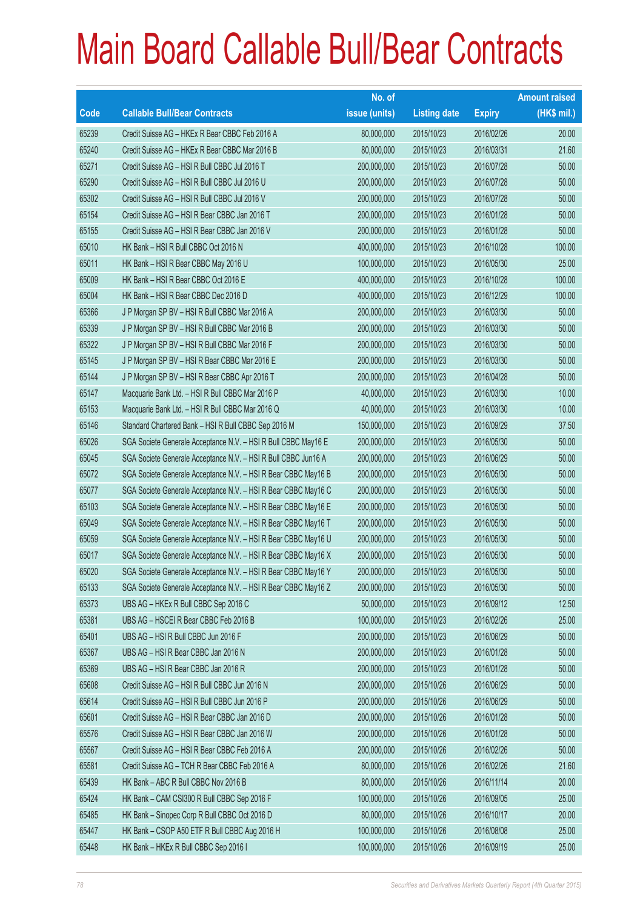# Main Board Callable Bull/Bear Contracts

| Code | Callable Bull/Bear Contracts | No. of issue (units) | Listing date | Expiry | Amount raised (HK$ mil.) |
|---|---|---|---|---|---|
| 65239 | Credit Suisse AG – HKEx R Bear CBBC Feb 2016 A | 80,000,000 | 2015/10/23 | 2016/02/26 | 20.00 |
| 65240 | Credit Suisse AG – HKEx R Bear CBBC Mar 2016 B | 80,000,000 | 2015/10/23 | 2016/03/31 | 21.60 |
| 65271 | Credit Suisse AG – HSI R Bull CBBC Jul 2016 T | 200,000,000 | 2015/10/23 | 2016/07/28 | 50.00 |
| 65290 | Credit Suisse AG – HSI R Bull CBBC Jul 2016 U | 200,000,000 | 2015/10/23 | 2016/07/28 | 50.00 |
| 65302 | Credit Suisse AG – HSI R Bull CBBC Jul 2016 V | 200,000,000 | 2015/10/23 | 2016/07/28 | 50.00 |
| 65154 | Credit Suisse AG – HSI R Bear CBBC Jan 2016 T | 200,000,000 | 2015/10/23 | 2016/01/28 | 50.00 |
| 65155 | Credit Suisse AG – HSI R Bear CBBC Jan 2016 V | 200,000,000 | 2015/10/23 | 2016/01/28 | 50.00 |
| 65010 | HK Bank – HSI R Bull CBBC Oct 2016 N | 400,000,000 | 2015/10/23 | 2016/10/28 | 100.00 |
| 65011 | HK Bank – HSI R Bear CBBC May 2016 U | 100,000,000 | 2015/10/23 | 2016/05/30 | 25.00 |
| 65009 | HK Bank – HSI R Bear CBBC Oct 2016 E | 400,000,000 | 2015/10/23 | 2016/10/28 | 100.00 |
| 65004 | HK Bank – HSI R Bear CBBC Dec 2016 D | 400,000,000 | 2015/10/23 | 2016/12/29 | 100.00 |
| 65366 | J P Morgan SP BV – HSI R Bull CBBC Mar 2016 A | 200,000,000 | 2015/10/23 | 2016/03/30 | 50.00 |
| 65339 | J P Morgan SP BV – HSI R Bull CBBC Mar 2016 B | 200,000,000 | 2015/10/23 | 2016/03/30 | 50.00 |
| 65322 | J P Morgan SP BV – HSI R Bull CBBC Mar 2016 F | 200,000,000 | 2015/10/23 | 2016/03/30 | 50.00 |
| 65145 | J P Morgan SP BV – HSI R Bear CBBC Mar 2016 E | 200,000,000 | 2015/10/23 | 2016/03/30 | 50.00 |
| 65144 | J P Morgan SP BV – HSI R Bear CBBC Apr 2016 T | 200,000,000 | 2015/10/23 | 2016/04/28 | 50.00 |
| 65147 | Macquarie Bank Ltd. – HSI R Bull CBBC Mar 2016 P | 40,000,000 | 2015/10/23 | 2016/03/30 | 10.00 |
| 65153 | Macquarie Bank Ltd. – HSI R Bull CBBC Mar 2016 Q | 40,000,000 | 2015/10/23 | 2016/03/30 | 10.00 |
| 65146 | Standard Chartered Bank – HSI R Bull CBBC Sep 2016 M | 150,000,000 | 2015/10/23 | 2016/09/29 | 37.50 |
| 65026 | SGA Societe Generale Acceptance N.V. – HSI R Bull CBBC May16 E | 200,000,000 | 2015/10/23 | 2016/05/30 | 50.00 |
| 65045 | SGA Societe Generale Acceptance N.V. – HSI R Bull CBBC Jun16 A | 200,000,000 | 2015/10/23 | 2016/06/29 | 50.00 |
| 65072 | SGA Societe Generale Acceptance N.V. – HSI R Bear CBBC May16 B | 200,000,000 | 2015/10/23 | 2016/05/30 | 50.00 |
| 65077 | SGA Societe Generale Acceptance N.V. – HSI R Bear CBBC May16 C | 200,000,000 | 2015/10/23 | 2016/05/30 | 50.00 |
| 65103 | SGA Societe Generale Acceptance N.V. – HSI R Bear CBBC May16 E | 200,000,000 | 2015/10/23 | 2016/05/30 | 50.00 |
| 65049 | SGA Societe Generale Acceptance N.V. – HSI R Bear CBBC May16 T | 200,000,000 | 2015/10/23 | 2016/05/30 | 50.00 |
| 65059 | SGA Societe Generale Acceptance N.V. – HSI R Bear CBBC May16 U | 200,000,000 | 2015/10/23 | 2016/05/30 | 50.00 |
| 65017 | SGA Societe Generale Acceptance N.V. – HSI R Bear CBBC May16 X | 200,000,000 | 2015/10/23 | 2016/05/30 | 50.00 |
| 65020 | SGA Societe Generale Acceptance N.V. – HSI R Bear CBBC May16 Y | 200,000,000 | 2015/10/23 | 2016/05/30 | 50.00 |
| 65133 | SGA Societe Generale Acceptance N.V. – HSI R Bear CBBC May16 Z | 200,000,000 | 2015/10/23 | 2016/05/30 | 50.00 |
| 65373 | UBS AG – HKEx R Bull CBBC Sep 2016 C | 50,000,000 | 2015/10/23 | 2016/09/12 | 12.50 |
| 65381 | UBS AG – HSCEI R Bear CBBC Feb 2016 B | 100,000,000 | 2015/10/23 | 2016/02/26 | 25.00 |
| 65401 | UBS AG – HSI R Bull CBBC Jun 2016 F | 200,000,000 | 2015/10/23 | 2016/06/29 | 50.00 |
| 65367 | UBS AG – HSI R Bear CBBC Jan 2016 N | 200,000,000 | 2015/10/23 | 2016/01/28 | 50.00 |
| 65369 | UBS AG – HSI R Bear CBBC Jan 2016 R | 200,000,000 | 2015/10/23 | 2016/01/28 | 50.00 |
| 65608 | Credit Suisse AG – HSI R Bull CBBC Jun 2016 N | 200,000,000 | 2015/10/26 | 2016/06/29 | 50.00 |
| 65614 | Credit Suisse AG – HSI R Bull CBBC Jun 2016 P | 200,000,000 | 2015/10/26 | 2016/06/29 | 50.00 |
| 65601 | Credit Suisse AG – HSI R Bear CBBC Jan 2016 D | 200,000,000 | 2015/10/26 | 2016/01/28 | 50.00 |
| 65576 | Credit Suisse AG – HSI R Bear CBBC Jan 2016 W | 200,000,000 | 2015/10/26 | 2016/01/28 | 50.00 |
| 65567 | Credit Suisse AG – HSI R Bear CBBC Feb 2016 A | 200,000,000 | 2015/10/26 | 2016/02/26 | 50.00 |
| 65581 | Credit Suisse AG – TCH R Bear CBBC Feb 2016 A | 80,000,000 | 2015/10/26 | 2016/02/26 | 21.60 |
| 65439 | HK Bank – ABC R Bull CBBC Nov 2016 B | 80,000,000 | 2015/10/26 | 2016/11/14 | 20.00 |
| 65424 | HK Bank – CAM CSI300 R Bull CBBC Sep 2016 F | 100,000,000 | 2015/10/26 | 2016/09/05 | 25.00 |
| 65485 | HK Bank – Sinopec Corp R Bull CBBC Oct 2016 D | 80,000,000 | 2015/10/26 | 2016/10/17 | 20.00 |
| 65447 | HK Bank – CSOP A50 ETF R Bull CBBC Aug 2016 H | 100,000,000 | 2015/10/26 | 2016/08/08 | 25.00 |
| 65448 | HK Bank – HKEx R Bull CBBC Sep 2016 I | 100,000,000 | 2015/10/26 | 2016/09/19 | 25.00 |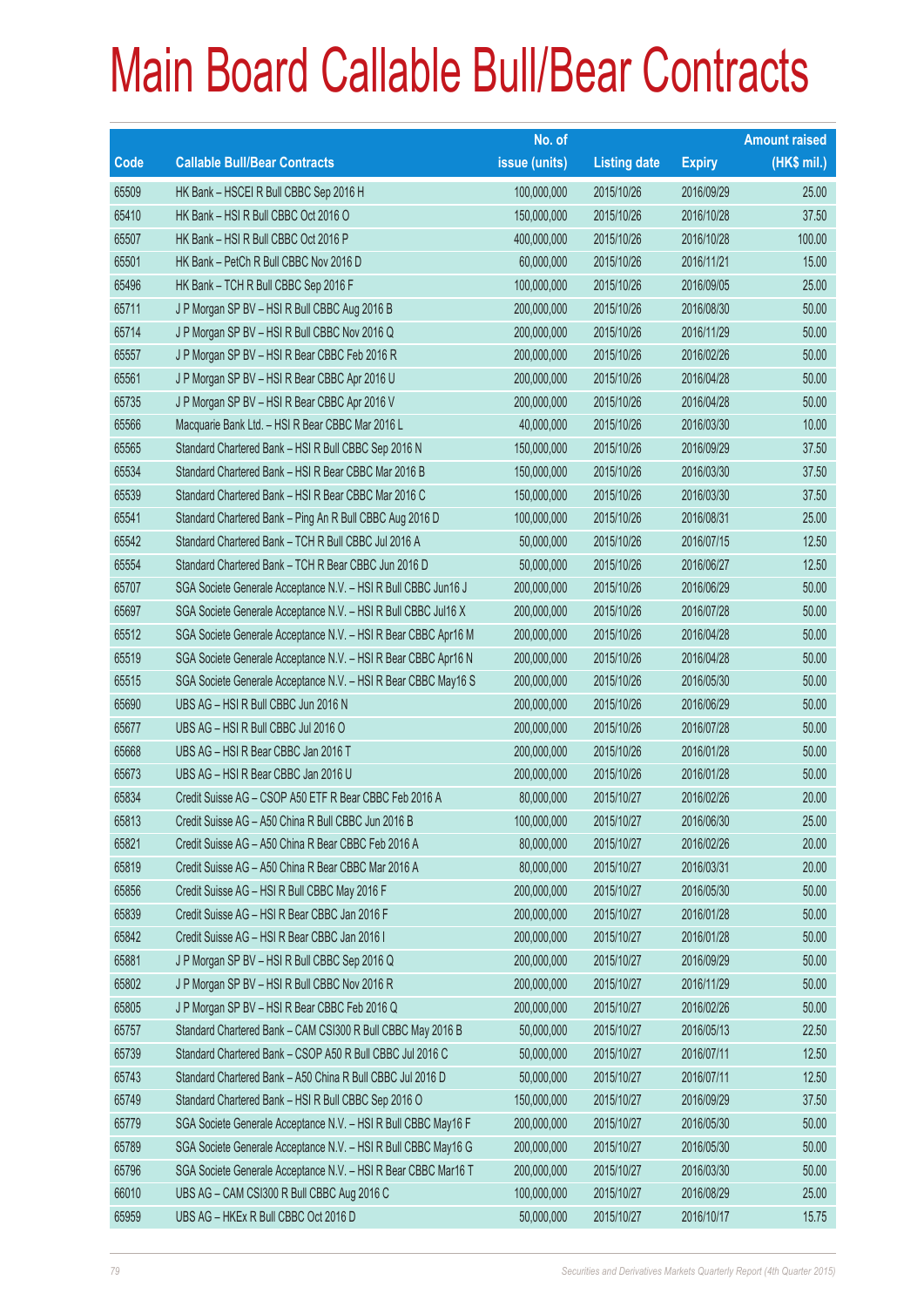# Main Board Callable Bull/Bear Contracts

| Code | Callable Bull/Bear Contracts | No. of issue (units) | Listing date | Expiry | Amount raised (HK$ mil.) |
|---|---|---|---|---|---|
| 65509 | HK Bank – HSCEI R Bull CBBC Sep 2016 H | 100,000,000 | 2015/10/26 | 2016/09/29 | 25.00 |
| 65410 | HK Bank – HSI R Bull CBBC Oct 2016 O | 150,000,000 | 2015/10/26 | 2016/10/28 | 37.50 |
| 65507 | HK Bank – HSI R Bull CBBC Oct 2016 P | 400,000,000 | 2015/10/26 | 2016/10/28 | 100.00 |
| 65501 | HK Bank – PetCh R Bull CBBC Nov 2016 D | 60,000,000 | 2015/10/26 | 2016/11/21 | 15.00 |
| 65496 | HK Bank – TCH R Bull CBBC Sep 2016 F | 100,000,000 | 2015/10/26 | 2016/09/05 | 25.00 |
| 65711 | J P Morgan SP BV – HSI R Bull CBBC Aug 2016 B | 200,000,000 | 2015/10/26 | 2016/08/30 | 50.00 |
| 65714 | J P Morgan SP BV – HSI R Bull CBBC Nov 2016 Q | 200,000,000 | 2015/10/26 | 2016/11/29 | 50.00 |
| 65557 | J P Morgan SP BV – HSI R Bear CBBC Feb 2016 R | 200,000,000 | 2015/10/26 | 2016/02/26 | 50.00 |
| 65561 | J P Morgan SP BV – HSI R Bear CBBC Apr 2016 U | 200,000,000 | 2015/10/26 | 2016/04/28 | 50.00 |
| 65735 | J P Morgan SP BV – HSI R Bear CBBC Apr 2016 V | 200,000,000 | 2015/10/26 | 2016/04/28 | 50.00 |
| 65566 | Macquarie Bank Ltd. – HSI R Bear CBBC Mar 2016 L | 40,000,000 | 2015/10/26 | 2016/03/30 | 10.00 |
| 65565 | Standard Chartered Bank – HSI R Bull CBBC Sep 2016 N | 150,000,000 | 2015/10/26 | 2016/09/29 | 37.50 |
| 65534 | Standard Chartered Bank – HSI R Bear CBBC Mar 2016 B | 150,000,000 | 2015/10/26 | 2016/03/30 | 37.50 |
| 65539 | Standard Chartered Bank – HSI R Bear CBBC Mar 2016 C | 150,000,000 | 2015/10/26 | 2016/03/30 | 37.50 |
| 65541 | Standard Chartered Bank – Ping An R Bull CBBC Aug 2016 D | 100,000,000 | 2015/10/26 | 2016/08/31 | 25.00 |
| 65542 | Standard Chartered Bank – TCH R Bull CBBC Jul 2016 A | 50,000,000 | 2015/10/26 | 2016/07/15 | 12.50 |
| 65554 | Standard Chartered Bank – TCH R Bear CBBC Jun 2016 D | 50,000,000 | 2015/10/26 | 2016/06/27 | 12.50 |
| 65707 | SGA Societe Generale Acceptance N.V. – HSI R Bull CBBC Jun16 J | 200,000,000 | 2015/10/26 | 2016/06/29 | 50.00 |
| 65697 | SGA Societe Generale Acceptance N.V. – HSI R Bull CBBC Jul16 X | 200,000,000 | 2015/10/26 | 2016/07/28 | 50.00 |
| 65512 | SGA Societe Generale Acceptance N.V. – HSI R Bear CBBC Apr16 M | 200,000,000 | 2015/10/26 | 2016/04/28 | 50.00 |
| 65519 | SGA Societe Generale Acceptance N.V. – HSI R Bear CBBC Apr16 N | 200,000,000 | 2015/10/26 | 2016/04/28 | 50.00 |
| 65515 | SGA Societe Generale Acceptance N.V. – HSI R Bear CBBC May16 S | 200,000,000 | 2015/10/26 | 2016/05/30 | 50.00 |
| 65690 | UBS AG – HSI R Bull CBBC Jun 2016 N | 200,000,000 | 2015/10/26 | 2016/06/29 | 50.00 |
| 65677 | UBS AG – HSI R Bull CBBC Jul 2016 O | 200,000,000 | 2015/10/26 | 2016/07/28 | 50.00 |
| 65668 | UBS AG – HSI R Bear CBBC Jan 2016 T | 200,000,000 | 2015/10/26 | 2016/01/28 | 50.00 |
| 65673 | UBS AG – HSI R Bear CBBC Jan 2016 U | 200,000,000 | 2015/10/26 | 2016/01/28 | 50.00 |
| 65834 | Credit Suisse AG – CSOP A50 ETF R Bear CBBC Feb 2016 A | 80,000,000 | 2015/10/27 | 2016/02/26 | 20.00 |
| 65813 | Credit Suisse AG – A50 China R Bull CBBC Jun 2016 B | 100,000,000 | 2015/10/27 | 2016/06/30 | 25.00 |
| 65821 | Credit Suisse AG – A50 China R Bear CBBC Feb 2016 A | 80,000,000 | 2015/10/27 | 2016/02/26 | 20.00 |
| 65819 | Credit Suisse AG – A50 China R Bear CBBC Mar 2016 A | 80,000,000 | 2015/10/27 | 2016/03/31 | 20.00 |
| 65856 | Credit Suisse AG – HSI R Bull CBBC May 2016 F | 200,000,000 | 2015/10/27 | 2016/05/30 | 50.00 |
| 65839 | Credit Suisse AG – HSI R Bear CBBC Jan 2016 F | 200,000,000 | 2015/10/27 | 2016/01/28 | 50.00 |
| 65842 | Credit Suisse AG – HSI R Bear CBBC Jan 2016 I | 200,000,000 | 2015/10/27 | 2016/01/28 | 50.00 |
| 65881 | J P Morgan SP BV – HSI R Bull CBBC Sep 2016 Q | 200,000,000 | 2015/10/27 | 2016/09/29 | 50.00 |
| 65802 | J P Morgan SP BV – HSI R Bull CBBC Nov 2016 R | 200,000,000 | 2015/10/27 | 2016/11/29 | 50.00 |
| 65805 | J P Morgan SP BV – HSI R Bear CBBC Feb 2016 Q | 200,000,000 | 2015/10/27 | 2016/02/26 | 50.00 |
| 65757 | Standard Chartered Bank – CAM CSI300 R Bull CBBC May 2016 B | 50,000,000 | 2015/10/27 | 2016/05/13 | 22.50 |
| 65739 | Standard Chartered Bank – CSOP A50 R Bull CBBC Jul 2016 C | 50,000,000 | 2015/10/27 | 2016/07/11 | 12.50 |
| 65743 | Standard Chartered Bank – A50 China R Bull CBBC Jul 2016 D | 50,000,000 | 2015/10/27 | 2016/07/11 | 12.50 |
| 65749 | Standard Chartered Bank – HSI R Bull CBBC Sep 2016 O | 150,000,000 | 2015/10/27 | 2016/09/29 | 37.50 |
| 65779 | SGA Societe Generale Acceptance N.V. – HSI R Bull CBBC May16 F | 200,000,000 | 2015/10/27 | 2016/05/30 | 50.00 |
| 65789 | SGA Societe Generale Acceptance N.V. – HSI R Bull CBBC May16 G | 200,000,000 | 2015/10/27 | 2016/05/30 | 50.00 |
| 65796 | SGA Societe Generale Acceptance N.V. – HSI R Bear CBBC Mar16 T | 200,000,000 | 2015/10/27 | 2016/03/30 | 50.00 |
| 66010 | UBS AG – CAM CSI300 R Bull CBBC Aug 2016 C | 100,000,000 | 2015/10/27 | 2016/08/29 | 25.00 |
| 65959 | UBS AG – HKEx R Bull CBBC Oct 2016 D | 50,000,000 | 2015/10/27 | 2016/10/17 | 15.75 |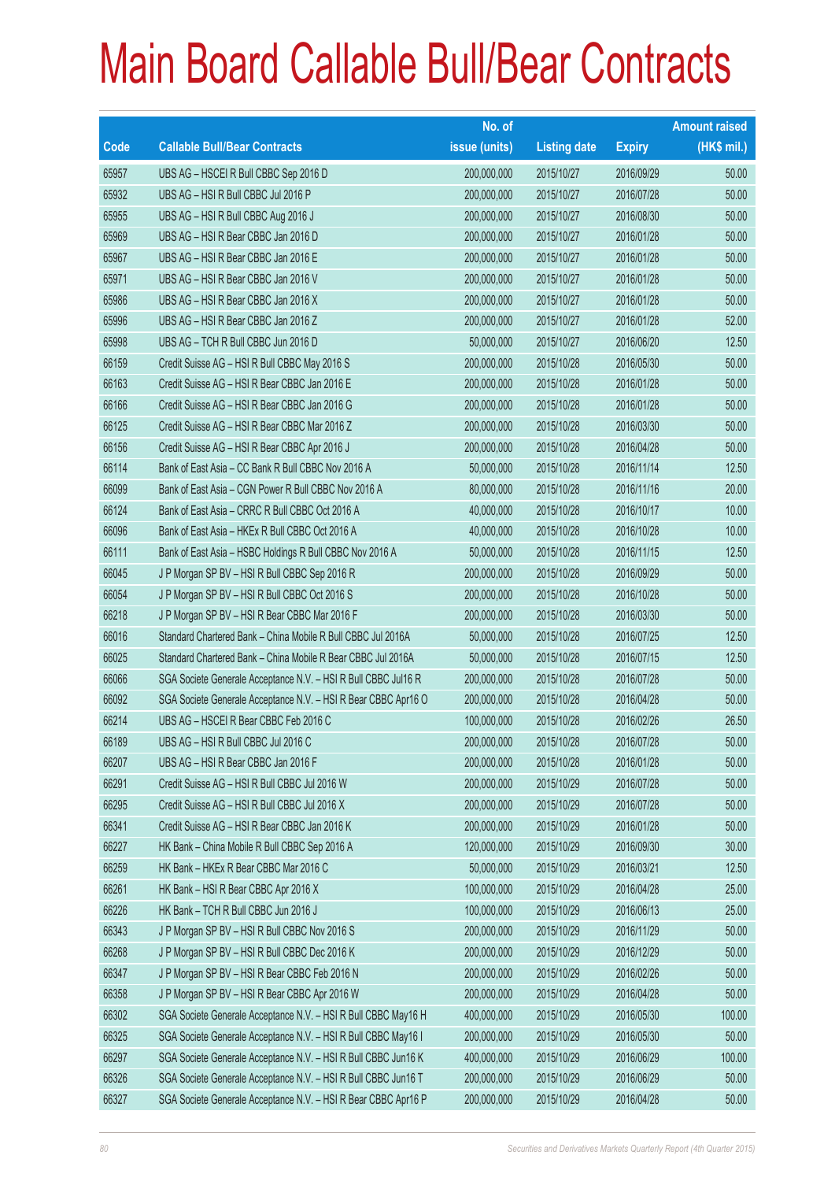# Main Board Callable Bull/Bear Contracts

| Code | Callable Bull/Bear Contracts | No. of issue (units) | Listing date | Expiry | Amount raised (HK$ mil.) |
|---|---|---|---|---|---|
| 65957 | UBS AG – HSCEI R Bull CBBC Sep 2016 D | 200,000,000 | 2015/10/27 | 2016/09/29 | 50.00 |
| 65932 | UBS AG – HSI R Bull CBBC Jul 2016 P | 200,000,000 | 2015/10/27 | 2016/07/28 | 50.00 |
| 65955 | UBS AG – HSI R Bull CBBC Aug 2016 J | 200,000,000 | 2015/10/27 | 2016/08/30 | 50.00 |
| 65969 | UBS AG – HSI R Bear CBBC Jan 2016 D | 200,000,000 | 2015/10/27 | 2016/01/28 | 50.00 |
| 65967 | UBS AG – HSI R Bear CBBC Jan 2016 E | 200,000,000 | 2015/10/27 | 2016/01/28 | 50.00 |
| 65971 | UBS AG – HSI R Bear CBBC Jan 2016 V | 200,000,000 | 2015/10/27 | 2016/01/28 | 50.00 |
| 65986 | UBS AG – HSI R Bear CBBC Jan 2016 X | 200,000,000 | 2015/10/27 | 2016/01/28 | 50.00 |
| 65996 | UBS AG – HSI R Bear CBBC Jan 2016 Z | 200,000,000 | 2015/10/27 | 2016/01/28 | 52.00 |
| 65998 | UBS AG – TCH R Bull CBBC Jun 2016 D | 50,000,000 | 2015/10/27 | 2016/06/20 | 12.50 |
| 66159 | Credit Suisse AG – HSI R Bull CBBC May 2016 S | 200,000,000 | 2015/10/28 | 2016/05/30 | 50.00 |
| 66163 | Credit Suisse AG – HSI R Bear CBBC Jan 2016 E | 200,000,000 | 2015/10/28 | 2016/01/28 | 50.00 |
| 66166 | Credit Suisse AG – HSI R Bear CBBC Jan 2016 G | 200,000,000 | 2015/10/28 | 2016/01/28 | 50.00 |
| 66125 | Credit Suisse AG – HSI R Bear CBBC Mar 2016 Z | 200,000,000 | 2015/10/28 | 2016/03/30 | 50.00 |
| 66156 | Credit Suisse AG – HSI R Bear CBBC Apr 2016 J | 200,000,000 | 2015/10/28 | 2016/04/28 | 50.00 |
| 66114 | Bank of East Asia – CC Bank R Bull CBBC Nov 2016 A | 50,000,000 | 2015/10/28 | 2016/11/14 | 12.50 |
| 66099 | Bank of East Asia – CGN Power R Bull CBBC Nov 2016 A | 80,000,000 | 2015/10/28 | 2016/11/16 | 20.00 |
| 66124 | Bank of East Asia – CRRC R Bull CBBC Oct 2016 A | 40,000,000 | 2015/10/28 | 2016/10/17 | 10.00 |
| 66096 | Bank of East Asia – HKEx R Bull CBBC Oct 2016 A | 40,000,000 | 2015/10/28 | 2016/10/28 | 10.00 |
| 66111 | Bank of East Asia – HSBC Holdings R Bull CBBC Nov 2016 A | 50,000,000 | 2015/10/28 | 2016/11/15 | 12.50 |
| 66045 | J P Morgan SP BV – HSI R Bull CBBC Sep 2016 R | 200,000,000 | 2015/10/28 | 2016/09/29 | 50.00 |
| 66054 | J P Morgan SP BV – HSI R Bull CBBC Oct 2016 S | 200,000,000 | 2015/10/28 | 2016/10/28 | 50.00 |
| 66218 | J P Morgan SP BV – HSI R Bear CBBC Mar 2016 F | 200,000,000 | 2015/10/28 | 2016/03/30 | 50.00 |
| 66016 | Standard Chartered Bank – China Mobile R Bull CBBC Jul 2016A | 50,000,000 | 2015/10/28 | 2016/07/25 | 12.50 |
| 66025 | Standard Chartered Bank – China Mobile R Bear CBBC Jul 2016A | 50,000,000 | 2015/10/28 | 2016/07/15 | 12.50 |
| 66066 | SGA Societe Generale Acceptance N.V. – HSI R Bull CBBC Jul16 R | 200,000,000 | 2015/10/28 | 2016/07/28 | 50.00 |
| 66092 | SGA Societe Generale Acceptance N.V. – HSI R Bear CBBC Apr16 O | 200,000,000 | 2015/10/28 | 2016/04/28 | 50.00 |
| 66214 | UBS AG – HSCEI R Bear CBBC Feb 2016 C | 100,000,000 | 2015/10/28 | 2016/02/26 | 26.50 |
| 66189 | UBS AG – HSI R Bull CBBC Jul 2016 C | 200,000,000 | 2015/10/28 | 2016/07/28 | 50.00 |
| 66207 | UBS AG – HSI R Bear CBBC Jan 2016 F | 200,000,000 | 2015/10/28 | 2016/01/28 | 50.00 |
| 66291 | Credit Suisse AG – HSI R Bull CBBC Jul 2016 W | 200,000,000 | 2015/10/29 | 2016/07/28 | 50.00 |
| 66295 | Credit Suisse AG – HSI R Bull CBBC Jul 2016 X | 200,000,000 | 2015/10/29 | 2016/07/28 | 50.00 |
| 66341 | Credit Suisse AG – HSI R Bear CBBC Jan 2016 K | 200,000,000 | 2015/10/29 | 2016/01/28 | 50.00 |
| 66227 | HK Bank – China Mobile R Bull CBBC Sep 2016 A | 120,000,000 | 2015/10/29 | 2016/09/30 | 30.00 |
| 66259 | HK Bank – HKEx R Bear CBBC Mar 2016 C | 50,000,000 | 2015/10/29 | 2016/03/21 | 12.50 |
| 66261 | HK Bank – HSI R Bear CBBC Apr 2016 X | 100,000,000 | 2015/10/29 | 2016/04/28 | 25.00 |
| 66226 | HK Bank – TCH R Bull CBBC Jun 2016 J | 100,000,000 | 2015/10/29 | 2016/06/13 | 25.00 |
| 66343 | J P Morgan SP BV – HSI R Bull CBBC Nov 2016 S | 200,000,000 | 2015/10/29 | 2016/11/29 | 50.00 |
| 66268 | J P Morgan SP BV – HSI R Bull CBBC Dec 2016 K | 200,000,000 | 2015/10/29 | 2016/12/29 | 50.00 |
| 66347 | J P Morgan SP BV – HSI R Bear CBBC Feb 2016 N | 200,000,000 | 2015/10/29 | 2016/02/26 | 50.00 |
| 66358 | J P Morgan SP BV – HSI R Bear CBBC Apr 2016 W | 200,000,000 | 2015/10/29 | 2016/04/28 | 50.00 |
| 66302 | SGA Societe Generale Acceptance N.V. – HSI R Bull CBBC May16 H | 400,000,000 | 2015/10/29 | 2016/05/30 | 100.00 |
| 66325 | SGA Societe Generale Acceptance N.V. – HSI R Bull CBBC May16 I | 200,000,000 | 2015/10/29 | 2016/05/30 | 50.00 |
| 66297 | SGA Societe Generale Acceptance N.V. – HSI R Bull CBBC Jun16 K | 400,000,000 | 2015/10/29 | 2016/06/29 | 100.00 |
| 66326 | SGA Societe Generale Acceptance N.V. – HSI R Bull CBBC Jun16 T | 200,000,000 | 2015/10/29 | 2016/06/29 | 50.00 |
| 66327 | SGA Societe Generale Acceptance N.V. – HSI R Bear CBBC Apr16 P | 200,000,000 | 2015/10/29 | 2016/04/28 | 50.00 |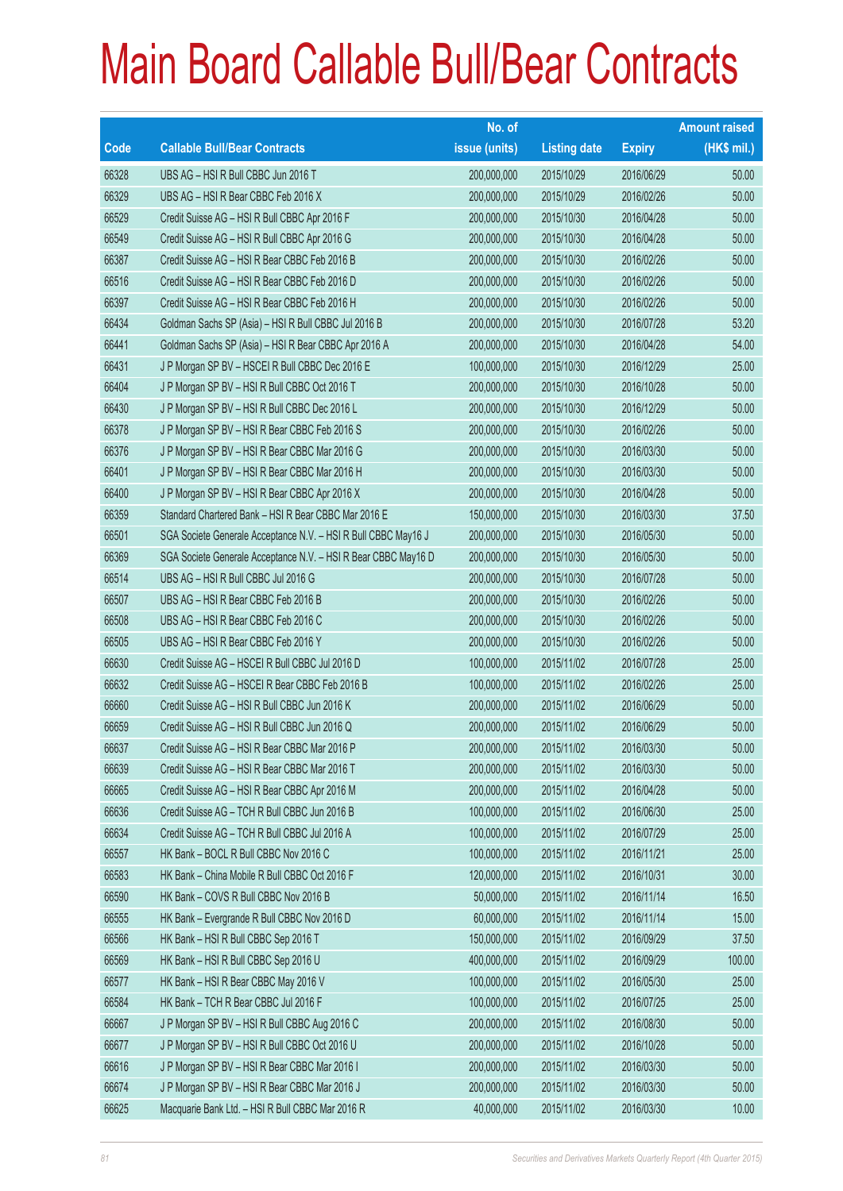# Main Board Callable Bull/Bear Contracts

| Code | Callable Bull/Bear Contracts | No. of issue (units) | Listing date | Expiry | Amount raised (HK$ mil.) |
|---|---|---|---|---|---|
| 66328 | UBS AG – HSI R Bull CBBC Jun 2016 T | 200,000,000 | 2015/10/29 | 2016/06/29 | 50.00 |
| 66329 | UBS AG – HSI R Bear CBBC Feb 2016 X | 200,000,000 | 2015/10/29 | 2016/02/26 | 50.00 |
| 66529 | Credit Suisse AG – HSI R Bull CBBC Apr 2016 F | 200,000,000 | 2015/10/30 | 2016/04/28 | 50.00 |
| 66549 | Credit Suisse AG – HSI R Bull CBBC Apr 2016 G | 200,000,000 | 2015/10/30 | 2016/04/28 | 50.00 |
| 66387 | Credit Suisse AG – HSI R Bear CBBC Feb 2016 B | 200,000,000 | 2015/10/30 | 2016/02/26 | 50.00 |
| 66516 | Credit Suisse AG – HSI R Bear CBBC Feb 2016 D | 200,000,000 | 2015/10/30 | 2016/02/26 | 50.00 |
| 66397 | Credit Suisse AG – HSI R Bear CBBC Feb 2016 H | 200,000,000 | 2015/10/30 | 2016/02/26 | 50.00 |
| 66434 | Goldman Sachs SP (Asia) – HSI R Bull CBBC Jul 2016 B | 200,000,000 | 2015/10/30 | 2016/07/28 | 53.20 |
| 66441 | Goldman Sachs SP (Asia) – HSI R Bear CBBC Apr 2016 A | 200,000,000 | 2015/10/30 | 2016/04/28 | 54.00 |
| 66431 | J P Morgan SP BV – HSCEI R Bull CBBC Dec 2016 E | 100,000,000 | 2015/10/30 | 2016/12/29 | 25.00 |
| 66404 | J P Morgan SP BV – HSI R Bull CBBC Oct 2016 T | 200,000,000 | 2015/10/30 | 2016/10/28 | 50.00 |
| 66430 | J P Morgan SP BV – HSI R Bull CBBC Dec 2016 L | 200,000,000 | 2015/10/30 | 2016/12/29 | 50.00 |
| 66378 | J P Morgan SP BV – HSI R Bear CBBC Feb 2016 S | 200,000,000 | 2015/10/30 | 2016/02/26 | 50.00 |
| 66376 | J P Morgan SP BV – HSI R Bear CBBC Mar 2016 G | 200,000,000 | 2015/10/30 | 2016/03/30 | 50.00 |
| 66401 | J P Morgan SP BV – HSI R Bear CBBC Mar 2016 H | 200,000,000 | 2015/10/30 | 2016/03/30 | 50.00 |
| 66400 | J P Morgan SP BV – HSI R Bear CBBC Apr 2016 X | 200,000,000 | 2015/10/30 | 2016/04/28 | 50.00 |
| 66359 | Standard Chartered Bank – HSI R Bear CBBC Mar 2016 E | 150,000,000 | 2015/10/30 | 2016/03/30 | 37.50 |
| 66501 | SGA Societe Generale Acceptance N.V. – HSI R Bull CBBC May16 J | 200,000,000 | 2015/10/30 | 2016/05/30 | 50.00 |
| 66369 | SGA Societe Generale Acceptance N.V. – HSI R Bear CBBC May16 D | 200,000,000 | 2015/10/30 | 2016/05/30 | 50.00 |
| 66514 | UBS AG – HSI R Bull CBBC Jul 2016 G | 200,000,000 | 2015/10/30 | 2016/07/28 | 50.00 |
| 66507 | UBS AG – HSI R Bear CBBC Feb 2016 B | 200,000,000 | 2015/10/30 | 2016/02/26 | 50.00 |
| 66508 | UBS AG – HSI R Bear CBBC Feb 2016 C | 200,000,000 | 2015/10/30 | 2016/02/26 | 50.00 |
| 66505 | UBS AG – HSI R Bear CBBC Feb 2016 Y | 200,000,000 | 2015/10/30 | 2016/02/26 | 50.00 |
| 66630 | Credit Suisse AG – HSCEI R Bull CBBC Jul 2016 D | 100,000,000 | 2015/11/02 | 2016/07/28 | 25.00 |
| 66632 | Credit Suisse AG – HSCEI R Bear CBBC Feb 2016 B | 100,000,000 | 2015/11/02 | 2016/02/26 | 25.00 |
| 66660 | Credit Suisse AG – HSI R Bull CBBC Jun 2016 K | 200,000,000 | 2015/11/02 | 2016/06/29 | 50.00 |
| 66659 | Credit Suisse AG – HSI R Bull CBBC Jun 2016 Q | 200,000,000 | 2015/11/02 | 2016/06/29 | 50.00 |
| 66637 | Credit Suisse AG – HSI R Bear CBBC Mar 2016 P | 200,000,000 | 2015/11/02 | 2016/03/30 | 50.00 |
| 66639 | Credit Suisse AG – HSI R Bear CBBC Mar 2016 T | 200,000,000 | 2015/11/02 | 2016/03/30 | 50.00 |
| 66665 | Credit Suisse AG – HSI R Bear CBBC Apr 2016 M | 200,000,000 | 2015/11/02 | 2016/04/28 | 50.00 |
| 66636 | Credit Suisse AG – TCH R Bull CBBC Jun 2016 B | 100,000,000 | 2015/11/02 | 2016/06/30 | 25.00 |
| 66634 | Credit Suisse AG – TCH R Bull CBBC Jul 2016 A | 100,000,000 | 2015/11/02 | 2016/07/29 | 25.00 |
| 66557 | HK Bank – BOCL R Bull CBBC Nov 2016 C | 100,000,000 | 2015/11/02 | 2016/11/21 | 25.00 |
| 66583 | HK Bank – China Mobile R Bull CBBC Oct 2016 F | 120,000,000 | 2015/11/02 | 2016/10/31 | 30.00 |
| 66590 | HK Bank – COVS R Bull CBBC Nov 2016 B | 50,000,000 | 2015/11/02 | 2016/11/14 | 16.50 |
| 66555 | HK Bank – Evergrande R Bull CBBC Nov 2016 D | 60,000,000 | 2015/11/02 | 2016/11/14 | 15.00 |
| 66566 | HK Bank – HSI R Bull CBBC Sep 2016 T | 150,000,000 | 2015/11/02 | 2016/09/29 | 37.50 |
| 66569 | HK Bank – HSI R Bull CBBC Sep 2016 U | 400,000,000 | 2015/11/02 | 2016/09/29 | 100.00 |
| 66577 | HK Bank – HSI R Bear CBBC May 2016 V | 100,000,000 | 2015/11/02 | 2016/05/30 | 25.00 |
| 66584 | HK Bank – TCH R Bear CBBC Jul 2016 F | 100,000,000 | 2015/11/02 | 2016/07/25 | 25.00 |
| 66667 | J P Morgan SP BV – HSI R Bull CBBC Aug 2016 C | 200,000,000 | 2015/11/02 | 2016/08/30 | 50.00 |
| 66677 | J P Morgan SP BV – HSI R Bull CBBC Oct 2016 U | 200,000,000 | 2015/11/02 | 2016/10/28 | 50.00 |
| 66616 | J P Morgan SP BV – HSI R Bear CBBC Mar 2016 I | 200,000,000 | 2015/11/02 | 2016/03/30 | 50.00 |
| 66674 | J P Morgan SP BV – HSI R Bear CBBC Mar 2016 J | 200,000,000 | 2015/11/02 | 2016/03/30 | 50.00 |
| 66625 | Macquarie Bank Ltd. – HSI R Bull CBBC Mar 2016 R | 40,000,000 | 2015/11/02 | 2016/03/30 | 10.00 |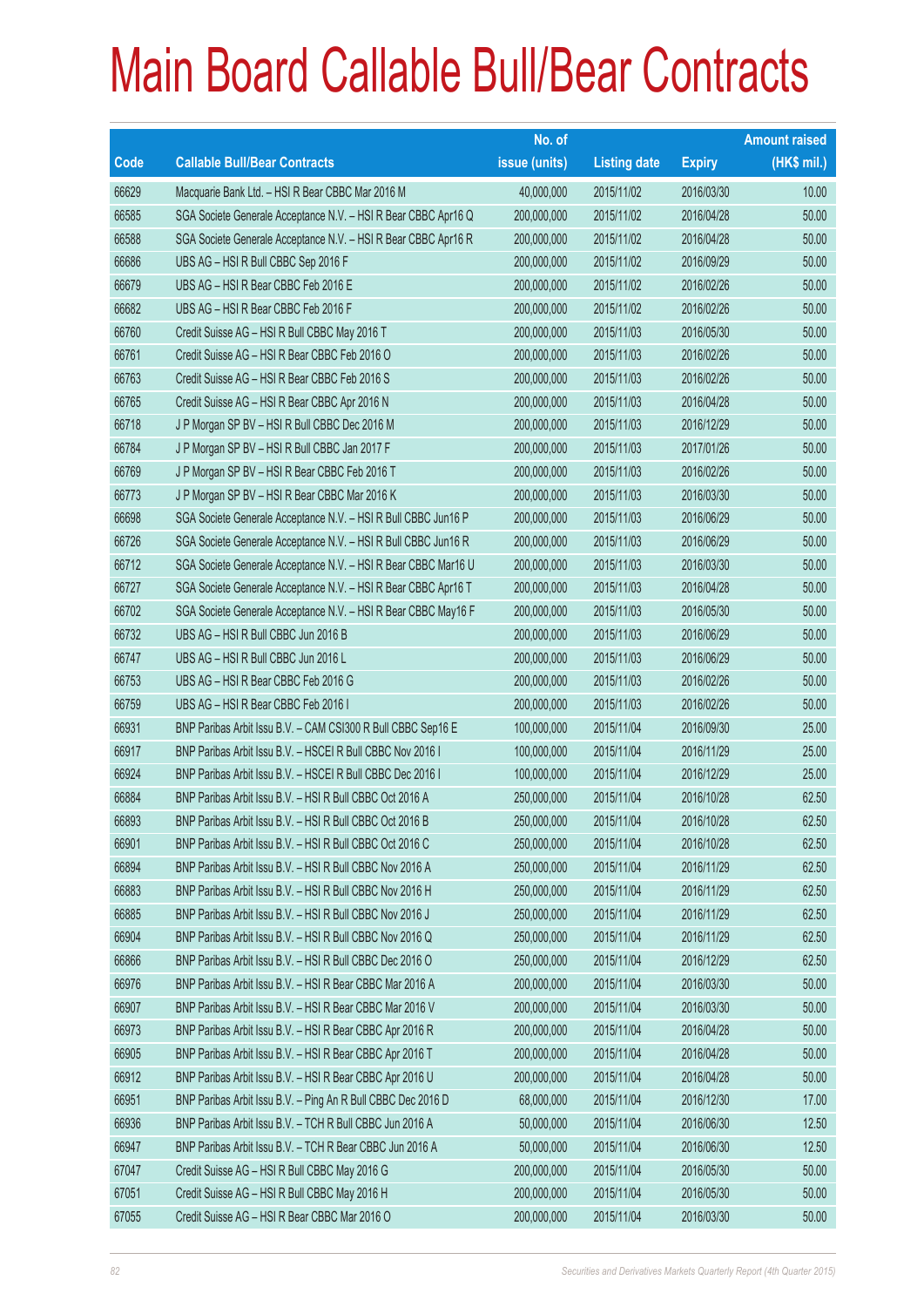# Main Board Callable Bull/Bear Contracts

| Code | Callable Bull/Bear Contracts | No. of issue (units) | Listing date | Expiry | Amount raised (HK$ mil.) |
|---|---|---|---|---|---|
| 66629 | Macquarie Bank Ltd. – HSI R Bear CBBC Mar 2016 M | 40,000,000 | 2015/11/02 | 2016/03/30 | 10.00 |
| 66585 | SGA Societe Generale Acceptance N.V. – HSI R Bear CBBC Apr16 Q | 200,000,000 | 2015/11/02 | 2016/04/28 | 50.00 |
| 66588 | SGA Societe Generale Acceptance N.V. – HSI R Bear CBBC Apr16 R | 200,000,000 | 2015/11/02 | 2016/04/28 | 50.00 |
| 66686 | UBS AG – HSI R Bull CBBC Sep 2016 F | 200,000,000 | 2015/11/02 | 2016/09/29 | 50.00 |
| 66679 | UBS AG – HSI R Bear CBBC Feb 2016 E | 200,000,000 | 2015/11/02 | 2016/02/26 | 50.00 |
| 66682 | UBS AG – HSI R Bear CBBC Feb 2016 F | 200,000,000 | 2015/11/02 | 2016/02/26 | 50.00 |
| 66760 | Credit Suisse AG – HSI R Bull CBBC May 2016 T | 200,000,000 | 2015/11/03 | 2016/05/30 | 50.00 |
| 66761 | Credit Suisse AG – HSI R Bear CBBC Feb 2016 O | 200,000,000 | 2015/11/03 | 2016/02/26 | 50.00 |
| 66763 | Credit Suisse AG – HSI R Bear CBBC Feb 2016 S | 200,000,000 | 2015/11/03 | 2016/02/26 | 50.00 |
| 66765 | Credit Suisse AG – HSI R Bear CBBC Apr 2016 N | 200,000,000 | 2015/11/03 | 2016/04/28 | 50.00 |
| 66718 | J P Morgan SP BV – HSI R Bull CBBC Dec 2016 M | 200,000,000 | 2015/11/03 | 2016/12/29 | 50.00 |
| 66784 | J P Morgan SP BV – HSI R Bull CBBC Jan 2017 F | 200,000,000 | 2015/11/03 | 2017/01/26 | 50.00 |
| 66769 | J P Morgan SP BV – HSI R Bear CBBC Feb 2016 T | 200,000,000 | 2015/11/03 | 2016/02/26 | 50.00 |
| 66773 | J P Morgan SP BV – HSI R Bear CBBC Mar 2016 K | 200,000,000 | 2015/11/03 | 2016/03/30 | 50.00 |
| 66698 | SGA Societe Generale Acceptance N.V. – HSI R Bull CBBC Jun16 P | 200,000,000 | 2015/11/03 | 2016/06/29 | 50.00 |
| 66726 | SGA Societe Generale Acceptance N.V. – HSI R Bull CBBC Jun16 R | 200,000,000 | 2015/11/03 | 2016/06/29 | 50.00 |
| 66712 | SGA Societe Generale Acceptance N.V. – HSI R Bear CBBC Mar16 U | 200,000,000 | 2015/11/03 | 2016/03/30 | 50.00 |
| 66727 | SGA Societe Generale Acceptance N.V. – HSI R Bear CBBC Apr16 T | 200,000,000 | 2015/11/03 | 2016/04/28 | 50.00 |
| 66702 | SGA Societe Generale Acceptance N.V. – HSI R Bear CBBC May16 F | 200,000,000 | 2015/11/03 | 2016/05/30 | 50.00 |
| 66732 | UBS AG – HSI R Bull CBBC Jun 2016 B | 200,000,000 | 2015/11/03 | 2016/06/29 | 50.00 |
| 66747 | UBS AG – HSI R Bull CBBC Jun 2016 L | 200,000,000 | 2015/11/03 | 2016/06/29 | 50.00 |
| 66753 | UBS AG – HSI R Bear CBBC Feb 2016 G | 200,000,000 | 2015/11/03 | 2016/02/26 | 50.00 |
| 66759 | UBS AG – HSI R Bear CBBC Feb 2016 I | 200,000,000 | 2015/11/03 | 2016/02/26 | 50.00 |
| 66931 | BNP Paribas Arbit Issu B.V. – CAM CSI300 R Bull CBBC Sep16 E | 100,000,000 | 2015/11/04 | 2016/09/30 | 25.00 |
| 66917 | BNP Paribas Arbit Issu B.V. – HSCEI R Bull CBBC Nov 2016 I | 100,000,000 | 2015/11/04 | 2016/11/29 | 25.00 |
| 66924 | BNP Paribas Arbit Issu B.V. – HSCEI R Bull CBBC Dec 2016 I | 100,000,000 | 2015/11/04 | 2016/12/29 | 25.00 |
| 66884 | BNP Paribas Arbit Issu B.V. – HSI R Bull CBBC Oct 2016 A | 250,000,000 | 2015/11/04 | 2016/10/28 | 62.50 |
| 66893 | BNP Paribas Arbit Issu B.V. – HSI R Bull CBBC Oct 2016 B | 250,000,000 | 2015/11/04 | 2016/10/28 | 62.50 |
| 66901 | BNP Paribas Arbit Issu B.V. – HSI R Bull CBBC Oct 2016 C | 250,000,000 | 2015/11/04 | 2016/10/28 | 62.50 |
| 66894 | BNP Paribas Arbit Issu B.V. – HSI R Bull CBBC Nov 2016 A | 250,000,000 | 2015/11/04 | 2016/11/29 | 62.50 |
| 66883 | BNP Paribas Arbit Issu B.V. – HSI R Bull CBBC Nov 2016 H | 250,000,000 | 2015/11/04 | 2016/11/29 | 62.50 |
| 66885 | BNP Paribas Arbit Issu B.V. – HSI R Bull CBBC Nov 2016 J | 250,000,000 | 2015/11/04 | 2016/11/29 | 62.50 |
| 66904 | BNP Paribas Arbit Issu B.V. – HSI R Bull CBBC Nov 2016 Q | 250,000,000 | 2015/11/04 | 2016/11/29 | 62.50 |
| 66866 | BNP Paribas Arbit Issu B.V. – HSI R Bull CBBC Dec 2016 O | 250,000,000 | 2015/11/04 | 2016/12/29 | 62.50 |
| 66976 | BNP Paribas Arbit Issu B.V. – HSI R Bear CBBC Mar 2016 A | 200,000,000 | 2015/11/04 | 2016/03/30 | 50.00 |
| 66907 | BNP Paribas Arbit Issu B.V. – HSI R Bear CBBC Mar 2016 V | 200,000,000 | 2015/11/04 | 2016/03/30 | 50.00 |
| 66973 | BNP Paribas Arbit Issu B.V. – HSI R Bear CBBC Apr 2016 R | 200,000,000 | 2015/11/04 | 2016/04/28 | 50.00 |
| 66905 | BNP Paribas Arbit Issu B.V. – HSI R Bear CBBC Apr 2016 T | 200,000,000 | 2015/11/04 | 2016/04/28 | 50.00 |
| 66912 | BNP Paribas Arbit Issu B.V. – HSI R Bear CBBC Apr 2016 U | 200,000,000 | 2015/11/04 | 2016/04/28 | 50.00 |
| 66951 | BNP Paribas Arbit Issu B.V. – Ping An R Bull CBBC Dec 2016 D | 68,000,000 | 2015/11/04 | 2016/12/30 | 17.00 |
| 66936 | BNP Paribas Arbit Issu B.V. – TCH R Bull CBBC Jun 2016 A | 50,000,000 | 2015/11/04 | 2016/06/30 | 12.50 |
| 66947 | BNP Paribas Arbit Issu B.V. – TCH R Bear CBBC Jun 2016 A | 50,000,000 | 2015/11/04 | 2016/06/30 | 12.50 |
| 67047 | Credit Suisse AG – HSI R Bull CBBC May 2016 G | 200,000,000 | 2015/11/04 | 2016/05/30 | 50.00 |
| 67051 | Credit Suisse AG – HSI R Bull CBBC May 2016 H | 200,000,000 | 2015/11/04 | 2016/05/30 | 50.00 |
| 67055 | Credit Suisse AG – HSI R Bear CBBC Mar 2016 O | 200,000,000 | 2015/11/04 | 2016/03/30 | 50.00 |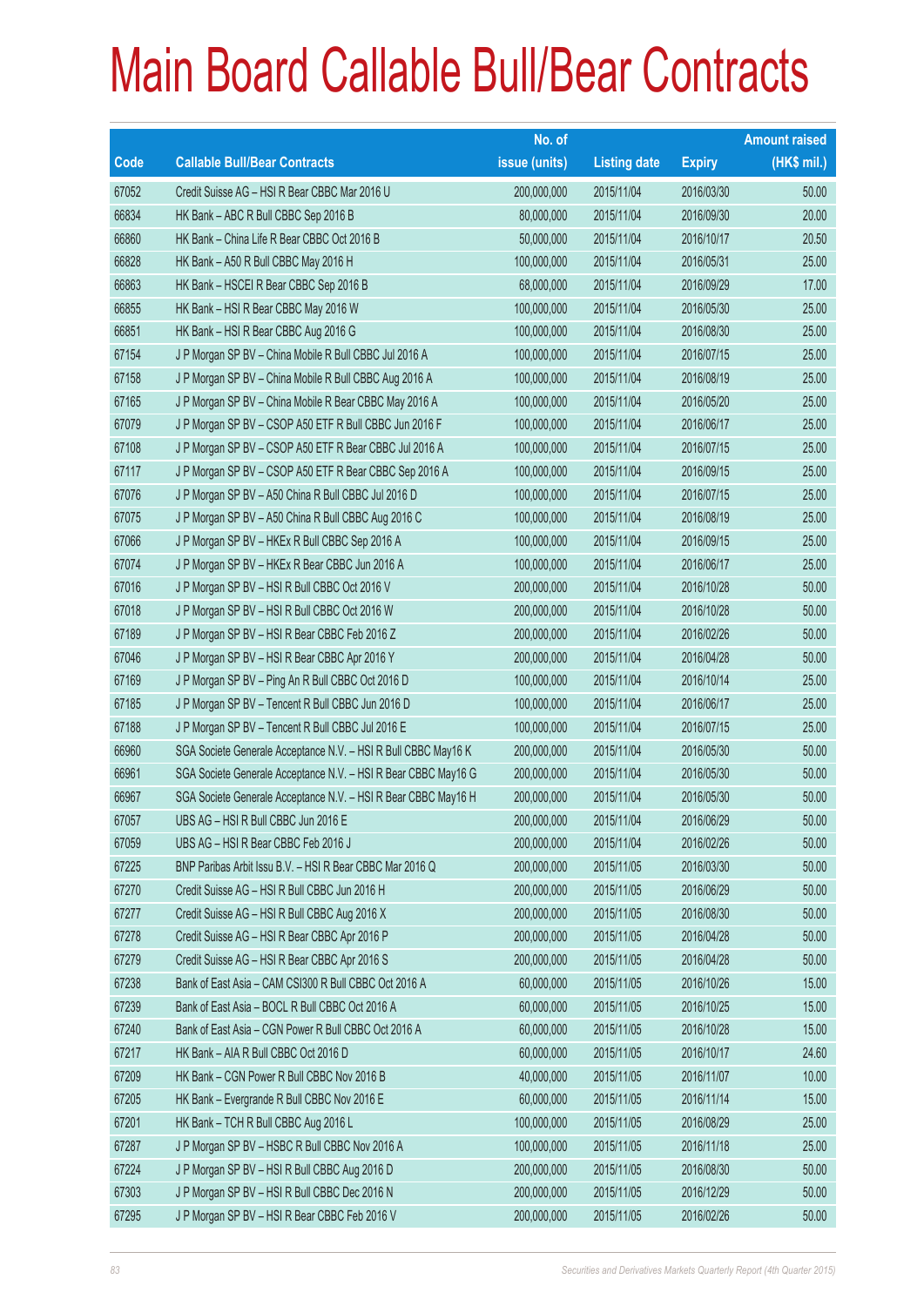# Main Board Callable Bull/Bear Contracts

| Code | Callable Bull/Bear Contracts | No. of issue (units) | Listing date | Expiry | Amount raised (HK$ mil.) |
|---|---|---|---|---|---|
| 67052 | Credit Suisse AG – HSI R Bear CBBC Mar 2016 U | 200,000,000 | 2015/11/04 | 2016/03/30 | 50.00 |
| 66834 | HK Bank – ABC R Bull CBBC Sep 2016 B | 80,000,000 | 2015/11/04 | 2016/09/30 | 20.00 |
| 66860 | HK Bank – China Life R Bear CBBC Oct 2016 B | 50,000,000 | 2015/11/04 | 2016/10/17 | 20.50 |
| 66828 | HK Bank – A50 R Bull CBBC May 2016 H | 100,000,000 | 2015/11/04 | 2016/05/31 | 25.00 |
| 66863 | HK Bank – HSCEI R Bear CBBC Sep 2016 B | 68,000,000 | 2015/11/04 | 2016/09/29 | 17.00 |
| 66855 | HK Bank – HSI R Bear CBBC May 2016 W | 100,000,000 | 2015/11/04 | 2016/05/30 | 25.00 |
| 66851 | HK Bank – HSI R Bear CBBC Aug 2016 G | 100,000,000 | 2015/11/04 | 2016/08/30 | 25.00 |
| 67154 | J P Morgan SP BV – China Mobile R Bull CBBC Jul 2016 A | 100,000,000 | 2015/11/04 | 2016/07/15 | 25.00 |
| 67158 | J P Morgan SP BV – China Mobile R Bull CBBC Aug 2016 A | 100,000,000 | 2015/11/04 | 2016/08/19 | 25.00 |
| 67165 | J P Morgan SP BV – China Mobile R Bear CBBC May 2016 A | 100,000,000 | 2015/11/04 | 2016/05/20 | 25.00 |
| 67079 | J P Morgan SP BV – CSOP A50 ETF R Bull CBBC Jun 2016 F | 100,000,000 | 2015/11/04 | 2016/06/17 | 25.00 |
| 67108 | J P Morgan SP BV – CSOP A50 ETF R Bear CBBC Jul 2016 A | 100,000,000 | 2015/11/04 | 2016/07/15 | 25.00 |
| 67117 | J P Morgan SP BV – CSOP A50 ETF R Bear CBBC Sep 2016 A | 100,000,000 | 2015/11/04 | 2016/09/15 | 25.00 |
| 67076 | J P Morgan SP BV – A50 China R Bull CBBC Jul 2016 D | 100,000,000 | 2015/11/04 | 2016/07/15 | 25.00 |
| 67075 | J P Morgan SP BV – A50 China R Bull CBBC Aug 2016 C | 100,000,000 | 2015/11/04 | 2016/08/19 | 25.00 |
| 67066 | J P Morgan SP BV – HKEx R Bull CBBC Sep 2016 A | 100,000,000 | 2015/11/04 | 2016/09/15 | 25.00 |
| 67074 | J P Morgan SP BV – HKEx R Bear CBBC Jun 2016 A | 100,000,000 | 2015/11/04 | 2016/06/17 | 25.00 |
| 67016 | J P Morgan SP BV – HSI R Bull CBBC Oct 2016 V | 200,000,000 | 2015/11/04 | 2016/10/28 | 50.00 |
| 67018 | J P Morgan SP BV – HSI R Bull CBBC Oct 2016 W | 200,000,000 | 2015/11/04 | 2016/10/28 | 50.00 |
| 67189 | J P Morgan SP BV – HSI R Bear CBBC Feb 2016 Z | 200,000,000 | 2015/11/04 | 2016/02/26 | 50.00 |
| 67046 | J P Morgan SP BV – HSI R Bear CBBC Apr 2016 Y | 200,000,000 | 2015/11/04 | 2016/04/28 | 50.00 |
| 67169 | J P Morgan SP BV – Ping An R Bull CBBC Oct 2016 D | 100,000,000 | 2015/11/04 | 2016/10/14 | 25.00 |
| 67185 | J P Morgan SP BV – Tencent R Bull CBBC Jun 2016 D | 100,000,000 | 2015/11/04 | 2016/06/17 | 25.00 |
| 67188 | J P Morgan SP BV – Tencent R Bull CBBC Jul 2016 E | 100,000,000 | 2015/11/04 | 2016/07/15 | 25.00 |
| 66960 | SGA Societe Generale Acceptance N.V. – HSI R Bull CBBC May16 K | 200,000,000 | 2015/11/04 | 2016/05/30 | 50.00 |
| 66961 | SGA Societe Generale Acceptance N.V. – HSI R Bear CBBC May16 G | 200,000,000 | 2015/11/04 | 2016/05/30 | 50.00 |
| 66967 | SGA Societe Generale Acceptance N.V. – HSI R Bear CBBC May16 H | 200,000,000 | 2015/11/04 | 2016/05/30 | 50.00 |
| 67057 | UBS AG – HSI R Bull CBBC Jun 2016 E | 200,000,000 | 2015/11/04 | 2016/06/29 | 50.00 |
| 67059 | UBS AG – HSI R Bear CBBC Feb 2016 J | 200,000,000 | 2015/11/04 | 2016/02/26 | 50.00 |
| 67225 | BNP Paribas Arbit Issu B.V. – HSI R Bear CBBC Mar 2016 Q | 200,000,000 | 2015/11/05 | 2016/03/30 | 50.00 |
| 67270 | Credit Suisse AG – HSI R Bull CBBC Jun 2016 H | 200,000,000 | 2015/11/05 | 2016/06/29 | 50.00 |
| 67277 | Credit Suisse AG – HSI R Bull CBBC Aug 2016 X | 200,000,000 | 2015/11/05 | 2016/08/30 | 50.00 |
| 67278 | Credit Suisse AG – HSI R Bear CBBC Apr 2016 P | 200,000,000 | 2015/11/05 | 2016/04/28 | 50.00 |
| 67279 | Credit Suisse AG – HSI R Bear CBBC Apr 2016 S | 200,000,000 | 2015/11/05 | 2016/04/28 | 50.00 |
| 67238 | Bank of East Asia – CAM CSI300 R Bull CBBC Oct 2016 A | 60,000,000 | 2015/11/05 | 2016/10/26 | 15.00 |
| 67239 | Bank of East Asia – BOCL R Bull CBBC Oct 2016 A | 60,000,000 | 2015/11/05 | 2016/10/25 | 15.00 |
| 67240 | Bank of East Asia – CGN Power R Bull CBBC Oct 2016 A | 60,000,000 | 2015/11/05 | 2016/10/28 | 15.00 |
| 67217 | HK Bank – AIA R Bull CBBC Oct 2016 D | 60,000,000 | 2015/11/05 | 2016/10/17 | 24.60 |
| 67209 | HK Bank – CGN Power R Bull CBBC Nov 2016 B | 40,000,000 | 2015/11/05 | 2016/11/07 | 10.00 |
| 67205 | HK Bank – Evergrande R Bull CBBC Nov 2016 E | 60,000,000 | 2015/11/05 | 2016/11/14 | 15.00 |
| 67201 | HK Bank – TCH R Bull CBBC Aug 2016 L | 100,000,000 | 2015/11/05 | 2016/08/29 | 25.00 |
| 67287 | J P Morgan SP BV – HSBC R Bull CBBC Nov 2016 A | 100,000,000 | 2015/11/05 | 2016/11/18 | 25.00 |
| 67224 | J P Morgan SP BV – HSI R Bull CBBC Aug 2016 D | 200,000,000 | 2015/11/05 | 2016/08/30 | 50.00 |
| 67303 | J P Morgan SP BV – HSI R Bull CBBC Dec 2016 N | 200,000,000 | 2015/11/05 | 2016/12/29 | 50.00 |
| 67295 | J P Morgan SP BV – HSI R Bear CBBC Feb 2016 V | 200,000,000 | 2015/11/05 | 2016/02/26 | 50.00 |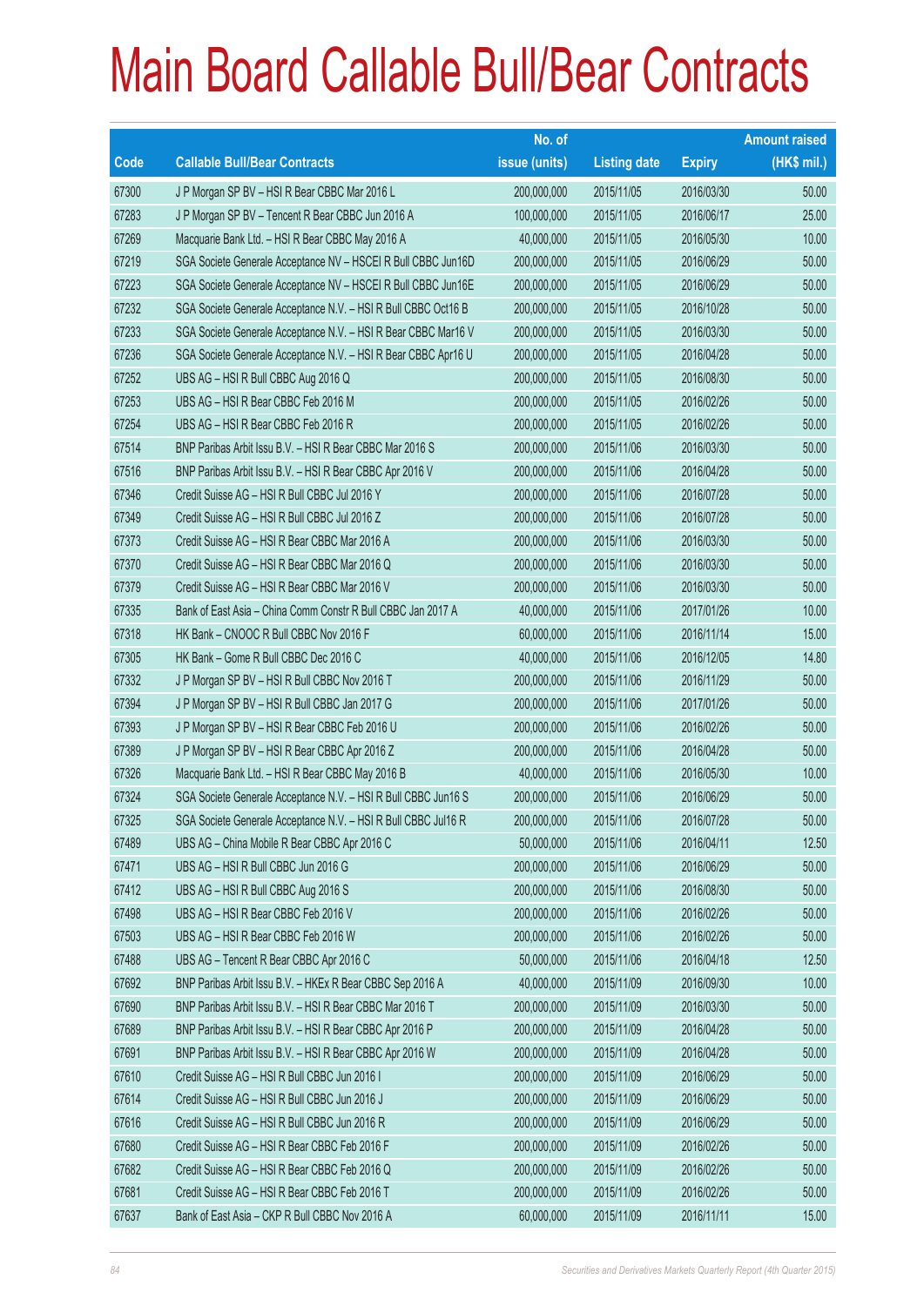# Main Board Callable Bull/Bear Contracts

| Code | Callable Bull/Bear Contracts | No. of issue (units) | Listing date | Expiry | Amount raised (HK$ mil.) |
|---|---|---|---|---|---|
| 67300 | J P Morgan SP BV – HSI R Bear CBBC Mar 2016 L | 200,000,000 | 2015/11/05 | 2016/03/30 | 50.00 |
| 67283 | J P Morgan SP BV – Tencent R Bear CBBC Jun 2016 A | 100,000,000 | 2015/11/05 | 2016/06/17 | 25.00 |
| 67269 | Macquarie Bank Ltd. – HSI R Bear CBBC May 2016 A | 40,000,000 | 2015/11/05 | 2016/05/30 | 10.00 |
| 67219 | SGA Societe Generale Acceptance NV – HSCEI R Bull CBBC Jun16D | 200,000,000 | 2015/11/05 | 2016/06/29 | 50.00 |
| 67223 | SGA Societe Generale Acceptance NV – HSCEI R Bull CBBC Jun16E | 200,000,000 | 2015/11/05 | 2016/06/29 | 50.00 |
| 67232 | SGA Societe Generale Acceptance N.V. – HSI R Bull CBBC Oct16 B | 200,000,000 | 2015/11/05 | 2016/10/28 | 50.00 |
| 67233 | SGA Societe Generale Acceptance N.V. – HSI R Bear CBBC Mar16 V | 200,000,000 | 2015/11/05 | 2016/03/30 | 50.00 |
| 67236 | SGA Societe Generale Acceptance N.V. – HSI R Bear CBBC Apr16 U | 200,000,000 | 2015/11/05 | 2016/04/28 | 50.00 |
| 67252 | UBS AG – HSI R Bull CBBC Aug 2016 Q | 200,000,000 | 2015/11/05 | 2016/08/30 | 50.00 |
| 67253 | UBS AG – HSI R Bear CBBC Feb 2016 M | 200,000,000 | 2015/11/05 | 2016/02/26 | 50.00 |
| 67254 | UBS AG – HSI R Bear CBBC Feb 2016 R | 200,000,000 | 2015/11/05 | 2016/02/26 | 50.00 |
| 67514 | BNP Paribas Arbit Issu B.V. – HSI R Bear CBBC Mar 2016 S | 200,000,000 | 2015/11/06 | 2016/03/30 | 50.00 |
| 67516 | BNP Paribas Arbit Issu B.V. – HSI R Bear CBBC Apr 2016 V | 200,000,000 | 2015/11/06 | 2016/04/28 | 50.00 |
| 67346 | Credit Suisse AG – HSI R Bull CBBC Jul 2016 Y | 200,000,000 | 2015/11/06 | 2016/07/28 | 50.00 |
| 67349 | Credit Suisse AG – HSI R Bull CBBC Jul 2016 Z | 200,000,000 | 2015/11/06 | 2016/07/28 | 50.00 |
| 67373 | Credit Suisse AG – HSI R Bear CBBC Mar 2016 A | 200,000,000 | 2015/11/06 | 2016/03/30 | 50.00 |
| 67370 | Credit Suisse AG – HSI R Bear CBBC Mar 2016 Q | 200,000,000 | 2015/11/06 | 2016/03/30 | 50.00 |
| 67379 | Credit Suisse AG – HSI R Bear CBBC Mar 2016 V | 200,000,000 | 2015/11/06 | 2016/03/30 | 50.00 |
| 67335 | Bank of East Asia – China Comm Constr R Bull CBBC Jan 2017 A | 40,000,000 | 2015/11/06 | 2017/01/26 | 10.00 |
| 67318 | HK Bank – CNOOC R Bull CBBC Nov 2016 F | 60,000,000 | 2015/11/06 | 2016/11/14 | 15.00 |
| 67305 | HK Bank – Gome R Bull CBBC Dec 2016 C | 40,000,000 | 2015/11/06 | 2016/12/05 | 14.80 |
| 67332 | J P Morgan SP BV – HSI R Bull CBBC Nov 2016 T | 200,000,000 | 2015/11/06 | 2016/11/29 | 50.00 |
| 67394 | J P Morgan SP BV – HSI R Bull CBBC Jan 2017 G | 200,000,000 | 2015/11/06 | 2017/01/26 | 50.00 |
| 67393 | J P Morgan SP BV – HSI R Bear CBBC Feb 2016 U | 200,000,000 | 2015/11/06 | 2016/02/26 | 50.00 |
| 67389 | J P Morgan SP BV – HSI R Bear CBBC Apr 2016 Z | 200,000,000 | 2015/11/06 | 2016/04/28 | 50.00 |
| 67326 | Macquarie Bank Ltd. – HSI R Bear CBBC May 2016 B | 40,000,000 | 2015/11/06 | 2016/05/30 | 10.00 |
| 67324 | SGA Societe Generale Acceptance N.V. – HSI R Bull CBBC Jun16 S | 200,000,000 | 2015/11/06 | 2016/06/29 | 50.00 |
| 67325 | SGA Societe Generale Acceptance N.V. – HSI R Bull CBBC Jul16 R | 200,000,000 | 2015/11/06 | 2016/07/28 | 50.00 |
| 67489 | UBS AG – China Mobile R Bear CBBC Apr 2016 C | 50,000,000 | 2015/11/06 | 2016/04/11 | 12.50 |
| 67471 | UBS AG – HSI R Bull CBBC Jun 2016 G | 200,000,000 | 2015/11/06 | 2016/06/29 | 50.00 |
| 67412 | UBS AG – HSI R Bull CBBC Aug 2016 S | 200,000,000 | 2015/11/06 | 2016/08/30 | 50.00 |
| 67498 | UBS AG – HSI R Bear CBBC Feb 2016 V | 200,000,000 | 2015/11/06 | 2016/02/26 | 50.00 |
| 67503 | UBS AG – HSI R Bear CBBC Feb 2016 W | 200,000,000 | 2015/11/06 | 2016/02/26 | 50.00 |
| 67488 | UBS AG – Tencent R Bear CBBC Apr 2016 C | 50,000,000 | 2015/11/06 | 2016/04/18 | 12.50 |
| 67692 | BNP Paribas Arbit Issu B.V. – HKEx R Bear CBBC Sep 2016 A | 40,000,000 | 2015/11/09 | 2016/09/30 | 10.00 |
| 67690 | BNP Paribas Arbit Issu B.V. – HSI R Bear CBBC Mar 2016 T | 200,000,000 | 2015/11/09 | 2016/03/30 | 50.00 |
| 67689 | BNP Paribas Arbit Issu B.V. – HSI R Bear CBBC Apr 2016 P | 200,000,000 | 2015/11/09 | 2016/04/28 | 50.00 |
| 67691 | BNP Paribas Arbit Issu B.V. – HSI R Bear CBBC Apr 2016 W | 200,000,000 | 2015/11/09 | 2016/04/28 | 50.00 |
| 67610 | Credit Suisse AG – HSI R Bull CBBC Jun 2016 I | 200,000,000 | 2015/11/09 | 2016/06/29 | 50.00 |
| 67614 | Credit Suisse AG – HSI R Bull CBBC Jun 2016 J | 200,000,000 | 2015/11/09 | 2016/06/29 | 50.00 |
| 67616 | Credit Suisse AG – HSI R Bull CBBC Jun 2016 R | 200,000,000 | 2015/11/09 | 2016/06/29 | 50.00 |
| 67680 | Credit Suisse AG – HSI R Bear CBBC Feb 2016 F | 200,000,000 | 2015/11/09 | 2016/02/26 | 50.00 |
| 67682 | Credit Suisse AG – HSI R Bear CBBC Feb 2016 Q | 200,000,000 | 2015/11/09 | 2016/02/26 | 50.00 |
| 67681 | Credit Suisse AG – HSI R Bear CBBC Feb 2016 T | 200,000,000 | 2015/11/09 | 2016/02/26 | 50.00 |
| 67637 | Bank of East Asia – CKP R Bull CBBC Nov 2016 A | 60,000,000 | 2015/11/09 | 2016/11/11 | 15.00 |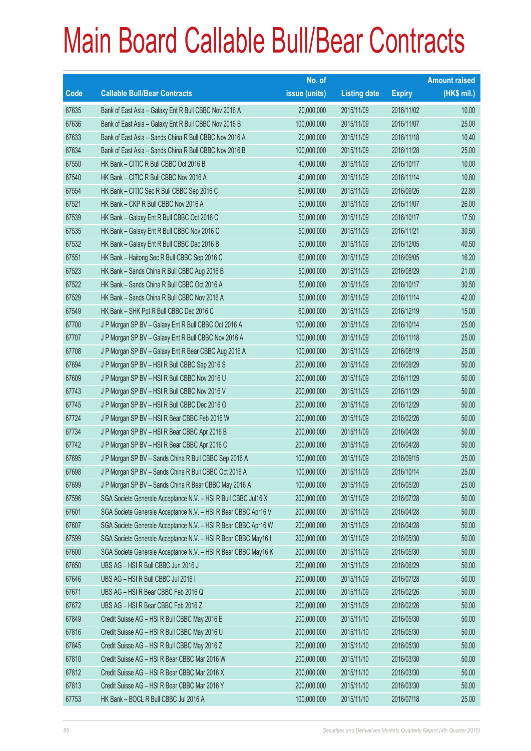# Main Board Callable Bull/Bear Contracts

| Code | Callable Bull/Bear Contracts | No. of issue (units) | Listing date | Expiry | Amount raised (HK$ mil.) |
|---|---|---|---|---|---|
| 67635 | Bank of East Asia – Galaxy Ent R Bull CBBC Nov 2016 A | 20,000,000 | 2015/11/09 | 2016/11/02 | 10.00 |
| 67636 | Bank of East Asia – Galaxy Ent R Bull CBBC Nov 2016 B | 100,000,000 | 2015/11/09 | 2016/11/07 | 25.00 |
| 67633 | Bank of East Asia – Sands China R Bull CBBC Nov 2016 A | 20,000,000 | 2015/11/09 | 2016/11/18 | 10.40 |
| 67634 | Bank of East Asia – Sands China R Bull CBBC Nov 2016 B | 100,000,000 | 2015/11/09 | 2016/11/28 | 25.00 |
| 67550 | HK Bank – CITIC R Bull CBBC Oct 2016 B | 40,000,000 | 2015/11/09 | 2016/10/17 | 10.00 |
| 67540 | HK Bank – CITIC R Bull CBBC Nov 2016 A | 40,000,000 | 2015/11/09 | 2016/11/14 | 10.80 |
| 67554 | HK Bank – CITIC Sec R Bull CBBC Sep 2016 C | 60,000,000 | 2015/11/09 | 2016/09/26 | 22.80 |
| 67521 | HK Bank – CKP R Bull CBBC Nov 2016 A | 50,000,000 | 2015/11/09 | 2016/11/07 | 26.00 |
| 67539 | HK Bank – Galaxy Ent R Bull CBBC Oct 2016 C | 50,000,000 | 2015/11/09 | 2016/10/17 | 17.50 |
| 67535 | HK Bank – Galaxy Ent R Bull CBBC Nov 2016 C | 50,000,000 | 2015/11/09 | 2016/11/21 | 30.50 |
| 67532 | HK Bank – Galaxy Ent R Bull CBBC Dec 2016 B | 50,000,000 | 2015/11/09 | 2016/12/05 | 40.50 |
| 67551 | HK Bank – Haitong Sec R Bull CBBC Sep 2016 C | 60,000,000 | 2015/11/09 | 2016/09/05 | 16.20 |
| 67523 | HK Bank – Sands China R Bull CBBC Aug 2016 B | 50,000,000 | 2015/11/09 | 2016/08/29 | 21.00 |
| 67522 | HK Bank – Sands China R Bull CBBC Oct 2016 A | 50,000,000 | 2015/11/09 | 2016/10/17 | 30.50 |
| 67529 | HK Bank – Sands China R Bull CBBC Nov 2016 A | 50,000,000 | 2015/11/09 | 2016/11/14 | 42.00 |
| 67549 | HK Bank – SHK Ppt R Bull CBBC Dec 2016 C | 60,000,000 | 2015/11/09 | 2016/12/19 | 15.00 |
| 67700 | J P Morgan SP BV – Galaxy Ent R Bull CBBC Oct 2016 A | 100,000,000 | 2015/11/09 | 2016/10/14 | 25.00 |
| 67707 | J P Morgan SP BV – Galaxy Ent R Bull CBBC Nov 2016 A | 100,000,000 | 2015/11/09 | 2016/11/18 | 25.00 |
| 67708 | J P Morgan SP BV – Galaxy Ent R Bear CBBC Aug 2016 A | 100,000,000 | 2015/11/09 | 2016/08/19 | 25.00 |
| 67694 | J P Morgan SP BV – HSI R Bull CBBC Sep 2016 S | 200,000,000 | 2015/11/09 | 2016/09/29 | 50.00 |
| 67609 | J P Morgan SP BV – HSI R Bull CBBC Nov 2016 U | 200,000,000 | 2015/11/09 | 2016/11/29 | 50.00 |
| 67743 | J P Morgan SP BV – HSI R Bull CBBC Nov 2016 V | 200,000,000 | 2015/11/09 | 2016/11/29 | 50.00 |
| 67745 | J P Morgan SP BV – HSI R Bull CBBC Dec 2016 O | 200,000,000 | 2015/11/09 | 2016/12/29 | 50.00 |
| 67724 | J P Morgan SP BV – HSI R Bear CBBC Feb 2016 W | 200,000,000 | 2015/11/09 | 2016/02/26 | 50.00 |
| 67734 | J P Morgan SP BV – HSI R Bear CBBC Apr 2016 B | 200,000,000 | 2015/11/09 | 2016/04/28 | 50.00 |
| 67742 | J P Morgan SP BV – HSI R Bear CBBC Apr 2016 C | 200,000,000 | 2015/11/09 | 2016/04/28 | 50.00 |
| 67695 | J P Morgan SP BV – Sands China R Bull CBBC Sep 2016 A | 100,000,000 | 2015/11/09 | 2016/09/15 | 25.00 |
| 67698 | J P Morgan SP BV – Sands China R Bull CBBC Oct 2016 A | 100,000,000 | 2015/11/09 | 2016/10/14 | 25.00 |
| 67699 | J P Morgan SP BV – Sands China R Bear CBBC May 2016 A | 100,000,000 | 2015/11/09 | 2016/05/20 | 25.00 |
| 67596 | SGA Societe Generale Acceptance N.V. – HSI R Bull CBBC Jul16 X | 200,000,000 | 2015/11/09 | 2016/07/28 | 50.00 |
| 67601 | SGA Societe Generale Acceptance N.V. – HSI R Bear CBBC Apr16 V | 200,000,000 | 2015/11/09 | 2016/04/28 | 50.00 |
| 67607 | SGA Societe Generale Acceptance N.V. – HSI R Bear CBBC Apr16 W | 200,000,000 | 2015/11/09 | 2016/04/28 | 50.00 |
| 67599 | SGA Societe Generale Acceptance N.V. – HSI R Bear CBBC May16 I | 200,000,000 | 2015/11/09 | 2016/05/30 | 50.00 |
| 67600 | SGA Societe Generale Acceptance N.V. – HSI R Bear CBBC May16 K | 200,000,000 | 2015/11/09 | 2016/05/30 | 50.00 |
| 67650 | UBS AG – HSI R Bull CBBC Jun 2016 J | 200,000,000 | 2015/11/09 | 2016/06/29 | 50.00 |
| 67646 | UBS AG – HSI R Bull CBBC Jul 2016 I | 200,000,000 | 2015/11/09 | 2016/07/28 | 50.00 |
| 67671 | UBS AG – HSI R Bear CBBC Feb 2016 Q | 200,000,000 | 2015/11/09 | 2016/02/26 | 50.00 |
| 67672 | UBS AG – HSI R Bear CBBC Feb 2016 Z | 200,000,000 | 2015/11/09 | 2016/02/26 | 50.00 |
| 67849 | Credit Suisse AG – HSI R Bull CBBC May 2016 E | 200,000,000 | 2015/11/10 | 2016/05/30 | 50.00 |
| 67816 | Credit Suisse AG – HSI R Bull CBBC May 2016 U | 200,000,000 | 2015/11/10 | 2016/05/30 | 50.00 |
| 67845 | Credit Suisse AG – HSI R Bull CBBC May 2016 Z | 200,000,000 | 2015/11/10 | 2016/05/30 | 50.00 |
| 67810 | Credit Suisse AG – HSI R Bear CBBC Mar 2016 W | 200,000,000 | 2015/11/10 | 2016/03/30 | 50.00 |
| 67812 | Credit Suisse AG – HSI R Bear CBBC Mar 2016 X | 200,000,000 | 2015/11/10 | 2016/03/30 | 50.00 |
| 67813 | Credit Suisse AG – HSI R Bear CBBC Mar 2016 Y | 200,000,000 | 2015/11/10 | 2016/03/30 | 50.00 |
| 67753 | HK Bank – BOCL R Bull CBBC Jul 2016 A | 100,000,000 | 2015/11/10 | 2016/07/18 | 25.00 |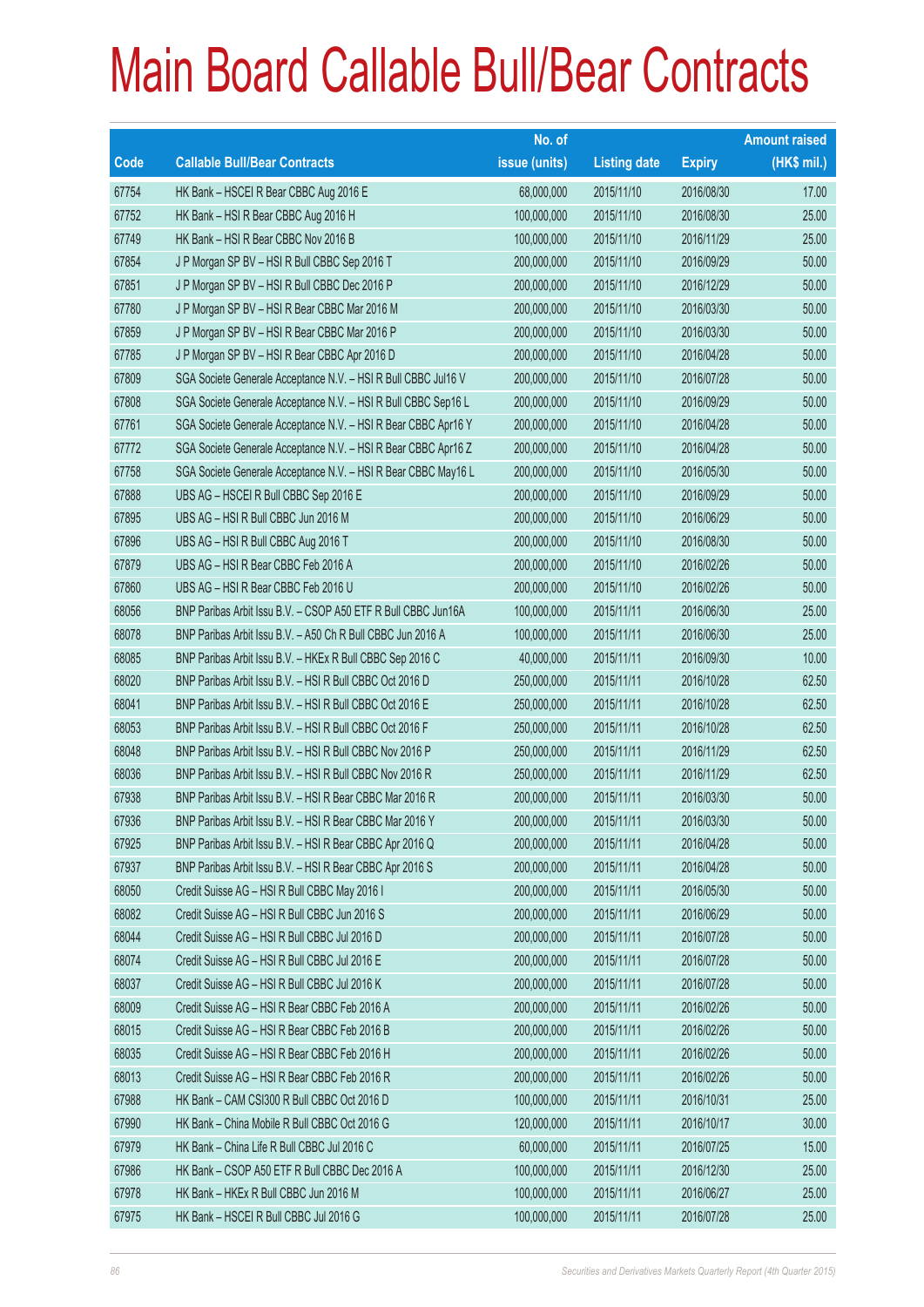# Main Board Callable Bull/Bear Contracts

| Code | Callable Bull/Bear Contracts | No. of issue (units) | Listing date | Expiry | Amount raised (HK$ mil.) |
|---|---|---|---|---|---|
| 67754 | HK Bank – HSCEI R Bear CBBC Aug 2016 E | 68,000,000 | 2015/11/10 | 2016/08/30 | 17.00 |
| 67752 | HK Bank – HSI R Bear CBBC Aug 2016 H | 100,000,000 | 2015/11/10 | 2016/08/30 | 25.00 |
| 67749 | HK Bank – HSI R Bear CBBC Nov 2016 B | 100,000,000 | 2015/11/10 | 2016/11/29 | 25.00 |
| 67854 | J P Morgan SP BV – HSI R Bull CBBC Sep 2016 T | 200,000,000 | 2015/11/10 | 2016/09/29 | 50.00 |
| 67851 | J P Morgan SP BV – HSI R Bull CBBC Dec 2016 P | 200,000,000 | 2015/11/10 | 2016/12/29 | 50.00 |
| 67780 | J P Morgan SP BV – HSI R Bear CBBC Mar 2016 M | 200,000,000 | 2015/11/10 | 2016/03/30 | 50.00 |
| 67859 | J P Morgan SP BV – HSI R Bear CBBC Mar 2016 P | 200,000,000 | 2015/11/10 | 2016/03/30 | 50.00 |
| 67785 | J P Morgan SP BV – HSI R Bear CBBC Apr 2016 D | 200,000,000 | 2015/11/10 | 2016/04/28 | 50.00 |
| 67809 | SGA Societe Generale Acceptance N.V. – HSI R Bull CBBC Jul16 V | 200,000,000 | 2015/11/10 | 2016/07/28 | 50.00 |
| 67808 | SGA Societe Generale Acceptance N.V. – HSI R Bull CBBC Sep16 L | 200,000,000 | 2015/11/10 | 2016/09/29 | 50.00 |
| 67761 | SGA Societe Generale Acceptance N.V. – HSI R Bear CBBC Apr16 Y | 200,000,000 | 2015/11/10 | 2016/04/28 | 50.00 |
| 67772 | SGA Societe Generale Acceptance N.V. – HSI R Bear CBBC Apr16 Z | 200,000,000 | 2015/11/10 | 2016/04/28 | 50.00 |
| 67758 | SGA Societe Generale Acceptance N.V. – HSI R Bear CBBC May16 L | 200,000,000 | 2015/11/10 | 2016/05/30 | 50.00 |
| 67888 | UBS AG – HSCEI R Bull CBBC Sep 2016 E | 200,000,000 | 2015/11/10 | 2016/09/29 | 50.00 |
| 67895 | UBS AG – HSI R Bull CBBC Jun 2016 M | 200,000,000 | 2015/11/10 | 2016/06/29 | 50.00 |
| 67896 | UBS AG – HSI R Bull CBBC Aug 2016 T | 200,000,000 | 2015/11/10 | 2016/08/30 | 50.00 |
| 67879 | UBS AG – HSI R Bear CBBC Feb 2016 A | 200,000,000 | 2015/11/10 | 2016/02/26 | 50.00 |
| 67860 | UBS AG – HSI R Bear CBBC Feb 2016 U | 200,000,000 | 2015/11/10 | 2016/02/26 | 50.00 |
| 68056 | BNP Paribas Arbit Issu B.V. – CSOP A50 ETF R Bull CBBC Jun16A | 100,000,000 | 2015/11/11 | 2016/06/30 | 25.00 |
| 68078 | BNP Paribas Arbit Issu B.V. – A50 Ch R Bull CBBC Jun 2016 A | 100,000,000 | 2015/11/11 | 2016/06/30 | 25.00 |
| 68085 | BNP Paribas Arbit Issu B.V. – HKEx R Bull CBBC Sep 2016 C | 40,000,000 | 2015/11/11 | 2016/09/30 | 10.00 |
| 68020 | BNP Paribas Arbit Issu B.V. – HSI R Bull CBBC Oct 2016 D | 250,000,000 | 2015/11/11 | 2016/10/28 | 62.50 |
| 68041 | BNP Paribas Arbit Issu B.V. – HSI R Bull CBBC Oct 2016 E | 250,000,000 | 2015/11/11 | 2016/10/28 | 62.50 |
| 68053 | BNP Paribas Arbit Issu B.V. – HSI R Bull CBBC Oct 2016 F | 250,000,000 | 2015/11/11 | 2016/10/28 | 62.50 |
| 68048 | BNP Paribas Arbit Issu B.V. – HSI R Bull CBBC Nov 2016 P | 250,000,000 | 2015/11/11 | 2016/11/29 | 62.50 |
| 68036 | BNP Paribas Arbit Issu B.V. – HSI R Bull CBBC Nov 2016 R | 250,000,000 | 2015/11/11 | 2016/11/29 | 62.50 |
| 67938 | BNP Paribas Arbit Issu B.V. – HSI R Bear CBBC Mar 2016 R | 200,000,000 | 2015/11/11 | 2016/03/30 | 50.00 |
| 67936 | BNP Paribas Arbit Issu B.V. – HSI R Bear CBBC Mar 2016 Y | 200,000,000 | 2015/11/11 | 2016/03/30 | 50.00 |
| 67925 | BNP Paribas Arbit Issu B.V. – HSI R Bear CBBC Apr 2016 Q | 200,000,000 | 2015/11/11 | 2016/04/28 | 50.00 |
| 67937 | BNP Paribas Arbit Issu B.V. – HSI R Bear CBBC Apr 2016 S | 200,000,000 | 2015/11/11 | 2016/04/28 | 50.00 |
| 68050 | Credit Suisse AG – HSI R Bull CBBC May 2016 I | 200,000,000 | 2015/11/11 | 2016/05/30 | 50.00 |
| 68082 | Credit Suisse AG – HSI R Bull CBBC Jun 2016 S | 200,000,000 | 2015/11/11 | 2016/06/29 | 50.00 |
| 68044 | Credit Suisse AG – HSI R Bull CBBC Jul 2016 D | 200,000,000 | 2015/11/11 | 2016/07/28 | 50.00 |
| 68074 | Credit Suisse AG – HSI R Bull CBBC Jul 2016 E | 200,000,000 | 2015/11/11 | 2016/07/28 | 50.00 |
| 68037 | Credit Suisse AG – HSI R Bull CBBC Jul 2016 K | 200,000,000 | 2015/11/11 | 2016/07/28 | 50.00 |
| 68009 | Credit Suisse AG – HSI R Bear CBBC Feb 2016 A | 200,000,000 | 2015/11/11 | 2016/02/26 | 50.00 |
| 68015 | Credit Suisse AG – HSI R Bear CBBC Feb 2016 B | 200,000,000 | 2015/11/11 | 2016/02/26 | 50.00 |
| 68035 | Credit Suisse AG – HSI R Bear CBBC Feb 2016 H | 200,000,000 | 2015/11/11 | 2016/02/26 | 50.00 |
| 68013 | Credit Suisse AG – HSI R Bear CBBC Feb 2016 R | 200,000,000 | 2015/11/11 | 2016/02/26 | 50.00 |
| 67988 | HK Bank – CAM CSI300 R Bull CBBC Oct 2016 D | 100,000,000 | 2015/11/11 | 2016/10/31 | 25.00 |
| 67990 | HK Bank – China Mobile R Bull CBBC Oct 2016 G | 120,000,000 | 2015/11/11 | 2016/10/17 | 30.00 |
| 67979 | HK Bank – China Life R Bull CBBC Jul 2016 C | 60,000,000 | 2015/11/11 | 2016/07/25 | 15.00 |
| 67986 | HK Bank – CSOP A50 ETF R Bull CBBC Dec 2016 A | 100,000,000 | 2015/11/11 | 2016/12/30 | 25.00 |
| 67978 | HK Bank – HKEx R Bull CBBC Jun 2016 M | 100,000,000 | 2015/11/11 | 2016/06/27 | 25.00 |
| 67975 | HK Bank – HSCEI R Bull CBBC Jul 2016 G | 100,000,000 | 2015/11/11 | 2016/07/28 | 25.00 |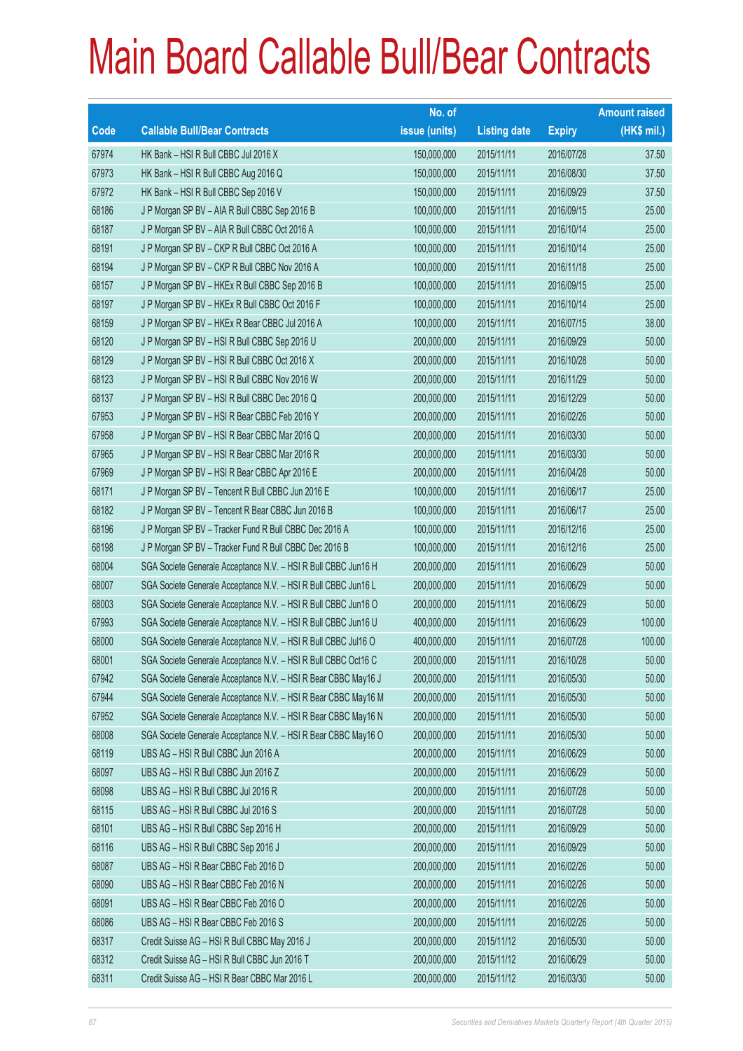# Main Board Callable Bull/Bear Contracts

| Code | Callable Bull/Bear Contracts | No. of issue (units) | Listing date | Expiry | Amount raised (HK$ mil.) |
|---|---|---|---|---|---|
| 67974 | HK Bank – HSI R Bull CBBC Jul 2016 X | 150,000,000 | 2015/11/11 | 2016/07/28 | 37.50 |
| 67973 | HK Bank – HSI R Bull CBBC Aug 2016 Q | 150,000,000 | 2015/11/11 | 2016/08/30 | 37.50 |
| 67972 | HK Bank – HSI R Bull CBBC Sep 2016 V | 150,000,000 | 2015/11/11 | 2016/09/29 | 37.50 |
| 68186 | J P Morgan SP BV – AIA R Bull CBBC Sep 2016 B | 100,000,000 | 2015/11/11 | 2016/09/15 | 25.00 |
| 68187 | J P Morgan SP BV – AIA R Bull CBBC Oct 2016 A | 100,000,000 | 2015/11/11 | 2016/10/14 | 25.00 |
| 68191 | J P Morgan SP BV – CKP R Bull CBBC Oct 2016 A | 100,000,000 | 2015/11/11 | 2016/10/14 | 25.00 |
| 68194 | J P Morgan SP BV – CKP R Bull CBBC Nov 2016 A | 100,000,000 | 2015/11/11 | 2016/11/18 | 25.00 |
| 68157 | J P Morgan SP BV – HKEx R Bull CBBC Sep 2016 B | 100,000,000 | 2015/11/11 | 2016/09/15 | 25.00 |
| 68197 | J P Morgan SP BV – HKEx R Bull CBBC Oct 2016 F | 100,000,000 | 2015/11/11 | 2016/10/14 | 25.00 |
| 68159 | J P Morgan SP BV – HKEx R Bear CBBC Jul 2016 A | 100,000,000 | 2015/11/11 | 2016/07/15 | 38.00 |
| 68120 | J P Morgan SP BV – HSI R Bull CBBC Sep 2016 U | 200,000,000 | 2015/11/11 | 2016/09/29 | 50.00 |
| 68129 | J P Morgan SP BV – HSI R Bull CBBC Oct 2016 X | 200,000,000 | 2015/11/11 | 2016/10/28 | 50.00 |
| 68123 | J P Morgan SP BV – HSI R Bull CBBC Nov 2016 W | 200,000,000 | 2015/11/11 | 2016/11/29 | 50.00 |
| 68137 | J P Morgan SP BV – HSI R Bull CBBC Dec 2016 Q | 200,000,000 | 2015/11/11 | 2016/12/29 | 50.00 |
| 67953 | J P Morgan SP BV – HSI R Bear CBBC Feb 2016 Y | 200,000,000 | 2015/11/11 | 2016/02/26 | 50.00 |
| 67958 | J P Morgan SP BV – HSI R Bear CBBC Mar 2016 Q | 200,000,000 | 2015/11/11 | 2016/03/30 | 50.00 |
| 67965 | J P Morgan SP BV – HSI R Bear CBBC Mar 2016 R | 200,000,000 | 2015/11/11 | 2016/03/30 | 50.00 |
| 67969 | J P Morgan SP BV – HSI R Bear CBBC Apr 2016 E | 200,000,000 | 2015/11/11 | 2016/04/28 | 50.00 |
| 68171 | J P Morgan SP BV – Tencent R Bull CBBC Jun 2016 E | 100,000,000 | 2015/11/11 | 2016/06/17 | 25.00 |
| 68182 | J P Morgan SP BV – Tencent R Bear CBBC Jun 2016 B | 100,000,000 | 2015/11/11 | 2016/06/17 | 25.00 |
| 68196 | J P Morgan SP BV – Tracker Fund R Bull CBBC Dec 2016 A | 100,000,000 | 2015/11/11 | 2016/12/16 | 25.00 |
| 68198 | J P Morgan SP BV – Tracker Fund R Bull CBBC Dec 2016 B | 100,000,000 | 2015/11/11 | 2016/12/16 | 25.00 |
| 68004 | SGA Societe Generale Acceptance N.V. – HSI R Bull CBBC Jun16 H | 200,000,000 | 2015/11/11 | 2016/06/29 | 50.00 |
| 68007 | SGA Societe Generale Acceptance N.V. – HSI R Bull CBBC Jun16 L | 200,000,000 | 2015/11/11 | 2016/06/29 | 50.00 |
| 68003 | SGA Societe Generale Acceptance N.V. – HSI R Bull CBBC Jun16 O | 200,000,000 | 2015/11/11 | 2016/06/29 | 50.00 |
| 67993 | SGA Societe Generale Acceptance N.V. – HSI R Bull CBBC Jun16 U | 400,000,000 | 2015/11/11 | 2016/06/29 | 100.00 |
| 68000 | SGA Societe Generale Acceptance N.V. – HSI R Bull CBBC Jul16 O | 400,000,000 | 2015/11/11 | 2016/07/28 | 100.00 |
| 68001 | SGA Societe Generale Acceptance N.V. – HSI R Bull CBBC Oct16 C | 200,000,000 | 2015/11/11 | 2016/10/28 | 50.00 |
| 67942 | SGA Societe Generale Acceptance N.V. – HSI R Bear CBBC May16 J | 200,000,000 | 2015/11/11 | 2016/05/30 | 50.00 |
| 67944 | SGA Societe Generale Acceptance N.V. – HSI R Bear CBBC May16 M | 200,000,000 | 2015/11/11 | 2016/05/30 | 50.00 |
| 67952 | SGA Societe Generale Acceptance N.V. – HSI R Bear CBBC May16 N | 200,000,000 | 2015/11/11 | 2016/05/30 | 50.00 |
| 68008 | SGA Societe Generale Acceptance N.V. – HSI R Bear CBBC May16 O | 200,000,000 | 2015/11/11 | 2016/05/30 | 50.00 |
| 68119 | UBS AG – HSI R Bull CBBC Jun 2016 A | 200,000,000 | 2015/11/11 | 2016/06/29 | 50.00 |
| 68097 | UBS AG – HSI R Bull CBBC Jun 2016 Z | 200,000,000 | 2015/11/11 | 2016/06/29 | 50.00 |
| 68098 | UBS AG – HSI R Bull CBBC Jul 2016 R | 200,000,000 | 2015/11/11 | 2016/07/28 | 50.00 |
| 68115 | UBS AG – HSI R Bull CBBC Jul 2016 S | 200,000,000 | 2015/11/11 | 2016/07/28 | 50.00 |
| 68101 | UBS AG – HSI R Bull CBBC Sep 2016 H | 200,000,000 | 2015/11/11 | 2016/09/29 | 50.00 |
| 68116 | UBS AG – HSI R Bull CBBC Sep 2016 J | 200,000,000 | 2015/11/11 | 2016/09/29 | 50.00 |
| 68087 | UBS AG – HSI R Bear CBBC Feb 2016 D | 200,000,000 | 2015/11/11 | 2016/02/26 | 50.00 |
| 68090 | UBS AG – HSI R Bear CBBC Feb 2016 N | 200,000,000 | 2015/11/11 | 2016/02/26 | 50.00 |
| 68091 | UBS AG – HSI R Bear CBBC Feb 2016 O | 200,000,000 | 2015/11/11 | 2016/02/26 | 50.00 |
| 68086 | UBS AG – HSI R Bear CBBC Feb 2016 S | 200,000,000 | 2015/11/11 | 2016/02/26 | 50.00 |
| 68317 | Credit Suisse AG – HSI R Bull CBBC May 2016 J | 200,000,000 | 2015/11/12 | 2016/05/30 | 50.00 |
| 68312 | Credit Suisse AG – HSI R Bull CBBC Jun 2016 T | 200,000,000 | 2015/11/12 | 2016/06/29 | 50.00 |
| 68311 | Credit Suisse AG – HSI R Bear CBBC Mar 2016 L | 200,000,000 | 2015/11/12 | 2016/03/30 | 50.00 |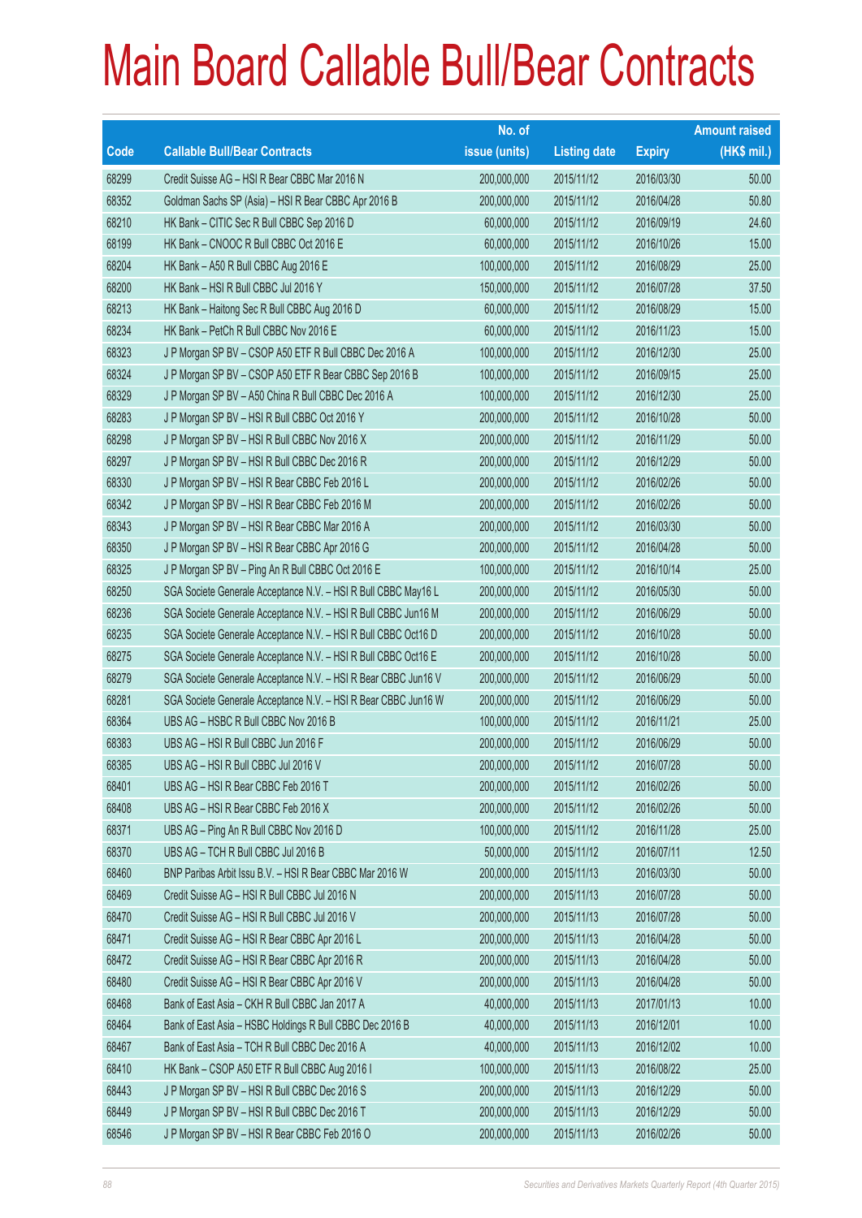# Main Board Callable Bull/Bear Contracts

| Code | Callable Bull/Bear Contracts | No. of issue (units) | Listing date | Expiry | Amount raised (HK$ mil.) |
|---|---|---|---|---|---|
| 68299 | Credit Suisse AG – HSI R Bear CBBC Mar 2016 N | 200,000,000 | 2015/11/12 | 2016/03/30 | 50.00 |
| 68352 | Goldman Sachs SP (Asia) – HSI R Bear CBBC Apr 2016 B | 200,000,000 | 2015/11/12 | 2016/04/28 | 50.80 |
| 68210 | HK Bank – CITIC Sec R Bull CBBC Sep 2016 D | 60,000,000 | 2015/11/12 | 2016/09/19 | 24.60 |
| 68199 | HK Bank – CNOOC R Bull CBBC Oct 2016 E | 60,000,000 | 2015/11/12 | 2016/10/26 | 15.00 |
| 68204 | HK Bank – A50 R Bull CBBC Aug 2016 E | 100,000,000 | 2015/11/12 | 2016/08/29 | 25.00 |
| 68200 | HK Bank – HSI R Bull CBBC Jul 2016 Y | 150,000,000 | 2015/11/12 | 2016/07/28 | 37.50 |
| 68213 | HK Bank – Haitong Sec R Bull CBBC Aug 2016 D | 60,000,000 | 2015/11/12 | 2016/08/29 | 15.00 |
| 68234 | HK Bank – PetCh R Bull CBBC Nov 2016 E | 60,000,000 | 2015/11/12 | 2016/11/23 | 15.00 |
| 68323 | J P Morgan SP BV – CSOP A50 ETF R Bull CBBC Dec 2016 A | 100,000,000 | 2015/11/12 | 2016/12/30 | 25.00 |
| 68324 | J P Morgan SP BV – CSOP A50 ETF R Bear CBBC Sep 2016 B | 100,000,000 | 2015/11/12 | 2016/09/15 | 25.00 |
| 68329 | J P Morgan SP BV – A50 China R Bull CBBC Dec 2016 A | 100,000,000 | 2015/11/12 | 2016/12/30 | 25.00 |
| 68283 | J P Morgan SP BV – HSI R Bull CBBC Oct 2016 Y | 200,000,000 | 2015/11/12 | 2016/10/28 | 50.00 |
| 68298 | J P Morgan SP BV – HSI R Bull CBBC Nov 2016 X | 200,000,000 | 2015/11/12 | 2016/11/29 | 50.00 |
| 68297 | J P Morgan SP BV – HSI R Bull CBBC Dec 2016 R | 200,000,000 | 2015/11/12 | 2016/12/29 | 50.00 |
| 68330 | J P Morgan SP BV – HSI R Bear CBBC Feb 2016 L | 200,000,000 | 2015/11/12 | 2016/02/26 | 50.00 |
| 68342 | J P Morgan SP BV – HSI R Bear CBBC Feb 2016 M | 200,000,000 | 2015/11/12 | 2016/02/26 | 50.00 |
| 68343 | J P Morgan SP BV – HSI R Bear CBBC Mar 2016 A | 200,000,000 | 2015/11/12 | 2016/03/30 | 50.00 |
| 68350 | J P Morgan SP BV – HSI R Bear CBBC Apr 2016 G | 200,000,000 | 2015/11/12 | 2016/04/28 | 50.00 |
| 68325 | J P Morgan SP BV – Ping An R Bull CBBC Oct 2016 E | 100,000,000 | 2015/11/12 | 2016/10/14 | 25.00 |
| 68250 | SGA Societe Generale Acceptance N.V. – HSI R Bull CBBC May16 L | 200,000,000 | 2015/11/12 | 2016/05/30 | 50.00 |
| 68236 | SGA Societe Generale Acceptance N.V. – HSI R Bull CBBC Jun16 M | 200,000,000 | 2015/11/12 | 2016/06/29 | 50.00 |
| 68235 | SGA Societe Generale Acceptance N.V. – HSI R Bull CBBC Oct16 D | 200,000,000 | 2015/11/12 | 2016/10/28 | 50.00 |
| 68275 | SGA Societe Generale Acceptance N.V. – HSI R Bull CBBC Oct16 E | 200,000,000 | 2015/11/12 | 2016/10/28 | 50.00 |
| 68279 | SGA Societe Generale Acceptance N.V. – HSI R Bear CBBC Jun16 V | 200,000,000 | 2015/11/12 | 2016/06/29 | 50.00 |
| 68281 | SGA Societe Generale Acceptance N.V. – HSI R Bear CBBC Jun16 W | 200,000,000 | 2015/11/12 | 2016/06/29 | 50.00 |
| 68364 | UBS AG – HSBC R Bull CBBC Nov 2016 B | 100,000,000 | 2015/11/12 | 2016/11/21 | 25.00 |
| 68383 | UBS AG – HSI R Bull CBBC Jun 2016 F | 200,000,000 | 2015/11/12 | 2016/06/29 | 50.00 |
| 68385 | UBS AG – HSI R Bull CBBC Jul 2016 V | 200,000,000 | 2015/11/12 | 2016/07/28 | 50.00 |
| 68401 | UBS AG – HSI R Bear CBBC Feb 2016 T | 200,000,000 | 2015/11/12 | 2016/02/26 | 50.00 |
| 68408 | UBS AG – HSI R Bear CBBC Feb 2016 X | 200,000,000 | 2015/11/12 | 2016/02/26 | 50.00 |
| 68371 | UBS AG – Ping An R Bull CBBC Nov 2016 D | 100,000,000 | 2015/11/12 | 2016/11/28 | 25.00 |
| 68370 | UBS AG – TCH R Bull CBBC Jul 2016 B | 50,000,000 | 2015/11/12 | 2016/07/11 | 12.50 |
| 68460 | BNP Paribas Arbit Issu B.V. – HSI R Bear CBBC Mar 2016 W | 200,000,000 | 2015/11/13 | 2016/03/30 | 50.00 |
| 68469 | Credit Suisse AG – HSI R Bull CBBC Jul 2016 N | 200,000,000 | 2015/11/13 | 2016/07/28 | 50.00 |
| 68470 | Credit Suisse AG – HSI R Bull CBBC Jul 2016 V | 200,000,000 | 2015/11/13 | 2016/07/28 | 50.00 |
| 68471 | Credit Suisse AG – HSI R Bear CBBC Apr 2016 L | 200,000,000 | 2015/11/13 | 2016/04/28 | 50.00 |
| 68472 | Credit Suisse AG – HSI R Bear CBBC Apr 2016 R | 200,000,000 | 2015/11/13 | 2016/04/28 | 50.00 |
| 68480 | Credit Suisse AG – HSI R Bear CBBC Apr 2016 V | 200,000,000 | 2015/11/13 | 2016/04/28 | 50.00 |
| 68468 | Bank of East Asia – CKH R Bull CBBC Jan 2017 A | 40,000,000 | 2015/11/13 | 2017/01/13 | 10.00 |
| 68464 | Bank of East Asia – HSBC Holdings R Bull CBBC Dec 2016 B | 40,000,000 | 2015/11/13 | 2016/12/01 | 10.00 |
| 68467 | Bank of East Asia – TCH R Bull CBBC Dec 2016 A | 40,000,000 | 2015/11/13 | 2016/12/02 | 10.00 |
| 68410 | HK Bank – CSOP A50 ETF R Bull CBBC Aug 2016 I | 100,000,000 | 2015/11/13 | 2016/08/22 | 25.00 |
| 68443 | J P Morgan SP BV – HSI R Bull CBBC Dec 2016 S | 200,000,000 | 2015/11/13 | 2016/12/29 | 50.00 |
| 68449 | J P Morgan SP BV – HSI R Bull CBBC Dec 2016 T | 200,000,000 | 2015/11/13 | 2016/12/29 | 50.00 |
| 68546 | J P Morgan SP BV – HSI R Bear CBBC Feb 2016 O | 200,000,000 | 2015/11/13 | 2016/02/26 | 50.00 |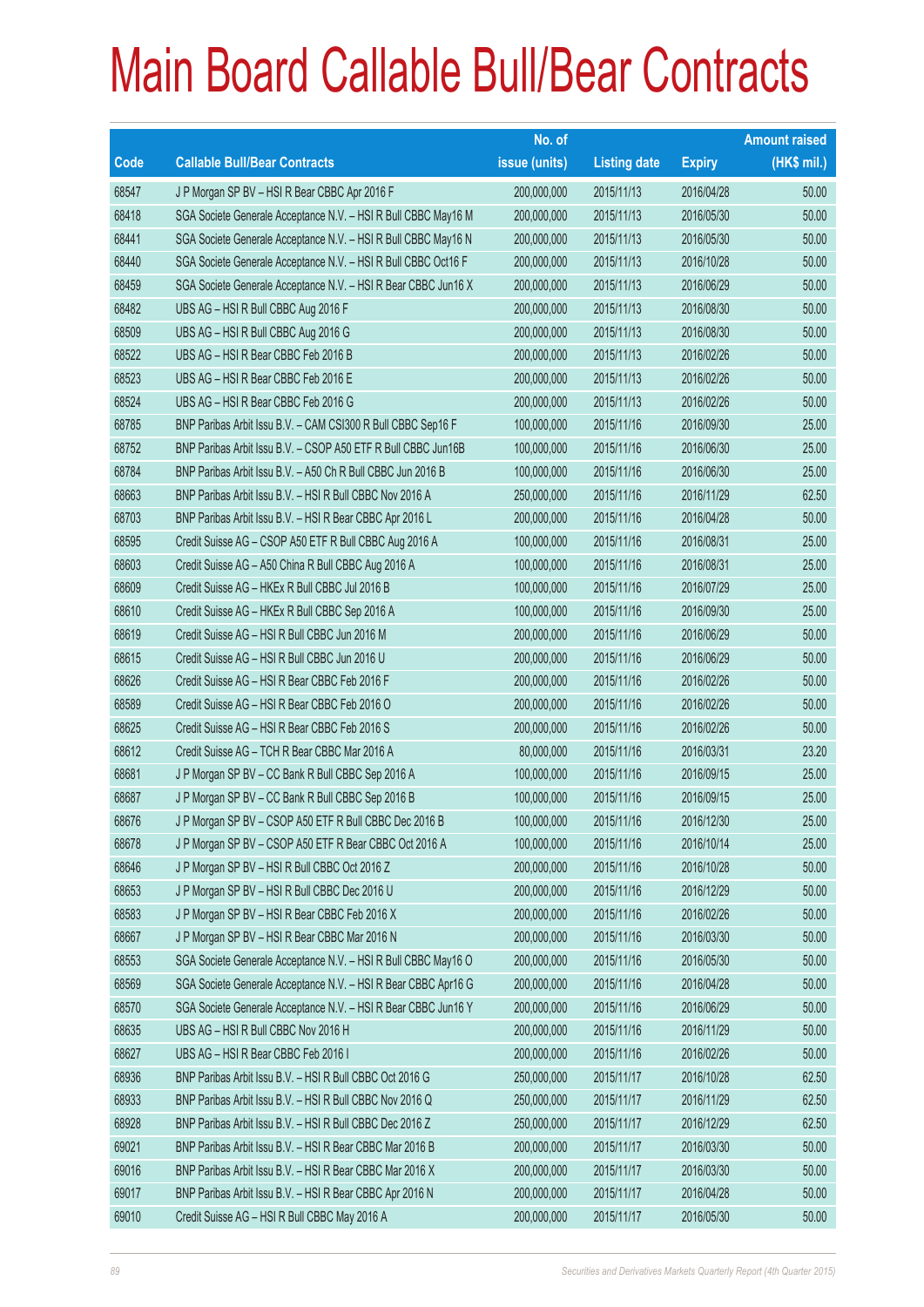# Main Board Callable Bull/Bear Contracts

| Code | Callable Bull/Bear Contracts | No. of issue (units) | Listing date | Expiry | Amount raised (HK$ mil.) |
|---|---|---|---|---|---|
| 68547 | J P Morgan SP BV – HSI R Bear CBBC Apr 2016 F | 200,000,000 | 2015/11/13 | 2016/04/28 | 50.00 |
| 68418 | SGA Societe Generale Acceptance N.V. – HSI R Bull CBBC May16 M | 200,000,000 | 2015/11/13 | 2016/05/30 | 50.00 |
| 68441 | SGA Societe Generale Acceptance N.V. – HSI R Bull CBBC May16 N | 200,000,000 | 2015/11/13 | 2016/05/30 | 50.00 |
| 68440 | SGA Societe Generale Acceptance N.V. – HSI R Bull CBBC Oct16 F | 200,000,000 | 2015/11/13 | 2016/10/28 | 50.00 |
| 68459 | SGA Societe Generale Acceptance N.V. – HSI R Bear CBBC Jun16 X | 200,000,000 | 2015/11/13 | 2016/06/29 | 50.00 |
| 68482 | UBS AG – HSI R Bull CBBC Aug 2016 F | 200,000,000 | 2015/11/13 | 2016/08/30 | 50.00 |
| 68509 | UBS AG – HSI R Bull CBBC Aug 2016 G | 200,000,000 | 2015/11/13 | 2016/08/30 | 50.00 |
| 68522 | UBS AG – HSI R Bear CBBC Feb 2016 B | 200,000,000 | 2015/11/13 | 2016/02/26 | 50.00 |
| 68523 | UBS AG – HSI R Bear CBBC Feb 2016 E | 200,000,000 | 2015/11/13 | 2016/02/26 | 50.00 |
| 68524 | UBS AG – HSI R Bear CBBC Feb 2016 G | 200,000,000 | 2015/11/13 | 2016/02/26 | 50.00 |
| 68785 | BNP Paribas Arbit Issu B.V. – CAM CSI300 R Bull CBBC Sep16 F | 100,000,000 | 2015/11/16 | 2016/09/30 | 25.00 |
| 68752 | BNP Paribas Arbit Issu B.V. – CSOP A50 ETF R Bull CBBC Jun16B | 100,000,000 | 2015/11/16 | 2016/06/30 | 25.00 |
| 68784 | BNP Paribas Arbit Issu B.V. – A50 Ch R Bull CBBC Jun 2016 B | 100,000,000 | 2015/11/16 | 2016/06/30 | 25.00 |
| 68663 | BNP Paribas Arbit Issu B.V. – HSI R Bull CBBC Nov 2016 A | 250,000,000 | 2015/11/16 | 2016/11/29 | 62.50 |
| 68703 | BNP Paribas Arbit Issu B.V. – HSI R Bear CBBC Apr 2016 L | 200,000,000 | 2015/11/16 | 2016/04/28 | 50.00 |
| 68595 | Credit Suisse AG – CSOP A50 ETF R Bull CBBC Aug 2016 A | 100,000,000 | 2015/11/16 | 2016/08/31 | 25.00 |
| 68603 | Credit Suisse AG – A50 China R Bull CBBC Aug 2016 A | 100,000,000 | 2015/11/16 | 2016/08/31 | 25.00 |
| 68609 | Credit Suisse AG – HKEx R Bull CBBC Jul 2016 B | 100,000,000 | 2015/11/16 | 2016/07/29 | 25.00 |
| 68610 | Credit Suisse AG – HKEx R Bull CBBC Sep 2016 A | 100,000,000 | 2015/11/16 | 2016/09/30 | 25.00 |
| 68619 | Credit Suisse AG – HSI R Bull CBBC Jun 2016 M | 200,000,000 | 2015/11/16 | 2016/06/29 | 50.00 |
| 68615 | Credit Suisse AG – HSI R Bull CBBC Jun 2016 U | 200,000,000 | 2015/11/16 | 2016/06/29 | 50.00 |
| 68626 | Credit Suisse AG – HSI R Bear CBBC Feb 2016 F | 200,000,000 | 2015/11/16 | 2016/02/26 | 50.00 |
| 68589 | Credit Suisse AG – HSI R Bear CBBC Feb 2016 O | 200,000,000 | 2015/11/16 | 2016/02/26 | 50.00 |
| 68625 | Credit Suisse AG – HSI R Bear CBBC Feb 2016 S | 200,000,000 | 2015/11/16 | 2016/02/26 | 50.00 |
| 68612 | Credit Suisse AG – TCH R Bear CBBC Mar 2016 A | 80,000,000 | 2015/11/16 | 2016/03/31 | 23.20 |
| 68681 | J P Morgan SP BV – CC Bank R Bull CBBC Sep 2016 A | 100,000,000 | 2015/11/16 | 2016/09/15 | 25.00 |
| 68687 | J P Morgan SP BV – CC Bank R Bull CBBC Sep 2016 B | 100,000,000 | 2015/11/16 | 2016/09/15 | 25.00 |
| 68676 | J P Morgan SP BV – CSOP A50 ETF R Bull CBBC Dec 2016 B | 100,000,000 | 2015/11/16 | 2016/12/30 | 25.00 |
| 68678 | J P Morgan SP BV – CSOP A50 ETF R Bear CBBC Oct 2016 A | 100,000,000 | 2015/11/16 | 2016/10/14 | 25.00 |
| 68646 | J P Morgan SP BV – HSI R Bull CBBC Oct 2016 Z | 200,000,000 | 2015/11/16 | 2016/10/28 | 50.00 |
| 68653 | J P Morgan SP BV – HSI R Bull CBBC Dec 2016 U | 200,000,000 | 2015/11/16 | 2016/12/29 | 50.00 |
| 68583 | J P Morgan SP BV – HSI R Bear CBBC Feb 2016 X | 200,000,000 | 2015/11/16 | 2016/02/26 | 50.00 |
| 68667 | J P Morgan SP BV – HSI R Bear CBBC Mar 2016 N | 200,000,000 | 2015/11/16 | 2016/03/30 | 50.00 |
| 68553 | SGA Societe Generale Acceptance N.V. – HSI R Bull CBBC May16 O | 200,000,000 | 2015/11/16 | 2016/05/30 | 50.00 |
| 68569 | SGA Societe Generale Acceptance N.V. – HSI R Bear CBBC Apr16 G | 200,000,000 | 2015/11/16 | 2016/04/28 | 50.00 |
| 68570 | SGA Societe Generale Acceptance N.V. – HSI R Bear CBBC Jun16 Y | 200,000,000 | 2015/11/16 | 2016/06/29 | 50.00 |
| 68635 | UBS AG – HSI R Bull CBBC Nov 2016 H | 200,000,000 | 2015/11/16 | 2016/11/29 | 50.00 |
| 68627 | UBS AG – HSI R Bear CBBC Feb 2016 I | 200,000,000 | 2015/11/16 | 2016/02/26 | 50.00 |
| 68936 | BNP Paribas Arbit Issu B.V. – HSI R Bull CBBC Oct 2016 G | 250,000,000 | 2015/11/17 | 2016/10/28 | 62.50 |
| 68933 | BNP Paribas Arbit Issu B.V. – HSI R Bull CBBC Nov 2016 Q | 250,000,000 | 2015/11/17 | 2016/11/29 | 62.50 |
| 68928 | BNP Paribas Arbit Issu B.V. – HSI R Bull CBBC Dec 2016 Z | 250,000,000 | 2015/11/17 | 2016/12/29 | 62.50 |
| 69021 | BNP Paribas Arbit Issu B.V. – HSI R Bear CBBC Mar 2016 B | 200,000,000 | 2015/11/17 | 2016/03/30 | 50.00 |
| 69016 | BNP Paribas Arbit Issu B.V. – HSI R Bear CBBC Mar 2016 X | 200,000,000 | 2015/11/17 | 2016/03/30 | 50.00 |
| 69017 | BNP Paribas Arbit Issu B.V. – HSI R Bear CBBC Apr 2016 N | 200,000,000 | 2015/11/17 | 2016/04/28 | 50.00 |
| 69010 | Credit Suisse AG – HSI R Bull CBBC May 2016 A | 200,000,000 | 2015/11/17 | 2016/05/30 | 50.00 |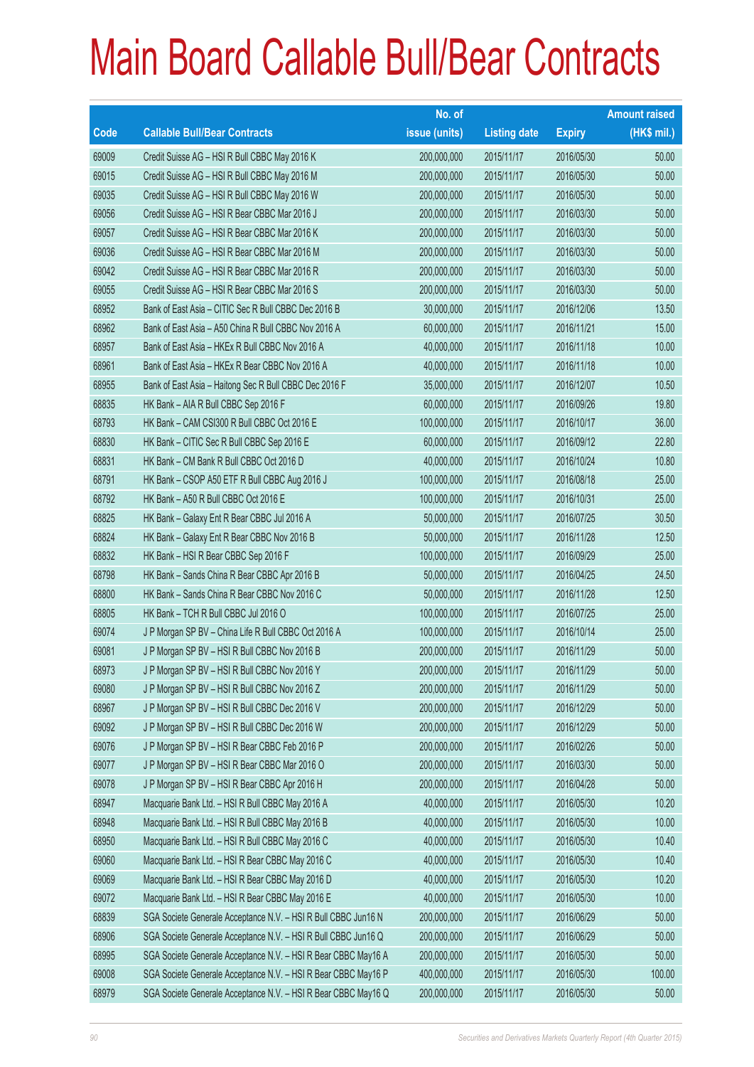# Main Board Callable Bull/Bear Contracts

| Code | Callable Bull/Bear Contracts | No. of issue (units) | Listing date | Expiry | Amount raised (HK$ mil.) |
|---|---|---|---|---|---|
| 69009 | Credit Suisse AG – HSI R Bull CBBC May 2016 K | 200,000,000 | 2015/11/17 | 2016/05/30 | 50.00 |
| 69015 | Credit Suisse AG – HSI R Bull CBBC May 2016 M | 200,000,000 | 2015/11/17 | 2016/05/30 | 50.00 |
| 69035 | Credit Suisse AG – HSI R Bull CBBC May 2016 W | 200,000,000 | 2015/11/17 | 2016/05/30 | 50.00 |
| 69056 | Credit Suisse AG – HSI R Bear CBBC Mar 2016 J | 200,000,000 | 2015/11/17 | 2016/03/30 | 50.00 |
| 69057 | Credit Suisse AG – HSI R Bear CBBC Mar 2016 K | 200,000,000 | 2015/11/17 | 2016/03/30 | 50.00 |
| 69036 | Credit Suisse AG – HSI R Bear CBBC Mar 2016 M | 200,000,000 | 2015/11/17 | 2016/03/30 | 50.00 |
| 69042 | Credit Suisse AG – HSI R Bear CBBC Mar 2016 R | 200,000,000 | 2015/11/17 | 2016/03/30 | 50.00 |
| 69055 | Credit Suisse AG – HSI R Bear CBBC Mar 2016 S | 200,000,000 | 2015/11/17 | 2016/03/30 | 50.00 |
| 68952 | Bank of East Asia – CITIC Sec R Bull CBBC Dec 2016 B | 30,000,000 | 2015/11/17 | 2016/12/06 | 13.50 |
| 68962 | Bank of East Asia – A50 China R Bull CBBC Nov 2016 A | 60,000,000 | 2015/11/17 | 2016/11/21 | 15.00 |
| 68957 | Bank of East Asia – HKEx R Bull CBBC Nov 2016 A | 40,000,000 | 2015/11/17 | 2016/11/18 | 10.00 |
| 68961 | Bank of East Asia – HKEx R Bear CBBC Nov 2016 A | 40,000,000 | 2015/11/17 | 2016/11/18 | 10.00 |
| 68955 | Bank of East Asia – Haitong Sec R Bull CBBC Dec 2016 F | 35,000,000 | 2015/11/17 | 2016/12/07 | 10.50 |
| 68835 | HK Bank – AIA R Bull CBBC Sep 2016 F | 60,000,000 | 2015/11/17 | 2016/09/26 | 19.80 |
| 68793 | HK Bank – CAM CSI300 R Bull CBBC Oct 2016 E | 100,000,000 | 2015/11/17 | 2016/10/17 | 36.00 |
| 68830 | HK Bank – CITIC Sec R Bull CBBC Sep 2016 E | 60,000,000 | 2015/11/17 | 2016/09/12 | 22.80 |
| 68831 | HK Bank – CM Bank R Bull CBBC Oct 2016 D | 40,000,000 | 2015/11/17 | 2016/10/24 | 10.80 |
| 68791 | HK Bank – CSOP A50 ETF R Bull CBBC Aug 2016 J | 100,000,000 | 2015/11/17 | 2016/08/18 | 25.00 |
| 68792 | HK Bank – A50 R Bull CBBC Oct 2016 E | 100,000,000 | 2015/11/17 | 2016/10/31 | 25.00 |
| 68825 | HK Bank – Galaxy Ent R Bear CBBC Jul 2016 A | 50,000,000 | 2015/11/17 | 2016/07/25 | 30.50 |
| 68824 | HK Bank – Galaxy Ent R Bear CBBC Nov 2016 B | 50,000,000 | 2015/11/17 | 2016/11/28 | 12.50 |
| 68832 | HK Bank – HSI R Bear CBBC Sep 2016 F | 100,000,000 | 2015/11/17 | 2016/09/29 | 25.00 |
| 68798 | HK Bank – Sands China R Bear CBBC Apr 2016 B | 50,000,000 | 2015/11/17 | 2016/04/25 | 24.50 |
| 68800 | HK Bank – Sands China R Bear CBBC Nov 2016 C | 50,000,000 | 2015/11/17 | 2016/11/28 | 12.50 |
| 68805 | HK Bank – TCH R Bull CBBC Jul 2016 O | 100,000,000 | 2015/11/17 | 2016/07/25 | 25.00 |
| 69074 | J P Morgan SP BV – China Life R Bull CBBC Oct 2016 A | 100,000,000 | 2015/11/17 | 2016/10/14 | 25.00 |
| 69081 | J P Morgan SP BV – HSI R Bull CBBC Nov 2016 B | 200,000,000 | 2015/11/17 | 2016/11/29 | 50.00 |
| 68973 | J P Morgan SP BV – HSI R Bull CBBC Nov 2016 Y | 200,000,000 | 2015/11/17 | 2016/11/29 | 50.00 |
| 69080 | J P Morgan SP BV – HSI R Bull CBBC Nov 2016 Z | 200,000,000 | 2015/11/17 | 2016/11/29 | 50.00 |
| 68967 | J P Morgan SP BV – HSI R Bull CBBC Dec 2016 V | 200,000,000 | 2015/11/17 | 2016/12/29 | 50.00 |
| 69092 | J P Morgan SP BV – HSI R Bull CBBC Dec 2016 W | 200,000,000 | 2015/11/17 | 2016/12/29 | 50.00 |
| 69076 | J P Morgan SP BV – HSI R Bear CBBC Feb 2016 P | 200,000,000 | 2015/11/17 | 2016/02/26 | 50.00 |
| 69077 | J P Morgan SP BV – HSI R Bear CBBC Mar 2016 O | 200,000,000 | 2015/11/17 | 2016/03/30 | 50.00 |
| 69078 | J P Morgan SP BV – HSI R Bear CBBC Apr 2016 H | 200,000,000 | 2015/11/17 | 2016/04/28 | 50.00 |
| 68947 | Macquarie Bank Ltd. – HSI R Bull CBBC May 2016 A | 40,000,000 | 2015/11/17 | 2016/05/30 | 10.20 |
| 68948 | Macquarie Bank Ltd. – HSI R Bull CBBC May 2016 B | 40,000,000 | 2015/11/17 | 2016/05/30 | 10.00 |
| 68950 | Macquarie Bank Ltd. – HSI R Bull CBBC May 2016 C | 40,000,000 | 2015/11/17 | 2016/05/30 | 10.40 |
| 69060 | Macquarie Bank Ltd. – HSI R Bear CBBC May 2016 C | 40,000,000 | 2015/11/17 | 2016/05/30 | 10.40 |
| 69069 | Macquarie Bank Ltd. – HSI R Bear CBBC May 2016 D | 40,000,000 | 2015/11/17 | 2016/05/30 | 10.20 |
| 69072 | Macquarie Bank Ltd. – HSI R Bear CBBC May 2016 E | 40,000,000 | 2015/11/17 | 2016/05/30 | 10.00 |
| 68839 | SGA Societe Generale Acceptance N.V. – HSI R Bull CBBC Jun16 N | 200,000,000 | 2015/11/17 | 2016/06/29 | 50.00 |
| 68906 | SGA Societe Generale Acceptance N.V. – HSI R Bull CBBC Jun16 Q | 200,000,000 | 2015/11/17 | 2016/06/29 | 50.00 |
| 68995 | SGA Societe Generale Acceptance N.V. – HSI R Bear CBBC May16 A | 200,000,000 | 2015/11/17 | 2016/05/30 | 50.00 |
| 69008 | SGA Societe Generale Acceptance N.V. – HSI R Bear CBBC May16 P | 400,000,000 | 2015/11/17 | 2016/05/30 | 100.00 |
| 68979 | SGA Societe Generale Acceptance N.V. – HSI R Bear CBBC May16 Q | 200,000,000 | 2015/11/17 | 2016/05/30 | 50.00 |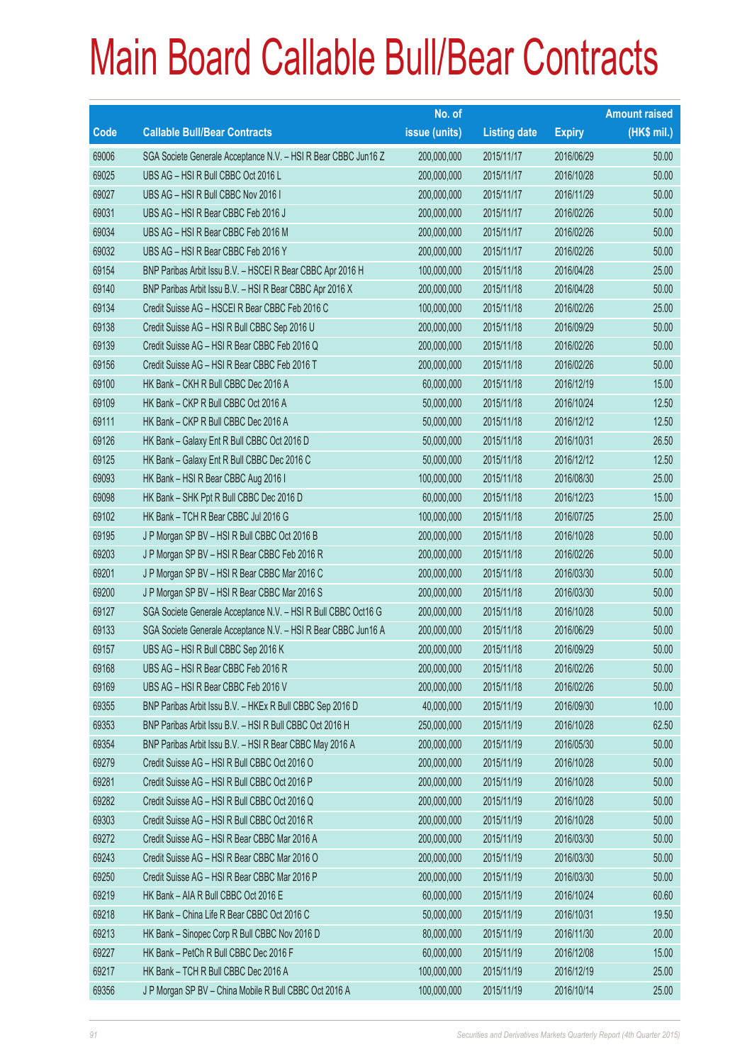# Main Board Callable Bull/Bear Contracts

| Code | Callable Bull/Bear Contracts | No. of issue (units) | Listing date | Expiry | Amount raised (HK$ mil.) |
|---|---|---|---|---|---|
| 69006 | SGA Societe Generale Acceptance N.V. – HSI R Bear CBBC Jun16 Z | 200,000,000 | 2015/11/17 | 2016/06/29 | 50.00 |
| 69025 | UBS AG – HSI R Bull CBBC Oct 2016 L | 200,000,000 | 2015/11/17 | 2016/10/28 | 50.00 |
| 69027 | UBS AG – HSI R Bull CBBC Nov 2016 I | 200,000,000 | 2015/11/17 | 2016/11/29 | 50.00 |
| 69031 | UBS AG – HSI R Bear CBBC Feb 2016 J | 200,000,000 | 2015/11/17 | 2016/02/26 | 50.00 |
| 69034 | UBS AG – HSI R Bear CBBC Feb 2016 M | 200,000,000 | 2015/11/17 | 2016/02/26 | 50.00 |
| 69032 | UBS AG – HSI R Bear CBBC Feb 2016 Y | 200,000,000 | 2015/11/17 | 2016/02/26 | 50.00 |
| 69154 | BNP Paribas Arbit Issu B.V. – HSCEI R Bear CBBC Apr 2016 H | 100,000,000 | 2015/11/18 | 2016/04/28 | 25.00 |
| 69140 | BNP Paribas Arbit Issu B.V. – HSI R Bear CBBC Apr 2016 X | 200,000,000 | 2015/11/18 | 2016/04/28 | 50.00 |
| 69134 | Credit Suisse AG – HSCEI R Bear CBBC Feb 2016 C | 100,000,000 | 2015/11/18 | 2016/02/26 | 25.00 |
| 69138 | Credit Suisse AG – HSI R Bull CBBC Sep 2016 U | 200,000,000 | 2015/11/18 | 2016/09/29 | 50.00 |
| 69139 | Credit Suisse AG – HSI R Bear CBBC Feb 2016 Q | 200,000,000 | 2015/11/18 | 2016/02/26 | 50.00 |
| 69156 | Credit Suisse AG – HSI R Bear CBBC Feb 2016 T | 200,000,000 | 2015/11/18 | 2016/02/26 | 50.00 |
| 69100 | HK Bank – CKH R Bull CBBC Dec 2016 A | 60,000,000 | 2015/11/18 | 2016/12/19 | 15.00 |
| 69109 | HK Bank – CKP R Bull CBBC Oct 2016 A | 50,000,000 | 2015/11/18 | 2016/10/24 | 12.50 |
| 69111 | HK Bank – CKP R Bull CBBC Dec 2016 A | 50,000,000 | 2015/11/18 | 2016/12/12 | 12.50 |
| 69126 | HK Bank – Galaxy Ent R Bull CBBC Oct 2016 D | 50,000,000 | 2015/11/18 | 2016/10/31 | 26.50 |
| 69125 | HK Bank – Galaxy Ent R Bull CBBC Dec 2016 C | 50,000,000 | 2015/11/18 | 2016/12/12 | 12.50 |
| 69093 | HK Bank – HSI R Bear CBBC Aug 2016 I | 100,000,000 | 2015/11/18 | 2016/08/30 | 25.00 |
| 69098 | HK Bank – SHK Ppt R Bull CBBC Dec 2016 D | 60,000,000 | 2015/11/18 | 2016/12/23 | 15.00 |
| 69102 | HK Bank – TCH R Bear CBBC Jul 2016 G | 100,000,000 | 2015/11/18 | 2016/07/25 | 25.00 |
| 69195 | J P Morgan SP BV – HSI R Bull CBBC Oct 2016 B | 200,000,000 | 2015/11/18 | 2016/10/28 | 50.00 |
| 69203 | J P Morgan SP BV – HSI R Bear CBBC Feb 2016 R | 200,000,000 | 2015/11/18 | 2016/02/26 | 50.00 |
| 69201 | J P Morgan SP BV – HSI R Bear CBBC Mar 2016 C | 200,000,000 | 2015/11/18 | 2016/03/30 | 50.00 |
| 69200 | J P Morgan SP BV – HSI R Bear CBBC Mar 2016 S | 200,000,000 | 2015/11/18 | 2016/03/30 | 50.00 |
| 69127 | SGA Societe Generale Acceptance N.V. – HSI R Bull CBBC Oct16 G | 200,000,000 | 2015/11/18 | 2016/10/28 | 50.00 |
| 69133 | SGA Societe Generale Acceptance N.V. – HSI R Bear CBBC Jun16 A | 200,000,000 | 2015/11/18 | 2016/06/29 | 50.00 |
| 69157 | UBS AG – HSI R Bull CBBC Sep 2016 K | 200,000,000 | 2015/11/18 | 2016/09/29 | 50.00 |
| 69168 | UBS AG – HSI R Bear CBBC Feb 2016 R | 200,000,000 | 2015/11/18 | 2016/02/26 | 50.00 |
| 69169 | UBS AG – HSI R Bear CBBC Feb 2016 V | 200,000,000 | 2015/11/18 | 2016/02/26 | 50.00 |
| 69355 | BNP Paribas Arbit Issu B.V. – HKEx R Bull CBBC Sep 2016 D | 40,000,000 | 2015/11/19 | 2016/09/30 | 10.00 |
| 69353 | BNP Paribas Arbit Issu B.V. – HSI R Bull CBBC Oct 2016 H | 250,000,000 | 2015/11/19 | 2016/10/28 | 62.50 |
| 69354 | BNP Paribas Arbit Issu B.V. – HSI R Bear CBBC May 2016 A | 200,000,000 | 2015/11/19 | 2016/05/30 | 50.00 |
| 69279 | Credit Suisse AG – HSI R Bull CBBC Oct 2016 O | 200,000,000 | 2015/11/19 | 2016/10/28 | 50.00 |
| 69281 | Credit Suisse AG – HSI R Bull CBBC Oct 2016 P | 200,000,000 | 2015/11/19 | 2016/10/28 | 50.00 |
| 69282 | Credit Suisse AG – HSI R Bull CBBC Oct 2016 Q | 200,000,000 | 2015/11/19 | 2016/10/28 | 50.00 |
| 69303 | Credit Suisse AG – HSI R Bull CBBC Oct 2016 R | 200,000,000 | 2015/11/19 | 2016/10/28 | 50.00 |
| 69272 | Credit Suisse AG – HSI R Bear CBBC Mar 2016 A | 200,000,000 | 2015/11/19 | 2016/03/30 | 50.00 |
| 69243 | Credit Suisse AG – HSI R Bear CBBC Mar 2016 O | 200,000,000 | 2015/11/19 | 2016/03/30 | 50.00 |
| 69250 | Credit Suisse AG – HSI R Bear CBBC Mar 2016 P | 200,000,000 | 2015/11/19 | 2016/03/30 | 50.00 |
| 69219 | HK Bank – AIA R Bull CBBC Oct 2016 E | 60,000,000 | 2015/11/19 | 2016/10/24 | 60.60 |
| 69218 | HK Bank – China Life R Bear CBBC Oct 2016 C | 50,000,000 | 2015/11/19 | 2016/10/31 | 19.50 |
| 69213 | HK Bank – Sinopec Corp R Bull CBBC Nov 2016 D | 80,000,000 | 2015/11/19 | 2016/11/30 | 20.00 |
| 69227 | HK Bank – PetCh R Bull CBBC Dec 2016 F | 60,000,000 | 2015/11/19 | 2016/12/08 | 15.00 |
| 69217 | HK Bank – TCH R Bull CBBC Dec 2016 A | 100,000,000 | 2015/11/19 | 2016/12/19 | 25.00 |
| 69356 | J P Morgan SP BV – China Mobile R Bull CBBC Oct 2016 A | 100,000,000 | 2015/11/19 | 2016/10/14 | 25.00 |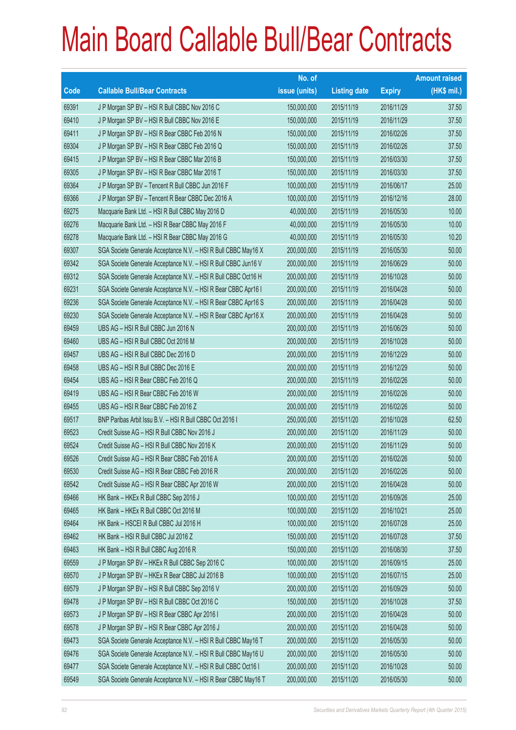# Main Board Callable Bull/Bear Contracts

| Code | Callable Bull/Bear Contracts | No. of issue (units) | Listing date | Expiry | Amount raised (HK$ mil.) |
|---|---|---|---|---|---|
| 69391 | J P Morgan SP BV – HSI R Bull CBBC Nov 2016 C | 150,000,000 | 2015/11/19 | 2016/11/29 | 37.50 |
| 69410 | J P Morgan SP BV – HSI R Bull CBBC Nov 2016 E | 150,000,000 | 2015/11/19 | 2016/11/29 | 37.50 |
| 69411 | J P Morgan SP BV – HSI R Bear CBBC Feb 2016 N | 150,000,000 | 2015/11/19 | 2016/02/26 | 37.50 |
| 69304 | J P Morgan SP BV – HSI R Bear CBBC Feb 2016 Q | 150,000,000 | 2015/11/19 | 2016/02/26 | 37.50 |
| 69415 | J P Morgan SP BV – HSI R Bear CBBC Mar 2016 B | 150,000,000 | 2015/11/19 | 2016/03/30 | 37.50 |
| 69305 | J P Morgan SP BV – HSI R Bear CBBC Mar 2016 T | 150,000,000 | 2015/11/19 | 2016/03/30 | 37.50 |
| 69364 | J P Morgan SP BV – Tencent R Bull CBBC Jun 2016 F | 100,000,000 | 2015/11/19 | 2016/06/17 | 25.00 |
| 69366 | J P Morgan SP BV – Tencent R Bear CBBC Dec 2016 A | 100,000,000 | 2015/11/19 | 2016/12/16 | 28.00 |
| 69275 | Macquarie Bank Ltd. – HSI R Bull CBBC May 2016 D | 40,000,000 | 2015/11/19 | 2016/05/30 | 10.00 |
| 69276 | Macquarie Bank Ltd. – HSI R Bear CBBC May 2016 F | 40,000,000 | 2015/11/19 | 2016/05/30 | 10.00 |
| 69278 | Macquarie Bank Ltd. – HSI R Bear CBBC May 2016 G | 40,000,000 | 2015/11/19 | 2016/05/30 | 10.20 |
| 69307 | SGA Societe Generale Acceptance N.V. – HSI R Bull CBBC May16 X | 200,000,000 | 2015/11/19 | 2016/05/30 | 50.00 |
| 69342 | SGA Societe Generale Acceptance N.V. – HSI R Bull CBBC Jun16 V | 200,000,000 | 2015/11/19 | 2016/06/29 | 50.00 |
| 69312 | SGA Societe Generale Acceptance N.V. – HSI R Bull CBBC Oct16 H | 200,000,000 | 2015/11/19 | 2016/10/28 | 50.00 |
| 69231 | SGA Societe Generale Acceptance N.V. – HSI R Bear CBBC Apr16 I | 200,000,000 | 2015/11/19 | 2016/04/28 | 50.00 |
| 69236 | SGA Societe Generale Acceptance N.V. – HSI R Bear CBBC Apr16 S | 200,000,000 | 2015/11/19 | 2016/04/28 | 50.00 |
| 69230 | SGA Societe Generale Acceptance N.V. – HSI R Bear CBBC Apr16 X | 200,000,000 | 2015/11/19 | 2016/04/28 | 50.00 |
| 69459 | UBS AG – HSI R Bull CBBC Jun 2016 N | 200,000,000 | 2015/11/19 | 2016/06/29 | 50.00 |
| 69460 | UBS AG – HSI R Bull CBBC Oct 2016 M | 200,000,000 | 2015/11/19 | 2016/10/28 | 50.00 |
| 69457 | UBS AG – HSI R Bull CBBC Dec 2016 D | 200,000,000 | 2015/11/19 | 2016/12/29 | 50.00 |
| 69458 | UBS AG – HSI R Bull CBBC Dec 2016 E | 200,000,000 | 2015/11/19 | 2016/12/29 | 50.00 |
| 69454 | UBS AG – HSI R Bear CBBC Feb 2016 Q | 200,000,000 | 2015/11/19 | 2016/02/26 | 50.00 |
| 69419 | UBS AG – HSI R Bear CBBC Feb 2016 W | 200,000,000 | 2015/11/19 | 2016/02/26 | 50.00 |
| 69455 | UBS AG – HSI R Bear CBBC Feb 2016 Z | 200,000,000 | 2015/11/19 | 2016/02/26 | 50.00 |
| 69517 | BNP Paribas Arbit Issu B.V. – HSI R Bull CBBC Oct 2016 I | 250,000,000 | 2015/11/20 | 2016/10/28 | 62.50 |
| 69523 | Credit Suisse AG – HSI R Bull CBBC Nov 2016 J | 200,000,000 | 2015/11/20 | 2016/11/29 | 50.00 |
| 69524 | Credit Suisse AG – HSI R Bull CBBC Nov 2016 K | 200,000,000 | 2015/11/20 | 2016/11/29 | 50.00 |
| 69526 | Credit Suisse AG – HSI R Bear CBBC Feb 2016 A | 200,000,000 | 2015/11/20 | 2016/02/26 | 50.00 |
| 69530 | Credit Suisse AG – HSI R Bear CBBC Feb 2016 R | 200,000,000 | 2015/11/20 | 2016/02/26 | 50.00 |
| 69542 | Credit Suisse AG – HSI R Bear CBBC Apr 2016 W | 200,000,000 | 2015/11/20 | 2016/04/28 | 50.00 |
| 69466 | HK Bank – HKEx R Bull CBBC Sep 2016 J | 100,000,000 | 2015/11/20 | 2016/09/26 | 25.00 |
| 69465 | HK Bank – HKEx R Bull CBBC Oct 2016 M | 100,000,000 | 2015/11/20 | 2016/10/21 | 25.00 |
| 69464 | HK Bank – HSCEI R Bull CBBC Jul 2016 H | 100,000,000 | 2015/11/20 | 2016/07/28 | 25.00 |
| 69462 | HK Bank – HSI R Bull CBBC Jul 2016 Z | 150,000,000 | 2015/11/20 | 2016/07/28 | 37.50 |
| 69463 | HK Bank – HSI R Bull CBBC Aug 2016 R | 150,000,000 | 2015/11/20 | 2016/08/30 | 37.50 |
| 69559 | J P Morgan SP BV – HKEx R Bull CBBC Sep 2016 C | 100,000,000 | 2015/11/20 | 2016/09/15 | 25.00 |
| 69570 | J P Morgan SP BV – HKEx R Bear CBBC Jul 2016 B | 100,000,000 | 2015/11/20 | 2016/07/15 | 25.00 |
| 69579 | J P Morgan SP BV – HSI R Bull CBBC Sep 2016 V | 200,000,000 | 2015/11/20 | 2016/09/29 | 50.00 |
| 69478 | J P Morgan SP BV – HSI R Bull CBBC Oct 2016 C | 150,000,000 | 2015/11/20 | 2016/10/28 | 37.50 |
| 69573 | J P Morgan SP BV – HSI R Bear CBBC Apr 2016 I | 200,000,000 | 2015/11/20 | 2016/04/28 | 50.00 |
| 69578 | J P Morgan SP BV – HSI R Bear CBBC Apr 2016 J | 200,000,000 | 2015/11/20 | 2016/04/28 | 50.00 |
| 69473 | SGA Societe Generale Acceptance N.V. – HSI R Bull CBBC May16 T | 200,000,000 | 2015/11/20 | 2016/05/30 | 50.00 |
| 69476 | SGA Societe Generale Acceptance N.V. – HSI R Bull CBBC May16 U | 200,000,000 | 2015/11/20 | 2016/05/30 | 50.00 |
| 69477 | SGA Societe Generale Acceptance N.V. – HSI R Bull CBBC Oct16 I | 200,000,000 | 2015/11/20 | 2016/10/28 | 50.00 |
| 69549 | SGA Societe Generale Acceptance N.V. – HSI R Bear CBBC May16 T | 200,000,000 | 2015/11/20 | 2016/05/30 | 50.00 |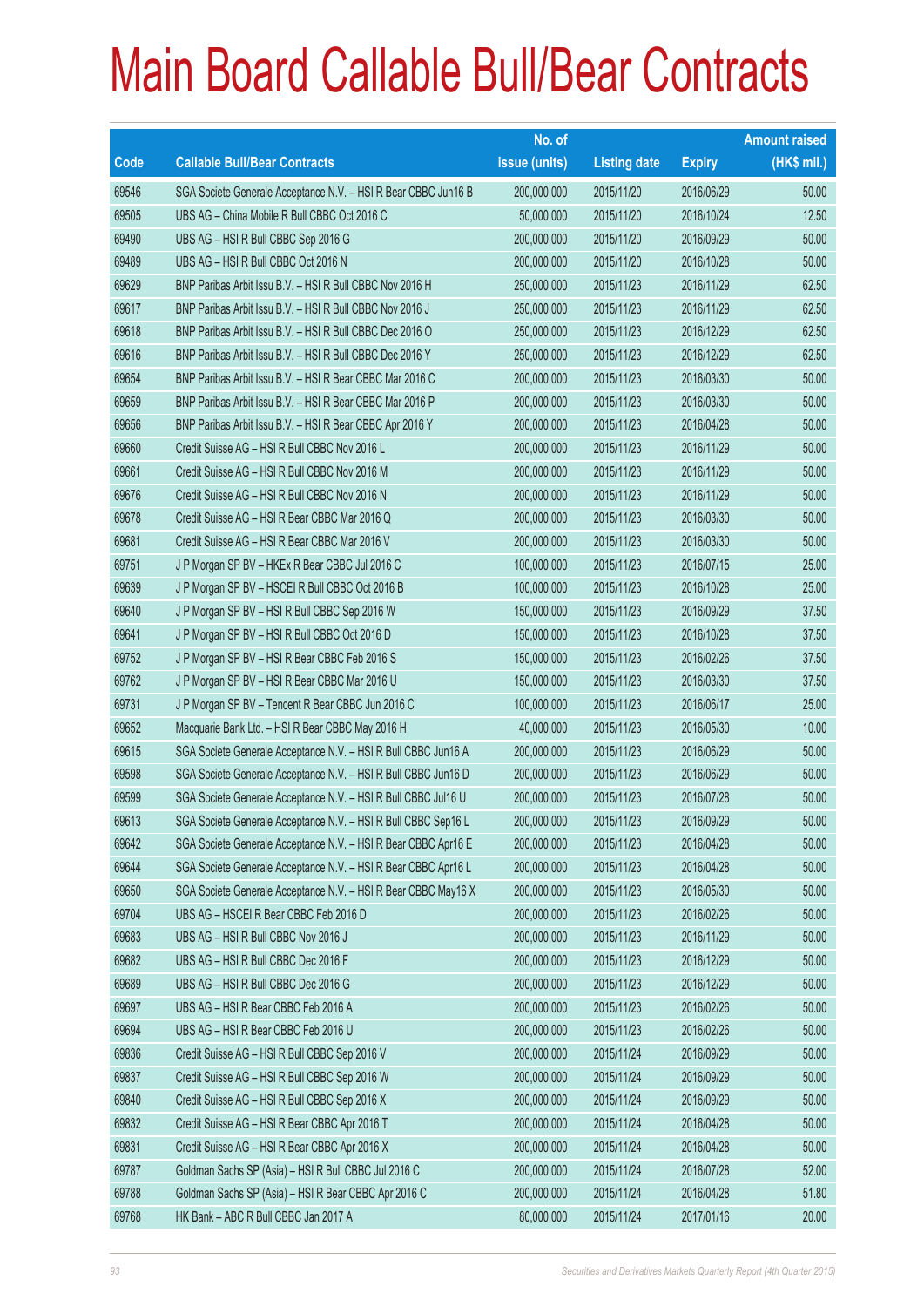# Main Board Callable Bull/Bear Contracts

| Code | Callable Bull/Bear Contracts | No. of issue (units) | Listing date | Expiry | Amount raised (HK$ mil.) |
|---|---|---|---|---|---|
| 69546 | SGA Societe Generale Acceptance N.V. – HSI R Bear CBBC Jun16 B | 200,000,000 | 2015/11/20 | 2016/06/29 | 50.00 |
| 69505 | UBS AG – China Mobile R Bull CBBC Oct 2016 C | 50,000,000 | 2015/11/20 | 2016/10/24 | 12.50 |
| 69490 | UBS AG – HSI R Bull CBBC Sep 2016 G | 200,000,000 | 2015/11/20 | 2016/09/29 | 50.00 |
| 69489 | UBS AG – HSI R Bull CBBC Oct 2016 N | 200,000,000 | 2015/11/20 | 2016/10/28 | 50.00 |
| 69629 | BNP Paribas Arbit Issu B.V. – HSI R Bull CBBC Nov 2016 H | 250,000,000 | 2015/11/23 | 2016/11/29 | 62.50 |
| 69617 | BNP Paribas Arbit Issu B.V. – HSI R Bull CBBC Nov 2016 J | 250,000,000 | 2015/11/23 | 2016/11/29 | 62.50 |
| 69618 | BNP Paribas Arbit Issu B.V. – HSI R Bull CBBC Dec 2016 O | 250,000,000 | 2015/11/23 | 2016/12/29 | 62.50 |
| 69616 | BNP Paribas Arbit Issu B.V. – HSI R Bull CBBC Dec 2016 Y | 250,000,000 | 2015/11/23 | 2016/12/29 | 62.50 |
| 69654 | BNP Paribas Arbit Issu B.V. – HSI R Bear CBBC Mar 2016 C | 200,000,000 | 2015/11/23 | 2016/03/30 | 50.00 |
| 69659 | BNP Paribas Arbit Issu B.V. – HSI R Bear CBBC Mar 2016 P | 200,000,000 | 2015/11/23 | 2016/03/30 | 50.00 |
| 69656 | BNP Paribas Arbit Issu B.V. – HSI R Bear CBBC Apr 2016 Y | 200,000,000 | 2015/11/23 | 2016/04/28 | 50.00 |
| 69660 | Credit Suisse AG – HSI R Bull CBBC Nov 2016 L | 200,000,000 | 2015/11/23 | 2016/11/29 | 50.00 |
| 69661 | Credit Suisse AG – HSI R Bull CBBC Nov 2016 M | 200,000,000 | 2015/11/23 | 2016/11/29 | 50.00 |
| 69676 | Credit Suisse AG – HSI R Bull CBBC Nov 2016 N | 200,000,000 | 2015/11/23 | 2016/11/29 | 50.00 |
| 69678 | Credit Suisse AG – HSI R Bear CBBC Mar 2016 Q | 200,000,000 | 2015/11/23 | 2016/03/30 | 50.00 |
| 69681 | Credit Suisse AG – HSI R Bear CBBC Mar 2016 V | 200,000,000 | 2015/11/23 | 2016/03/30 | 50.00 |
| 69751 | J P Morgan SP BV – HKEx R Bear CBBC Jul 2016 C | 100,000,000 | 2015/11/23 | 2016/07/15 | 25.00 |
| 69639 | J P Morgan SP BV – HSCEI R Bull CBBC Oct 2016 B | 100,000,000 | 2015/11/23 | 2016/10/28 | 25.00 |
| 69640 | J P Morgan SP BV – HSI R Bull CBBC Sep 2016 W | 150,000,000 | 2015/11/23 | 2016/09/29 | 37.50 |
| 69641 | J P Morgan SP BV – HSI R Bull CBBC Oct 2016 D | 150,000,000 | 2015/11/23 | 2016/10/28 | 37.50 |
| 69752 | J P Morgan SP BV – HSI R Bear CBBC Feb 2016 S | 150,000,000 | 2015/11/23 | 2016/02/26 | 37.50 |
| 69762 | J P Morgan SP BV – HSI R Bear CBBC Mar 2016 U | 150,000,000 | 2015/11/23 | 2016/03/30 | 37.50 |
| 69731 | J P Morgan SP BV – Tencent R Bear CBBC Jun 2016 C | 100,000,000 | 2015/11/23 | 2016/06/17 | 25.00 |
| 69652 | Macquarie Bank Ltd. – HSI R Bear CBBC May 2016 H | 40,000,000 | 2015/11/23 | 2016/05/30 | 10.00 |
| 69615 | SGA Societe Generale Acceptance N.V. – HSI R Bull CBBC Jun16 A | 200,000,000 | 2015/11/23 | 2016/06/29 | 50.00 |
| 69598 | SGA Societe Generale Acceptance N.V. – HSI R Bull CBBC Jun16 D | 200,000,000 | 2015/11/23 | 2016/06/29 | 50.00 |
| 69599 | SGA Societe Generale Acceptance N.V. – HSI R Bull CBBC Jul16 U | 200,000,000 | 2015/11/23 | 2016/07/28 | 50.00 |
| 69613 | SGA Societe Generale Acceptance N.V. – HSI R Bull CBBC Sep16 L | 200,000,000 | 2015/11/23 | 2016/09/29 | 50.00 |
| 69642 | SGA Societe Generale Acceptance N.V. – HSI R Bear CBBC Apr16 E | 200,000,000 | 2015/11/23 | 2016/04/28 | 50.00 |
| 69644 | SGA Societe Generale Acceptance N.V. – HSI R Bear CBBC Apr16 L | 200,000,000 | 2015/11/23 | 2016/04/28 | 50.00 |
| 69650 | SGA Societe Generale Acceptance N.V. – HSI R Bear CBBC May16 X | 200,000,000 | 2015/11/23 | 2016/05/30 | 50.00 |
| 69704 | UBS AG – HSCEI R Bear CBBC Feb 2016 D | 200,000,000 | 2015/11/23 | 2016/02/26 | 50.00 |
| 69683 | UBS AG – HSI R Bull CBBC Nov 2016 J | 200,000,000 | 2015/11/23 | 2016/11/29 | 50.00 |
| 69682 | UBS AG – HSI R Bull CBBC Dec 2016 F | 200,000,000 | 2015/11/23 | 2016/12/29 | 50.00 |
| 69689 | UBS AG – HSI R Bull CBBC Dec 2016 G | 200,000,000 | 2015/11/23 | 2016/12/29 | 50.00 |
| 69697 | UBS AG – HSI R Bear CBBC Feb 2016 A | 200,000,000 | 2015/11/23 | 2016/02/26 | 50.00 |
| 69694 | UBS AG – HSI R Bear CBBC Feb 2016 U | 200,000,000 | 2015/11/23 | 2016/02/26 | 50.00 |
| 69836 | Credit Suisse AG – HSI R Bull CBBC Sep 2016 V | 200,000,000 | 2015/11/24 | 2016/09/29 | 50.00 |
| 69837 | Credit Suisse AG – HSI R Bull CBBC Sep 2016 W | 200,000,000 | 2015/11/24 | 2016/09/29 | 50.00 |
| 69840 | Credit Suisse AG – HSI R Bull CBBC Sep 2016 X | 200,000,000 | 2015/11/24 | 2016/09/29 | 50.00 |
| 69832 | Credit Suisse AG – HSI R Bear CBBC Apr 2016 T | 200,000,000 | 2015/11/24 | 2016/04/28 | 50.00 |
| 69831 | Credit Suisse AG – HSI R Bear CBBC Apr 2016 X | 200,000,000 | 2015/11/24 | 2016/04/28 | 50.00 |
| 69787 | Goldman Sachs SP (Asia) – HSI R Bull CBBC Jul 2016 C | 200,000,000 | 2015/11/24 | 2016/07/28 | 52.00 |
| 69788 | Goldman Sachs SP (Asia) – HSI R Bear CBBC Apr 2016 C | 200,000,000 | 2015/11/24 | 2016/04/28 | 51.80 |
| 69768 | HK Bank – ABC R Bull CBBC Jan 2017 A | 80,000,000 | 2015/11/24 | 2017/01/16 | 20.00 |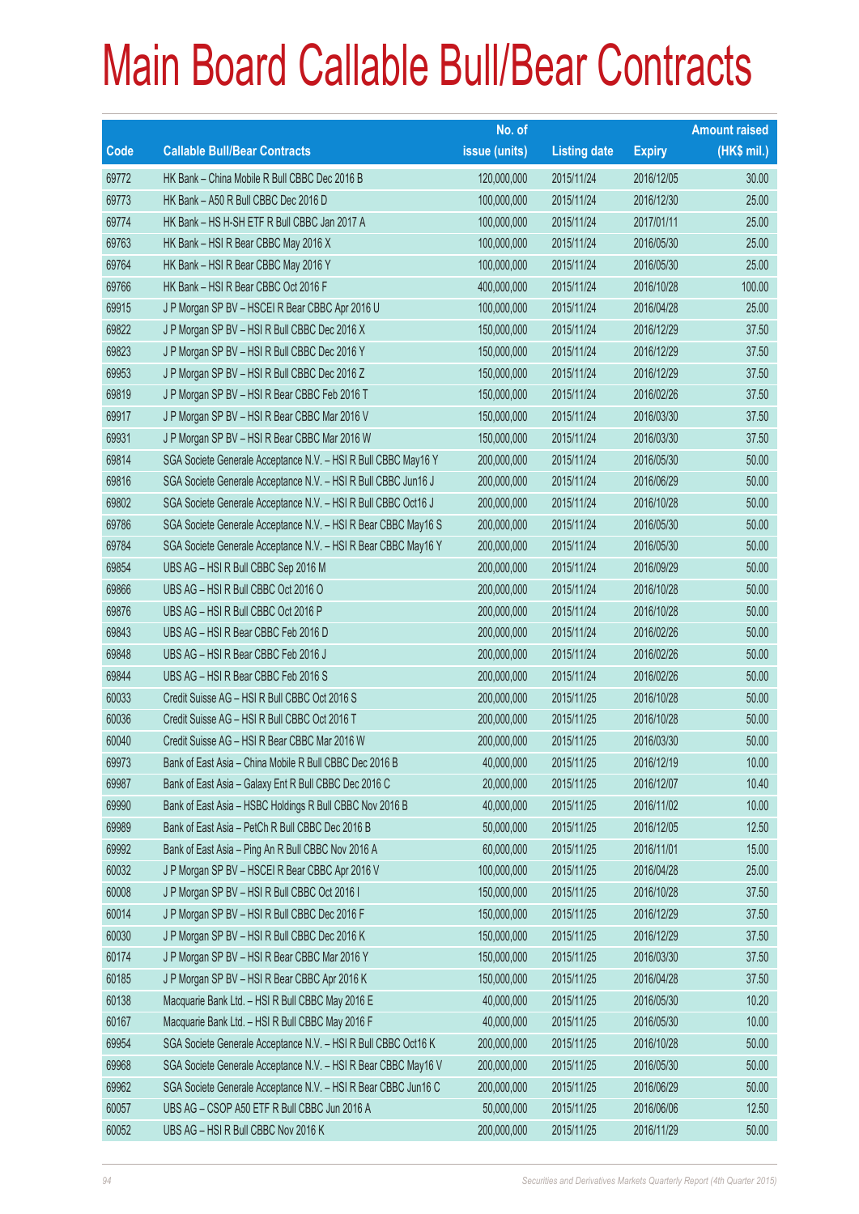# Main Board Callable Bull/Bear Contracts

| Code | Callable Bull/Bear Contracts | No. of issue (units) | Listing date | Expiry | Amount raised (HK$ mil.) |
|---|---|---|---|---|---|
| 69772 | HK Bank – China Mobile R Bull CBBC Dec 2016 B | 120,000,000 | 2015/11/24 | 2016/12/05 | 30.00 |
| 69773 | HK Bank – A50 R Bull CBBC Dec 2016 D | 100,000,000 | 2015/11/24 | 2016/12/30 | 25.00 |
| 69774 | HK Bank – HS H-SH ETF R Bull CBBC Jan 2017 A | 100,000,000 | 2015/11/24 | 2017/01/11 | 25.00 |
| 69763 | HK Bank – HSI R Bear CBBC May 2016 X | 100,000,000 | 2015/11/24 | 2016/05/30 | 25.00 |
| 69764 | HK Bank – HSI R Bear CBBC May 2016 Y | 100,000,000 | 2015/11/24 | 2016/05/30 | 25.00 |
| 69766 | HK Bank – HSI R Bear CBBC Oct 2016 F | 400,000,000 | 2015/11/24 | 2016/10/28 | 100.00 |
| 69915 | J P Morgan SP BV – HSCEI R Bear CBBC Apr 2016 U | 100,000,000 | 2015/11/24 | 2016/04/28 | 25.00 |
| 69822 | J P Morgan SP BV – HSI R Bull CBBC Dec 2016 X | 150,000,000 | 2015/11/24 | 2016/12/29 | 37.50 |
| 69823 | J P Morgan SP BV – HSI R Bull CBBC Dec 2016 Y | 150,000,000 | 2015/11/24 | 2016/12/29 | 37.50 |
| 69953 | J P Morgan SP BV – HSI R Bull CBBC Dec 2016 Z | 150,000,000 | 2015/11/24 | 2016/12/29 | 37.50 |
| 69819 | J P Morgan SP BV – HSI R Bear CBBC Feb 2016 T | 150,000,000 | 2015/11/24 | 2016/02/26 | 37.50 |
| 69917 | J P Morgan SP BV – HSI R Bear CBBC Mar 2016 V | 150,000,000 | 2015/11/24 | 2016/03/30 | 37.50 |
| 69931 | J P Morgan SP BV – HSI R Bear CBBC Mar 2016 W | 150,000,000 | 2015/11/24 | 2016/03/30 | 37.50 |
| 69814 | SGA Societe Generale Acceptance N.V. – HSI R Bull CBBC May16 Y | 200,000,000 | 2015/11/24 | 2016/05/30 | 50.00 |
| 69816 | SGA Societe Generale Acceptance N.V. – HSI R Bull CBBC Jun16 J | 200,000,000 | 2015/11/24 | 2016/06/29 | 50.00 |
| 69802 | SGA Societe Generale Acceptance N.V. – HSI R Bull CBBC Oct16 J | 200,000,000 | 2015/11/24 | 2016/10/28 | 50.00 |
| 69786 | SGA Societe Generale Acceptance N.V. – HSI R Bear CBBC May16 S | 200,000,000 | 2015/11/24 | 2016/05/30 | 50.00 |
| 69784 | SGA Societe Generale Acceptance N.V. – HSI R Bear CBBC May16 Y | 200,000,000 | 2015/11/24 | 2016/05/30 | 50.00 |
| 69854 | UBS AG – HSI R Bull CBBC Sep 2016 M | 200,000,000 | 2015/11/24 | 2016/09/29 | 50.00 |
| 69866 | UBS AG – HSI R Bull CBBC Oct 2016 O | 200,000,000 | 2015/11/24 | 2016/10/28 | 50.00 |
| 69876 | UBS AG – HSI R Bull CBBC Oct 2016 P | 200,000,000 | 2015/11/24 | 2016/10/28 | 50.00 |
| 69843 | UBS AG – HSI R Bear CBBC Feb 2016 D | 200,000,000 | 2015/11/24 | 2016/02/26 | 50.00 |
| 69848 | UBS AG – HSI R Bear CBBC Feb 2016 J | 200,000,000 | 2015/11/24 | 2016/02/26 | 50.00 |
| 69844 | UBS AG – HSI R Bear CBBC Feb 2016 S | 200,000,000 | 2015/11/24 | 2016/02/26 | 50.00 |
| 60033 | Credit Suisse AG – HSI R Bull CBBC Oct 2016 S | 200,000,000 | 2015/11/25 | 2016/10/28 | 50.00 |
| 60036 | Credit Suisse AG – HSI R Bull CBBC Oct 2016 T | 200,000,000 | 2015/11/25 | 2016/10/28 | 50.00 |
| 60040 | Credit Suisse AG – HSI R Bear CBBC Mar 2016 W | 200,000,000 | 2015/11/25 | 2016/03/30 | 50.00 |
| 69973 | Bank of East Asia – China Mobile R Bull CBBC Dec 2016 B | 40,000,000 | 2015/11/25 | 2016/12/19 | 10.00 |
| 69987 | Bank of East Asia – Galaxy Ent R Bull CBBC Dec 2016 C | 20,000,000 | 2015/11/25 | 2016/12/07 | 10.40 |
| 69990 | Bank of East Asia – HSBC Holdings R Bull CBBC Nov 2016 B | 40,000,000 | 2015/11/25 | 2016/11/02 | 10.00 |
| 69989 | Bank of East Asia – PetCh R Bull CBBC Dec 2016 B | 50,000,000 | 2015/11/25 | 2016/12/05 | 12.50 |
| 69992 | Bank of East Asia – Ping An R Bull CBBC Nov 2016 A | 60,000,000 | 2015/11/25 | 2016/11/01 | 15.00 |
| 60032 | J P Morgan SP BV – HSCEI R Bear CBBC Apr 2016 V | 100,000,000 | 2015/11/25 | 2016/04/28 | 25.00 |
| 60008 | J P Morgan SP BV – HSI R Bull CBBC Oct 2016 I | 150,000,000 | 2015/11/25 | 2016/10/28 | 37.50 |
| 60014 | J P Morgan SP BV – HSI R Bull CBBC Dec 2016 F | 150,000,000 | 2015/11/25 | 2016/12/29 | 37.50 |
| 60030 | J P Morgan SP BV – HSI R Bull CBBC Dec 2016 K | 150,000,000 | 2015/11/25 | 2016/12/29 | 37.50 |
| 60174 | J P Morgan SP BV – HSI R Bear CBBC Mar 2016 Y | 150,000,000 | 2015/11/25 | 2016/03/30 | 37.50 |
| 60185 | J P Morgan SP BV – HSI R Bear CBBC Apr 2016 K | 150,000,000 | 2015/11/25 | 2016/04/28 | 37.50 |
| 60138 | Macquarie Bank Ltd. – HSI R Bull CBBC May 2016 E | 40,000,000 | 2015/11/25 | 2016/05/30 | 10.20 |
| 60167 | Macquarie Bank Ltd. – HSI R Bull CBBC May 2016 F | 40,000,000 | 2015/11/25 | 2016/05/30 | 10.00 |
| 69954 | SGA Societe Generale Acceptance N.V. – HSI R Bull CBBC Oct16 K | 200,000,000 | 2015/11/25 | 2016/10/28 | 50.00 |
| 69968 | SGA Societe Generale Acceptance N.V. – HSI R Bear CBBC May16 V | 200,000,000 | 2015/11/25 | 2016/05/30 | 50.00 |
| 69962 | SGA Societe Generale Acceptance N.V. – HSI R Bear CBBC Jun16 C | 200,000,000 | 2015/11/25 | 2016/06/29 | 50.00 |
| 60057 | UBS AG – CSOP A50 ETF R Bull CBBC Jun 2016 A | 50,000,000 | 2015/11/25 | 2016/06/06 | 12.50 |
| 60052 | UBS AG – HSI R Bull CBBC Nov 2016 K | 200,000,000 | 2015/11/25 | 2016/11/29 | 50.00 |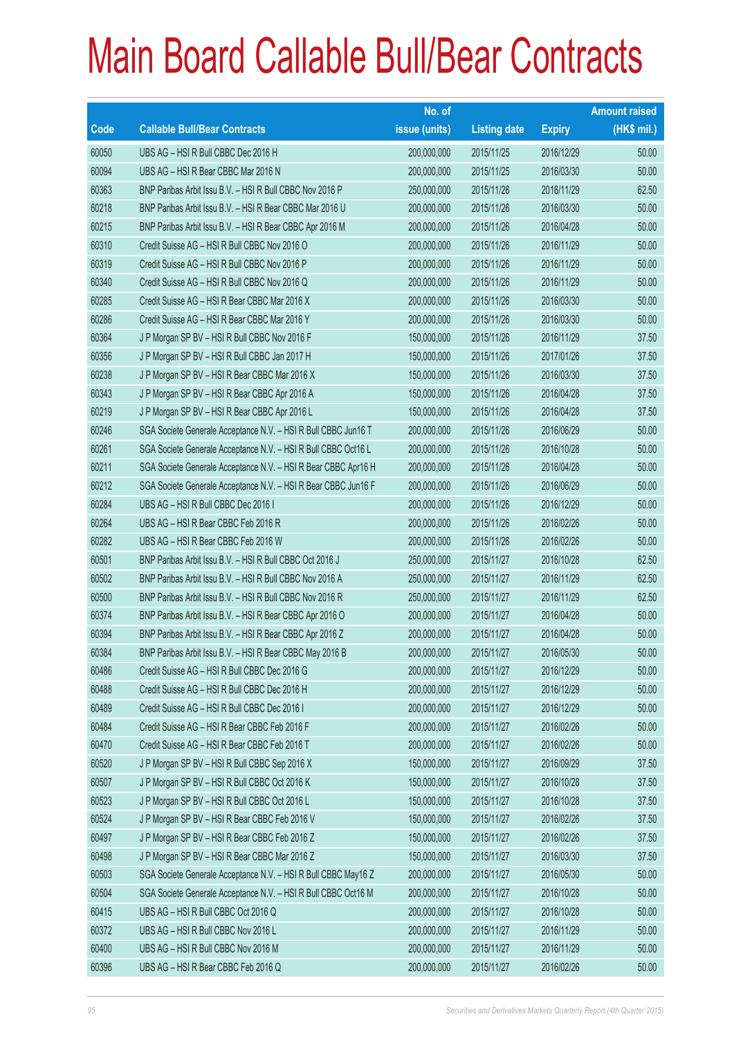# Main Board Callable Bull/Bear Contracts

| Code | Callable Bull/Bear Contracts | No. of issue (units) | Listing date | Expiry | Amount raised (HK$ mil.) |
|---|---|---|---|---|---|
| 60050 | UBS AG – HSI R Bull CBBC Dec 2016 H | 200,000,000 | 2015/11/25 | 2016/12/29 | 50.00 |
| 60094 | UBS AG – HSI R Bear CBBC Mar 2016 N | 200,000,000 | 2015/11/25 | 2016/03/30 | 50.00 |
| 60363 | BNP Paribas Arbit Issu B.V. – HSI R Bull CBBC Nov 2016 P | 250,000,000 | 2015/11/26 | 2016/11/29 | 62.50 |
| 60218 | BNP Paribas Arbit Issu B.V. – HSI R Bear CBBC Mar 2016 U | 200,000,000 | 2015/11/26 | 2016/03/30 | 50.00 |
| 60215 | BNP Paribas Arbit Issu B.V. – HSI R Bear CBBC Apr 2016 M | 200,000,000 | 2015/11/26 | 2016/04/28 | 50.00 |
| 60310 | Credit Suisse AG – HSI R Bull CBBC Nov 2016 O | 200,000,000 | 2015/11/26 | 2016/11/29 | 50.00 |
| 60319 | Credit Suisse AG – HSI R Bull CBBC Nov 2016 P | 200,000,000 | 2015/11/26 | 2016/11/29 | 50.00 |
| 60340 | Credit Suisse AG – HSI R Bull CBBC Nov 2016 Q | 200,000,000 | 2015/11/26 | 2016/11/29 | 50.00 |
| 60285 | Credit Suisse AG – HSI R Bear CBBC Mar 2016 X | 200,000,000 | 2015/11/26 | 2016/03/30 | 50.00 |
| 60286 | Credit Suisse AG – HSI R Bear CBBC Mar 2016 Y | 200,000,000 | 2015/11/26 | 2016/03/30 | 50.00 |
| 60364 | J P Morgan SP BV – HSI R Bull CBBC Nov 2016 F | 150,000,000 | 2015/11/26 | 2016/11/29 | 37.50 |
| 60356 | J P Morgan SP BV – HSI R Bull CBBC Jan 2017 H | 150,000,000 | 2015/11/26 | 2017/01/26 | 37.50 |
| 60238 | J P Morgan SP BV – HSI R Bear CBBC Mar 2016 X | 150,000,000 | 2015/11/26 | 2016/03/30 | 37.50 |
| 60343 | J P Morgan SP BV – HSI R Bear CBBC Apr 2016 A | 150,000,000 | 2015/11/26 | 2016/04/28 | 37.50 |
| 60219 | J P Morgan SP BV – HSI R Bear CBBC Apr 2016 L | 150,000,000 | 2015/11/26 | 2016/04/28 | 37.50 |
| 60246 | SGA Societe Generale Acceptance N.V. – HSI R Bull CBBC Jun16 T | 200,000,000 | 2015/11/26 | 2016/06/29 | 50.00 |
| 60261 | SGA Societe Generale Acceptance N.V. – HSI R Bull CBBC Oct16 L | 200,000,000 | 2015/11/26 | 2016/10/28 | 50.00 |
| 60211 | SGA Societe Generale Acceptance N.V. – HSI R Bear CBBC Apr16 H | 200,000,000 | 2015/11/26 | 2016/04/28 | 50.00 |
| 60212 | SGA Societe Generale Acceptance N.V. – HSI R Bear CBBC Jun16 F | 200,000,000 | 2015/11/26 | 2016/06/29 | 50.00 |
| 60284 | UBS AG – HSI R Bull CBBC Dec 2016 I | 200,000,000 | 2015/11/26 | 2016/12/29 | 50.00 |
| 60264 | UBS AG – HSI R Bear CBBC Feb 2016 R | 200,000,000 | 2015/11/26 | 2016/02/26 | 50.00 |
| 60282 | UBS AG – HSI R Bear CBBC Feb 2016 W | 200,000,000 | 2015/11/26 | 2016/02/26 | 50.00 |
| 60501 | BNP Paribas Arbit Issu B.V. – HSI R Bull CBBC Oct 2016 J | 250,000,000 | 2015/11/27 | 2016/10/28 | 62.50 |
| 60502 | BNP Paribas Arbit Issu B.V. – HSI R Bull CBBC Nov 2016 A | 250,000,000 | 2015/11/27 | 2016/11/29 | 62.50 |
| 60500 | BNP Paribas Arbit Issu B.V. – HSI R Bull CBBC Nov 2016 R | 250,000,000 | 2015/11/27 | 2016/11/29 | 62.50 |
| 60374 | BNP Paribas Arbit Issu B.V. – HSI R Bear CBBC Apr 2016 O | 200,000,000 | 2015/11/27 | 2016/04/28 | 50.00 |
| 60394 | BNP Paribas Arbit Issu B.V. – HSI R Bear CBBC Apr 2016 Z | 200,000,000 | 2015/11/27 | 2016/04/28 | 50.00 |
| 60384 | BNP Paribas Arbit Issu B.V. – HSI R Bear CBBC May 2016 B | 200,000,000 | 2015/11/27 | 2016/05/30 | 50.00 |
| 60486 | Credit Suisse AG – HSI R Bull CBBC Dec 2016 G | 200,000,000 | 2015/11/27 | 2016/12/29 | 50.00 |
| 60488 | Credit Suisse AG – HSI R Bull CBBC Dec 2016 H | 200,000,000 | 2015/11/27 | 2016/12/29 | 50.00 |
| 60489 | Credit Suisse AG – HSI R Bull CBBC Dec 2016 I | 200,000,000 | 2015/11/27 | 2016/12/29 | 50.00 |
| 60484 | Credit Suisse AG – HSI R Bear CBBC Feb 2016 F | 200,000,000 | 2015/11/27 | 2016/02/26 | 50.00 |
| 60470 | Credit Suisse AG – HSI R Bear CBBC Feb 2016 T | 200,000,000 | 2015/11/27 | 2016/02/26 | 50.00 |
| 60520 | J P Morgan SP BV – HSI R Bull CBBC Sep 2016 X | 150,000,000 | 2015/11/27 | 2016/09/29 | 37.50 |
| 60507 | J P Morgan SP BV – HSI R Bull CBBC Oct 2016 K | 150,000,000 | 2015/11/27 | 2016/10/28 | 37.50 |
| 60523 | J P Morgan SP BV – HSI R Bull CBBC Oct 2016 L | 150,000,000 | 2015/11/27 | 2016/10/28 | 37.50 |
| 60524 | J P Morgan SP BV – HSI R Bear CBBC Feb 2016 V | 150,000,000 | 2015/11/27 | 2016/02/26 | 37.50 |
| 60497 | J P Morgan SP BV – HSI R Bear CBBC Feb 2016 Z | 150,000,000 | 2015/11/27 | 2016/02/26 | 37.50 |
| 60498 | J P Morgan SP BV – HSI R Bear CBBC Mar 2016 Z | 150,000,000 | 2015/11/27 | 2016/03/30 | 37.50 |
| 60503 | SGA Societe Generale Acceptance N.V. – HSI R Bull CBBC May16 Z | 200,000,000 | 2015/11/27 | 2016/05/30 | 50.00 |
| 60504 | SGA Societe Generale Acceptance N.V. – HSI R Bull CBBC Oct16 M | 200,000,000 | 2015/11/27 | 2016/10/28 | 50.00 |
| 60415 | UBS AG – HSI R Bull CBBC Oct 2016 Q | 200,000,000 | 2015/11/27 | 2016/10/28 | 50.00 |
| 60372 | UBS AG – HSI R Bull CBBC Nov 2016 L | 200,000,000 | 2015/11/27 | 2016/11/29 | 50.00 |
| 60400 | UBS AG – HSI R Bull CBBC Nov 2016 M | 200,000,000 | 2015/11/27 | 2016/11/29 | 50.00 |
| 60396 | UBS AG – HSI R Bear CBBC Feb 2016 Q | 200,000,000 | 2015/11/27 | 2016/02/26 | 50.00 |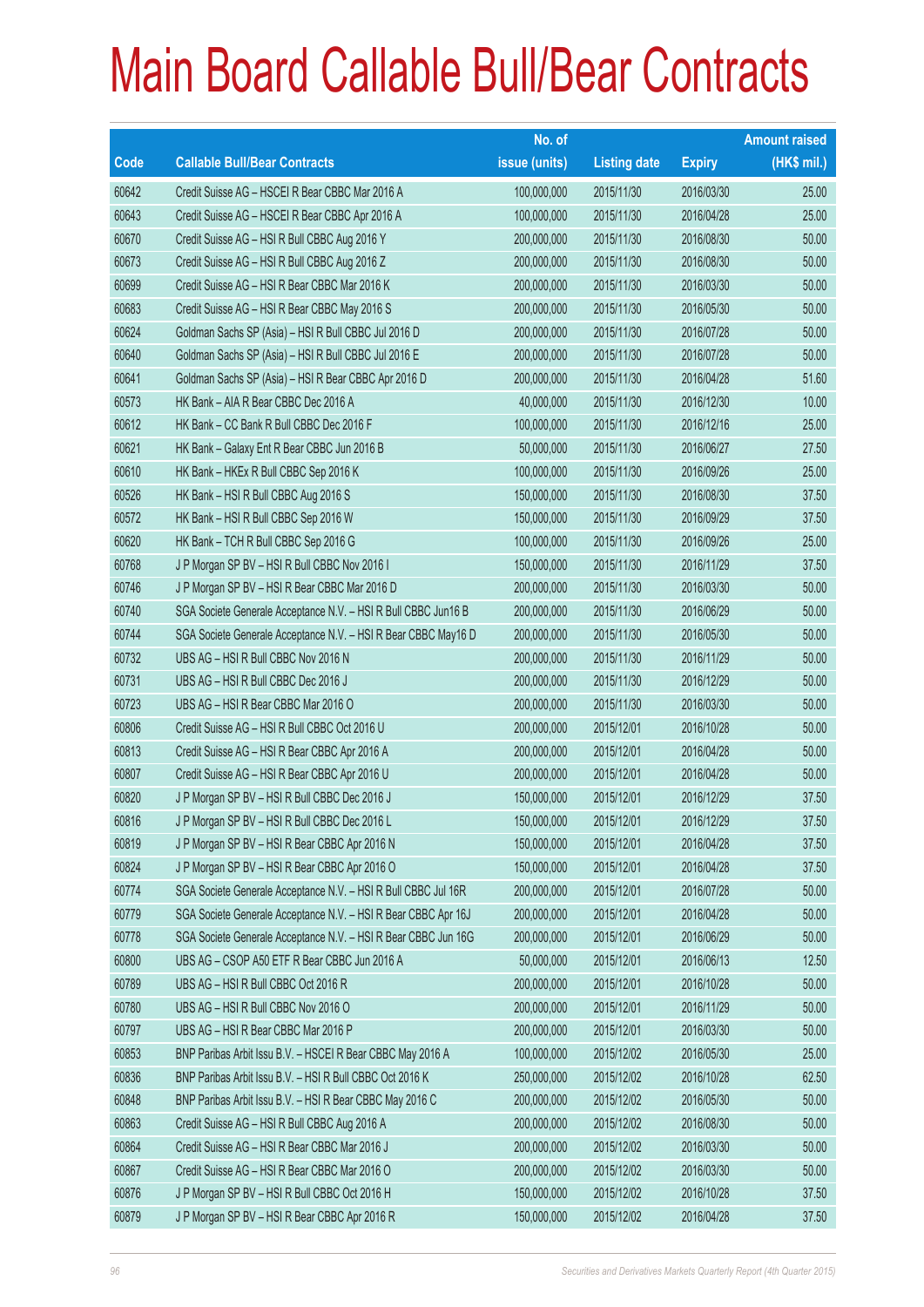# Main Board Callable Bull/Bear Contracts

| Code | Callable Bull/Bear Contracts | No. of issue (units) | Listing date | Expiry | Amount raised (HK$ mil.) |
|---|---|---|---|---|---|
| 60642 | Credit Suisse AG – HSCEI R Bear CBBC Mar 2016 A | 100,000,000 | 2015/11/30 | 2016/03/30 | 25.00 |
| 60643 | Credit Suisse AG – HSCEI R Bear CBBC Apr 2016 A | 100,000,000 | 2015/11/30 | 2016/04/28 | 25.00 |
| 60670 | Credit Suisse AG – HSI R Bull CBBC Aug 2016 Y | 200,000,000 | 2015/11/30 | 2016/08/30 | 50.00 |
| 60673 | Credit Suisse AG – HSI R Bull CBBC Aug 2016 Z | 200,000,000 | 2015/11/30 | 2016/08/30 | 50.00 |
| 60699 | Credit Suisse AG – HSI R Bear CBBC Mar 2016 K | 200,000,000 | 2015/11/30 | 2016/03/30 | 50.00 |
| 60683 | Credit Suisse AG – HSI R Bear CBBC May 2016 S | 200,000,000 | 2015/11/30 | 2016/05/30 | 50.00 |
| 60624 | Goldman Sachs SP (Asia) – HSI R Bull CBBC Jul 2016 D | 200,000,000 | 2015/11/30 | 2016/07/28 | 50.00 |
| 60640 | Goldman Sachs SP (Asia) – HSI R Bull CBBC Jul 2016 E | 200,000,000 | 2015/11/30 | 2016/07/28 | 50.00 |
| 60641 | Goldman Sachs SP (Asia) – HSI R Bear CBBC Apr 2016 D | 200,000,000 | 2015/11/30 | 2016/04/28 | 51.60 |
| 60573 | HK Bank – AIA R Bear CBBC Dec 2016 A | 40,000,000 | 2015/11/30 | 2016/12/30 | 10.00 |
| 60612 | HK Bank – CC Bank R Bull CBBC Dec 2016 F | 100,000,000 | 2015/11/30 | 2016/12/16 | 25.00 |
| 60621 | HK Bank – Galaxy Ent R Bear CBBC Jun 2016 B | 50,000,000 | 2015/11/30 | 2016/06/27 | 27.50 |
| 60610 | HK Bank – HKEx R Bull CBBC Sep 2016 K | 100,000,000 | 2015/11/30 | 2016/09/26 | 25.00 |
| 60526 | HK Bank – HSI R Bull CBBC Aug 2016 S | 150,000,000 | 2015/11/30 | 2016/08/30 | 37.50 |
| 60572 | HK Bank – HSI R Bull CBBC Sep 2016 W | 150,000,000 | 2015/11/30 | 2016/09/29 | 37.50 |
| 60620 | HK Bank – TCH R Bull CBBC Sep 2016 G | 100,000,000 | 2015/11/30 | 2016/09/26 | 25.00 |
| 60768 | J P Morgan SP BV – HSI R Bull CBBC Nov 2016 I | 150,000,000 | 2015/11/30 | 2016/11/29 | 37.50 |
| 60746 | J P Morgan SP BV – HSI R Bear CBBC Mar 2016 D | 200,000,000 | 2015/11/30 | 2016/03/30 | 50.00 |
| 60740 | SGA Societe Generale Acceptance N.V. – HSI R Bull CBBC Jun16 B | 200,000,000 | 2015/11/30 | 2016/06/29 | 50.00 |
| 60744 | SGA Societe Generale Acceptance N.V. – HSI R Bear CBBC May16 D | 200,000,000 | 2015/11/30 | 2016/05/30 | 50.00 |
| 60732 | UBS AG – HSI R Bull CBBC Nov 2016 N | 200,000,000 | 2015/11/30 | 2016/11/29 | 50.00 |
| 60731 | UBS AG – HSI R Bull CBBC Dec 2016 J | 200,000,000 | 2015/11/30 | 2016/12/29 | 50.00 |
| 60723 | UBS AG – HSI R Bear CBBC Mar 2016 O | 200,000,000 | 2015/11/30 | 2016/03/30 | 50.00 |
| 60806 | Credit Suisse AG – HSI R Bull CBBC Oct 2016 U | 200,000,000 | 2015/12/01 | 2016/10/28 | 50.00 |
| 60813 | Credit Suisse AG – HSI R Bear CBBC Apr 2016 A | 200,000,000 | 2015/12/01 | 2016/04/28 | 50.00 |
| 60807 | Credit Suisse AG – HSI R Bear CBBC Apr 2016 U | 200,000,000 | 2015/12/01 | 2016/04/28 | 50.00 |
| 60820 | J P Morgan SP BV – HSI R Bull CBBC Dec 2016 J | 150,000,000 | 2015/12/01 | 2016/12/29 | 37.50 |
| 60816 | J P Morgan SP BV – HSI R Bull CBBC Dec 2016 L | 150,000,000 | 2015/12/01 | 2016/12/29 | 37.50 |
| 60819 | J P Morgan SP BV – HSI R Bear CBBC Apr 2016 N | 150,000,000 | 2015/12/01 | 2016/04/28 | 37.50 |
| 60824 | J P Morgan SP BV – HSI R Bear CBBC Apr 2016 O | 150,000,000 | 2015/12/01 | 2016/04/28 | 37.50 |
| 60774 | SGA Societe Generale Acceptance N.V. – HSI R Bull CBBC Jul 16R | 200,000,000 | 2015/12/01 | 2016/07/28 | 50.00 |
| 60779 | SGA Societe Generale Acceptance N.V. – HSI R Bear CBBC Apr 16J | 200,000,000 | 2015/12/01 | 2016/04/28 | 50.00 |
| 60778 | SGA Societe Generale Acceptance N.V. – HSI R Bear CBBC Jun 16G | 200,000,000 | 2015/12/01 | 2016/06/29 | 50.00 |
| 60800 | UBS AG – CSOP A50 ETF R Bear CBBC Jun 2016 A | 50,000,000 | 2015/12/01 | 2016/06/13 | 12.50 |
| 60789 | UBS AG – HSI R Bull CBBC Oct 2016 R | 200,000,000 | 2015/12/01 | 2016/10/28 | 50.00 |
| 60780 | UBS AG – HSI R Bull CBBC Nov 2016 O | 200,000,000 | 2015/12/01 | 2016/11/29 | 50.00 |
| 60797 | UBS AG – HSI R Bear CBBC Mar 2016 P | 200,000,000 | 2015/12/01 | 2016/03/30 | 50.00 |
| 60853 | BNP Paribas Arbit Issu B.V. – HSCEI R Bear CBBC May 2016 A | 100,000,000 | 2015/12/02 | 2016/05/30 | 25.00 |
| 60836 | BNP Paribas Arbit Issu B.V. – HSI R Bull CBBC Oct 2016 K | 250,000,000 | 2015/12/02 | 2016/10/28 | 62.50 |
| 60848 | BNP Paribas Arbit Issu B.V. – HSI R Bear CBBC May 2016 C | 200,000,000 | 2015/12/02 | 2016/05/30 | 50.00 |
| 60863 | Credit Suisse AG – HSI R Bull CBBC Aug 2016 A | 200,000,000 | 2015/12/02 | 2016/08/30 | 50.00 |
| 60864 | Credit Suisse AG – HSI R Bear CBBC Mar 2016 J | 200,000,000 | 2015/12/02 | 2016/03/30 | 50.00 |
| 60867 | Credit Suisse AG – HSI R Bear CBBC Mar 2016 O | 200,000,000 | 2015/12/02 | 2016/03/30 | 50.00 |
| 60876 | J P Morgan SP BV – HSI R Bull CBBC Oct 2016 H | 150,000,000 | 2015/12/02 | 2016/10/28 | 37.50 |
| 60879 | J P Morgan SP BV – HSI R Bear CBBC Apr 2016 R | 150,000,000 | 2015/12/02 | 2016/04/28 | 37.50 |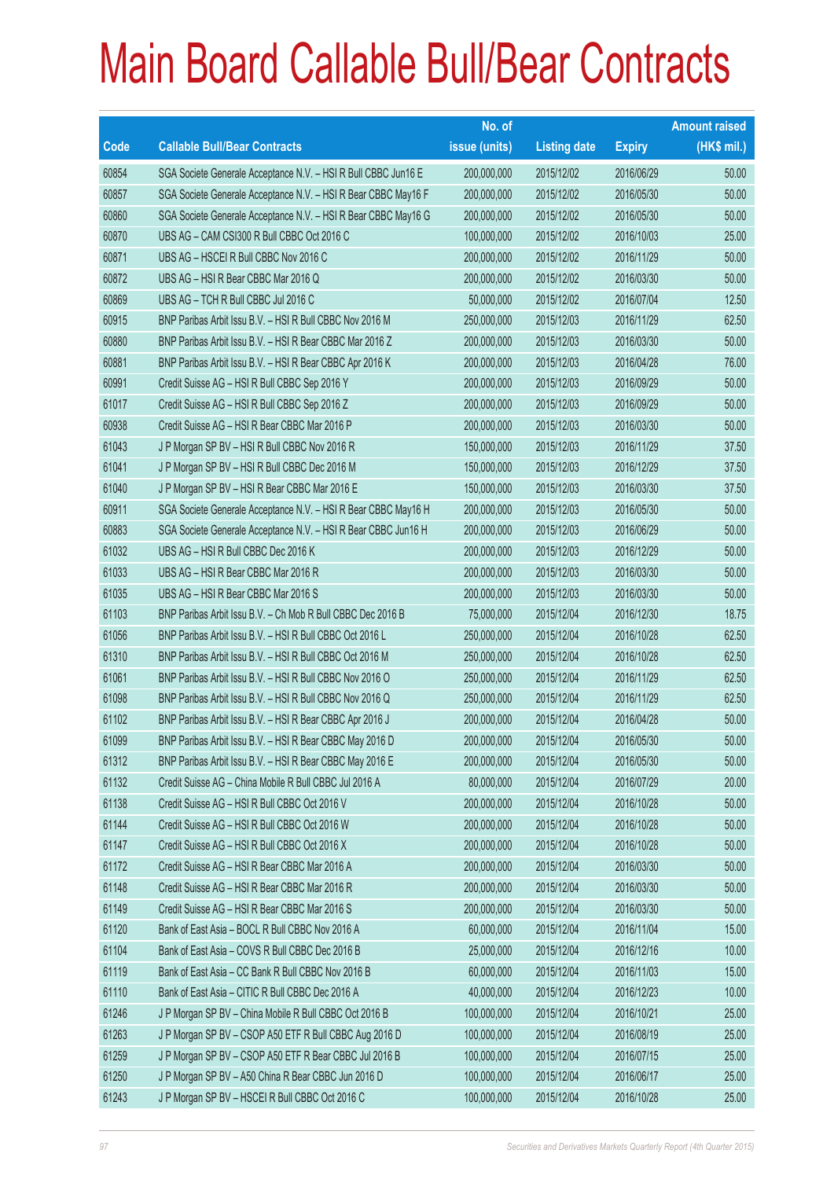# Main Board Callable Bull/Bear Contracts

| Code | Callable Bull/Bear Contracts | No. of issue (units) | Listing date | Expiry | Amount raised (HK$ mil.) |
|---|---|---|---|---|---|
| 60854 | SGA Societe Generale Acceptance N.V. – HSI R Bull CBBC Jun16 E | 200,000,000 | 2015/12/02 | 2016/06/29 | 50.00 |
| 60857 | SGA Societe Generale Acceptance N.V. – HSI R Bear CBBC May16 F | 200,000,000 | 2015/12/02 | 2016/05/30 | 50.00 |
| 60860 | SGA Societe Generale Acceptance N.V. – HSI R Bear CBBC May16 G | 200,000,000 | 2015/12/02 | 2016/05/30 | 50.00 |
| 60870 | UBS AG – CAM CSI300 R Bull CBBC Oct 2016 C | 100,000,000 | 2015/12/02 | 2016/10/03 | 25.00 |
| 60871 | UBS AG – HSCEI R Bull CBBC Nov 2016 C | 200,000,000 | 2015/12/02 | 2016/11/29 | 50.00 |
| 60872 | UBS AG – HSI R Bear CBBC Mar 2016 Q | 200,000,000 | 2015/12/02 | 2016/03/30 | 50.00 |
| 60869 | UBS AG – TCH R Bull CBBC Jul 2016 C | 50,000,000 | 2015/12/02 | 2016/07/04 | 12.50 |
| 60915 | BNP Paribas Arbit Issu B.V. – HSI R Bull CBBC Nov 2016 M | 250,000,000 | 2015/12/03 | 2016/11/29 | 62.50 |
| 60880 | BNP Paribas Arbit Issu B.V. – HSI R Bear CBBC Mar 2016 Z | 200,000,000 | 2015/12/03 | 2016/03/30 | 50.00 |
| 60881 | BNP Paribas Arbit Issu B.V. – HSI R Bear CBBC Apr 2016 K | 200,000,000 | 2015/12/03 | 2016/04/28 | 76.00 |
| 60991 | Credit Suisse AG – HSI R Bull CBBC Sep 2016 Y | 200,000,000 | 2015/12/03 | 2016/09/29 | 50.00 |
| 61017 | Credit Suisse AG – HSI R Bull CBBC Sep 2016 Z | 200,000,000 | 2015/12/03 | 2016/09/29 | 50.00 |
| 60938 | Credit Suisse AG – HSI R Bear CBBC Mar 2016 P | 200,000,000 | 2015/12/03 | 2016/03/30 | 50.00 |
| 61043 | J P Morgan SP BV – HSI R Bull CBBC Nov 2016 R | 150,000,000 | 2015/12/03 | 2016/11/29 | 37.50 |
| 61041 | J P Morgan SP BV – HSI R Bull CBBC Dec 2016 M | 150,000,000 | 2015/12/03 | 2016/12/29 | 37.50 |
| 61040 | J P Morgan SP BV – HSI R Bear CBBC Mar 2016 E | 150,000,000 | 2015/12/03 | 2016/03/30 | 37.50 |
| 60911 | SGA Societe Generale Acceptance N.V. – HSI R Bear CBBC May16 H | 200,000,000 | 2015/12/03 | 2016/05/30 | 50.00 |
| 60883 | SGA Societe Generale Acceptance N.V. – HSI R Bear CBBC Jun16 H | 200,000,000 | 2015/12/03 | 2016/06/29 | 50.00 |
| 61032 | UBS AG – HSI R Bull CBBC Dec 2016 K | 200,000,000 | 2015/12/03 | 2016/12/29 | 50.00 |
| 61033 | UBS AG – HSI R Bear CBBC Mar 2016 R | 200,000,000 | 2015/12/03 | 2016/03/30 | 50.00 |
| 61035 | UBS AG – HSI R Bear CBBC Mar 2016 S | 200,000,000 | 2015/12/03 | 2016/03/30 | 50.00 |
| 61103 | BNP Paribas Arbit Issu B.V. – Ch Mob R Bull CBBC Dec 2016 B | 75,000,000 | 2015/12/04 | 2016/12/30 | 18.75 |
| 61056 | BNP Paribas Arbit Issu B.V. – HSI R Bull CBBC Oct 2016 L | 250,000,000 | 2015/12/04 | 2016/10/28 | 62.50 |
| 61310 | BNP Paribas Arbit Issu B.V. – HSI R Bull CBBC Oct 2016 M | 250,000,000 | 2015/12/04 | 2016/10/28 | 62.50 |
| 61061 | BNP Paribas Arbit Issu B.V. – HSI R Bull CBBC Nov 2016 O | 250,000,000 | 2015/12/04 | 2016/11/29 | 62.50 |
| 61098 | BNP Paribas Arbit Issu B.V. – HSI R Bull CBBC Nov 2016 Q | 250,000,000 | 2015/12/04 | 2016/11/29 | 62.50 |
| 61102 | BNP Paribas Arbit Issu B.V. – HSI R Bear CBBC Apr 2016 J | 200,000,000 | 2015/12/04 | 2016/04/28 | 50.00 |
| 61099 | BNP Paribas Arbit Issu B.V. – HSI R Bear CBBC May 2016 D | 200,000,000 | 2015/12/04 | 2016/05/30 | 50.00 |
| 61312 | BNP Paribas Arbit Issu B.V. – HSI R Bear CBBC May 2016 E | 200,000,000 | 2015/12/04 | 2016/05/30 | 50.00 |
| 61132 | Credit Suisse AG – China Mobile R Bull CBBC Jul 2016 A | 80,000,000 | 2015/12/04 | 2016/07/29 | 20.00 |
| 61138 | Credit Suisse AG – HSI R Bull CBBC Oct 2016 V | 200,000,000 | 2015/12/04 | 2016/10/28 | 50.00 |
| 61144 | Credit Suisse AG – HSI R Bull CBBC Oct 2016 W | 200,000,000 | 2015/12/04 | 2016/10/28 | 50.00 |
| 61147 | Credit Suisse AG – HSI R Bull CBBC Oct 2016 X | 200,000,000 | 2015/12/04 | 2016/10/28 | 50.00 |
| 61172 | Credit Suisse AG – HSI R Bear CBBC Mar 2016 A | 200,000,000 | 2015/12/04 | 2016/03/30 | 50.00 |
| 61148 | Credit Suisse AG – HSI R Bear CBBC Mar 2016 R | 200,000,000 | 2015/12/04 | 2016/03/30 | 50.00 |
| 61149 | Credit Suisse AG – HSI R Bear CBBC Mar 2016 S | 200,000,000 | 2015/12/04 | 2016/03/30 | 50.00 |
| 61120 | Bank of East Asia – BOCL R Bull CBBC Nov 2016 A | 60,000,000 | 2015/12/04 | 2016/11/04 | 15.00 |
| 61104 | Bank of East Asia – COVS R Bull CBBC Dec 2016 B | 25,000,000 | 2015/12/04 | 2016/12/16 | 10.00 |
| 61119 | Bank of East Asia – CC Bank R Bull CBBC Nov 2016 B | 60,000,000 | 2015/12/04 | 2016/11/03 | 15.00 |
| 61110 | Bank of East Asia – CITIC R Bull CBBC Dec 2016 A | 40,000,000 | 2015/12/04 | 2016/12/23 | 10.00 |
| 61246 | J P Morgan SP BV – China Mobile R Bull CBBC Oct 2016 B | 100,000,000 | 2015/12/04 | 2016/10/21 | 25.00 |
| 61263 | J P Morgan SP BV – CSOP A50 ETF R Bull CBBC Aug 2016 D | 100,000,000 | 2015/12/04 | 2016/08/19 | 25.00 |
| 61259 | J P Morgan SP BV – CSOP A50 ETF R Bear CBBC Jul 2016 B | 100,000,000 | 2015/12/04 | 2016/07/15 | 25.00 |
| 61250 | J P Morgan SP BV – A50 China R Bear CBBC Jun 2016 D | 100,000,000 | 2015/12/04 | 2016/06/17 | 25.00 |
| 61243 | J P Morgan SP BV – HSCEI R Bull CBBC Oct 2016 C | 100,000,000 | 2015/12/04 | 2016/10/28 | 25.00 |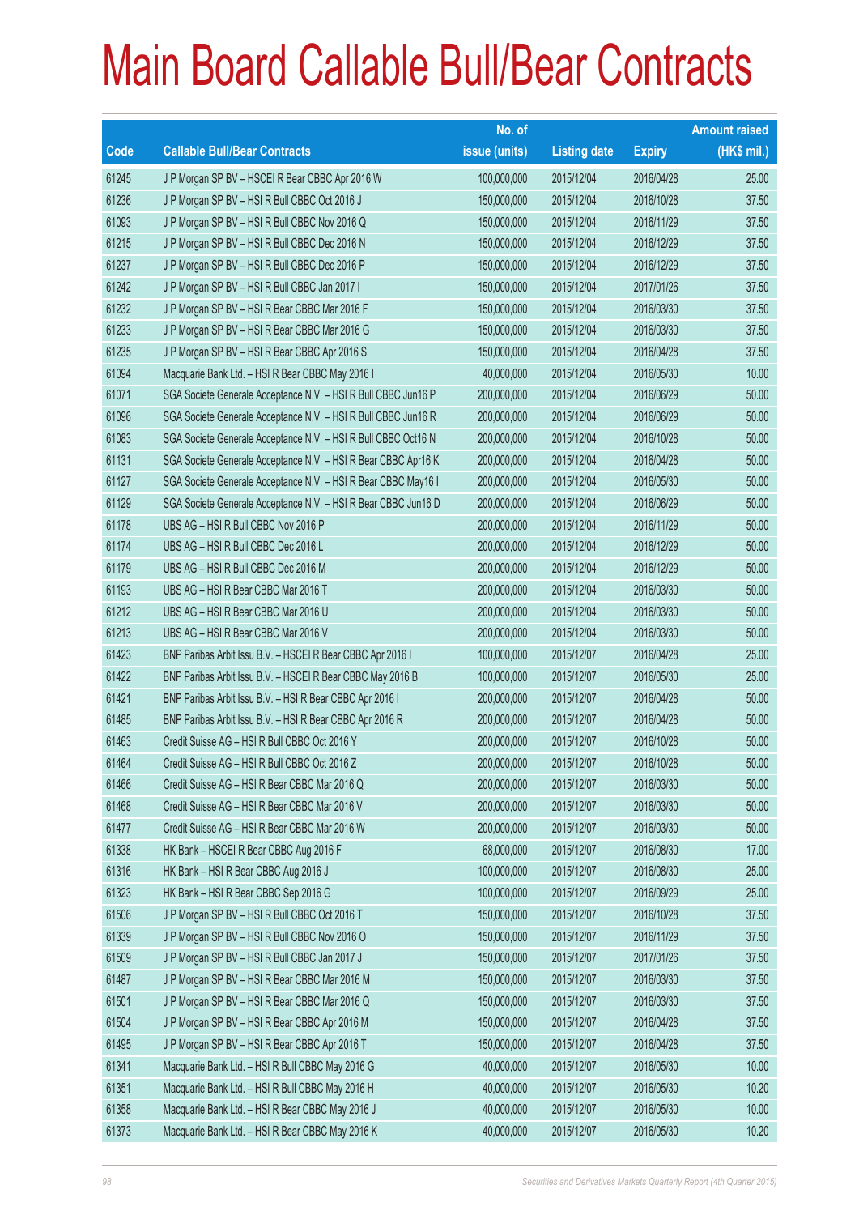# Main Board Callable Bull/Bear Contracts

| Code | Callable Bull/Bear Contracts | No. of issue (units) | Listing date | Expiry | Amount raised (HK$ mil.) |
|---|---|---|---|---|---|
| 61245 | J P Morgan SP BV – HSCEI R Bear CBBC Apr 2016 W | 100,000,000 | 2015/12/04 | 2016/04/28 | 25.00 |
| 61236 | J P Morgan SP BV – HSI R Bull CBBC Oct 2016 J | 150,000,000 | 2015/12/04 | 2016/10/28 | 37.50 |
| 61093 | J P Morgan SP BV – HSI R Bull CBBC Nov 2016 Q | 150,000,000 | 2015/12/04 | 2016/11/29 | 37.50 |
| 61215 | J P Morgan SP BV – HSI R Bull CBBC Dec 2016 N | 150,000,000 | 2015/12/04 | 2016/12/29 | 37.50 |
| 61237 | J P Morgan SP BV – HSI R Bull CBBC Dec 2016 P | 150,000,000 | 2015/12/04 | 2016/12/29 | 37.50 |
| 61242 | J P Morgan SP BV – HSI R Bull CBBC Jan 2017 I | 150,000,000 | 2015/12/04 | 2017/01/26 | 37.50 |
| 61232 | J P Morgan SP BV – HSI R Bear CBBC Mar 2016 F | 150,000,000 | 2015/12/04 | 2016/03/30 | 37.50 |
| 61233 | J P Morgan SP BV – HSI R Bear CBBC Mar 2016 G | 150,000,000 | 2015/12/04 | 2016/03/30 | 37.50 |
| 61235 | J P Morgan SP BV – HSI R Bear CBBC Apr 2016 S | 150,000,000 | 2015/12/04 | 2016/04/28 | 37.50 |
| 61094 | Macquarie Bank Ltd. – HSI R Bear CBBC May 2016 I | 40,000,000 | 2015/12/04 | 2016/05/30 | 10.00 |
| 61071 | SGA Societe Generale Acceptance N.V. – HSI R Bull CBBC Jun16 P | 200,000,000 | 2015/12/04 | 2016/06/29 | 50.00 |
| 61096 | SGA Societe Generale Acceptance N.V. – HSI R Bull CBBC Jun16 R | 200,000,000 | 2015/12/04 | 2016/06/29 | 50.00 |
| 61083 | SGA Societe Generale Acceptance N.V. – HSI R Bull CBBC Oct16 N | 200,000,000 | 2015/12/04 | 2016/10/28 | 50.00 |
| 61131 | SGA Societe Generale Acceptance N.V. – HSI R Bear CBBC Apr16 K | 200,000,000 | 2015/12/04 | 2016/04/28 | 50.00 |
| 61127 | SGA Societe Generale Acceptance N.V. – HSI R Bear CBBC May16 I | 200,000,000 | 2015/12/04 | 2016/05/30 | 50.00 |
| 61129 | SGA Societe Generale Acceptance N.V. – HSI R Bear CBBC Jun16 D | 200,000,000 | 2015/12/04 | 2016/06/29 | 50.00 |
| 61178 | UBS AG – HSI R Bull CBBC Nov 2016 P | 200,000,000 | 2015/12/04 | 2016/11/29 | 50.00 |
| 61174 | UBS AG – HSI R Bull CBBC Dec 2016 L | 200,000,000 | 2015/12/04 | 2016/12/29 | 50.00 |
| 61179 | UBS AG – HSI R Bull CBBC Dec 2016 M | 200,000,000 | 2015/12/04 | 2016/12/29 | 50.00 |
| 61193 | UBS AG – HSI R Bear CBBC Mar 2016 T | 200,000,000 | 2015/12/04 | 2016/03/30 | 50.00 |
| 61212 | UBS AG – HSI R Bear CBBC Mar 2016 U | 200,000,000 | 2015/12/04 | 2016/03/30 | 50.00 |
| 61213 | UBS AG – HSI R Bear CBBC Mar 2016 V | 200,000,000 | 2015/12/04 | 2016/03/30 | 50.00 |
| 61423 | BNP Paribas Arbit Issu B.V. – HSCEI R Bear CBBC Apr 2016 I | 100,000,000 | 2015/12/07 | 2016/04/28 | 25.00 |
| 61422 | BNP Paribas Arbit Issu B.V. – HSCEI R Bear CBBC May 2016 B | 100,000,000 | 2015/12/07 | 2016/05/30 | 25.00 |
| 61421 | BNP Paribas Arbit Issu B.V. – HSI R Bear CBBC Apr 2016 I | 200,000,000 | 2015/12/07 | 2016/04/28 | 50.00 |
| 61485 | BNP Paribas Arbit Issu B.V. – HSI R Bear CBBC Apr 2016 R | 200,000,000 | 2015/12/07 | 2016/04/28 | 50.00 |
| 61463 | Credit Suisse AG – HSI R Bull CBBC Oct 2016 Y | 200,000,000 | 2015/12/07 | 2016/10/28 | 50.00 |
| 61464 | Credit Suisse AG – HSI R Bull CBBC Oct 2016 Z | 200,000,000 | 2015/12/07 | 2016/10/28 | 50.00 |
| 61466 | Credit Suisse AG – HSI R Bear CBBC Mar 2016 Q | 200,000,000 | 2015/12/07 | 2016/03/30 | 50.00 |
| 61468 | Credit Suisse AG – HSI R Bear CBBC Mar 2016 V | 200,000,000 | 2015/12/07 | 2016/03/30 | 50.00 |
| 61477 | Credit Suisse AG – HSI R Bear CBBC Mar 2016 W | 200,000,000 | 2015/12/07 | 2016/03/30 | 50.00 |
| 61338 | HK Bank – HSCEI R Bear CBBC Aug 2016 F | 68,000,000 | 2015/12/07 | 2016/08/30 | 17.00 |
| 61316 | HK Bank – HSI R Bear CBBC Aug 2016 J | 100,000,000 | 2015/12/07 | 2016/08/30 | 25.00 |
| 61323 | HK Bank – HSI R Bear CBBC Sep 2016 G | 100,000,000 | 2015/12/07 | 2016/09/29 | 25.00 |
| 61506 | J P Morgan SP BV – HSI R Bull CBBC Oct 2016 T | 150,000,000 | 2015/12/07 | 2016/10/28 | 37.50 |
| 61339 | J P Morgan SP BV – HSI R Bull CBBC Nov 2016 O | 150,000,000 | 2015/12/07 | 2016/11/29 | 37.50 |
| 61509 | J P Morgan SP BV – HSI R Bull CBBC Jan 2017 J | 150,000,000 | 2015/12/07 | 2017/01/26 | 37.50 |
| 61487 | J P Morgan SP BV – HSI R Bear CBBC Mar 2016 M | 150,000,000 | 2015/12/07 | 2016/03/30 | 37.50 |
| 61501 | J P Morgan SP BV – HSI R Bear CBBC Mar 2016 Q | 150,000,000 | 2015/12/07 | 2016/03/30 | 37.50 |
| 61504 | J P Morgan SP BV – HSI R Bear CBBC Apr 2016 M | 150,000,000 | 2015/12/07 | 2016/04/28 | 37.50 |
| 61495 | J P Morgan SP BV – HSI R Bear CBBC Apr 2016 T | 150,000,000 | 2015/12/07 | 2016/04/28 | 37.50 |
| 61341 | Macquarie Bank Ltd. – HSI R Bull CBBC May 2016 G | 40,000,000 | 2015/12/07 | 2016/05/30 | 10.00 |
| 61351 | Macquarie Bank Ltd. – HSI R Bull CBBC May 2016 H | 40,000,000 | 2015/12/07 | 2016/05/30 | 10.20 |
| 61358 | Macquarie Bank Ltd. – HSI R Bear CBBC May 2016 J | 40,000,000 | 2015/12/07 | 2016/05/30 | 10.00 |
| 61373 | Macquarie Bank Ltd. – HSI R Bear CBBC May 2016 K | 40,000,000 | 2015/12/07 | 2016/05/30 | 10.20 |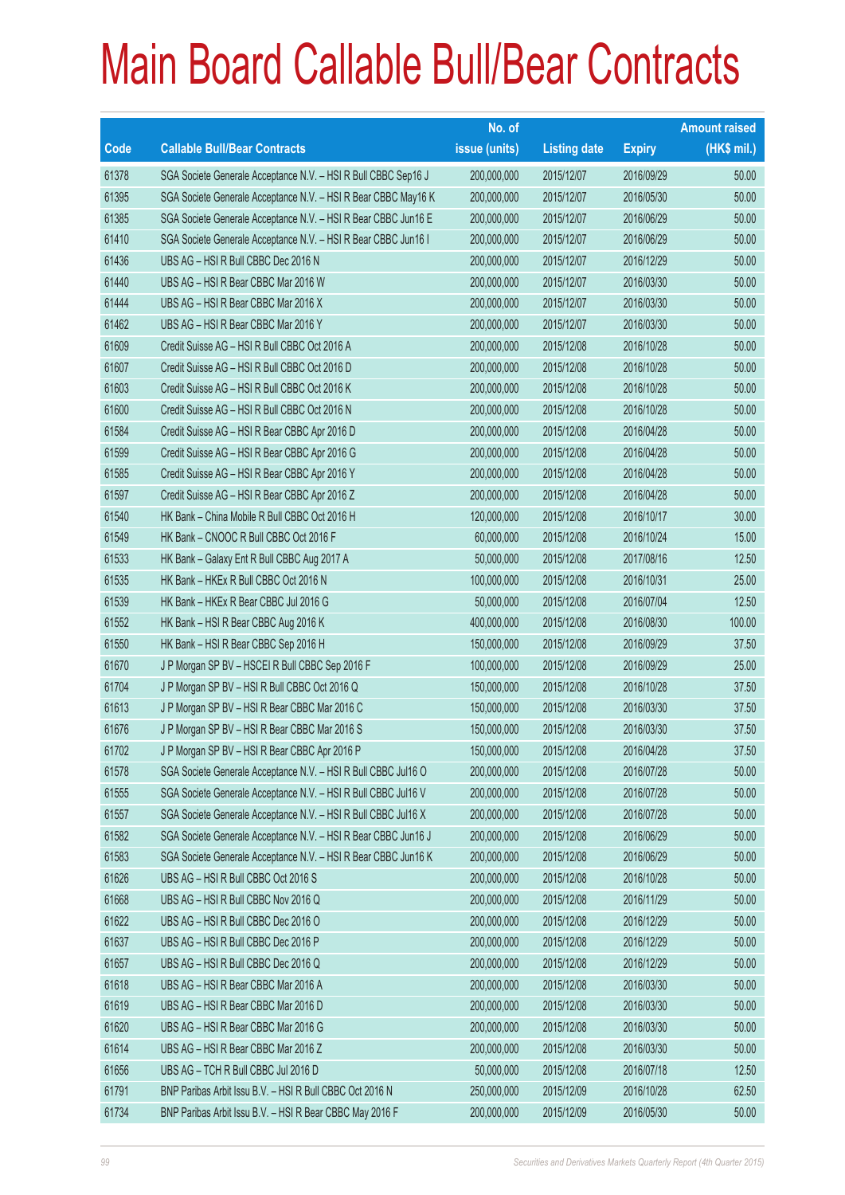# Main Board Callable Bull/Bear Contracts

| Code | Callable Bull/Bear Contracts | No. of issue (units) | Listing date | Expiry | Amount raised (HK$ mil.) |
|---|---|---|---|---|---|
| 61378 | SGA Societe Generale Acceptance N.V. – HSI R Bull CBBC Sep16 J | 200,000,000 | 2015/12/07 | 2016/09/29 | 50.00 |
| 61395 | SGA Societe Generale Acceptance N.V. – HSI R Bear CBBC May16 K | 200,000,000 | 2015/12/07 | 2016/05/30 | 50.00 |
| 61385 | SGA Societe Generale Acceptance N.V. – HSI R Bear CBBC Jun16 E | 200,000,000 | 2015/12/07 | 2016/06/29 | 50.00 |
| 61410 | SGA Societe Generale Acceptance N.V. – HSI R Bear CBBC Jun16 I | 200,000,000 | 2015/12/07 | 2016/06/29 | 50.00 |
| 61436 | UBS AG – HSI R Bull CBBC Dec 2016 N | 200,000,000 | 2015/12/07 | 2016/12/29 | 50.00 |
| 61440 | UBS AG – HSI R Bear CBBC Mar 2016 W | 200,000,000 | 2015/12/07 | 2016/03/30 | 50.00 |
| 61444 | UBS AG – HSI R Bear CBBC Mar 2016 X | 200,000,000 | 2015/12/07 | 2016/03/30 | 50.00 |
| 61462 | UBS AG – HSI R Bear CBBC Mar 2016 Y | 200,000,000 | 2015/12/07 | 2016/03/30 | 50.00 |
| 61609 | Credit Suisse AG – HSI R Bull CBBC Oct 2016 A | 200,000,000 | 2015/12/08 | 2016/10/28 | 50.00 |
| 61607 | Credit Suisse AG – HSI R Bull CBBC Oct 2016 D | 200,000,000 | 2015/12/08 | 2016/10/28 | 50.00 |
| 61603 | Credit Suisse AG – HSI R Bull CBBC Oct 2016 K | 200,000,000 | 2015/12/08 | 2016/10/28 | 50.00 |
| 61600 | Credit Suisse AG – HSI R Bull CBBC Oct 2016 N | 200,000,000 | 2015/12/08 | 2016/10/28 | 50.00 |
| 61584 | Credit Suisse AG – HSI R Bear CBBC Apr 2016 D | 200,000,000 | 2015/12/08 | 2016/04/28 | 50.00 |
| 61599 | Credit Suisse AG – HSI R Bear CBBC Apr 2016 G | 200,000,000 | 2015/12/08 | 2016/04/28 | 50.00 |
| 61585 | Credit Suisse AG – HSI R Bear CBBC Apr 2016 Y | 200,000,000 | 2015/12/08 | 2016/04/28 | 50.00 |
| 61597 | Credit Suisse AG – HSI R Bear CBBC Apr 2016 Z | 200,000,000 | 2015/12/08 | 2016/04/28 | 50.00 |
| 61540 | HK Bank – China Mobile R Bull CBBC Oct 2016 H | 120,000,000 | 2015/12/08 | 2016/10/17 | 30.00 |
| 61549 | HK Bank – CNOOC R Bull CBBC Oct 2016 F | 60,000,000 | 2015/12/08 | 2016/10/24 | 15.00 |
| 61533 | HK Bank – Galaxy Ent R Bull CBBC Aug 2017 A | 50,000,000 | 2015/12/08 | 2017/08/16 | 12.50 |
| 61535 | HK Bank – HKEx R Bull CBBC Oct 2016 N | 100,000,000 | 2015/12/08 | 2016/10/31 | 25.00 |
| 61539 | HK Bank – HKEx R Bear CBBC Jul 2016 G | 50,000,000 | 2015/12/08 | 2016/07/04 | 12.50 |
| 61552 | HK Bank – HSI R Bear CBBC Aug 2016 K | 400,000,000 | 2015/12/08 | 2016/08/30 | 100.00 |
| 61550 | HK Bank – HSI R Bear CBBC Sep 2016 H | 150,000,000 | 2015/12/08 | 2016/09/29 | 37.50 |
| 61670 | J P Morgan SP BV – HSCEI R Bull CBBC Sep 2016 F | 100,000,000 | 2015/12/08 | 2016/09/29 | 25.00 |
| 61704 | J P Morgan SP BV – HSI R Bull CBBC Oct 2016 Q | 150,000,000 | 2015/12/08 | 2016/10/28 | 37.50 |
| 61613 | J P Morgan SP BV – HSI R Bear CBBC Mar 2016 C | 150,000,000 | 2015/12/08 | 2016/03/30 | 37.50 |
| 61676 | J P Morgan SP BV – HSI R Bear CBBC Mar 2016 S | 150,000,000 | 2015/12/08 | 2016/03/30 | 37.50 |
| 61702 | J P Morgan SP BV – HSI R Bear CBBC Apr 2016 P | 150,000,000 | 2015/12/08 | 2016/04/28 | 37.50 |
| 61578 | SGA Societe Generale Acceptance N.V. – HSI R Bull CBBC Jul16 O | 200,000,000 | 2015/12/08 | 2016/07/28 | 50.00 |
| 61555 | SGA Societe Generale Acceptance N.V. – HSI R Bull CBBC Jul16 V | 200,000,000 | 2015/12/08 | 2016/07/28 | 50.00 |
| 61557 | SGA Societe Generale Acceptance N.V. – HSI R Bull CBBC Jul16 X | 200,000,000 | 2015/12/08 | 2016/07/28 | 50.00 |
| 61582 | SGA Societe Generale Acceptance N.V. – HSI R Bear CBBC Jun16 J | 200,000,000 | 2015/12/08 | 2016/06/29 | 50.00 |
| 61583 | SGA Societe Generale Acceptance N.V. – HSI R Bear CBBC Jun16 K | 200,000,000 | 2015/12/08 | 2016/06/29 | 50.00 |
| 61626 | UBS AG – HSI R Bull CBBC Oct 2016 S | 200,000,000 | 2015/12/08 | 2016/10/28 | 50.00 |
| 61668 | UBS AG – HSI R Bull CBBC Nov 2016 Q | 200,000,000 | 2015/12/08 | 2016/11/29 | 50.00 |
| 61622 | UBS AG – HSI R Bull CBBC Dec 2016 O | 200,000,000 | 2015/12/08 | 2016/12/29 | 50.00 |
| 61637 | UBS AG – HSI R Bull CBBC Dec 2016 P | 200,000,000 | 2015/12/08 | 2016/12/29 | 50.00 |
| 61657 | UBS AG – HSI R Bull CBBC Dec 2016 Q | 200,000,000 | 2015/12/08 | 2016/12/29 | 50.00 |
| 61618 | UBS AG – HSI R Bear CBBC Mar 2016 A | 200,000,000 | 2015/12/08 | 2016/03/30 | 50.00 |
| 61619 | UBS AG – HSI R Bear CBBC Mar 2016 D | 200,000,000 | 2015/12/08 | 2016/03/30 | 50.00 |
| 61620 | UBS AG – HSI R Bear CBBC Mar 2016 G | 200,000,000 | 2015/12/08 | 2016/03/30 | 50.00 |
| 61614 | UBS AG – HSI R Bear CBBC Mar 2016 Z | 200,000,000 | 2015/12/08 | 2016/03/30 | 50.00 |
| 61656 | UBS AG – TCH R Bull CBBC Jul 2016 D | 50,000,000 | 2015/12/08 | 2016/07/18 | 12.50 |
| 61791 | BNP Paribas Arbit Issu B.V. – HSI R Bull CBBC Oct 2016 N | 250,000,000 | 2015/12/09 | 2016/10/28 | 62.50 |
| 61734 | BNP Paribas Arbit Issu B.V. – HSI R Bear CBBC May 2016 F | 200,000,000 | 2015/12/09 | 2016/05/30 | 50.00 |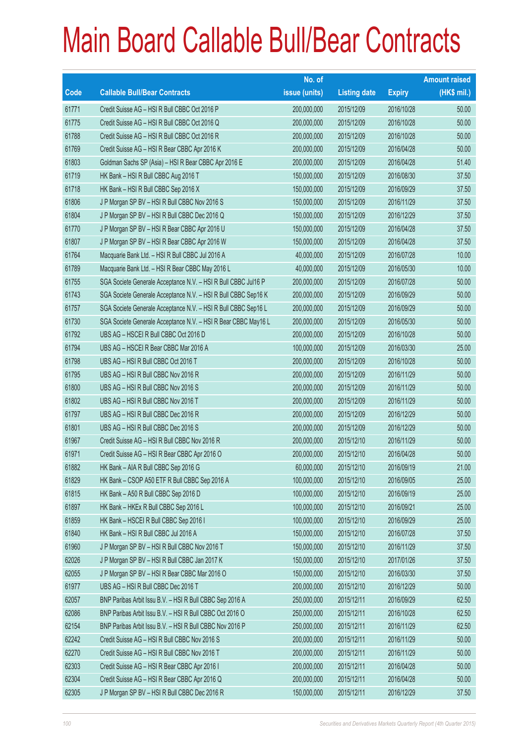# Main Board Callable Bull/Bear Contracts

| Code | Callable Bull/Bear Contracts | No. of issue (units) | Listing date | Expiry | Amount raised (HK$ mil.) |
|---|---|---|---|---|---|
| 61771 | Credit Suisse AG – HSI R Bull CBBC Oct 2016 P | 200,000,000 | 2015/12/09 | 2016/10/28 | 50.00 |
| 61775 | Credit Suisse AG – HSI R Bull CBBC Oct 2016 Q | 200,000,000 | 2015/12/09 | 2016/10/28 | 50.00 |
| 61788 | Credit Suisse AG – HSI R Bull CBBC Oct 2016 R | 200,000,000 | 2015/12/09 | 2016/10/28 | 50.00 |
| 61769 | Credit Suisse AG – HSI R Bear CBBC Apr 2016 K | 200,000,000 | 2015/12/09 | 2016/04/28 | 50.00 |
| 61803 | Goldman Sachs SP (Asia) – HSI R Bear CBBC Apr 2016 E | 200,000,000 | 2015/12/09 | 2016/04/28 | 51.40 |
| 61719 | HK Bank – HSI R Bull CBBC Aug 2016 T | 150,000,000 | 2015/12/09 | 2016/08/30 | 37.50 |
| 61718 | HK Bank – HSI R Bull CBBC Sep 2016 X | 150,000,000 | 2015/12/09 | 2016/09/29 | 37.50 |
| 61806 | J P Morgan SP BV – HSI R Bull CBBC Nov 2016 S | 150,000,000 | 2015/12/09 | 2016/11/29 | 37.50 |
| 61804 | J P Morgan SP BV – HSI R Bull CBBC Dec 2016 Q | 150,000,000 | 2015/12/09 | 2016/12/29 | 37.50 |
| 61770 | J P Morgan SP BV – HSI R Bear CBBC Apr 2016 U | 150,000,000 | 2015/12/09 | 2016/04/28 | 37.50 |
| 61807 | J P Morgan SP BV – HSI R Bear CBBC Apr 2016 W | 150,000,000 | 2015/12/09 | 2016/04/28 | 37.50 |
| 61764 | Macquarie Bank Ltd. – HSI R Bull CBBC Jul 2016 A | 40,000,000 | 2015/12/09 | 2016/07/28 | 10.00 |
| 61789 | Macquarie Bank Ltd. – HSI R Bear CBBC May 2016 L | 40,000,000 | 2015/12/09 | 2016/05/30 | 10.00 |
| 61755 | SGA Societe Generale Acceptance N.V. – HSI R Bull CBBC Jul16 P | 200,000,000 | 2015/12/09 | 2016/07/28 | 50.00 |
| 61743 | SGA Societe Generale Acceptance N.V. – HSI R Bull CBBC Sep16 K | 200,000,000 | 2015/12/09 | 2016/09/29 | 50.00 |
| 61757 | SGA Societe Generale Acceptance N.V. – HSI R Bull CBBC Sep16 L | 200,000,000 | 2015/12/09 | 2016/09/29 | 50.00 |
| 61730 | SGA Societe Generale Acceptance N.V. – HSI R Bear CBBC May16 L | 200,000,000 | 2015/12/09 | 2016/05/30 | 50.00 |
| 61792 | UBS AG – HSCEI R Bull CBBC Oct 2016 D | 200,000,000 | 2015/12/09 | 2016/10/28 | 50.00 |
| 61794 | UBS AG – HSCEI R Bear CBBC Mar 2016 A | 100,000,000 | 2015/12/09 | 2016/03/30 | 25.00 |
| 61798 | UBS AG – HSI R Bull CBBC Oct 2016 T | 200,000,000 | 2015/12/09 | 2016/10/28 | 50.00 |
| 61795 | UBS AG – HSI R Bull CBBC Nov 2016 R | 200,000,000 | 2015/12/09 | 2016/11/29 | 50.00 |
| 61800 | UBS AG – HSI R Bull CBBC Nov 2016 S | 200,000,000 | 2015/12/09 | 2016/11/29 | 50.00 |
| 61802 | UBS AG – HSI R Bull CBBC Nov 2016 T | 200,000,000 | 2015/12/09 | 2016/11/29 | 50.00 |
| 61797 | UBS AG – HSI R Bull CBBC Dec 2016 R | 200,000,000 | 2015/12/09 | 2016/12/29 | 50.00 |
| 61801 | UBS AG – HSI R Bull CBBC Dec 2016 S | 200,000,000 | 2015/12/09 | 2016/12/29 | 50.00 |
| 61967 | Credit Suisse AG – HSI R Bull CBBC Nov 2016 R | 200,000,000 | 2015/12/10 | 2016/11/29 | 50.00 |
| 61971 | Credit Suisse AG – HSI R Bear CBBC Apr 2016 O | 200,000,000 | 2015/12/10 | 2016/04/28 | 50.00 |
| 61882 | HK Bank – AIA R Bull CBBC Sep 2016 G | 60,000,000 | 2015/12/10 | 2016/09/19 | 21.00 |
| 61829 | HK Bank – CSOP A50 ETF R Bull CBBC Sep 2016 A | 100,000,000 | 2015/12/10 | 2016/09/05 | 25.00 |
| 61815 | HK Bank – A50 R Bull CBBC Sep 2016 D | 100,000,000 | 2015/12/10 | 2016/09/19 | 25.00 |
| 61897 | HK Bank – HKEx R Bull CBBC Sep 2016 L | 100,000,000 | 2015/12/10 | 2016/09/21 | 25.00 |
| 61859 | HK Bank – HSCEI R Bull CBBC Sep 2016 I | 100,000,000 | 2015/12/10 | 2016/09/29 | 25.00 |
| 61840 | HK Bank – HSI R Bull CBBC Jul 2016 A | 150,000,000 | 2015/12/10 | 2016/07/28 | 37.50 |
| 61960 | J P Morgan SP BV – HSI R Bull CBBC Nov 2016 T | 150,000,000 | 2015/12/10 | 2016/11/29 | 37.50 |
| 62026 | J P Morgan SP BV – HSI R Bull CBBC Jan 2017 K | 150,000,000 | 2015/12/10 | 2017/01/26 | 37.50 |
| 62055 | J P Morgan SP BV – HSI R Bear CBBC Mar 2016 O | 150,000,000 | 2015/12/10 | 2016/03/30 | 37.50 |
| 61977 | UBS AG – HSI R Bull CBBC Dec 2016 T | 200,000,000 | 2015/12/10 | 2016/12/29 | 50.00 |
| 62057 | BNP Paribas Arbit Issu B.V. – HSI R Bull CBBC Sep 2016 A | 250,000,000 | 2015/12/11 | 2016/09/29 | 62.50 |
| 62086 | BNP Paribas Arbit Issu B.V. – HSI R Bull CBBC Oct 2016 O | 250,000,000 | 2015/12/11 | 2016/10/28 | 62.50 |
| 62154 | BNP Paribas Arbit Issu B.V. – HSI R Bull CBBC Nov 2016 P | 250,000,000 | 2015/12/11 | 2016/11/29 | 62.50 |
| 62242 | Credit Suisse AG – HSI R Bull CBBC Nov 2016 S | 200,000,000 | 2015/12/11 | 2016/11/29 | 50.00 |
| 62270 | Credit Suisse AG – HSI R Bull CBBC Nov 2016 T | 200,000,000 | 2015/12/11 | 2016/11/29 | 50.00 |
| 62303 | Credit Suisse AG – HSI R Bear CBBC Apr 2016 I | 200,000,000 | 2015/12/11 | 2016/04/28 | 50.00 |
| 62304 | Credit Suisse AG – HSI R Bear CBBC Apr 2016 Q | 200,000,000 | 2015/12/11 | 2016/04/28 | 50.00 |
| 62305 | J P Morgan SP BV – HSI R Bull CBBC Dec 2016 R | 150,000,000 | 2015/12/11 | 2016/12/29 | 37.50 |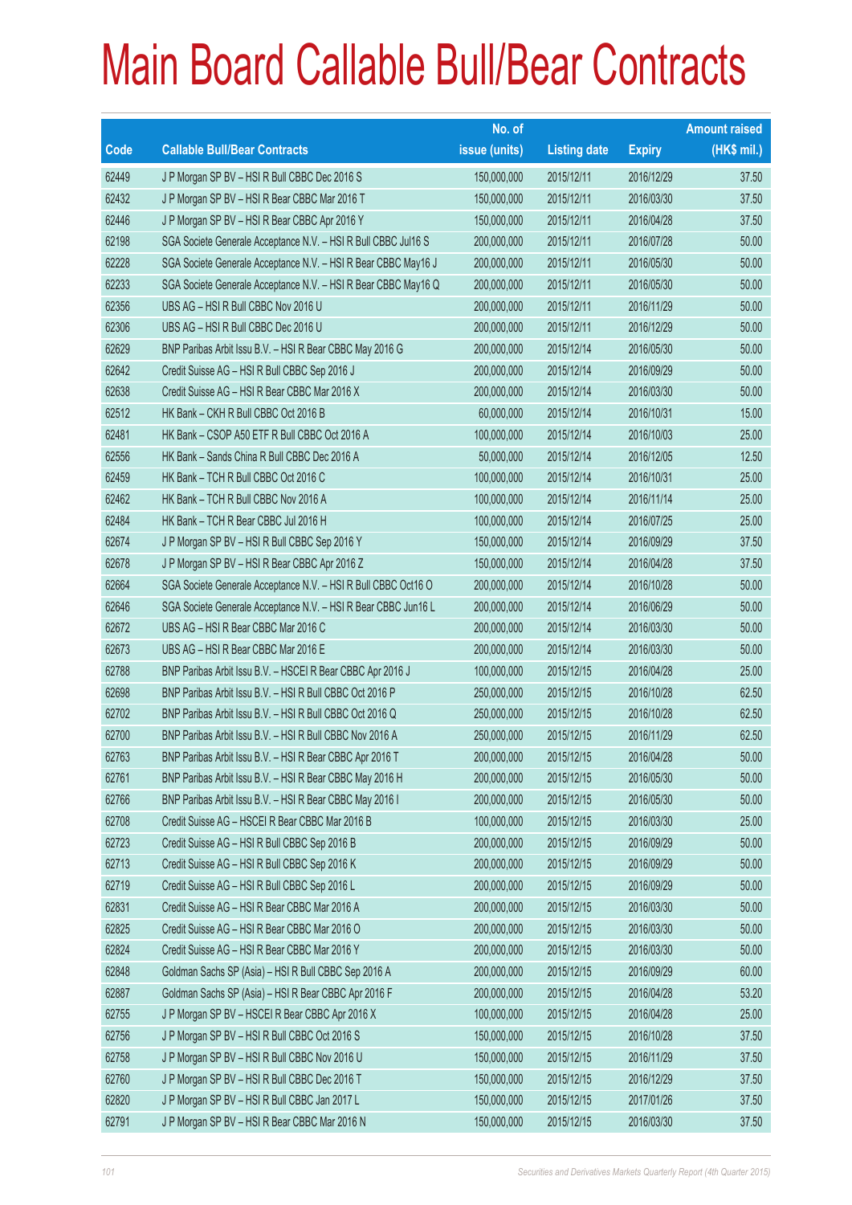# Main Board Callable Bull/Bear Contracts

| Code | Callable Bull/Bear Contracts | No. of issue (units) | Listing date | Expiry | Amount raised (HK$ mil.) |
|---|---|---|---|---|---|
| 62449 | J P Morgan SP BV – HSI R Bull CBBC Dec 2016 S | 150,000,000 | 2015/12/11 | 2016/12/29 | 37.50 |
| 62432 | J P Morgan SP BV – HSI R Bear CBBC Mar 2016 T | 150,000,000 | 2015/12/11 | 2016/03/30 | 37.50 |
| 62446 | J P Morgan SP BV – HSI R Bear CBBC Apr 2016 Y | 150,000,000 | 2015/12/11 | 2016/04/28 | 37.50 |
| 62198 | SGA Societe Generale Acceptance N.V. – HSI R Bull CBBC Jul16 S | 200,000,000 | 2015/12/11 | 2016/07/28 | 50.00 |
| 62228 | SGA Societe Generale Acceptance N.V. – HSI R Bear CBBC May16 J | 200,000,000 | 2015/12/11 | 2016/05/30 | 50.00 |
| 62233 | SGA Societe Generale Acceptance N.V. – HSI R Bear CBBC May16 Q | 200,000,000 | 2015/12/11 | 2016/05/30 | 50.00 |
| 62356 | UBS AG – HSI R Bull CBBC Nov 2016 U | 200,000,000 | 2015/12/11 | 2016/11/29 | 50.00 |
| 62306 | UBS AG – HSI R Bull CBBC Dec 2016 U | 200,000,000 | 2015/12/11 | 2016/12/29 | 50.00 |
| 62629 | BNP Paribas Arbit Issu B.V. – HSI R Bear CBBC May 2016 G | 200,000,000 | 2015/12/14 | 2016/05/30 | 50.00 |
| 62642 | Credit Suisse AG – HSI R Bull CBBC Sep 2016 J | 200,000,000 | 2015/12/14 | 2016/09/29 | 50.00 |
| 62638 | Credit Suisse AG – HSI R Bear CBBC Mar 2016 X | 200,000,000 | 2015/12/14 | 2016/03/30 | 50.00 |
| 62512 | HK Bank – CKH R Bull CBBC Oct 2016 B | 60,000,000 | 2015/12/14 | 2016/10/31 | 15.00 |
| 62481 | HK Bank – CSOP A50 ETF R Bull CBBC Oct 2016 A | 100,000,000 | 2015/12/14 | 2016/10/03 | 25.00 |
| 62556 | HK Bank – Sands China R Bull CBBC Dec 2016 A | 50,000,000 | 2015/12/14 | 2016/12/05 | 12.50 |
| 62459 | HK Bank – TCH R Bull CBBC Oct 2016 C | 100,000,000 | 2015/12/14 | 2016/10/31 | 25.00 |
| 62462 | HK Bank – TCH R Bull CBBC Nov 2016 A | 100,000,000 | 2015/12/14 | 2016/11/14 | 25.00 |
| 62484 | HK Bank – TCH R Bear CBBC Jul 2016 H | 100,000,000 | 2015/12/14 | 2016/07/25 | 25.00 |
| 62674 | J P Morgan SP BV – HSI R Bull CBBC Sep 2016 Y | 150,000,000 | 2015/12/14 | 2016/09/29 | 37.50 |
| 62678 | J P Morgan SP BV – HSI R Bear CBBC Apr 2016 Z | 150,000,000 | 2015/12/14 | 2016/04/28 | 37.50 |
| 62664 | SGA Societe Generale Acceptance N.V. – HSI R Bull CBBC Oct16 O | 200,000,000 | 2015/12/14 | 2016/10/28 | 50.00 |
| 62646 | SGA Societe Generale Acceptance N.V. – HSI R Bear CBBC Jun16 L | 200,000,000 | 2015/12/14 | 2016/06/29 | 50.00 |
| 62672 | UBS AG – HSI R Bear CBBC Mar 2016 C | 200,000,000 | 2015/12/14 | 2016/03/30 | 50.00 |
| 62673 | UBS AG – HSI R Bear CBBC Mar 2016 E | 200,000,000 | 2015/12/14 | 2016/03/30 | 50.00 |
| 62788 | BNP Paribas Arbit Issu B.V. – HSCEI R Bear CBBC Apr 2016 J | 100,000,000 | 2015/12/15 | 2016/04/28 | 25.00 |
| 62698 | BNP Paribas Arbit Issu B.V. – HSI R Bull CBBC Oct 2016 P | 250,000,000 | 2015/12/15 | 2016/10/28 | 62.50 |
| 62702 | BNP Paribas Arbit Issu B.V. – HSI R Bull CBBC Oct 2016 Q | 250,000,000 | 2015/12/15 | 2016/10/28 | 62.50 |
| 62700 | BNP Paribas Arbit Issu B.V. – HSI R Bull CBBC Nov 2016 A | 250,000,000 | 2015/12/15 | 2016/11/29 | 62.50 |
| 62763 | BNP Paribas Arbit Issu B.V. – HSI R Bear CBBC Apr 2016 T | 200,000,000 | 2015/12/15 | 2016/04/28 | 50.00 |
| 62761 | BNP Paribas Arbit Issu B.V. – HSI R Bear CBBC May 2016 H | 200,000,000 | 2015/12/15 | 2016/05/30 | 50.00 |
| 62766 | BNP Paribas Arbit Issu B.V. – HSI R Bear CBBC May 2016 I | 200,000,000 | 2015/12/15 | 2016/05/30 | 50.00 |
| 62708 | Credit Suisse AG – HSCEI R Bear CBBC Mar 2016 B | 100,000,000 | 2015/12/15 | 2016/03/30 | 25.00 |
| 62723 | Credit Suisse AG – HSI R Bull CBBC Sep 2016 B | 200,000,000 | 2015/12/15 | 2016/09/29 | 50.00 |
| 62713 | Credit Suisse AG – HSI R Bull CBBC Sep 2016 K | 200,000,000 | 2015/12/15 | 2016/09/29 | 50.00 |
| 62719 | Credit Suisse AG – HSI R Bull CBBC Sep 2016 L | 200,000,000 | 2015/12/15 | 2016/09/29 | 50.00 |
| 62831 | Credit Suisse AG – HSI R Bear CBBC Mar 2016 A | 200,000,000 | 2015/12/15 | 2016/03/30 | 50.00 |
| 62825 | Credit Suisse AG – HSI R Bear CBBC Mar 2016 O | 200,000,000 | 2015/12/15 | 2016/03/30 | 50.00 |
| 62824 | Credit Suisse AG – HSI R Bear CBBC Mar 2016 Y | 200,000,000 | 2015/12/15 | 2016/03/30 | 50.00 |
| 62848 | Goldman Sachs SP (Asia) – HSI R Bull CBBC Sep 2016 A | 200,000,000 | 2015/12/15 | 2016/09/29 | 60.00 |
| 62887 | Goldman Sachs SP (Asia) – HSI R Bear CBBC Apr 2016 F | 200,000,000 | 2015/12/15 | 2016/04/28 | 53.20 |
| 62755 | J P Morgan SP BV – HSCEI R Bear CBBC Apr 2016 X | 100,000,000 | 2015/12/15 | 2016/04/28 | 25.00 |
| 62756 | J P Morgan SP BV – HSI R Bull CBBC Oct 2016 S | 150,000,000 | 2015/12/15 | 2016/10/28 | 37.50 |
| 62758 | J P Morgan SP BV – HSI R Bull CBBC Nov 2016 U | 150,000,000 | 2015/12/15 | 2016/11/29 | 37.50 |
| 62760 | J P Morgan SP BV – HSI R Bull CBBC Dec 2016 T | 150,000,000 | 2015/12/15 | 2016/12/29 | 37.50 |
| 62820 | J P Morgan SP BV – HSI R Bull CBBC Jan 2017 L | 150,000,000 | 2015/12/15 | 2017/01/26 | 37.50 |
| 62791 | J P Morgan SP BV – HSI R Bear CBBC Mar 2016 N | 150,000,000 | 2015/12/15 | 2016/03/30 | 37.50 |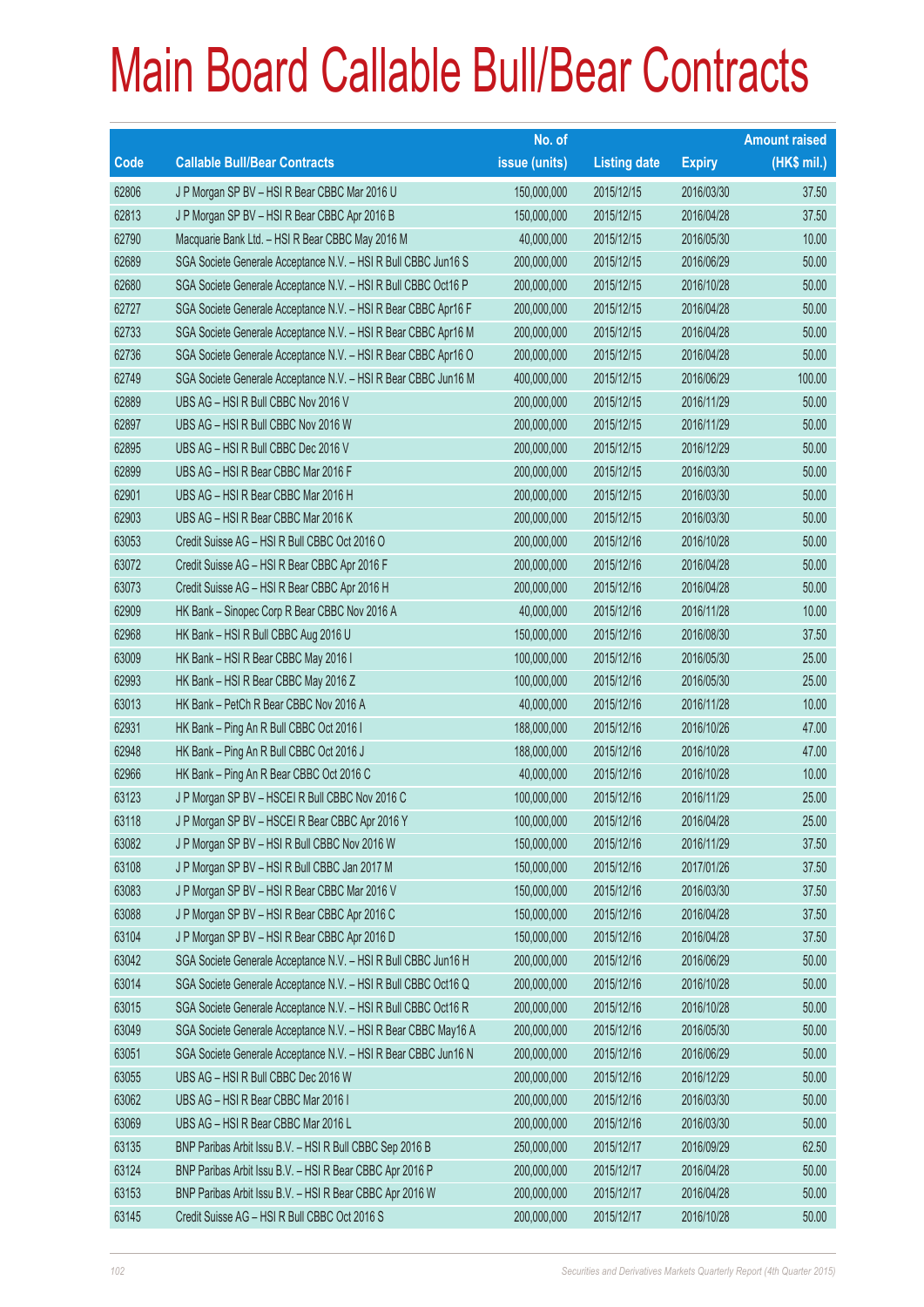# Main Board Callable Bull/Bear Contracts

| Code | Callable Bull/Bear Contracts | No. of issue (units) | Listing date | Expiry | Amount raised (HK$ mil.) |
|---|---|---|---|---|---|
| 62806 | J P Morgan SP BV – HSI R Bear CBBC Mar 2016 U | 150,000,000 | 2015/12/15 | 2016/03/30 | 37.50 |
| 62813 | J P Morgan SP BV – HSI R Bear CBBC Apr 2016 B | 150,000,000 | 2015/12/15 | 2016/04/28 | 37.50 |
| 62790 | Macquarie Bank Ltd. – HSI R Bear CBBC May 2016 M | 40,000,000 | 2015/12/15 | 2016/05/30 | 10.00 |
| 62689 | SGA Societe Generale Acceptance N.V. – HSI R Bull CBBC Jun16 S | 200,000,000 | 2015/12/15 | 2016/06/29 | 50.00 |
| 62680 | SGA Societe Generale Acceptance N.V. – HSI R Bull CBBC Oct16 P | 200,000,000 | 2015/12/15 | 2016/10/28 | 50.00 |
| 62727 | SGA Societe Generale Acceptance N.V. – HSI R Bear CBBC Apr16 F | 200,000,000 | 2015/12/15 | 2016/04/28 | 50.00 |
| 62733 | SGA Societe Generale Acceptance N.V. – HSI R Bear CBBC Apr16 M | 200,000,000 | 2015/12/15 | 2016/04/28 | 50.00 |
| 62736 | SGA Societe Generale Acceptance N.V. – HSI R Bear CBBC Apr16 O | 200,000,000 | 2015/12/15 | 2016/04/28 | 50.00 |
| 62749 | SGA Societe Generale Acceptance N.V. – HSI R Bear CBBC Jun16 M | 400,000,000 | 2015/12/15 | 2016/06/29 | 100.00 |
| 62889 | UBS AG – HSI R Bull CBBC Nov 2016 V | 200,000,000 | 2015/12/15 | 2016/11/29 | 50.00 |
| 62897 | UBS AG – HSI R Bull CBBC Nov 2016 W | 200,000,000 | 2015/12/15 | 2016/11/29 | 50.00 |
| 62895 | UBS AG – HSI R Bull CBBC Dec 2016 V | 200,000,000 | 2015/12/15 | 2016/12/29 | 50.00 |
| 62899 | UBS AG – HSI R Bear CBBC Mar 2016 F | 200,000,000 | 2015/12/15 | 2016/03/30 | 50.00 |
| 62901 | UBS AG – HSI R Bear CBBC Mar 2016 H | 200,000,000 | 2015/12/15 | 2016/03/30 | 50.00 |
| 62903 | UBS AG – HSI R Bear CBBC Mar 2016 K | 200,000,000 | 2015/12/15 | 2016/03/30 | 50.00 |
| 63053 | Credit Suisse AG – HSI R Bull CBBC Oct 2016 O | 200,000,000 | 2015/12/16 | 2016/10/28 | 50.00 |
| 63072 | Credit Suisse AG – HSI R Bear CBBC Apr 2016 F | 200,000,000 | 2015/12/16 | 2016/04/28 | 50.00 |
| 63073 | Credit Suisse AG – HSI R Bear CBBC Apr 2016 H | 200,000,000 | 2015/12/16 | 2016/04/28 | 50.00 |
| 62909 | HK Bank – Sinopec Corp R Bear CBBC Nov 2016 A | 40,000,000 | 2015/12/16 | 2016/11/28 | 10.00 |
| 62968 | HK Bank – HSI R Bull CBBC Aug 2016 U | 150,000,000 | 2015/12/16 | 2016/08/30 | 37.50 |
| 63009 | HK Bank – HSI R Bear CBBC May 2016 I | 100,000,000 | 2015/12/16 | 2016/05/30 | 25.00 |
| 62993 | HK Bank – HSI R Bear CBBC May 2016 Z | 100,000,000 | 2015/12/16 | 2016/05/30 | 25.00 |
| 63013 | HK Bank – PetCh R Bear CBBC Nov 2016 A | 40,000,000 | 2015/12/16 | 2016/11/28 | 10.00 |
| 62931 | HK Bank – Ping An R Bull CBBC Oct 2016 I | 188,000,000 | 2015/12/16 | 2016/10/26 | 47.00 |
| 62948 | HK Bank – Ping An R Bull CBBC Oct 2016 J | 188,000,000 | 2015/12/16 | 2016/10/28 | 47.00 |
| 62966 | HK Bank – Ping An R Bear CBBC Oct 2016 C | 40,000,000 | 2015/12/16 | 2016/10/28 | 10.00 |
| 63123 | J P Morgan SP BV – HSCEI R Bull CBBC Nov 2016 C | 100,000,000 | 2015/12/16 | 2016/11/29 | 25.00 |
| 63118 | J P Morgan SP BV – HSCEI R Bear CBBC Apr 2016 Y | 100,000,000 | 2015/12/16 | 2016/04/28 | 25.00 |
| 63082 | J P Morgan SP BV – HSI R Bull CBBC Nov 2016 W | 150,000,000 | 2015/12/16 | 2016/11/29 | 37.50 |
| 63108 | J P Morgan SP BV – HSI R Bull CBBC Jan 2017 M | 150,000,000 | 2015/12/16 | 2017/01/26 | 37.50 |
| 63083 | J P Morgan SP BV – HSI R Bear CBBC Mar 2016 V | 150,000,000 | 2015/12/16 | 2016/03/30 | 37.50 |
| 63088 | J P Morgan SP BV – HSI R Bear CBBC Apr 2016 C | 150,000,000 | 2015/12/16 | 2016/04/28 | 37.50 |
| 63104 | J P Morgan SP BV – HSI R Bear CBBC Apr 2016 D | 150,000,000 | 2015/12/16 | 2016/04/28 | 37.50 |
| 63042 | SGA Societe Generale Acceptance N.V. – HSI R Bull CBBC Jun16 H | 200,000,000 | 2015/12/16 | 2016/06/29 | 50.00 |
| 63014 | SGA Societe Generale Acceptance N.V. – HSI R Bull CBBC Oct16 Q | 200,000,000 | 2015/12/16 | 2016/10/28 | 50.00 |
| 63015 | SGA Societe Generale Acceptance N.V. – HSI R Bull CBBC Oct16 R | 200,000,000 | 2015/12/16 | 2016/10/28 | 50.00 |
| 63049 | SGA Societe Generale Acceptance N.V. – HSI R Bear CBBC May16 A | 200,000,000 | 2015/12/16 | 2016/05/30 | 50.00 |
| 63051 | SGA Societe Generale Acceptance N.V. – HSI R Bear CBBC Jun16 N | 200,000,000 | 2015/12/16 | 2016/06/29 | 50.00 |
| 63055 | UBS AG – HSI R Bull CBBC Dec 2016 W | 200,000,000 | 2015/12/16 | 2016/12/29 | 50.00 |
| 63062 | UBS AG – HSI R Bear CBBC Mar 2016 I | 200,000,000 | 2015/12/16 | 2016/03/30 | 50.00 |
| 63069 | UBS AG – HSI R Bear CBBC Mar 2016 L | 200,000,000 | 2015/12/16 | 2016/03/30 | 50.00 |
| 63135 | BNP Paribas Arbit Issu B.V. – HSI R Bull CBBC Sep 2016 B | 250,000,000 | 2015/12/17 | 2016/09/29 | 62.50 |
| 63124 | BNP Paribas Arbit Issu B.V. – HSI R Bear CBBC Apr 2016 P | 200,000,000 | 2015/12/17 | 2016/04/28 | 50.00 |
| 63153 | BNP Paribas Arbit Issu B.V. – HSI R Bear CBBC Apr 2016 W | 200,000,000 | 2015/12/17 | 2016/04/28 | 50.00 |
| 63145 | Credit Suisse AG – HSI R Bull CBBC Oct 2016 S | 200,000,000 | 2015/12/17 | 2016/10/28 | 50.00 |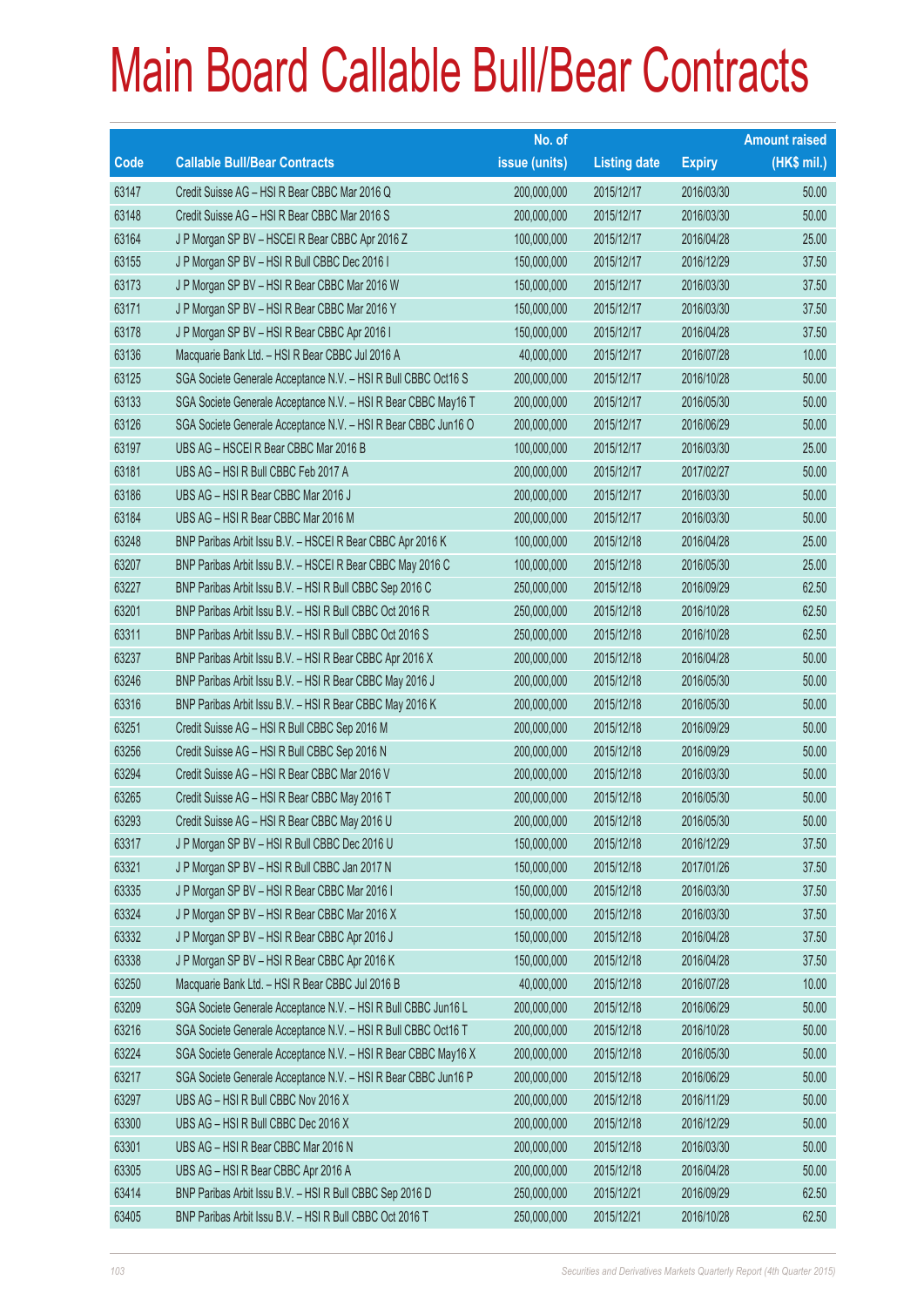# Main Board Callable Bull/Bear Contracts

| Code | Callable Bull/Bear Contracts | No. of issue (units) | Listing date | Expiry | Amount raised (HK$ mil.) |
|---|---|---|---|---|---|
| 63147 | Credit Suisse AG – HSI R Bear CBBC Mar 2016 Q | 200,000,000 | 2015/12/17 | 2016/03/30 | 50.00 |
| 63148 | Credit Suisse AG – HSI R Bear CBBC Mar 2016 S | 200,000,000 | 2015/12/17 | 2016/03/30 | 50.00 |
| 63164 | J P Morgan SP BV – HSCEI R Bear CBBC Apr 2016 Z | 100,000,000 | 2015/12/17 | 2016/04/28 | 25.00 |
| 63155 | J P Morgan SP BV – HSI R Bull CBBC Dec 2016 I | 150,000,000 | 2015/12/17 | 2016/12/29 | 37.50 |
| 63173 | J P Morgan SP BV – HSI R Bear CBBC Mar 2016 W | 150,000,000 | 2015/12/17 | 2016/03/30 | 37.50 |
| 63171 | J P Morgan SP BV – HSI R Bear CBBC Mar 2016 Y | 150,000,000 | 2015/12/17 | 2016/03/30 | 37.50 |
| 63178 | J P Morgan SP BV – HSI R Bear CBBC Apr 2016 I | 150,000,000 | 2015/12/17 | 2016/04/28 | 37.50 |
| 63136 | Macquarie Bank Ltd. – HSI R Bear CBBC Jul 2016 A | 40,000,000 | 2015/12/17 | 2016/07/28 | 10.00 |
| 63125 | SGA Societe Generale Acceptance N.V. – HSI R Bull CBBC Oct16 S | 200,000,000 | 2015/12/17 | 2016/10/28 | 50.00 |
| 63133 | SGA Societe Generale Acceptance N.V. – HSI R Bear CBBC May16 T | 200,000,000 | 2015/12/17 | 2016/05/30 | 50.00 |
| 63126 | SGA Societe Generale Acceptance N.V. – HSI R Bear CBBC Jun16 O | 200,000,000 | 2015/12/17 | 2016/06/29 | 50.00 |
| 63197 | UBS AG – HSCEI R Bear CBBC Mar 2016 B | 100,000,000 | 2015/12/17 | 2016/03/30 | 25.00 |
| 63181 | UBS AG – HSI R Bull CBBC Feb 2017 A | 200,000,000 | 2015/12/17 | 2017/02/27 | 50.00 |
| 63186 | UBS AG – HSI R Bear CBBC Mar 2016 J | 200,000,000 | 2015/12/17 | 2016/03/30 | 50.00 |
| 63184 | UBS AG – HSI R Bear CBBC Mar 2016 M | 200,000,000 | 2015/12/17 | 2016/03/30 | 50.00 |
| 63248 | BNP Paribas Arbit Issu B.V. – HSCEI R Bear CBBC Apr 2016 K | 100,000,000 | 2015/12/18 | 2016/04/28 | 25.00 |
| 63207 | BNP Paribas Arbit Issu B.V. – HSCEI R Bear CBBC May 2016 C | 100,000,000 | 2015/12/18 | 2016/05/30 | 25.00 |
| 63227 | BNP Paribas Arbit Issu B.V. – HSI R Bull CBBC Sep 2016 C | 250,000,000 | 2015/12/18 | 2016/09/29 | 62.50 |
| 63201 | BNP Paribas Arbit Issu B.V. – HSI R Bull CBBC Oct 2016 R | 250,000,000 | 2015/12/18 | 2016/10/28 | 62.50 |
| 63311 | BNP Paribas Arbit Issu B.V. – HSI R Bull CBBC Oct 2016 S | 250,000,000 | 2015/12/18 | 2016/10/28 | 62.50 |
| 63237 | BNP Paribas Arbit Issu B.V. – HSI R Bear CBBC Apr 2016 X | 200,000,000 | 2015/12/18 | 2016/04/28 | 50.00 |
| 63246 | BNP Paribas Arbit Issu B.V. – HSI R Bear CBBC May 2016 J | 200,000,000 | 2015/12/18 | 2016/05/30 | 50.00 |
| 63316 | BNP Paribas Arbit Issu B.V. – HSI R Bear CBBC May 2016 K | 200,000,000 | 2015/12/18 | 2016/05/30 | 50.00 |
| 63251 | Credit Suisse AG – HSI R Bull CBBC Sep 2016 M | 200,000,000 | 2015/12/18 | 2016/09/29 | 50.00 |
| 63256 | Credit Suisse AG – HSI R Bull CBBC Sep 2016 N | 200,000,000 | 2015/12/18 | 2016/09/29 | 50.00 |
| 63294 | Credit Suisse AG – HSI R Bear CBBC Mar 2016 V | 200,000,000 | 2015/12/18 | 2016/03/30 | 50.00 |
| 63265 | Credit Suisse AG – HSI R Bear CBBC May 2016 T | 200,000,000 | 2015/12/18 | 2016/05/30 | 50.00 |
| 63293 | Credit Suisse AG – HSI R Bear CBBC May 2016 U | 200,000,000 | 2015/12/18 | 2016/05/30 | 50.00 |
| 63317 | J P Morgan SP BV – HSI R Bull CBBC Dec 2016 U | 150,000,000 | 2015/12/18 | 2016/12/29 | 37.50 |
| 63321 | J P Morgan SP BV – HSI R Bull CBBC Jan 2017 N | 150,000,000 | 2015/12/18 | 2017/01/26 | 37.50 |
| 63335 | J P Morgan SP BV – HSI R Bear CBBC Mar 2016 I | 150,000,000 | 2015/12/18 | 2016/03/30 | 37.50 |
| 63324 | J P Morgan SP BV – HSI R Bear CBBC Mar 2016 X | 150,000,000 | 2015/12/18 | 2016/03/30 | 37.50 |
| 63332 | J P Morgan SP BV – HSI R Bear CBBC Apr 2016 J | 150,000,000 | 2015/12/18 | 2016/04/28 | 37.50 |
| 63338 | J P Morgan SP BV – HSI R Bear CBBC Apr 2016 K | 150,000,000 | 2015/12/18 | 2016/04/28 | 37.50 |
| 63250 | Macquarie Bank Ltd. – HSI R Bear CBBC Jul 2016 B | 40,000,000 | 2015/12/18 | 2016/07/28 | 10.00 |
| 63209 | SGA Societe Generale Acceptance N.V. – HSI R Bull CBBC Jun16 L | 200,000,000 | 2015/12/18 | 2016/06/29 | 50.00 |
| 63216 | SGA Societe Generale Acceptance N.V. – HSI R Bull CBBC Oct16 T | 200,000,000 | 2015/12/18 | 2016/10/28 | 50.00 |
| 63224 | SGA Societe Generale Acceptance N.V. – HSI R Bear CBBC May16 X | 200,000,000 | 2015/12/18 | 2016/05/30 | 50.00 |
| 63217 | SGA Societe Generale Acceptance N.V. – HSI R Bear CBBC Jun16 P | 200,000,000 | 2015/12/18 | 2016/06/29 | 50.00 |
| 63297 | UBS AG – HSI R Bull CBBC Nov 2016 X | 200,000,000 | 2015/12/18 | 2016/11/29 | 50.00 |
| 63300 | UBS AG – HSI R Bull CBBC Dec 2016 X | 200,000,000 | 2015/12/18 | 2016/12/29 | 50.00 |
| 63301 | UBS AG – HSI R Bear CBBC Mar 2016 N | 200,000,000 | 2015/12/18 | 2016/03/30 | 50.00 |
| 63305 | UBS AG – HSI R Bear CBBC Apr 2016 A | 200,000,000 | 2015/12/18 | 2016/04/28 | 50.00 |
| 63414 | BNP Paribas Arbit Issu B.V. – HSI R Bull CBBC Sep 2016 D | 250,000,000 | 2015/12/21 | 2016/09/29 | 62.50 |
| 63405 | BNP Paribas Arbit Issu B.V. – HSI R Bull CBBC Oct 2016 T | 250,000,000 | 2015/12/21 | 2016/10/28 | 62.50 |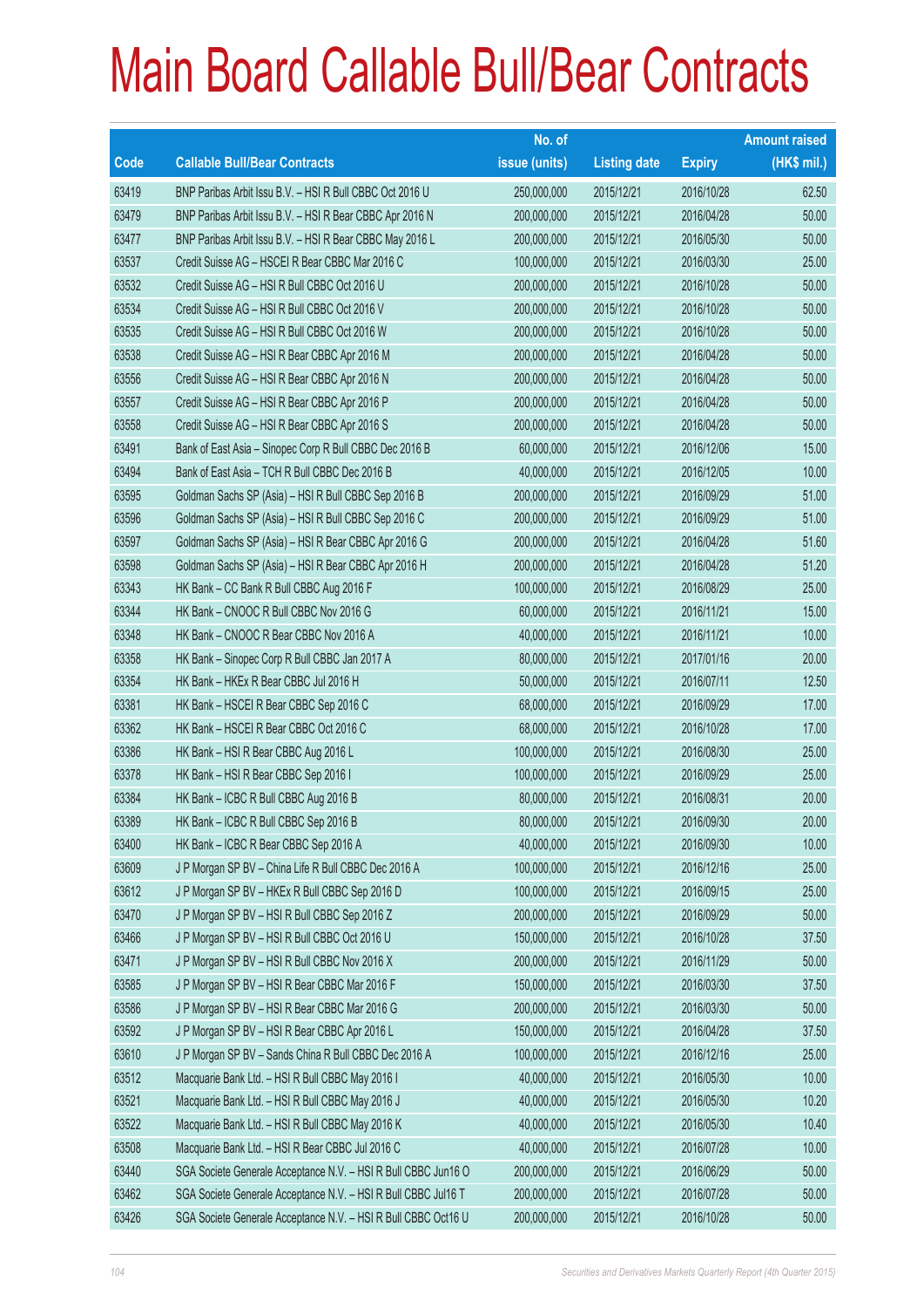# Main Board Callable Bull/Bear Contracts

| Code | Callable Bull/Bear Contracts | No. of issue (units) | Listing date | Expiry | Amount raised (HK$ mil.) |
|---|---|---|---|---|---|
| 63419 | BNP Paribas Arbit Issu B.V. – HSI R Bull CBBC Oct 2016 U | 250,000,000 | 2015/12/21 | 2016/10/28 | 62.50 |
| 63479 | BNP Paribas Arbit Issu B.V. – HSI R Bear CBBC Apr 2016 N | 200,000,000 | 2015/12/21 | 2016/04/28 | 50.00 |
| 63477 | BNP Paribas Arbit Issu B.V. – HSI R Bear CBBC May 2016 L | 200,000,000 | 2015/12/21 | 2016/05/30 | 50.00 |
| 63537 | Credit Suisse AG – HSCEI R Bear CBBC Mar 2016 C | 100,000,000 | 2015/12/21 | 2016/03/30 | 25.00 |
| 63532 | Credit Suisse AG – HSI R Bull CBBC Oct 2016 U | 200,000,000 | 2015/12/21 | 2016/10/28 | 50.00 |
| 63534 | Credit Suisse AG – HSI R Bull CBBC Oct 2016 V | 200,000,000 | 2015/12/21 | 2016/10/28 | 50.00 |
| 63535 | Credit Suisse AG – HSI R Bull CBBC Oct 2016 W | 200,000,000 | 2015/12/21 | 2016/10/28 | 50.00 |
| 63538 | Credit Suisse AG – HSI R Bear CBBC Apr 2016 M | 200,000,000 | 2015/12/21 | 2016/04/28 | 50.00 |
| 63556 | Credit Suisse AG – HSI R Bear CBBC Apr 2016 N | 200,000,000 | 2015/12/21 | 2016/04/28 | 50.00 |
| 63557 | Credit Suisse AG – HSI R Bear CBBC Apr 2016 P | 200,000,000 | 2015/12/21 | 2016/04/28 | 50.00 |
| 63558 | Credit Suisse AG – HSI R Bear CBBC Apr 2016 S | 200,000,000 | 2015/12/21 | 2016/04/28 | 50.00 |
| 63491 | Bank of East Asia – Sinopec Corp R Bull CBBC Dec 2016 B | 60,000,000 | 2015/12/21 | 2016/12/06 | 15.00 |
| 63494 | Bank of East Asia – TCH R Bull CBBC Dec 2016 B | 40,000,000 | 2015/12/21 | 2016/12/05 | 10.00 |
| 63595 | Goldman Sachs SP (Asia) – HSI R Bull CBBC Sep 2016 B | 200,000,000 | 2015/12/21 | 2016/09/29 | 51.00 |
| 63596 | Goldman Sachs SP (Asia) – HSI R Bull CBBC Sep 2016 C | 200,000,000 | 2015/12/21 | 2016/09/29 | 51.00 |
| 63597 | Goldman Sachs SP (Asia) – HSI R Bear CBBC Apr 2016 G | 200,000,000 | 2015/12/21 | 2016/04/28 | 51.60 |
| 63598 | Goldman Sachs SP (Asia) – HSI R Bear CBBC Apr 2016 H | 200,000,000 | 2015/12/21 | 2016/04/28 | 51.20 |
| 63343 | HK Bank – CC Bank R Bull CBBC Aug 2016 F | 100,000,000 | 2015/12/21 | 2016/08/29 | 25.00 |
| 63344 | HK Bank – CNOOC R Bull CBBC Nov 2016 G | 60,000,000 | 2015/12/21 | 2016/11/21 | 15.00 |
| 63348 | HK Bank – CNOOC R Bear CBBC Nov 2016 A | 40,000,000 | 2015/12/21 | 2016/11/21 | 10.00 |
| 63358 | HK Bank – Sinopec Corp R Bull CBBC Jan 2017 A | 80,000,000 | 2015/12/21 | 2017/01/16 | 20.00 |
| 63354 | HK Bank – HKEx R Bear CBBC Jul 2016 H | 50,000,000 | 2015/12/21 | 2016/07/11 | 12.50 |
| 63381 | HK Bank – HSCEI R Bear CBBC Sep 2016 C | 68,000,000 | 2015/12/21 | 2016/09/29 | 17.00 |
| 63362 | HK Bank – HSCEI R Bear CBBC Oct 2016 C | 68,000,000 | 2015/12/21 | 2016/10/28 | 17.00 |
| 63386 | HK Bank – HSI R Bear CBBC Aug 2016 L | 100,000,000 | 2015/12/21 | 2016/08/30 | 25.00 |
| 63378 | HK Bank – HSI R Bear CBBC Sep 2016 I | 100,000,000 | 2015/12/21 | 2016/09/29 | 25.00 |
| 63384 | HK Bank – ICBC R Bull CBBC Aug 2016 B | 80,000,000 | 2015/12/21 | 2016/08/31 | 20.00 |
| 63389 | HK Bank – ICBC R Bull CBBC Sep 2016 B | 80,000,000 | 2015/12/21 | 2016/09/30 | 20.00 |
| 63400 | HK Bank – ICBC R Bear CBBC Sep 2016 A | 40,000,000 | 2015/12/21 | 2016/09/30 | 10.00 |
| 63609 | J P Morgan SP BV – China Life R Bull CBBC Dec 2016 A | 100,000,000 | 2015/12/21 | 2016/12/16 | 25.00 |
| 63612 | J P Morgan SP BV – HKEx R Bull CBBC Sep 2016 D | 100,000,000 | 2015/12/21 | 2016/09/15 | 25.00 |
| 63470 | J P Morgan SP BV – HSI R Bull CBBC Sep 2016 Z | 200,000,000 | 2015/12/21 | 2016/09/29 | 50.00 |
| 63466 | J P Morgan SP BV – HSI R Bull CBBC Oct 2016 U | 150,000,000 | 2015/12/21 | 2016/10/28 | 37.50 |
| 63471 | J P Morgan SP BV – HSI R Bull CBBC Nov 2016 X | 200,000,000 | 2015/12/21 | 2016/11/29 | 50.00 |
| 63585 | J P Morgan SP BV – HSI R Bear CBBC Mar 2016 F | 150,000,000 | 2015/12/21 | 2016/03/30 | 37.50 |
| 63586 | J P Morgan SP BV – HSI R Bear CBBC Mar 2016 G | 200,000,000 | 2015/12/21 | 2016/03/30 | 50.00 |
| 63592 | J P Morgan SP BV – HSI R Bear CBBC Apr 2016 L | 150,000,000 | 2015/12/21 | 2016/04/28 | 37.50 |
| 63610 | J P Morgan SP BV – Sands China R Bull CBBC Dec 2016 A | 100,000,000 | 2015/12/21 | 2016/12/16 | 25.00 |
| 63512 | Macquarie Bank Ltd. – HSI R Bull CBBC May 2016 I | 40,000,000 | 2015/12/21 | 2016/05/30 | 10.00 |
| 63521 | Macquarie Bank Ltd. – HSI R Bull CBBC May 2016 J | 40,000,000 | 2015/12/21 | 2016/05/30 | 10.20 |
| 63522 | Macquarie Bank Ltd. – HSI R Bull CBBC May 2016 K | 40,000,000 | 2015/12/21 | 2016/05/30 | 10.40 |
| 63508 | Macquarie Bank Ltd. – HSI R Bear CBBC Jul 2016 C | 40,000,000 | 2015/12/21 | 2016/07/28 | 10.00 |
| 63440 | SGA Societe Generale Acceptance N.V. – HSI R Bull CBBC Jun16 O | 200,000,000 | 2015/12/21 | 2016/06/29 | 50.00 |
| 63462 | SGA Societe Generale Acceptance N.V. – HSI R Bull CBBC Jul16 T | 200,000,000 | 2015/12/21 | 2016/07/28 | 50.00 |
| 63426 | SGA Societe Generale Acceptance N.V. – HSI R Bull CBBC Oct16 U | 200,000,000 | 2015/12/21 | 2016/10/28 | 50.00 |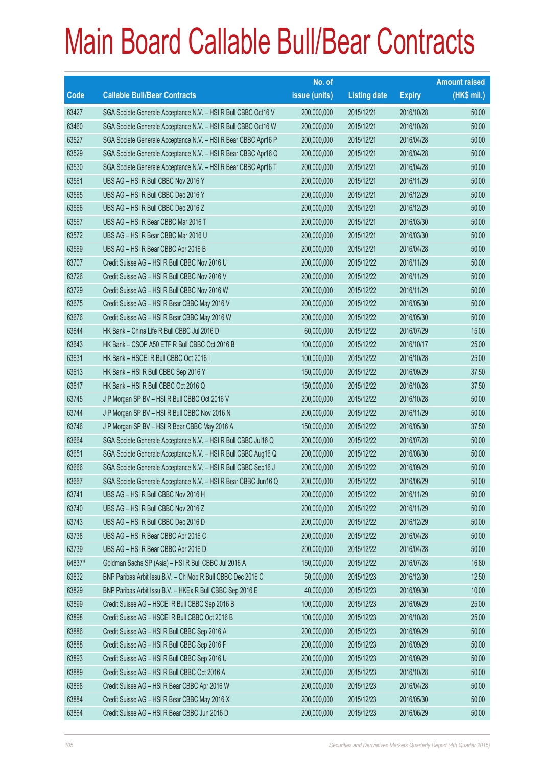# Main Board Callable Bull/Bear Contracts

| Code | Callable Bull/Bear Contracts | No. of issue (units) | Listing date | Expiry | Amount raised (HK$ mil.) |
|---|---|---|---|---|---|
| 63427 | SGA Societe Generale Acceptance N.V. – HSI R Bull CBBC Oct16 V | 200,000,000 | 2015/12/21 | 2016/10/28 | 50.00 |
| 63460 | SGA Societe Generale Acceptance N.V. – HSI R Bull CBBC Oct16 W | 200,000,000 | 2015/12/21 | 2016/10/28 | 50.00 |
| 63527 | SGA Societe Generale Acceptance N.V. – HSI R Bear CBBC Apr16 P | 200,000,000 | 2015/12/21 | 2016/04/28 | 50.00 |
| 63529 | SGA Societe Generale Acceptance N.V. – HSI R Bear CBBC Apr16 Q | 200,000,000 | 2015/12/21 | 2016/04/28 | 50.00 |
| 63530 | SGA Societe Generale Acceptance N.V. – HSI R Bear CBBC Apr16 T | 200,000,000 | 2015/12/21 | 2016/04/28 | 50.00 |
| 63561 | UBS AG – HSI R Bull CBBC Nov 2016 Y | 200,000,000 | 2015/12/21 | 2016/11/29 | 50.00 |
| 63565 | UBS AG – HSI R Bull CBBC Dec 2016 Y | 200,000,000 | 2015/12/21 | 2016/12/29 | 50.00 |
| 63566 | UBS AG – HSI R Bull CBBC Dec 2016 Z | 200,000,000 | 2015/12/21 | 2016/12/29 | 50.00 |
| 63567 | UBS AG – HSI R Bear CBBC Mar 2016 T | 200,000,000 | 2015/12/21 | 2016/03/30 | 50.00 |
| 63572 | UBS AG – HSI R Bear CBBC Mar 2016 U | 200,000,000 | 2015/12/21 | 2016/03/30 | 50.00 |
| 63569 | UBS AG – HSI R Bear CBBC Apr 2016 B | 200,000,000 | 2015/12/21 | 2016/04/28 | 50.00 |
| 63707 | Credit Suisse AG – HSI R Bull CBBC Nov 2016 U | 200,000,000 | 2015/12/22 | 2016/11/29 | 50.00 |
| 63726 | Credit Suisse AG – HSI R Bull CBBC Nov 2016 V | 200,000,000 | 2015/12/22 | 2016/11/29 | 50.00 |
| 63729 | Credit Suisse AG – HSI R Bull CBBC Nov 2016 W | 200,000,000 | 2015/12/22 | 2016/11/29 | 50.00 |
| 63675 | Credit Suisse AG – HSI R Bear CBBC May 2016 V | 200,000,000 | 2015/12/22 | 2016/05/30 | 50.00 |
| 63676 | Credit Suisse AG – HSI R Bear CBBC May 2016 W | 200,000,000 | 2015/12/22 | 2016/05/30 | 50.00 |
| 63644 | HK Bank – China Life R Bull CBBC Jul 2016 D | 60,000,000 | 2015/12/22 | 2016/07/29 | 15.00 |
| 63643 | HK Bank – CSOP A50 ETF R Bull CBBC Oct 2016 B | 100,000,000 | 2015/12/22 | 2016/10/17 | 25.00 |
| 63631 | HK Bank – HSCEI R Bull CBBC Oct 2016 I | 100,000,000 | 2015/12/22 | 2016/10/28 | 25.00 |
| 63613 | HK Bank – HSI R Bull CBBC Sep 2016 Y | 150,000,000 | 2015/12/22 | 2016/09/29 | 37.50 |
| 63617 | HK Bank – HSI R Bull CBBC Oct 2016 Q | 150,000,000 | 2015/12/22 | 2016/10/28 | 37.50 |
| 63745 | J P Morgan SP BV – HSI R Bull CBBC Oct 2016 V | 200,000,000 | 2015/12/22 | 2016/10/28 | 50.00 |
| 63744 | J P Morgan SP BV – HSI R Bull CBBC Nov 2016 N | 200,000,000 | 2015/12/22 | 2016/11/29 | 50.00 |
| 63746 | J P Morgan SP BV – HSI R Bear CBBC May 2016 A | 150,000,000 | 2015/12/22 | 2016/05/30 | 37.50 |
| 63664 | SGA Societe Generale Acceptance N.V. – HSI R Bull CBBC Jul16 Q | 200,000,000 | 2015/12/22 | 2016/07/28 | 50.00 |
| 63651 | SGA Societe Generale Acceptance N.V. – HSI R Bull CBBC Aug16 Q | 200,000,000 | 2015/12/22 | 2016/08/30 | 50.00 |
| 63666 | SGA Societe Generale Acceptance N.V. – HSI R Bull CBBC Sep16 J | 200,000,000 | 2015/12/22 | 2016/09/29 | 50.00 |
| 63667 | SGA Societe Generale Acceptance N.V. – HSI R Bear CBBC Jun16 Q | 200,000,000 | 2015/12/22 | 2016/06/29 | 50.00 |
| 63741 | UBS AG – HSI R Bull CBBC Nov 2016 H | 200,000,000 | 2015/12/22 | 2016/11/29 | 50.00 |
| 63740 | UBS AG – HSI R Bull CBBC Nov 2016 Z | 200,000,000 | 2015/12/22 | 2016/11/29 | 50.00 |
| 63743 | UBS AG – HSI R Bull CBBC Dec 2016 D | 200,000,000 | 2015/12/22 | 2016/12/29 | 50.00 |
| 63738 | UBS AG – HSI R Bear CBBC Apr 2016 C | 200,000,000 | 2015/12/22 | 2016/04/28 | 50.00 |
| 63739 | UBS AG – HSI R Bear CBBC Apr 2016 D | 200,000,000 | 2015/12/22 | 2016/04/28 | 50.00 |
| 64837 # | Goldman Sachs SP (Asia) – HSI R Bull CBBC Jul 2016 A | 150,000,000 | 2015/12/22 | 2016/07/28 | 16.80 |
| 63832 | BNP Paribas Arbit Issu B.V. – Ch Mob R Bull CBBC Dec 2016 C | 50,000,000 | 2015/12/23 | 2016/12/30 | 12.50 |
| 63829 | BNP Paribas Arbit Issu B.V. – HKEx R Bull CBBC Sep 2016 E | 40,000,000 | 2015/12/23 | 2016/09/30 | 10.00 |
| 63899 | Credit Suisse AG – HSCEI R Bull CBBC Sep 2016 B | 100,000,000 | 2015/12/23 | 2016/09/29 | 25.00 |
| 63898 | Credit Suisse AG – HSCEI R Bull CBBC Oct 2016 B | 100,000,000 | 2015/12/23 | 2016/10/28 | 25.00 |
| 63886 | Credit Suisse AG – HSI R Bull CBBC Sep 2016 A | 200,000,000 | 2015/12/23 | 2016/09/29 | 50.00 |
| 63888 | Credit Suisse AG – HSI R Bull CBBC Sep 2016 F | 200,000,000 | 2015/12/23 | 2016/09/29 | 50.00 |
| 63893 | Credit Suisse AG – HSI R Bull CBBC Sep 2016 U | 200,000,000 | 2015/12/23 | 2016/09/29 | 50.00 |
| 63889 | Credit Suisse AG – HSI R Bull CBBC Oct 2016 A | 200,000,000 | 2015/12/23 | 2016/10/28 | 50.00 |
| 63868 | Credit Suisse AG – HSI R Bear CBBC Apr 2016 W | 200,000,000 | 2015/12/23 | 2016/04/28 | 50.00 |
| 63884 | Credit Suisse AG – HSI R Bear CBBC May 2016 X | 200,000,000 | 2015/12/23 | 2016/05/30 | 50.00 |
| 63864 | Credit Suisse AG – HSI R Bear CBBC Jun 2016 D | 200,000,000 | 2015/12/23 | 2016/06/29 | 50.00 |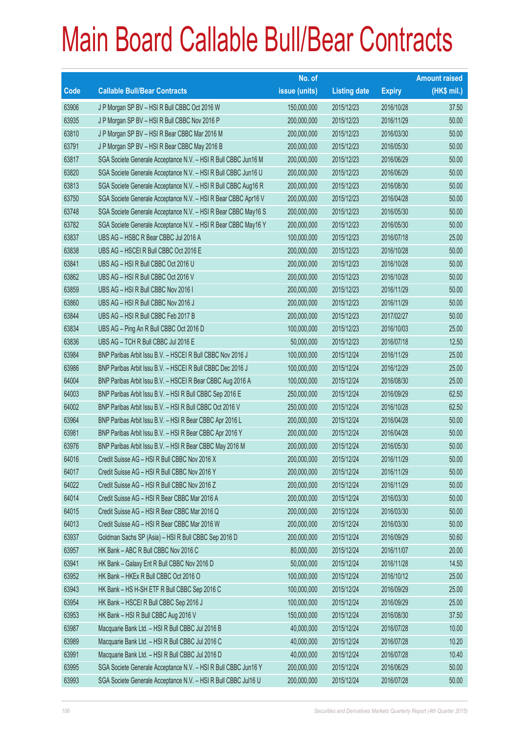# Main Board Callable Bull/Bear Contracts

| Code | Callable Bull/Bear Contracts | No. of issue (units) | Listing date | Expiry | Amount raised (HK$ mil.) |
|---|---|---|---|---|---|
| 63906 | J P Morgan SP BV – HSI R Bull CBBC Oct 2016 W | 150,000,000 | 2015/12/23 | 2016/10/28 | 37.50 |
| 63935 | J P Morgan SP BV – HSI R Bull CBBC Nov 2016 P | 200,000,000 | 2015/12/23 | 2016/11/29 | 50.00 |
| 63810 | J P Morgan SP BV – HSI R Bear CBBC Mar 2016 M | 200,000,000 | 2015/12/23 | 2016/03/30 | 50.00 |
| 63791 | J P Morgan SP BV – HSI R Bear CBBC May 2016 B | 200,000,000 | 2015/12/23 | 2016/05/30 | 50.00 |
| 63817 | SGA Societe Generale Acceptance N.V. – HSI R Bull CBBC Jun16 M | 200,000,000 | 2015/12/23 | 2016/06/29 | 50.00 |
| 63820 | SGA Societe Generale Acceptance N.V. – HSI R Bull CBBC Jun16 U | 200,000,000 | 2015/12/23 | 2016/06/29 | 50.00 |
| 63813 | SGA Societe Generale Acceptance N.V. – HSI R Bull CBBC Aug16 R | 200,000,000 | 2015/12/23 | 2016/08/30 | 50.00 |
| 63750 | SGA Societe Generale Acceptance N.V. – HSI R Bear CBBC Apr16 V | 200,000,000 | 2015/12/23 | 2016/04/28 | 50.00 |
| 63748 | SGA Societe Generale Acceptance N.V. – HSI R Bear CBBC May16 S | 200,000,000 | 2015/12/23 | 2016/05/30 | 50.00 |
| 63782 | SGA Societe Generale Acceptance N.V. – HSI R Bear CBBC May16 Y | 200,000,000 | 2015/12/23 | 2016/05/30 | 50.00 |
| 63837 | UBS AG – HSBC R Bear CBBC Jul 2016 A | 100,000,000 | 2015/12/23 | 2016/07/18 | 25.00 |
| 63838 | UBS AG – HSCEI R Bull CBBC Oct 2016 E | 200,000,000 | 2015/12/23 | 2016/10/28 | 50.00 |
| 63841 | UBS AG – HSI R Bull CBBC Oct 2016 U | 200,000,000 | 2015/12/23 | 2016/10/28 | 50.00 |
| 63862 | UBS AG – HSI R Bull CBBC Oct 2016 V | 200,000,000 | 2015/12/23 | 2016/10/28 | 50.00 |
| 63859 | UBS AG – HSI R Bull CBBC Nov 2016 I | 200,000,000 | 2015/12/23 | 2016/11/29 | 50.00 |
| 63860 | UBS AG – HSI R Bull CBBC Nov 2016 J | 200,000,000 | 2015/12/23 | 2016/11/29 | 50.00 |
| 63844 | UBS AG – HSI R Bull CBBC Feb 2017 B | 200,000,000 | 2015/12/23 | 2017/02/27 | 50.00 |
| 63834 | UBS AG – Ping An R Bull CBBC Oct 2016 D | 100,000,000 | 2015/12/23 | 2016/10/03 | 25.00 |
| 63836 | UBS AG – TCH R Bull CBBC Jul 2016 E | 50,000,000 | 2015/12/23 | 2016/07/18 | 12.50 |
| 63984 | BNP Paribas Arbit Issu B.V. – HSCEI R Bull CBBC Nov 2016 J | 100,000,000 | 2015/12/24 | 2016/11/29 | 25.00 |
| 63986 | BNP Paribas Arbit Issu B.V. – HSCEI R Bull CBBC Dec 2016 J | 100,000,000 | 2015/12/24 | 2016/12/29 | 25.00 |
| 64004 | BNP Paribas Arbit Issu B.V. – HSCEI R Bear CBBC Aug 2016 A | 100,000,000 | 2015/12/24 | 2016/08/30 | 25.00 |
| 64003 | BNP Paribas Arbit Issu B.V. – HSI R Bull CBBC Sep 2016 E | 250,000,000 | 2015/12/24 | 2016/09/29 | 62.50 |
| 64002 | BNP Paribas Arbit Issu B.V. – HSI R Bull CBBC Oct 2016 V | 250,000,000 | 2015/12/24 | 2016/10/28 | 62.50 |
| 63964 | BNP Paribas Arbit Issu B.V. – HSI R Bear CBBC Apr 2016 L | 200,000,000 | 2015/12/24 | 2016/04/28 | 50.00 |
| 63981 | BNP Paribas Arbit Issu B.V. – HSI R Bear CBBC Apr 2016 Y | 200,000,000 | 2015/12/24 | 2016/04/28 | 50.00 |
| 63976 | BNP Paribas Arbit Issu B.V. – HSI R Bear CBBC May 2016 M | 200,000,000 | 2015/12/24 | 2016/05/30 | 50.00 |
| 64016 | Credit Suisse AG – HSI R Bull CBBC Nov 2016 X | 200,000,000 | 2015/12/24 | 2016/11/29 | 50.00 |
| 64017 | Credit Suisse AG – HSI R Bull CBBC Nov 2016 Y | 200,000,000 | 2015/12/24 | 2016/11/29 | 50.00 |
| 64022 | Credit Suisse AG – HSI R Bull CBBC Nov 2016 Z | 200,000,000 | 2015/12/24 | 2016/11/29 | 50.00 |
| 64014 | Credit Suisse AG – HSI R Bear CBBC Mar 2016 A | 200,000,000 | 2015/12/24 | 2016/03/30 | 50.00 |
| 64015 | Credit Suisse AG – HSI R Bear CBBC Mar 2016 Q | 200,000,000 | 2015/12/24 | 2016/03/30 | 50.00 |
| 64013 | Credit Suisse AG – HSI R Bear CBBC Mar 2016 W | 200,000,000 | 2015/12/24 | 2016/03/30 | 50.00 |
| 63937 | Goldman Sachs SP (Asia) – HSI R Bull CBBC Sep 2016 D | 200,000,000 | 2015/12/24 | 2016/09/29 | 50.60 |
| 63957 | HK Bank – ABC R Bull CBBC Nov 2016 C | 80,000,000 | 2015/12/24 | 2016/11/07 | 20.00 |
| 63941 | HK Bank – Galaxy Ent R Bull CBBC Nov 2016 D | 50,000,000 | 2015/12/24 | 2016/11/28 | 14.50 |
| 63952 | HK Bank – HKEx R Bull CBBC Oct 2016 O | 100,000,000 | 2015/12/24 | 2016/10/12 | 25.00 |
| 63943 | HK Bank – HS H-SH ETF R Bull CBBC Sep 2016 C | 100,000,000 | 2015/12/24 | 2016/09/29 | 25.00 |
| 63954 | HK Bank – HSCEI R Bull CBBC Sep 2016 J | 100,000,000 | 2015/12/24 | 2016/09/29 | 25.00 |
| 63953 | HK Bank – HSI R Bull CBBC Aug 2016 V | 150,000,000 | 2015/12/24 | 2016/08/30 | 37.50 |
| 63987 | Macquarie Bank Ltd. – HSI R Bull CBBC Jul 2016 B | 40,000,000 | 2015/12/24 | 2016/07/28 | 10.00 |
| 63989 | Macquarie Bank Ltd. – HSI R Bull CBBC Jul 2016 C | 40,000,000 | 2015/12/24 | 2016/07/28 | 10.20 |
| 63991 | Macquarie Bank Ltd. – HSI R Bull CBBC Jul 2016 D | 40,000,000 | 2015/12/24 | 2016/07/28 | 10.40 |
| 63995 | SGA Societe Generale Acceptance N.V. – HSI R Bull CBBC Jun16 Y | 200,000,000 | 2015/12/24 | 2016/06/29 | 50.00 |
| 63993 | SGA Societe Generale Acceptance N.V. – HSI R Bull CBBC Jul16 U | 200,000,000 | 2015/12/24 | 2016/07/28 | 50.00 |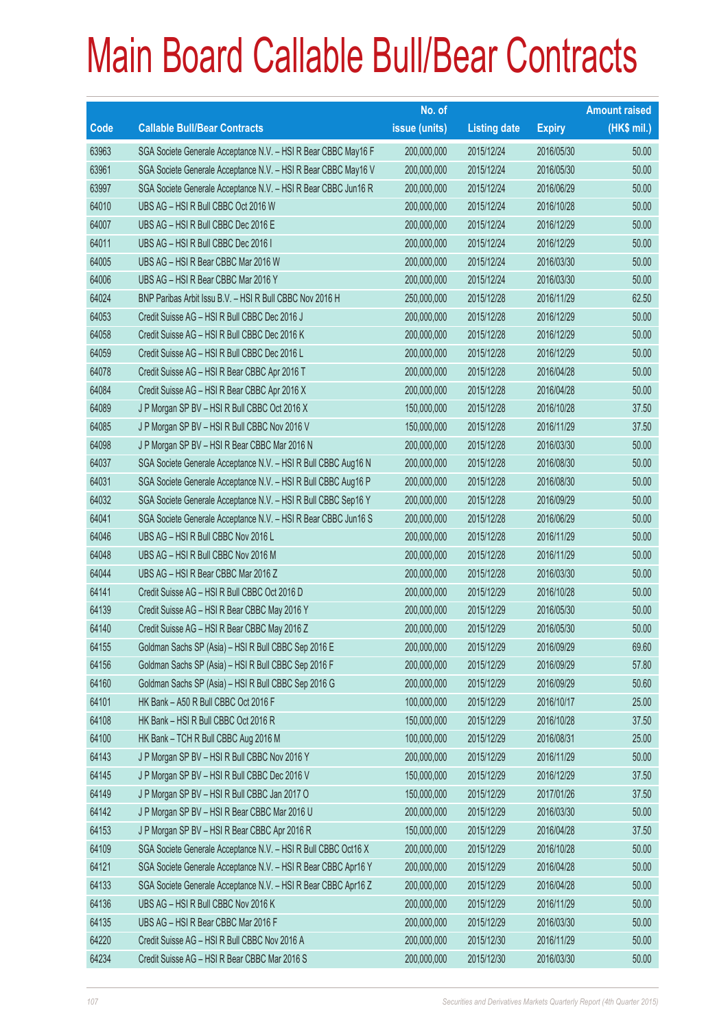# Main Board Callable Bull/Bear Contracts

| Code | Callable Bull/Bear Contracts | No. of issue (units) | Listing date | Expiry | Amount raised (HK$ mil.) |
|---|---|---|---|---|---|
| 63963 | SGA Societe Generale Acceptance N.V. – HSI R Bear CBBC May16 F | 200,000,000 | 2015/12/24 | 2016/05/30 | 50.00 |
| 63961 | SGA Societe Generale Acceptance N.V. – HSI R Bear CBBC May16 V | 200,000,000 | 2015/12/24 | 2016/05/30 | 50.00 |
| 63997 | SGA Societe Generale Acceptance N.V. – HSI R Bear CBBC Jun16 R | 200,000,000 | 2015/12/24 | 2016/06/29 | 50.00 |
| 64010 | UBS AG – HSI R Bull CBBC Oct 2016 W | 200,000,000 | 2015/12/24 | 2016/10/28 | 50.00 |
| 64007 | UBS AG – HSI R Bull CBBC Dec 2016 E | 200,000,000 | 2015/12/24 | 2016/12/29 | 50.00 |
| 64011 | UBS AG – HSI R Bull CBBC Dec 2016 I | 200,000,000 | 2015/12/24 | 2016/12/29 | 50.00 |
| 64005 | UBS AG – HSI R Bear CBBC Mar 2016 W | 200,000,000 | 2015/12/24 | 2016/03/30 | 50.00 |
| 64006 | UBS AG – HSI R Bear CBBC Mar 2016 Y | 200,000,000 | 2015/12/24 | 2016/03/30 | 50.00 |
| 64024 | BNP Paribas Arbit Issu B.V. – HSI R Bull CBBC Nov 2016 H | 250,000,000 | 2015/12/28 | 2016/11/29 | 62.50 |
| 64053 | Credit Suisse AG – HSI R Bull CBBC Dec 2016 J | 200,000,000 | 2015/12/28 | 2016/12/29 | 50.00 |
| 64058 | Credit Suisse AG – HSI R Bull CBBC Dec 2016 K | 200,000,000 | 2015/12/28 | 2016/12/29 | 50.00 |
| 64059 | Credit Suisse AG – HSI R Bull CBBC Dec 2016 L | 200,000,000 | 2015/12/28 | 2016/12/29 | 50.00 |
| 64078 | Credit Suisse AG – HSI R Bear CBBC Apr 2016 T | 200,000,000 | 2015/12/28 | 2016/04/28 | 50.00 |
| 64084 | Credit Suisse AG – HSI R Bear CBBC Apr 2016 X | 200,000,000 | 2015/12/28 | 2016/04/28 | 50.00 |
| 64089 | J P Morgan SP BV – HSI R Bull CBBC Oct 2016 X | 150,000,000 | 2015/12/28 | 2016/10/28 | 37.50 |
| 64085 | J P Morgan SP BV – HSI R Bull CBBC Nov 2016 V | 150,000,000 | 2015/12/28 | 2016/11/29 | 37.50 |
| 64098 | J P Morgan SP BV – HSI R Bear CBBC Mar 2016 N | 200,000,000 | 2015/12/28 | 2016/03/30 | 50.00 |
| 64037 | SGA Societe Generale Acceptance N.V. – HSI R Bull CBBC Aug16 N | 200,000,000 | 2015/12/28 | 2016/08/30 | 50.00 |
| 64031 | SGA Societe Generale Acceptance N.V. – HSI R Bull CBBC Aug16 P | 200,000,000 | 2015/12/28 | 2016/08/30 | 50.00 |
| 64032 | SGA Societe Generale Acceptance N.V. – HSI R Bull CBBC Sep16 Y | 200,000,000 | 2015/12/28 | 2016/09/29 | 50.00 |
| 64041 | SGA Societe Generale Acceptance N.V. – HSI R Bear CBBC Jun16 S | 200,000,000 | 2015/12/28 | 2016/06/29 | 50.00 |
| 64046 | UBS AG – HSI R Bull CBBC Nov 2016 L | 200,000,000 | 2015/12/28 | 2016/11/29 | 50.00 |
| 64048 | UBS AG – HSI R Bull CBBC Nov 2016 M | 200,000,000 | 2015/12/28 | 2016/11/29 | 50.00 |
| 64044 | UBS AG – HSI R Bear CBBC Mar 2016 Z | 200,000,000 | 2015/12/28 | 2016/03/30 | 50.00 |
| 64141 | Credit Suisse AG – HSI R Bull CBBC Oct 2016 D | 200,000,000 | 2015/12/29 | 2016/10/28 | 50.00 |
| 64139 | Credit Suisse AG – HSI R Bear CBBC May 2016 Y | 200,000,000 | 2015/12/29 | 2016/05/30 | 50.00 |
| 64140 | Credit Suisse AG – HSI R Bear CBBC May 2016 Z | 200,000,000 | 2015/12/29 | 2016/05/30 | 50.00 |
| 64155 | Goldman Sachs SP (Asia) – HSI R Bull CBBC Sep 2016 E | 200,000,000 | 2015/12/29 | 2016/09/29 | 69.60 |
| 64156 | Goldman Sachs SP (Asia) – HSI R Bull CBBC Sep 2016 F | 200,000,000 | 2015/12/29 | 2016/09/29 | 57.80 |
| 64160 | Goldman Sachs SP (Asia) – HSI R Bull CBBC Sep 2016 G | 200,000,000 | 2015/12/29 | 2016/09/29 | 50.60 |
| 64101 | HK Bank – A50 R Bull CBBC Oct 2016 F | 100,000,000 | 2015/12/29 | 2016/10/17 | 25.00 |
| 64108 | HK Bank – HSI R Bull CBBC Oct 2016 R | 150,000,000 | 2015/12/29 | 2016/10/28 | 37.50 |
| 64100 | HK Bank – TCH R Bull CBBC Aug 2016 M | 100,000,000 | 2015/12/29 | 2016/08/31 | 25.00 |
| 64143 | J P Morgan SP BV – HSI R Bull CBBC Nov 2016 Y | 200,000,000 | 2015/12/29 | 2016/11/29 | 50.00 |
| 64145 | J P Morgan SP BV – HSI R Bull CBBC Dec 2016 V | 150,000,000 | 2015/12/29 | 2016/12/29 | 37.50 |
| 64149 | J P Morgan SP BV – HSI R Bull CBBC Jan 2017 O | 150,000,000 | 2015/12/29 | 2017/01/26 | 37.50 |
| 64142 | J P Morgan SP BV – HSI R Bear CBBC Mar 2016 U | 200,000,000 | 2015/12/29 | 2016/03/30 | 50.00 |
| 64153 | J P Morgan SP BV – HSI R Bear CBBC Apr 2016 R | 150,000,000 | 2015/12/29 | 2016/04/28 | 37.50 |
| 64109 | SGA Societe Generale Acceptance N.V. – HSI R Bull CBBC Oct16 X | 200,000,000 | 2015/12/29 | 2016/10/28 | 50.00 |
| 64121 | SGA Societe Generale Acceptance N.V. – HSI R Bear CBBC Apr16 Y | 200,000,000 | 2015/12/29 | 2016/04/28 | 50.00 |
| 64133 | SGA Societe Generale Acceptance N.V. – HSI R Bear CBBC Apr16 Z | 200,000,000 | 2015/12/29 | 2016/04/28 | 50.00 |
| 64136 | UBS AG – HSI R Bull CBBC Nov 2016 K | 200,000,000 | 2015/12/29 | 2016/11/29 | 50.00 |
| 64135 | UBS AG – HSI R Bear CBBC Mar 2016 F | 200,000,000 | 2015/12/29 | 2016/03/30 | 50.00 |
| 64220 | Credit Suisse AG – HSI R Bull CBBC Nov 2016 A | 200,000,000 | 2015/12/30 | 2016/11/29 | 50.00 |
| 64234 | Credit Suisse AG – HSI R Bear CBBC Mar 2016 S | 200,000,000 | 2015/12/30 | 2016/03/30 | 50.00 |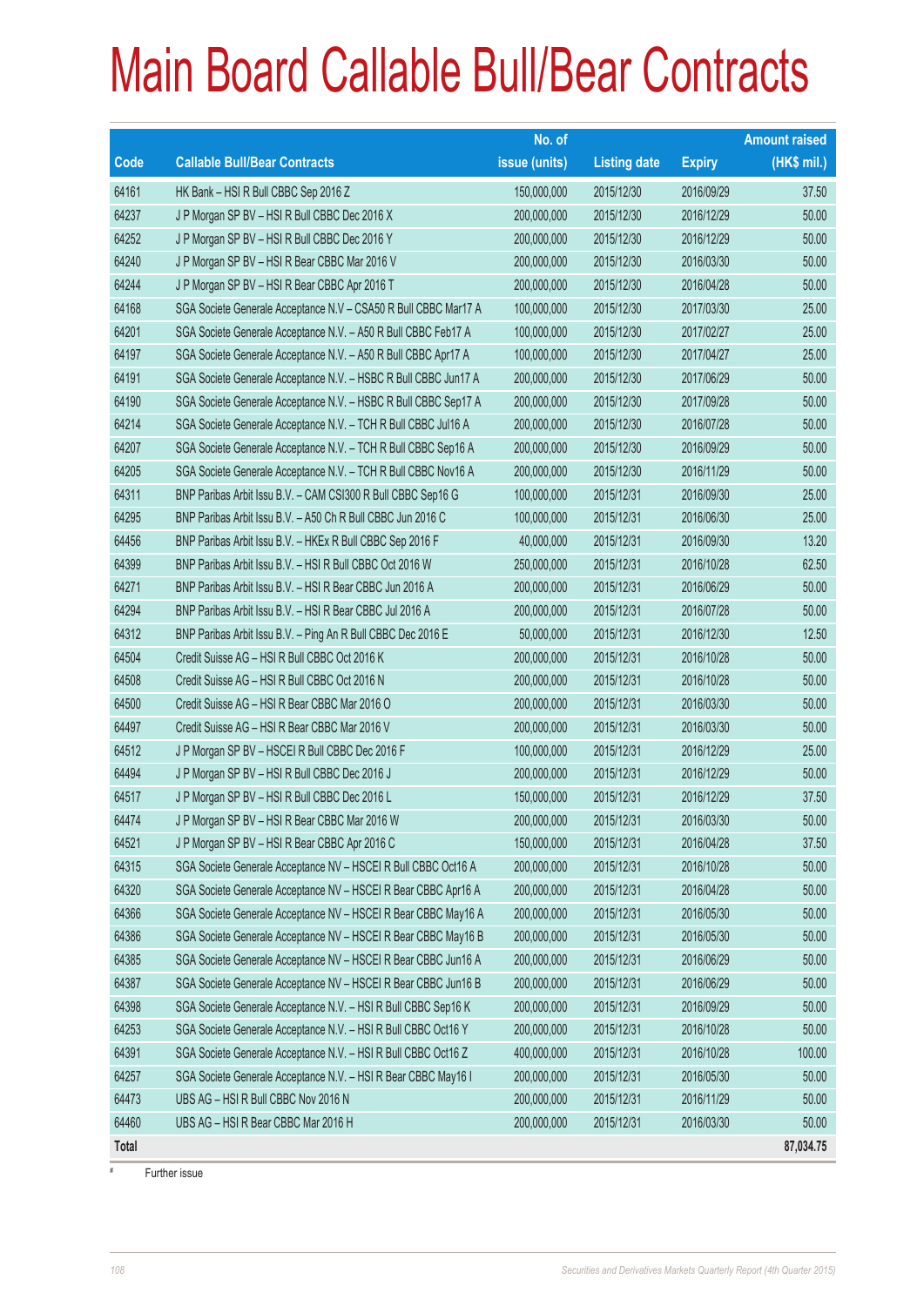# Main Board Callable Bull/Bear Contracts

| Code | Callable Bull/Bear Contracts | No. of issue (units) | Listing date | Expiry | Amount raised (HK$ mil.) |
|---|---|---|---|---|---|
| 64161 | HK Bank – HSI R Bull CBBC Sep 2016 Z | 150,000,000 | 2015/12/30 | 2016/09/29 | 37.50 |
| 64237 | J P Morgan SP BV – HSI R Bull CBBC Dec 2016 X | 200,000,000 | 2015/12/30 | 2016/12/29 | 50.00 |
| 64252 | J P Morgan SP BV – HSI R Bull CBBC Dec 2016 Y | 200,000,000 | 2015/12/30 | 2016/12/29 | 50.00 |
| 64240 | J P Morgan SP BV – HSI R Bear CBBC Mar 2016 V | 200,000,000 | 2015/12/30 | 2016/03/30 | 50.00 |
| 64244 | J P Morgan SP BV – HSI R Bear CBBC Apr 2016 T | 200,000,000 | 2015/12/30 | 2016/04/28 | 50.00 |
| 64168 | SGA Societe Generale Acceptance N.V – CSA50 R Bull CBBC Mar17 A | 100,000,000 | 2015/12/30 | 2017/03/30 | 25.00 |
| 64201 | SGA Societe Generale Acceptance N.V. – A50 R Bull CBBC Feb17 A | 100,000,000 | 2015/12/30 | 2017/02/27 | 25.00 |
| 64197 | SGA Societe Generale Acceptance N.V. – A50 R Bull CBBC Apr17 A | 100,000,000 | 2015/12/30 | 2017/04/27 | 25.00 |
| 64191 | SGA Societe Generale Acceptance N.V. – HSBC R Bull CBBC Jun17 A | 200,000,000 | 2015/12/30 | 2017/06/29 | 50.00 |
| 64190 | SGA Societe Generale Acceptance N.V. – HSBC R Bull CBBC Sep17 A | 200,000,000 | 2015/12/30 | 2017/09/28 | 50.00 |
| 64214 | SGA Societe Generale Acceptance N.V. – TCH R Bull CBBC Jul16 A | 200,000,000 | 2015/12/30 | 2016/07/28 | 50.00 |
| 64207 | SGA Societe Generale Acceptance N.V. – TCH R Bull CBBC Sep16 A | 200,000,000 | 2015/12/30 | 2016/09/29 | 50.00 |
| 64205 | SGA Societe Generale Acceptance N.V. – TCH R Bull CBBC Nov16 A | 200,000,000 | 2015/12/30 | 2016/11/29 | 50.00 |
| 64311 | BNP Paribas Arbit Issu B.V. – CAM CSI300 R Bull CBBC Sep16 G | 100,000,000 | 2015/12/31 | 2016/09/30 | 25.00 |
| 64295 | BNP Paribas Arbit Issu B.V. – A50 Ch R Bull CBBC Jun 2016 C | 100,000,000 | 2015/12/31 | 2016/06/30 | 25.00 |
| 64456 | BNP Paribas Arbit Issu B.V. – HKEx R Bull CBBC Sep 2016 F | 40,000,000 | 2015/12/31 | 2016/09/30 | 13.20 |
| 64399 | BNP Paribas Arbit Issu B.V. – HSI R Bull CBBC Oct 2016 W | 250,000,000 | 2015/12/31 | 2016/10/28 | 62.50 |
| 64271 | BNP Paribas Arbit Issu B.V. – HSI R Bear CBBC Jun 2016 A | 200,000,000 | 2015/12/31 | 2016/06/29 | 50.00 |
| 64294 | BNP Paribas Arbit Issu B.V. – HSI R Bear CBBC Jul 2016 A | 200,000,000 | 2015/12/31 | 2016/07/28 | 50.00 |
| 64312 | BNP Paribas Arbit Issu B.V. – Ping An R Bull CBBC Dec 2016 E | 50,000,000 | 2015/12/31 | 2016/12/30 | 12.50 |
| 64504 | Credit Suisse AG – HSI R Bull CBBC Oct 2016 K | 200,000,000 | 2015/12/31 | 2016/10/28 | 50.00 |
| 64508 | Credit Suisse AG – HSI R Bull CBBC Oct 2016 N | 200,000,000 | 2015/12/31 | 2016/10/28 | 50.00 |
| 64500 | Credit Suisse AG – HSI R Bear CBBC Mar 2016 O | 200,000,000 | 2015/12/31 | 2016/03/30 | 50.00 |
| 64497 | Credit Suisse AG – HSI R Bear CBBC Mar 2016 V | 200,000,000 | 2015/12/31 | 2016/03/30 | 50.00 |
| 64512 | J P Morgan SP BV – HSCEI R Bull CBBC Dec 2016 F | 100,000,000 | 2015/12/31 | 2016/12/29 | 25.00 |
| 64494 | J P Morgan SP BV – HSI R Bull CBBC Dec 2016 J | 200,000,000 | 2015/12/31 | 2016/12/29 | 50.00 |
| 64517 | J P Morgan SP BV – HSI R Bull CBBC Dec 2016 L | 150,000,000 | 2015/12/31 | 2016/12/29 | 37.50 |
| 64474 | J P Morgan SP BV – HSI R Bear CBBC Mar 2016 W | 200,000,000 | 2015/12/31 | 2016/03/30 | 50.00 |
| 64521 | J P Morgan SP BV – HSI R Bear CBBC Apr 2016 C | 150,000,000 | 2015/12/31 | 2016/04/28 | 37.50 |
| 64315 | SGA Societe Generale Acceptance NV – HSCEI R Bull CBBC Oct16 A | 200,000,000 | 2015/12/31 | 2016/10/28 | 50.00 |
| 64320 | SGA Societe Generale Acceptance NV – HSCEI R Bear CBBC Apr16 A | 200,000,000 | 2015/12/31 | 2016/04/28 | 50.00 |
| 64366 | SGA Societe Generale Acceptance NV – HSCEI R Bear CBBC May16 A | 200,000,000 | 2015/12/31 | 2016/05/30 | 50.00 |
| 64386 | SGA Societe Generale Acceptance NV – HSCEI R Bear CBBC May16 B | 200,000,000 | 2015/12/31 | 2016/05/30 | 50.00 |
| 64385 | SGA Societe Generale Acceptance NV – HSCEI R Bear CBBC Jun16 A | 200,000,000 | 2015/12/31 | 2016/06/29 | 50.00 |
| 64387 | SGA Societe Generale Acceptance NV – HSCEI R Bear CBBC Jun16 B | 200,000,000 | 2015/12/31 | 2016/06/29 | 50.00 |
| 64398 | SGA Societe Generale Acceptance N.V. – HSI R Bull CBBC Sep16 K | 200,000,000 | 2015/12/31 | 2016/09/29 | 50.00 |
| 64253 | SGA Societe Generale Acceptance N.V. – HSI R Bull CBBC Oct16 Y | 200,000,000 | 2015/12/31 | 2016/10/28 | 50.00 |
| 64391 | SGA Societe Generale Acceptance N.V. – HSI R Bull CBBC Oct16 Z | 400,000,000 | 2015/12/31 | 2016/10/28 | 100.00 |
| 64257 | SGA Societe Generale Acceptance N.V. – HSI R Bear CBBC May16 I | 200,000,000 | 2015/12/31 | 2016/05/30 | 50.00 |
| 64473 | UBS AG – HSI R Bull CBBC Nov 2016 N | 200,000,000 | 2015/12/31 | 2016/11/29 | 50.00 |
| 64460 | UBS AG – HSI R Bear CBBC Mar 2016 H | 200,000,000 | 2015/12/31 | 2016/03/30 | 50.00 |
| **Total** | | | | | **87,034.75** |

# Further issue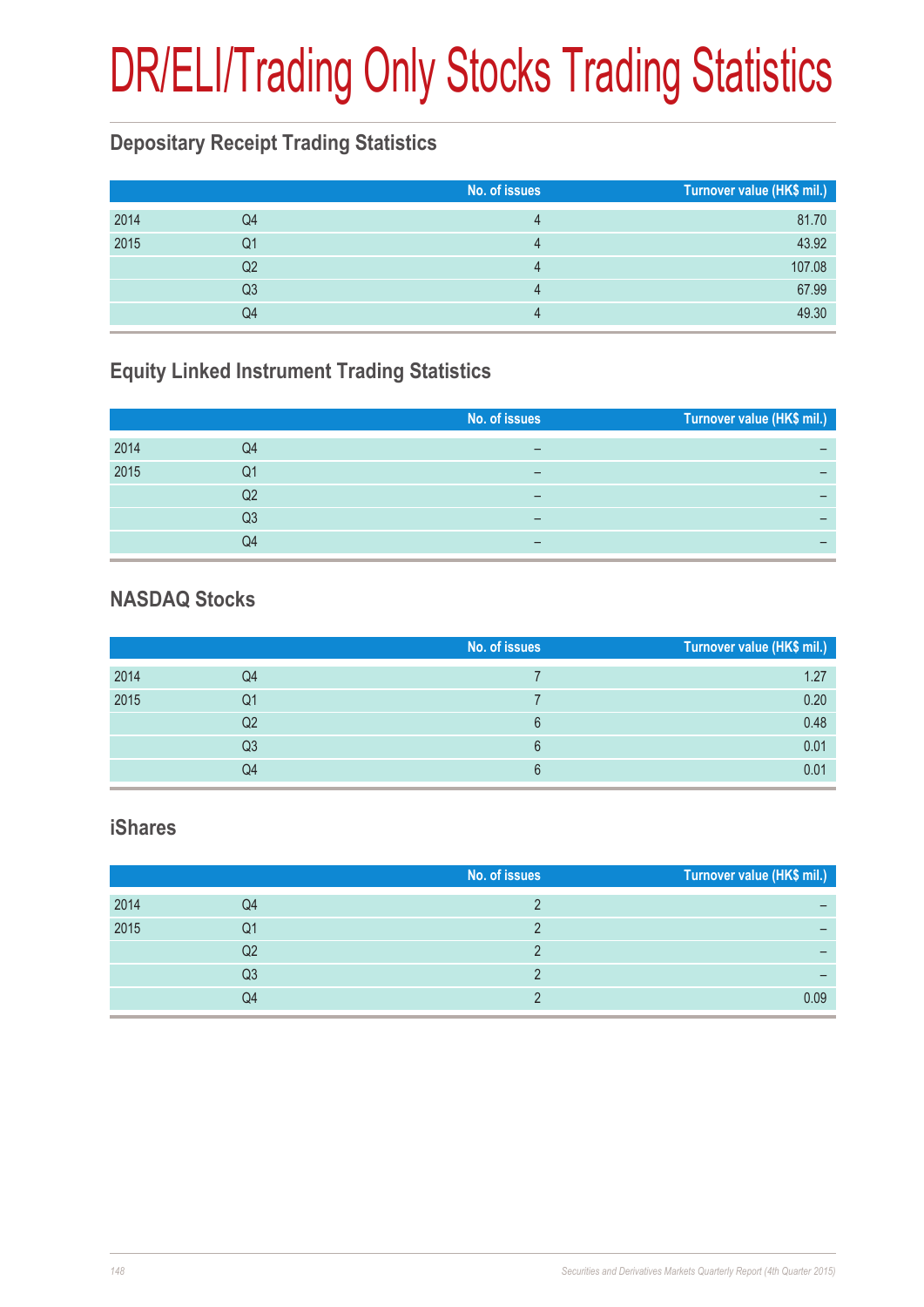# DR/ELI/Trading Only Stocks Trading Statistics

## Depositary Receipt Trading Statistics

| | | No. of issues | Turnover value (HK$ mil.) |
|---|---|---|---|
| 2014 | Q4 | 4 | 81.70 |
| 2015 | Q1 | 4 | 43.92 |
| | Q2 | 4 | 107.08 |
| | Q3 | 4 | 67.99 |
| | Q4 | 4 | 49.30 |

## Equity Linked Instrument Trading Statistics

| | | No. of issues | Turnover value (HK$ mil.) |
|---|---|---|---|
| 2014 | Q4 | – | – |
| 2015 | Q1 | – | – |
| | Q2 | – | – |
| | Q3 | – | – |
| | Q4 | – | – |

## NASDAQ Stocks

| | | No. of issues | Turnover value (HK$ mil.) |
|---|---|---|---|
| 2014 | Q4 | 7 | 1.27 |
| 2015 | Q1 | 7 | 0.20 |
| | Q2 | 6 | 0.48 |
| | Q3 | 6 | 0.01 |
| | Q4 | 6 | 0.01 |

## iShares

| | | No. of issues | Turnover value (HK$ mil.) |
|---|---|---|---|
| 2014 | Q4 | 2 | – |
| 2015 | Q1 | 2 | – |
| | Q2 | 2 | – |
| | Q3 | 2 | – |
| | Q4 | 2 | 0.09 |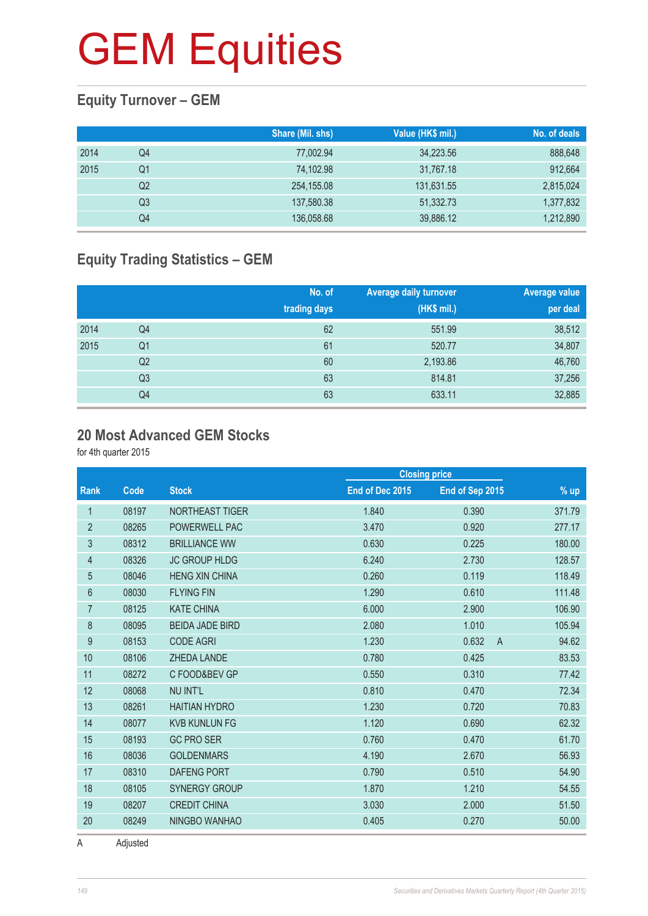# GEM Equities

## Equity Turnover – GEM

| | | Share (Mil. shs) | Value (HK$ mil.) | No. of deals |
|---|---|---|---|---|
| 2014 | Q4 | 77,002.94 | 34,223.56 | 888,648 |
| 2015 | Q1 | 74,102.98 | 31,767.18 | 912,664 |
| | Q2 | 254,155.08 | 131,631.55 | 2,815,024 |
| | Q3 | 137,580.38 | 51,332.73 | 1,377,832 |
| | Q4 | 136,058.68 | 39,886.12 | 1,212,890 |

## Equity Trading Statistics – GEM

| | | No. of trading days | Average daily turnover (HK$ mil.) | Average value per deal |
|---|---|---|---|---|
| 2014 | Q4 | 62 | 551.99 | 38,512 |
| 2015 | Q1 | 61 | 520.77 | 34,807 |
| | Q2 | 60 | 2,193.86 | 46,760 |
| | Q3 | 63 | 814.81 | 37,256 |
| | Q4 | 63 | 633.11 | 32,885 |

## 20 Most Advanced GEM Stocks

for 4th quarter 2015

| | | | Closing price | | | |
|---|---|---|---|---|---|---|
| Rank | Code | Stock | End of Dec 2015 | End of Sep 2015 | | % up |
| 1 | 08197 | NORTHEAST TIGER | 1.840 | 0.390 | | 371.79 |
| 2 | 08265 | POWERWELL PAC | 3.470 | 0.920 | | 277.17 |
| 3 | 08312 | BRILLIANCE WW | 0.630 | 0.225 | | 180.00 |
| 4 | 08326 | JC GROUP HLDG | 6.240 | 2.730 | | 128.57 |
| 5 | 08046 | HENG XIN CHINA | 0.260 | 0.119 | | 118.49 |
| 6 | 08030 | FLYING FIN | 1.290 | 0.610 | | 111.48 |
| 7 | 08125 | KATE CHINA | 6.000 | 2.900 | | 106.90 |
| 8 | 08095 | BEIDA JADE BIRD | 2.080 | 1.010 | | 105.94 |
| 9 | 08153 | CODE AGRI | 1.230 | 0.632 | A | 94.62 |
| 10 | 08106 | ZHEDA LANDE | 0.780 | 0.425 | | 83.53 |
| 11 | 08272 | C FOOD&BEV GP | 0.550 | 0.310 | | 77.42 |
| 12 | 08068 | NU INT'L | 0.810 | 0.470 | | 72.34 |
| 13 | 08261 | HAITIAN HYDRO | 1.230 | 0.720 | | 70.83 |
| 14 | 08077 | KVB KUNLUN FG | 1.120 | 0.690 | | 62.32 |
| 15 | 08193 | GC PRO SER | 0.760 | 0.470 | | 61.70 |
| 16 | 08036 | GOLDENMARS | 4.190 | 2.670 | | 56.93 |
| 17 | 08310 | DAFENG PORT | 0.790 | 0.510 | | 54.90 |
| 18 | 08105 | SYNERGY GROUP | 1.870 | 1.210 | | 54.55 |
| 19 | 08207 | CREDIT CHINA | 3.030 | 2.000 | | 51.50 |
| 20 | 08249 | NINGBO WANHAO | 0.405 | 0.270 | | 50.00 |

A Adjusted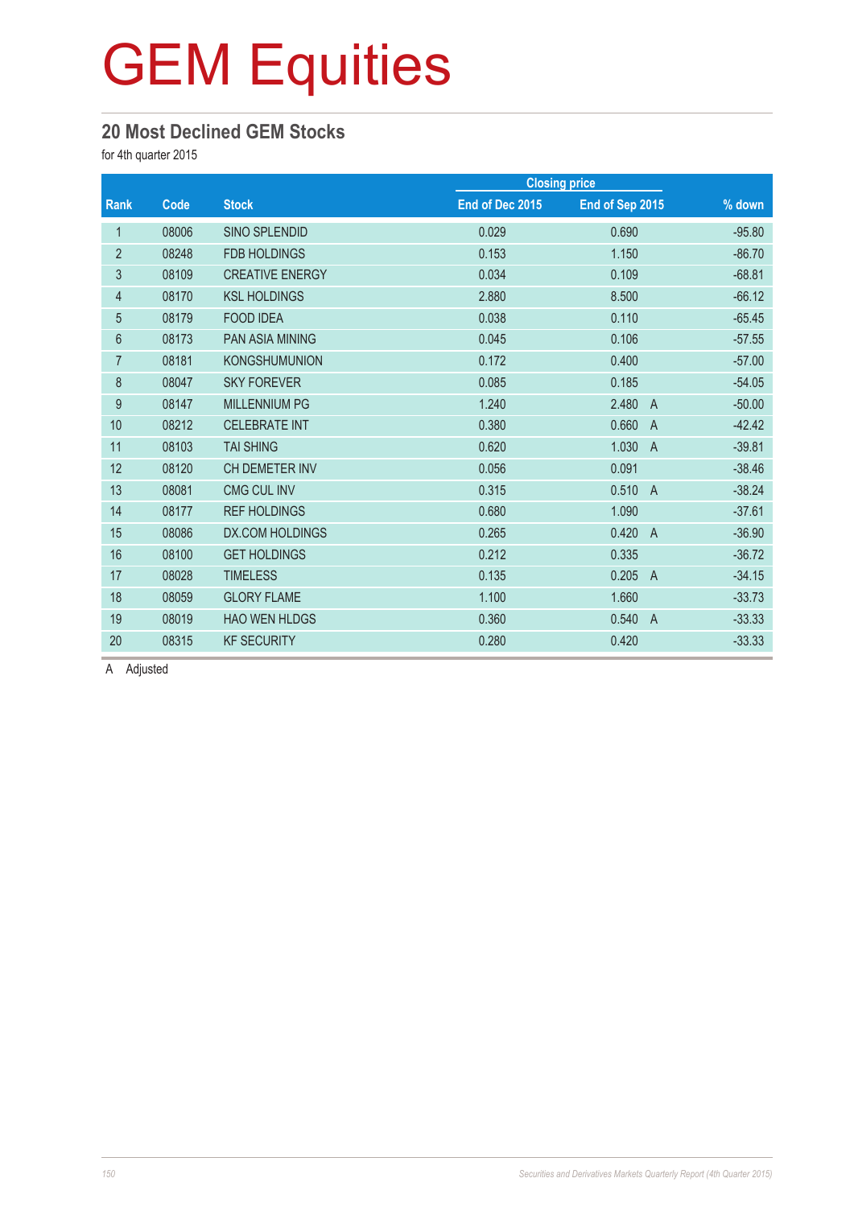# GEM Equities

## 20 Most Declined GEM Stocks

for 4th quarter 2015

| Rank | Code | Stock | Closing price | | % down |
|---|---|---|---|---|---|
| | | | End of Dec 2015 | End of Sep 2015 | |
| 1 | 08006 | SINO SPLENDID | 0.029 | 0.690 | -95.80 |
| 2 | 08248 | FDB HOLDINGS | 0.153 | 1.150 | -86.70 |
| 3 | 08109 | CREATIVE ENERGY | 0.034 | 0.109 | -68.81 |
| 4 | 08170 | KSL HOLDINGS | 2.880 | 8.500 | -66.12 |
| 5 | 08179 | FOOD IDEA | 0.038 | 0.110 | -65.45 |
| 6 | 08173 | PAN ASIA MINING | 0.045 | 0.106 | -57.55 |
| 7 | 08181 | KONGSHUMUNION | 0.172 | 0.400 | -57.00 |
| 8 | 08047 | SKY FOREVER | 0.085 | 0.185 | -54.05 |
| 9 | 08147 | MILLENNIUM PG | 1.240 | 2.480 A | -50.00 |
| 10 | 08212 | CELEBRATE INT | 0.380 | 0.660 A | -42.42 |
| 11 | 08103 | TAI SHING | 0.620 | 1.030 A | -39.81 |
| 12 | 08120 | CH DEMETER INV | 0.056 | 0.091 | -38.46 |
| 13 | 08081 | CMG CUL INV | 0.315 | 0.510 A | -38.24 |
| 14 | 08177 | REF HOLDINGS | 0.680 | 1.090 | -37.61 |
| 15 | 08086 | DX.COM HOLDINGS | 0.265 | 0.420 A | -36.90 |
| 16 | 08100 | GET HOLDINGS | 0.212 | 0.335 | -36.72 |
| 17 | 08028 | TIMELESS | 0.135 | 0.205 A | -34.15 |
| 18 | 08059 | GLORY FLAME | 1.100 | 1.660 | -33.73 |
| 19 | 08019 | HAO WEN HLDGS | 0.360 | 0.540 A | -33.33 |
| 20 | 08315 | KF SECURITY | 0.280 | 0.420 | -33.33 |

A Adjusted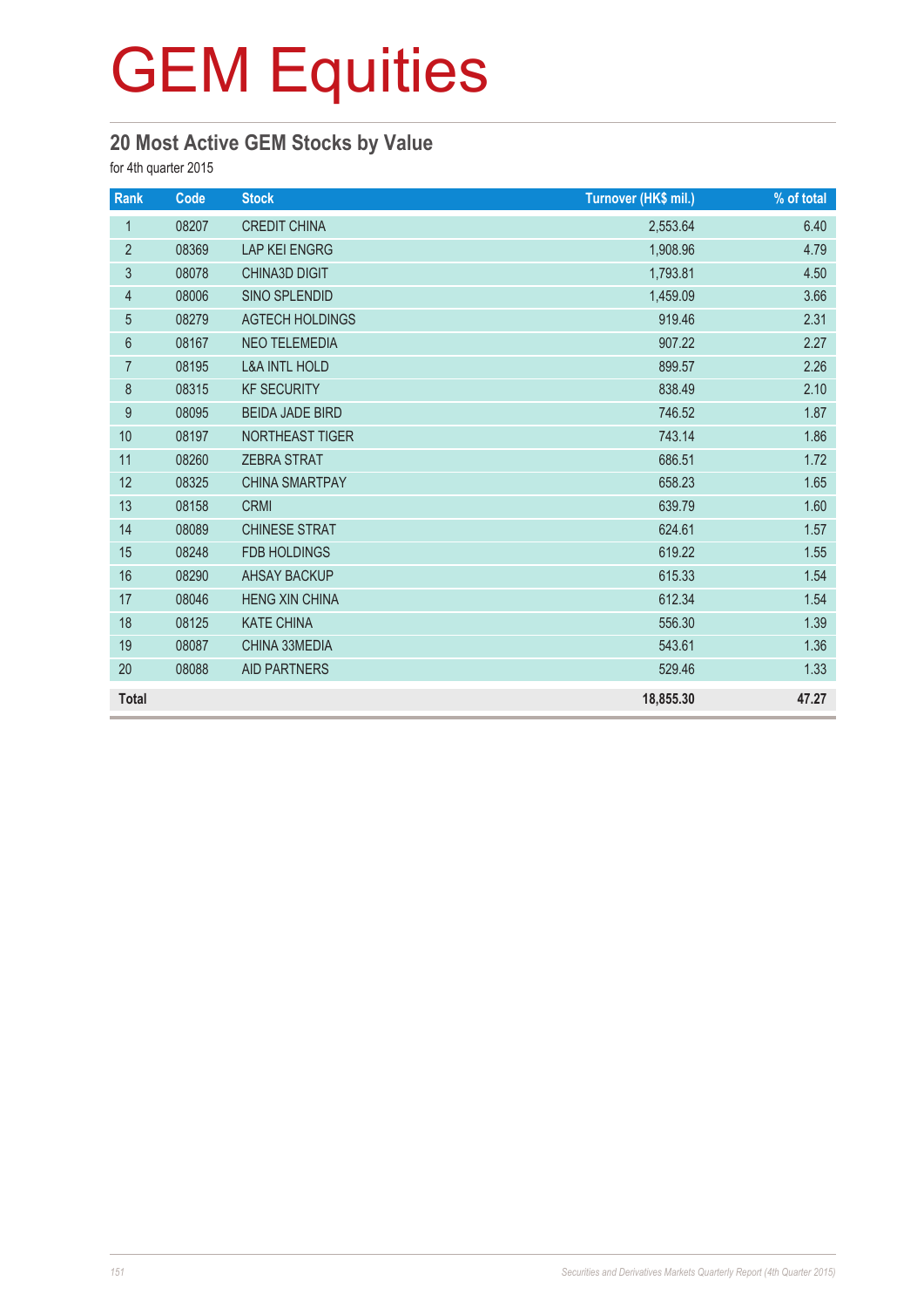# GEM Equities

## 20 Most Active GEM Stocks by Value

for 4th quarter 2015

| Rank | Code | Stock | Turnover (HK$ mil.) | % of total |
|---|---|---|---|---|
| 1 | 08207 | CREDIT CHINA | 2,553.64 | 6.40 |
| 2 | 08369 | LAP KEI ENGRG | 1,908.96 | 4.79 |
| 3 | 08078 | CHINA3D DIGIT | 1,793.81 | 4.50 |
| 4 | 08006 | SINO SPLENDID | 1,459.09 | 3.66 |
| 5 | 08279 | AGTECH HOLDINGS | 919.46 | 2.31 |
| 6 | 08167 | NEO TELEMEDIA | 907.22 | 2.27 |
| 7 | 08195 | L&A INTL HOLD | 899.57 | 2.26 |
| 8 | 08315 | KF SECURITY | 838.49 | 2.10 |
| 9 | 08095 | BEIDA JADE BIRD | 746.52 | 1.87 |
| 10 | 08197 | NORTHEAST TIGER | 743.14 | 1.86 |
| 11 | 08260 | ZEBRA STRAT | 686.51 | 1.72 |
| 12 | 08325 | CHINA SMARTPAY | 658.23 | 1.65 |
| 13 | 08158 | CRMI | 639.79 | 1.60 |
| 14 | 08089 | CHINESE STRAT | 624.61 | 1.57 |
| 15 | 08248 | FDB HOLDINGS | 619.22 | 1.55 |
| 16 | 08290 | AHSAY BACKUP | 615.33 | 1.54 |
| 17 | 08046 | HENG XIN CHINA | 612.34 | 1.54 |
| 18 | 08125 | KATE CHINA | 556.30 | 1.39 |
| 19 | 08087 | CHINA 33MEDIA | 543.61 | 1.36 |
| 20 | 08088 | AID PARTNERS | 529.46 | 1.33 |
| **Total** | | | **18,855.30** | **47.27** |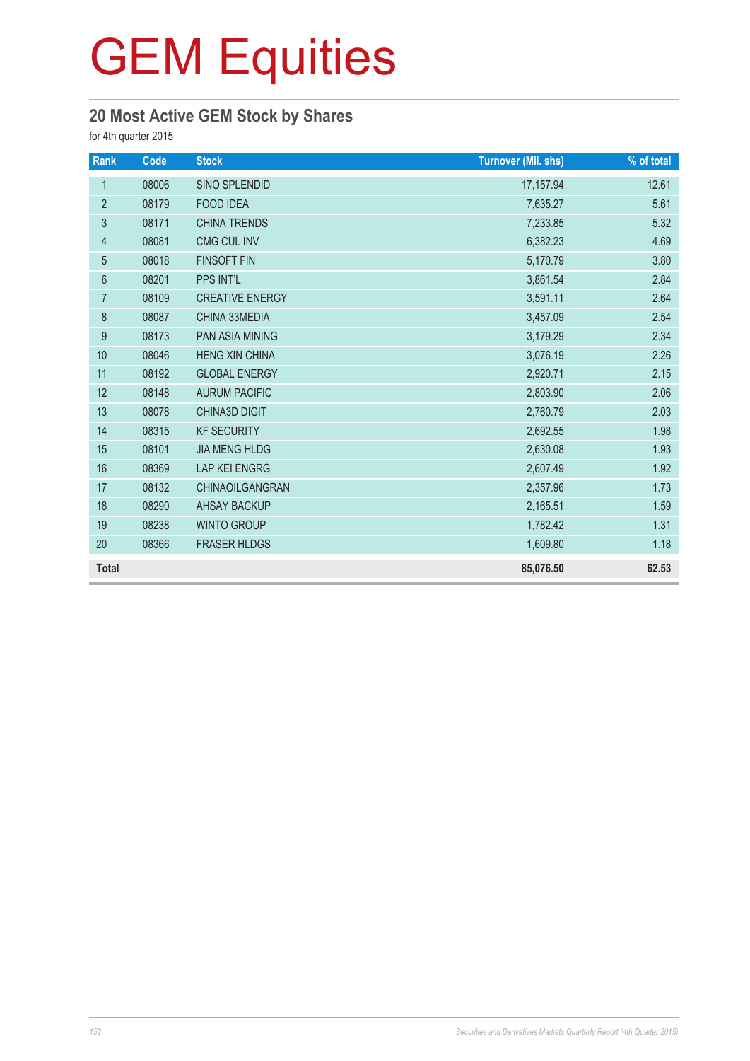# GEM Equities

## 20 Most Active GEM Stock by Shares

for 4th quarter 2015

| Rank | Code | Stock | Turnover (Mil. shs) | % of total |
|---|---|---|---|---|
| 1 | 08006 | SINO SPLENDID | 17,157.94 | 12.61 |
| 2 | 08179 | FOOD IDEA | 7,635.27 | 5.61 |
| 3 | 08171 | CHINA TRENDS | 7,233.85 | 5.32 |
| 4 | 08081 | CMG CUL INV | 6,382.23 | 4.69 |
| 5 | 08018 | FINSOFT FIN | 5,170.79 | 3.80 |
| 6 | 08201 | PPS INT'L | 3,861.54 | 2.84 |
| 7 | 08109 | CREATIVE ENERGY | 3,591.11 | 2.64 |
| 8 | 08087 | CHINA 33MEDIA | 3,457.09 | 2.54 |
| 9 | 08173 | PAN ASIA MINING | 3,179.29 | 2.34 |
| 10 | 08046 | HENG XIN CHINA | 3,076.19 | 2.26 |
| 11 | 08192 | GLOBAL ENERGY | 2,920.71 | 2.15 |
| 12 | 08148 | AURUM PACIFIC | 2,803.90 | 2.06 |
| 13 | 08078 | CHINA3D DIGIT | 2,760.79 | 2.03 |
| 14 | 08315 | KF SECURITY | 2,692.55 | 1.98 |
| 15 | 08101 | JIA MENG HLDG | 2,630.08 | 1.93 |
| 16 | 08369 | LAP KEI ENGRG | 2,607.49 | 1.92 |
| 17 | 08132 | CHINAOILGANGRAN | 2,357.96 | 1.73 |
| 18 | 08290 | AHSAY BACKUP | 2,165.51 | 1.59 |
| 19 | 08238 | WINTO GROUP | 1,782.42 | 1.31 |
| 20 | 08366 | FRASER HLDGS | 1,609.80 | 1.18 |
| **Total** | | | **85,076.50** | **62.53** |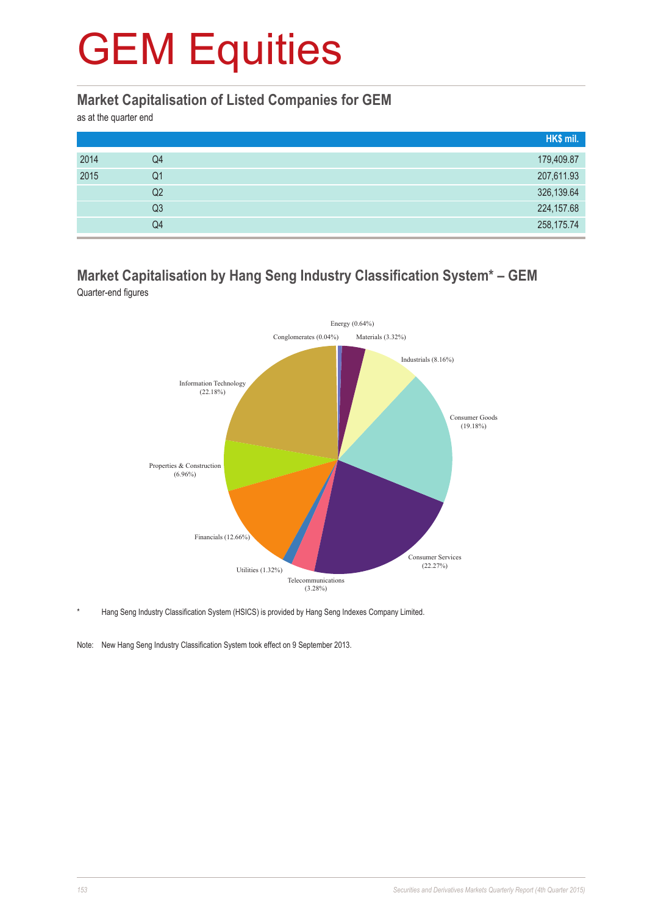# GEM Equities

## Market Capitalisation of Listed Companies for GEM

as at the quarter end

| | | HK$ mil. |
|---|---|---|
| 2014 | Q4 | 179,409.87 |
| 2015 | Q1 | 207,611.93 |
| | Q2 | 326,139.64 |
| | Q3 | 224,157.68 |
| | Q4 | 258,175.74 |

## Market Capitalisation by Hang Seng Industry Classification System* – GEM

Quarter-end figures

Energy (0.64%)
Conglomerates (0.04%)
Materials (3.32%)
Industrials (8.16%)
Information Technology (22.18%)
Consumer Goods (19.18%)
Properties & Construction (6.96%)
Financials (12.66%)
Consumer Services (22.27%)
Utilities (1.32%)
Telecommunications (3.28%)

\* Hang Seng Industry Classification System (HSICS) is provided by Hang Seng Indexes Company Limited.

Note: New Hang Seng Industry Classification System took effect on 9 September 2013.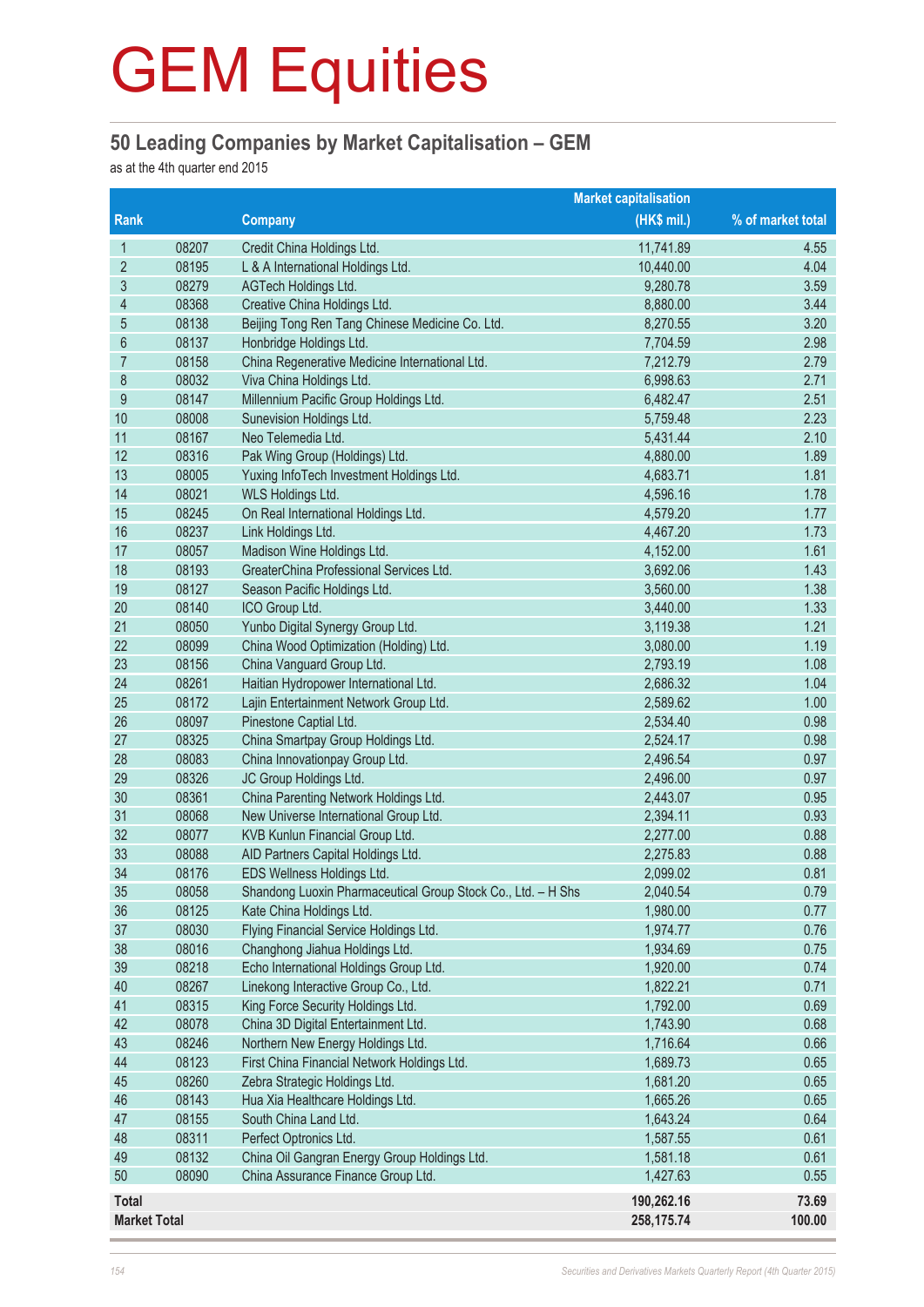# GEM Equities

## 50 Leading Companies by Market Capitalisation – GEM

as at the 4th quarter end 2015

| Rank | | Company | Market capitalisation (HK$ mil.) | % of market total |
|---|---|---|---|---|
| 1 | 08207 | Credit China Holdings Ltd. | 11,741.89 | 4.55 |
| 2 | 08195 | L & A International Holdings Ltd. | 10,440.00 | 4.04 |
| 3 | 08279 | AGTech Holdings Ltd. | 9,280.78 | 3.59 |
| 4 | 08368 | Creative China Holdings Ltd. | 8,880.00 | 3.44 |
| 5 | 08138 | Beijing Tong Ren Tang Chinese Medicine Co. Ltd. | 8,270.55 | 3.20 |
| 6 | 08137 | Honbridge Holdings Ltd. | 7,704.59 | 2.98 |
| 7 | 08158 | China Regenerative Medicine International Ltd. | 7,212.79 | 2.79 |
| 8 | 08032 | Viva China Holdings Ltd. | 6,998.63 | 2.71 |
| 9 | 08147 | Millennium Pacific Group Holdings Ltd. | 6,482.47 | 2.51 |
| 10 | 08008 | Sunevision Holdings Ltd. | 5,759.48 | 2.23 |
| 11 | 08167 | Neo Telemedia Ltd. | 5,431.44 | 2.10 |
| 12 | 08316 | Pak Wing Group (Holdings) Ltd. | 4,880.00 | 1.89 |
| 13 | 08005 | Yuxing InfoTech Investment Holdings Ltd. | 4,683.71 | 1.81 |
| 14 | 08021 | WLS Holdings Ltd. | 4,596.16 | 1.78 |
| 15 | 08245 | On Real International Holdings Ltd. | 4,579.20 | 1.77 |
| 16 | 08237 | Link Holdings Ltd. | 4,467.20 | 1.73 |
| 17 | 08057 | Madison Wine Holdings Ltd. | 4,152.00 | 1.61 |
| 18 | 08193 | GreaterChina Professional Services Ltd. | 3,692.06 | 1.43 |
| 19 | 08127 | Season Pacific Holdings Ltd. | 3,560.00 | 1.38 |
| 20 | 08140 | ICO Group Ltd. | 3,440.00 | 1.33 |
| 21 | 08050 | Yunbo Digital Synergy Group Ltd. | 3,119.38 | 1.21 |
| 22 | 08099 | China Wood Optimization (Holding) Ltd. | 3,080.00 | 1.19 |
| 23 | 08156 | China Vanguard Group Ltd. | 2,793.19 | 1.08 |
| 24 | 08261 | Haitian Hydropower International Ltd. | 2,686.32 | 1.04 |
| 25 | 08172 | Lajin Entertainment Network Group Ltd. | 2,589.62 | 1.00 |
| 26 | 08097 | Pinestone Captial Ltd. | 2,534.40 | 0.98 |
| 27 | 08325 | China Smartpay Group Holdings Ltd. | 2,524.17 | 0.98 |
| 28 | 08083 | China Innovationpay Group Ltd. | 2,496.54 | 0.97 |
| 29 | 08326 | JC Group Holdings Ltd. | 2,496.00 | 0.97 |
| 30 | 08361 | China Parenting Network Holdings Ltd. | 2,443.07 | 0.95 |
| 31 | 08068 | New Universe International Group Ltd. | 2,394.11 | 0.93 |
| 32 | 08077 | KVB Kunlun Financial Group Ltd. | 2,277.00 | 0.88 |
| 33 | 08088 | AID Partners Capital Holdings Ltd. | 2,275.83 | 0.88 |
| 34 | 08176 | EDS Wellness Holdings Ltd. | 2,099.02 | 0.81 |
| 35 | 08058 | Shandong Luoxin Pharmaceutical Group Stock Co., Ltd. – H Shs | 2,040.54 | 0.79 |
| 36 | 08125 | Kate China Holdings Ltd. | 1,980.00 | 0.77 |
| 37 | 08030 | Flying Financial Service Holdings Ltd. | 1,974.77 | 0.76 |
| 38 | 08016 | Changhong Jiahua Holdings Ltd. | 1,934.69 | 0.75 |
| 39 | 08218 | Echo International Holdings Group Ltd. | 1,920.00 | 0.74 |
| 40 | 08267 | Linekong Interactive Group Co., Ltd. | 1,822.21 | 0.71 |
| 41 | 08315 | King Force Security Holdings Ltd. | 1,792.00 | 0.69 |
| 42 | 08078 | China 3D Digital Entertainment Ltd. | 1,743.90 | 0.68 |
| 43 | 08246 | Northern New Energy Holdings Ltd. | 1,716.64 | 0.66 |
| 44 | 08123 | First China Financial Network Holdings Ltd. | 1,689.73 | 0.65 |
| 45 | 08260 | Zebra Strategic Holdings Ltd. | 1,681.20 | 0.65 |
| 46 | 08143 | Hua Xia Healthcare Holdings Ltd. | 1,665.26 | 0.65 |
| 47 | 08155 | South China Land Ltd. | 1,643.24 | 0.64 |
| 48 | 08311 | Perfect Optronics Ltd. | 1,587.55 | 0.61 |
| 49 | 08132 | China Oil Gangran Energy Group Holdings Ltd. | 1,581.18 | 0.61 |
| 50 | 08090 | China Assurance Finance Group Ltd. | 1,427.63 | 0.55 |
| **Total** | | | **190,262.16** | **73.69** |
| **Market Total** | | | **258,175.74** | **100.00** |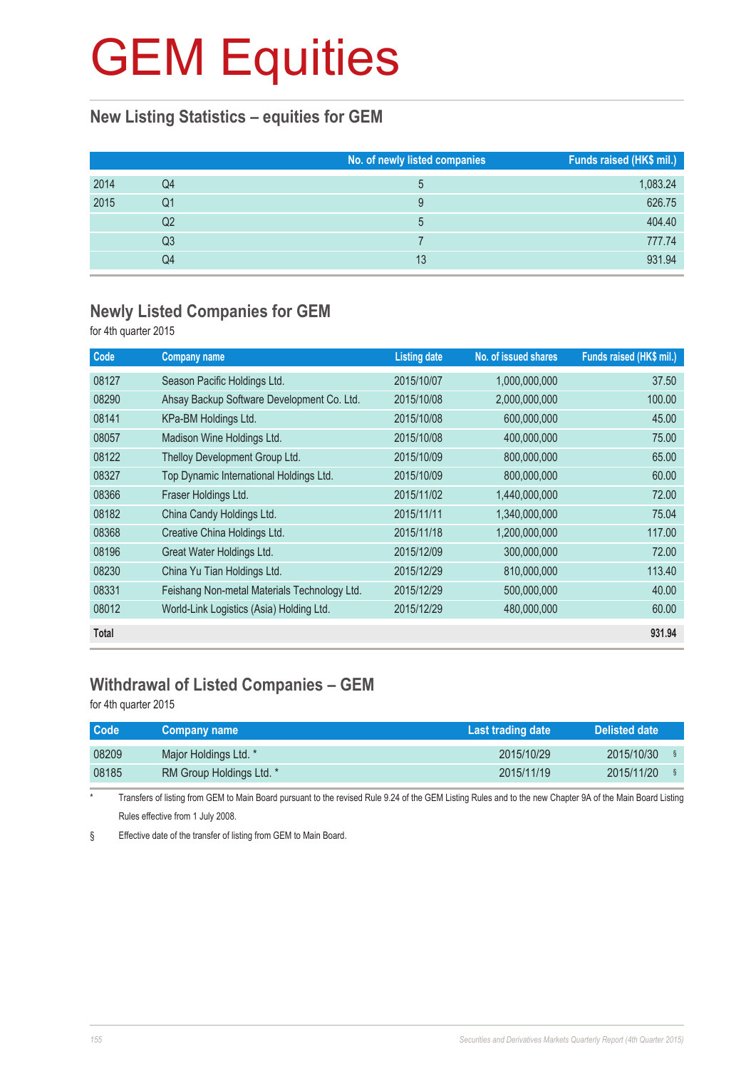# GEM Equities

## New Listing Statistics – equities for GEM

| | | No. of newly listed companies | Funds raised (HK$ mil.) |
|---|---|---|---|
| 2014 | Q4 | 5 | 1,083.24 |
| 2015 | Q1 | 9 | 626.75 |
| | Q2 | 5 | 404.40 |
| | Q3 | 7 | 777.74 |
| | Q4 | 13 | 931.94 |

## Newly Listed Companies for GEM

for 4th quarter 2015

| Code | Company name | Listing date | No. of issued shares | Funds raised (HK$ mil.) |
|---|---|---|---|---|
| 08127 | Season Pacific Holdings Ltd. | 2015/10/07 | 1,000,000,000 | 37.50 |
| 08290 | Ahsay Backup Software Development Co. Ltd. | 2015/10/08 | 2,000,000,000 | 100.00 |
| 08141 | KPa-BM Holdings Ltd. | 2015/10/08 | 600,000,000 | 45.00 |
| 08057 | Madison Wine Holdings Ltd. | 2015/10/08 | 400,000,000 | 75.00 |
| 08122 | Thelloy Development Group Ltd. | 2015/10/09 | 800,000,000 | 65.00 |
| 08327 | Top Dynamic International Holdings Ltd. | 2015/10/09 | 800,000,000 | 60.00 |
| 08366 | Fraser Holdings Ltd. | 2015/11/02 | 1,440,000,000 | 72.00 |
| 08182 | China Candy Holdings Ltd. | 2015/11/11 | 1,340,000,000 | 75.04 |
| 08368 | Creative China Holdings Ltd. | 2015/11/18 | 1,200,000,000 | 117.00 |
| 08196 | Great Water Holdings Ltd. | 2015/12/09 | 300,000,000 | 72.00 |
| 08230 | China Yu Tian Holdings Ltd. | 2015/12/29 | 810,000,000 | 113.40 |
| 08331 | Feishang Non-metal Materials Technology Ltd. | 2015/12/29 | 500,000,000 | 40.00 |
| 08012 | World-Link Logistics (Asia) Holding Ltd. | 2015/12/29 | 480,000,000 | 60.00 |
| **Total** | | | | **931.94** |

## Withdrawal of Listed Companies – GEM

for 4th quarter 2015

| Code | Company name | Last trading date | Delisted date |
|---|---|---|---|
| 08209 | Major Holdings Ltd. * | 2015/10/29 | 2015/10/30 § |
| 08185 | RM Group Holdings Ltd. * | 2015/11/19 | 2015/11/20 § |

\* Transfers of listing from GEM to Main Board pursuant to the revised Rule 9.24 of the GEM Listing Rules and to the new Chapter 9A of the Main Board Listing Rules effective from 1 July 2008.

§ Effective date of the transfer of listing from GEM to Main Board.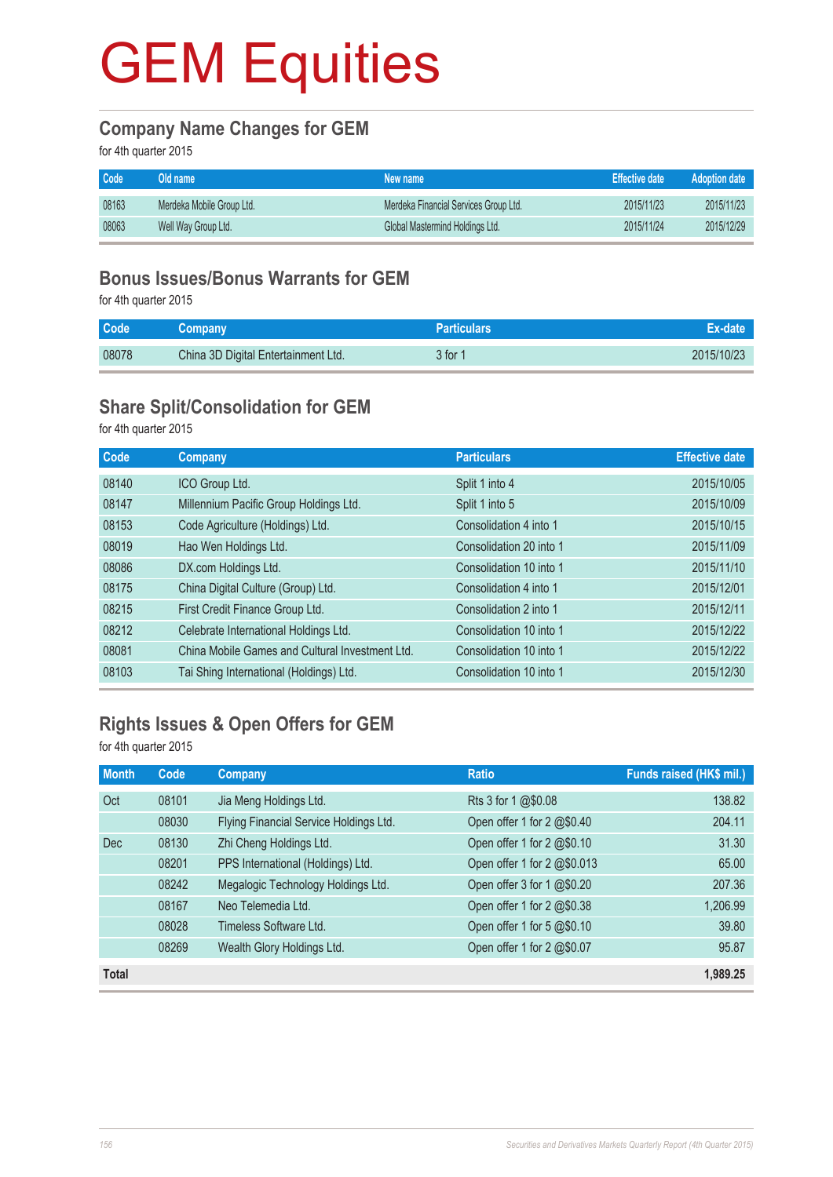# GEM Equities

## Company Name Changes for GEM

for 4th quarter 2015

| Code | Old name | New name | Effective date | Adoption date |
|---|---|---|---|---|
| 08163 | Merdeka Mobile Group Ltd. | Merdeka Financial Services Group Ltd. | 2015/11/23 | 2015/11/23 |
| 08063 | Well Way Group Ltd. | Global Mastermind Holdings Ltd. | 2015/11/24 | 2015/12/29 |

## Bonus Issues/Bonus Warrants for GEM

for 4th quarter 2015

| Code | Company | Particulars | Ex-date |
|---|---|---|---|
| 08078 | China 3D Digital Entertainment Ltd. | 3 for 1 | 2015/10/23 |

## Share Split/Consolidation for GEM

for 4th quarter 2015

| Code | Company | Particulars | Effective date |
|---|---|---|---|
| 08140 | ICO Group Ltd. | Split 1 into 4 | 2015/10/05 |
| 08147 | Millennium Pacific Group Holdings Ltd. | Split 1 into 5 | 2015/10/09 |
| 08153 | Code Agriculture (Holdings) Ltd. | Consolidation 4 into 1 | 2015/10/15 |
| 08019 | Hao Wen Holdings Ltd. | Consolidation 20 into 1 | 2015/11/09 |
| 08086 | DX.com Holdings Ltd. | Consolidation 10 into 1 | 2015/11/10 |
| 08175 | China Digital Culture (Group) Ltd. | Consolidation 4 into 1 | 2015/12/01 |
| 08215 | First Credit Finance Group Ltd. | Consolidation 2 into 1 | 2015/12/11 |
| 08212 | Celebrate International Holdings Ltd. | Consolidation 10 into 1 | 2015/12/22 |
| 08081 | China Mobile Games and Cultural Investment Ltd. | Consolidation 10 into 1 | 2015/12/22 |
| 08103 | Tai Shing International (Holdings) Ltd. | Consolidation 10 into 1 | 2015/12/30 |

## Rights Issues & Open Offers for GEM

for 4th quarter 2015

| Month | Code | Company | Ratio | Funds raised (HK$ mil.) |
|---|---|---|---|---|
| Oct | 08101 | Jia Meng Holdings Ltd. | Rts 3 for 1 @$0.08 | 138.82 |
| | 08030 | Flying Financial Service Holdings Ltd. | Open offer 1 for 2 @$0.40 | 204.11 |
| Dec | 08130 | Zhi Cheng Holdings Ltd. | Open offer 1 for 2 @$0.10 | 31.30 |
| | 08201 | PPS International (Holdings) Ltd. | Open offer 1 for 2 @$0.013 | 65.00 |
| | 08242 | Megalogic Technology Holdings Ltd. | Open offer 3 for 1 @$0.20 | 207.36 |
| | 08167 | Neo Telemedia Ltd. | Open offer 1 for 2 @$0.38 | 1,206.99 |
| | 08028 | Timeless Software Ltd. | Open offer 1 for 5 @$0.10 | 39.80 |
| | 08269 | Wealth Glory Holdings Ltd. | Open offer 1 for 2 @$0.07 | 95.87 |
| **Total** | | | | **1,989.25** |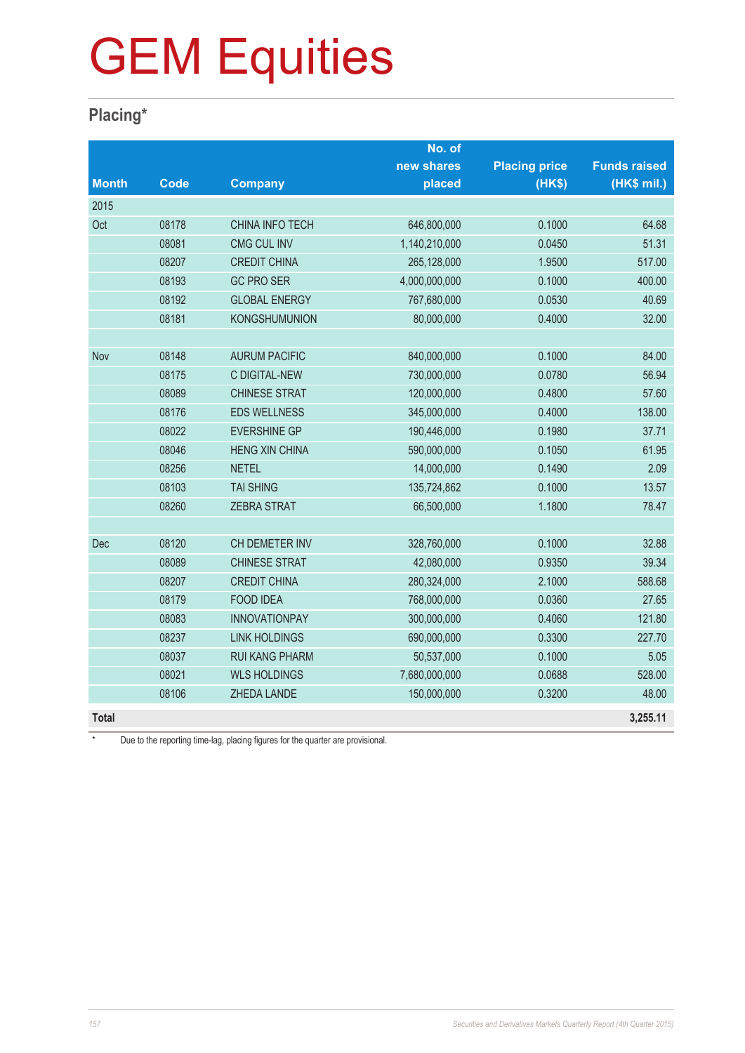# GEM Equities

## Placing*

| Month | Code | Company | No. of new shares placed | Placing price (HK$) | Funds raised (HK$ mil.) |
|---|---|---|---|---|---|
| 2015 | | | | | |
| Oct | 08178 | CHINA INFO TECH | 646,800,000 | 0.1000 | 64.68 |
| | 08081 | CMG CUL INV | 1,140,210,000 | 0.0450 | 51.31 |
| | 08207 | CREDIT CHINA | 265,128,000 | 1.9500 | 517.00 |
| | 08193 | GC PRO SER | 4,000,000,000 | 0.1000 | 400.00 |
| | 08192 | GLOBAL ENERGY | 767,680,000 | 0.0530 | 40.69 |
| | 08181 | KONGSHUMUNION | 80,000,000 | 0.4000 | 32.00 |
| | | | | | |
| Nov | 08148 | AURUM PACIFIC | 840,000,000 | 0.1000 | 84.00 |
| | 08175 | C DIGITAL-NEW | 730,000,000 | 0.0780 | 56.94 |
| | 08089 | CHINESE STRAT | 120,000,000 | 0.4800 | 57.60 |
| | 08176 | EDS WELLNESS | 345,000,000 | 0.4000 | 138.00 |
| | 08022 | EVERSHINE GP | 190,446,000 | 0.1980 | 37.71 |
| | 08046 | HENG XIN CHINA | 590,000,000 | 0.1050 | 61.95 |
| | 08256 | NETEL | 14,000,000 | 0.1490 | 2.09 |
| | 08103 | TAI SHING | 135,724,862 | 0.1000 | 13.57 |
| | 08260 | ZEBRA STRAT | 66,500,000 | 1.1800 | 78.47 |
| | | | | | |
| Dec | 08120 | CH DEMETER INV | 328,760,000 | 0.1000 | 32.88 |
| | 08089 | CHINESE STRAT | 42,080,000 | 0.9350 | 39.34 |
| | 08207 | CREDIT CHINA | 280,324,000 | 2.1000 | 588.68 |
| | 08179 | FOOD IDEA | 768,000,000 | 0.0360 | 27.65 |
| | 08083 | INNOVATIONPAY | 300,000,000 | 0.4060 | 121.80 |
| | 08237 | LINK HOLDINGS | 690,000,000 | 0.3300 | 227.70 |
| | 08037 | RUI KANG PHARM | 50,537,000 | 0.1000 | 5.05 |
| | 08021 | WLS HOLDINGS | 7,680,000,000 | 0.0688 | 528.00 |
| | 08106 | ZHEDA LANDE | 150,000,000 | 0.3200 | 48.00 |
| **Total** | | | | | **3,255.11** |

\* Due to the reporting time-lag, placing figures for the quarter are provisional.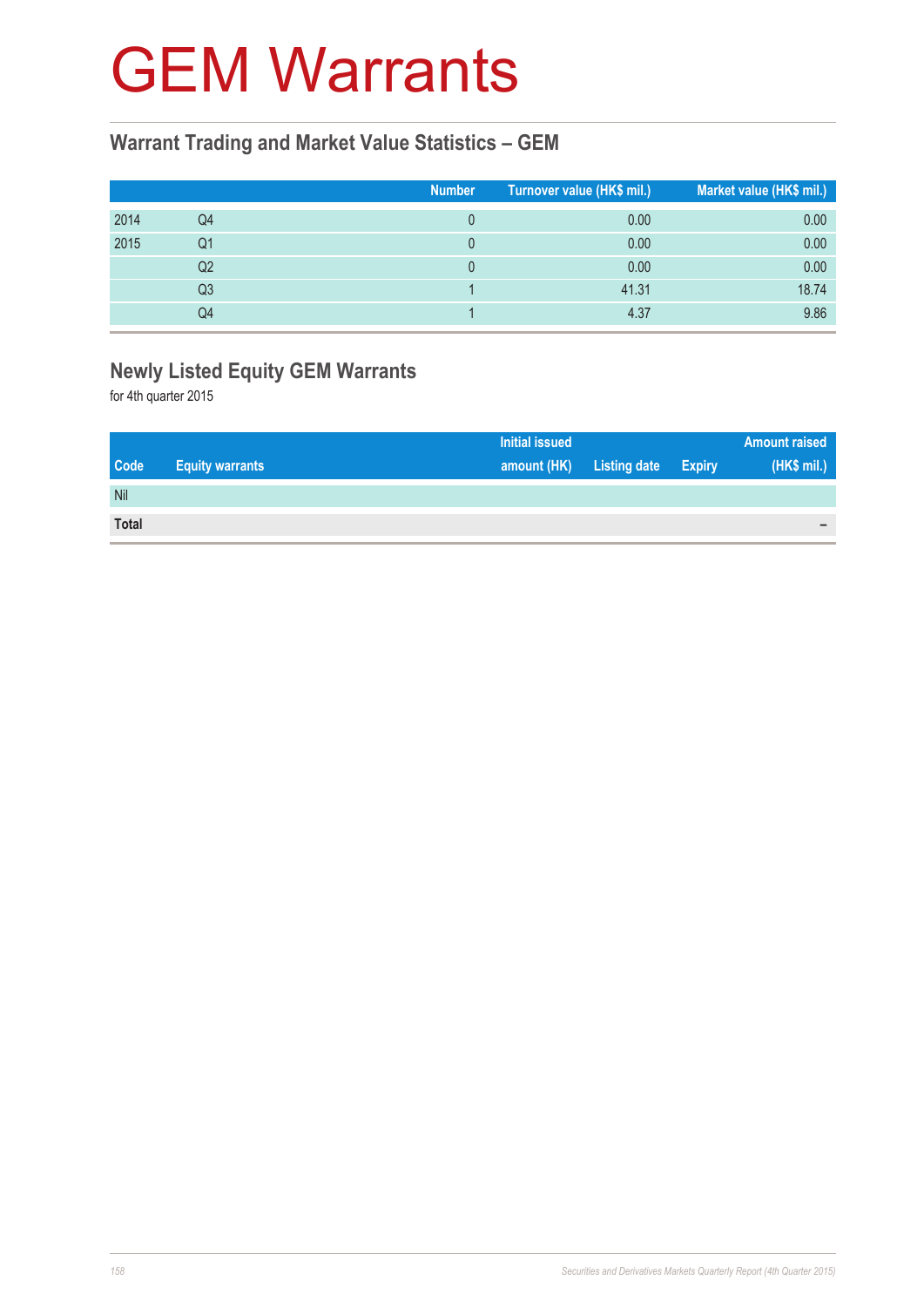# GEM Warrants

## Warrant Trading and Market Value Statistics – GEM

| | | Number | Turnover value (HK$ mil.) | Market value (HK$ mil.) |
|---|---|---|---|---|
| 2014 | Q4 | 0 | 0.00 | 0.00 |
| 2015 | Q1 | 0 | 0.00 | 0.00 |
| | Q2 | 0 | 0.00 | 0.00 |
| | Q3 | 1 | 41.31 | 18.74 |
| | Q4 | 1 | 4.37 | 9.86 |

## Newly Listed Equity GEM Warrants

for 4th quarter 2015

| Code | Equity warrants | Initial issued amount (HK) | Listing date | Expiry | Amount raised (HK$ mil.) |
|---|---|---|---|---|---|
| Nil | | | | | |
| **Total** | | | | | – |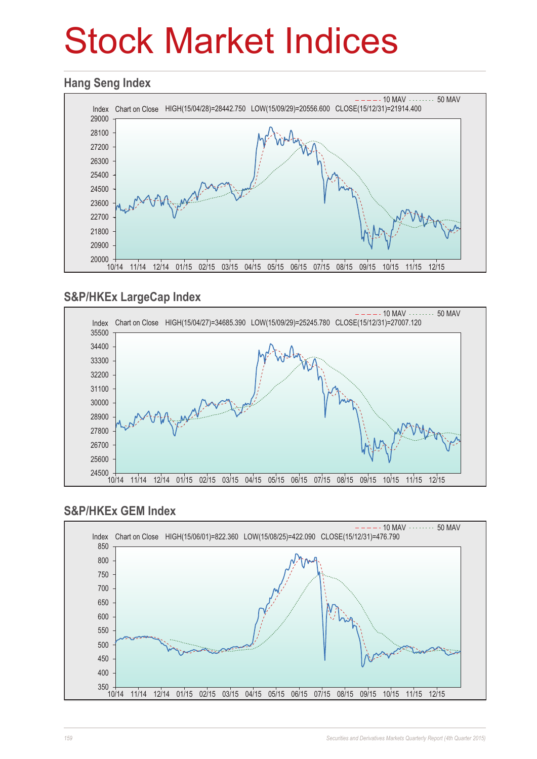# Stock Market Indices

## Hang Seng Index

Index Chart on Close HIGH(15/04/28)=28442.750 LOW(15/09/29)=20556.600 CLOSE(15/12/31)=21914.400

10 MAV 50 MAV

## S&P/HKEx LargeCap Index

Index Chart on Close HIGH(15/04/27)=34685.390 LOW(15/09/29)=25245.780 CLOSE(15/12/31)=27007.120

10 MAV 50 MAV

## S&P/HKEx GEM Index

Index Chart on Close HIGH(15/06/01)=822.360 LOW(15/08/25)=422.090 CLOSE(15/12/31)=476.790

10 MAV 50 MAV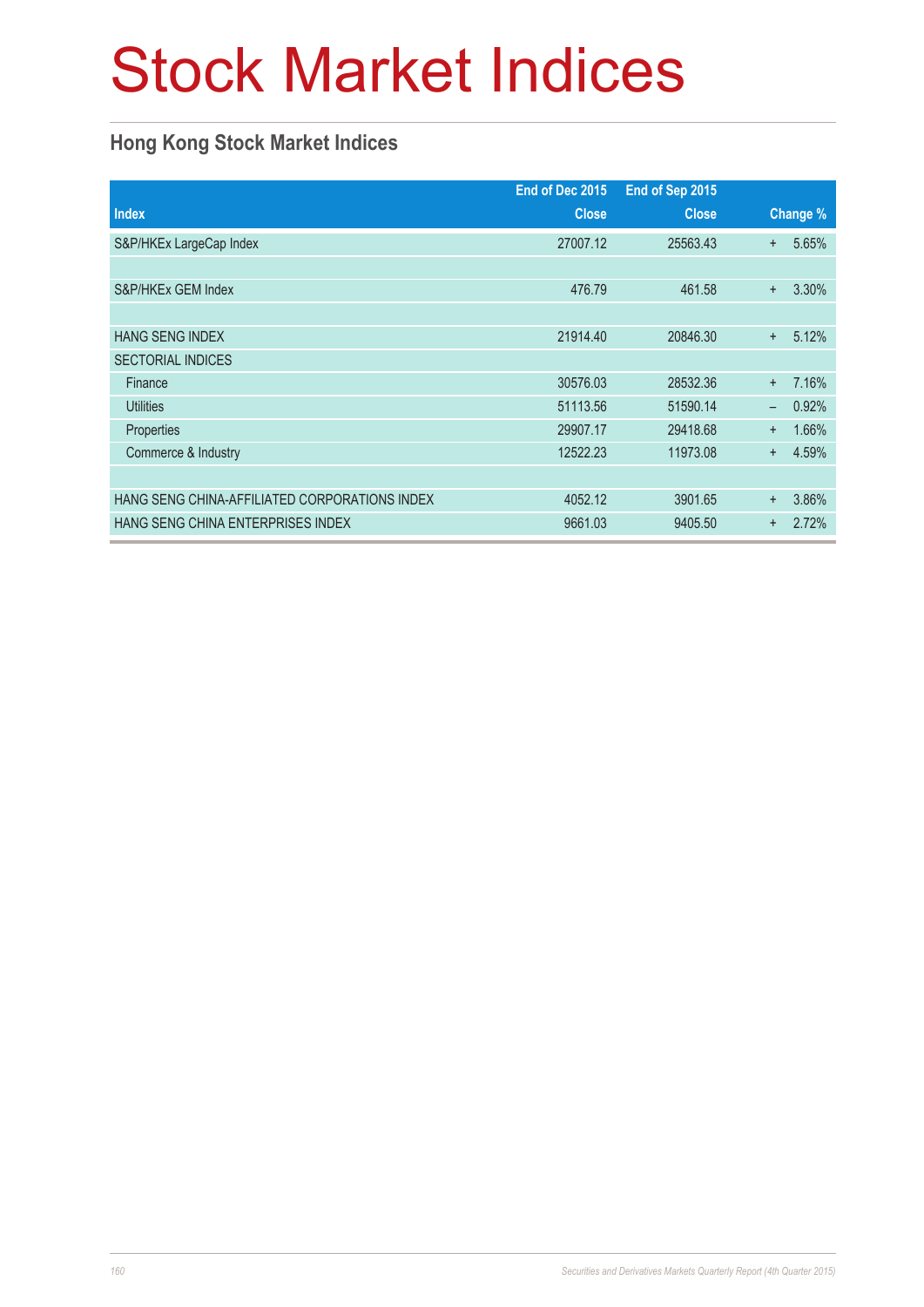# Stock Market Indices

## Hong Kong Stock Market Indices

| Index | End of Dec 2015 Close | End of Sep 2015 Close | Change % |
|---|---:|---:|---:|
| S&P/HKEx LargeCap Index | 27007.12 | 25563.43 | + 5.65% |
| | | | |
| S&P/HKEx GEM Index | 476.79 | 461.58 | + 3.30% |
| | | | |
| HANG SENG INDEX | 21914.40 | 20846.30 | + 5.12% |
| SECTORIAL INDICES | | | |
| Finance | 30576.03 | 28532.36 | + 7.16% |
| Utilities | 51113.56 | 51590.14 | – 0.92% |
| Properties | 29907.17 | 29418.68 | + 1.66% |
| Commerce & Industry | 12522.23 | 11973.08 | + 4.59% |
| | | | |
| HANG SENG CHINA-AFFILIATED CORPORATIONS INDEX | 4052.12 | 3901.65 | + 3.86% |
| HANG SENG CHINA ENTERPRISES INDEX | 9661.03 | 9405.50 | + 2.72% |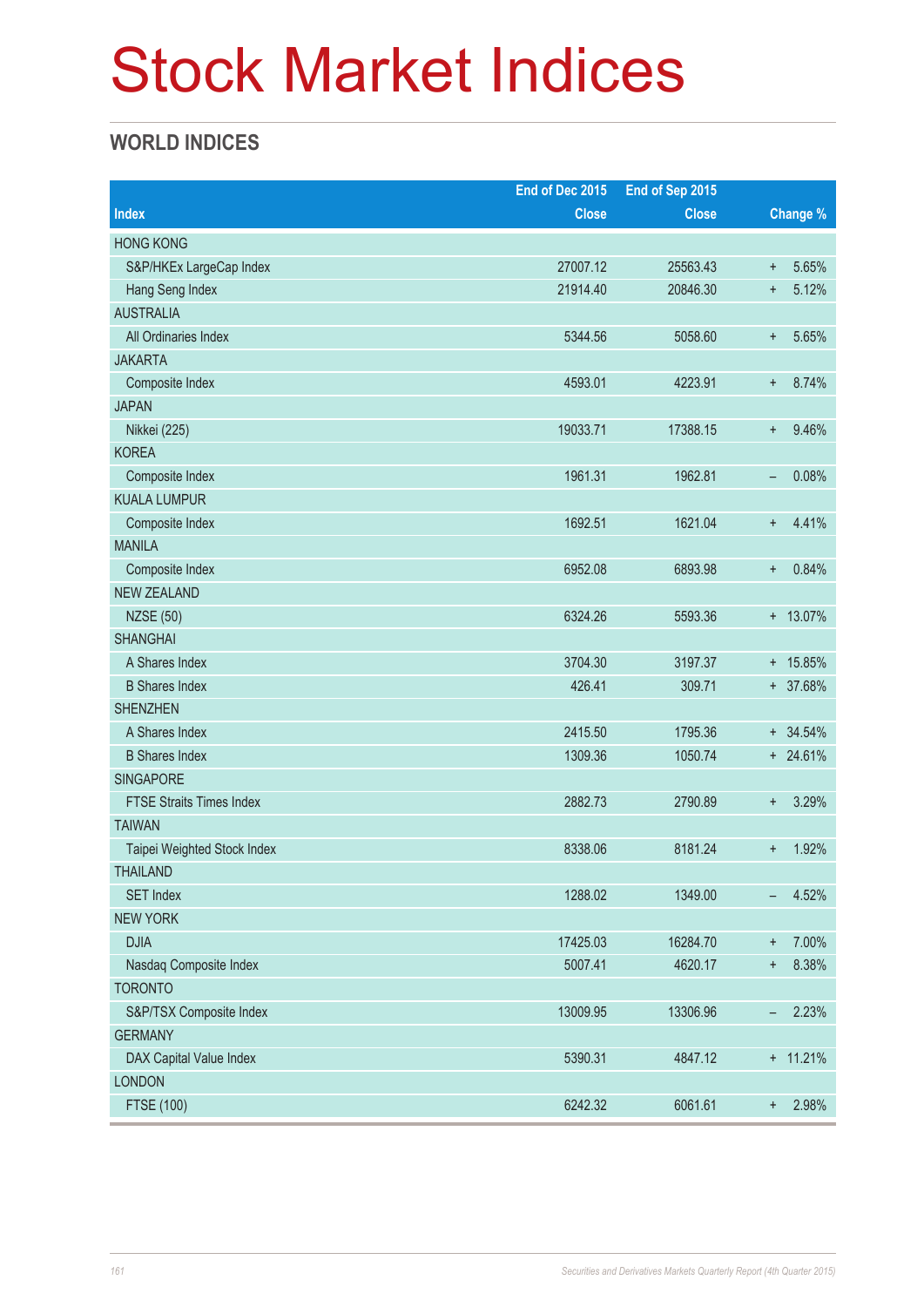# Stock Market Indices

## WORLD INDICES

| Index | End of Dec 2015 Close | End of Sep 2015 Close | Change % |
|---|---|---|---|
| HONG KONG | | | |
| S&P/HKEx LargeCap Index | 27007.12 | 25563.43 | + 5.65% |
| Hang Seng Index | 21914.40 | 20846.30 | + 5.12% |
| AUSTRALIA | | | |
| All Ordinaries Index | 5344.56 | 5058.60 | + 5.65% |
| JAKARTA | | | |
| Composite Index | 4593.01 | 4223.91 | + 8.74% |
| JAPAN | | | |
| Nikkei (225) | 19033.71 | 17388.15 | + 9.46% |
| KOREA | | | |
| Composite Index | 1961.31 | 1962.81 | – 0.08% |
| KUALA LUMPUR | | | |
| Composite Index | 1692.51 | 1621.04 | + 4.41% |
| MANILA | | | |
| Composite Index | 6952.08 | 6893.98 | + 0.84% |
| NEW ZEALAND | | | |
| NZSE (50) | 6324.26 | 5593.36 | + 13.07% |
| SHANGHAI | | | |
| A Shares Index | 3704.30 | 3197.37 | + 15.85% |
| B Shares Index | 426.41 | 309.71 | + 37.68% |
| SHENZHEN | | | |
| A Shares Index | 2415.50 | 1795.36 | + 34.54% |
| B Shares Index | 1309.36 | 1050.74 | + 24.61% |
| SINGAPORE | | | |
| FTSE Straits Times Index | 2882.73 | 2790.89 | + 3.29% |
| TAIWAN | | | |
| Taipei Weighted Stock Index | 8338.06 | 8181.24 | + 1.92% |
| THAILAND | | | |
| SET Index | 1288.02 | 1349.00 | – 4.52% |
| NEW YORK | | | |
| DJIA | 17425.03 | 16284.70 | + 7.00% |
| Nasdaq Composite Index | 5007.41 | 4620.17 | + 8.38% |
| TORONTO | | | |
| S&P/TSX Composite Index | 13009.95 | 13306.96 | – 2.23% |
| GERMANY | | | |
| DAX Capital Value Index | 5390.31 | 4847.12 | + 11.21% |
| LONDON | | | |
| FTSE (100) | 6242.32 | 6061.61 | + 2.98% |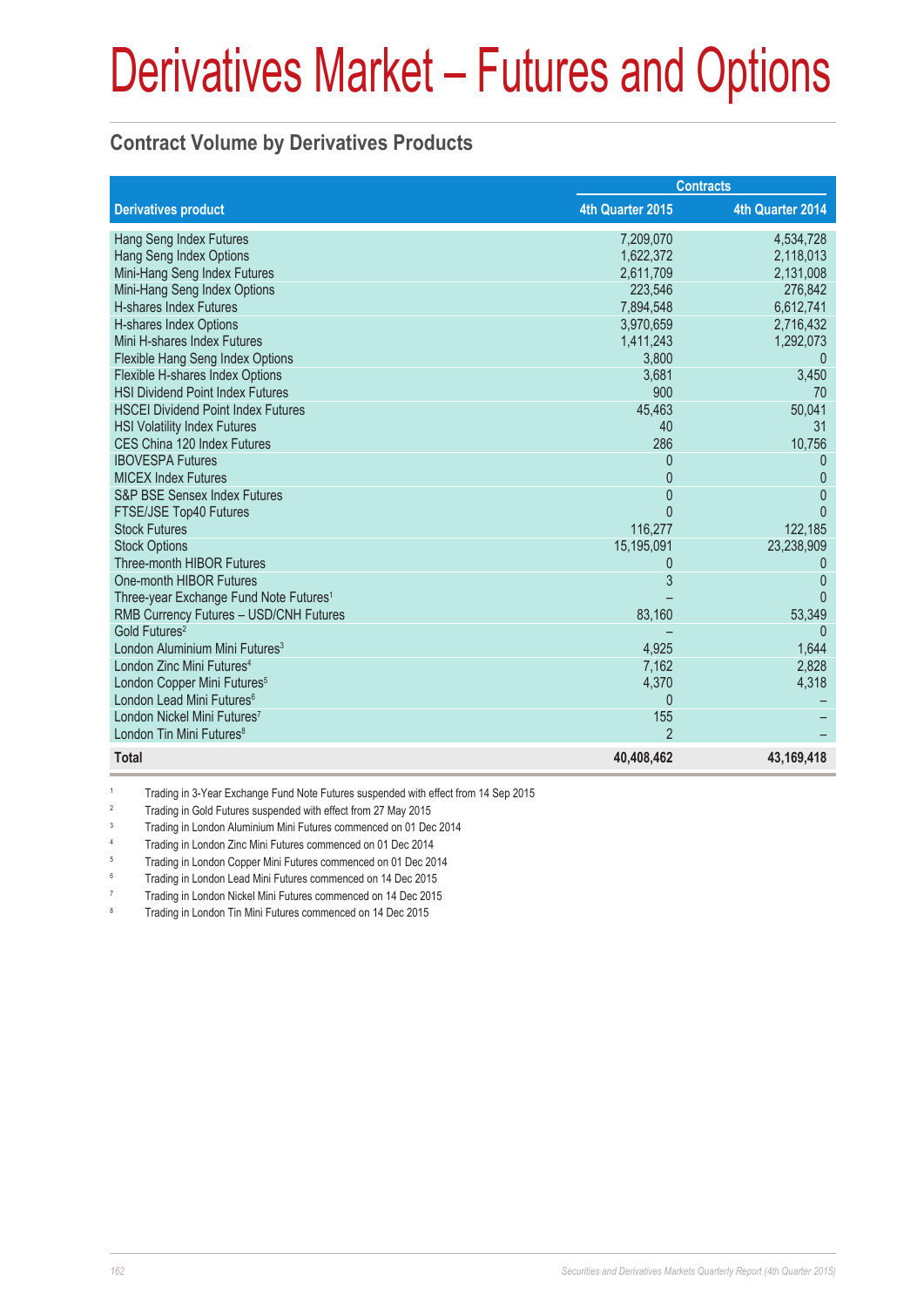# Derivatives Market – Futures and Options

## Contract Volume by Derivatives Products

| Derivatives product | Contracts | |
|---|---|---|
| | 4th Quarter 2015 | 4th Quarter 2014 |
| Hang Seng Index Futures | 7,209,070 | 4,534,728 |
| Hang Seng Index Options | 1,622,372 | 2,118,013 |
| Mini-Hang Seng Index Futures | 2,611,709 | 2,131,008 |
| Mini-Hang Seng Index Options | 223,546 | 276,842 |
| H-shares Index Futures | 7,894,548 | 6,612,741 |
| H-shares Index Options | 3,970,659 | 2,716,432 |
| Mini H-shares Index Futures | 1,411,243 | 1,292,073 |
| Flexible Hang Seng Index Options | 3,800 | 0 |
| Flexible H-shares Index Options | 3,681 | 3,450 |
| HSI Dividend Point Index Futures | 900 | 70 |
| HSCEI Dividend Point Index Futures | 45,463 | 50,041 |
| HSI Volatility Index Futures | 40 | 31 |
| CES China 120 Index Futures | 286 | 10,756 |
| IBOVESPA Futures | 0 | 0 |
| MICEX Index Futures | 0 | 0 |
| S&P BSE Sensex Index Futures | 0 | 0 |
| FTSE/JSE Top40 Futures | 0 | 0 |
| Stock Futures | 116,277 | 122,185 |
| Stock Options | 15,195,091 | 23,238,909 |
| Three-month HIBOR Futures | 0 | 0 |
| One-month HIBOR Futures | 3 | 0 |
| Three-year Exchange Fund Note Futures[1] | – | 0 |
| RMB Currency Futures – USD/CNH Futures | 83,160 | 53,349 |
| Gold Futures[2] | – | 0 |
| London Aluminium Mini Futures[3] | 4,925 | 1,644 |
| London Zinc Mini Futures[4] | 7,162 | 2,828 |
| London Copper Mini Futures[5] | 4,370 | 4,318 |
| London Lead Mini Futures[6] | 0 | – |
| London Nickel Mini Futures[7] | 155 | – |
| London Tin Mini Futures[8] | 2 | – |
| **Total** | **40,408,462** | **43,169,418** |

1 Trading in 3-Year Exchange Fund Note Futures suspended with effect from 14 Sep 2015

2 Trading in Gold Futures suspended with effect from 27 May 2015

3 Trading in London Aluminium Mini Futures commenced on 01 Dec 2014

4 Trading in London Zinc Mini Futures commenced on 01 Dec 2014

5 Trading in London Copper Mini Futures commenced on 01 Dec 2014

6 Trading in London Lead Mini Futures commenced on 14 Dec 2015

7 Trading in London Nickel Mini Futures commenced on 14 Dec 2015

8 Trading in London Tin Mini Futures commenced on 14 Dec 2015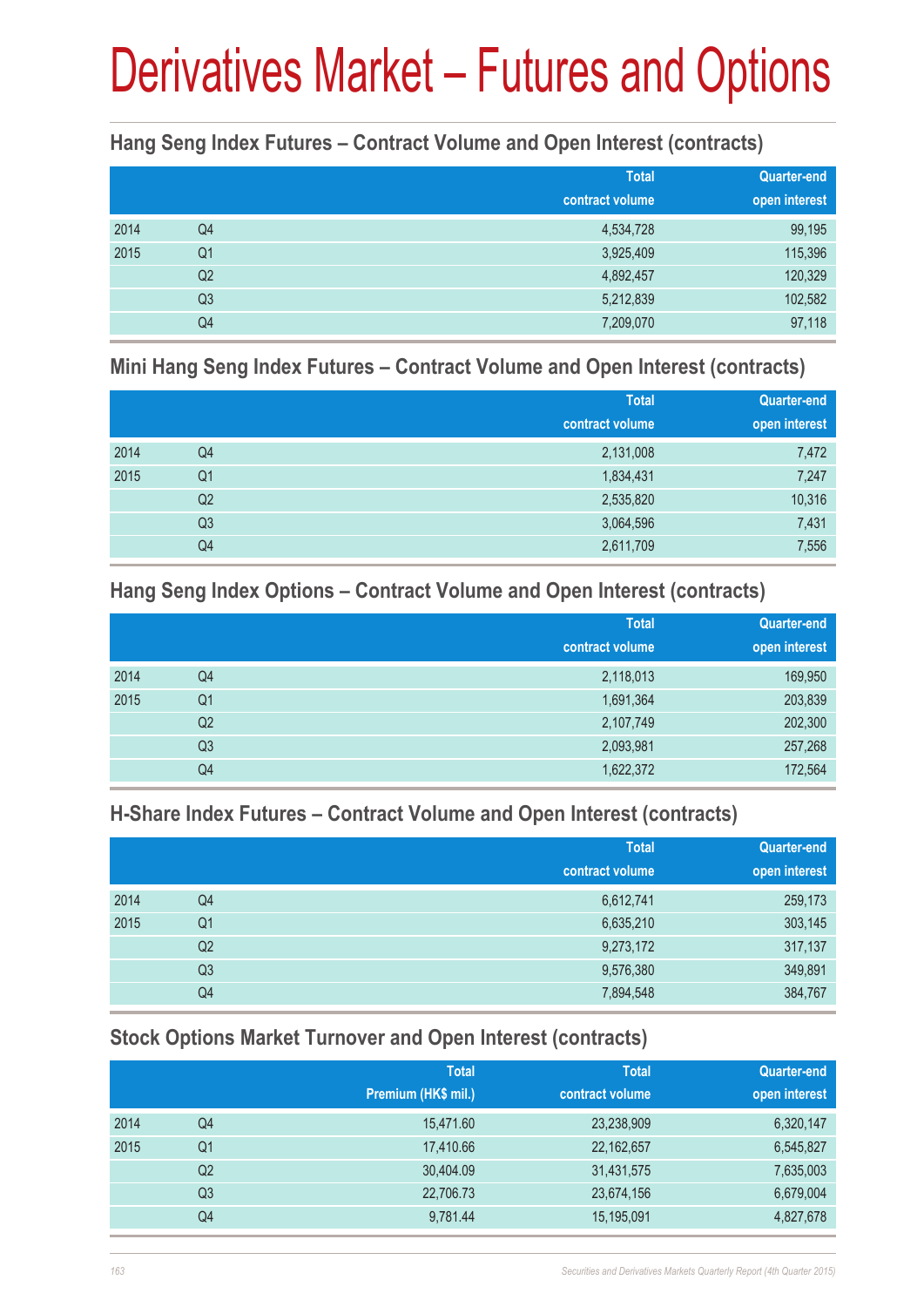# Derivatives Market – Futures and Options

## Hang Seng Index Futures – Contract Volume and Open Interest (contracts)

| | | Total contract volume | Quarter-end open interest |
|---|---|---|---|
| 2014 | Q4 | 4,534,728 | 99,195 |
| 2015 | Q1 | 3,925,409 | 115,396 |
| | Q2 | 4,892,457 | 120,329 |
| | Q3 | 5,212,839 | 102,582 |
| | Q4 | 7,209,070 | 97,118 |

## Mini Hang Seng Index Futures – Contract Volume and Open Interest (contracts)

| | | Total contract volume | Quarter-end open interest |
|---|---|---|---|
| 2014 | Q4 | 2,131,008 | 7,472 |
| 2015 | Q1 | 1,834,431 | 7,247 |
| | Q2 | 2,535,820 | 10,316 |
| | Q3 | 3,064,596 | 7,431 |
| | Q4 | 2,611,709 | 7,556 |

## Hang Seng Index Options – Contract Volume and Open Interest (contracts)

| | | Total contract volume | Quarter-end open interest |
|---|---|---|---|
| 2014 | Q4 | 2,118,013 | 169,950 |
| 2015 | Q1 | 1,691,364 | 203,839 |
| | Q2 | 2,107,749 | 202,300 |
| | Q3 | 2,093,981 | 257,268 |
| | Q4 | 1,622,372 | 172,564 |

## H-Share Index Futures – Contract Volume and Open Interest (contracts)

| | | Total contract volume | Quarter-end open interest |
|---|---|---|---|
| 2014 | Q4 | 6,612,741 | 259,173 |
| 2015 | Q1 | 6,635,210 | 303,145 |
| | Q2 | 9,273,172 | 317,137 |
| | Q3 | 9,576,380 | 349,891 |
| | Q4 | 7,894,548 | 384,767 |

## Stock Options Market Turnover and Open Interest (contracts)

| | | Total Premium (HK$ mil.) | Total contract volume | Quarter-end open interest |
|---|---|---|---|---|
| 2014 | Q4 | 15,471.60 | 23,238,909 | 6,320,147 |
| 2015 | Q1 | 17,410.66 | 22,162,657 | 6,545,827 |
| | Q2 | 30,404.09 | 31,431,575 | 7,635,003 |
| | Q3 | 22,706.73 | 23,674,156 | 6,679,004 |
| | Q4 | 9,781.44 | 15,195,091 | 4,827,678 |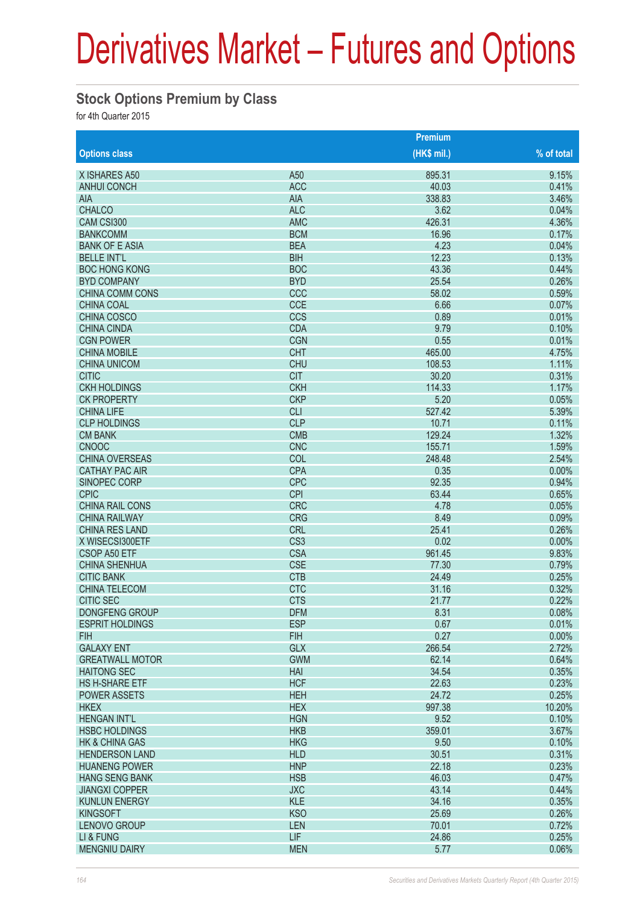# Derivatives Market – Futures and Options

## Stock Options Premium by Class

for 4th Quarter 2015

| Options class | | Premium (HK$ mil.) | % of total |
|---|---|---|---|
| X ISHARES A50 | A50 | 895.31 | 9.15% |
| ANHUI CONCH | ACC | 40.03 | 0.41% |
| AIA | AIA | 338.83 | 3.46% |
| CHALCO | ALC | 3.62 | 0.04% |
| CAM CSI300 | AMC | 426.31 | 4.36% |
| BANKCOMM | BCM | 16.96 | 0.17% |
| BANK OF E ASIA | BEA | 4.23 | 0.04% |
| BELLE INT'L | BIH | 12.23 | 0.13% |
| BOC HONG KONG | BOC | 43.36 | 0.44% |
| BYD COMPANY | BYD | 25.54 | 0.26% |
| CHINA COMM CONS | CCC | 58.02 | 0.59% |
| CHINA COAL | CCE | 6.66 | 0.07% |
| CHINA COSCO | CCS | 0.89 | 0.01% |
| CHINA CINDA | CDA | 9.79 | 0.10% |
| CGN POWER | CGN | 0.55 | 0.01% |
| CHINA MOBILE | CHT | 465.00 | 4.75% |
| CHINA UNICOM | CHU | 108.53 | 1.11% |
| CITIC | CIT | 30.20 | 0.31% |
| CKH HOLDINGS | CKH | 114.33 | 1.17% |
| CK PROPERTY | CKP | 5.20 | 0.05% |
| CHINA LIFE | CLI | 527.42 | 5.39% |
| CLP HOLDINGS | CLP | 10.71 | 0.11% |
| CM BANK | CMB | 129.24 | 1.32% |
| CNOOC | CNC | 155.71 | 1.59% |
| CHINA OVERSEAS | COL | 248.48 | 2.54% |
| CATHAY PAC AIR | CPA | 0.35 | 0.00% |
| SINOPEC CORP | CPC | 92.35 | 0.94% |
| CPIC | CPI | 63.44 | 0.65% |
| CHINA RAIL CONS | CRC | 4.78 | 0.05% |
| CHINA RAILWAY | CRG | 8.49 | 0.09% |
| CHINA RES LAND | CRL | 25.41 | 0.26% |
| X WISECSI300ETF | CS3 | 0.02 | 0.00% |
| CSOP A50 ETF | CSA | 961.45 | 9.83% |
| CHINA SHENHUA | CSE | 77.30 | 0.79% |
| CITIC BANK | CTB | 24.49 | 0.25% |
| CHINA TELECOM | CTC | 31.16 | 0.32% |
| CITIC SEC | CTS | 21.77 | 0.22% |
| DONGFENG GROUP | DFM | 8.31 | 0.08% |
| ESPRIT HOLDINGS | ESP | 0.67 | 0.01% |
| FIH | FIH | 0.27 | 0.00% |
| GALAXY ENT | GLX | 266.54 | 2.72% |
| GREATWALL MOTOR | GWM | 62.14 | 0.64% |
| HAITONG SEC | HAI | 34.54 | 0.35% |
| HS H-SHARE ETF | HCF | 22.63 | 0.23% |
| POWER ASSETS | HEH | 24.72 | 0.25% |
| HKEX | HEX | 997.38 | 10.20% |
| HENGAN INT'L | HGN | 9.52 | 0.10% |
| HSBC HOLDINGS | HKB | 359.01 | 3.67% |
| HK & CHINA GAS | HKG | 9.50 | 0.10% |
| HENDERSON LAND | HLD | 30.51 | 0.31% |
| HUANENG POWER | HNP | 22.18 | 0.23% |
| HANG SENG BANK | HSB | 46.03 | 0.47% |
| JIANGXI COPPER | JXC | 43.14 | 0.44% |
| KUNLUN ENERGY | KLE | 34.16 | 0.35% |
| KINGSOFT | KSO | 25.69 | 0.26% |
| LENOVO GROUP | LEN | 70.01 | 0.72% |
| LI & FUNG | LIF | 24.86 | 0.25% |
| MENGNIU DAIRY | MEN | 5.77 | 0.06% |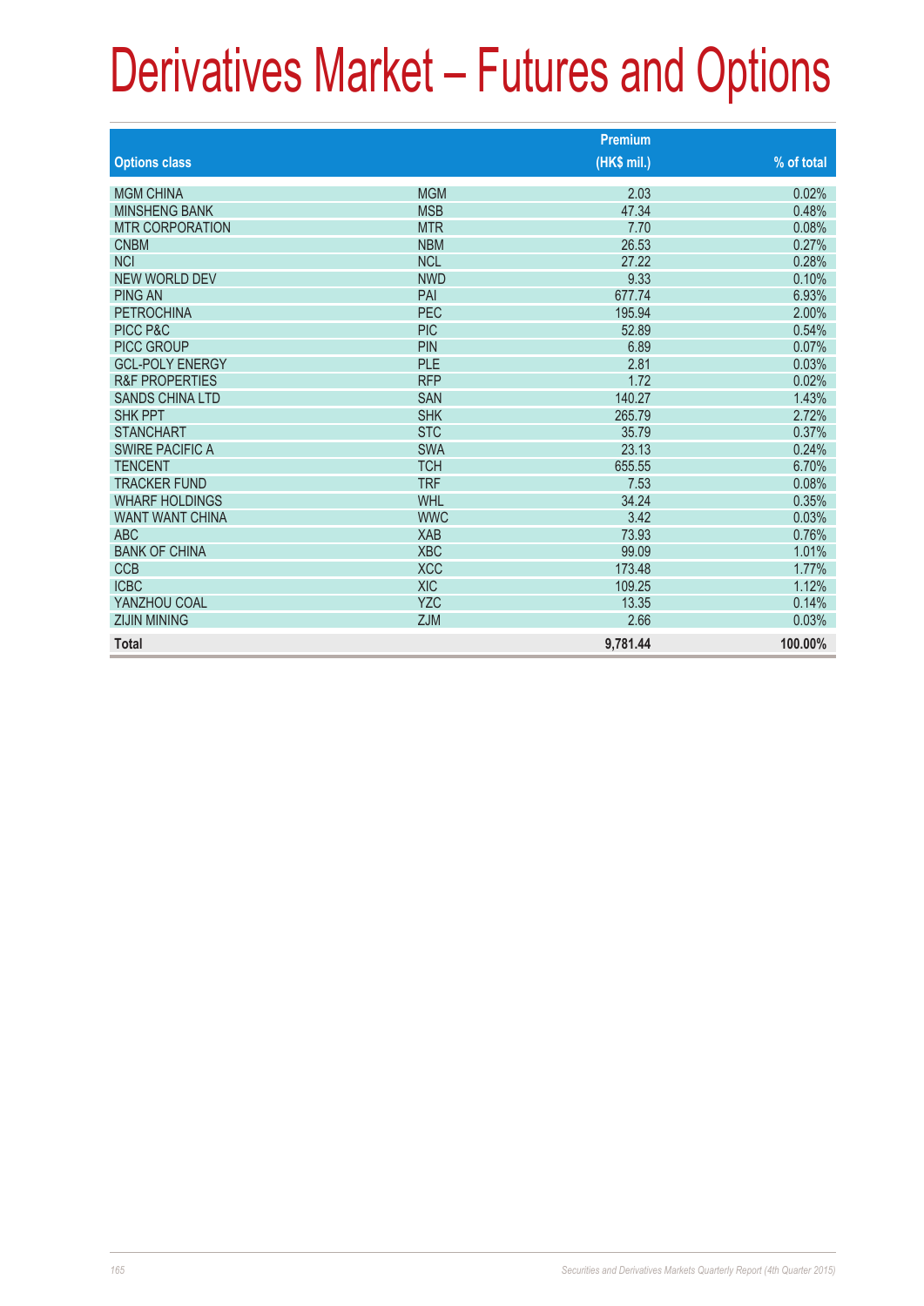# Derivatives Market – Futures and Options

| Options class | | Premium (HK$ mil.) | % of total |
|---|---|---|---|
| MGM CHINA | MGM | 2.03 | 0.02% |
| MINSHENG BANK | MSB | 47.34 | 0.48% |
| MTR CORPORATION | MTR | 7.70 | 0.08% |
| CNBM | NBM | 26.53 | 0.27% |
| NCI | NCL | 27.22 | 0.28% |
| NEW WORLD DEV | NWD | 9.33 | 0.10% |
| PING AN | PAI | 677.74 | 6.93% |
| PETROCHINA | PEC | 195.94 | 2.00% |
| PICC P&C | PIC | 52.89 | 0.54% |
| PICC GROUP | PIN | 6.89 | 0.07% |
| GCL-POLY ENERGY | PLE | 2.81 | 0.03% |
| R&F PROPERTIES | RFP | 1.72 | 0.02% |
| SANDS CHINA LTD | SAN | 140.27 | 1.43% |
| SHK PPT | SHK | 265.79 | 2.72% |
| STANCHART | STC | 35.79 | 0.37% |
| SWIRE PACIFIC A | SWA | 23.13 | 0.24% |
| TENCENT | TCH | 655.55 | 6.70% |
| TRACKER FUND | TRF | 7.53 | 0.08% |
| WHARF HOLDINGS | WHL | 34.24 | 0.35% |
| WANT WANT CHINA | WWC | 3.42 | 0.03% |
| ABC | XAB | 73.93 | 0.76% |
| BANK OF CHINA | XBC | 99.09 | 1.01% |
| CCB | XCC | 173.48 | 1.77% |
| ICBC | XIC | 109.25 | 1.12% |
| YANZHOU COAL | YZC | 13.35 | 0.14% |
| ZIJIN MINING | ZJM | 2.66 | 0.03% |
| **Total** | | **9,781.44** | **100.00%** |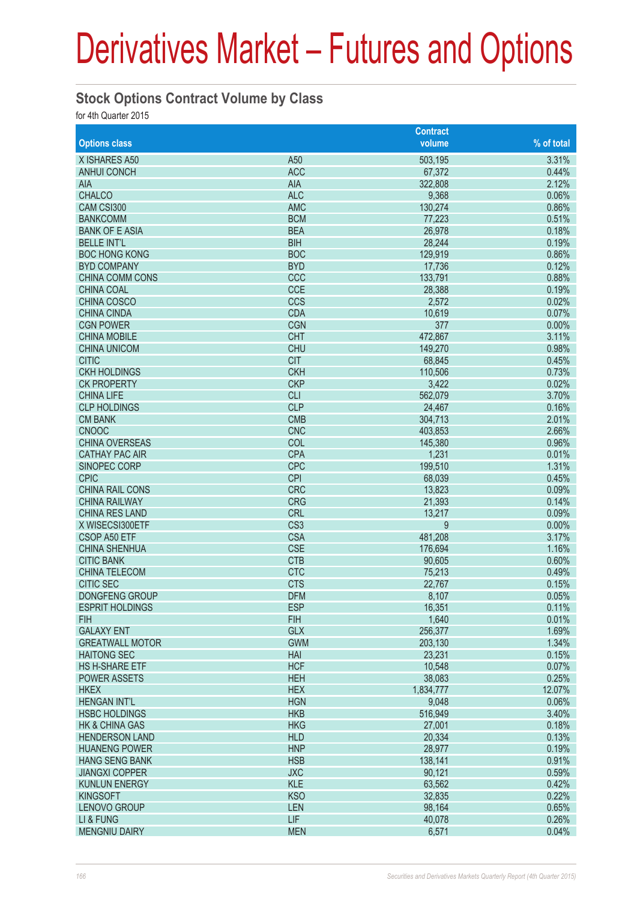# Derivatives Market – Futures and Options

## Stock Options Contract Volume by Class

for 4th Quarter 2015

| Options class | | Contract volume | % of total |
|---|---|---|---|
| X ISHARES A50 | A50 | 503,195 | 3.31% |
| ANHUI CONCH | ACC | 67,372 | 0.44% |
| AIA | AIA | 322,808 | 2.12% |
| CHALCO | ALC | 9,368 | 0.06% |
| CAM CSI300 | AMC | 130,274 | 0.86% |
| BANKCOMM | BCM | 77,223 | 0.51% |
| BANK OF E ASIA | BEA | 26,978 | 0.18% |
| BELLE INT'L | BIH | 28,244 | 0.19% |
| BOC HONG KONG | BOC | 129,919 | 0.86% |
| BYD COMPANY | BYD | 17,736 | 0.12% |
| CHINA COMM CONS | CCC | 133,791 | 0.88% |
| CHINA COAL | CCE | 28,388 | 0.19% |
| CHINA COSCO | CCS | 2,572 | 0.02% |
| CHINA CINDA | CDA | 10,619 | 0.07% |
| CGN POWER | CGN | 377 | 0.00% |
| CHINA MOBILE | CHT | 472,867 | 3.11% |
| CHINA UNICOM | CHU | 149,270 | 0.98% |
| CITIC | CIT | 68,845 | 0.45% |
| CKH HOLDINGS | CKH | 110,506 | 0.73% |
| CK PROPERTY | CKP | 3,422 | 0.02% |
| CHINA LIFE | CLI | 562,079 | 3.70% |
| CLP HOLDINGS | CLP | 24,467 | 0.16% |
| CM BANK | CMB | 304,713 | 2.01% |
| CNOOC | CNC | 403,853 | 2.66% |
| CHINA OVERSEAS | COL | 145,380 | 0.96% |
| CATHAY PAC AIR | CPA | 1,231 | 0.01% |
| SINOPEC CORP | CPC | 199,510 | 1.31% |
| CPIC | CPI | 68,039 | 0.45% |
| CHINA RAIL CONS | CRC | 13,823 | 0.09% |
| CHINA RAILWAY | CRG | 21,393 | 0.14% |
| CHINA RES LAND | CRL | 13,217 | 0.09% |
| X WISECSI300ETF | CS3 | 9 | 0.00% |
| CSOP A50 ETF | CSA | 481,208 | 3.17% |
| CHINA SHENHUA | CSE | 176,694 | 1.16% |
| CITIC BANK | CTB | 90,605 | 0.60% |
| CHINA TELECOM | CTC | 75,213 | 0.49% |
| CITIC SEC | CTS | 22,767 | 0.15% |
| DONGFENG GROUP | DFM | 8,107 | 0.05% |
| ESPRIT HOLDINGS | ESP | 16,351 | 0.11% |
| FIH | FIH | 1,640 | 0.01% |
| GALAXY ENT | GLX | 256,377 | 1.69% |
| GREATWALL MOTOR | GWM | 203,130 | 1.34% |
| HAITONG SEC | HAI | 23,231 | 0.15% |
| HS H-SHARE ETF | HCF | 10,548 | 0.07% |
| POWER ASSETS | HEH | 38,083 | 0.25% |
| HKEX | HEX | 1,834,777 | 12.07% |
| HENGAN INT'L | HGN | 9,048 | 0.06% |
| HSBC HOLDINGS | HKB | 516,949 | 3.40% |
| HK & CHINA GAS | HKG | 27,001 | 0.18% |
| HENDERSON LAND | HLD | 20,334 | 0.13% |
| HUANENG POWER | HNP | 28,977 | 0.19% |
| HANG SENG BANK | HSB | 138,141 | 0.91% |
| JIANGXI COPPER | JXC | 90,121 | 0.59% |
| KUNLUN ENERGY | KLE | 63,562 | 0.42% |
| KINGSOFT | KSO | 32,835 | 0.22% |
| LENOVO GROUP | LEN | 98,164 | 0.65% |
| LI & FUNG | LIF | 40,078 | 0.26% |
| MENGNIU DAIRY | MEN | 6,571 | 0.04% |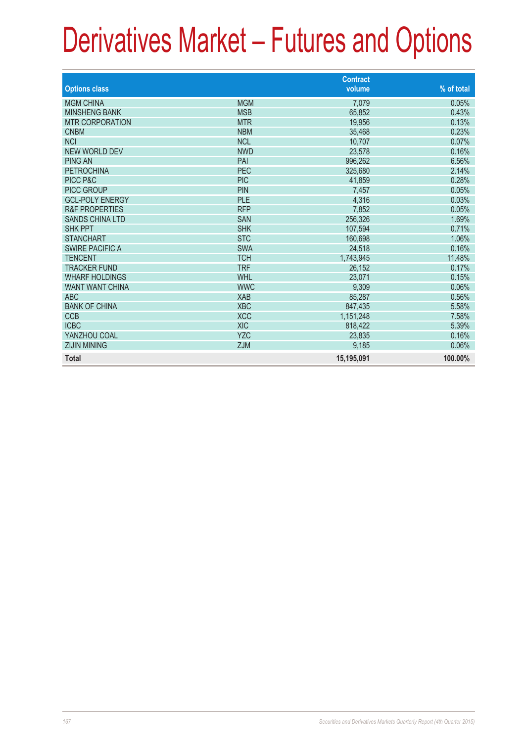# Derivatives Market – Futures and Options

| Options class | | Contract volume | % of total |
|---|---|---|---|
| MGM CHINA | MGM | 7,079 | 0.05% |
| MINSHENG BANK | MSB | 65,852 | 0.43% |
| MTR CORPORATION | MTR | 19,956 | 0.13% |
| CNBM | NBM | 35,468 | 0.23% |
| NCI | NCL | 10,707 | 0.07% |
| NEW WORLD DEV | NWD | 23,578 | 0.16% |
| PING AN | PAI | 996,262 | 6.56% |
| PETROCHINA | PEC | 325,680 | 2.14% |
| PICC P&C | PIC | 41,859 | 0.28% |
| PICC GROUP | PIN | 7,457 | 0.05% |
| GCL-POLY ENERGY | PLE | 4,316 | 0.03% |
| R&F PROPERTIES | RFP | 7,852 | 0.05% |
| SANDS CHINA LTD | SAN | 256,326 | 1.69% |
| SHK PPT | SHK | 107,594 | 0.71% |
| STANCHART | STC | 160,698 | 1.06% |
| SWIRE PACIFIC A | SWA | 24,518 | 0.16% |
| TENCENT | TCH | 1,743,945 | 11.48% |
| TRACKER FUND | TRF | 26,152 | 0.17% |
| WHARF HOLDINGS | WHL | 23,071 | 0.15% |
| WANT WANT CHINA | WWC | 9,309 | 0.06% |
| ABC | XAB | 85,287 | 0.56% |
| BANK OF CHINA | XBC | 847,435 | 5.58% |
| CCB | XCC | 1,151,248 | 7.58% |
| ICBC | XIC | 818,422 | 5.39% |
| YANZHOU COAL | YZC | 23,835 | 0.16% |
| ZIJIN MINING | ZJM | 9,185 | 0.06% |
| **Total** | | **15,195,091** | **100.00%** |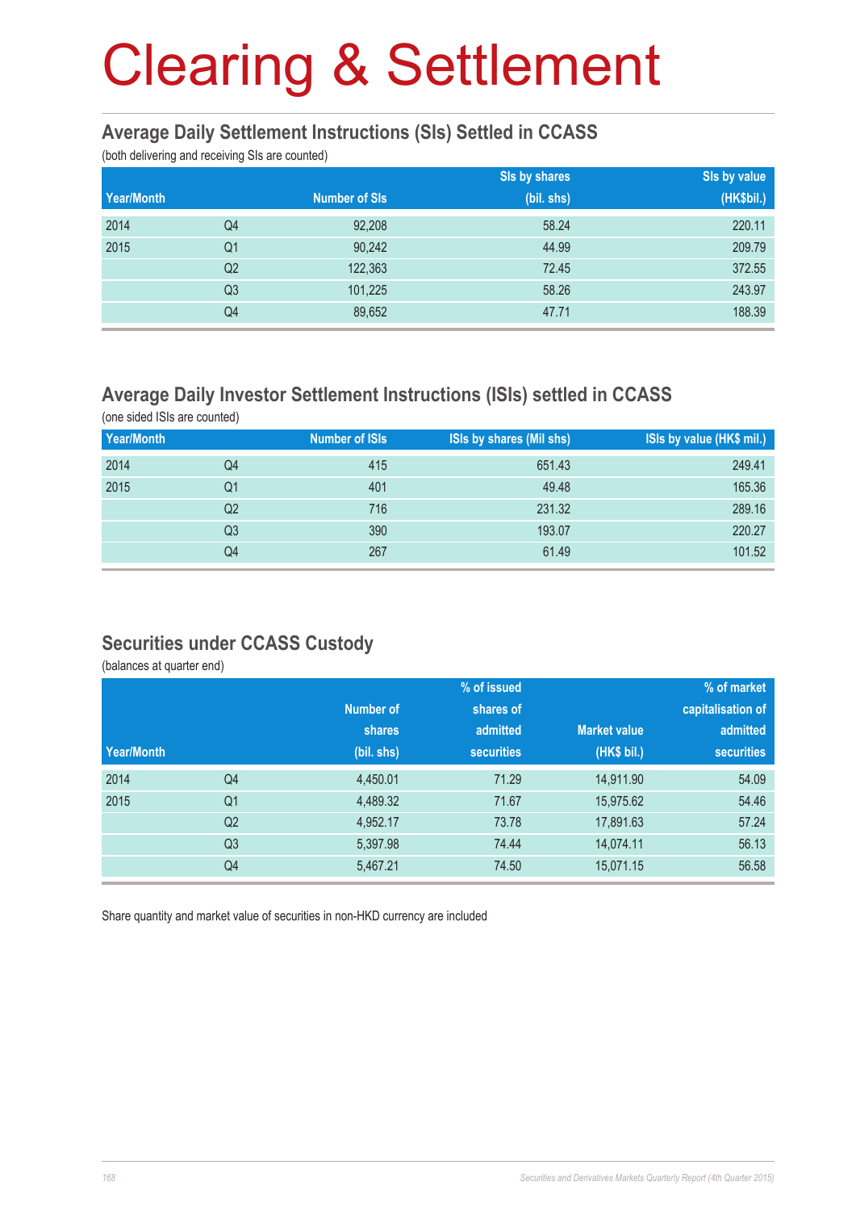# Clearing & Settlement

## Average Daily Settlement Instructions (SIs) Settled in CCASS

(both delivering and receiving SIs are counted)

| Year/Month | | Number of SIs | SIs by shares (bil. shs) | SIs by value (HK$bil.) |
|---|---|---|---|---|
| 2014 | Q4 | 92,208 | 58.24 | 220.11 |
| 2015 | Q1 | 90,242 | 44.99 | 209.79 |
| | Q2 | 122,363 | 72.45 | 372.55 |
| | Q3 | 101,225 | 58.26 | 243.97 |
| | Q4 | 89,652 | 47.71 | 188.39 |

## Average Daily Investor Settlement Instructions (ISIs) settled in CCASS

(one sided ISIs are counted)

| Year/Month | | Number of ISIs | ISIs by shares (Mil shs) | ISIs by value (HK$ mil.) |
|---|---|---|---|---|
| 2014 | Q4 | 415 | 651.43 | 249.41 |
| 2015 | Q1 | 401 | 49.48 | 165.36 |
| | Q2 | 716 | 231.32 | 289.16 |
| | Q3 | 390 | 193.07 | 220.27 |
| | Q4 | 267 | 61.49 | 101.52 |

## Securities under CCASS Custody

(balances at quarter end)

| Year/Month | | Number of shares (bil. shs) | % of issued shares of admitted securities | Market value (HK$ bil.) | % of market capitalisation of admitted securities |
|---|---|---|---|---|---|
| 2014 | Q4 | 4,450.01 | 71.29 | 14,911.90 | 54.09 |
| 2015 | Q1 | 4,489.32 | 71.67 | 15,975.62 | 54.46 |
| | Q2 | 4,952.17 | 73.78 | 17,891.63 | 57.24 |
| | Q3 | 5,397.98 | 74.44 | 14,074.11 | 56.13 |
| | Q4 | 5,467.21 | 74.50 | 15,071.15 | 56.58 |

Share quantity and market value of securities in non-HKD currency are included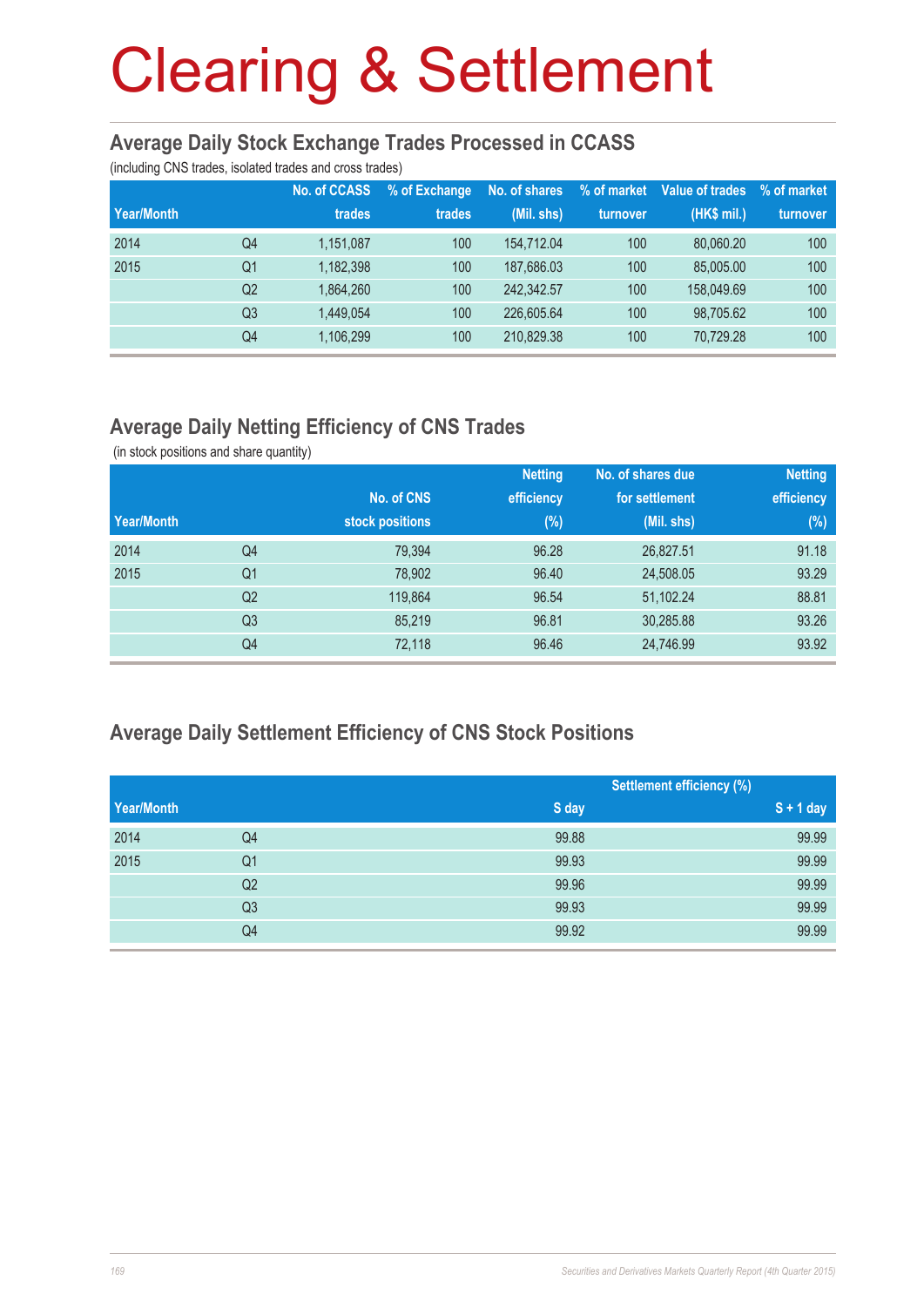# Clearing & Settlement

## Average Daily Stock Exchange Trades Processed in CCASS

(including CNS trades, isolated trades and cross trades)

| Year/Month | | No. of CCASS trades | % of Exchange trades | No. of shares (Mil. shs) | % of market turnover | Value of trades (HK$ mil.) | % of market turnover |
|---|---|---|---|---|---|---|---|
| 2014 | Q4 | 1,151,087 | 100 | 154,712.04 | 100 | 80,060.20 | 100 |
| 2015 | Q1 | 1,182,398 | 100 | 187,686.03 | 100 | 85,005.00 | 100 |
| | Q2 | 1,864,260 | 100 | 242,342.57 | 100 | 158,049.69 | 100 |
| | Q3 | 1,449,054 | 100 | 226,605.64 | 100 | 98,705.62 | 100 |
| | Q4 | 1,106,299 | 100 | 210,829.38 | 100 | 70,729.28 | 100 |

## Average Daily Netting Efficiency of CNS Trades

(in stock positions and share quantity)

| Year/Month | | No. of CNS stock positions | Netting efficiency (%) | No. of shares due for settlement (Mil. shs) | Netting efficiency (%) |
|---|---|---|---|---|---|
| 2014 | Q4 | 79,394 | 96.28 | 26,827.51 | 91.18 |
| 2015 | Q1 | 78,902 | 96.40 | 24,508.05 | 93.29 |
| | Q2 | 119,864 | 96.54 | 51,102.24 | 88.81 |
| | Q3 | 85,219 | 96.81 | 30,285.88 | 93.26 |
| | Q4 | 72,118 | 96.46 | 24,746.99 | 93.92 |

## Average Daily Settlement Efficiency of CNS Stock Positions

| | | Settlement efficiency (%) | |
|---|---|---|---|
| Year/Month | | S day | S + 1 day |
| 2014 | Q4 | 99.88 | 99.99 |
| 2015 | Q1 | 99.93 | 99.99 |
| | Q2 | 99.96 | 99.99 |
| | Q3 | 99.93 | 99.99 |
| | Q4 | 99.92 | 99.99 |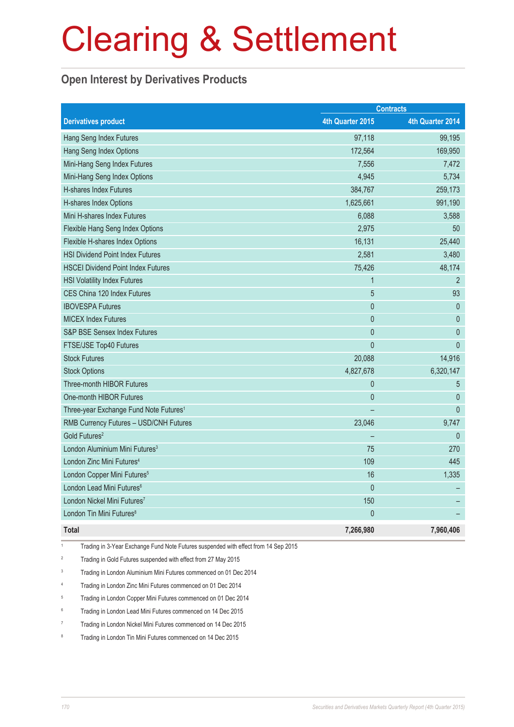# Clearing & Settlement

## Open Interest by Derivatives Products

| Derivatives product | Contracts | |
|---|---|---|
| | 4th Quarter 2015 | 4th Quarter 2014 |
| Hang Seng Index Futures | 97,118 | 99,195 |
| Hang Seng Index Options | 172,564 | 169,950 |
| Mini-Hang Seng Index Futures | 7,556 | 7,472 |
| Mini-Hang Seng Index Options | 4,945 | 5,734 |
| H-shares Index Futures | 384,767 | 259,173 |
| H-shares Index Options | 1,625,661 | 991,190 |
| Mini H-shares Index Futures | 6,088 | 3,588 |
| Flexible Hang Seng Index Options | 2,975 | 50 |
| Flexible H-shares Index Options | 16,131 | 25,440 |
| HSI Dividend Point Index Futures | 2,581 | 3,480 |
| HSCEI Dividend Point Index Futures | 75,426 | 48,174 |
| HSI Volatility Index Futures | 1 | 2 |
| CES China 120 Index Futures | 5 | 93 |
| IBOVESPA Futures | 0 | 0 |
| MICEX Index Futures | 0 | 0 |
| S&P BSE Sensex Index Futures | 0 | 0 |
| FTSE/JSE Top40 Futures | 0 | 0 |
| Stock Futures | 20,088 | 14,916 |
| Stock Options | 4,827,678 | 6,320,147 |
| Three-month HIBOR Futures | 0 | 5 |
| One-month HIBOR Futures | 0 | 0 |
| Three-year Exchange Fund Note Futures[1] | – | 0 |
| RMB Currency Futures – USD/CNH Futures | 23,046 | 9,747 |
| Gold Futures[2] | – | 0 |
| London Aluminium Mini Futures[3] | 75 | 270 |
| London Zinc Mini Futures[4] | 109 | 445 |
| London Copper Mini Futures[5] | 16 | 1,335 |
| London Lead Mini Futures[6] | 0 | – |
| London Nickel Mini Futures[7] | 150 | – |
| London Tin Mini Futures[8] | 0 | – |
| **Total** | **7,266,980** | **7,960,406** |

[1] Trading in 3-Year Exchange Fund Note Futures suspended with effect from 14 Sep 2015

[2] Trading in Gold Futures suspended with effect from 27 May 2015

[3] Trading in London Aluminium Mini Futures commenced on 01 Dec 2014

[4] Trading in London Zinc Mini Futures commenced on 01 Dec 2014

[5] Trading in London Copper Mini Futures commenced on 01 Dec 2014

[6] Trading in London Lead Mini Futures commenced on 14 Dec 2015

[7] Trading in London Nickel Mini Futures commenced on 14 Dec 2015

[8] Trading in London Tin Mini Futures commenced on 14 Dec 2015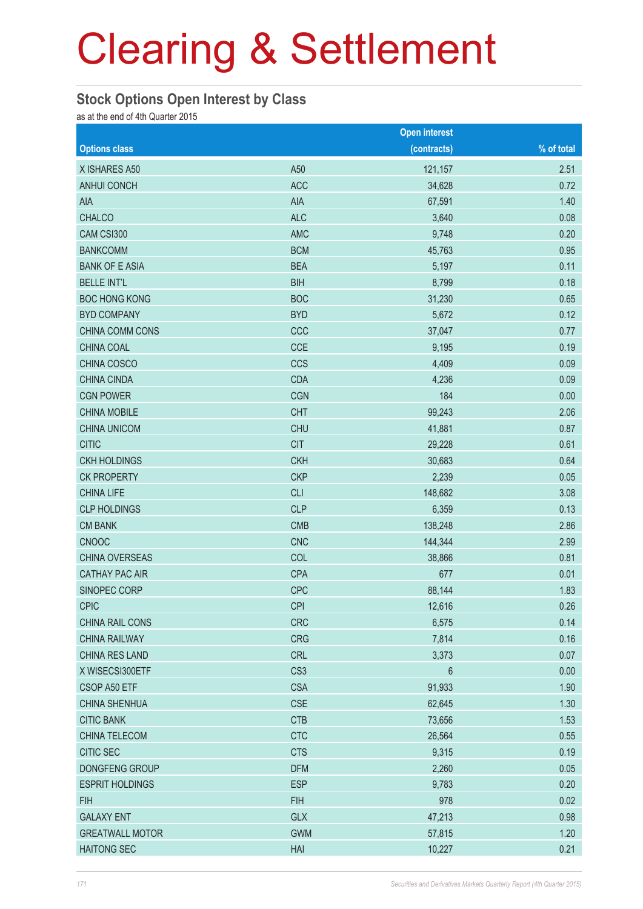# Clearing & Settlement

## Stock Options Open Interest by Class

as at the end of 4th Quarter 2015

| Options class | | Open interest (contracts) | % of total |
|---|---|---|---|
| X ISHARES A50 | A50 | 121,157 | 2.51 |
| ANHUI CONCH | ACC | 34,628 | 0.72 |
| AIA | AIA | 67,591 | 1.40 |
| CHALCO | ALC | 3,640 | 0.08 |
| CAM CSI300 | AMC | 9,748 | 0.20 |
| BANKCOMM | BCM | 45,763 | 0.95 |
| BANK OF E ASIA | BEA | 5,197 | 0.11 |
| BELLE INT'L | BIH | 8,799 | 0.18 |
| BOC HONG KONG | BOC | 31,230 | 0.65 |
| BYD COMPANY | BYD | 5,672 | 0.12 |
| CHINA COMM CONS | CCC | 37,047 | 0.77 |
| CHINA COAL | CCE | 9,195 | 0.19 |
| CHINA COSCO | CCS | 4,409 | 0.09 |
| CHINA CINDA | CDA | 4,236 | 0.09 |
| CGN POWER | CGN | 184 | 0.00 |
| CHINA MOBILE | CHT | 99,243 | 2.06 |
| CHINA UNICOM | CHU | 41,881 | 0.87 |
| CITIC | CIT | 29,228 | 0.61 |
| CKH HOLDINGS | CKH | 30,683 | 0.64 |
| CK PROPERTY | CKP | 2,239 | 0.05 |
| CHINA LIFE | CLI | 148,682 | 3.08 |
| CLP HOLDINGS | CLP | 6,359 | 0.13 |
| CM BANK | CMB | 138,248 | 2.86 |
| CNOOC | CNC | 144,344 | 2.99 |
| CHINA OVERSEAS | COL | 38,866 | 0.81 |
| CATHAY PAC AIR | CPA | 677 | 0.01 |
| SINOPEC CORP | CPC | 88,144 | 1.83 |
| CPIC | CPI | 12,616 | 0.26 |
| CHINA RAIL CONS | CRC | 6,575 | 0.14 |
| CHINA RAILWAY | CRG | 7,814 | 0.16 |
| CHINA RES LAND | CRL | 3,373 | 0.07 |
| X WISECSI300ETF | CS3 | 6 | 0.00 |
| CSOP A50 ETF | CSA | 91,933 | 1.90 |
| CHINA SHENHUA | CSE | 62,645 | 1.30 |
| CITIC BANK | CTB | 73,656 | 1.53 |
| CHINA TELECOM | CTC | 26,564 | 0.55 |
| CITIC SEC | CTS | 9,315 | 0.19 |
| DONGFENG GROUP | DFM | 2,260 | 0.05 |
| ESPRIT HOLDINGS | ESP | 9,783 | 0.20 |
| FIH | FIH | 978 | 0.02 |
| GALAXY ENT | GLX | 47,213 | 0.98 |
| GREATWALL MOTOR | GWM | 57,815 | 1.20 |
| HAITONG SEC | HAI | 10,227 | 0.21 |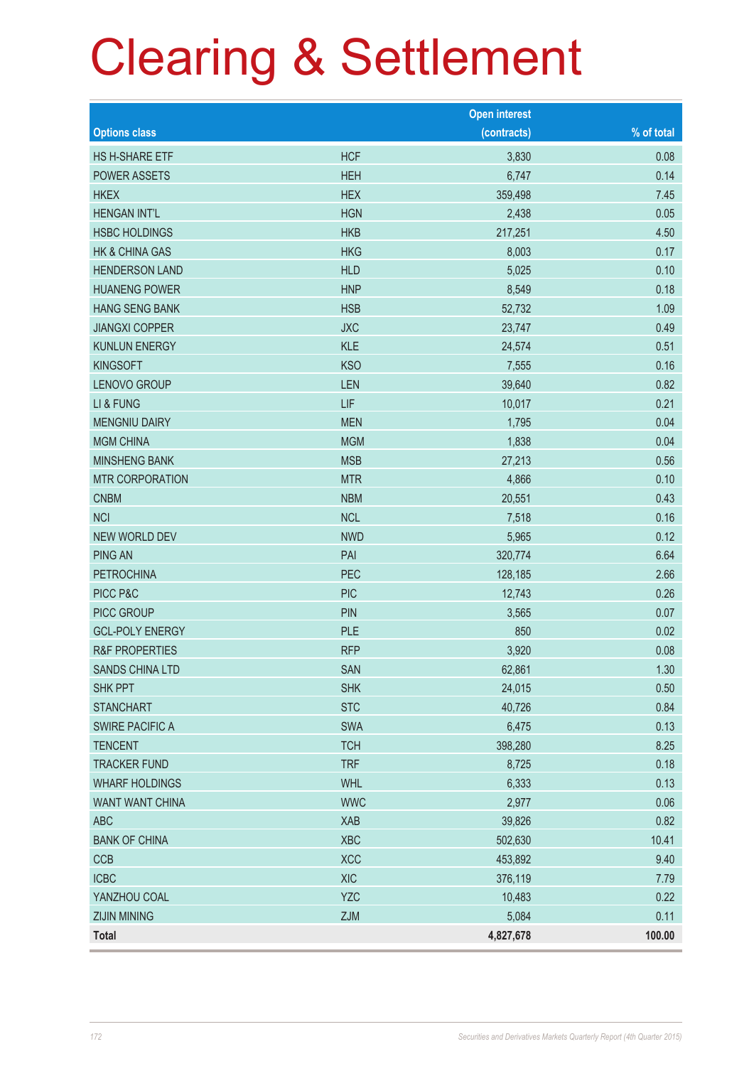# Clearing & Settlement

| Options class | | Open interest (contracts) | % of total |
|---|---|---|---|
| HS H-SHARE ETF | HCF | 3,830 | 0.08 |
| POWER ASSETS | HEH | 6,747 | 0.14 |
| HKEX | HEX | 359,498 | 7.45 |
| HENGAN INT'L | HGN | 2,438 | 0.05 |
| HSBC HOLDINGS | HKB | 217,251 | 4.50 |
| HK & CHINA GAS | HKG | 8,003 | 0.17 |
| HENDERSON LAND | HLD | 5,025 | 0.10 |
| HUANENG POWER | HNP | 8,549 | 0.18 |
| HANG SENG BANK | HSB | 52,732 | 1.09 |
| JIANGXI COPPER | JXC | 23,747 | 0.49 |
| KUNLUN ENERGY | KLE | 24,574 | 0.51 |
| KINGSOFT | KSO | 7,555 | 0.16 |
| LENOVO GROUP | LEN | 39,640 | 0.82 |
| LI & FUNG | LIF | 10,017 | 0.21 |
| MENGNIU DAIRY | MEN | 1,795 | 0.04 |
| MGM CHINA | MGM | 1,838 | 0.04 |
| MINSHENG BANK | MSB | 27,213 | 0.56 |
| MTR CORPORATION | MTR | 4,866 | 0.10 |
| CNBM | NBM | 20,551 | 0.43 |
| NCI | NCL | 7,518 | 0.16 |
| NEW WORLD DEV | NWD | 5,965 | 0.12 |
| PING AN | PAI | 320,774 | 6.64 |
| PETROCHINA | PEC | 128,185 | 2.66 |
| PICC P&C | PIC | 12,743 | 0.26 |
| PICC GROUP | PIN | 3,565 | 0.07 |
| GCL-POLY ENERGY | PLE | 850 | 0.02 |
| R&F PROPERTIES | RFP | 3,920 | 0.08 |
| SANDS CHINA LTD | SAN | 62,861 | 1.30 |
| SHK PPT | SHK | 24,015 | 0.50 |
| STANCHART | STC | 40,726 | 0.84 |
| SWIRE PACIFIC A | SWA | 6,475 | 0.13 |
| TENCENT | TCH | 398,280 | 8.25 |
| TRACKER FUND | TRF | 8,725 | 0.18 |
| WHARF HOLDINGS | WHL | 6,333 | 0.13 |
| WANT WANT CHINA | WWC | 2,977 | 0.06 |
| ABC | XAB | 39,826 | 0.82 |
| BANK OF CHINA | XBC | 502,630 | 10.41 |
| CCB | XCC | 453,892 | 9.40 |
| ICBC | XIC | 376,119 | 7.79 |
| YANZHOU COAL | YZC | 10,483 | 0.22 |
| ZIJIN MINING | ZJM | 5,084 | 0.11 |
| **Total** | | **4,827,678** | **100.00** |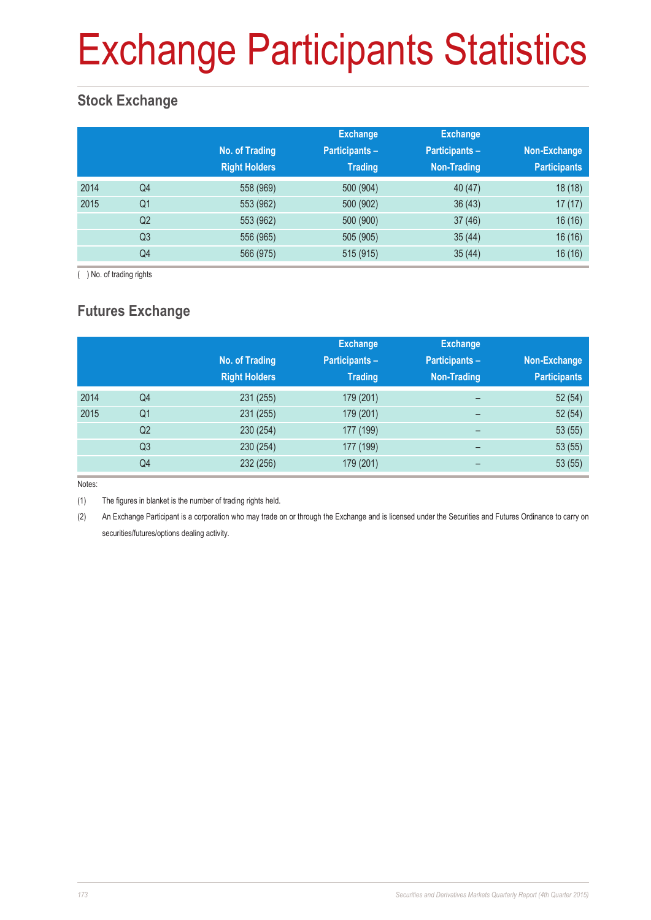# Exchange Participants Statistics

## Stock Exchange

| | | No. of Trading Right Holders | Exchange Participants – Trading | Exchange Participants – Non-Trading | Non-Exchange Participants |
|---|---|---|---|---|---|
| 2014 | Q4 | 558 (969) | 500 (904) | 40 (47) | 18 (18) |
| 2015 | Q1 | 553 (962) | 500 (902) | 36 (43) | 17 (17) |
| | Q2 | 553 (962) | 500 (900) | 37 (46) | 16 (16) |
| | Q3 | 556 (965) | 505 (905) | 35 (44) | 16 (16) |
| | Q4 | 566 (975) | 515 (915) | 35 (44) | 16 (16) |

( ) No. of trading rights

## Futures Exchange

| | | No. of Trading Right Holders | Exchange Participants – Trading | Exchange Participants – Non-Trading | Non-Exchange Participants |
|---|---|---|---|---|---|
| 2014 | Q4 | 231 (255) | 179 (201) | – | 52 (54) |
| 2015 | Q1 | 231 (255) | 179 (201) | – | 52 (54) |
| | Q2 | 230 (254) | 177 (199) | – | 53 (55) |
| | Q3 | 230 (254) | 177 (199) | – | 53 (55) |
| | Q4 | 232 (256) | 179 (201) | – | 53 (55) |

Notes:

(1) The figures in blanket is the number of trading rights held.

(2) An Exchange Participant is a corporation who may trade on or through the Exchange and is licensed under the Securities and Futures Ordinance to carry on securities/futures/options dealing activity.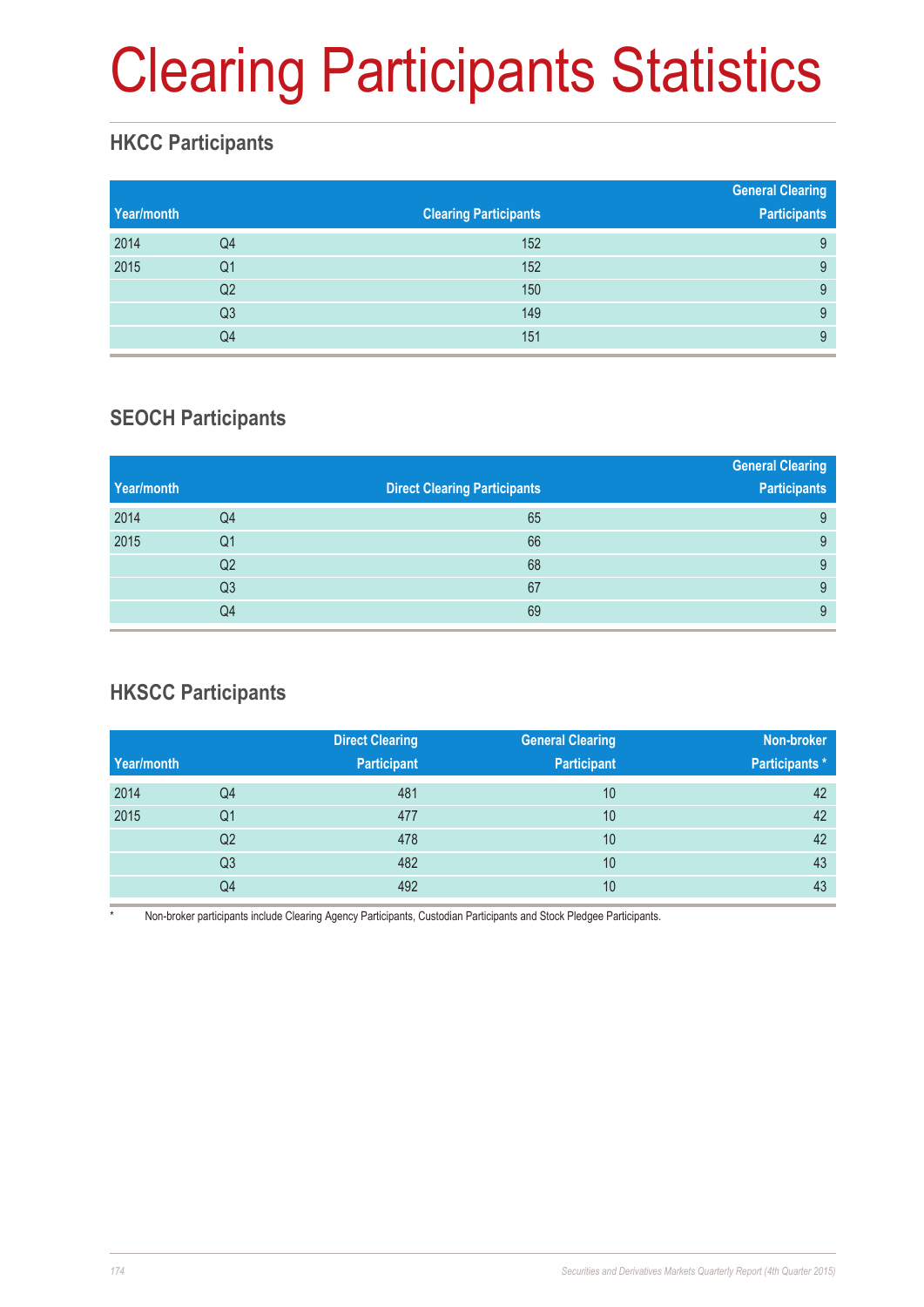# Clearing Participants Statistics

## HKCC Participants

| Year/month | | Clearing Participants | General Clearing Participants |
|---|---|---|---|
| 2014 | Q4 | 152 | 9 |
| 2015 | Q1 | 152 | 9 |
| | Q2 | 150 | 9 |
| | Q3 | 149 | 9 |
| | Q4 | 151 | 9 |

## SEOCH Participants

| Year/month | | Direct Clearing Participants | General Clearing Participants |
|---|---|---|---|
| 2014 | Q4 | 65 | 9 |
| 2015 | Q1 | 66 | 9 |
| | Q2 | 68 | 9 |
| | Q3 | 67 | 9 |
| | Q4 | 69 | 9 |

## HKSCC Participants

| Year/month | | Direct Clearing Participant | General Clearing Participant | Non-broker Participants * |
|---|---|---|---|---|
| 2014 | Q4 | 481 | 10 | 42 |
| 2015 | Q1 | 477 | 10 | 42 |
| | Q2 | 478 | 10 | 42 |
| | Q3 | 482 | 10 | 43 |
| | Q4 | 492 | 10 | 43 |

* Non-broker participants include Clearing Agency Participants, Custodian Participants and Stock Pledgee Participants.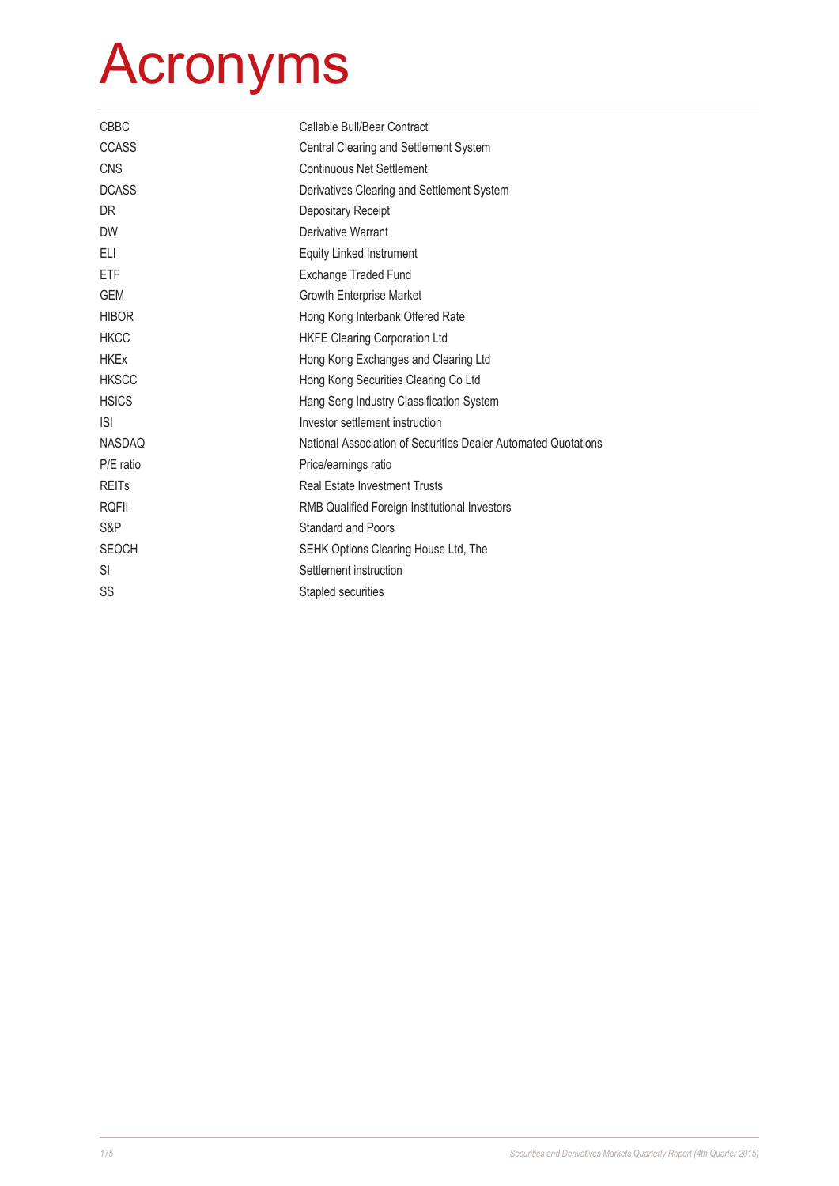# Acronyms

| | |
|---|---|
| CBBC | Callable Bull/Bear Contract |
| CCASS | Central Clearing and Settlement System |
| CNS | Continuous Net Settlement |
| DCASS | Derivatives Clearing and Settlement System |
| DR | Depositary Receipt |
| DW | Derivative Warrant |
| ELI | Equity Linked Instrument |
| ETF | Exchange Traded Fund |
| GEM | Growth Enterprise Market |
| HIBOR | Hong Kong Interbank Offered Rate |
| HKCC | HKFE Clearing Corporation Ltd |
| HKEx | Hong Kong Exchanges and Clearing Ltd |
| HKSCC | Hong Kong Securities Clearing Co Ltd |
| HSICS | Hang Seng Industry Classification System |
| ISI | Investor settlement instruction |
| NASDAQ | National Association of Securities Dealer Automated Quotations |
| P/E ratio | Price/earnings ratio |
| REITs | Real Estate Investment Trusts |
| RQFII | RMB Qualified Foreign Institutional Investors |
| S&P | Standard and Poors |
| SEOCH | SEHK Options Clearing House Ltd, The |
| SI | Settlement instruction |
| SS | Stapled securities |